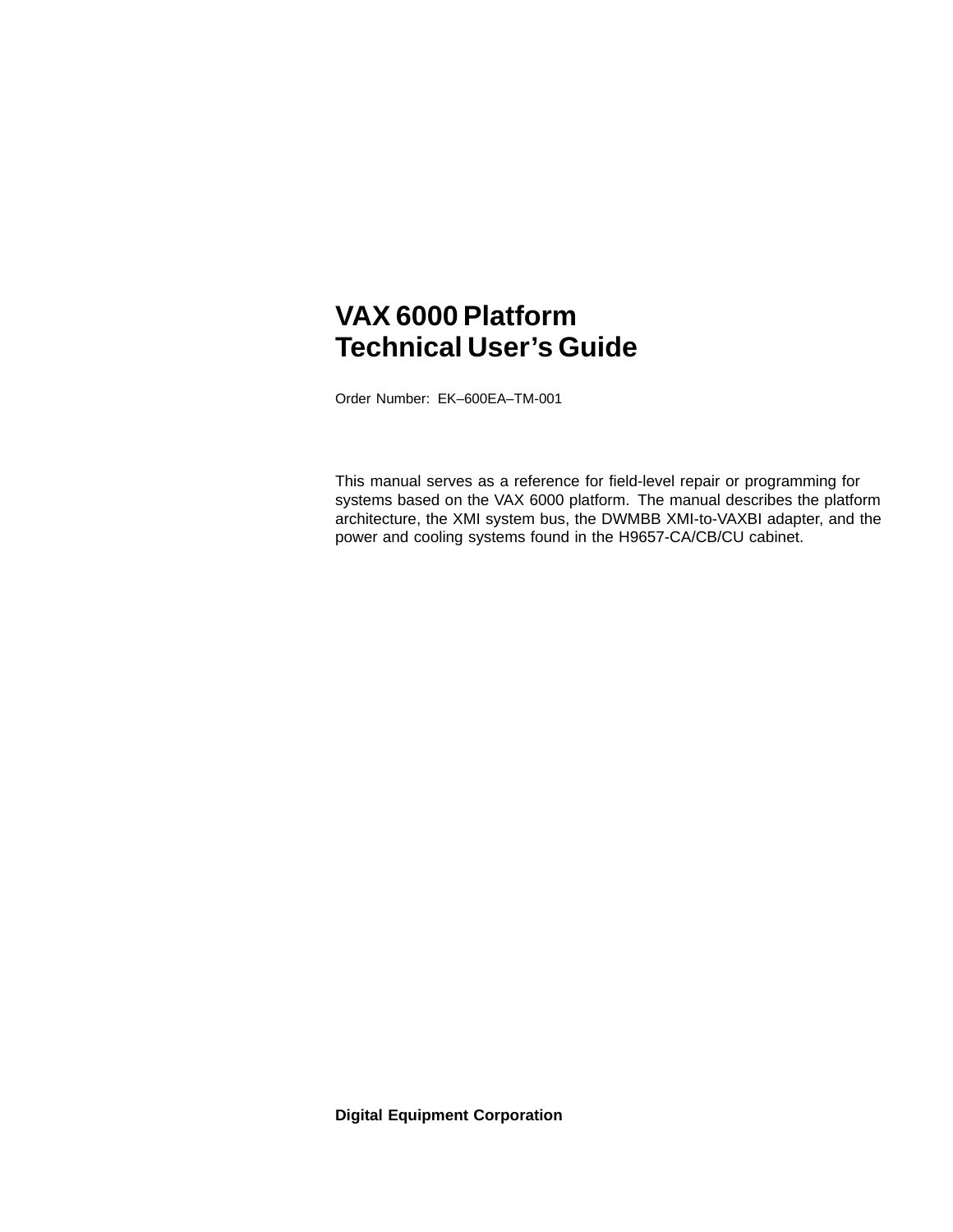# VAX 6000 Platform Technical User's Guide

Order Number: EK–600EA–TM-001

This manual serves as a reference for field-level repair or programming for systems based on the VAX 6000 platform. The manual describes the platform architecture, the XMI system bus, the DWMBB XMI-to-VAXBI adapter, and the power and cooling systems found in the H9657-CA/CB/CU cabinet.

**Digital Equipment Corporation**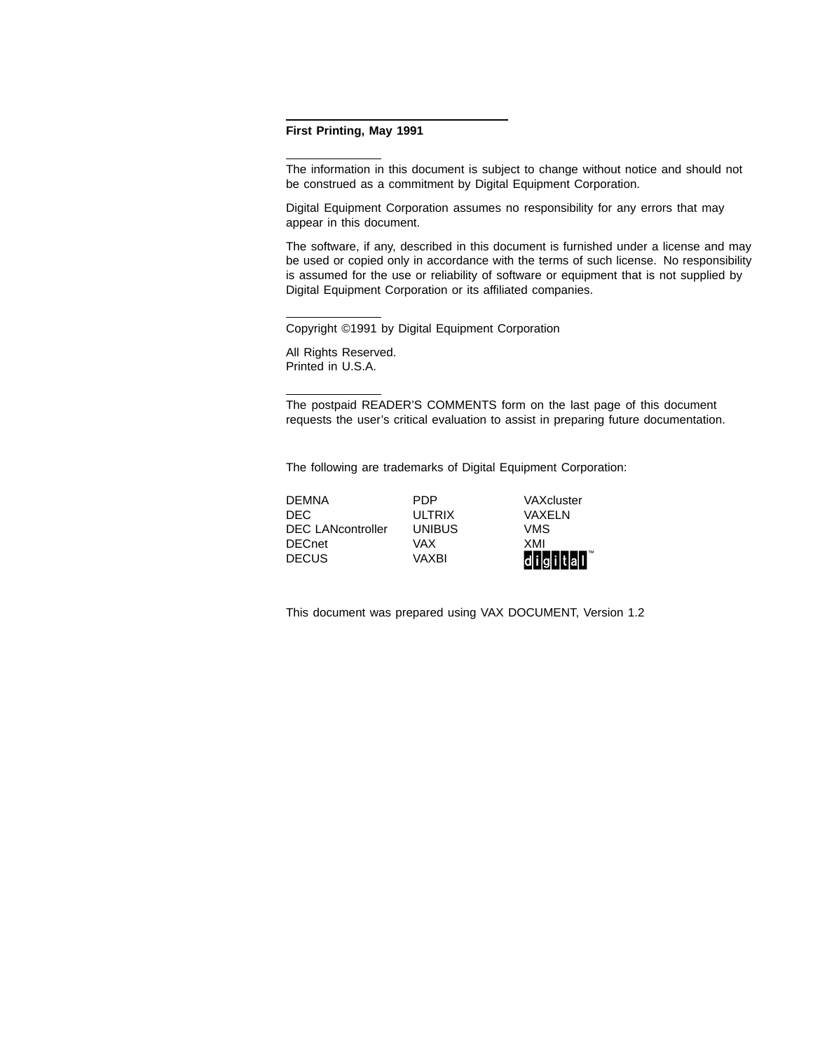**First Printing, May 1991**

The information in this document is subject to change without notice and should not be construed as a commitment by Digital Equipment Corporation.

Digital Equipment Corporation assumes no responsibility for any errors that may appear in this document.

The software, if any, described in this document is furnished under a license and may be used or copied only in accordance with the terms of such license. No responsibility is assumed for the use or reliability of software or equipment that is not supplied by Digital Equipment Corporation or its affiliated companies.

Copyright ©1991 by Digital Equipment Corporation

All Rights Reserved.
Printed in U.S.A.

The postpaid READER'S COMMENTS form on the last page of this document requests the user's critical evaluation to assist in preparing future documentation.

The following are trademarks of Digital Equipment Corporation:

| | | |
|---|---|---|
| DEMNA | PDP | VAXcluster |
| DEC | ULTRIX | VAXELN |
| DEC LANcontroller | UNIBUS | VMS |
| DECnet | VAX | XMI |
| DECUS | VAXBI | digital™ |

This document was prepared using VAX DOCUMENT, Version 1.2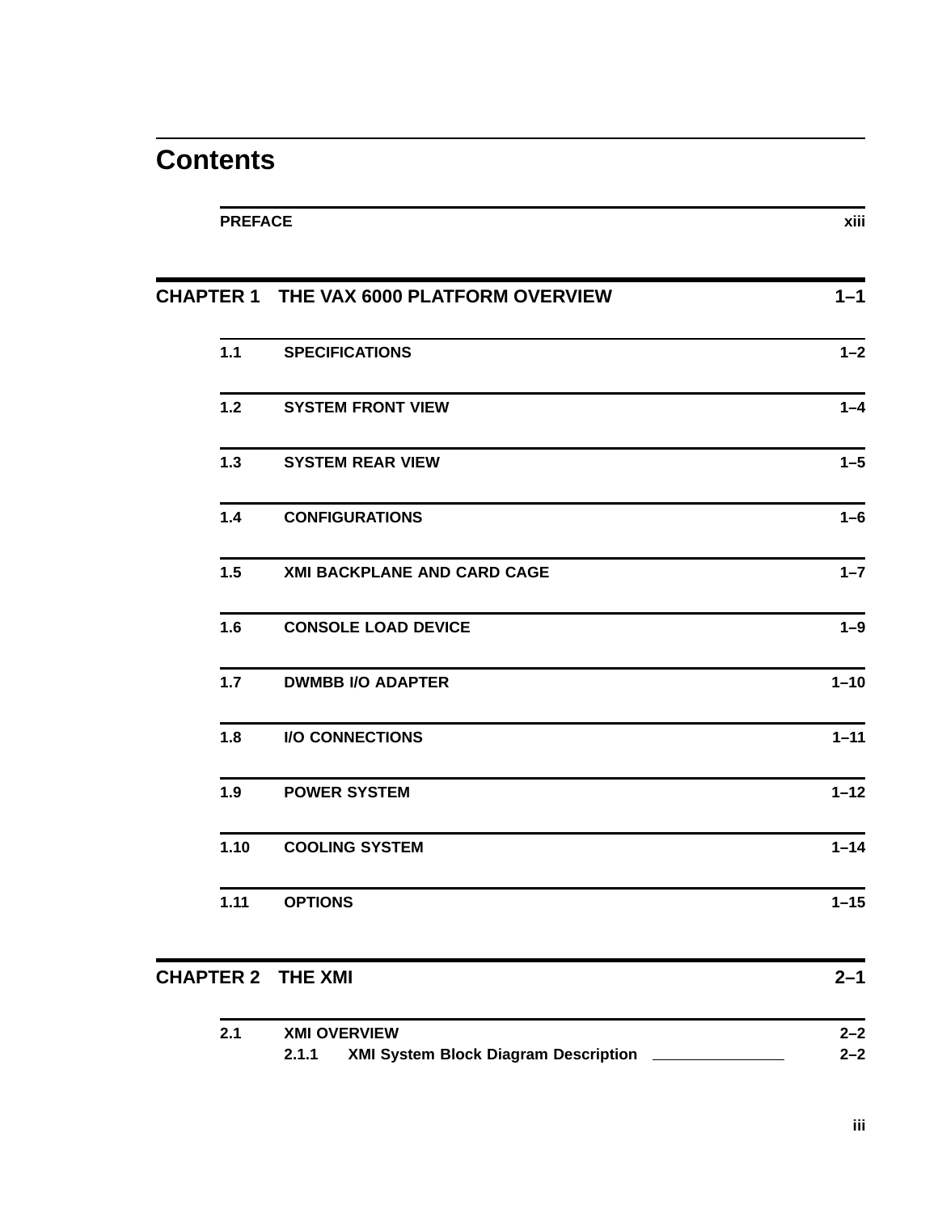# Contents

**PREFACE** xiii

## CHAPTER 1 THE VAX 6000 PLATFORM OVERVIEW 1–1

**1.1 SPECIFICATIONS** 1–2

**1.2 SYSTEM FRONT VIEW** 1–4

**1.3 SYSTEM REAR VIEW** 1–5

**1.4 CONFIGURATIONS** 1–6

**1.5 XMI BACKPLANE AND CARD CAGE** 1–7

**1.6 CONSOLE LOAD DEVICE** 1–9

**1.7 DWMBB I/O ADAPTER** 1–10

**1.8 I/O CONNECTIONS** 1–11

**1.9 POWER SYSTEM** 1–12

**1.10 COOLING SYSTEM** 1–14

**1.11 OPTIONS** 1–15

## CHAPTER 2 THE XMI 2–1

**2.1 XMI OVERVIEW** 2–2

**2.1.1 XMI System Block Diagram Description** 2–2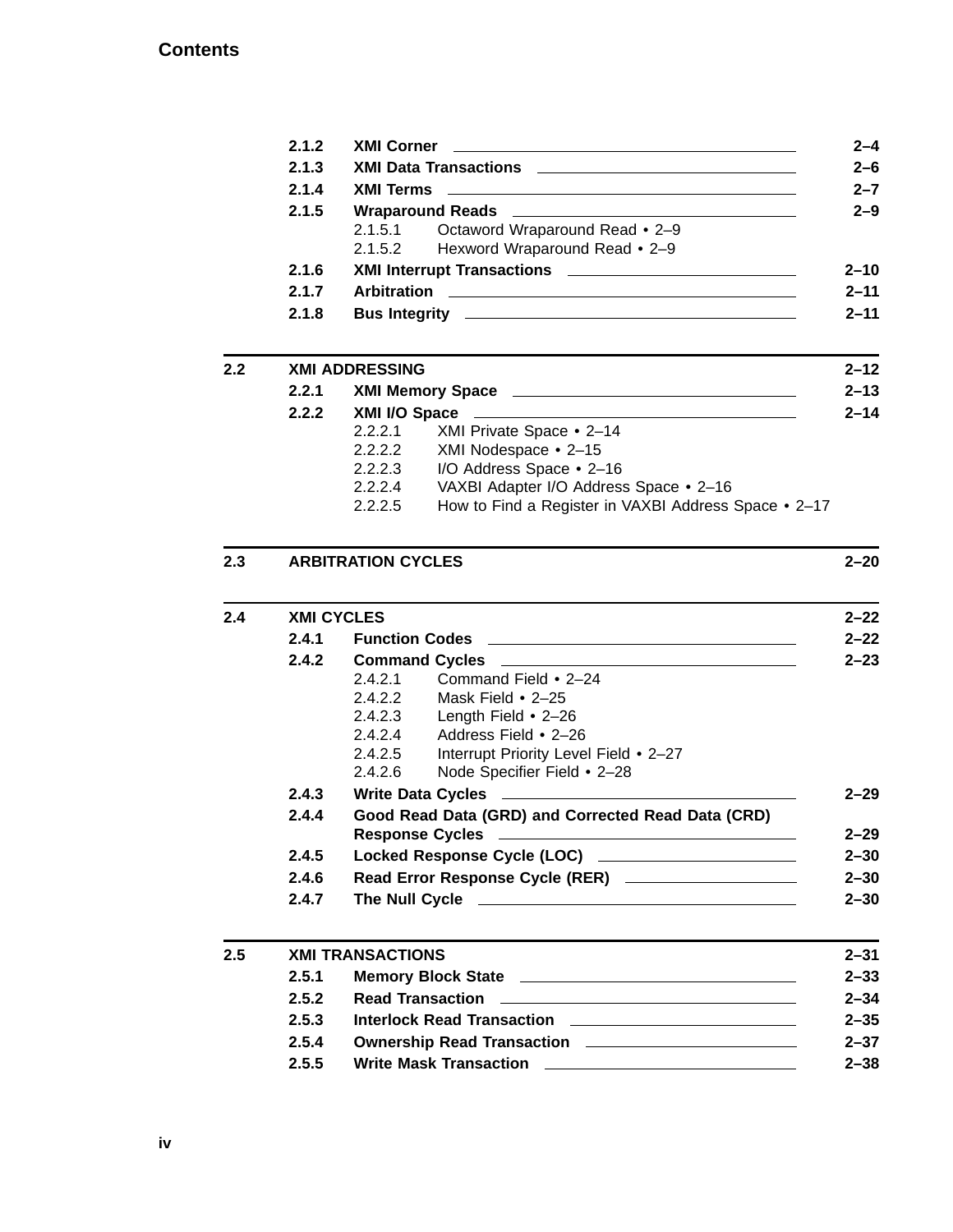**Contents**

| | | | |
|---|---|---|---|
| | **2.1.2** | **XMI Corner** | **2–4** |
| | **2.1.3** | **XMI Data Transactions** | **2–6** |
| | **2.1.4** | **XMI Terms** | **2–7** |
| | **2.1.5** | **Wraparound Reads** | **2–9** |
| | | 2.1.5.1 Octaword Wraparound Read • 2–9 | |
| | | 2.1.5.2 Hexword Wraparound Read • 2–9 | |
| | **2.1.6** | **XMI Interrupt Transactions** | **2–10** |
| | **2.1.7** | **Arbitration** | **2–11** |
| | **2.1.8** | **Bus Integrity** | **2–11** |
| **2.2** | **XMI ADDRESSING** | | **2–12** |
| | **2.2.1** | **XMI Memory Space** | **2–13** |
| | **2.2.2** | **XMI I/O Space** | **2–14** |
| | | 2.2.2.1 XMI Private Space • 2–14 | |
| | | 2.2.2.2 XMI Nodespace • 2–15 | |
| | | 2.2.2.3 I/O Address Space • 2–16 | |
| | | 2.2.2.4 VAXBI Adapter I/O Address Space • 2–16 | |
| | | 2.2.2.5 How to Find a Register in VAXBI Address Space • 2–17 | |
| **2.3** | **ARBITRATION CYCLES** | | **2–20** |
| **2.4** | **XMI CYCLES** | | **2–22** |
| | **2.4.1** | **Function Codes** | **2–22** |
| | **2.4.2** | **Command Cycles** | **2–23** |
| | | 2.4.2.1 Command Field • 2–24 | |
| | | 2.4.2.2 Mask Field • 2–25 | |
| | | 2.4.2.3 Length Field • 2–26 | |
| | | 2.4.2.4 Address Field • 2–26 | |
| | | 2.4.2.5 Interrupt Priority Level Field • 2–27 | |
| | | 2.4.2.6 Node Specifier Field • 2–28 | |
| | **2.4.3** | **Write Data Cycles** | **2–29** |
| | **2.4.4** | **Good Read Data (GRD) and Corrected Read Data (CRD) Response Cycles** | **2–29** |
| | **2.4.5** | **Locked Response Cycle (LOC)** | **2–30** |
| | **2.4.6** | **Read Error Response Cycle (RER)** | **2–30** |
| | **2.4.7** | **The Null Cycle** | **2–30** |
| **2.5** | **XMI TRANSACTIONS** | | **2–31** |
| | **2.5.1** | **Memory Block State** | **2–33** |
| | **2.5.2** | **Read Transaction** | **2–34** |
| | **2.5.3** | **Interlock Read Transaction** | **2–35** |
| | **2.5.4** | **Ownership Read Transaction** | **2–37** |
| | **2.5.5** | **Write Mask Transaction** | **2–38** |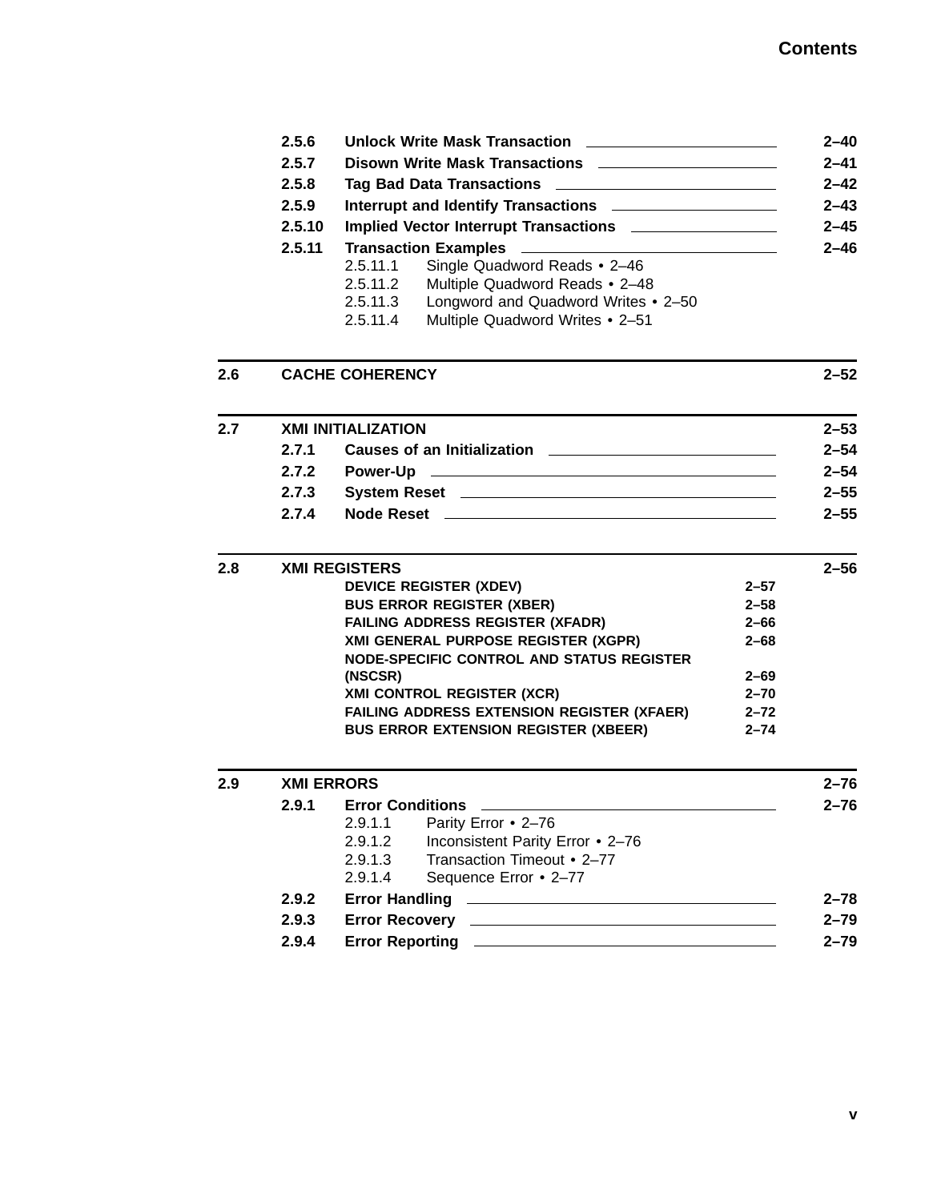| | | | |
|---|---|---|---|
| | 2.5.6 | **Unlock Write Mask Transaction** | 2–40 |
| | 2.5.7 | **Disown Write Mask Transactions** | 2–41 |
| | 2.5.8 | **Tag Bad Data Transactions** | 2–42 |
| | 2.5.9 | **Interrupt and Identify Transactions** | 2–43 |
| | 2.5.10 | **Implied Vector Interrupt Transactions** | 2–45 |
| | 2.5.11 | **Transaction Examples** | 2–46 |

2.5.11.1 Single Quadword Reads • 2–46
2.5.11.2 Multiple Quadword Reads • 2–48
2.5.11.3 Longword and Quadword Writes • 2–50
2.5.11.4 Multiple Quadword Writes • 2–51

**2.6 CACHE COHERENCY** — 2–52

**2.7 XMI INITIALIZATION** — 2–53

| | | |
|---|---|---|
| 2.7.1 | **Causes of an Initialization** | 2–54 |
| 2.7.2 | **Power-Up** | 2–54 |
| 2.7.3 | **System Reset** | 2–55 |
| 2.7.4 | **Node Reset** | 2–55 |

**2.8 XMI REGISTERS** — 2–56

| | |
|---|---|
| DEVICE REGISTER (XDEV) | 2–57 |
| BUS ERROR REGISTER (XBER) | 2–58 |
| FAILING ADDRESS REGISTER (XFADR) | 2–66 |
| XMI GENERAL PURPOSE REGISTER (XGPR) | 2–68 |
| NODE-SPECIFIC CONTROL AND STATUS REGISTER (NSCSR) | 2–69 |
| XMI CONTROL REGISTER (XCR) | 2–70 |
| FAILING ADDRESS EXTENSION REGISTER (XFAER) | 2–72 |
| BUS ERROR EXTENSION REGISTER (XBEER) | 2–74 |

**2.9 XMI ERRORS** — 2–76

| | | |
|---|---|---|
| 2.9.1 | **Error Conditions** | 2–76 |

2.9.1.1 Parity Error • 2–76
2.9.1.2 Inconsistent Parity Error • 2–76
2.9.1.3 Transaction Timeout • 2–77
2.9.1.4 Sequence Error • 2–77

| | | |
|---|---|---|
| 2.9.2 | **Error Handling** | 2–78 |
| 2.9.3 | **Error Recovery** | 2–79 |
| 2.9.4 | **Error Reporting** | 2–79 |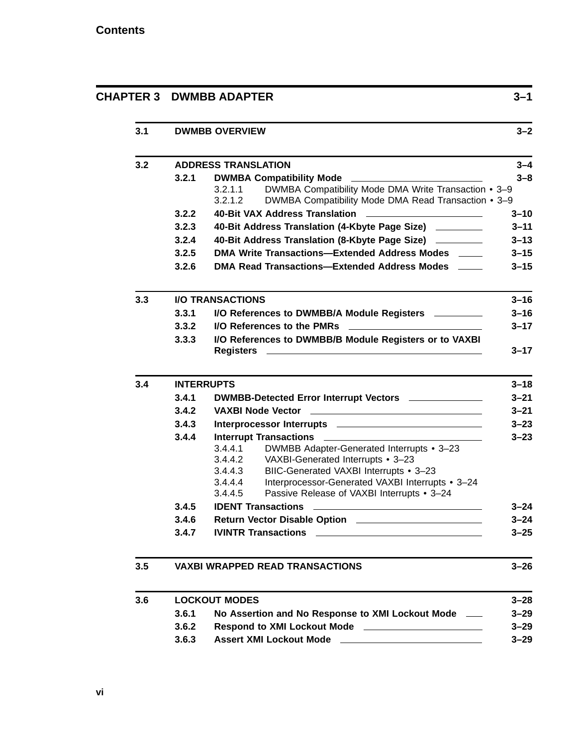# CHAPTER 3 DWMBB ADAPTER 3–1

**3.1 DWMBB OVERVIEW** 3–2

**3.2 ADDRESS TRANSLATION** 3–4

- **3.2.1 DWMBA Compatibility Mode** 3–8
  - 3.2.1.1 DWMBA Compatibility Mode DMA Write Transaction • 3–9
  - 3.2.1.2 DWMBA Compatibility Mode DMA Read Transaction • 3–9
- **3.2.2 40-Bit VAX Address Translation** 3–10
- **3.2.3 40-Bit Address Translation (4-Kbyte Page Size)** 3–11
- **3.2.4 40-Bit Address Translation (8-Kbyte Page Size)** 3–13
- **3.2.5 DMA Write Transactions—Extended Address Modes** 3–15
- **3.2.6 DMA Read Transactions—Extended Address Modes** 3–15

**3.3 I/O TRANSACTIONS** 3–16

- **3.3.1 I/O References to DWMBB/A Module Registers** 3–16
- **3.3.2 I/O References to the PMRs** 3–17
- **3.3.3 I/O References to DWMBB/B Module Registers or to VAXBI Registers** 3–17

**3.4 INTERRUPTS** 3–18

- **3.4.1 DWMBB-Detected Error Interrupt Vectors** 3–21
- **3.4.2 VAXBI Node Vector** 3–21
- **3.4.3 Interprocessor Interrupts** 3–23
- **3.4.4 Interrupt Transactions** 3–23
  - 3.4.4.1 DWMBB Adapter-Generated Interrupts • 3–23
  - 3.4.4.2 VAXBI-Generated Interrupts • 3–23
  - 3.4.4.3 BIIC-Generated VAXBI Interrupts • 3–23
  - 3.4.4.4 Interprocessor-Generated VAXBI Interrupts • 3–24
  - 3.4.4.5 Passive Release of VAXBI Interrupts • 3–24
- **3.4.5 IDENT Transactions** 3–24
- **3.4.6 Return Vector Disable Option** 3–24
- **3.4.7 IVINTR Transactions** 3–25

**3.5 VAXBI WRAPPED READ TRANSACTIONS** 3–26

**3.6 LOCKOUT MODES** 3–28

- **3.6.1 No Assertion and No Response to XMI Lockout Mode** 3–29
- **3.6.2 Respond to XMI Lockout Mode** 3–29
- **3.6.3 Assert XMI Lockout Mode** 3–29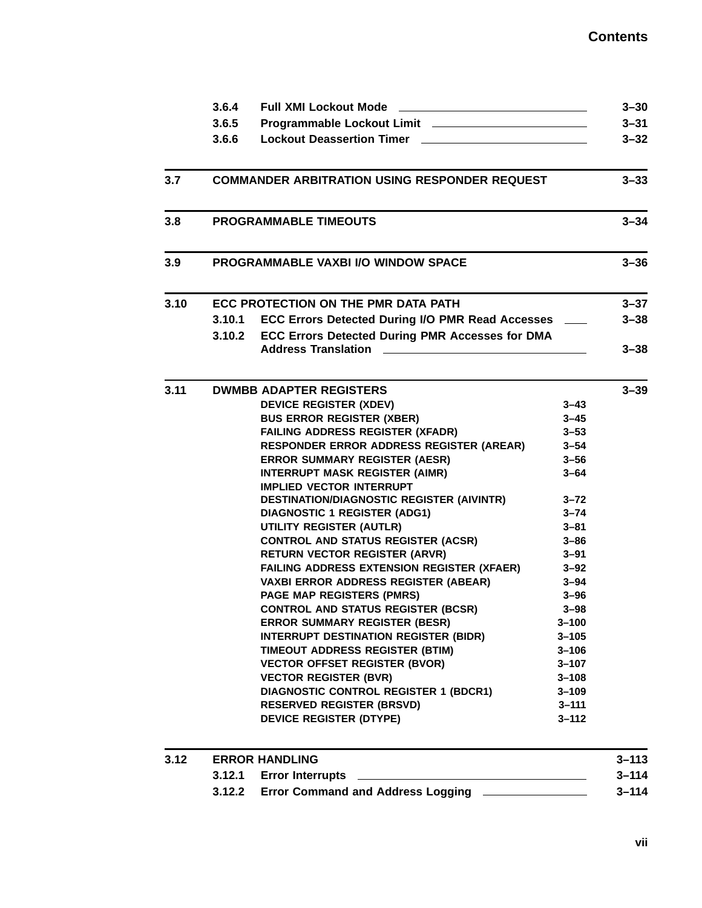| | | |
|---|---|---|
| 3.6.4 | Full XMI Lockout Mode | 3–30 |
| 3.6.5 | Programmable Lockout Limit | 3–31 |
| 3.6.6 | Lockout Deassertion Timer | 3–32 |

| | | |
|---|---|---|
| 3.7 | COMMANDER ARBITRATION USING RESPONDER REQUEST | 3–33 |

| | | |
|---|---|---|
| 3.8 | PROGRAMMABLE TIMEOUTS | 3–34 |

| | | |
|---|---|---|
| 3.9 | PROGRAMMABLE VAXBI I/O WINDOW SPACE | 3–36 |

| | | |
|---|---|---|
| 3.10 | ECC PROTECTION ON THE PMR DATA PATH | 3–37 |
| 3.10.1 | ECC Errors Detected During I/O PMR Read Accesses | 3–38 |
| 3.10.2 | ECC Errors Detected During PMR Accesses for DMA Address Translation | 3–38 |

| | | |
|---|---|---|
| 3.11 | DWMBB ADAPTER REGISTERS | 3–39 |
| | DEVICE REGISTER (XDEV) | 3–43 |
| | BUS ERROR REGISTER (XBER) | 3–45 |
| | FAILING ADDRESS REGISTER (XFADR) | 3–53 |
| | RESPONDER ERROR ADDRESS REGISTER (AREAR) | 3–54 |
| | ERROR SUMMARY REGISTER (AESR) | 3–56 |
| | INTERRUPT MASK REGISTER (AIMR) | 3–64 |
| | IMPLIED VECTOR INTERRUPT DESTINATION/DIAGNOSTIC REGISTER (AIVINTR) | 3–72 |
| | DIAGNOSTIC 1 REGISTER (ADG1) | 3–74 |
| | UTILITY REGISTER (AUTLR) | 3–81 |
| | CONTROL AND STATUS REGISTER (ACSR) | 3–86 |
| | RETURN VECTOR REGISTER (ARVR) | 3–91 |
| | FAILING ADDRESS EXTENSION REGISTER (XFAER) | 3–92 |
| | VAXBI ERROR ADDRESS REGISTER (ABEAR) | 3–94 |
| | PAGE MAP REGISTERS (PMRS) | 3–96 |
| | CONTROL AND STATUS REGISTER (BCSR) | 3–98 |
| | ERROR SUMMARY REGISTER (BESR) | 3–100 |
| | INTERRUPT DESTINATION REGISTER (BIDR) | 3–105 |
| | TIMEOUT ADDRESS REGISTER (BTIM) | 3–106 |
| | VECTOR OFFSET REGISTER (BVOR) | 3–107 |
| | VECTOR REGISTER (BVR) | 3–108 |
| | DIAGNOSTIC CONTROL REGISTER 1 (BDCR1) | 3–109 |
| | RESERVED REGISTER (BRSVD) | 3–111 |
| | DEVICE REGISTER (DTYPE) | 3–112 |

| | | |
|---|---|---|
| 3.12 | ERROR HANDLING | 3–113 |
| 3.12.1 | Error Interrupts | 3–114 |
| 3.12.2 | Error Command and Address Logging | 3–114 |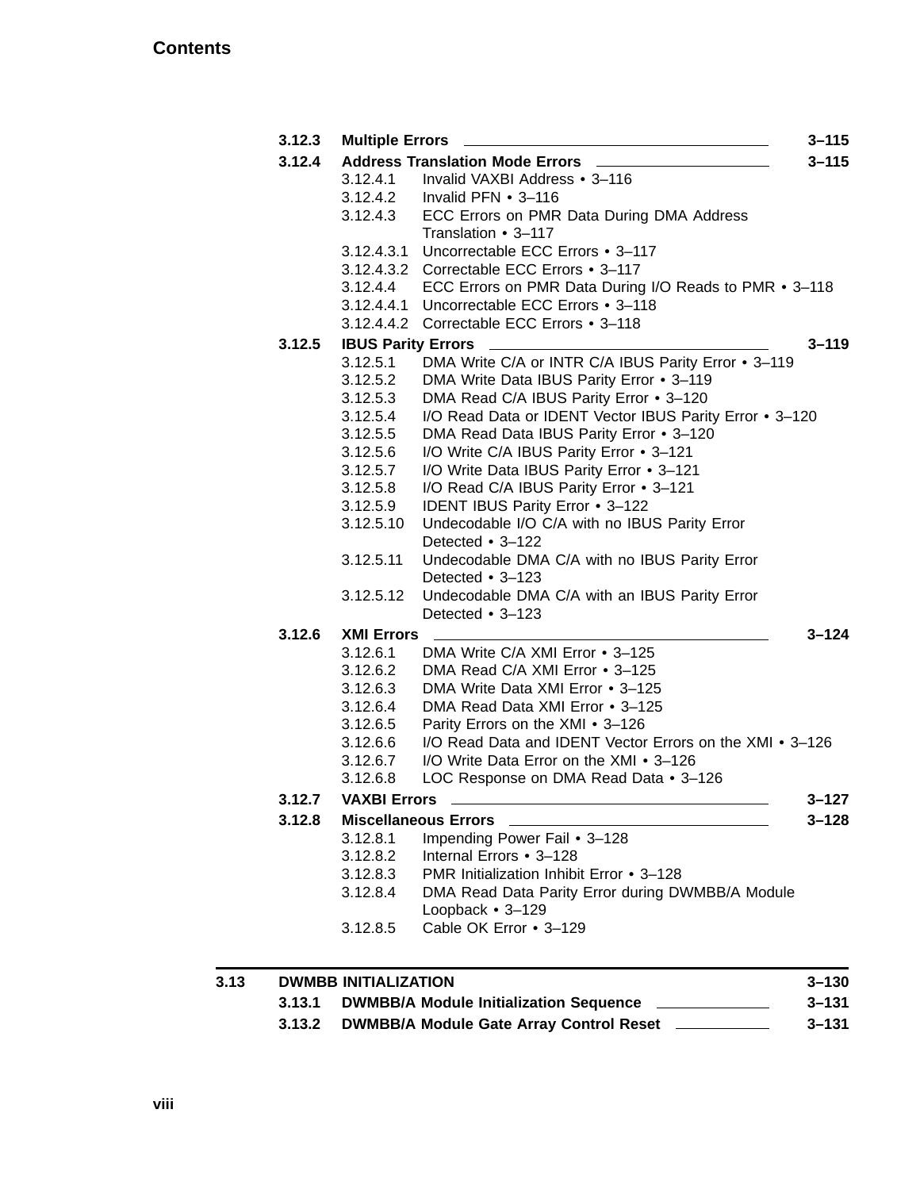**3.12.3 Multiple Errors** 3–115

**3.12.4 Address Translation Mode Errors** 3–115

- 3.12.4.1 Invalid VAXBI Address • 3–116
- 3.12.4.2 Invalid PFN • 3–116
- 3.12.4.3 ECC Errors on PMR Data During DMA Address Translation • 3–117
- 3.12.4.3.1 Uncorrectable ECC Errors • 3–117
- 3.12.4.3.2 Correctable ECC Errors • 3–117
- 3.12.4.4 ECC Errors on PMR Data During I/O Reads to PMR • 3–118
- 3.12.4.4.1 Uncorrectable ECC Errors • 3–118
- 3.12.4.4.2 Correctable ECC Errors • 3–118

**3.12.5 IBUS Parity Errors** 3–119

- 3.12.5.1 DMA Write C/A or INTR C/A IBUS Parity Error • 3–119
- 3.12.5.2 DMA Write Data IBUS Parity Error • 3–119
- 3.12.5.3 DMA Read C/A IBUS Parity Error • 3–120
- 3.12.5.4 I/O Read Data or IDENT Vector IBUS Parity Error • 3–120
- 3.12.5.5 DMA Read Data IBUS Parity Error • 3–120
- 3.12.5.6 I/O Write C/A IBUS Parity Error • 3–121
- 3.12.5.7 I/O Write Data IBUS Parity Error • 3–121
- 3.12.5.8 I/O Read C/A IBUS Parity Error • 3–121
- 3.12.5.9 IDENT IBUS Parity Error • 3–122
- 3.12.5.10 Undecodable I/O C/A with no IBUS Parity Error Detected • 3–122
- 3.12.5.11 Undecodable DMA C/A with no IBUS Parity Error Detected • 3–123
- 3.12.5.12 Undecodable DMA C/A with an IBUS Parity Error Detected • 3–123

**3.12.6 XMI Errors** 3–124

- 3.12.6.1 DMA Write C/A XMI Error • 3–125
- 3.12.6.2 DMA Read C/A XMI Error • 3–125
- 3.12.6.3 DMA Write Data XMI Error • 3–125
- 3.12.6.4 DMA Read Data XMI Error • 3–125
- 3.12.6.5 Parity Errors on the XMI • 3–126
- 3.12.6.6 I/O Read Data and IDENT Vector Errors on the XMI • 3–126
- 3.12.6.7 I/O Write Data Error on the XMI • 3–126
- 3.12.6.8 LOC Response on DMA Read Data • 3–126

**3.12.7 VAXBI Errors** 3–127

**3.12.8 Miscellaneous Errors** 3–128

- 3.12.8.1 Impending Power Fail • 3–128
- 3.12.8.2 Internal Errors • 3–128
- 3.12.8.3 PMR Initialization Inhibit Error • 3–128
- 3.12.8.4 DMA Read Data Parity Error during DWMBB/A Module Loopback • 3–129
- 3.12.8.5 Cable OK Error • 3–129

**3.13 DWMBB INITIALIZATION** 3–130

**3.13.1 DWMBB/A Module Initialization Sequence** 3–131

**3.13.2 DWMBB/A Module Gate Array Control Reset** 3–131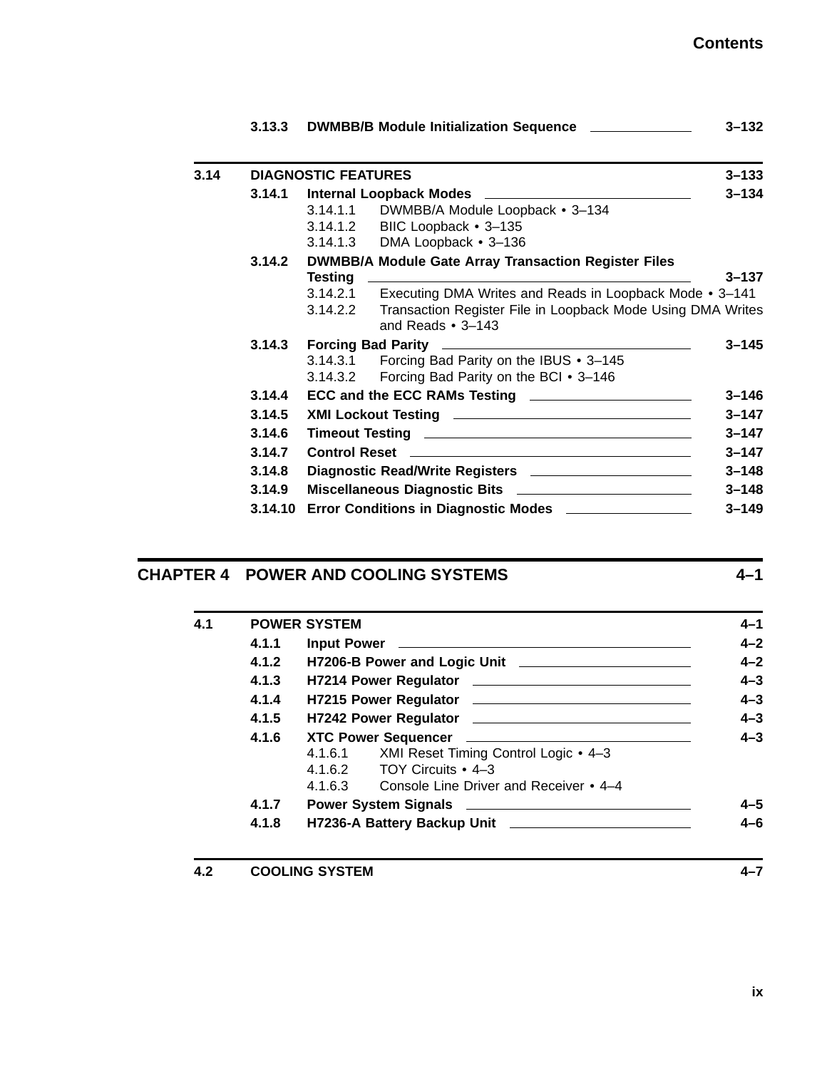3.13.3 **DWMBB/B Module Initialization Sequence** 3–132

**3.14 DIAGNOSTIC FEATURES** 3–133

3.14.1 **Internal Loopback Modes** 3–134
- 3.14.1.1 DWMBB/A Module Loopback • 3–134
- 3.14.1.2 BIIC Loopback • 3–135
- 3.14.1.3 DMA Loopback • 3–136

3.14.2 **DWMBB/A Module Gate Array Transaction Register Files Testing** 3–137
- 3.14.2.1 Executing DMA Writes and Reads in Loopback Mode • 3–141
- 3.14.2.2 Transaction Register File in Loopback Mode Using DMA Writes and Reads • 3–143

3.14.3 **Forcing Bad Parity** 3–145
- 3.14.3.1 Forcing Bad Parity on the IBUS • 3–145
- 3.14.3.2 Forcing Bad Parity on the BCI • 3–146

3.14.4 **ECC and the ECC RAMs Testing** 3–146

3.14.5 **XMI Lockout Testing** 3–147

3.14.6 **Timeout Testing** 3–147

3.14.7 **Control Reset** 3–147

3.14.8 **Diagnostic Read/Write Registers** 3–148

3.14.9 **Miscellaneous Diagnostic Bits** 3–148

3.14.10 **Error Conditions in Diagnostic Modes** 3–149

## CHAPTER 4 POWER AND COOLING SYSTEMS 4–1

**4.1 POWER SYSTEM** 4–1

4.1.1 **Input Power** 4–2

4.1.2 **H7206-B Power and Logic Unit** 4–2

4.1.3 **H7214 Power Regulator** 4–3

4.1.4 **H7215 Power Regulator** 4–3

4.1.5 **H7242 Power Regulator** 4–3

4.1.6 **XTC Power Sequencer** 4–3
- 4.1.6.1 XMI Reset Timing Control Logic • 4–3
- 4.1.6.2 TOY Circuits • 4–3
- 4.1.6.3 Console Line Driver and Receiver • 4–4

4.1.7 **Power System Signals** 4–5

4.1.8 **H7236-A Battery Backup Unit** 4–6

**4.2 COOLING SYSTEM** 4–7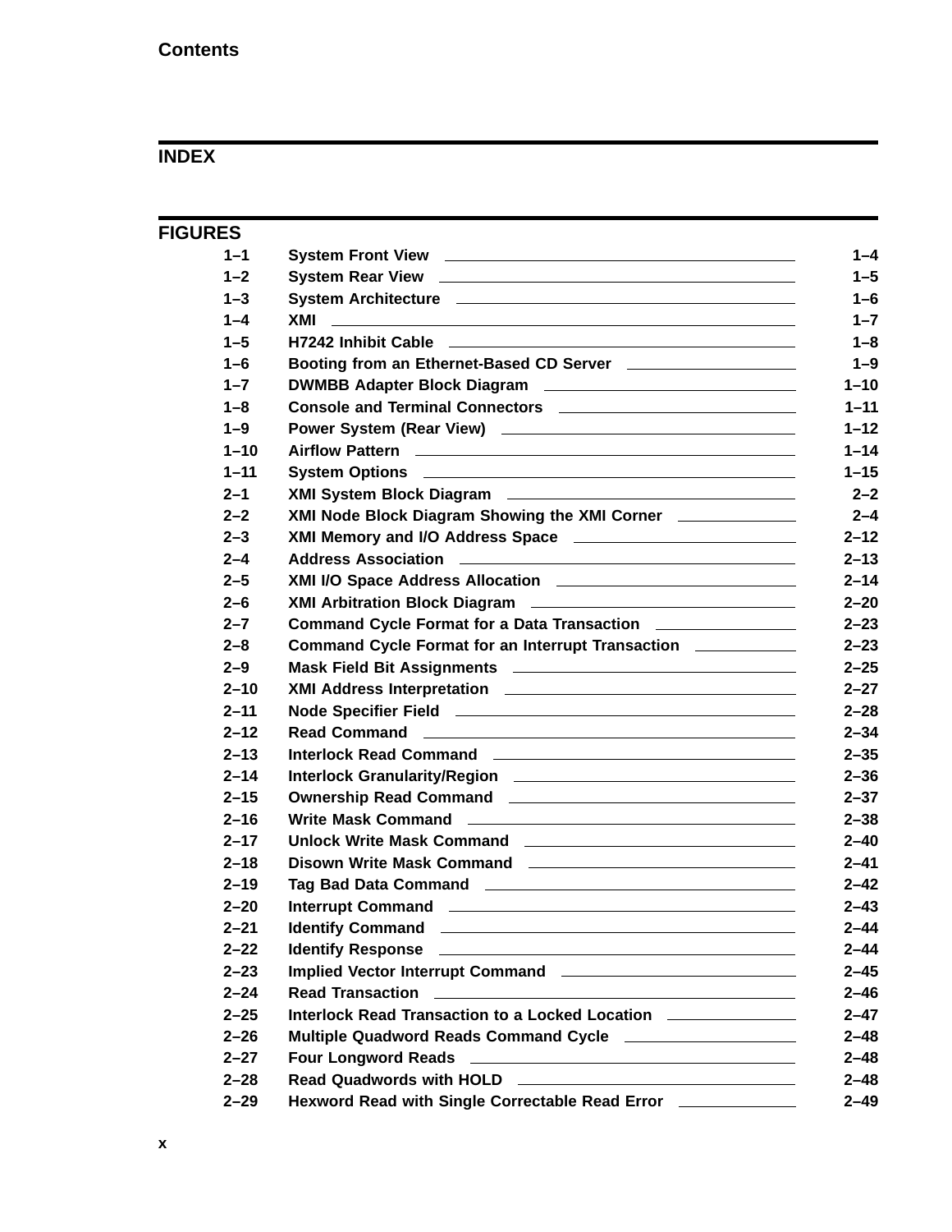## INDEX

## FIGURES

| | | |
|---|---|---|
| 1–1 | System Front View | 1–4 |
| 1–2 | System Rear View | 1–5 |
| 1–3 | System Architecture | 1–6 |
| 1–4 | XMI | 1–7 |
| 1–5 | H7242 Inhibit Cable | 1–8 |
| 1–6 | Booting from an Ethernet-Based CD Server | 1–9 |
| 1–7 | DWMBB Adapter Block Diagram | 1–10 |
| 1–8 | Console and Terminal Connectors | 1–11 |
| 1–9 | Power System (Rear View) | 1–12 |
| 1–10 | Airflow Pattern | 1–14 |
| 1–11 | System Options | 1–15 |
| 2–1 | XMI System Block Diagram | 2–2 |
| 2–2 | XMI Node Block Diagram Showing the XMI Corner | 2–4 |
| 2–3 | XMI Memory and I/O Address Space | 2–12 |
| 2–4 | Address Association | 2–13 |
| 2–5 | XMI I/O Space Address Allocation | 2–14 |
| 2–6 | XMI Arbitration Block Diagram | 2–20 |
| 2–7 | Command Cycle Format for a Data Transaction | 2–23 |
| 2–8 | Command Cycle Format for an Interrupt Transaction | 2–23 |
| 2–9 | Mask Field Bit Assignments | 2–25 |
| 2–10 | XMI Address Interpretation | 2–27 |
| 2–11 | Node Specifier Field | 2–28 |
| 2–12 | Read Command | 2–34 |
| 2–13 | Interlock Read Command | 2–35 |
| 2–14 | Interlock Granularity/Region | 2–36 |
| 2–15 | Ownership Read Command | 2–37 |
| 2–16 | Write Mask Command | 2–38 |
| 2–17 | Unlock Write Mask Command | 2–40 |
| 2–18 | Disown Write Mask Command | 2–41 |
| 2–19 | Tag Bad Data Command | 2–42 |
| 2–20 | Interrupt Command | 2–43 |
| 2–21 | Identify Command | 2–44 |
| 2–22 | Identify Response | 2–44 |
| 2–23 | Implied Vector Interrupt Command | 2–45 |
| 2–24 | Read Transaction | 2–46 |
| 2–25 | Interlock Read Transaction to a Locked Location | 2–47 |
| 2–26 | Multiple Quadword Reads Command Cycle | 2–48 |
| 2–27 | Four Longword Reads | 2–48 |
| 2–28 | Read Quadwords with HOLD | 2–48 |
| 2–29 | Hexword Read with Single Correctable Read Error | 2–49 |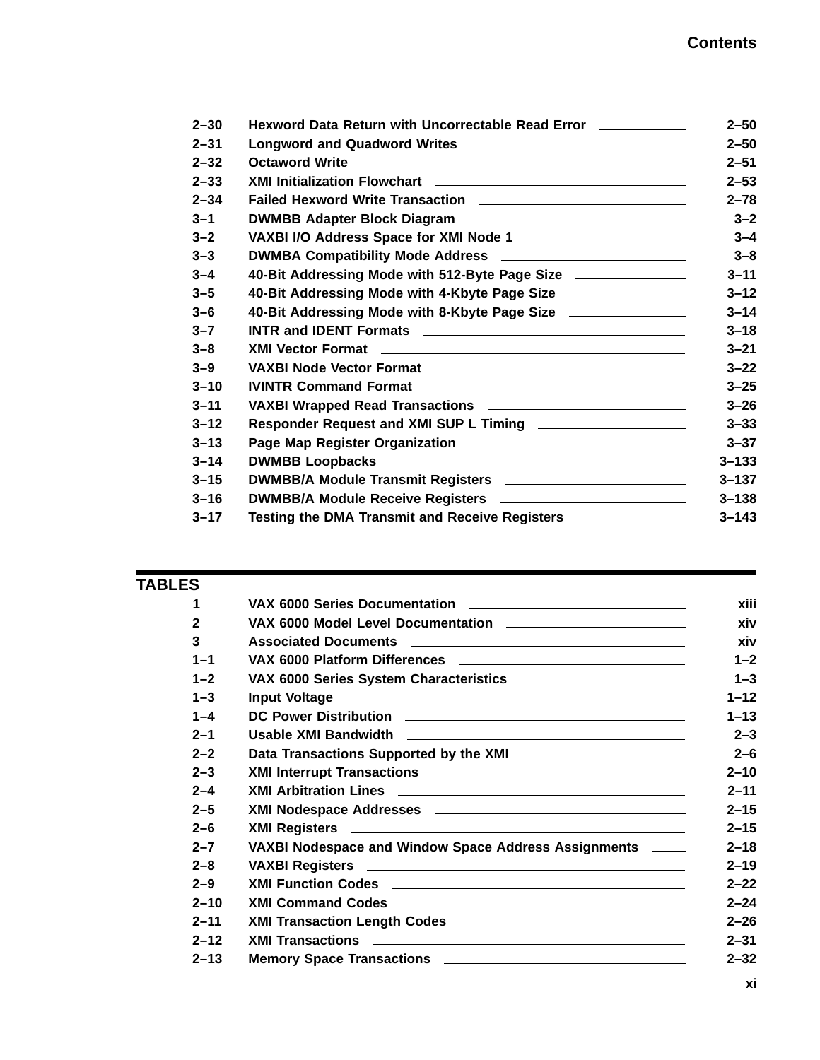| | | |
|---|---|---|
| 2–30 | Hexword Data Return with Uncorrectable Read Error | 2–50 |
| 2–31 | Longword and Quadword Writes | 2–50 |
| 2–32 | Octaword Write | 2–51 |
| 2–33 | XMI Initialization Flowchart | 2–53 |
| 2–34 | Failed Hexword Write Transaction | 2–78 |
| 3–1 | DWMBB Adapter Block Diagram | 3–2 |
| 3–2 | VAXBI I/O Address Space for XMI Node 1 | 3–4 |
| 3–3 | DWMBA Compatibility Mode Address | 3–8 |
| 3–4 | 40-Bit Addressing Mode with 512-Byte Page Size | 3–11 |
| 3–5 | 40-Bit Addressing Mode with 4-Kbyte Page Size | 3–12 |
| 3–6 | 40-Bit Addressing Mode with 8-Kbyte Page Size | 3–14 |
| 3–7 | INTR and IDENT Formats | 3–18 |
| 3–8 | XMI Vector Format | 3–21 |
| 3–9 | VAXBI Node Vector Format | 3–22 |
| 3–10 | IVINTR Command Format | 3–25 |
| 3–11 | VAXBI Wrapped Read Transactions | 3–26 |
| 3–12 | Responder Request and XMI SUP L Timing | 3–33 |
| 3–13 | Page Map Register Organization | 3–37 |
| 3–14 | DWMBB Loopbacks | 3–133 |
| 3–15 | DWMBB/A Module Transmit Registers | 3–137 |
| 3–16 | DWMBB/A Module Receive Registers | 3–138 |
| 3–17 | Testing the DMA Transmit and Receive Registers | 3–143 |

## TABLES

| | | |
|---|---|---|
| 1 | VAX 6000 Series Documentation | xiii |
| 2 | VAX 6000 Model Level Documentation | xiv |
| 3 | Associated Documents | xiv |
| 1–1 | VAX 6000 Platform Differences | 1–2 |
| 1–2 | VAX 6000 Series System Characteristics | 1–3 |
| 1–3 | Input Voltage | 1–12 |
| 1–4 | DC Power Distribution | 1–13 |
| 2–1 | Usable XMI Bandwidth | 2–3 |
| 2–2 | Data Transactions Supported by the XMI | 2–6 |
| 2–3 | XMI Interrupt Transactions | 2–10 |
| 2–4 | XMI Arbitration Lines | 2–11 |
| 2–5 | XMI Nodespace Addresses | 2–15 |
| 2–6 | XMI Registers | 2–15 |
| 2–7 | VAXBI Nodespace and Window Space Address Assignments | 2–18 |
| 2–8 | VAXBI Registers | 2–19 |
| 2–9 | XMI Function Codes | 2–22 |
| 2–10 | XMI Command Codes | 2–24 |
| 2–11 | XMI Transaction Length Codes | 2–26 |
| 2–12 | XMI Transactions | 2–31 |
| 2–13 | Memory Space Transactions | 2–32 |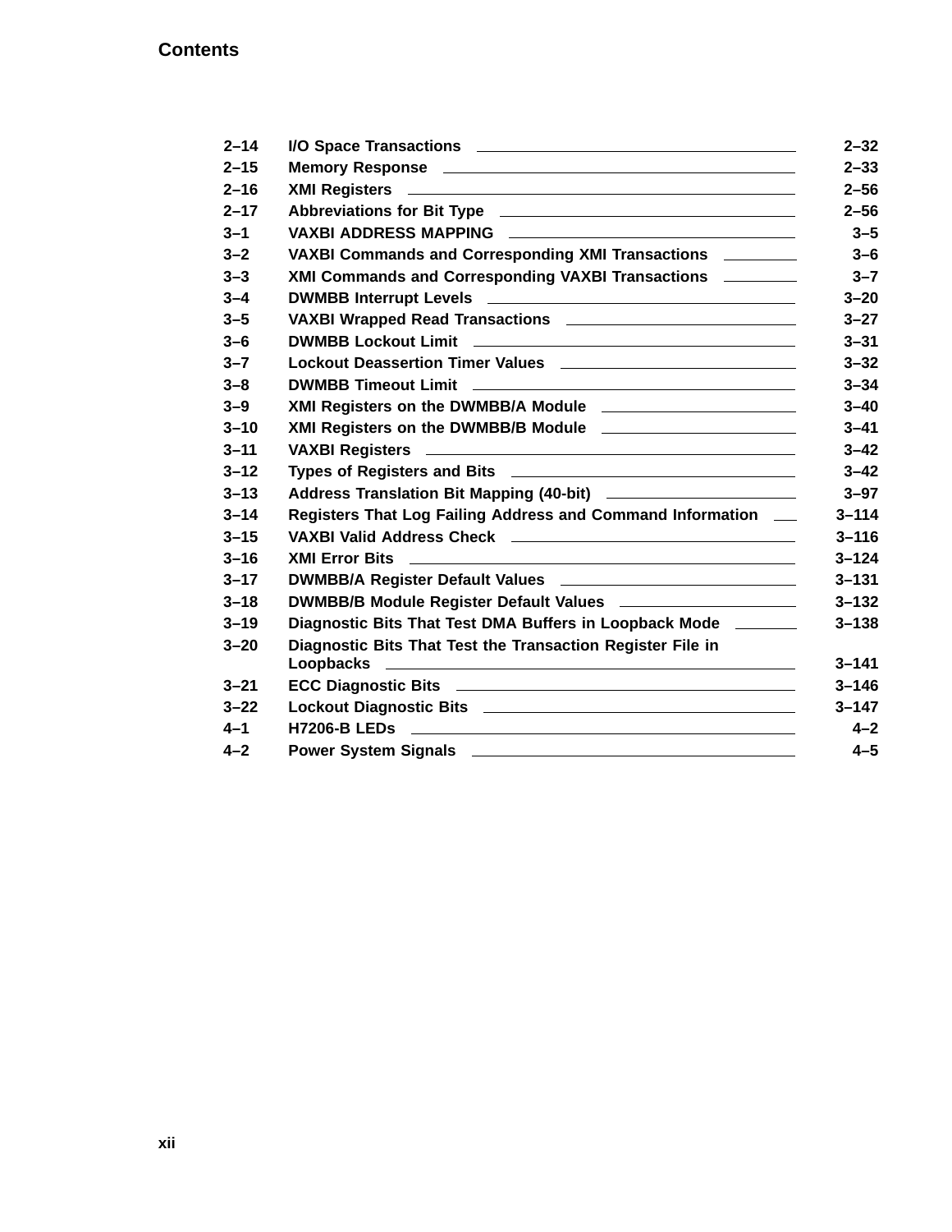| | | |
|---|---|---|
| 2–14 | I/O Space Transactions | 2–32 |
| 2–15 | Memory Response | 2–33 |
| 2–16 | XMI Registers | 2–56 |
| 2–17 | Abbreviations for Bit Type | 2–56 |
| 3–1 | VAXBI ADDRESS MAPPING | 3–5 |
| 3–2 | VAXBI Commands and Corresponding XMI Transactions | 3–6 |
| 3–3 | XMI Commands and Corresponding VAXBI Transactions | 3–7 |
| 3–4 | DWMBB Interrupt Levels | 3–20 |
| 3–5 | VAXBI Wrapped Read Transactions | 3–27 |
| 3–6 | DWMBB Lockout Limit | 3–31 |
| 3–7 | Lockout Deassertion Timer Values | 3–32 |
| 3–8 | DWMBB Timeout Limit | 3–34 |
| 3–9 | XMI Registers on the DWMBB/A Module | 3–40 |
| 3–10 | XMI Registers on the DWMBB/B Module | 3–41 |
| 3–11 | VAXBI Registers | 3–42 |
| 3–12 | Types of Registers and Bits | 3–42 |
| 3–13 | Address Translation Bit Mapping (40-bit) | 3–97 |
| 3–14 | Registers That Log Failing Address and Command Information | 3–114 |
| 3–15 | VAXBI Valid Address Check | 3–116 |
| 3–16 | XMI Error Bits | 3–124 |
| 3–17 | DWMBB/A Register Default Values | 3–131 |
| 3–18 | DWMBB/B Module Register Default Values | 3–132 |
| 3–19 | Diagnostic Bits That Test DMA Buffers in Loopback Mode | 3–138 |
| 3–20 | Diagnostic Bits That Test the Transaction Register File in Loopbacks | 3–141 |
| 3–21 | ECC Diagnostic Bits | 3–146 |
| 3–22 | Lockout Diagnostic Bits | 3–147 |
| 4–1 | H7206-B LEDs | 4–2 |
| 4–2 | Power System Signals | 4–5 |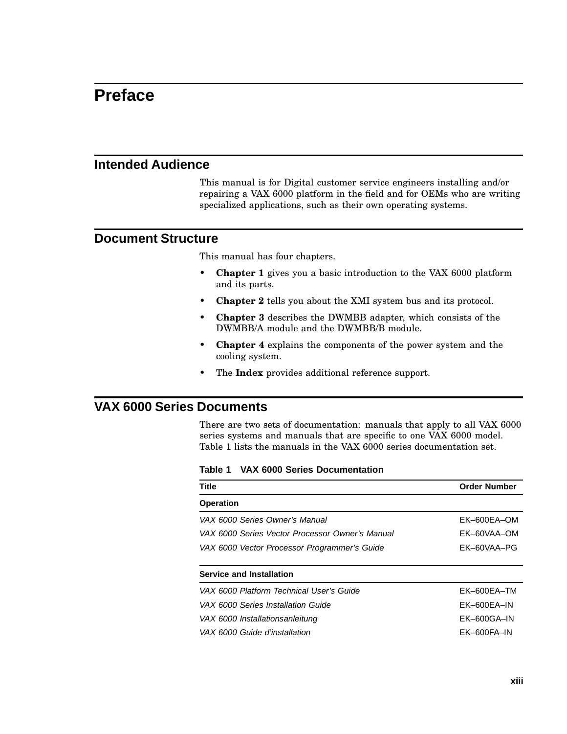# Preface

## Intended Audience

This manual is for Digital customer service engineers installing and/or repairing a VAX 6000 platform in the field and for OEMs who are writing specialized applications, such as their own operating systems.

## Document Structure

This manual has four chapters.

- **Chapter 1** gives you a basic introduction to the VAX 6000 platform and its parts.
- **Chapter 2** tells you about the XMI system bus and its protocol.
- **Chapter 3** describes the DWMBB adapter, which consists of the DWMBB/A module and the DWMBB/B module.
- **Chapter 4** explains the components of the power system and the cooling system.
- The **Index** provides additional reference support.

## VAX 6000 Series Documents

There are two sets of documentation: manuals that apply to all VAX 6000 series systems and manuals that are specific to one VAX 6000 model. Table 1 lists the manuals in the VAX 6000 series documentation set.

**Table 1 VAX 6000 Series Documentation**

| Title | Order Number |
|---|---|
| **Operation** | |
| *VAX 6000 Series Owner's Manual* | EK–600EA–OM |
| *VAX 6000 Series Vector Processor Owner's Manual* | EK–60VAA–OM |
| *VAX 6000 Vector Processor Programmer's Guide* | EK–60VAA–PG |
| **Service and Installation** | |
| *VAX 6000 Platform Technical User's Guide* | EK–600EA–TM |
| *VAX 6000 Series Installation Guide* | EK–600EA–IN |
| *VAX 6000 Installationsanleitung* | EK–600GA–IN |
| *VAX 6000 Guide d'installation* | EK–600FA–IN |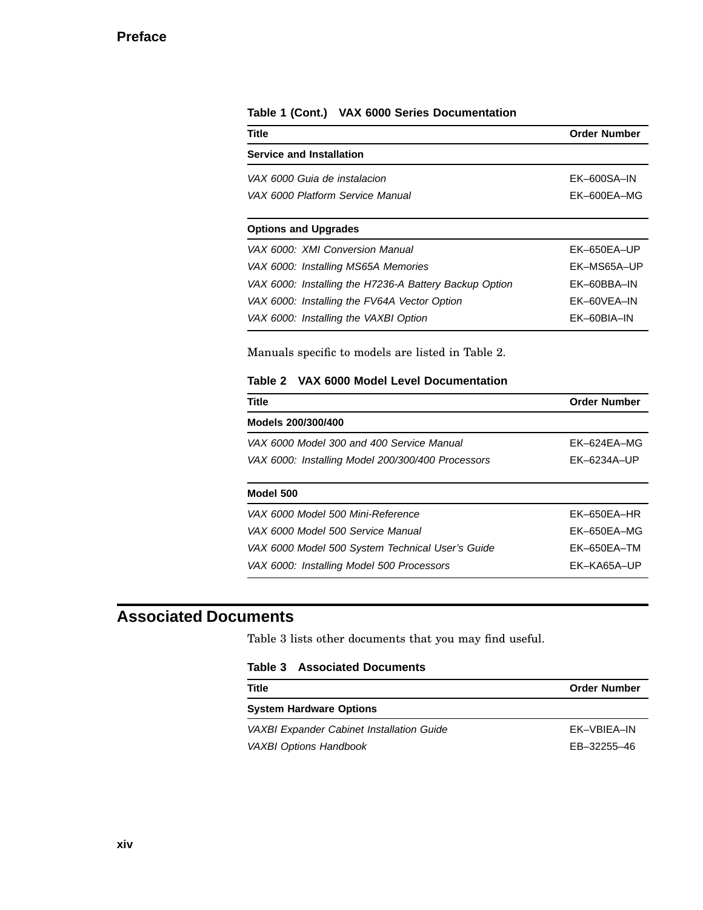**Table 1 (Cont.) VAX 6000 Series Documentation**

| Title | Order Number |
| --- | --- |
| **Service and Installation** | |
| *VAX 6000 Guia de instalacion* | EK–600SA–IN |
| *VAX 6000 Platform Service Manual* | EK–600EA–MG |
| **Options and Upgrades** | |
| *VAX 6000: XMI Conversion Manual* | EK–650EA–UP |
| *VAX 6000: Installing MS65A Memories* | EK–MS65A–UP |
| *VAX 6000: Installing the H7236-A Battery Backup Option* | EK–60BBA–IN |
| *VAX 6000: Installing the FV64A Vector Option* | EK–60VEA–IN |
| *VAX 6000: Installing the VAXBI Option* | EK–60BIA–IN |

Manuals specific to models are listed in Table 2.

**Table 2 VAX 6000 Model Level Documentation**

| Title | Order Number |
| --- | --- |
| **Models 200/300/400** | |
| *VAX 6000 Model 300 and 400 Service Manual* | EK–624EA–MG |
| *VAX 6000: Installing Model 200/300/400 Processors* | EK–6234A–UP |
| **Model 500** | |
| *VAX 6000 Model 500 Mini-Reference* | EK–650EA–HR |
| *VAX 6000 Model 500 Service Manual* | EK–650EA–MG |
| *VAX 6000 Model 500 System Technical User's Guide* | EK–650EA–TM |
| *VAX 6000: Installing Model 500 Processors* | EK–KA65A–UP |

## Associated Documents

Table 3 lists other documents that you may find useful.

**Table 3 Associated Documents**

| Title | Order Number |
| --- | --- |
| **System Hardware Options** | |
| *VAXBI Expander Cabinet Installation Guide* | EK–VBIEA–IN |
| *VAXBI Options Handbook* | EB–32255–46 |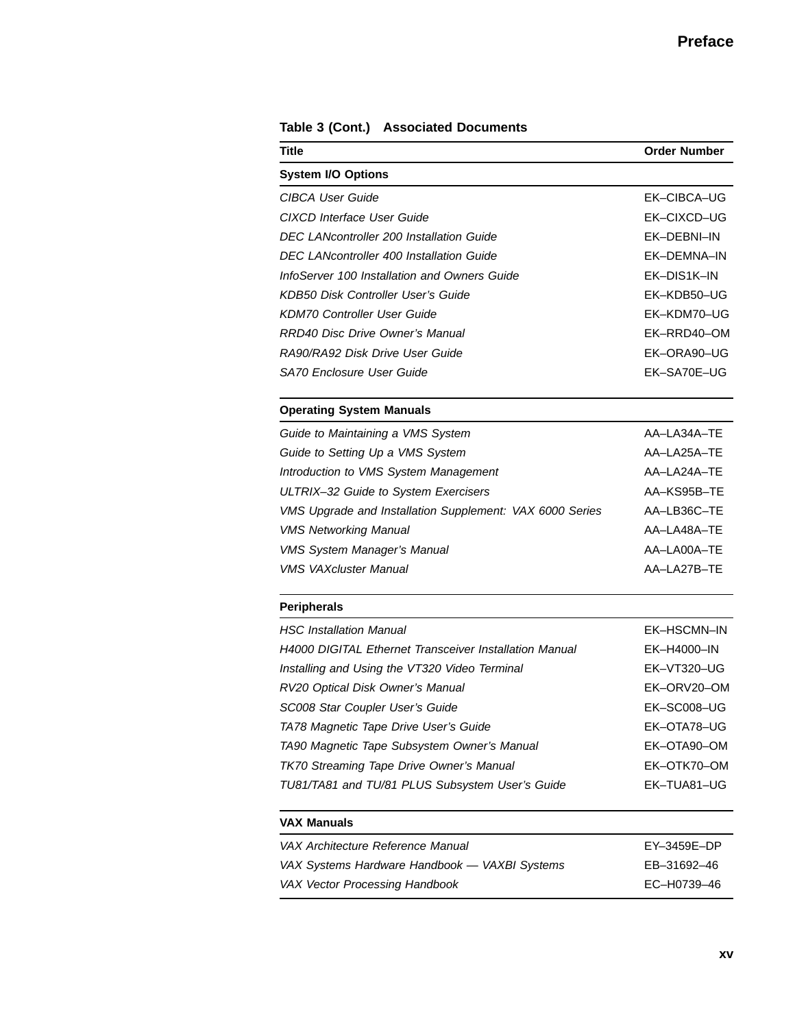**Table 3 (Cont.) Associated Documents**

| Title | Order Number |
|---|---|
| **System I/O Options** | |
| *CIBCA User Guide* | EK–CIBCA–UG |
| *CIXCD Interface User Guide* | EK–CIXCD–UG |
| *DEC LANcontroller 200 Installation Guide* | EK–DEBNI–IN |
| *DEC LANcontroller 400 Installation Guide* | EK–DEMNA–IN |
| *InfoServer 100 Installation and Owners Guide* | EK–DIS1K–IN |
| *KDB50 Disk Controller User's Guide* | EK–KDB50–UG |
| *KDM70 Controller User Guide* | EK–KDM70–UG |
| *RRD40 Disc Drive Owner's Manual* | EK–RRD40–OM |
| *RA90/RA92 Disk Drive User Guide* | EK–ORA90–UG |
| *SA70 Enclosure User Guide* | EK–SA70E–UG |
| **Operating System Manuals** | |
| *Guide to Maintaining a VMS System* | AA–LA34A–TE |
| *Guide to Setting Up a VMS System* | AA–LA25A–TE |
| *Introduction to VMS System Management* | AA–LA24A–TE |
| *ULTRIX–32 Guide to System Exercisers* | AA–KS95B–TE |
| *VMS Upgrade and Installation Supplement: VAX 6000 Series* | AA–LB36C–TE |
| *VMS Networking Manual* | AA–LA48A–TE |
| *VMS System Manager's Manual* | AA–LA00A–TE |
| *VMS VAXcluster Manual* | AA–LA27B–TE |
| **Peripherals** | |
| *HSC Installation Manual* | EK–HSCMN–IN |
| *H4000 DIGITAL Ethernet Transceiver Installation Manual* | EK–H4000–IN |
| *Installing and Using the VT320 Video Terminal* | EK–VT320–UG |
| *RV20 Optical Disk Owner's Manual* | EK–ORV20–OM |
| *SC008 Star Coupler User's Guide* | EK–SC008–UG |
| *TA78 Magnetic Tape Drive User's Guide* | EK–OTA78–UG |
| *TA90 Magnetic Tape Subsystem Owner's Manual* | EK–OTA90–OM |
| *TK70 Streaming Tape Drive Owner's Manual* | EK–OTK70–OM |
| *TU81/TA81 and TU/81 PLUS Subsystem User's Guide* | EK–TUA81–UG |
| **VAX Manuals** | |
| *VAX Architecture Reference Manual* | EY–3459E–DP |
| *VAX Systems Hardware Handbook — VAXBI Systems* | EB–31692–46 |
| *VAX Vector Processing Handbook* | EC–H0739–46 |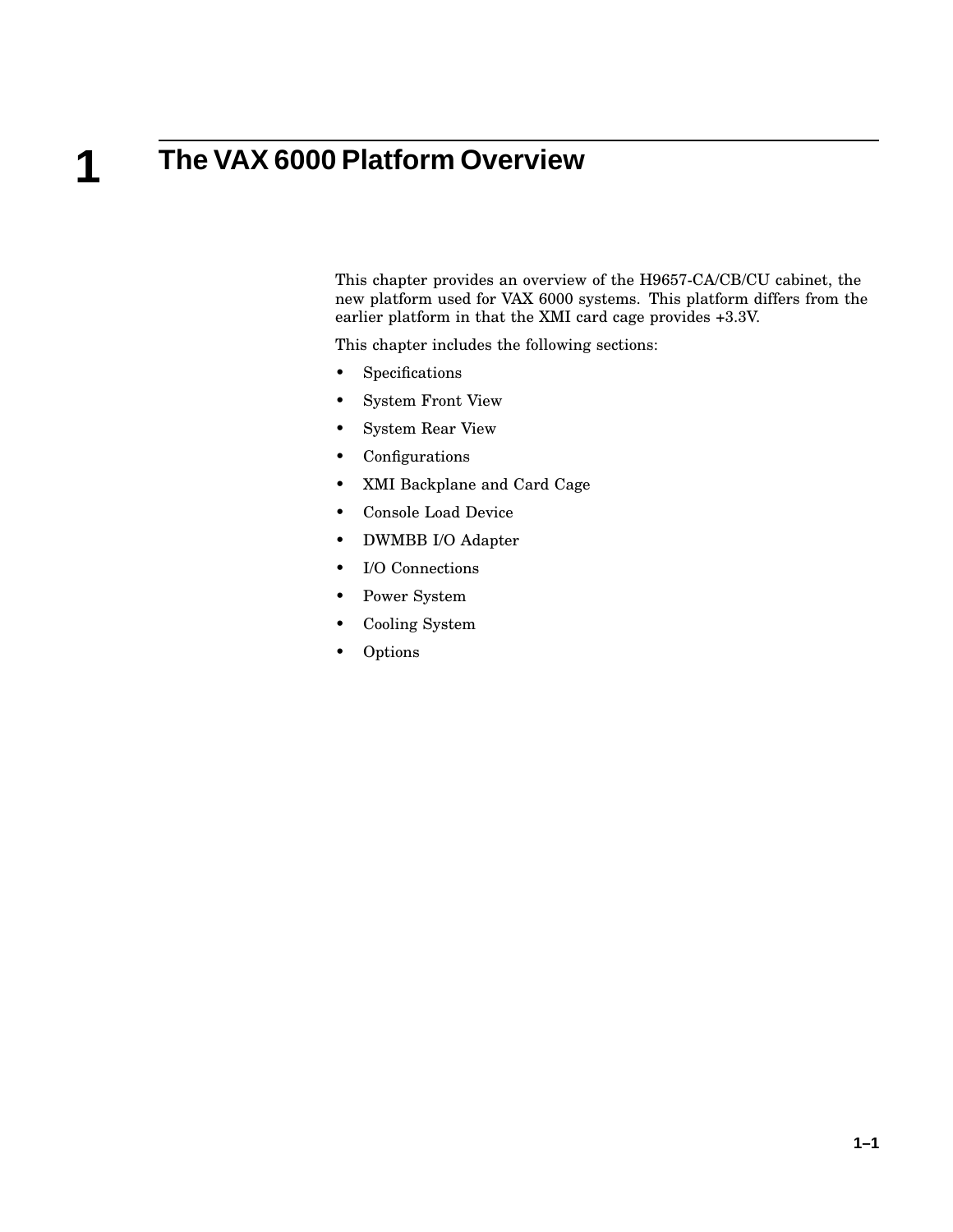# 1 The VAX 6000 Platform Overview

This chapter provides an overview of the H9657-CA/CB/CU cabinet, the new platform used for VAX 6000 systems. This platform differs from the earlier platform in that the XMI card cage provides +3.3V.

This chapter includes the following sections:

- Specifications
- System Front View
- System Rear View
- Configurations
- XMI Backplane and Card Cage
- Console Load Device
- DWMBB I/O Adapter
- I/O Connections
- Power System
- Cooling System
- Options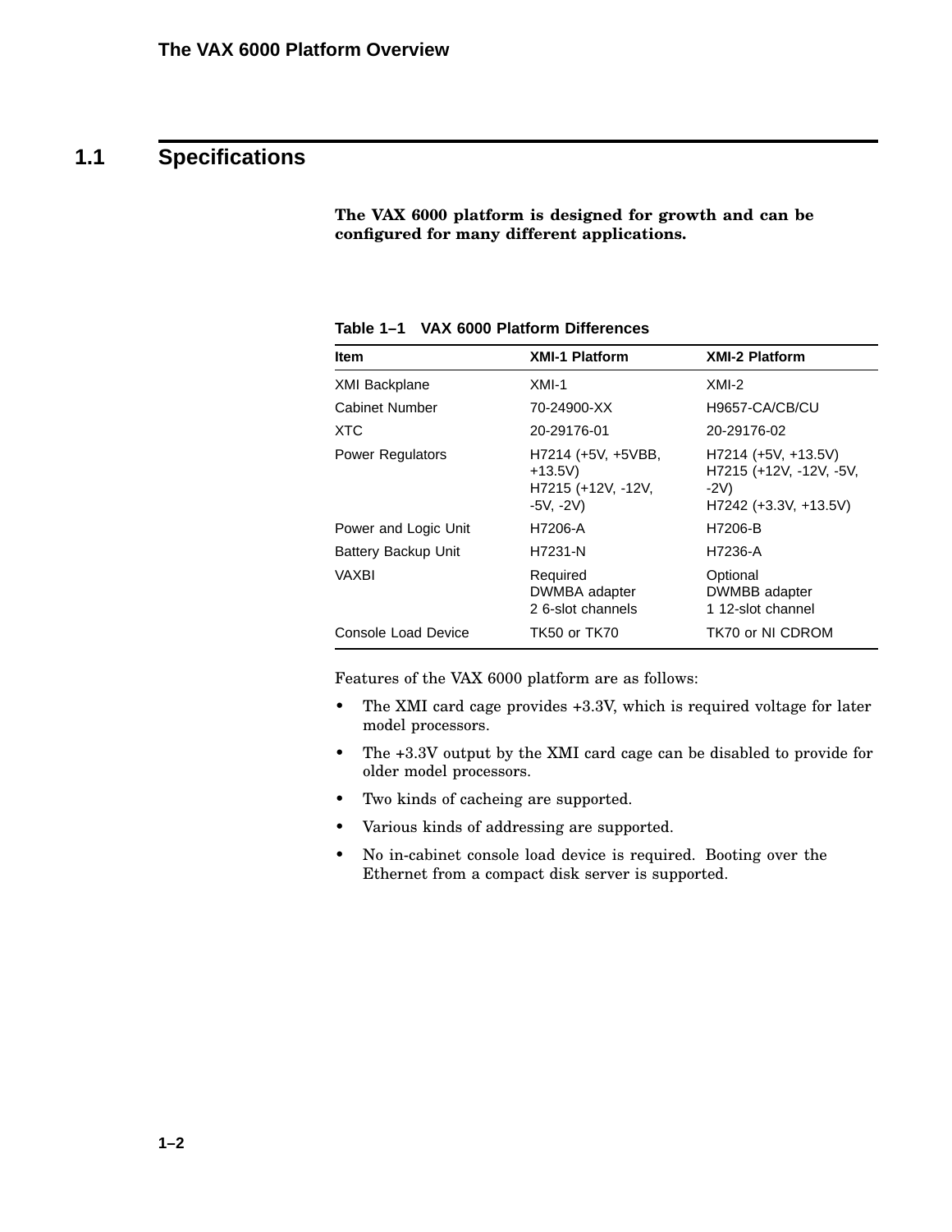## 1.1 Specifications

**The VAX 6000 platform is designed for growth and can be configured for many different applications.**

**Table 1–1 VAX 6000 Platform Differences**

| Item | XMI-1 Platform | XMI-2 Platform |
|---|---|---|
| XMI Backplane | XMI-1 | XMI-2 |
| Cabinet Number | 70-24900-XX | H9657-CA/CB/CU |
| XTC | 20-29176-01 | 20-29176-02 |
| Power Regulators | H7214 (+5V, +5VBB, +13.5V)<br>H7215 (+12V, -12V, -5V, -2V) | H7214 (+5V, +13.5V)<br>H7215 (+12V, -12V, -5V, -2V)<br>H7242 (+3.3V, +13.5V) |
| Power and Logic Unit | H7206-A | H7206-B |
| Battery Backup Unit | H7231-N | H7236-A |
| VAXBI | Required<br>DWMBA adapter<br>2 6-slot channels | Optional<br>DWMBB adapter<br>1 12-slot channel |
| Console Load Device | TK50 or TK70 | TK70 or NI CDROM |

Features of the VAX 6000 platform are as follows:

- The XMI card cage provides +3.3V, which is required voltage for later model processors.
- The +3.3V output by the XMI card cage can be disabled to provide for older model processors.
- Two kinds of cacheing are supported.
- Various kinds of addressing are supported.
- No in-cabinet console load device is required. Booting over the Ethernet from a compact disk server is supported.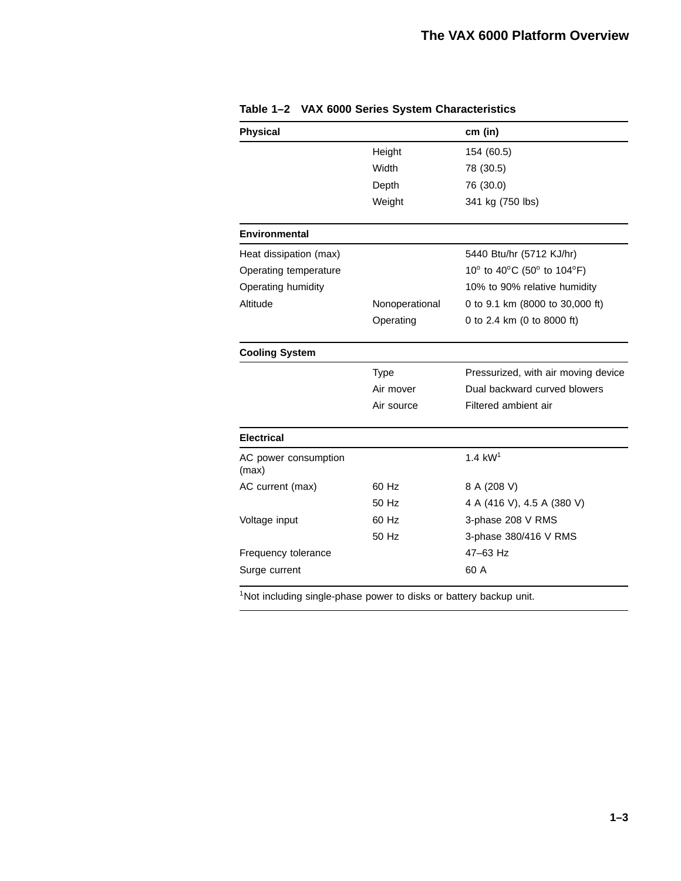**Table 1–2 VAX 6000 Series System Characteristics**

| Physical | | cm (in) |
|---|---|---|
| | Height | 154 (60.5) |
| | Width | 78 (30.5) |
| | Depth | 76 (30.0) |
| | Weight | 341 kg (750 lbs) |
| **Environmental** | | |
| Heat dissipation (max) | | 5440 Btu/hr (5712 KJ/hr) |
| Operating temperature | | $10^{o}$ to $40^{o}$C ($50^{o}$ to $104^{o}$F) |
| Operating humidity | | 10% to 90% relative humidity |
| Altitude | Nonoperational | 0 to 9.1 km (8000 to 30,000 ft) |
| | Operating | 0 to 2.4 km (0 to 8000 ft) |
| **Cooling System** | | |
| | Type | Pressurized, with air moving device |
| | Air mover | Dual backward curved blowers |
| | Air source | Filtered ambient air |
| **Electrical** | | |
| AC power consumption (max) | | 1.4 kW[1] |
| AC current (max) | 60 Hz | 8 A (208 V) |
| | 50 Hz | 4 A (416 V), 4.5 A (380 V) |
| Voltage input | 60 Hz | 3-phase 208 V RMS |
| | 50 Hz | 3-phase 380/416 V RMS |
| Frequency tolerance | | 47–63 Hz |
| Surge current | | 60 A |

[1]Not including single-phase power to disks or battery backup unit.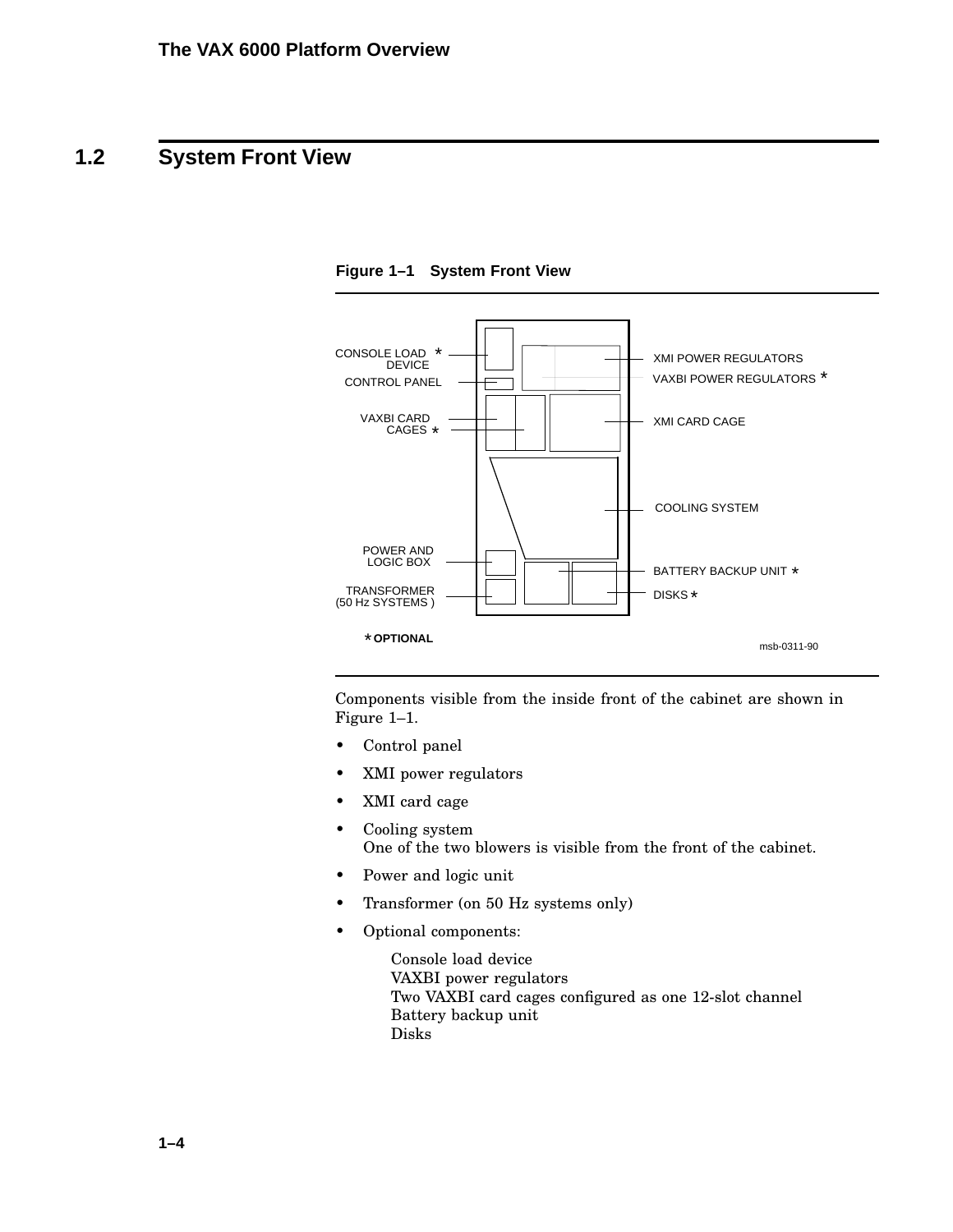## 1.2 System Front View

**Figure 1–1 System Front View**

CONSOLE LOAD DEVICE *

CONTROL PANEL

VAXBI CARD CAGES *

POWER AND LOGIC BOX

TRANSFORMER (50 Hz SYSTEMS )

XMI POWER REGULATORS

VAXBI POWER REGULATORS *

XMI CARD CAGE

COOLING SYSTEM

BATTERY BACKUP UNIT *

DISKS *

* OPTIONAL

msb-0311-90

Components visible from the inside front of the cabinet are shown in Figure 1–1.

- Control panel
- XMI power regulators
- XMI card cage
- Cooling system
  One of the two blowers is visible from the front of the cabinet.
- Power and logic unit
- Transformer (on 50 Hz systems only)
- Optional components:

  Console load device
  VAXBI power regulators
  Two VAXBI card cages configured as one 12-slot channel
  Battery backup unit
  Disks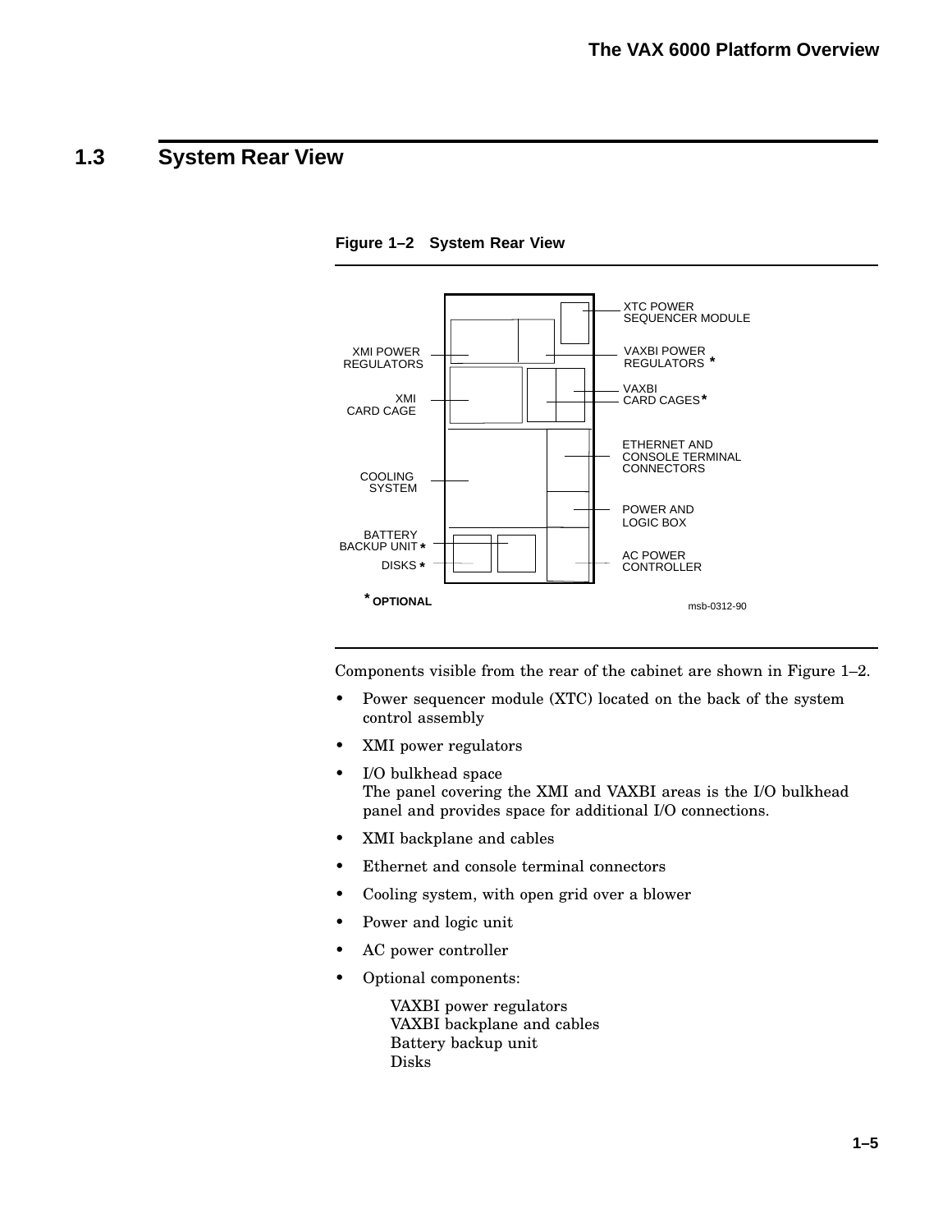## 1.3 System Rear View

**Figure 1–2 System Rear View**

XTC POWER SEQUENCER MODULE
XMI POWER REGULATORS
VAXBI POWER REGULATORS *
VAXBI CARD CAGES*
XMI CARD CAGE
ETHERNET AND CONSOLE TERMINAL CONNECTORS
COOLING SYSTEM
POWER AND LOGIC BOX
BATTERY BACKUP UNIT *
DISKS *
AC POWER CONTROLLER
* OPTIONAL
msb-0312-90

Components visible from the rear of the cabinet are shown in Figure 1–2.

- Power sequencer module (XTC) located on the back of the system control assembly
- XMI power regulators
- I/O bulkhead space
  The panel covering the XMI and VAXBI areas is the I/O bulkhead panel and provides space for additional I/O connections.
- XMI backplane and cables
- Ethernet and console terminal connectors
- Cooling system, with open grid over a blower
- Power and logic unit
- AC power controller
- Optional components:

  VAXBI power regulators
  VAXBI backplane and cables
  Battery backup unit
  Disks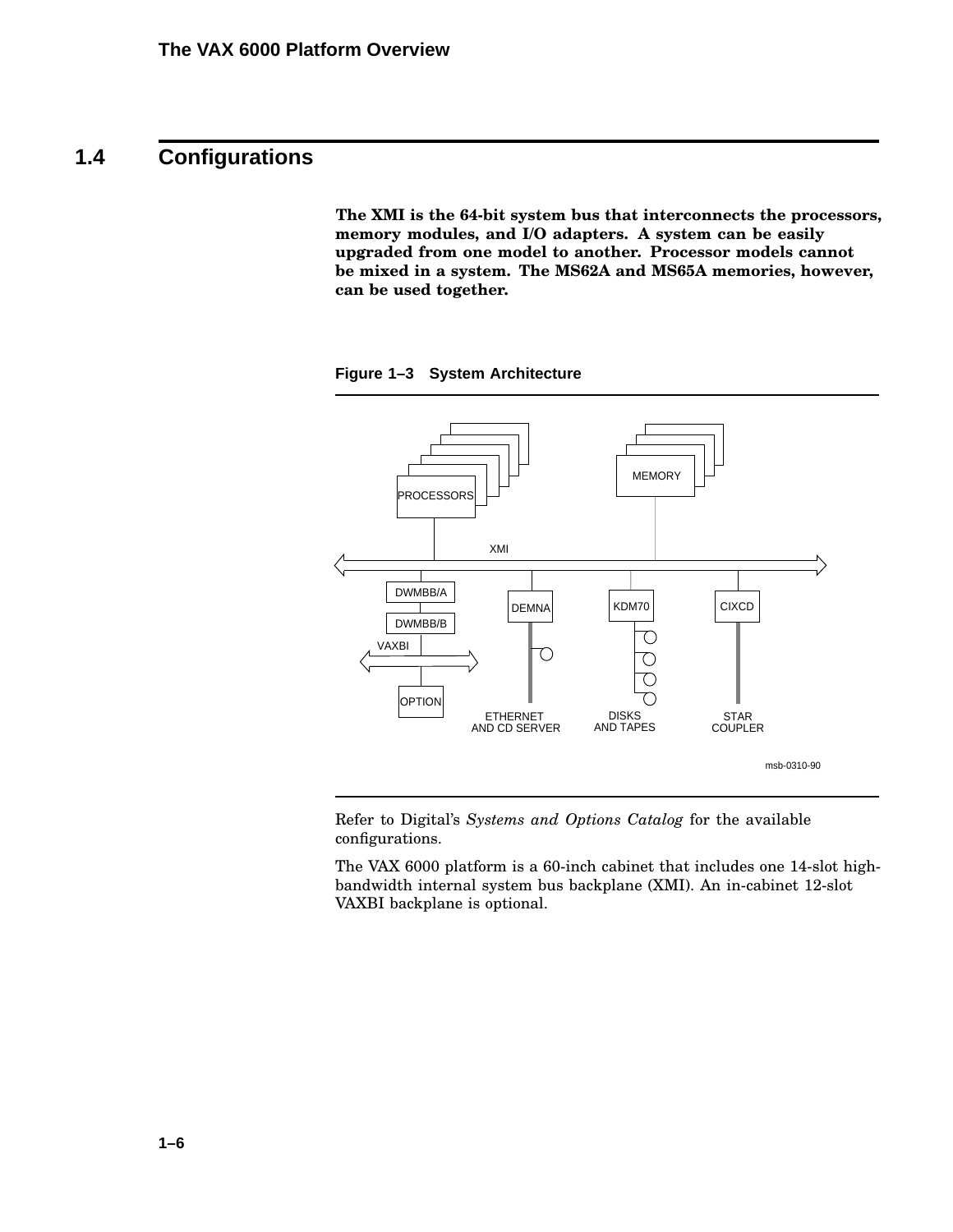## 1.4 Configurations

**The XMI is the 64-bit system bus that interconnects the processors, memory modules, and I/O adapters. A system can be easily upgraded from one model to another. Processor models cannot be mixed in a system. The MS62A and MS65A memories, however, can be used together.**

**Figure 1–3 System Architecture**

Refer to Digital's *Systems and Options Catalog* for the available configurations.

The VAX 6000 platform is a 60-inch cabinet that includes one 14-slot high-bandwidth internal system bus backplane (XMI). An in-cabinet 12-slot VAXBI backplane is optional.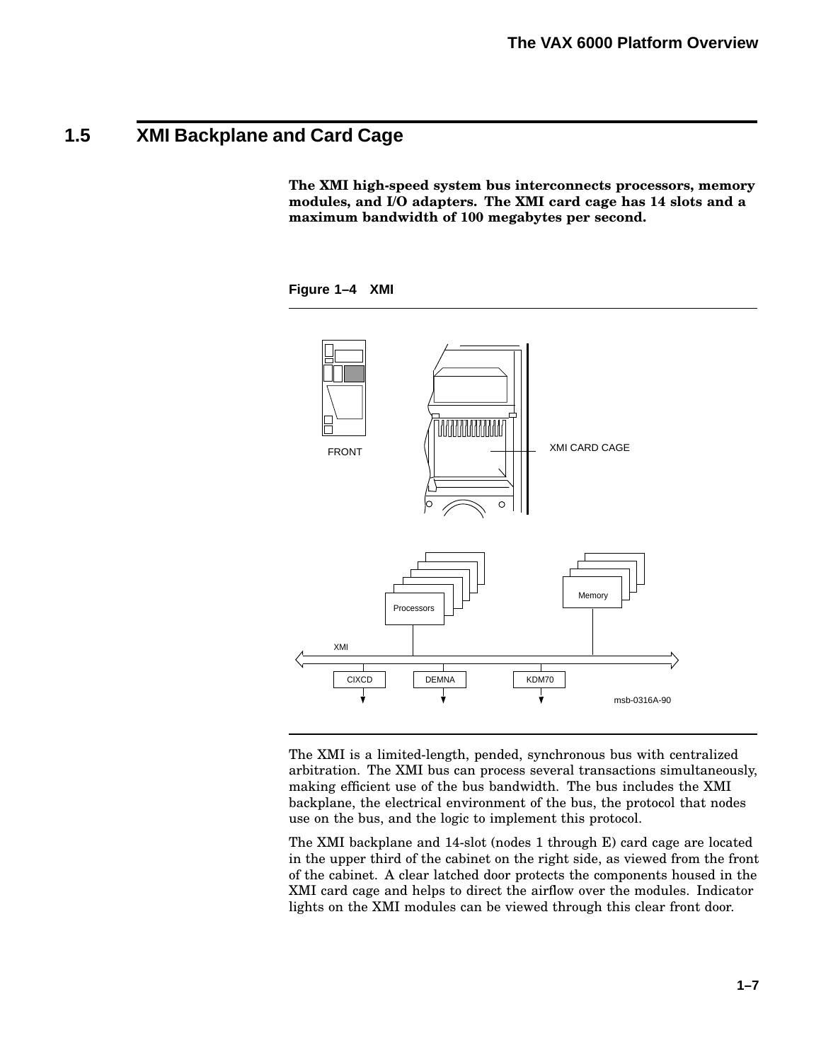## 1.5 XMI Backplane and Card Cage

**The XMI high-speed system bus interconnects processors, memory modules, and I/O adapters. The XMI card cage has 14 slots and a maximum bandwidth of 100 megabytes per second.**

**Figure 1–4 XMI**

FRONT

XMI CARD CAGE

Processors

Memory

XMI

CIXCD DEMNA KDM70

msb-0316A-90

The XMI is a limited-length, pended, synchronous bus with centralized arbitration. The XMI bus can process several transactions simultaneously, making efficient use of the bus bandwidth. The bus includes the XMI backplane, the electrical environment of the bus, the protocol that nodes use on the bus, and the logic to implement this protocol.

The XMI backplane and 14-slot (nodes 1 through E) card cage are located in the upper third of the cabinet on the right side, as viewed from the front of the cabinet. A clear latched door protects the components housed in the XMI card cage and helps to direct the airflow over the modules. Indicator lights on the XMI modules can be viewed through this clear front door.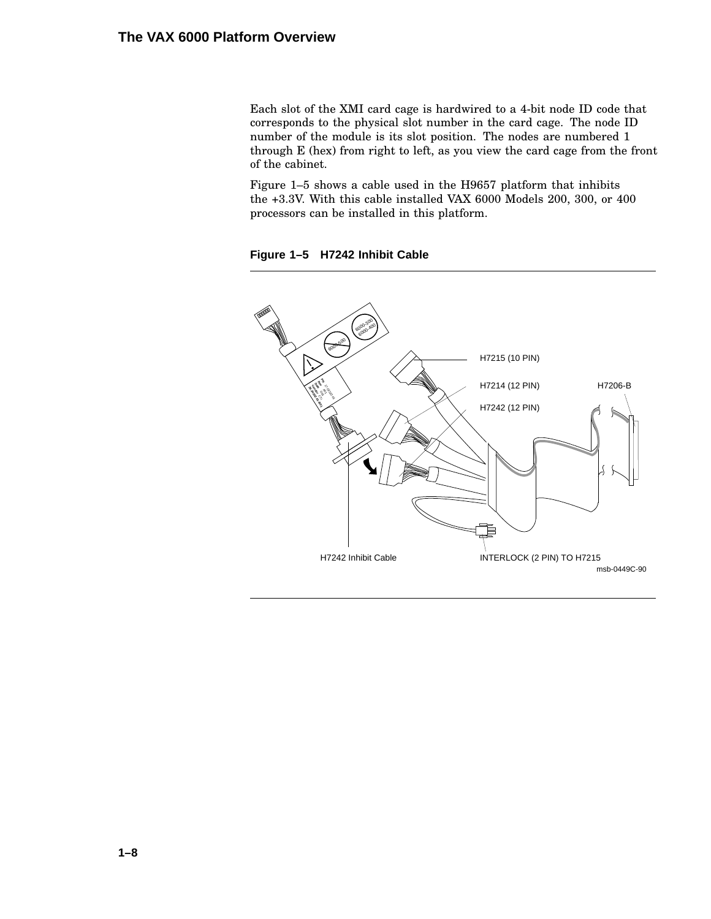Each slot of the XMI card cage is hardwired to a 4-bit node ID code that corresponds to the physical slot number in the card cage. The node ID number of the module is its slot position. The nodes are numbered 1 through E (hex) from right to left, as you view the card cage from the front of the cabinet.

Figure 1–5 shows a cable used in the H9657 platform that inhibits the +3.3V. With this cable installed VAX 6000 Models 200, 300, or 400 processors can be installed in this platform.

**Figure 1–5 H7242 Inhibit Cable**

H7215 (10 PIN)

H7214 (12 PIN)

H7206-B

H7242 (12 PIN)

H7242 Inhibit Cable

INTERLOCK (2 PIN) TO H7215

msb-0449C-90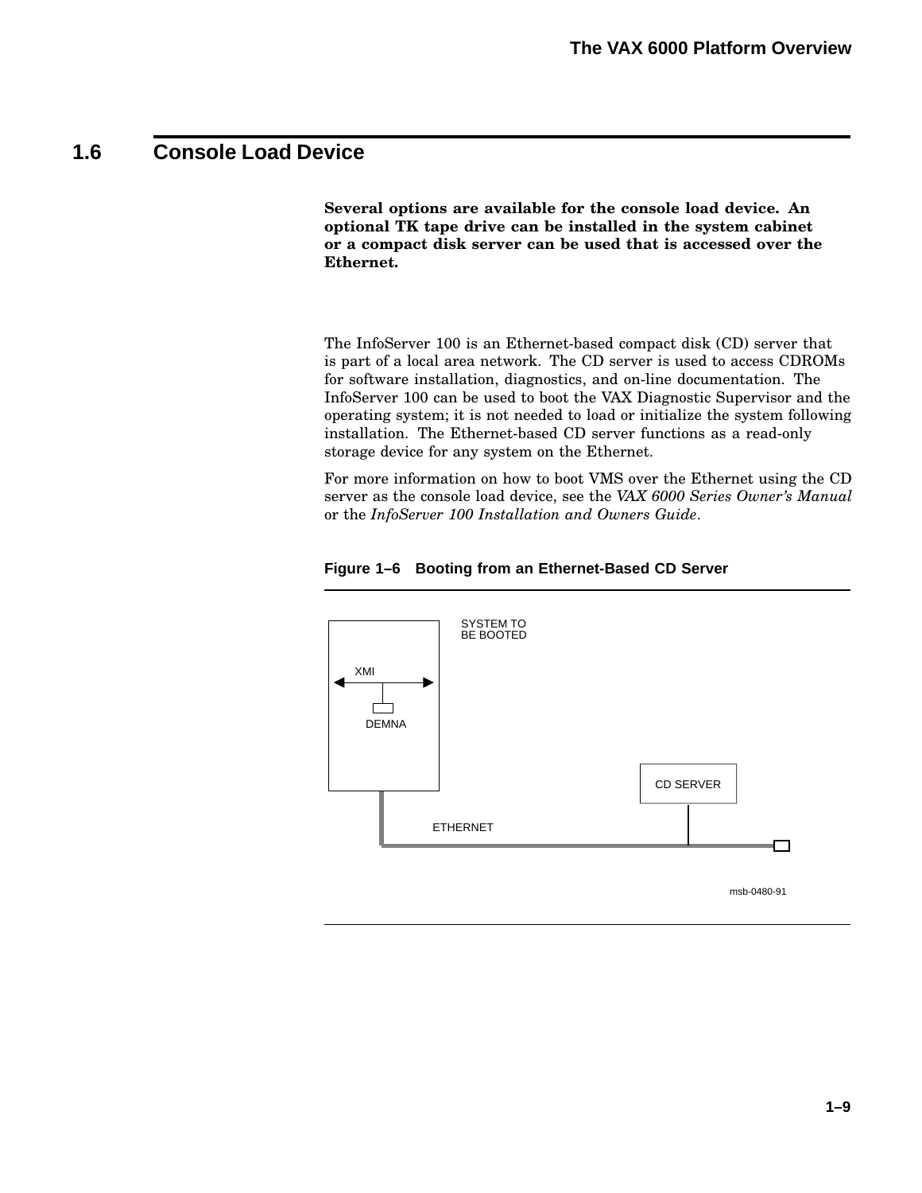## 1.6 Console Load Device

**Several options are available for the console load device. An optional TK tape drive can be installed in the system cabinet or a compact disk server can be used that is accessed over the Ethernet.**

The InfoServer 100 is an Ethernet-based compact disk (CD) server that is part of a local area network. The CD server is used to access CDROMs for software installation, diagnostics, and on-line documentation. The InfoServer 100 can be used to boot the VAX Diagnostic Supervisor and the operating system; it is not needed to load or initialize the system following installation. The Ethernet-based CD server functions as a read-only storage device for any system on the Ethernet.

For more information on how to boot VMS over the Ethernet using the CD server as the console load device, see the *VAX 6000 Series Owner's Manual* or the *InfoServer 100 Installation and Owners Guide*.

**Figure 1–6 Booting from an Ethernet-Based CD Server**

SYSTEM TO BE BOOTED

XMI

DEMNA

CD SERVER

ETHERNET

msb-0480-91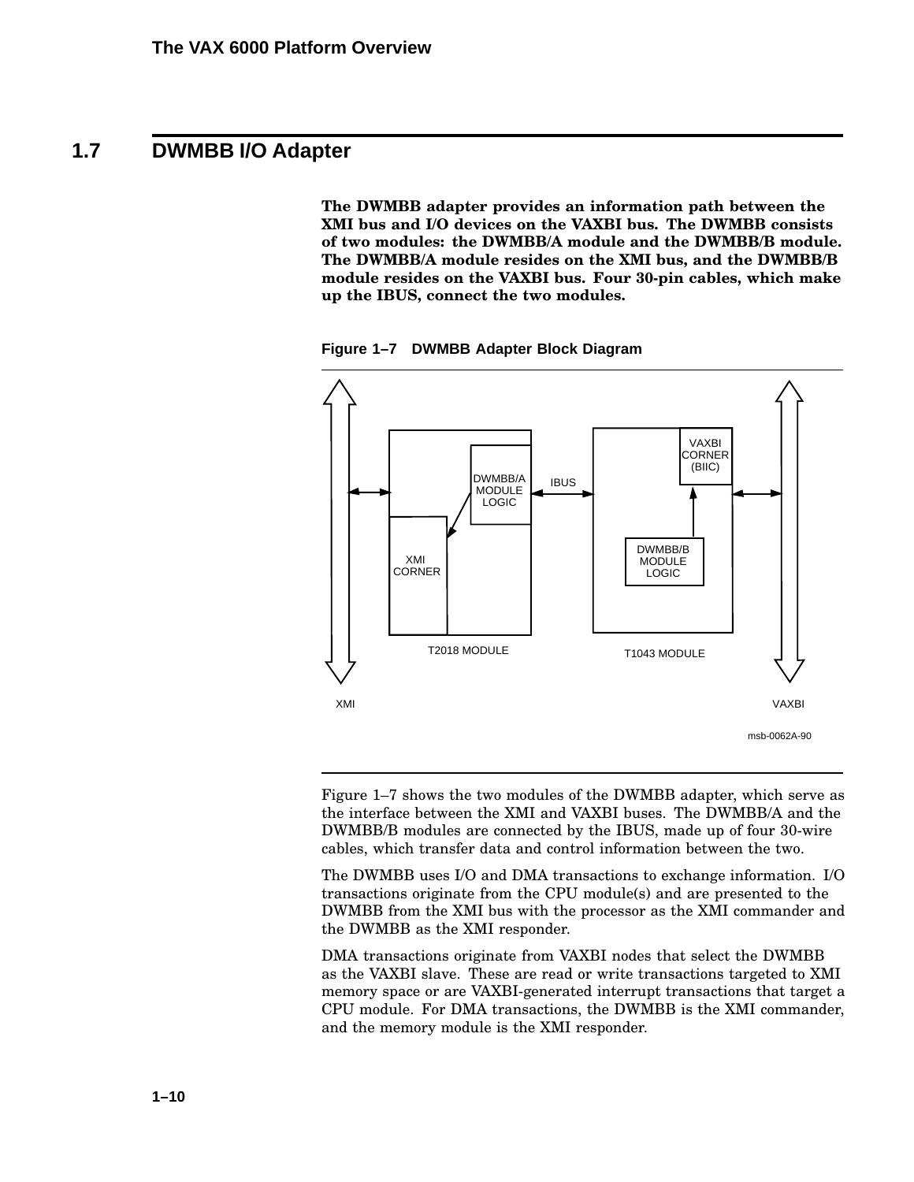## 1.7 DWMBB I/O Adapter

**The DWMBB adapter provides an information path between the XMI bus and I/O devices on the VAXBI bus. The DWMBB consists of two modules: the DWMBB/A module and the DWMBB/B module. The DWMBB/A module resides on the XMI bus, and the DWMBB/B module resides on the VAXBI bus. Four 30-pin cables, which make up the IBUS, connect the two modules.**

**Figure 1–7 DWMBB Adapter Block Diagram**

XMI CORNER, DWMBB/A MODULE LOGIC, T2018 MODULE, IBUS, VAXBI CORNER (BIIC), DWMBB/B MODULE LOGIC, T1043 MODULE, XMI, VAXBI

msb-0062A-90

Figure 1–7 shows the two modules of the DWMBB adapter, which serve as the interface between the XMI and VAXBI buses. The DWMBB/A and the DWMBB/B modules are connected by the IBUS, made up of four 30-wire cables, which transfer data and control information between the two.

The DWMBB uses I/O and DMA transactions to exchange information. I/O transactions originate from the CPU module(s) and are presented to the DWMBB from the XMI bus with the processor as the XMI commander and the DWMBB as the XMI responder.

DMA transactions originate from VAXBI nodes that select the DWMBB as the VAXBI slave. These are read or write transactions targeted to XMI memory space or are VAXBI-generated interrupt transactions that target a CPU module. For DMA transactions, the DWMBB is the XMI commander, and the memory module is the XMI responder.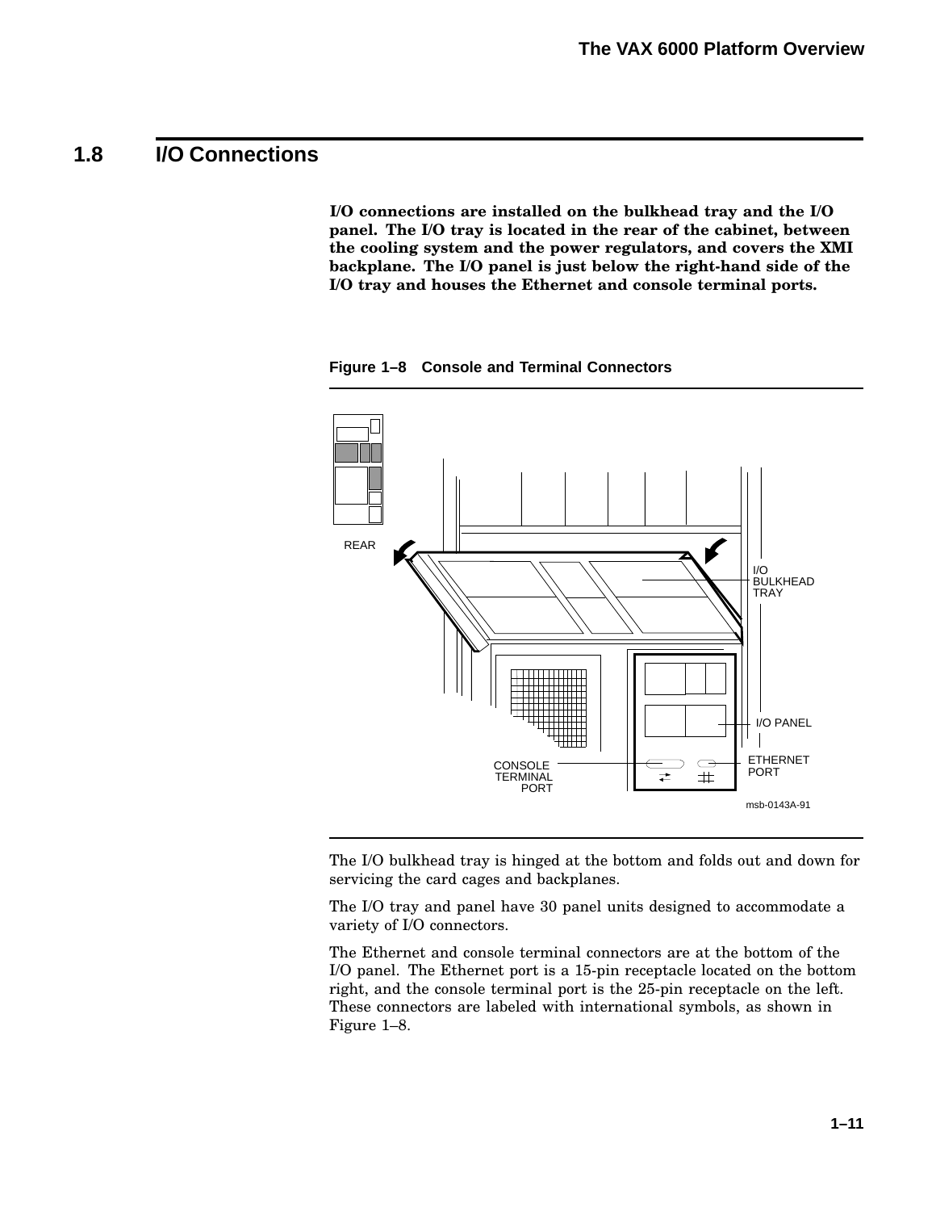## 1.8 I/O Connections

**I/O connections are installed on the bulkhead tray and the I/O panel. The I/O tray is located in the rear of the cabinet, between the cooling system and the power regulators, and covers the XMI backplane. The I/O panel is just below the right-hand side of the I/O tray and houses the Ethernet and console terminal ports.**

**Figure 1–8 Console and Terminal Connectors**

The I/O bulkhead tray is hinged at the bottom and folds out and down for servicing the card cages and backplanes.

The I/O tray and panel have 30 panel units designed to accommodate a variety of I/O connectors.

The Ethernet and console terminal connectors are at the bottom of the I/O panel. The Ethernet port is a 15-pin receptacle located on the bottom right, and the console terminal port is the 25-pin receptacle on the left. These connectors are labeled with international symbols, as shown in Figure 1–8.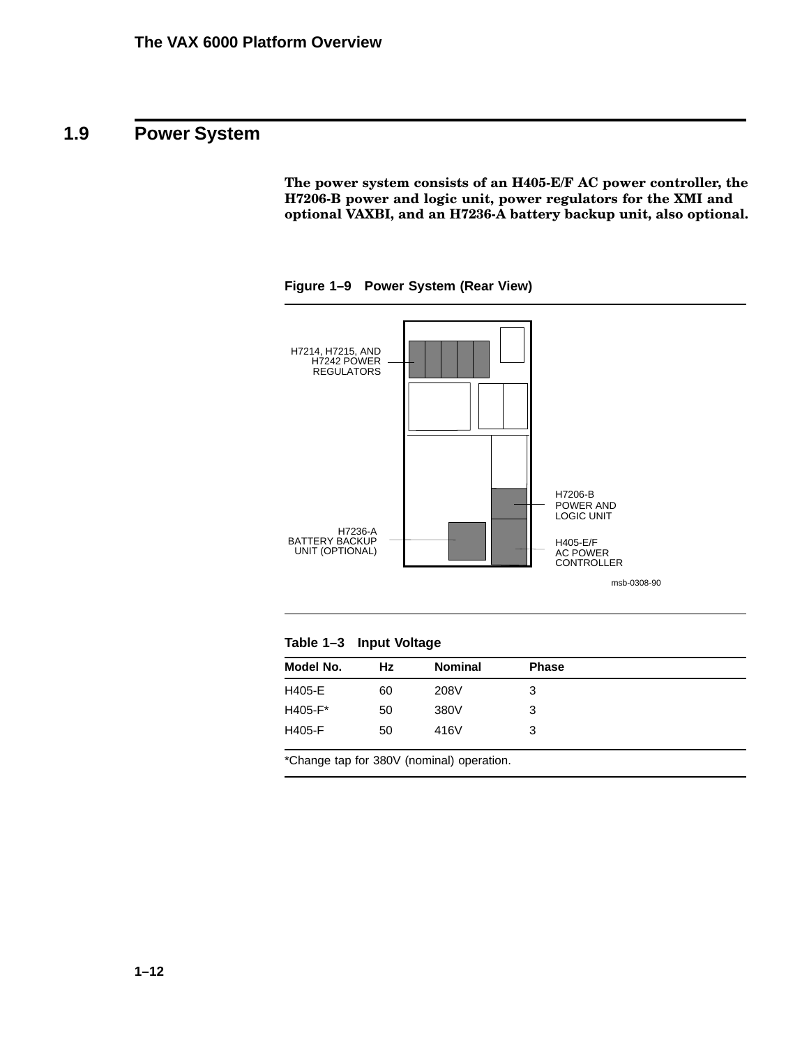## 1.9 Power System

**The power system consists of an H405-E/F AC power controller, the H7206-B power and logic unit, power regulators for the XMI and optional VAXBI, and an H7236-A battery backup unit, also optional.**

**Figure 1–9 Power System (Rear View)**

H7214, H7215, AND H7242 POWER REGULATORS

H7206-B POWER AND LOGIC UNIT

H7236-A BATTERY BACKUP UNIT (OPTIONAL)

H405-E/F AC POWER CONTROLLER

msb-0308-90

**Table 1–3 Input Voltage**

| Model No. | Hz | Nominal | Phase |
|---|---|---|---|
| H405-E | 60 | 208V | 3 |
| H405-F* | 50 | 380V | 3 |
| H405-F | 50 | 416V | 3 |

*Change tap for 380V (nominal) operation.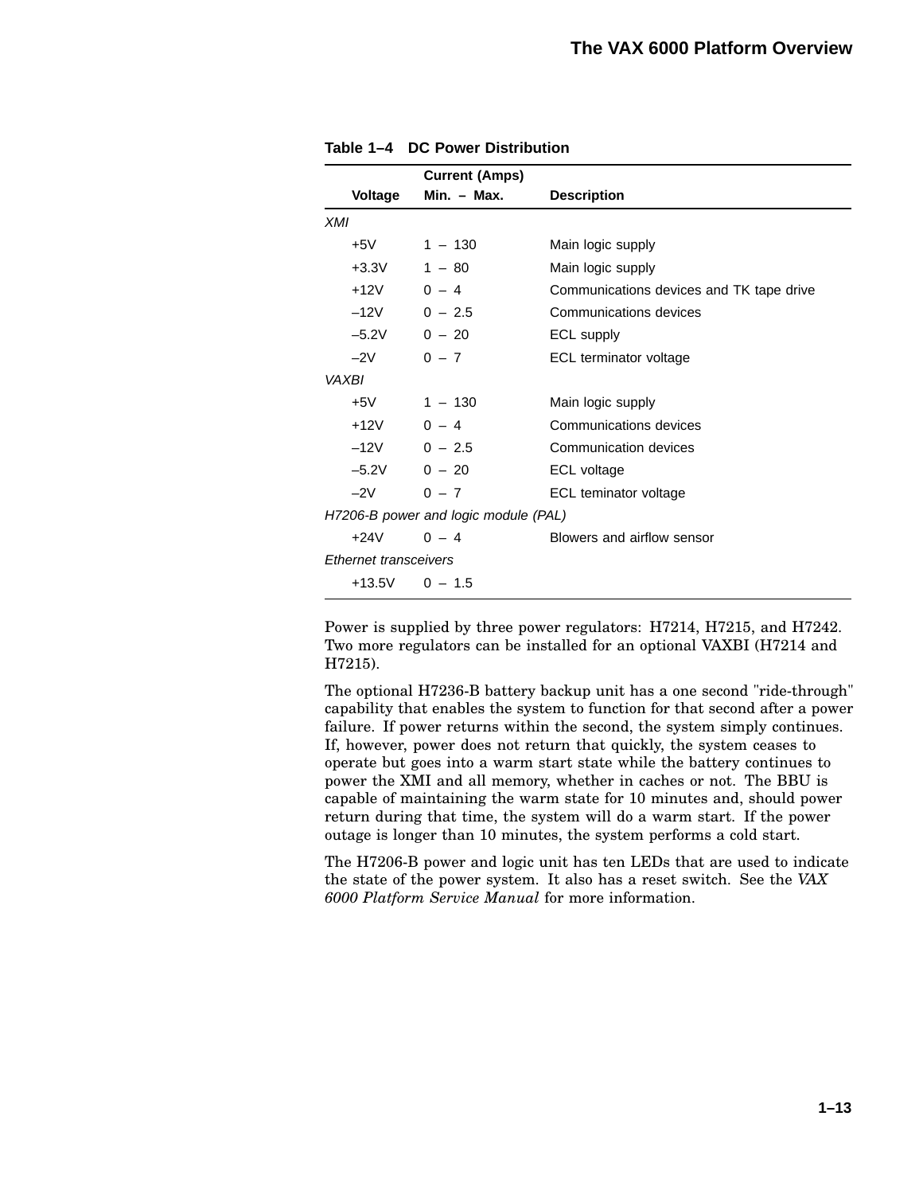**Table 1–4 DC Power Distribution**

| Voltage | Current (Amps) Min. – Max. | Description |
|---|---|---|
| *XMI* | | |
| +5V | 1 – 130 | Main logic supply |
| +3.3V | 1 – 80 | Main logic supply |
| +12V | 0 – 4 | Communications devices and TK tape drive |
| –12V | 0 – 2.5 | Communications devices |
| –5.2V | 0 – 20 | ECL supply |
| –2V | 0 – 7 | ECL terminator voltage |
| *VAXBI* | | |
| +5V | 1 – 130 | Main logic supply |
| +12V | 0 – 4 | Communications devices |
| –12V | 0 – 2.5 | Communication devices |
| –5.2V | 0 – 20 | ECL voltage |
| –2V | 0 – 7 | ECL teminator voltage |
| *H7206-B power and logic module (PAL)* | | |
| +24V | 0 – 4 | Blowers and airflow sensor |
| *Ethernet transceivers* | | |
| +13.5V | 0 – 1.5 | |

Power is supplied by three power regulators: H7214, H7215, and H7242. Two more regulators can be installed for an optional VAXBI (H7214 and H7215).

The optional H7236-B battery backup unit has a one second "ride-through" capability that enables the system to function for that second after a power failure. If power returns within the second, the system simply continues. If, however, power does not return that quickly, the system ceases to operate but goes into a warm start state while the battery continues to power the XMI and all memory, whether in caches or not. The BBU is capable of maintaining the warm state for 10 minutes and, should power return during that time, the system will do a warm start. If the power outage is longer than 10 minutes, the system performs a cold start.

The H7206-B power and logic unit has ten LEDs that are used to indicate the state of the power system. It also has a reset switch. See the *VAX 6000 Platform Service Manual* for more information.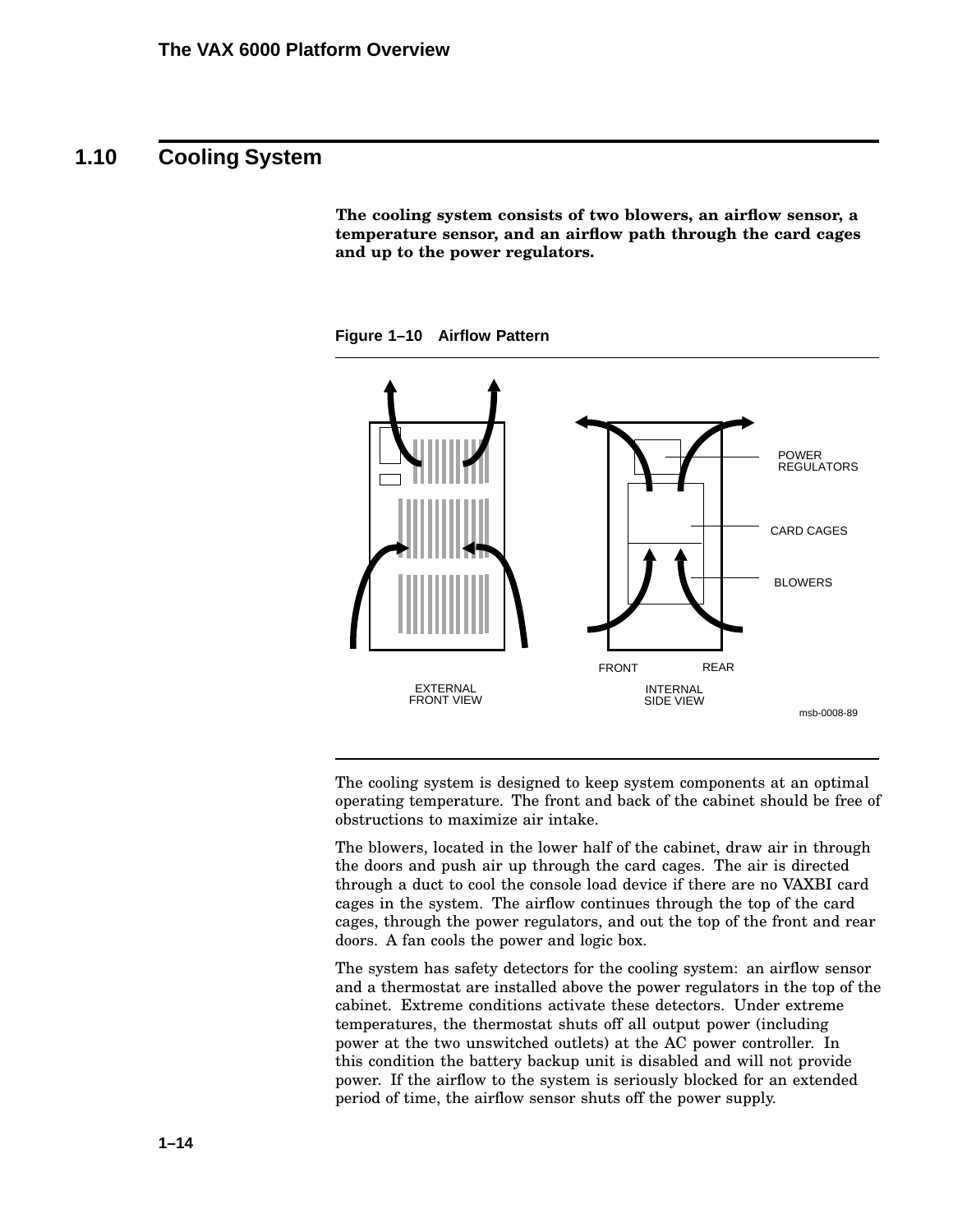## 1.10 Cooling System

**The cooling system consists of two blowers, an airflow sensor, a temperature sensor, and an airflow path through the card cages and up to the power regulators.**

**Figure 1–10 Airflow Pattern**

The cooling system is designed to keep system components at an optimal operating temperature. The front and back of the cabinet should be free of obstructions to maximize air intake.

The blowers, located in the lower half of the cabinet, draw air in through the doors and push air up through the card cages. The air is directed through a duct to cool the console load device if there are no VAXBI card cages in the system. The airflow continues through the top of the card cages, through the power regulators, and out the top of the front and rear doors. A fan cools the power and logic box.

The system has safety detectors for the cooling system: an airflow sensor and a thermostat are installed above the power regulators in the top of the cabinet. Extreme conditions activate these detectors. Under extreme temperatures, the thermostat shuts off all output power (including power at the two unswitched outlets) at the AC power controller. In this condition the battery backup unit is disabled and will not provide power. If the airflow to the system is seriously blocked for an extended period of time, the airflow sensor shuts off the power supply.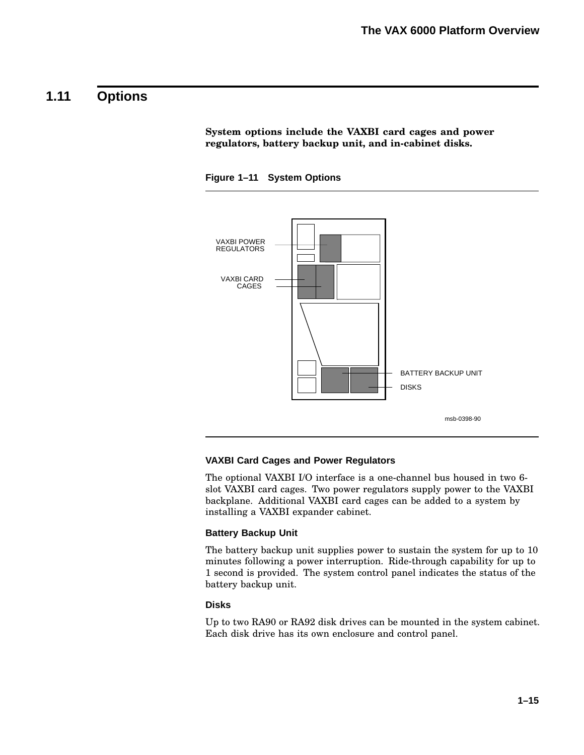## 1.11 Options

**System options include the VAXBI card cages and power regulators, battery backup unit, and in-cabinet disks.**

**Figure 1–11 System Options**

VAXBI POWER REGULATORS

VAXBI CARD CAGES

BATTERY BACKUP UNIT

DISKS

msb-0398-90

### VAXBI Card Cages and Power Regulators

The optional VAXBI I/O interface is a one-channel bus housed in two 6-slot VAXBI card cages. Two power regulators supply power to the VAXBI backplane. Additional VAXBI card cages can be added to a system by installing a VAXBI expander cabinet.

### Battery Backup Unit

The battery backup unit supplies power to sustain the system for up to 10 minutes following a power interruption. Ride-through capability for up to 1 second is provided. The system control panel indicates the status of the battery backup unit.

### Disks

Up to two RA90 or RA92 disk drives can be mounted in the system cabinet. Each disk drive has its own enclosure and control panel.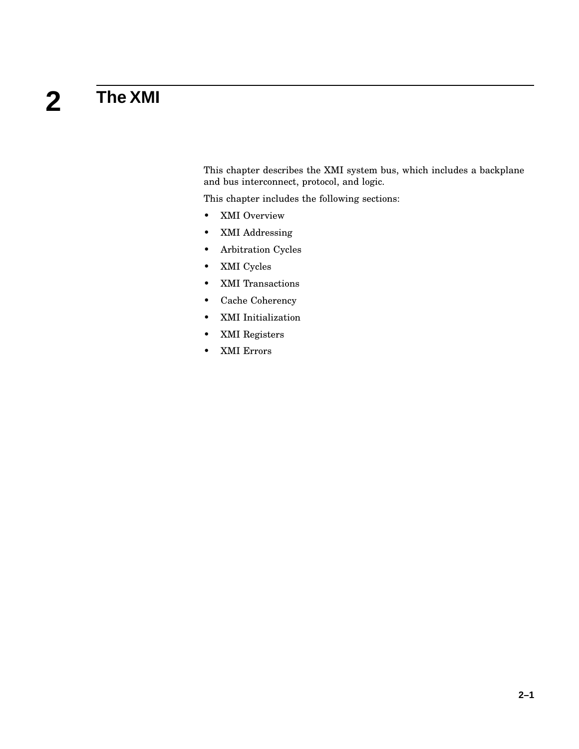# 2 The XMI

This chapter describes the XMI system bus, which includes a backplane and bus interconnect, protocol, and logic.

This chapter includes the following sections:

- XMI Overview
- XMI Addressing
- Arbitration Cycles
- XMI Cycles
- XMI Transactions
- Cache Coherency
- XMI Initialization
- XMI Registers
- XMI Errors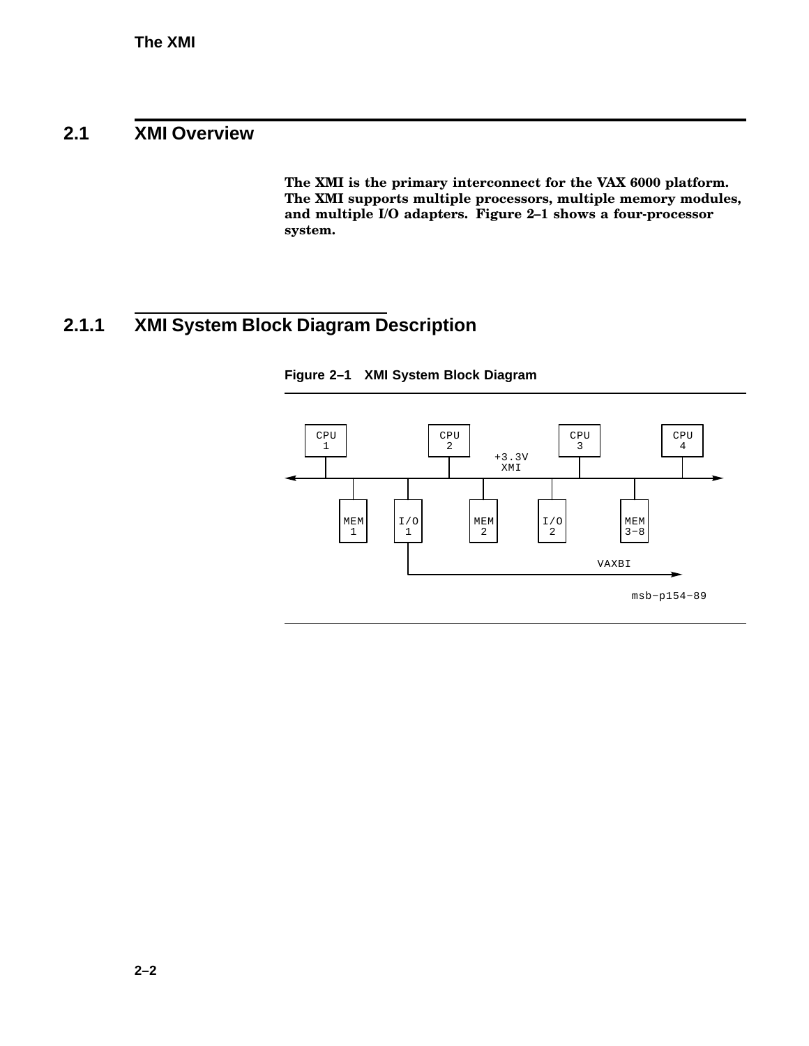## 2.1 XMI Overview

**The XMI is the primary interconnect for the VAX 6000 platform. The XMI supports multiple processors, multiple memory modules, and multiple I/O adapters. Figure 2–1 shows a four-processor system.**

### 2.1.1 XMI System Block Diagram Description

**Figure 2–1 XMI System Block Diagram**

```
 CPU        CPU          CPU      CPU
  1          2            3        4
                 +3.3V
                  XMI
<-------------------------------------->
   MEM  I/O    MEM    I/O    MEM
    1    1      2      2     3-8
         |
         |               VAXBI
         +------------------------->

                             msb-p154-89
```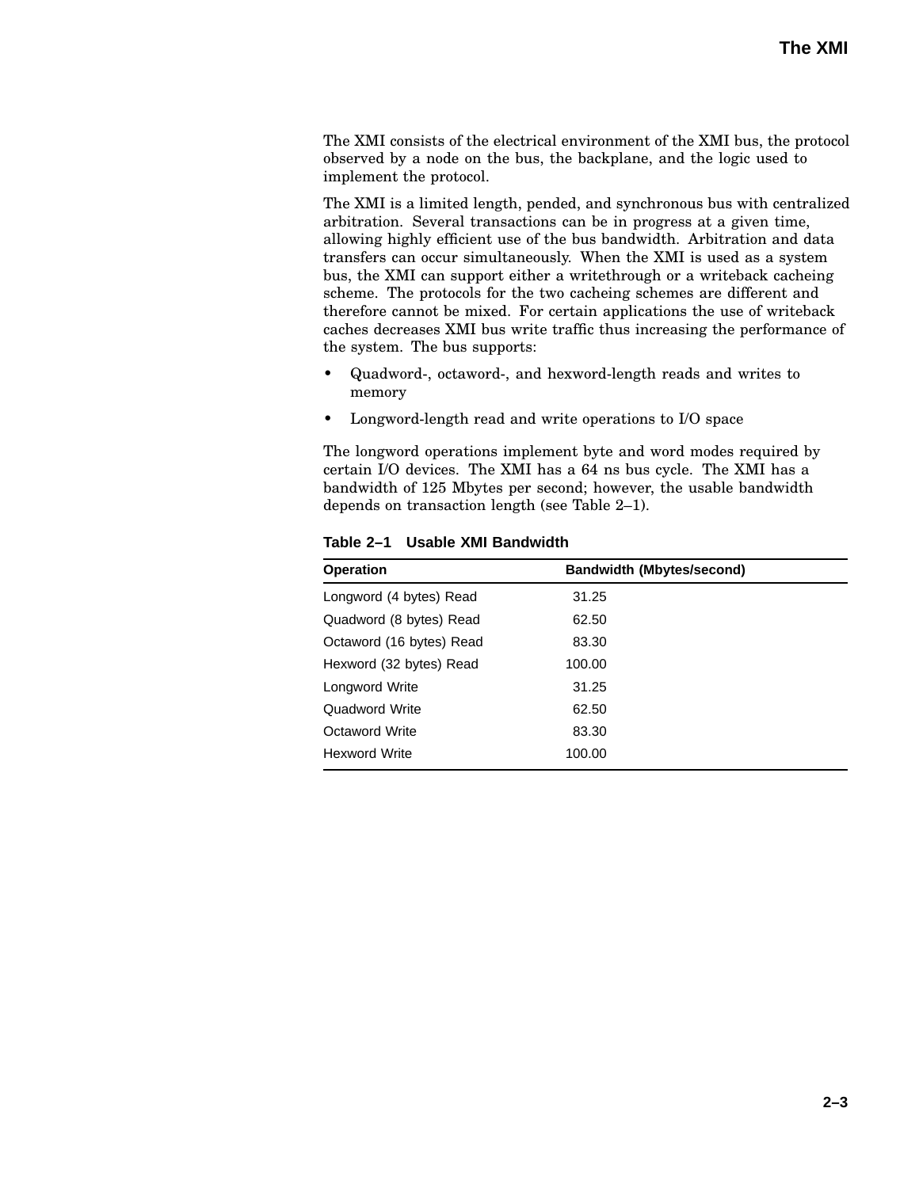The XMI consists of the electrical environment of the XMI bus, the protocol observed by a node on the bus, the backplane, and the logic used to implement the protocol.

The XMI is a limited length, pended, and synchronous bus with centralized arbitration. Several transactions can be in progress at a given time, allowing highly efficient use of the bus bandwidth. Arbitration and data transfers can occur simultaneously. When the XMI is used as a system bus, the XMI can support either a writethrough or a writeback cacheing scheme. The protocols for the two cacheing schemes are different and therefore cannot be mixed. For certain applications the use of writeback caches decreases XMI bus write traffic thus increasing the performance of the system. The bus supports:

- Quadword-, octaword-, and hexword-length reads and writes to memory
- Longword-length read and write operations to I/O space

The longword operations implement byte and word modes required by certain I/O devices. The XMI has a 64 ns bus cycle. The XMI has a bandwidth of 125 Mbytes per second; however, the usable bandwidth depends on transaction length (see Table 2–1).

**Table 2–1 Usable XMI Bandwidth**

| Operation | Bandwidth (Mbytes/second) |
|---|---|
| Longword (4 bytes) Read | 31.25 |
| Quadword (8 bytes) Read | 62.50 |
| Octaword (16 bytes) Read | 83.30 |
| Hexword (32 bytes) Read | 100.00 |
| Longword Write | 31.25 |
| Quadword Write | 62.50 |
| Octaword Write | 83.30 |
| Hexword Write | 100.00 |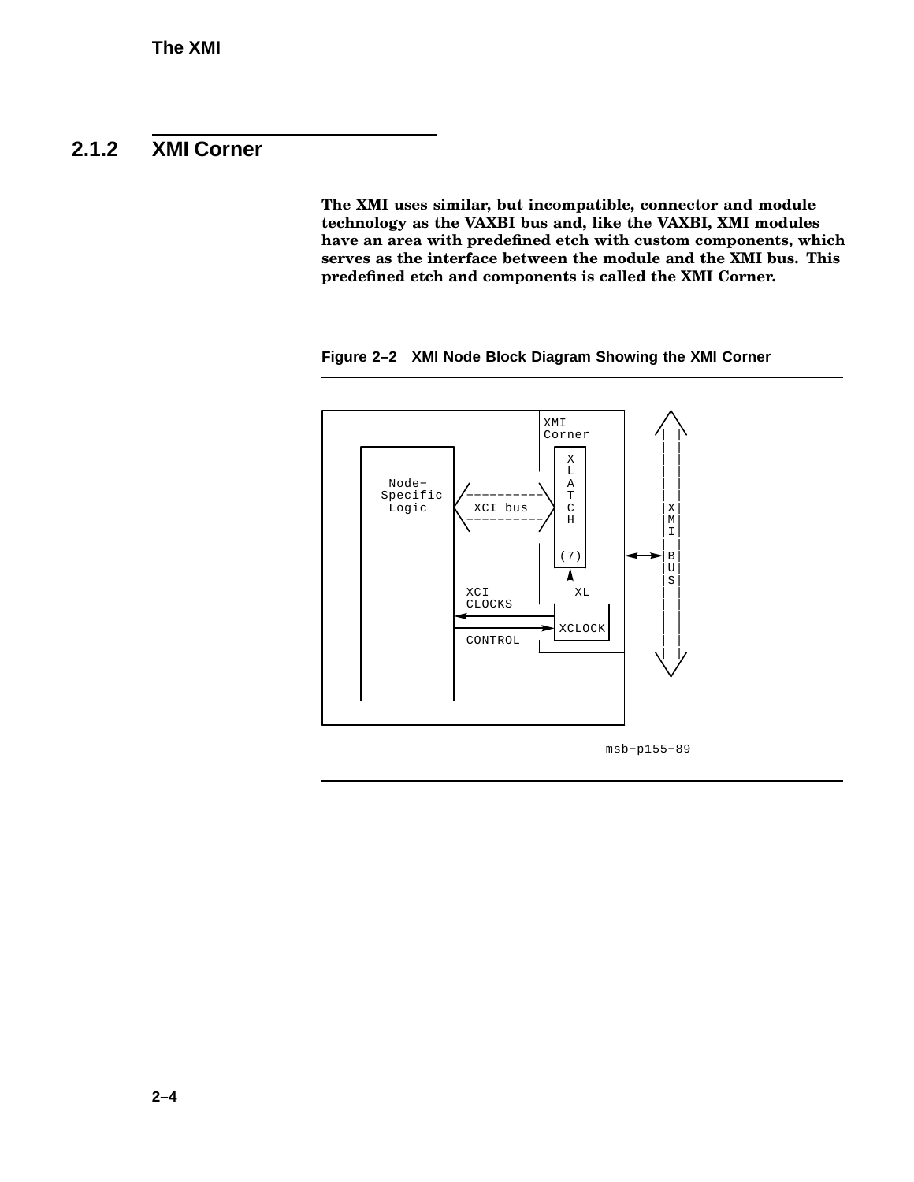## 2.1.2 XMI Corner

**The XMI uses similar, but incompatible, connector and module technology as the VAXBI bus and, like the VAXBI, XMI modules have an area with predefined etch with custom components, which serves as the interface between the module and the XMI bus. This predefined etch and components is called the XMI Corner.**

**Figure 2–2 XMI Node Block Diagram Showing the XMI Corner**

Node-Specific Logic

XCI bus

XMI Corner

XLATCH (7)

XCI CLOCKS

CONTROL

XL

XCLOCK

XMI BUS

msb−p155−89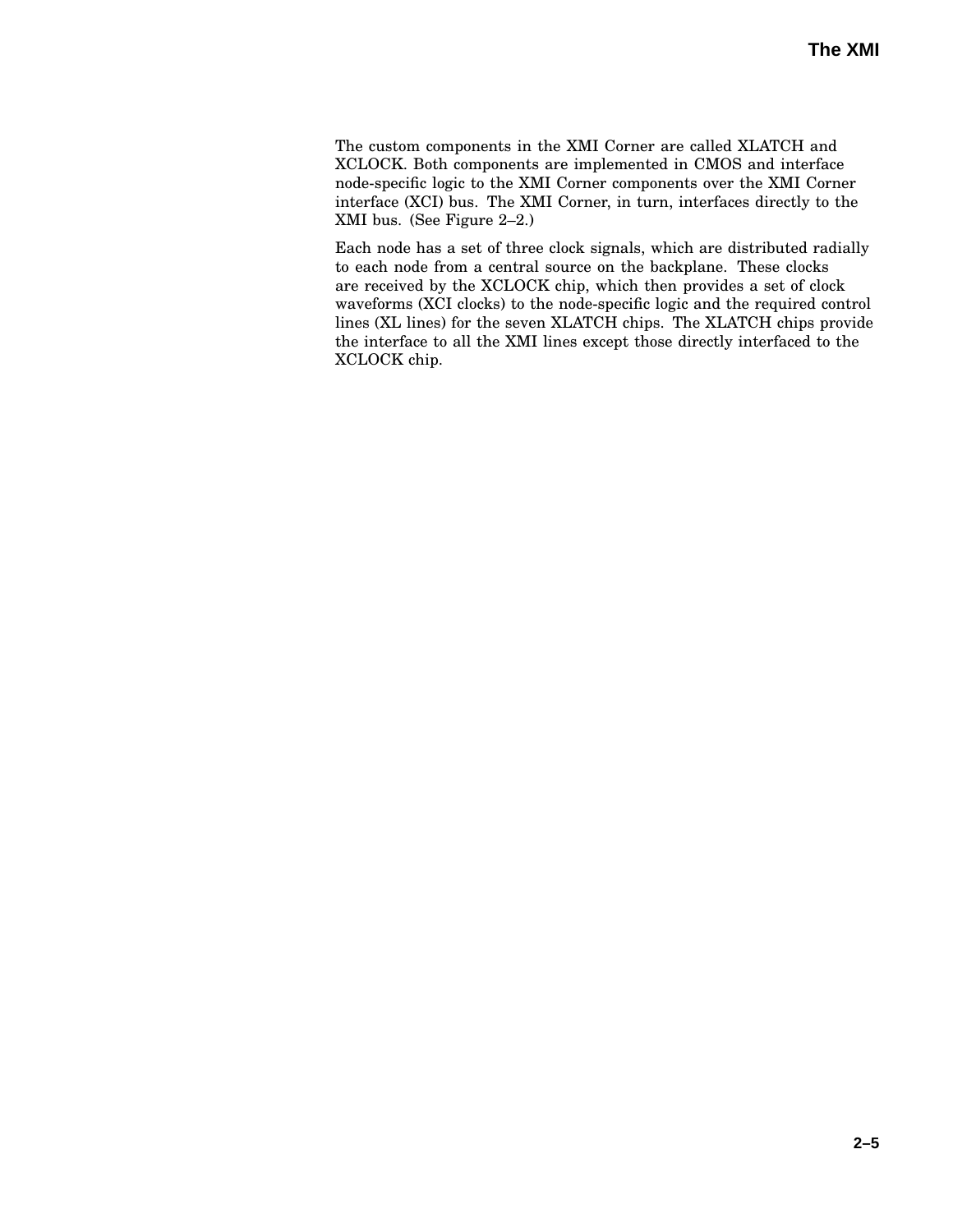The custom components in the XMI Corner are called XLATCH and XCLOCK. Both components are implemented in CMOS and interface node-specific logic to the XMI Corner components over the XMI Corner interface (XCI) bus. The XMI Corner, in turn, interfaces directly to the XMI bus. (See Figure 2–2.)

Each node has a set of three clock signals, which are distributed radially to each node from a central source on the backplane. These clocks are received by the XCLOCK chip, which then provides a set of clock waveforms (XCI clocks) to the node-specific logic and the required control lines (XL lines) for the seven XLATCH chips. The XLATCH chips provide the interface to all the XMI lines except those directly interfaced to the XCLOCK chip.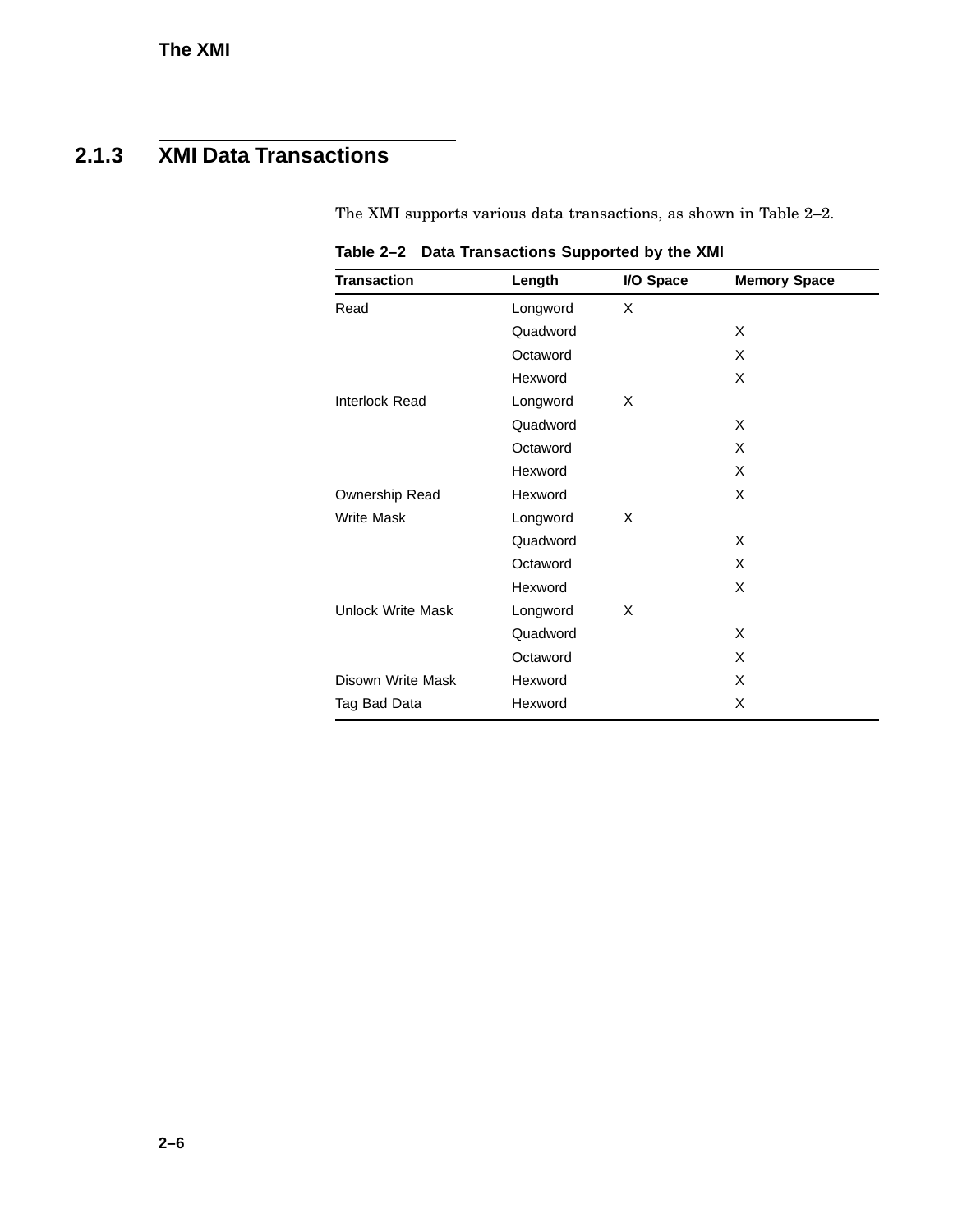### 2.1.3 XMI Data Transactions

The XMI supports various data transactions, as shown in Table 2–2.

**Table 2–2 Data Transactions Supported by the XMI**

| Transaction | Length | I/O Space | Memory Space |
|---|---|---|---|
| Read | Longword | X | |
| | Quadword | | X |
| | Octaword | | X |
| | Hexword | | X |
| Interlock Read | Longword | X | |
| | Quadword | | X |
| | Octaword | | X |
| | Hexword | | X |
| Ownership Read | Hexword | | X |
| Write Mask | Longword | X | |
| | Quadword | | X |
| | Octaword | | X |
| | Hexword | | X |
| Unlock Write Mask | Longword | X | |
| | Quadword | | X |
| | Octaword | | X |
| Disown Write Mask | Hexword | | X |
| Tag Bad Data | Hexword | | X |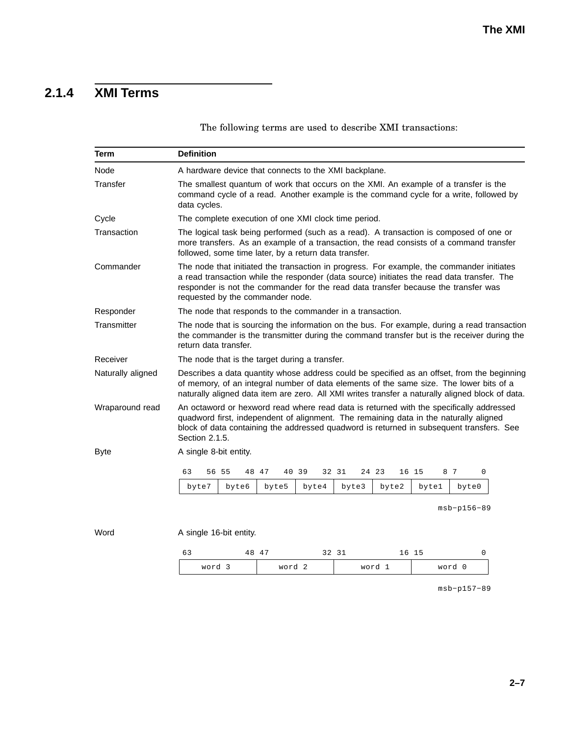## 2.1.4 XMI Terms

The following terms are used to describe XMI transactions:

| Term | Definition |
|---|---|
| Node | A hardware device that connects to the XMI backplane. |
| Transfer | The smallest quantum of work that occurs on the XMI. An example of a transfer is the command cycle of a read. Another example is the command cycle for a write, followed by data cycles. |
| Cycle | The complete execution of one XMI clock time period. |
| Transaction | The logical task being performed (such as a read). A transaction is composed of one or more transfers. As an example of a transaction, the read consists of a command transfer followed, some time later, by a return data transfer. |
| Commander | The node that initiated the transaction in progress. For example, the commander initiates a read transaction while the responder (data source) initiates the read data transfer. The responder is not the commander for the read data transfer because the transfer was requested by the commander node. |
| Responder | The node that responds to the commander in a transaction. |
| Transmitter | The node that is sourcing the information on the bus. For example, during a read transaction the commander is the transmitter during the command transfer but is the receiver during the return data transfer. |
| Receiver | The node that is the target during a transfer. |
| Naturally aligned | Describes a data quantity whose address could be specified as an offset, from the beginning of memory, of an integral number of data elements of the same size. The lower bits of a naturally aligned data item are zero. All XMI writes transfer a naturally aligned block of data. |
| Wraparound read | An octaword or hexword read where read data is returned with the specifically addressed quadword first, independent of alignment. The remaining data in the naturally aligned block of data containing the addressed quadword is returned in subsequent transfers. See Section 2.1.5. |
| Byte | A single 8-bit entity. |

| 63 — 56 | 55 — 48 | 47 — 40 | 39 — 32 | 31 — 24 | 23 — 16 | 15 — 8 | 7 — 0 |
|---|---|---|---|---|---|---|---|
| byte7 | byte6 | byte5 | byte4 | byte3 | byte2 | byte1 | byte0 |

msb−p156−89

| Term | Definition |
|---|---|
| Word | A single 16-bit entity. |

| 63 — 48 | 47 — 32 | 31 — 16 | 15 — 0 |
|---|---|---|---|
| word 3 | word 2 | word 1 | word 0 |

msb−p157−89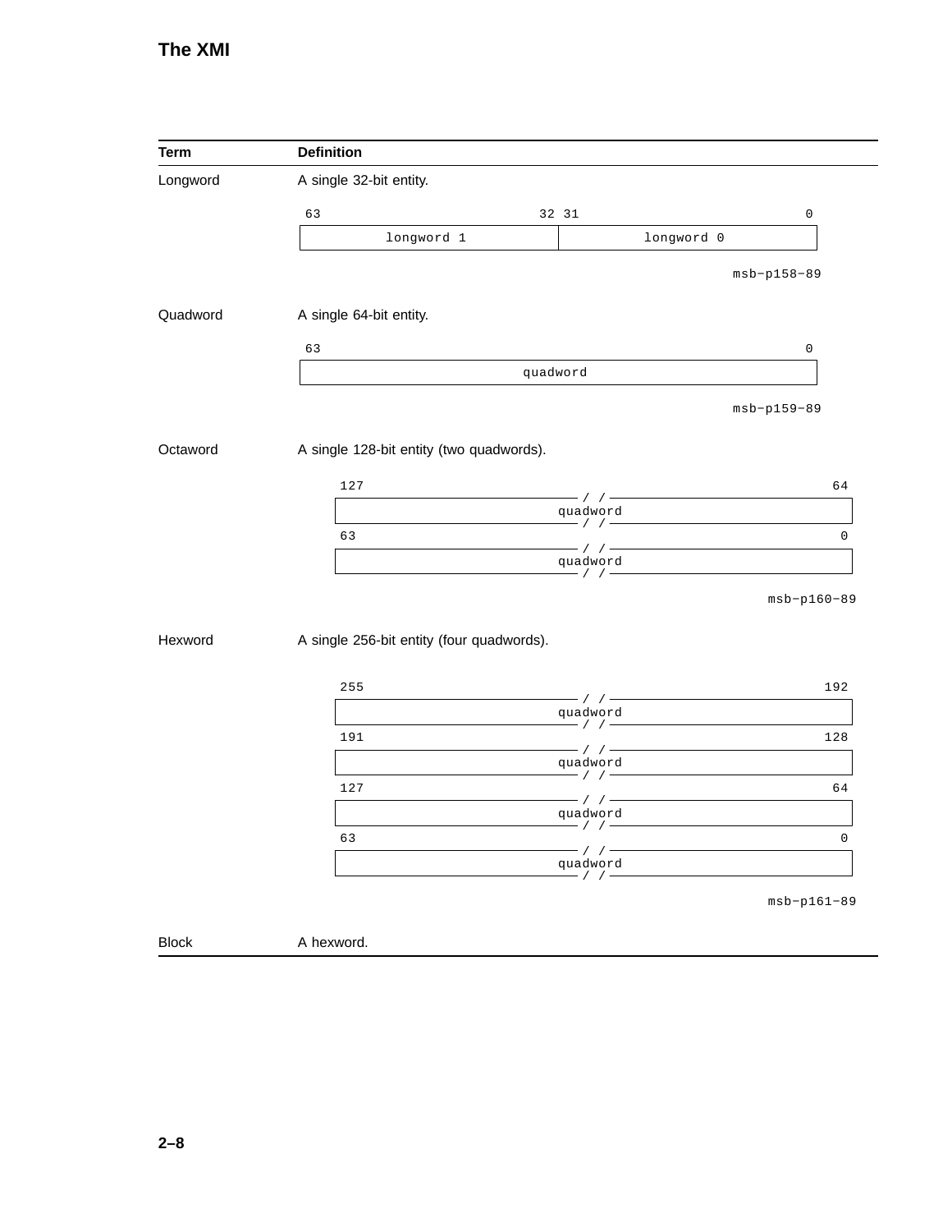| Term | Definition |
| --- | --- |
| Longword | A single 32-bit entity. |
| Quadword | A single 64-bit entity. |
| Octaword | A single 128-bit entity (two quadwords). |
| Hexword | A single 256-bit entity (four quadwords). |
| Block | A hexword. |

```
63                        32 31                         0
+---------------------------+---------------------------+
|        longword 1         |        longword 0         |
+---------------------------+---------------------------+
                                              msb-p158-89
```

```
63                                                      0
+-------------------------------------------------------+
|                       quadword                        |
+-------------------------------------------------------+
                                              msb-p159-89
```

```
127                                                    64
+--------------------------/ /--------------------------+
|                        quadword                       |
+--------------------------/ /--------------------------+
63                                                      0
+--------------------------/ /--------------------------+
|                        quadword                       |
+--------------------------/ /--------------------------+
                                              msb-p160-89
```

```
255                                                   192
+--------------------------/ /--------------------------+
|                        quadword                       |
+--------------------------/ /--------------------------+
191                                                   128
+--------------------------/ /--------------------------+
|                        quadword                       |
+--------------------------/ /--------------------------+
127                                                    64
+--------------------------/ /--------------------------+
|                        quadword                       |
+--------------------------/ /--------------------------+
63                                                      0
+--------------------------/ /--------------------------+
|                        quadword                       |
+--------------------------/ /--------------------------+
                                              msb-p161-89
```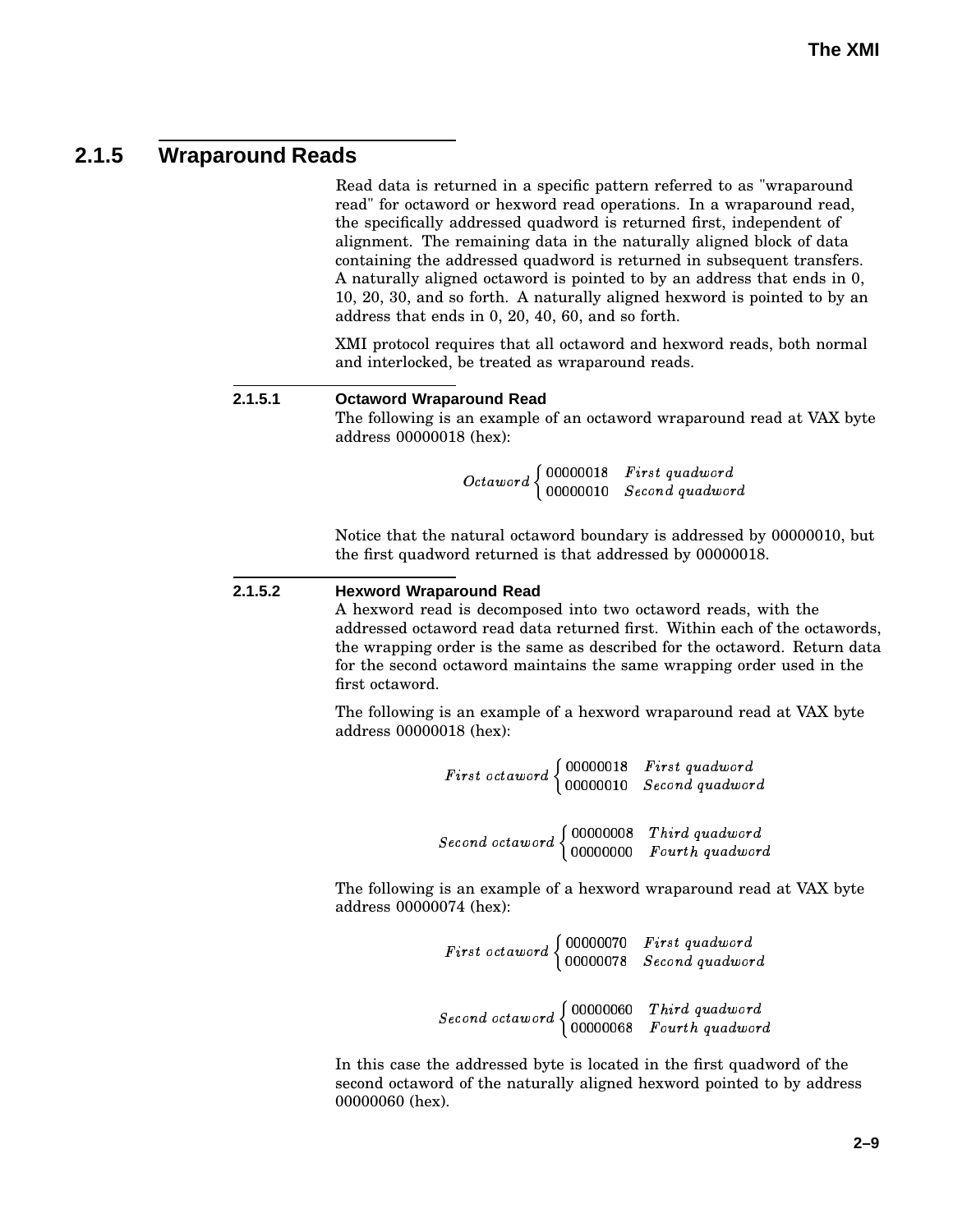### 2.1.5 Wraparound Reads

Read data is returned in a specific pattern referred to as "wraparound read" for octaword or hexword read operations. In a wraparound read, the specifically addressed quadword is returned first, independent of alignment. The remaining data in the naturally aligned block of data containing the addressed quadword is returned in subsequent transfers. A naturally aligned octaword is pointed to by an address that ends in 0, 10, 20, 30, and so forth. A naturally aligned hexword is pointed to by an address that ends in 0, 20, 40, 60, and so forth.

XMI protocol requires that all octaword and hexword reads, both normal and interlocked, be treated as wraparound reads.

#### 2.1.5.1 Octaword Wraparound Read

The following is an example of an octaword wraparound read at VAX byte address 00000018 (hex):

$$
Octaword \begin{cases} \texttt{00000018} & First\ quadword \\ \texttt{00000010} & Second\ quadword \end{cases}
$$

Notice that the natural octaword boundary is addressed by 00000010, but the first quadword returned is that addressed by 00000018.

#### 2.1.5.2 Hexword Wraparound Read

A hexword read is decomposed into two octaword reads, with the addressed octaword read data returned first. Within each of the octawords, the wrapping order is the same as described for the octaword. Return data for the second octaword maintains the same wrapping order used in the first octaword.

The following is an example of a hexword wraparound read at VAX byte address 00000018 (hex):

$$
First\ octaword \begin{cases} \texttt{00000018} & First\ quadword \\ \texttt{00000010} & Second\ quadword \end{cases}
$$

$$
Second\ octaword \begin{cases} \texttt{00000008} & Third\ quadword \\ \texttt{00000000} & Fourth\ quadword \end{cases}
$$

The following is an example of a hexword wraparound read at VAX byte address 00000074 (hex):

$$
First\ octaword \begin{cases} \texttt{00000070} & First\ quadword \\ \texttt{00000078} & Second\ quadword \end{cases}
$$

$$
Second\ octaword \begin{cases} \texttt{00000060} & Third\ quadword \\ \texttt{00000068} & Fourth\ quadword \end{cases}
$$

In this case the addressed byte is located in the first quadword of the second octaword of the naturally aligned hexword pointed to by address 00000060 (hex).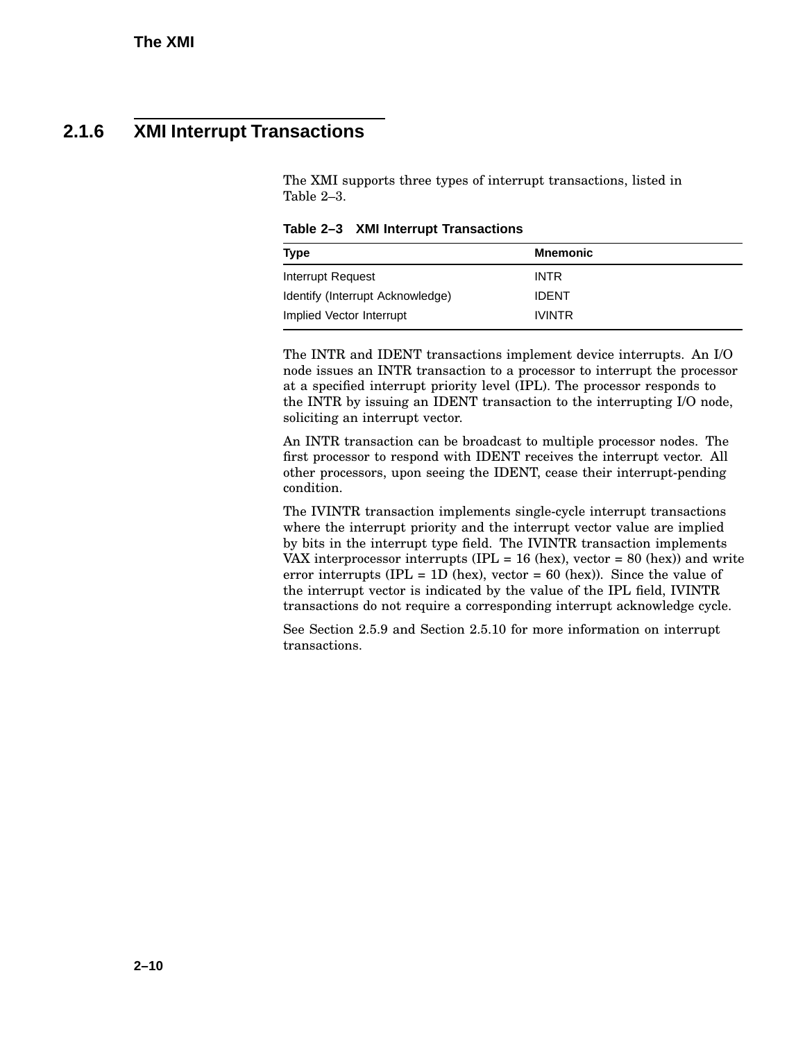### 2.1.6 XMI Interrupt Transactions

The XMI supports three types of interrupt transactions, listed in Table 2–3.

**Table 2–3 XMI Interrupt Transactions**

| Type | Mnemonic |
|---|---|
| Interrupt Request | INTR |
| Identify (Interrupt Acknowledge) | IDENT |
| Implied Vector Interrupt | IVINTR |

The INTR and IDENT transactions implement device interrupts. An I/O node issues an INTR transaction to a processor to interrupt the processor at a specified interrupt priority level (IPL). The processor responds to the INTR by issuing an IDENT transaction to the interrupting I/O node, soliciting an interrupt vector.

An INTR transaction can be broadcast to multiple processor nodes. The first processor to respond with IDENT receives the interrupt vector. All other processors, upon seeing the IDENT, cease their interrupt-pending condition.

The IVINTR transaction implements single-cycle interrupt transactions where the interrupt priority and the interrupt vector value are implied by bits in the interrupt type field. The IVINTR transaction implements VAX interprocessor interrupts (IPL = 16 (hex), vector = 80 (hex)) and write error interrupts (IPL = 1D (hex), vector = 60 (hex)). Since the value of the interrupt vector is indicated by the value of the IPL field, IVINTR transactions do not require a corresponding interrupt acknowledge cycle.

See Section 2.5.9 and Section 2.5.10 for more information on interrupt transactions.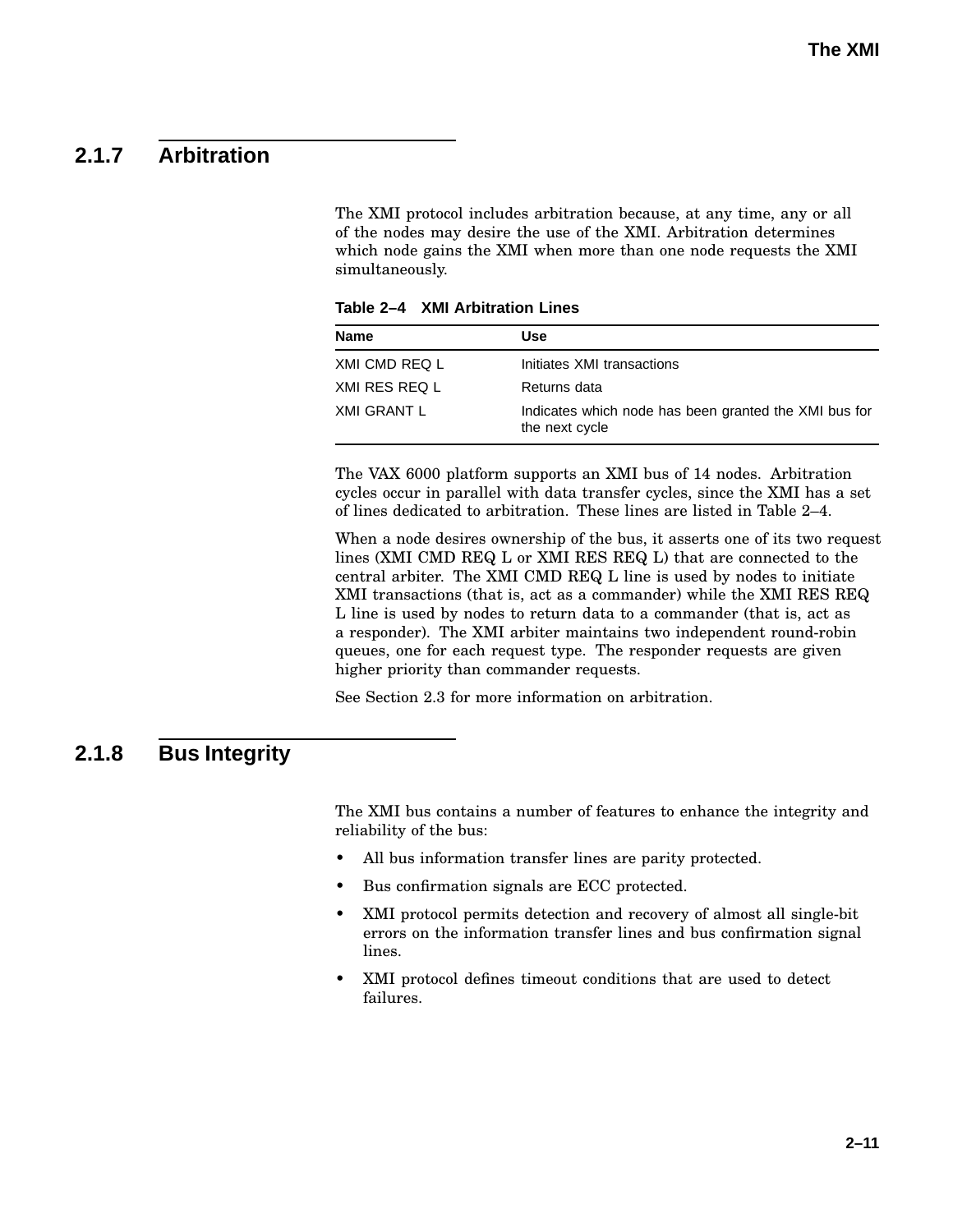### 2.1.7 Arbitration

The XMI protocol includes arbitration because, at any time, any or all of the nodes may desire the use of the XMI. Arbitration determines which node gains the XMI when more than one node requests the XMI simultaneously.

**Table 2–4 XMI Arbitration Lines**

| Name | Use |
|---|---|
| XMI CMD REQ L | Initiates XMI transactions |
| XMI RES REQ L | Returns data |
| XMI GRANT L | Indicates which node has been granted the XMI bus for the next cycle |

The VAX 6000 platform supports an XMI bus of 14 nodes. Arbitration cycles occur in parallel with data transfer cycles, since the XMI has a set of lines dedicated to arbitration. These lines are listed in Table 2–4.

When a node desires ownership of the bus, it asserts one of its two request lines (XMI CMD REQ L or XMI RES REQ L) that are connected to the central arbiter. The XMI CMD REQ L line is used by nodes to initiate XMI transactions (that is, act as a commander) while the XMI RES REQ L line is used by nodes to return data to a commander (that is, act as a responder). The XMI arbiter maintains two independent round-robin queues, one for each request type. The responder requests are given higher priority than commander requests.

See Section 2.3 for more information on arbitration.

### 2.1.8 Bus Integrity

The XMI bus contains a number of features to enhance the integrity and reliability of the bus:

- All bus information transfer lines are parity protected.
- Bus confirmation signals are ECC protected.
- XMI protocol permits detection and recovery of almost all single-bit errors on the information transfer lines and bus confirmation signal lines.
- XMI protocol defines timeout conditions that are used to detect failures.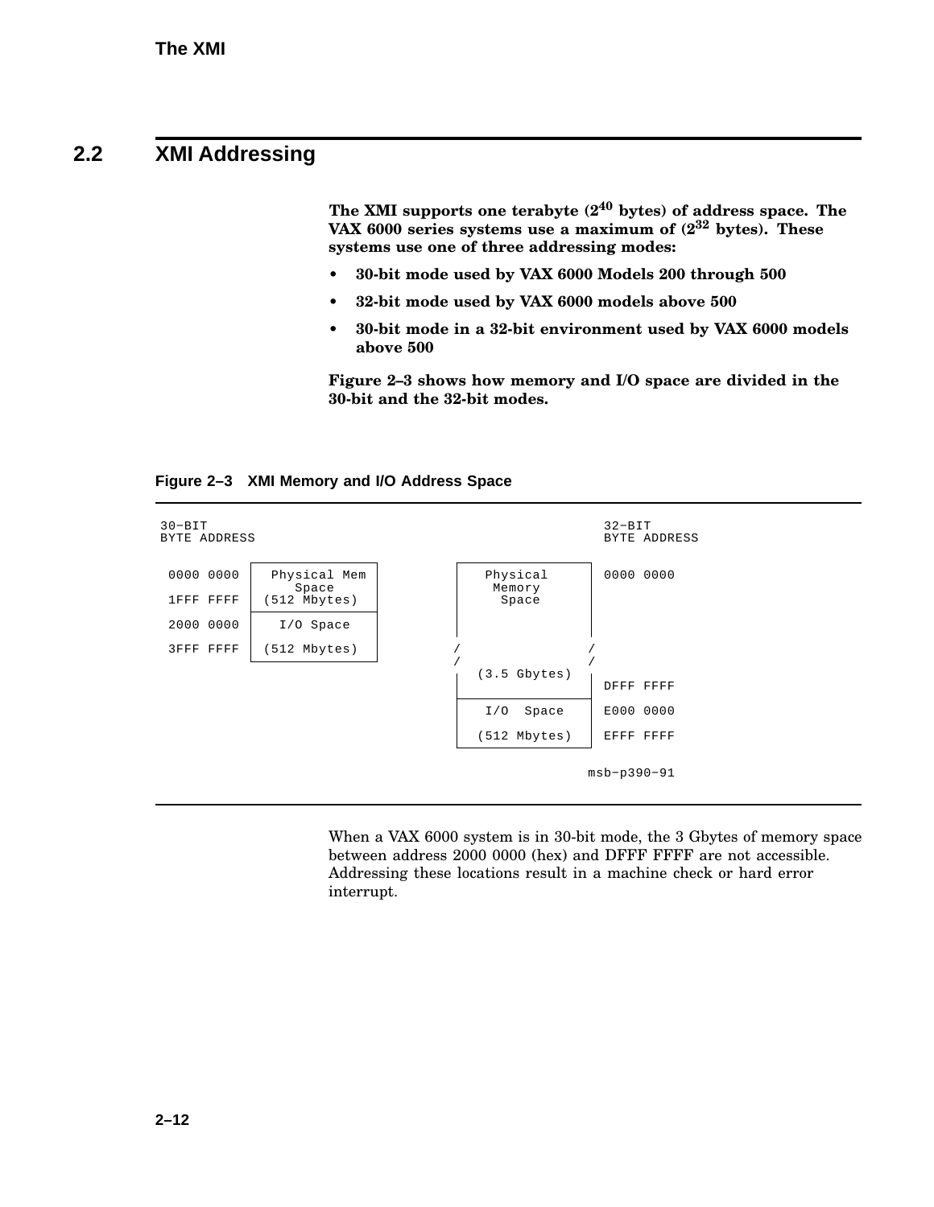## 2.2 XMI Addressing

**The XMI supports one terabyte ($2^{40}$ bytes) of address space. The VAX 6000 series systems use a maximum of ($2^{32}$ bytes). These systems use one of three addressing modes:**

- **30-bit mode used by VAX 6000 Models 200 through 500**
- **32-bit mode used by VAX 6000 models above 500**
- **30-bit mode in a 32-bit environment used by VAX 6000 models above 500**

**Figure 2–3 shows how memory and I/O space are divided in the 30-bit and the 32-bit modes.**

**Figure 2–3 XMI Memory and I/O Address Space**

```
30-BIT                                                          32-BIT
BYTE ADDRESS                                                    BYTE ADDRESS

 0000 0000  ┌──────────────────┐         ┌────────────────┐     0000 0000
            │  Physical Mem    │         │    Physical    │
            │      Space       │         │     Memory     │
 1FFF FFFF  │  (512 Mbytes)    │         │     Space      │
            ├──────────────────┤         │                │
 2000 0000  │    I/O Space     │         │                │
            │                  │         /                /
 3FFF FFFF  │  (512 Mbytes)    │        /                /
            └──────────────────┘         │  (3.5 Gbytes)  │
                                         │                │     DFFF FFFF
                                         ├────────────────┤
                                         │   I/O  Space   │     E000 0000
                                         │                │
                                         │  (512 Mbytes)  │     EFFF FFFF
                                         └────────────────┘

                                                              msb-p390-91
```

When a VAX 6000 system is in 30-bit mode, the 3 Gbytes of memory space between address 2000 0000 (hex) and DFFF FFFF are not accessible. Addressing these locations result in a machine check or hard error interrupt.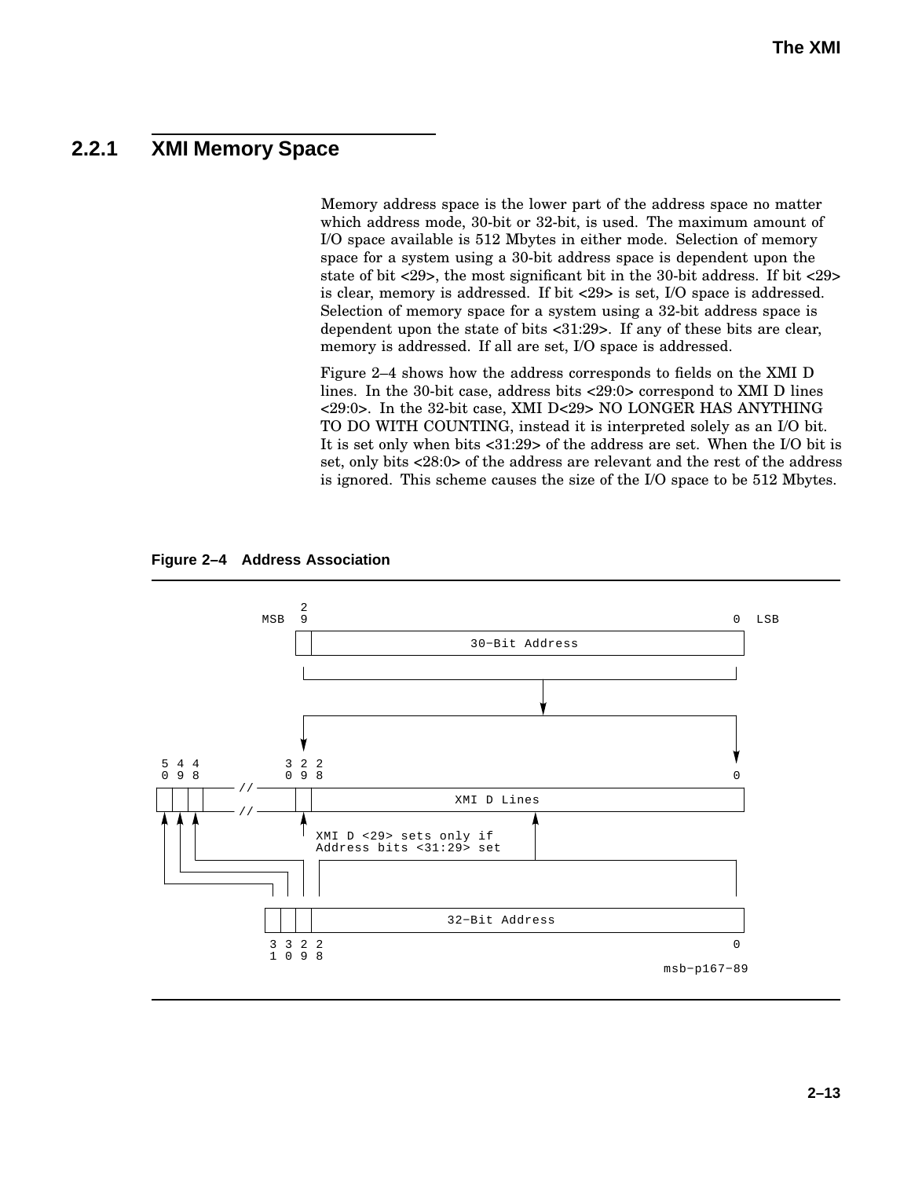### 2.2.1 XMI Memory Space

Memory address space is the lower part of the address space no matter which address mode, 30-bit or 32-bit, is used. The maximum amount of I/O space available is 512 Mbytes in either mode. Selection of memory space for a system using a 30-bit address space is dependent upon the state of bit <29>, the most significant bit in the 30-bit address. If bit <29> is clear, memory is addressed. If bit <29> is set, I/O space is addressed. Selection of memory space for a system using a 32-bit address space is dependent upon the state of bits <31:29>. If any of these bits are clear, memory is addressed. If all are set, I/O space is addressed.

Figure 2–4 shows how the address corresponds to fields on the XMI D lines. In the 30-bit case, address bits <29:0> correspond to XMI D lines <29:0>. In the 32-bit case, XMI D<29> NO LONGER HAS ANYTHING TO DO WITH COUNTING, instead it is interpreted solely as an I/O bit. It is set only when bits <31:29> of the address are set. When the I/O bit is set, only bits <28:0> of the address are relevant and the rest of the address is ignored. This scheme causes the size of the I/O space to be 512 Mbytes.

**Figure 2–4 Address Association**

```
                 2
            MSB  9                                                  0  LSB
                +-+--------------------------------------------------+
                | |                 30-Bit Address                   |
                +-+--------------------------------------------------+

 5 4 4           3 2 2                                              0
 0 9 8           0 9 8
+-+-+-+--- // ---+-+-------------------------------------------------+
| | | |          | |                 XMI D Lines                     |
+-+-+-+--- // ---+-+-------------------------------------------------+
                     XMI D <29> sets only if
                     Address bits <31:29> set

              +-+-+-+------------------------------------------------+
              | | | |                32-Bit Address                  |
              +-+-+-+------------------------------------------------+
               3 3 2 2                                              0
               1 0 9 8
                                                          msb-p167-89
```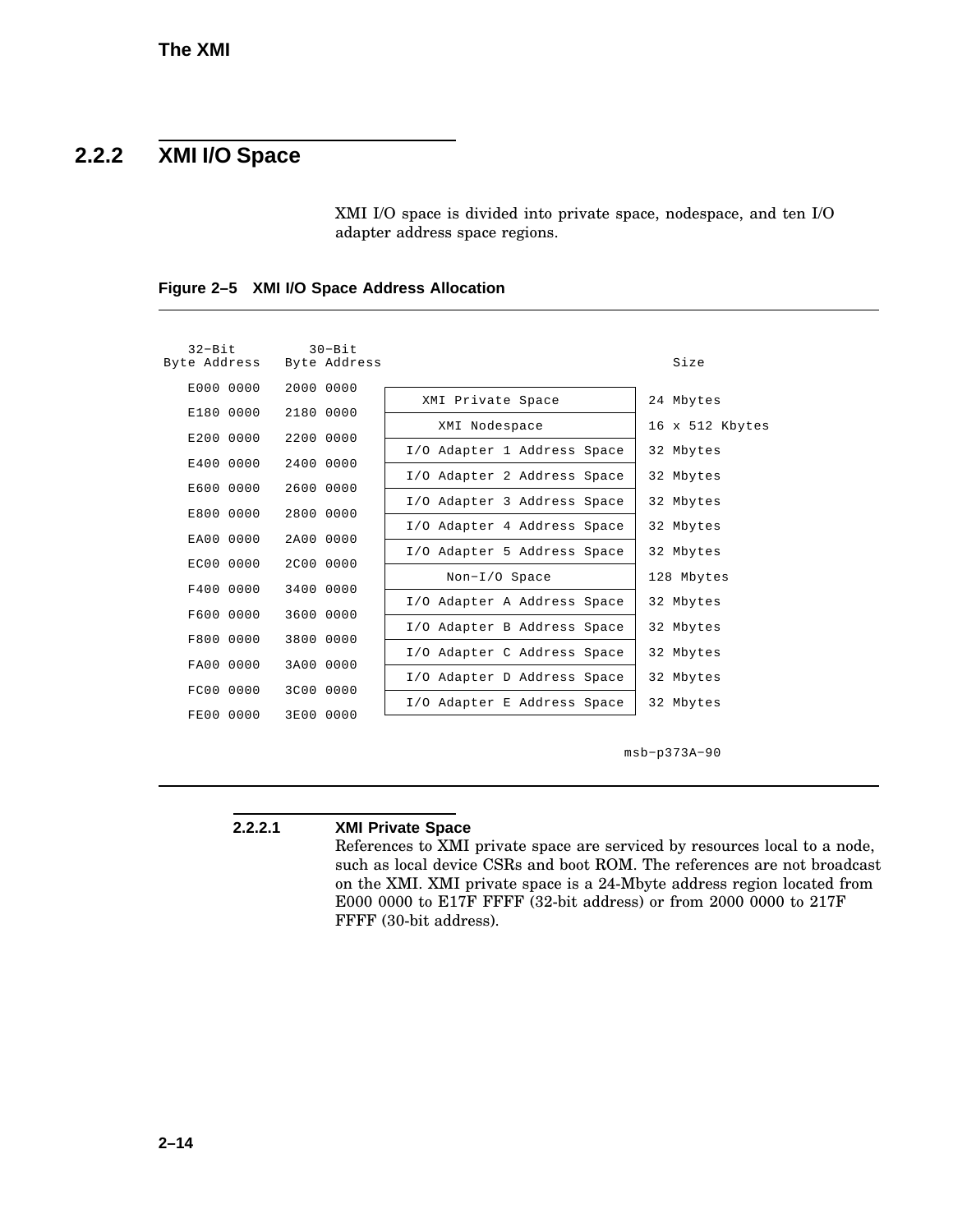## 2.2.2 XMI I/O Space

XMI I/O space is divided into private space, nodespace, and ten I/O adapter address space regions.

**Figure 2–5 XMI I/O Space Address Allocation**

| 32-Bit Byte Address | 30-Bit Byte Address | Region | Size |
|---|---|---|---|
| E000 0000 | 2000 0000 | XMI Private Space | 24 Mbytes |
| E180 0000 | 2180 0000 | XMI Nodespace | 16 x 512 Kbytes |
| E200 0000 | 2200 0000 | I/O Adapter 1 Address Space | 32 Mbytes |
| E400 0000 | 2400 0000 | I/O Adapter 2 Address Space | 32 Mbytes |
| E600 0000 | 2600 0000 | I/O Adapter 3 Address Space | 32 Mbytes |
| E800 0000 | 2800 0000 | I/O Adapter 4 Address Space | 32 Mbytes |
| EA00 0000 | 2A00 0000 | I/O Adapter 5 Address Space | 32 Mbytes |
| EC00 0000 | 2C00 0000 | Non-I/O Space | 128 Mbytes |
| F400 0000 | 3400 0000 | I/O Adapter A Address Space | 32 Mbytes |
| F600 0000 | 3600 0000 | I/O Adapter B Address Space | 32 Mbytes |
| F800 0000 | 3800 0000 | I/O Adapter C Address Space | 32 Mbytes |
| FA00 0000 | 3A00 0000 | I/O Adapter D Address Space | 32 Mbytes |
| FC00 0000 | 3C00 0000 | I/O Adapter E Address Space | 32 Mbytes |
| FE00 0000 | 3E00 0000 | | |

msb-p373A-90

### 2.2.2.1 XMI Private Space

References to XMI private space are serviced by resources local to a node, such as local device CSRs and boot ROM. The references are not broadcast on the XMI. XMI private space is a 24-Mbyte address region located from E000 0000 to E17F FFFF (32-bit address) or from 2000 0000 to 217F FFFF (30-bit address).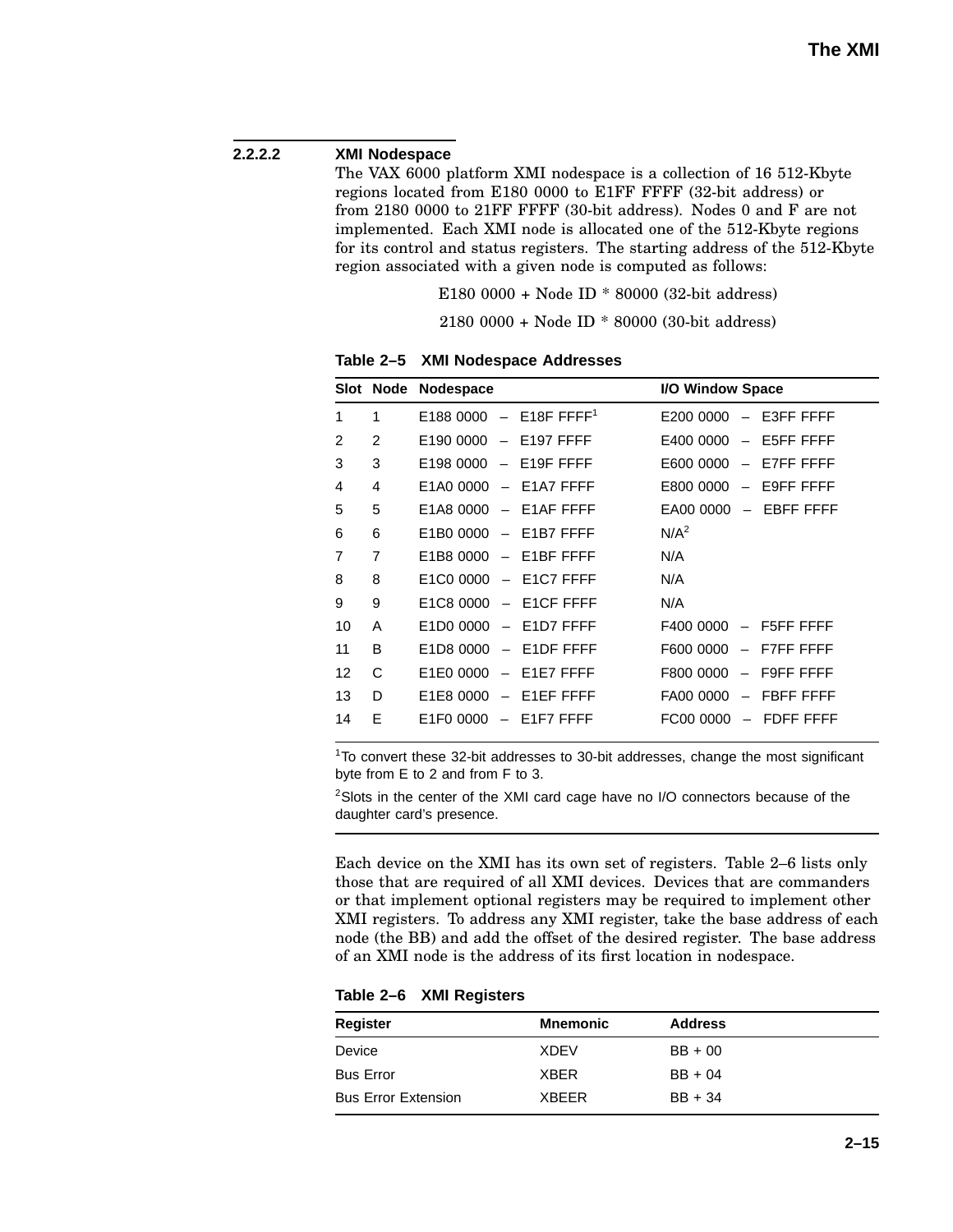### 2.2.2.2 XMI Nodespace

The VAX 6000 platform XMI nodespace is a collection of 16 512-Kbyte regions located from E180 0000 to E1FF FFFF (32-bit address) or from 2180 0000 to 21FF FFFF (30-bit address). Nodes 0 and F are not implemented. Each XMI node is allocated one of the 512-Kbyte regions for its control and status registers. The starting address of the 512-Kbyte region associated with a given node is computed as follows:

E180 0000 + Node ID * 80000 (32-bit address)

2180 0000 + Node ID * 80000 (30-bit address)

**Table 2–5 XMI Nodespace Addresses**

| Slot | Node | Nodespace | I/O Window Space |
|---|---|---|---|
| 1 | 1 | E188 0000 – E18F FFFF[1] | E200 0000 – E3FF FFFF |
| 2 | 2 | E190 0000 – E197 FFFF | E400 0000 – E5FF FFFF |
| 3 | 3 | E198 0000 – E19F FFFF | E600 0000 – E7FF FFFF |
| 4 | 4 | E1A0 0000 – E1A7 FFFF | E800 0000 – E9FF FFFF |
| 5 | 5 | E1A8 0000 – E1AF FFFF | EA00 0000 – EBFF FFFF |
| 6 | 6 | E1B0 0000 – E1B7 FFFF | N/A[2] |
| 7 | 7 | E1B8 0000 – E1BF FFFF | N/A |
| 8 | 8 | E1C0 0000 – E1C7 FFFF | N/A |
| 9 | 9 | E1C8 0000 – E1CF FFFF | N/A |
| 10 | A | E1D0 0000 – E1D7 FFFF | F400 0000 – F5FF FFFF |
| 11 | B | E1D8 0000 – E1DF FFFF | F600 0000 – F7FF FFFF |
| 12 | C | E1E0 0000 – E1E7 FFFF | F800 0000 – F9FF FFFF |
| 13 | D | E1E8 0000 – E1EF FFFF | FA00 0000 – FBFF FFFF |
| 14 | E | E1F0 0000 – E1F7 FFFF | FC00 0000 – FDFF FFFF |

[1]To convert these 32-bit addresses to 30-bit addresses, change the most significant byte from E to 2 and from F to 3.

[2]Slots in the center of the XMI card cage have no I/O connectors because of the daughter card's presence.

Each device on the XMI has its own set of registers. Table 2–6 lists only those that are required of all XMI devices. Devices that are commanders or that implement optional registers may be required to implement other XMI registers. To address any XMI register, take the base address of each node (the BB) and add the offset of the desired register. The base address of an XMI node is the address of its first location in nodespace.

**Table 2–6 XMI Registers**

| Register | Mnemonic | Address |
|---|---|---|
| Device | XDEV | BB + 00 |
| Bus Error | XBER | BB + 04 |
| Bus Error Extension | XBEER | BB + 34 |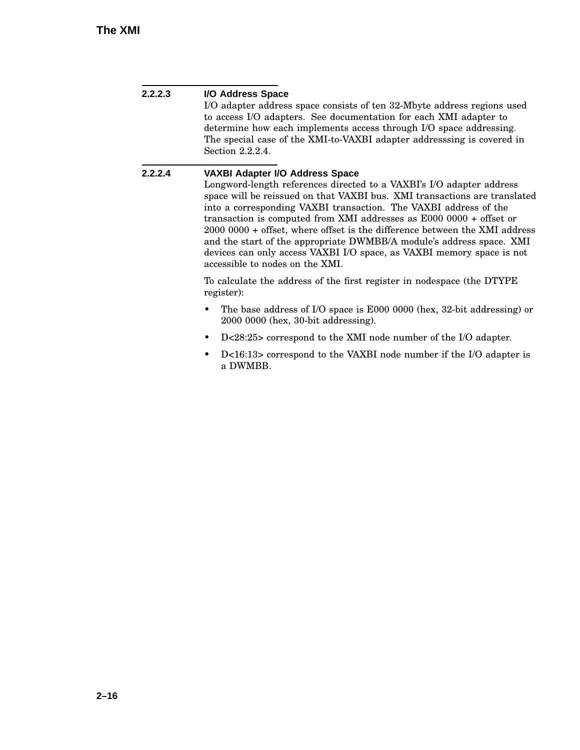### 2.2.2.3 I/O Address Space

I/O adapter address space consists of ten 32-Mbyte address regions used to access I/O adapters. See documentation for each XMI adapter to determine how each implements access through I/O space addressing. The special case of the XMI-to-VAXBI adapter addresssing is covered in Section 2.2.2.4.

### 2.2.2.4 VAXBI Adapter I/O Address Space

Longword-length references directed to a VAXBI's I/O adapter address space will be reissued on that VAXBI bus. XMI transactions are translated into a corresponding VAXBI transaction. The VAXBI address of the transaction is computed from XMI addresses as E000 0000 + offset or 2000 0000 + offset, where offset is the difference between the XMI address and the start of the appropriate DWMBB/A module's address space. XMI devices can only access VAXBI I/O space, as VAXBI memory space is not accessible to nodes on the XMI.

To calculate the address of the first register in nodespace (the DTYPE register):

- The base address of I/O space is E000 0000 (hex, 32-bit addressing) or 2000 0000 (hex, 30-bit addressing).
- D<28:25> correspond to the XMI node number of the I/O adapter.
- D<16:13> correspond to the VAXBI node number if the I/O adapter is a DWMBB.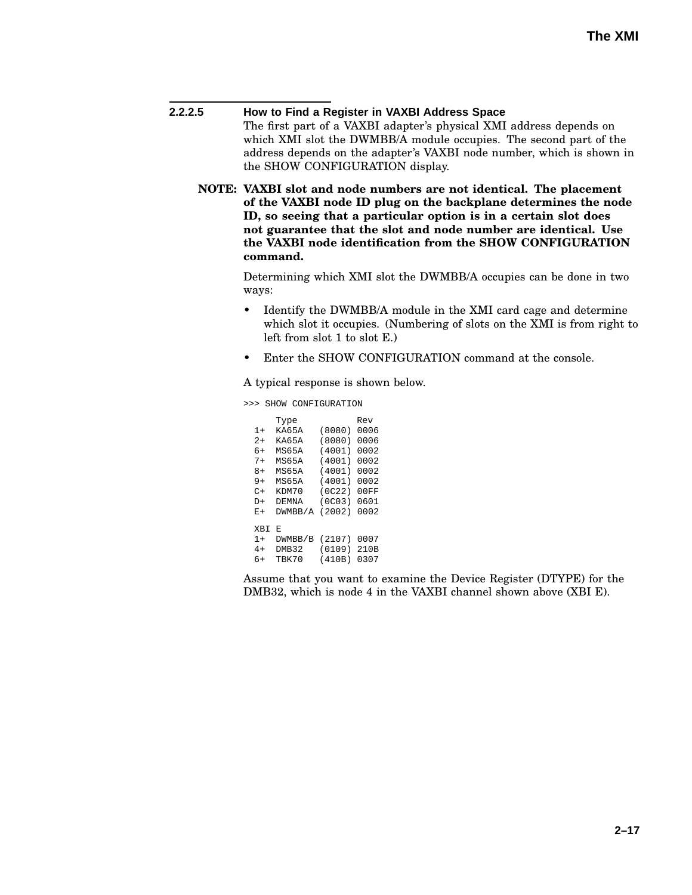#### 2.2.2.5 How to Find a Register in VAXBI Address Space

The first part of a VAXBI adapter's physical XMI address depends on which XMI slot the DWMBB/A module occupies. The second part of the address depends on the adapter's VAXBI node number, which is shown in the SHOW CONFIGURATION display.

**NOTE: VAXBI slot and node numbers are not identical. The placement of the VAXBI node ID plug on the backplane determines the node ID, so seeing that a particular option is in a certain slot does not guarantee that the slot and node number are identical. Use the VAXBI node identification from the SHOW CONFIGURATION command.**

Determining which XMI slot the DWMBB/A occupies can be done in two ways:

- Identify the DWMBB/A module in the XMI card cage and determine which slot it occupies. (Numbering of slots on the XMI is from right to left from slot 1 to slot E.)
- Enter the SHOW CONFIGURATION command at the console.

A typical response is shown below.

```
>>> SHOW CONFIGURATION

     Type           Rev
  1+  KA65A   (8080) 0006
  2+  KA65A   (8080) 0006
  6+  MS65A   (4001) 0002
  7+  MS65A   (4001) 0002
  8+  MS65A   (4001) 0002
  9+  MS65A   (4001) 0002
  C+  KDM70   (0C22) 00FF
  D+  DEMNA   (0C03) 0601
  E+  DWMBB/A (2002) 0002

  XBI E
  1+  DWMBB/B (2107) 0007
  4+  DMB32   (0109) 210B
  6+  TBK70   (410B) 0307
```

Assume that you want to examine the Device Register (DTYPE) for the DMB32, which is node 4 in the VAXBI channel shown above (XBI E).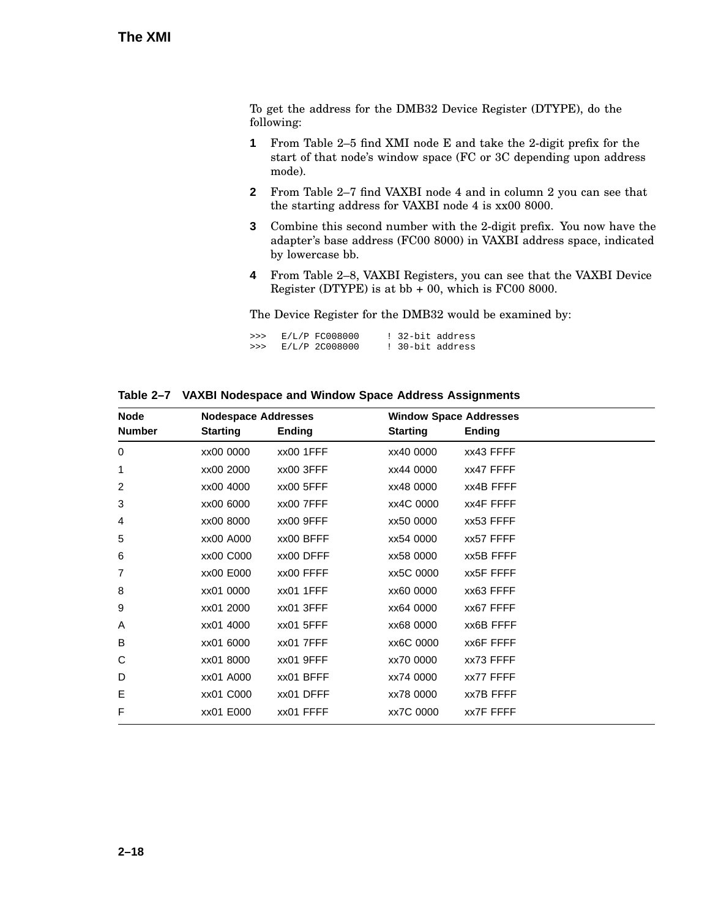To get the address for the DMB32 Device Register (DTYPE), do the following:

1. From Table 2–5 find XMI node E and take the 2-digit prefix for the start of that node's window space (FC or 3C depending upon address mode).
2. From Table 2–7 find VAXBI node 4 and in column 2 you can see that the starting address for VAXBI node 4 is xx00 8000.
3. Combine this second number with the 2-digit prefix. You now have the adapter's base address (FC00 8000) in VAXBI address space, indicated by lowercase bb.
4. From Table 2–8, VAXBI Registers, you can see that the VAXBI Device Register (DTYPE) is at bb + 00, which is FC00 8000.

The Device Register for the DMB32 would be examined by:

```
>>>   E/L/P FC008000     ! 32-bit address
>>>   E/L/P 2C008000     ! 30-bit address
```

**Table 2–7 VAXBI Nodespace and Window Space Address Assignments**

| Node | Nodespace Addresses | | Window Space Addresses | |
|---|---|---|---|---|
| Number | Starting | Ending | Starting | Ending |
| 0 | xx00 0000 | xx00 1FFF | xx40 0000 | xx43 FFFF |
| 1 | xx00 2000 | xx00 3FFF | xx44 0000 | xx47 FFFF |
| 2 | xx00 4000 | xx00 5FFF | xx48 0000 | xx4B FFFF |
| 3 | xx00 6000 | xx00 7FFF | xx4C 0000 | xx4F FFFF |
| 4 | xx00 8000 | xx00 9FFF | xx50 0000 | xx53 FFFF |
| 5 | xx00 A000 | xx00 BFFF | xx54 0000 | xx57 FFFF |
| 6 | xx00 C000 | xx00 DFFF | xx58 0000 | xx5B FFFF |
| 7 | xx00 E000 | xx00 FFFF | xx5C 0000 | xx5F FFFF |
| 8 | xx01 0000 | xx01 1FFF | xx60 0000 | xx63 FFFF |
| 9 | xx01 2000 | xx01 3FFF | xx64 0000 | xx67 FFFF |
| A | xx01 4000 | xx01 5FFF | xx68 0000 | xx6B FFFF |
| B | xx01 6000 | xx01 7FFF | xx6C 0000 | xx6F FFFF |
| C | xx01 8000 | xx01 9FFF | xx70 0000 | xx73 FFFF |
| D | xx01 A000 | xx01 BFFF | xx74 0000 | xx77 FFFF |
| E | xx01 C000 | xx01 DFFF | xx78 0000 | xx7B FFFF |
| F | xx01 E000 | xx01 FFFF | xx7C 0000 | xx7F FFFF |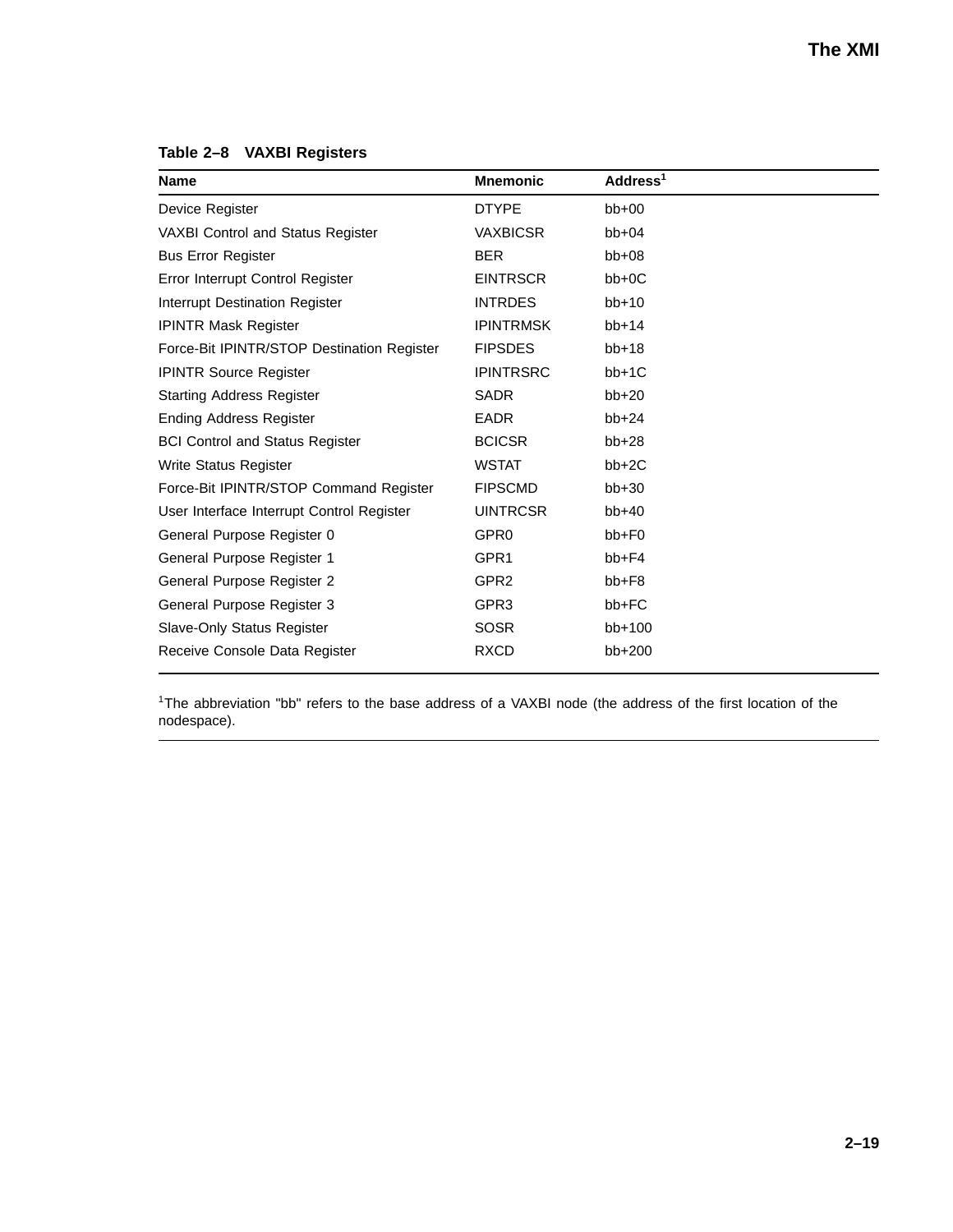**Table 2–8 VAXBI Registers**

| Name | Mnemonic | Address[1] |
|---|---|---|
| Device Register | DTYPE | bb+00 |
| VAXBI Control and Status Register | VAXBICSR | bb+04 |
| Bus Error Register | BER | bb+08 |
| Error Interrupt Control Register | EINTRSCR | bb+0C |
| Interrupt Destination Register | INTRDES | bb+10 |
| IPINTR Mask Register | IPINTRMSK | bb+14 |
| Force-Bit IPINTR/STOP Destination Register | FIPSDES | bb+18 |
| IPINTR Source Register | IPINTRSRC | bb+1C |
| Starting Address Register | SADR | bb+20 |
| Ending Address Register | EADR | bb+24 |
| BCI Control and Status Register | BCICSR | bb+28 |
| Write Status Register | WSTAT | bb+2C |
| Force-Bit IPINTR/STOP Command Register | FIPSCMD | bb+30 |
| User Interface Interrupt Control Register | UINTRCSR | bb+40 |
| General Purpose Register 0 | GPR0 | bb+F0 |
| General Purpose Register 1 | GPR1 | bb+F4 |
| General Purpose Register 2 | GPR2 | bb+F8 |
| General Purpose Register 3 | GPR3 | bb+FC |
| Slave-Only Status Register | SOSR | bb+100 |
| Receive Console Data Register | RXCD | bb+200 |

[1]The abbreviation "bb" refers to the base address of a VAXBI node (the address of the first location of the nodespace).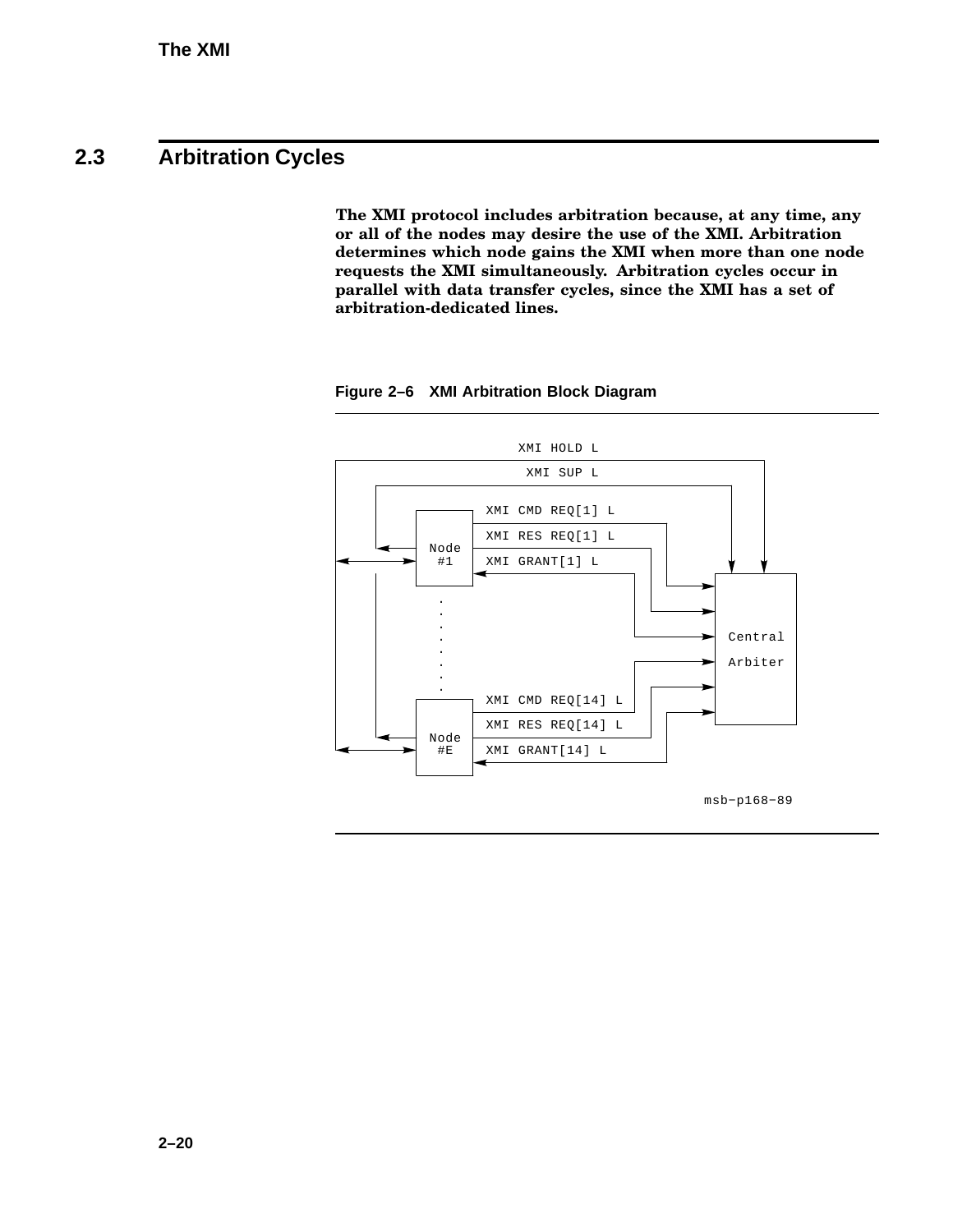## 2.3 Arbitration Cycles

**The XMI protocol includes arbitration because, at any time, any or all of the nodes may desire the use of the XMI. Arbitration determines which node gains the XMI when more than one node requests the XMI simultaneously. Arbitration cycles occur in parallel with data transfer cycles, since the XMI has a set of arbitration-dedicated lines.**

**Figure 2–6 XMI Arbitration Block Diagram**

XMI HOLD L

XMI SUP L

XMI CMD REQ[1] L

XMI RES REQ[1] L

Node #1

XMI GRANT[1] L

Central Arbiter

XMI CMD REQ[14] L

XMI RES REQ[14] L

Node #E

XMI GRANT[14] L

msb−p168−89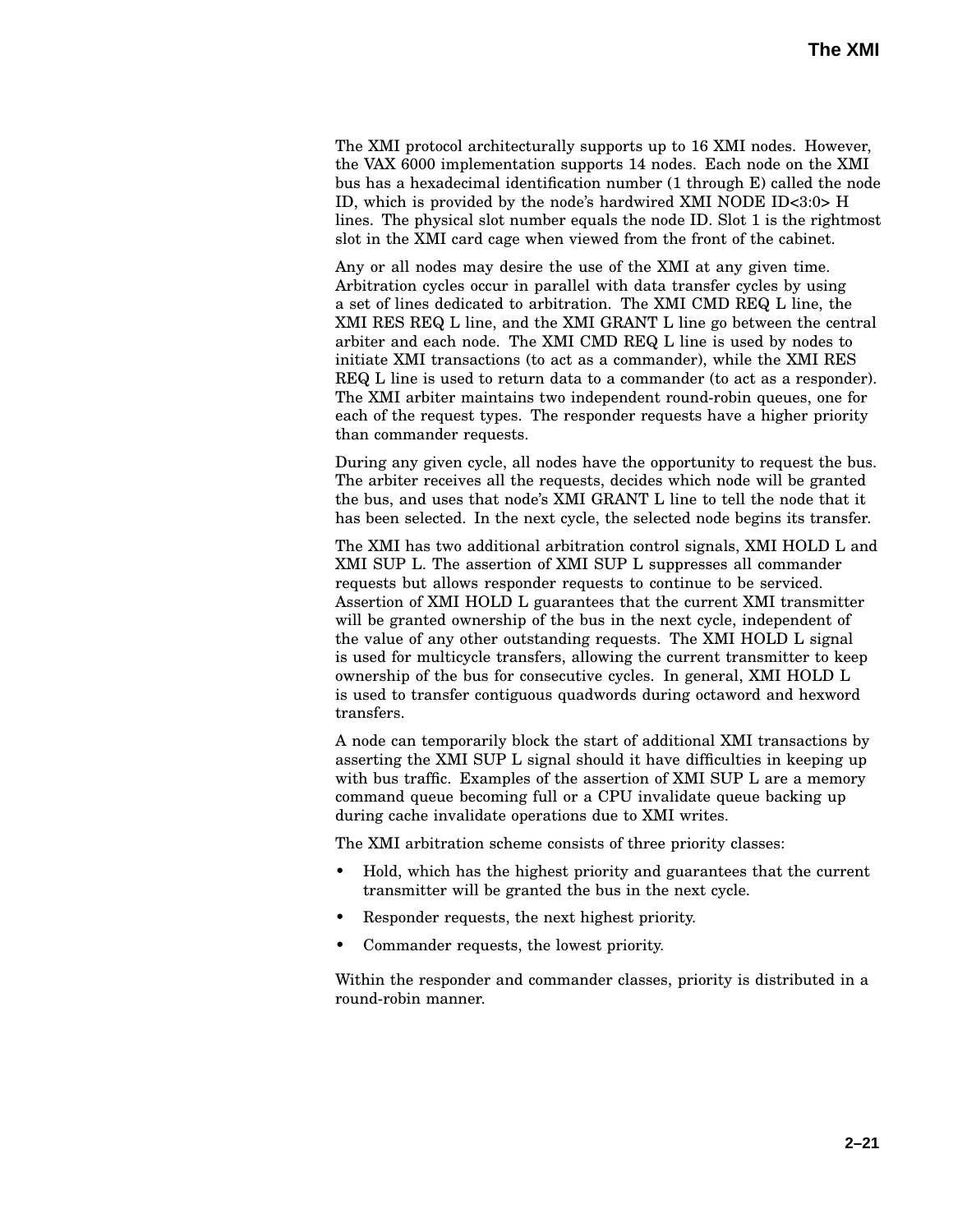The XMI protocol architecturally supports up to 16 XMI nodes. However, the VAX 6000 implementation supports 14 nodes. Each node on the XMI bus has a hexadecimal identification number (1 through E) called the node ID, which is provided by the node's hardwired XMI NODE ID<3:0> H lines. The physical slot number equals the node ID. Slot 1 is the rightmost slot in the XMI card cage when viewed from the front of the cabinet.

Any or all nodes may desire the use of the XMI at any given time. Arbitration cycles occur in parallel with data transfer cycles by using a set of lines dedicated to arbitration. The XMI CMD REQ L line, the XMI RES REQ L line, and the XMI GRANT L line go between the central arbiter and each node. The XMI CMD REQ L line is used by nodes to initiate XMI transactions (to act as a commander), while the XMI RES REQ L line is used to return data to a commander (to act as a responder). The XMI arbiter maintains two independent round-robin queues, one for each of the request types. The responder requests have a higher priority than commander requests.

During any given cycle, all nodes have the opportunity to request the bus. The arbiter receives all the requests, decides which node will be granted the bus, and uses that node's XMI GRANT L line to tell the node that it has been selected. In the next cycle, the selected node begins its transfer.

The XMI has two additional arbitration control signals, XMI HOLD L and XMI SUP L. The assertion of XMI SUP L suppresses all commander requests but allows responder requests to continue to be serviced. Assertion of XMI HOLD L guarantees that the current XMI transmitter will be granted ownership of the bus in the next cycle, independent of the value of any other outstanding requests. The XMI HOLD L signal is used for multicycle transfers, allowing the current transmitter to keep ownership of the bus for consecutive cycles. In general, XMI HOLD L is used to transfer contiguous quadwords during octaword and hexword transfers.

A node can temporarily block the start of additional XMI transactions by asserting the XMI SUP L signal should it have difficulties in keeping up with bus traffic. Examples of the assertion of XMI SUP L are a memory command queue becoming full or a CPU invalidate queue backing up during cache invalidate operations due to XMI writes.

The XMI arbitration scheme consists of three priority classes:

- Hold, which has the highest priority and guarantees that the current transmitter will be granted the bus in the next cycle.
- Responder requests, the next highest priority.
- Commander requests, the lowest priority.

Within the responder and commander classes, priority is distributed in a round-robin manner.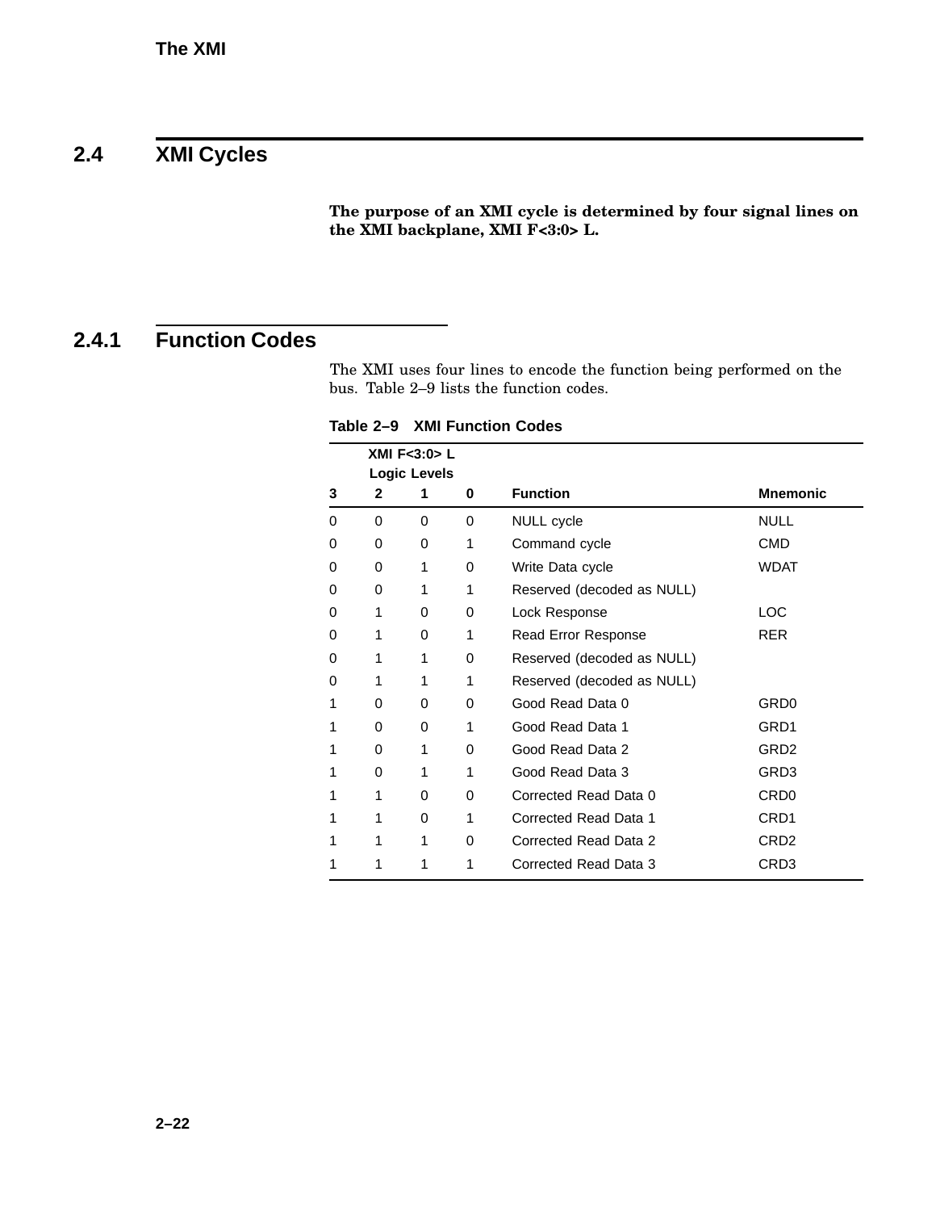## 2.4 XMI Cycles

**The purpose of an XMI cycle is determined by four signal lines on the XMI backplane, XMI F<3:0> L.**

### 2.4.1 Function Codes

The XMI uses four lines to encode the function being performed on the bus. Table 2–9 lists the function codes.

**Table 2–9 XMI Function Codes**

| XMI F<3:0> L Logic Levels | | | | | |
|---|---|---|---|---|---|
| 3 | 2 | 1 | 0 | Function | Mnemonic |
| 0 | 0 | 0 | 0 | NULL cycle | NULL |
| 0 | 0 | 0 | 1 | Command cycle | CMD |
| 0 | 0 | 1 | 0 | Write Data cycle | WDAT |
| 0 | 0 | 1 | 1 | Reserved (decoded as NULL) | |
| 0 | 1 | 0 | 0 | Lock Response | LOC |
| 0 | 1 | 0 | 1 | Read Error Response | RER |
| 0 | 1 | 1 | 0 | Reserved (decoded as NULL) | |
| 0 | 1 | 1 | 1 | Reserved (decoded as NULL) | |
| 1 | 0 | 0 | 0 | Good Read Data 0 | GRD0 |
| 1 | 0 | 0 | 1 | Good Read Data 1 | GRD1 |
| 1 | 0 | 1 | 0 | Good Read Data 2 | GRD2 |
| 1 | 0 | 1 | 1 | Good Read Data 3 | GRD3 |
| 1 | 1 | 0 | 0 | Corrected Read Data 0 | CRD0 |
| 1 | 1 | 0 | 1 | Corrected Read Data 1 | CRD1 |
| 1 | 1 | 1 | 0 | Corrected Read Data 2 | CRD2 |
| 1 | 1 | 1 | 1 | Corrected Read Data 3 | CRD3 |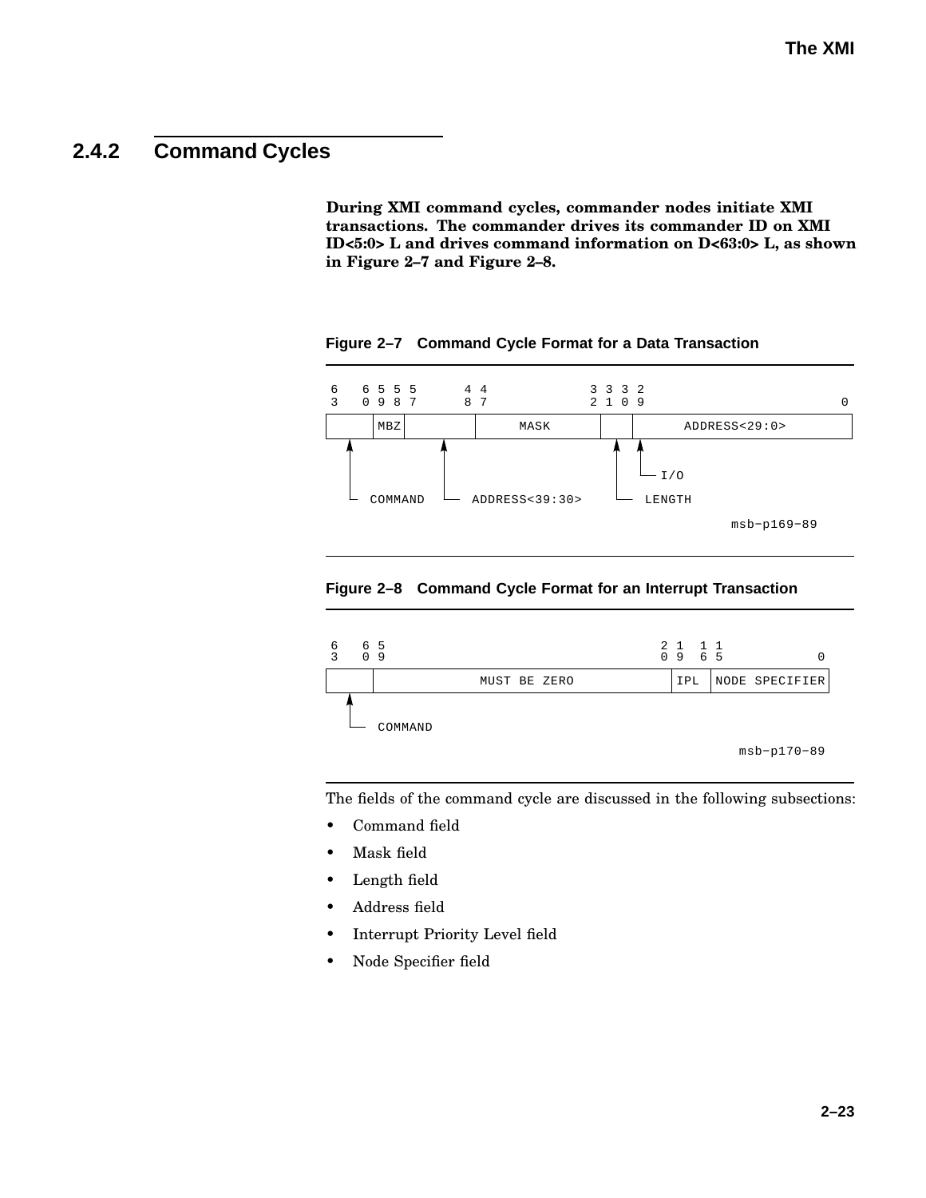## 2.4.2 Command Cycles

**During XMI command cycles, commander nodes initiate XMI transactions. The commander drives its commander ID on XMI ID<5:0> L and drives command information on D<63:0> L, as shown in Figure 2–7 and Figure 2–8.**

**Figure 2–7 Command Cycle Format for a Data Transaction**

```
6   6 5 5 5      4 4             3 3 3 2
3   0 9 8 7      8 7             2 1 0 9                              0
+-----+---+------+---------------+---+-+---------------------------------+
|     |MBZ|      |     MASK      |   | |         ADDRESS<29:0>           |
+-----+---+------+---------------+---+-+---------------------------------+
   ^          ^                    ^  ^
   |          |                    |  |
   |          |                    |  +-- I/O
   |          |                    |
   +-- COMMAND +-- ADDRESS<39:30>  +-- LENGTH

                                                       msb-p169-89
```

**Figure 2–8 Command Cycle Format for an Interrupt Transaction**

```
6   6 5                                   2 1   1 1
3   0 9                                   0 9   6 5            0
+-----+-----------------------------------+-----+----------------+
|     |           MUST BE ZERO            | IPL | NODE SPECIFIER |
+-----+-----------------------------------+-----+----------------+
   ^
   |
   +-- COMMAND

                                                   msb-p170-89
```

The fields of the command cycle are discussed in the following subsections:

- Command field
- Mask field
- Length field
- Address field
- Interrupt Priority Level field
- Node Specifier field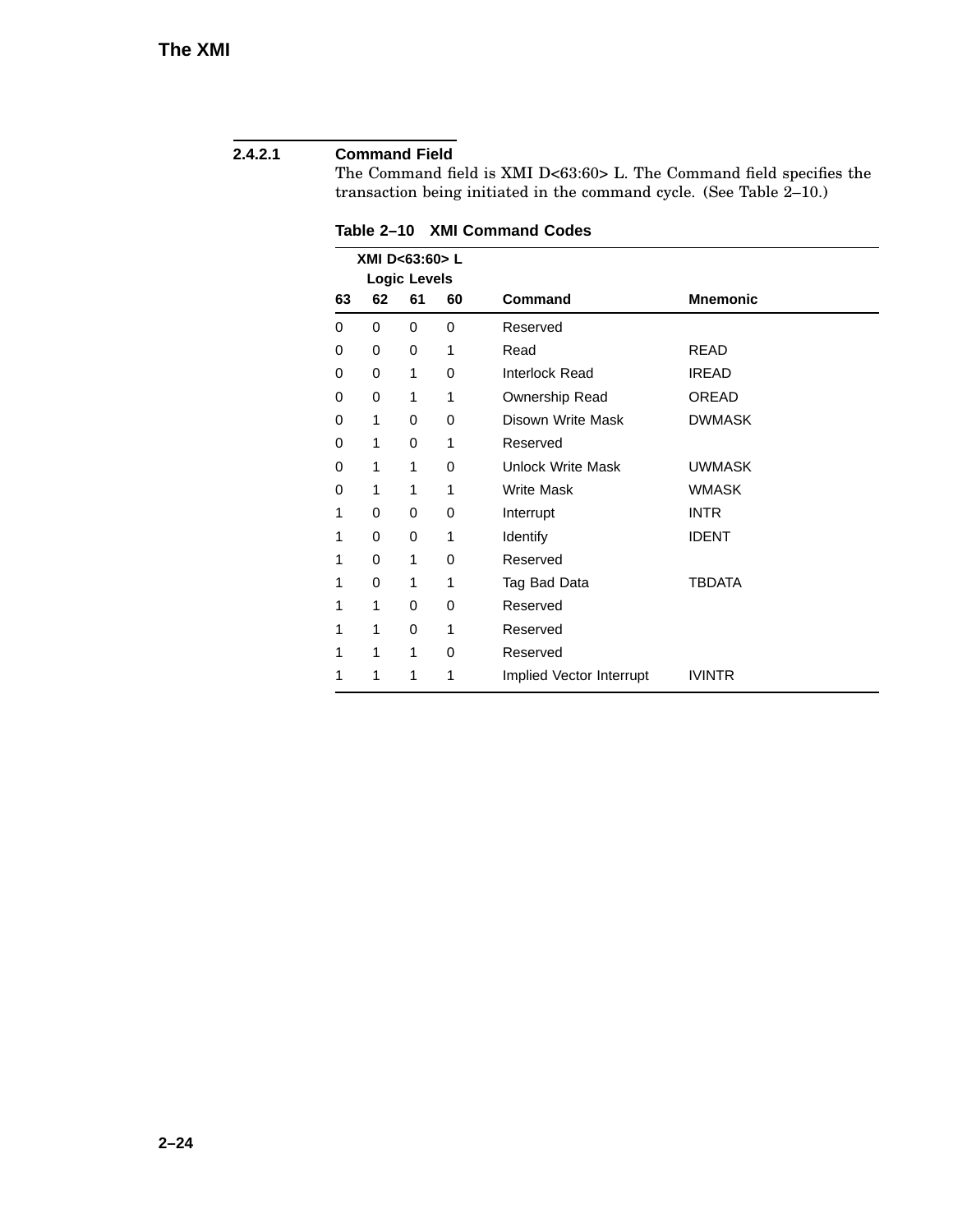### 2.4.2.1 Command Field

The Command field is XMI D<63:60> L. The Command field specifies the transaction being initiated in the command cycle. (See Table 2–10.)

**Table 2–10 XMI Command Codes**

| XMI D<63:60> L Logic Levels | | | | | |
|---|---|---|---|---|---|
| **63** | **62** | **61** | **60** | **Command** | **Mnemonic** |
| 0 | 0 | 0 | 0 | Reserved | |
| 0 | 0 | 0 | 1 | Read | READ |
| 0 | 0 | 1 | 0 | Interlock Read | IREAD |
| 0 | 0 | 1 | 1 | Ownership Read | OREAD |
| 0 | 1 | 0 | 0 | Disown Write Mask | DWMASK |
| 0 | 1 | 0 | 1 | Reserved | |
| 0 | 1 | 1 | 0 | Unlock Write Mask | UWMASK |
| 0 | 1 | 1 | 1 | Write Mask | WMASK |
| 1 | 0 | 0 | 0 | Interrupt | INTR |
| 1 | 0 | 0 | 1 | Identify | IDENT |
| 1 | 0 | 1 | 0 | Reserved | |
| 1 | 0 | 1 | 1 | Tag Bad Data | TBDATA |
| 1 | 1 | 0 | 0 | Reserved | |
| 1 | 1 | 0 | 1 | Reserved | |
| 1 | 1 | 1 | 0 | Reserved | |
| 1 | 1 | 1 | 1 | Implied Vector Interrupt | IVINTR |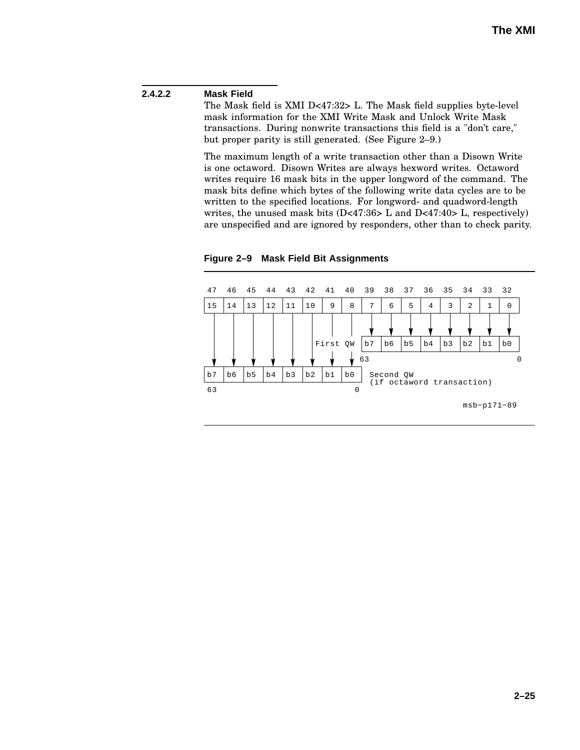### 2.4.2.2 Mask Field

The Mask field is XMI D<47:32> L. The Mask field supplies byte-level mask information for the XMI Write Mask and Unlock Write Mask transactions. During nonwrite transactions this field is a "don't care," but proper parity is still generated. (See Figure 2–9.)

The maximum length of a write transaction other than a Disown Write is one octaword. Disown Writes are always hexword writes. Octaword writes require 16 mask bits in the upper longword of the command. The mask bits define which bytes of the following write data cycles are to be written to the specified locations. For longword- and quadword-length writes, the unused mask bits (D<47:36> L and D<47:40> L, respectively) are unspecified and are ignored by responders, other than to check parity.

**Figure 2–9 Mask Field Bit Assignments**

```
 47  46  45  44  43  42  41  40  39  38  37  36  35  34  33  32
+---+---+---+---+---+---+---+---+---+---+---+---+---+---+---+---+
|15 |14 |13 |12 |11 |10 | 9 | 8 | 7 | 6 | 5 | 4 | 3 | 2 | 1 | 0 |
+---+---+---+---+---+---+---+---+---+---+---+---+---+---+---+---+
  |   |   |   |   |   |   |   |   |   |   |   |   |   |   |   |
  |   |   |   |   |   |   |   |   v   v   v   v   v   v   v   v
  |   |   |   |   |   |   |   | +---+---+---+---+---+---+---+---+
  |   |   |   |   |   |First QW | b7| b6| b5| b4| b3| b2| b1| b0|
  |   |   |   |   |   |   |   | +---+---+---+---+---+---+---+---+
  v   v   v   v   v   v   v   v 63                            0
+---+---+---+---+---+---+---+---+
| b7| b6| b5| b4| b3| b2| b1| b0|  Second QW
+---+---+---+---+---+---+---+---+  (if octaword transaction)
 63                            0
                                                   msb-p171-89
```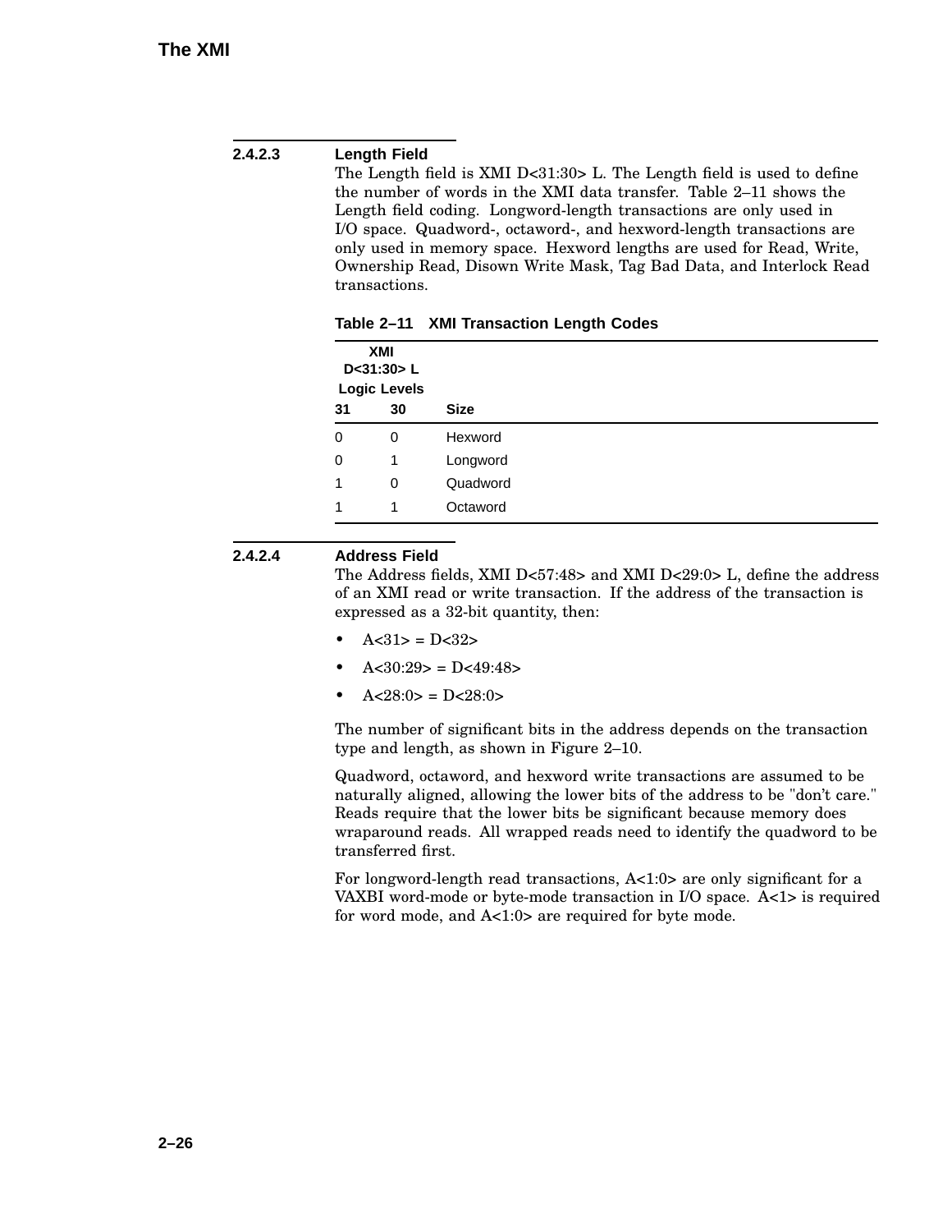### 2.4.2.3 Length Field

The Length field is XMI D<31:30> L. The Length field is used to define the number of words in the XMI data transfer. Table 2–11 shows the Length field coding. Longword-length transactions are only used in I/O space. Quadword-, octaword-, and hexword-length transactions are only used in memory space. Hexword lengths are used for Read, Write, Ownership Read, Disown Write Mask, Tag Bad Data, and Interlock Read transactions.

**Table 2–11 XMI Transaction Length Codes**

| XMI D<31:30> L Logic Levels | | |
|---|---|---|
| **31** | **30** | **Size** |
| 0 | 0 | Hexword |
| 0 | 1 | Longword |
| 1 | 0 | Quadword |
| 1 | 1 | Octaword |

### 2.4.2.4 Address Field

The Address fields, XMI D<57:48> and XMI D<29:0> L, define the address of an XMI read or write transaction. If the address of the transaction is expressed as a 32-bit quantity, then:

- A<31> = D<32>
- A<30:29> = D<49:48>
- A<28:0> = D<28:0>

The number of significant bits in the address depends on the transaction type and length, as shown in Figure 2–10.

Quadword, octaword, and hexword write transactions are assumed to be naturally aligned, allowing the lower bits of the address to be "don't care." Reads require that the lower bits be significant because memory does wraparound reads. All wrapped reads need to identify the quadword to be transferred first.

For longword-length read transactions, A<1:0> are only significant for a VAXBI word-mode or byte-mode transaction in I/O space. A<1> is required for word mode, and A<1:0> are required for byte mode.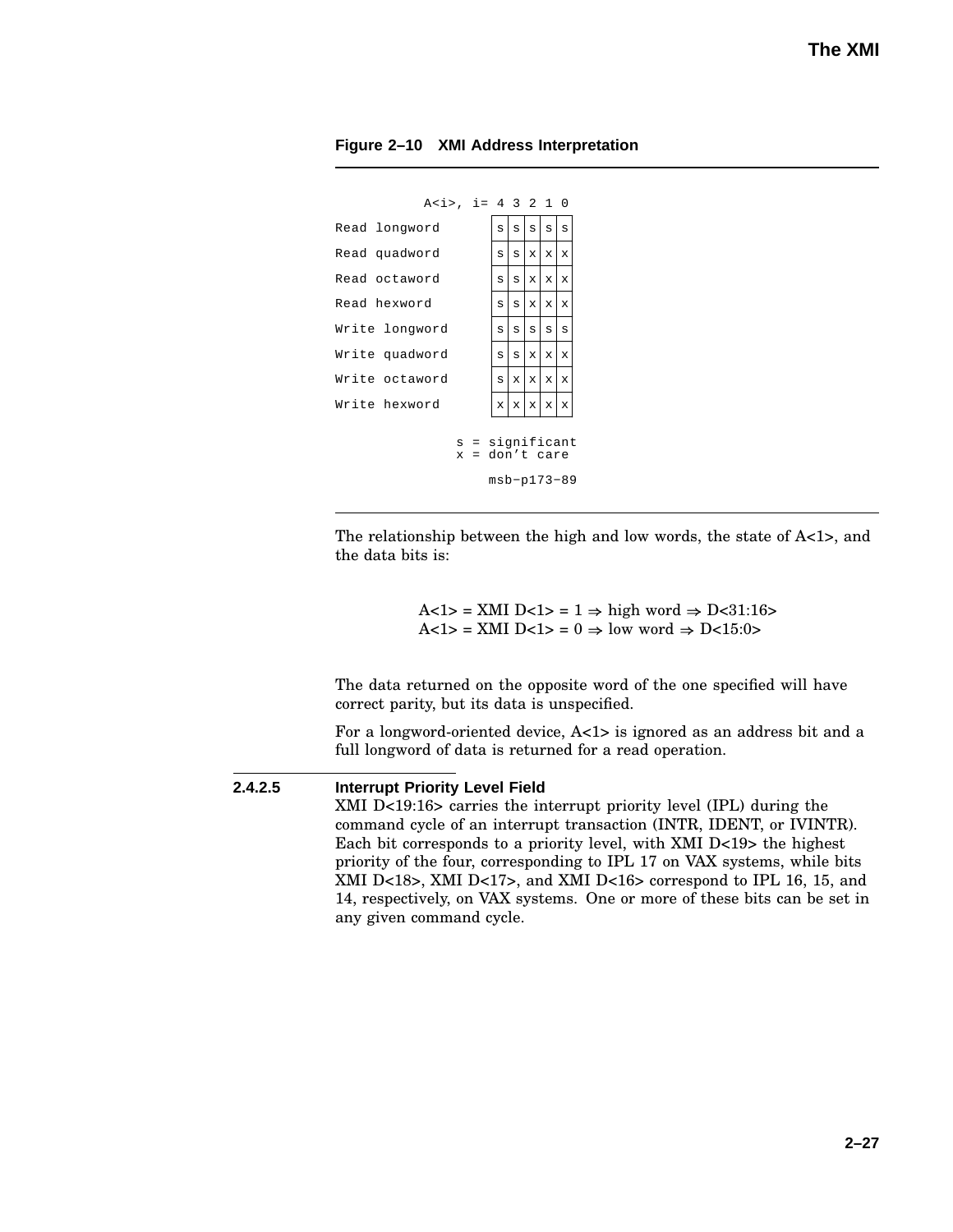**Figure 2–10 XMI Address Interpretation**

| A<i>, i= | 4 | 3 | 2 | 1 | 0 |
|---|---|---|---|---|---|
| Read longword | s | s | s | s | s |
| Read quadword | s | s | x | x | x |
| Read octaword | s | s | x | x | x |
| Read hexword | s | s | x | x | x |
| Write longword | s | s | s | s | s |
| Write quadword | s | s | x | x | x |
| Write octaword | s | x | x | x | x |
| Write hexword | x | x | x | x | x |

s = significant
x = don't care

msb−p173−89

The relationship between the high and low words, the state of A<1>, and the data bits is:

A<1> = XMI D<1> = 1 ⇒ high word ⇒ D<31:16>
A<1> = XMI D<1> = 0 ⇒ low word ⇒ D<15:0>

The data returned on the opposite word of the one specified will have correct parity, but its data is unspecified.

For a longword-oriented device, A<1> is ignored as an address bit and a full longword of data is returned for a read operation.

#### 2.4.2.5 Interrupt Priority Level Field

XMI D<19:16> carries the interrupt priority level (IPL) during the command cycle of an interrupt transaction (INTR, IDENT, or IVINTR). Each bit corresponds to a priority level, with XMI D<19> the highest priority of the four, corresponding to IPL 17 on VAX systems, while bits XMI D<18>, XMI D<17>, and XMI D<16> correspond to IPL 16, 15, and 14, respectively, on VAX systems. One or more of these bits can be set in any given command cycle.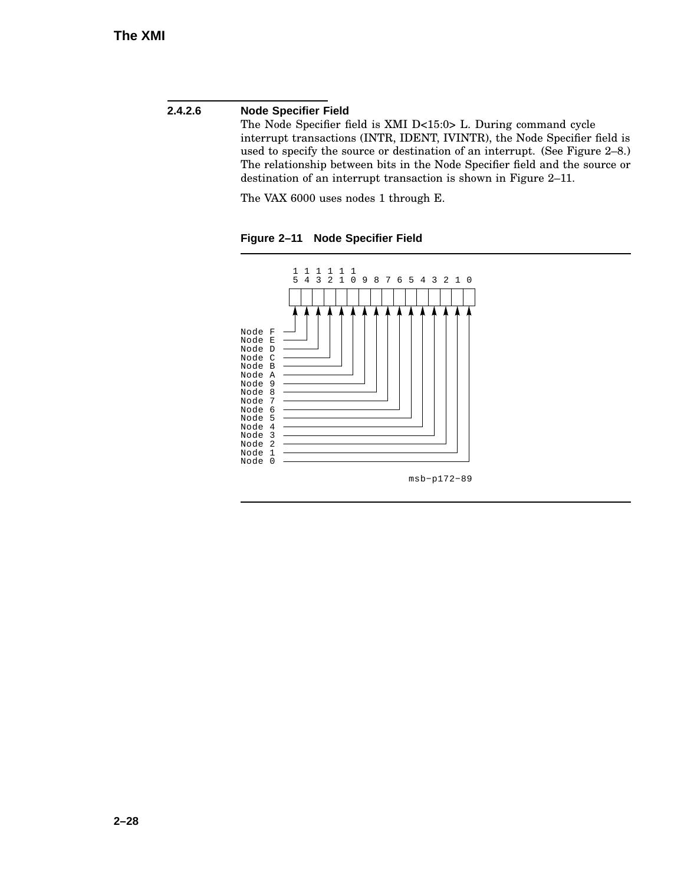### 2.4.2.6 Node Specifier Field

The Node Specifier field is XMI D<15:0> L. During command cycle interrupt transactions (INTR, IDENT, IVINTR), the Node Specifier field is used to specify the source or destination of an interrupt. (See Figure 2–8.) The relationship between bits in the Node Specifier field and the source or destination of an interrupt is shown in Figure 2–11.

The VAX 6000 uses nodes 1 through E.

**Figure 2–11 Node Specifier Field**

```
 1 1 1 1 1 1
 5 4 3 2 1 0 9 8 7 6 5 4 3 2 1 0
+-+-+-+-+-+-+-+-+-+-+-+-+-+-+-+-+
| | | | | | | | | | | | | | | | |
+-+-+-+-+-+-+-+-+-+-+-+-+-+-+-+-+
```

| Bit | Node |
|---|---|
| 15 | Node F |
| 14 | Node E |
| 13 | Node D |
| 12 | Node C |
| 11 | Node B |
| 10 | Node A |
| 9 | Node 9 |
| 8 | Node 8 |
| 7 | Node 7 |
| 6 | Node 6 |
| 5 | Node 5 |
| 4 | Node 4 |
| 3 | Node 3 |
| 2 | Node 2 |
| 1 | Node 1 |
| 0 | Node 0 |

msb−p172−89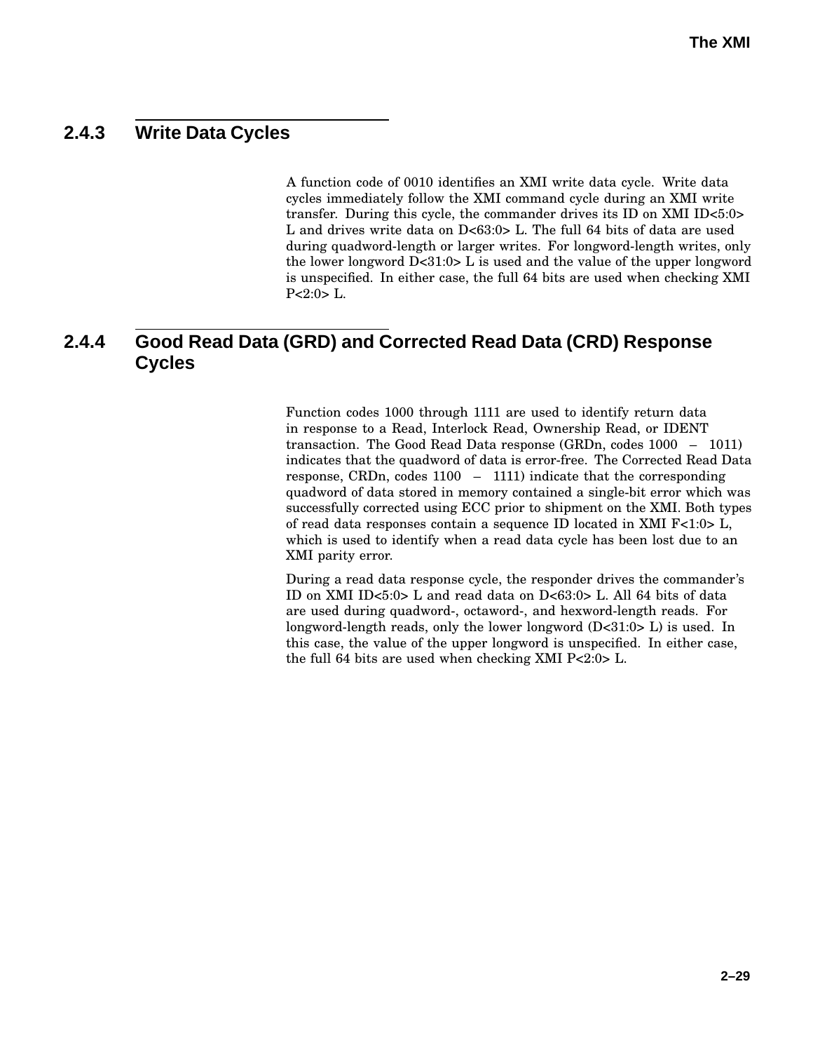### 2.4.3 Write Data Cycles

A function code of 0010 identifies an XMI write data cycle. Write data cycles immediately follow the XMI command cycle during an XMI write transfer. During this cycle, the commander drives its ID on XMI ID<5:0> L and drives write data on D<63:0> L. The full 64 bits of data are used during quadword-length or larger writes. For longword-length writes, only the lower longword D<31:0> L is used and the value of the upper longword is unspecified. In either case, the full 64 bits are used when checking XMI P<2:0> L.

### 2.4.4 Good Read Data (GRD) and Corrected Read Data (CRD) Response Cycles

Function codes 1000 through 1111 are used to identify return data in response to a Read, Interlock Read, Ownership Read, or IDENT transaction. The Good Read Data response (GRDn, codes 1000 – 1011) indicates that the quadword of data is error-free. The Corrected Read Data response, CRDn, codes 1100 – 1111) indicate that the corresponding quadword of data stored in memory contained a single-bit error which was successfully corrected using ECC prior to shipment on the XMI. Both types of read data responses contain a sequence ID located in XMI F<1:0> L, which is used to identify when a read data cycle has been lost due to an XMI parity error.

During a read data response cycle, the responder drives the commander's ID on XMI ID<5:0> L and read data on D<63:0> L. All 64 bits of data are used during quadword-, octaword-, and hexword-length reads. For longword-length reads, only the lower longword (D<31:0> L) is used. In this case, the value of the upper longword is unspecified. In either case, the full 64 bits are used when checking XMI P<2:0> L.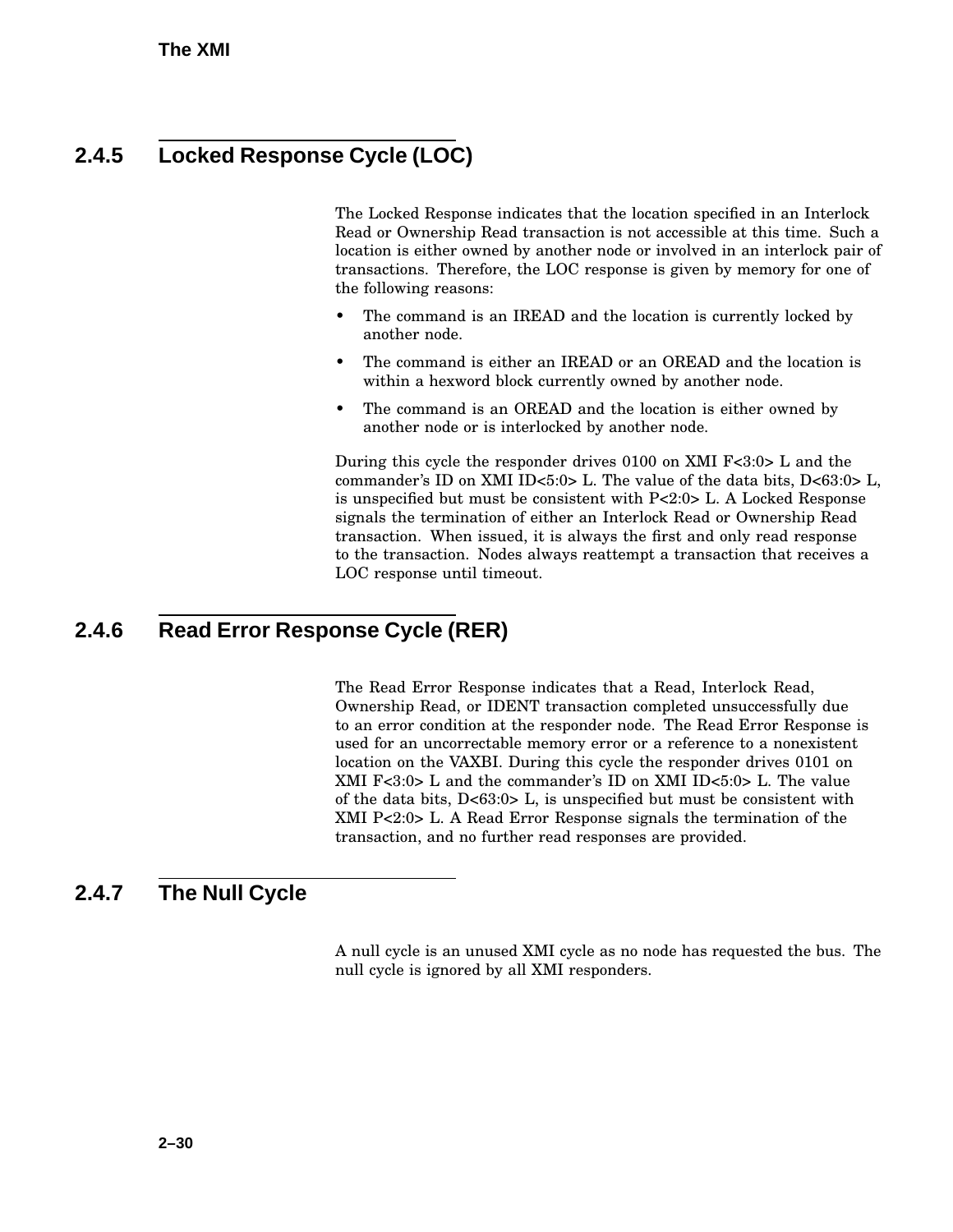### 2.4.5 Locked Response Cycle (LOC)

The Locked Response indicates that the location specified in an Interlock Read or Ownership Read transaction is not accessible at this time. Such a location is either owned by another node or involved in an interlock pair of transactions. Therefore, the LOC response is given by memory for one of the following reasons:

- The command is an IREAD and the location is currently locked by another node.
- The command is either an IREAD or an OREAD and the location is within a hexword block currently owned by another node.
- The command is an OREAD and the location is either owned by another node or is interlocked by another node.

During this cycle the responder drives 0100 on XMI F<3:0> L and the commander's ID on XMI ID<5:0> L. The value of the data bits, D<63:0> L, is unspecified but must be consistent with P<2:0> L. A Locked Response signals the termination of either an Interlock Read or Ownership Read transaction. When issued, it is always the first and only read response to the transaction. Nodes always reattempt a transaction that receives a LOC response until timeout.

### 2.4.6 Read Error Response Cycle (RER)

The Read Error Response indicates that a Read, Interlock Read, Ownership Read, or IDENT transaction completed unsuccessfully due to an error condition at the responder node. The Read Error Response is used for an uncorrectable memory error or a reference to a nonexistent location on the VAXBI. During this cycle the responder drives 0101 on XMI F<3:0> L and the commander's ID on XMI ID<5:0> L. The value of the data bits, D<63:0> L, is unspecified but must be consistent with XMI P<2:0> L. A Read Error Response signals the termination of the transaction, and no further read responses are provided.

### 2.4.7 The Null Cycle

A null cycle is an unused XMI cycle as no node has requested the bus. The null cycle is ignored by all XMI responders.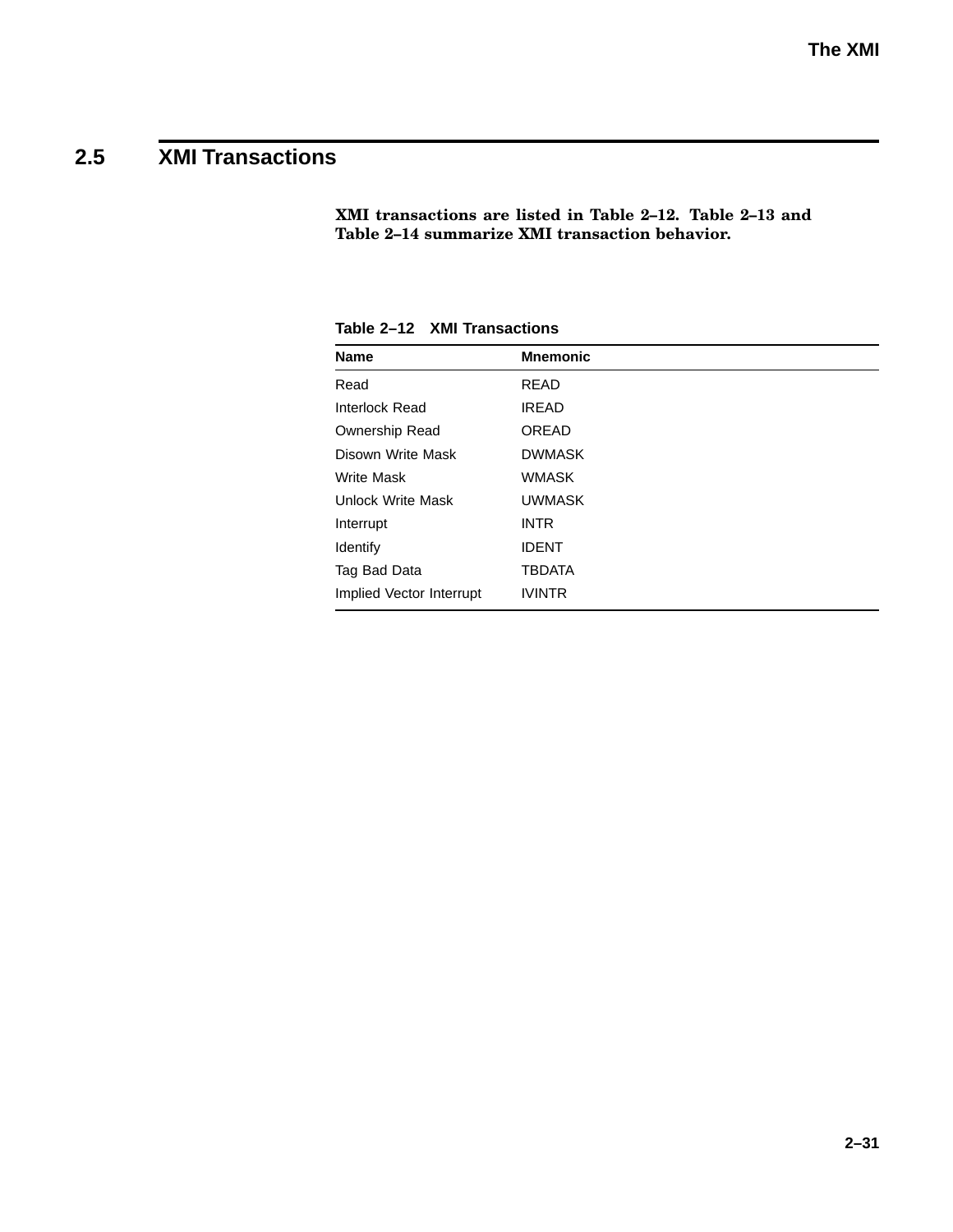## 2.5 XMI Transactions

**XMI transactions are listed in Table 2–12. Table 2–13 and Table 2–14 summarize XMI transaction behavior.**

**Table 2–12 XMI Transactions**

| Name | Mnemonic |
|---|---|
| Read | READ |
| Interlock Read | IREAD |
| Ownership Read | OREAD |
| Disown Write Mask | DWMASK |
| Write Mask | WMASK |
| Unlock Write Mask | UWMASK |
| Interrupt | INTR |
| Identify | IDENT |
| Tag Bad Data | TBDATA |
| Implied Vector Interrupt | IVINTR |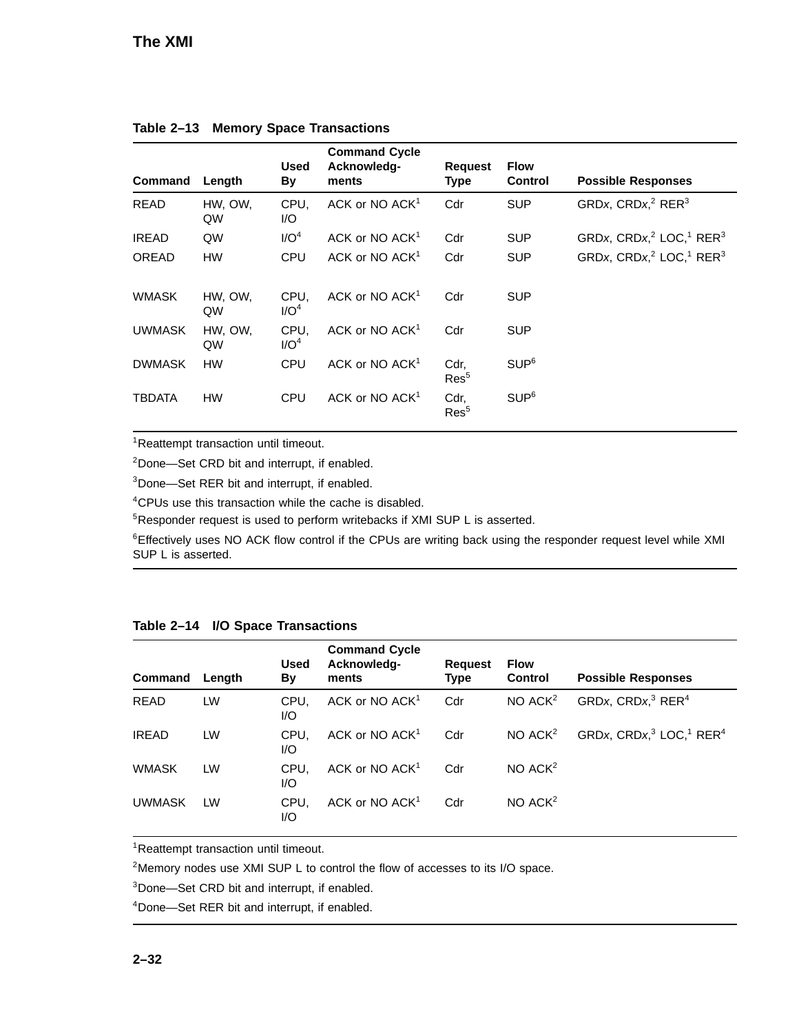**Table 2–13 Memory Space Transactions**

| Command | Length | Used By | Command Cycle Acknowledgments | Request Type | Flow Control | Possible Responses |
|---|---|---|---|---|---|---|
| READ | HW, OW, QW | CPU, I/O | ACK or NO ACK[1] | Cdr | SUP | GRD*x*, CRD*x*,[2] RER[3] |
| IREAD | QW | I/O[4] | ACK or NO ACK[1] | Cdr | SUP | GRD*x*, CRD*x*,[2] LOC,[1] RER[3] |
| OREAD | HW | CPU | ACK or NO ACK[1] | Cdr | SUP | GRD*x*, CRD*x*,[2] LOC,[1] RER[3] |
| WMASK | HW, OW, QW | CPU, I/O[4] | ACK or NO ACK[1] | Cdr | SUP | |
| UWMASK | HW, OW, QW | CPU, I/O[4] | ACK or NO ACK[1] | Cdr | SUP | |
| DWMASK | HW | CPU | ACK or NO ACK[1] | Cdr, Res[5] | SUP[6] | |
| TBDATA | HW | CPU | ACK or NO ACK[1] | Cdr, Res[5] | SUP[6] | |

[1]Reattempt transaction until timeout.

[2]Done—Set CRD bit and interrupt, if enabled.

[3]Done—Set RER bit and interrupt, if enabled.

[4]CPUs use this transaction while the cache is disabled.

[5]Responder request is used to perform writebacks if XMI SUP L is asserted.

[6]Effectively uses NO ACK flow control if the CPUs are writing back using the responder request level while XMI SUP L is asserted.

**Table 2–14 I/O Space Transactions**

| Command | Length | Used By | Command Cycle Acknowledgments | Request Type | Flow Control | Possible Responses |
|---|---|---|---|---|---|---|
| READ | LW | CPU, I/O | ACK or NO ACK[1] | Cdr | NO ACK[2] | GRD*x*, CRD*x*,[3] RER[4] |
| IREAD | LW | CPU, I/O | ACK or NO ACK[1] | Cdr | NO ACK[2] | GRD*x*, CRD*x*,[3] LOC,[1] RER[4] |
| WMASK | LW | CPU, I/O | ACK or NO ACK[1] | Cdr | NO ACK[2] | |
| UWMASK | LW | CPU, I/O | ACK or NO ACK[1] | Cdr | NO ACK[2] | |

[1]Reattempt transaction until timeout.

[2]Memory nodes use XMI SUP L to control the flow of accesses to its I/O space.

[3]Done—Set CRD bit and interrupt, if enabled.

[4]Done—Set RER bit and interrupt, if enabled.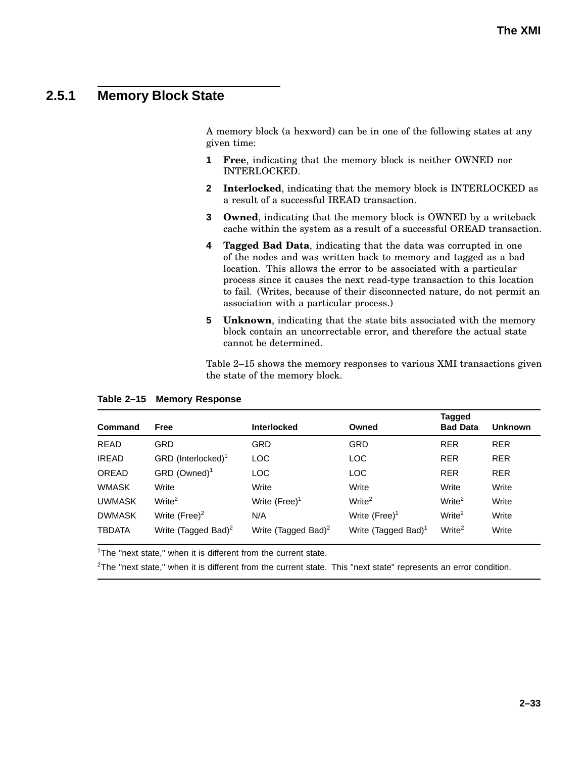## 2.5.1 Memory Block State

A memory block (a hexword) can be in one of the following states at any given time:

1. **Free**, indicating that the memory block is neither OWNED nor INTERLOCKED.
2. **Interlocked**, indicating that the memory block is INTERLOCKED as a result of a successful IREAD transaction.
3. **Owned**, indicating that the memory block is OWNED by a writeback cache within the system as a result of a successful OREAD transaction.
4. **Tagged Bad Data**, indicating that the data was corrupted in one of the nodes and was written back to memory and tagged as a bad location. This allows the error to be associated with a particular process since it causes the next read-type transaction to this location to fail. (Writes, because of their disconnected nature, do not permit an association with a particular process.)
5. **Unknown**, indicating that the state bits associated with the memory block contain an uncorrectable error, and therefore the actual state cannot be determined.

Table 2–15 shows the memory responses to various XMI transactions given the state of the memory block.

**Table 2–15 Memory Response**

| Command | Free | Interlocked | Owned | Tagged Bad Data | Unknown |
|---|---|---|---|---|---|
| READ | GRD | GRD | GRD | RER | RER |
| IREAD | GRD (Interlocked)[1] | LOC | LOC | RER | RER |
| OREAD | GRD (Owned)[1] | LOC | LOC | RER | RER |
| WMASK | Write | Write | Write | Write | Write |
| UWMASK | Write[2] | Write (Free)[1] | Write[2] | Write[2] | Write |
| DWMASK | Write (Free)[2] | N/A | Write (Free)[1] | Write[2] | Write |
| TBDATA | Write (Tagged Bad)[2] | Write (Tagged Bad)[2] | Write (Tagged Bad)[1] | Write[2] | Write |

[1]The "next state," when it is different from the current state.

[2]The "next state," when it is different from the current state. This "next state" represents an error condition.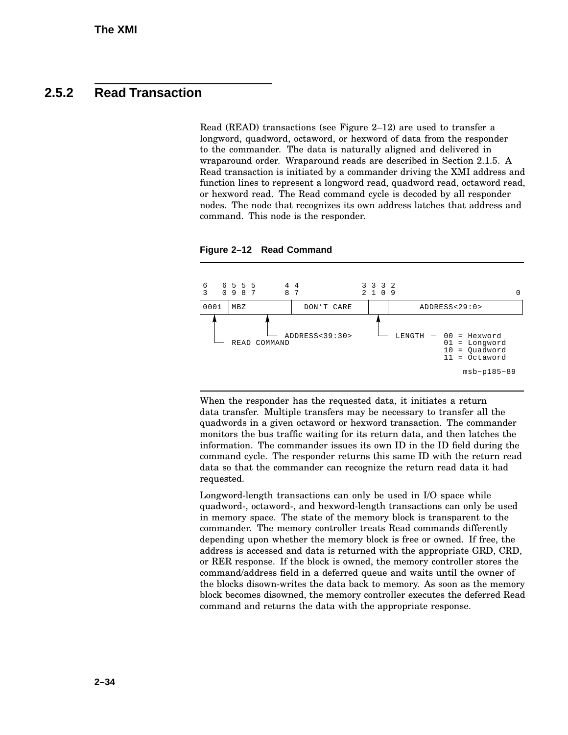## 2.5.2 Read Transaction

Read (READ) transactions (see Figure 2–12) are used to transfer a longword, quadword, octaword, or hexword of data from the responder to the commander. The data is naturally aligned and delivered in wraparound order. Wraparound reads are described in Section 2.1.5. A Read transaction is initiated by a commander driving the XMI address and function lines to represent a longword read, quadword read, octaword read, or hexword read. The Read command cycle is decoded by all responder nodes. The node that recognizes its own address latches that address and command. This node is the responder.

**Figure 2–12 Read Command**

```
 6   6 5 5 5       4 4              3 3 3 2
 3   0 9 8 7       8 7              2 1 0 9                        0
+-----+----+--------+---------------+----+-------------------------+
|0001 |MBZ |        |  DON'T CARE   |    |      ADDRESS<29:0>      |
+-----+----+--------+---------------+----+-------------------------+
   ^          ^                        ^
   |          |                        |
   |          +-- ADDRESS<39:30>       +-- LENGTH -- 00 = Hexword
   +-- READ COMMAND                                  01 = Longword
                                                     10 = Quadword
                                                     11 = Octaword
                                                        msb-p185-89
```

When the responder has the requested data, it initiates a return data transfer. Multiple transfers may be necessary to transfer all the quadwords in a given octaword or hexword transaction. The commander monitors the bus traffic waiting for its return data, and then latches the information. The commander issues its own ID in the ID field during the command cycle. The responder returns this same ID with the return read data so that the commander can recognize the return read data it had requested.

Longword-length transactions can only be used in I/O space while quadword-, octaword-, and hexword-length transactions can only be used in memory space. The state of the memory block is transparent to the commander. The memory controller treats Read commands differently depending upon whether the memory block is free or owned. If free, the address is accessed and data is returned with the appropriate GRD, CRD, or RER response. If the block is owned, the memory controller stores the command/address field in a deferred queue and waits until the owner of the blocks disown-writes the data back to memory. As soon as the memory block becomes disowned, the memory controller executes the deferred Read command and returns the data with the appropriate response.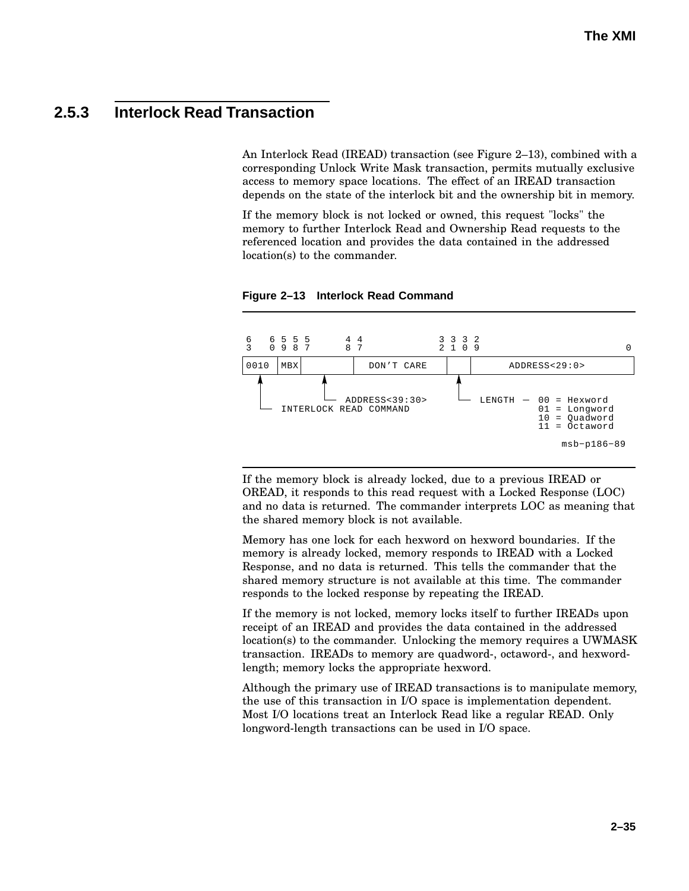### 2.5.3 Interlock Read Transaction

An Interlock Read (IREAD) transaction (see Figure 2–13), combined with a corresponding Unlock Write Mask transaction, permits mutually exclusive access to memory space locations. The effect of an IREAD transaction depends on the state of the interlock bit and the ownership bit in memory.

If the memory block is not locked or owned, this request "locks" the memory to further Interlock Read and Ownership Read requests to the referenced location and provides the data contained in the addressed location(s) to the commander.

**Figure 2–13 Interlock Read Command**

```
6   6 5 5 5       4 4             3 3 3 2
3   0 9 8 7       8 7             2 1 0 9                         0
+-----+----+--------+--------------+----+------------------------+
|0010 |MBX |        |  DON'T CARE  |    |     ADDRESS<29:0>      |
+-----+----+--------+--------------+----+------------------------+
   ^           ^                      ^
   |           |                      |
   |           +-- ADDRESS<39:30>     +-- LENGTH -- 00 = Hexword
   +-- INTERLOCK READ COMMAND                       01 = Longword
                                                    10 = Quadword
                                                    11 = Octaword

                                                      msb-p186-89
```

If the memory block is already locked, due to a previous IREAD or OREAD, it responds to this read request with a Locked Response (LOC) and no data is returned. The commander interprets LOC as meaning that the shared memory block is not available.

Memory has one lock for each hexword on hexword boundaries. If the memory is already locked, memory responds to IREAD with a Locked Response, and no data is returned. This tells the commander that the shared memory structure is not available at this time. The commander responds to the locked response by repeating the IREAD.

If the memory is not locked, memory locks itself to further IREADs upon receipt of an IREAD and provides the data contained in the addressed location(s) to the commander. Unlocking the memory requires a UWMASK transaction. IREADs to memory are quadword-, octaword-, and hexword-length; memory locks the appropriate hexword.

Although the primary use of IREAD transactions is to manipulate memory, the use of this transaction in I/O space is implementation dependent. Most I/O locations treat an Interlock Read like a regular READ. Only longword-length transactions can be used in I/O space.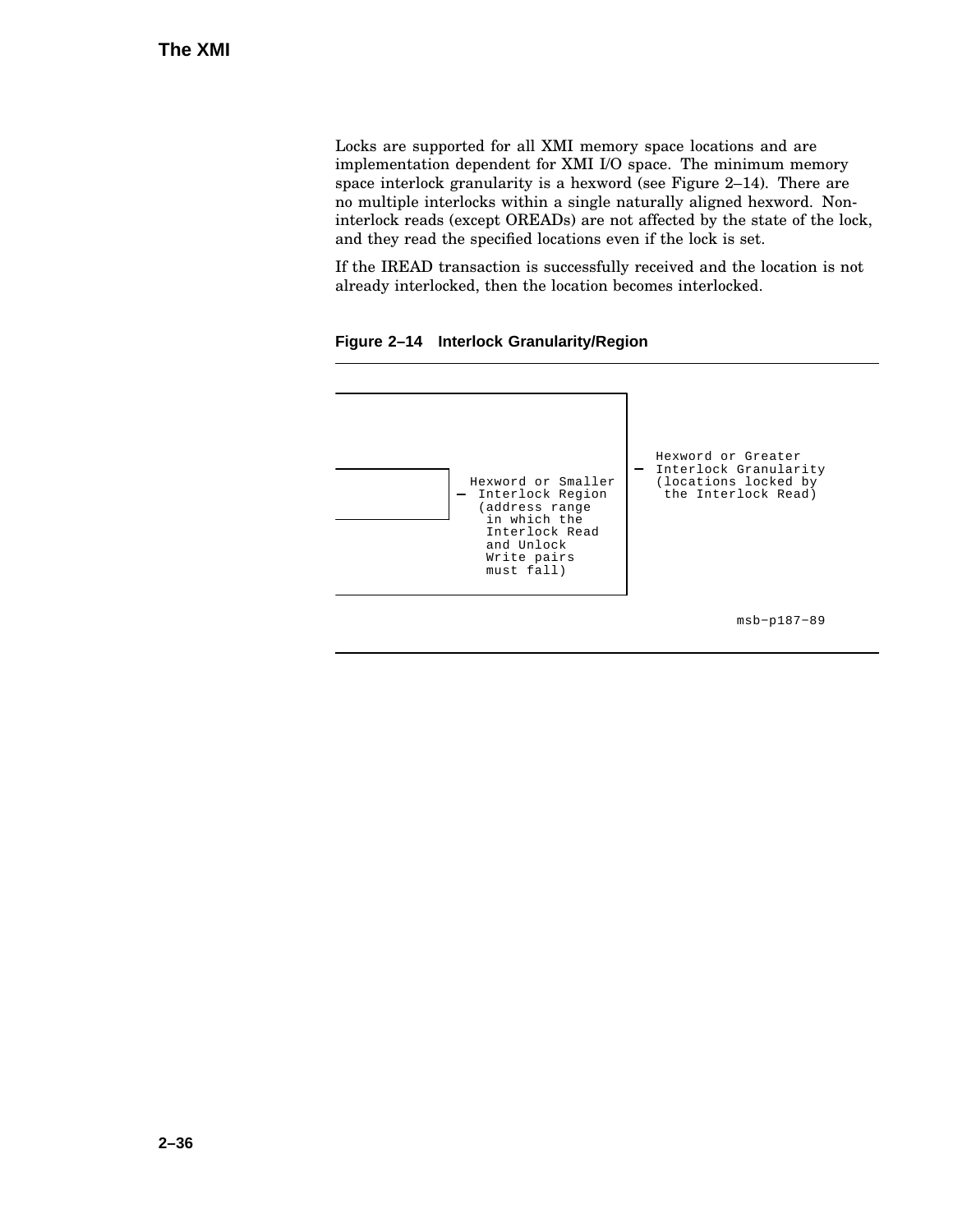Locks are supported for all XMI memory space locations and are implementation dependent for XMI I/O space. The minimum memory space interlock granularity is a hexword (see Figure 2–14). There are no multiple interlocks within a single naturally aligned hexword. Non-interlock reads (except OREADs) are not affected by the state of the lock, and they read the specified locations even if the lock is set.

If the IREAD transaction is successfully received and the location is not already interlocked, then the location becomes interlocked.

**Figure 2–14 Interlock Granularity/Region**

```
                                                  Hexword or Greater
                                                — Interlock Granularity
                           Hexword or Smaller      (locations locked by
                         — Interlock Region         the Interlock Read)
                           (address range
                            in which the
                            Interlock Read
                            and Unlock
                            Write pairs
                            must fall)

                                                          msb−p187−89
```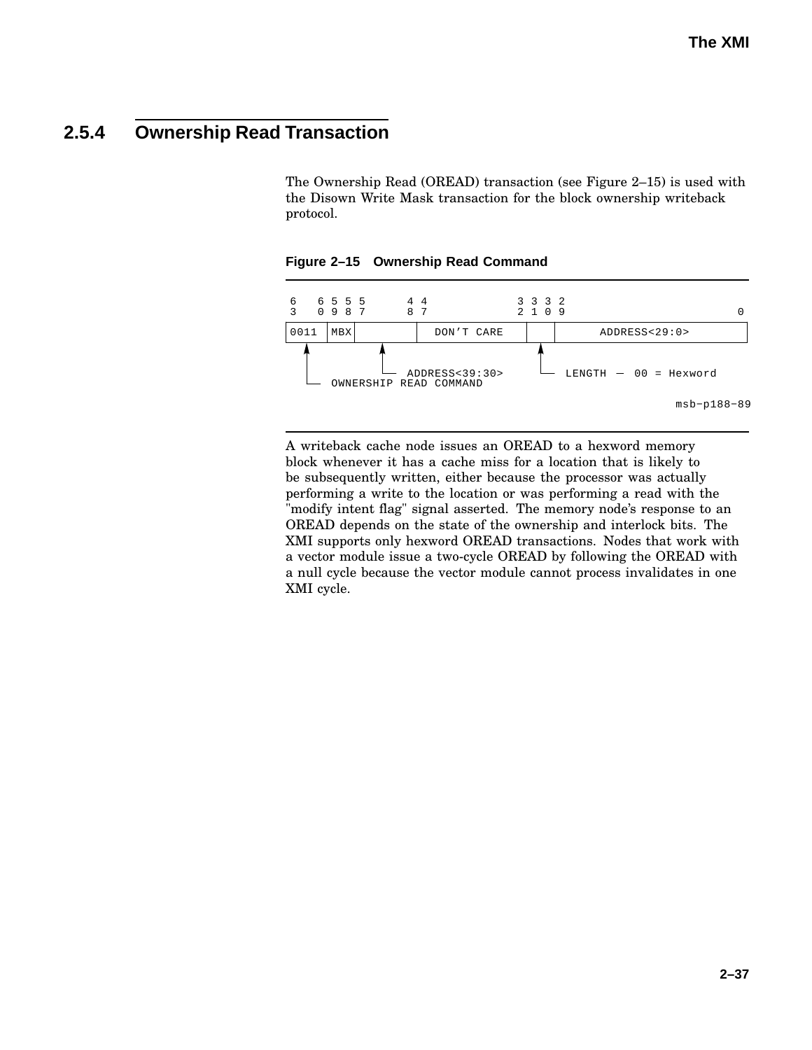### 2.5.4 Ownership Read Transaction

The Ownership Read (OREAD) transaction (see Figure 2–15) is used with the Disown Write Mask transaction for the block ownership writeback protocol.

**Figure 2–15 Ownership Read Command**

```
6   6 5 5 5      4 4             3 3 3 2
3   0 9 8 7      8 7             2 1 0 9                            0
+-----+----+--------+-------------+----+---------------------------+
|0011 |MBX |        |  DON'T CARE |    |      ADDRESS<29:0>        |
+-----+----+--------+-------------+----+---------------------------+
   ^            ^                    ^
   |            |                    |
   |            +-- ADDRESS<39:30>   +-- LENGTH — 00 = Hexword
   +-- OWNERSHIP READ COMMAND
                                                         msb-p188-89
```

A writeback cache node issues an OREAD to a hexword memory block whenever it has a cache miss for a location that is likely to be subsequently written, either because the processor was actually performing a write to the location or was performing a read with the "modify intent flag" signal asserted. The memory node's response to an OREAD depends on the state of the ownership and interlock bits. The XMI supports only hexword OREAD transactions. Nodes that work with a vector module issue a two-cycle OREAD by following the OREAD with a null cycle because the vector module cannot process invalidates in one XMI cycle.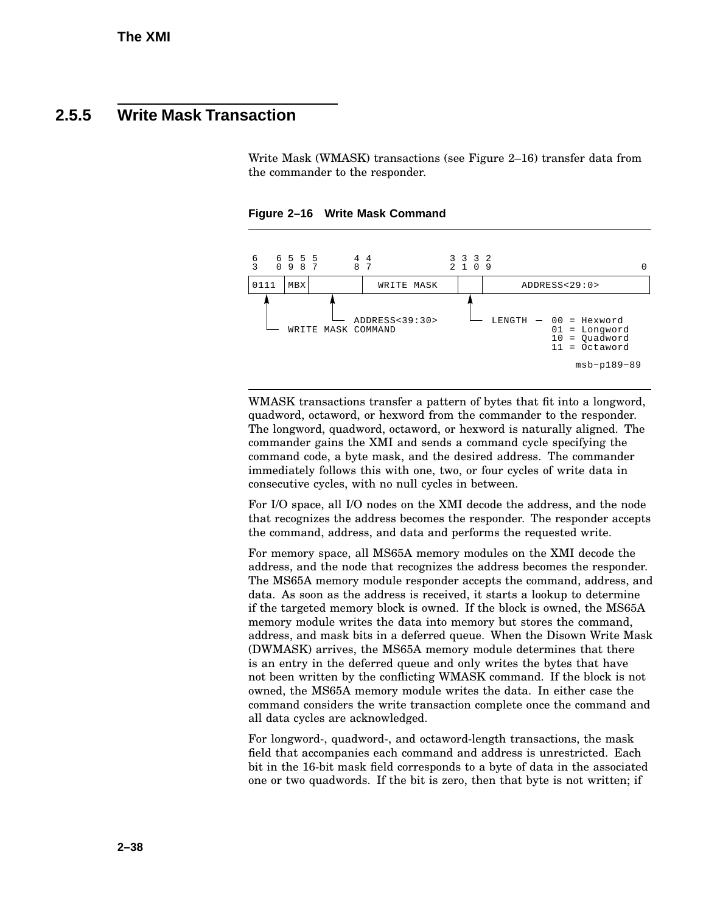### 2.5.5 Write Mask Transaction

Write Mask (WMASK) transactions (see Figure 2–16) transfer data from the commander to the responder.

**Figure 2–16 Write Mask Command**

```
6   6 5 5 5      4 4              3 3 3 2
3   0 9 8 7      8 7              2 1 0 9                        0
+-----+---+--------+------------+-----+-------------------------+
|0111 |MBX|        | WRITE MASK |     |      ADDRESS<29:0>      |
+-----+---+--------+------------+-----+-------------------------+
   ^          ^                    ^
   |          |                    |
   |          +-- ADDRESS<39:30>   +-- LENGTH -- 00 = Hexword
   +-- WRITE MASK COMMAND                        01 = Longword
                                                 10 = Quadword
                                                 11 = Octaword

                                                    msb-p189-89
```

WMASK transactions transfer a pattern of bytes that fit into a longword, quadword, octaword, or hexword from the commander to the responder. The longword, quadword, octaword, or hexword is naturally aligned. The commander gains the XMI and sends a command cycle specifying the command code, a byte mask, and the desired address. The commander immediately follows this with one, two, or four cycles of write data in consecutive cycles, with no null cycles in between.

For I/O space, all I/O nodes on the XMI decode the address, and the node that recognizes the address becomes the responder. The responder accepts the command, address, and data and performs the requested write.

For memory space, all MS65A memory modules on the XMI decode the address, and the node that recognizes the address becomes the responder. The MS65A memory module responder accepts the command, address, and data. As soon as the address is received, it starts a lookup to determine if the targeted memory block is owned. If the block is owned, the MS65A memory module writes the data into memory but stores the command, address, and mask bits in a deferred queue. When the Disown Write Mask (DWMASK) arrives, the MS65A memory module determines that there is an entry in the deferred queue and only writes the bytes that have not been written by the conflicting WMASK command. If the block is not owned, the MS65A memory module writes the data. In either case the command considers the write transaction complete once the command and all data cycles are acknowledged.

For longword-, quadword-, and octaword-length transactions, the mask field that accompanies each command and address is unrestricted. Each bit in the 16-bit mask field corresponds to a byte of data in the associated one or two quadwords. If the bit is zero, then that byte is not written; if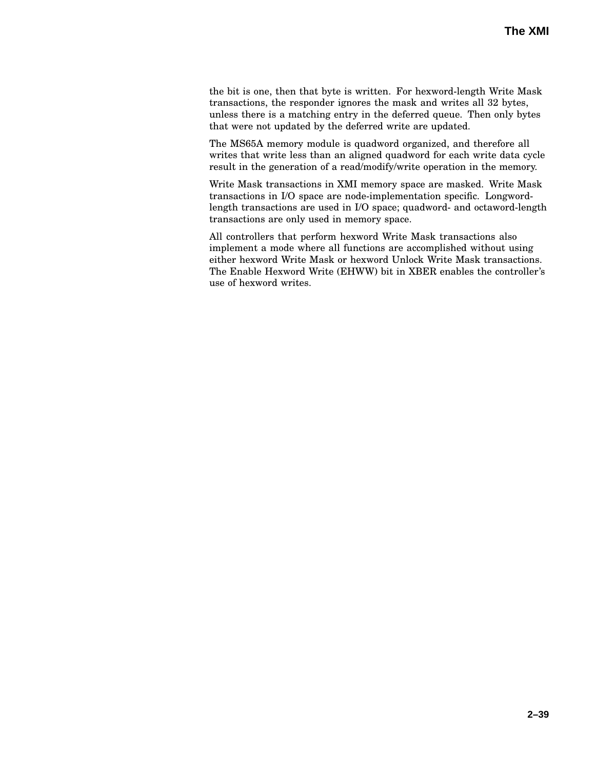the bit is one, then that byte is written. For hexword-length Write Mask transactions, the responder ignores the mask and writes all 32 bytes, unless there is a matching entry in the deferred queue. Then only bytes that were not updated by the deferred write are updated.

The MS65A memory module is quadword organized, and therefore all writes that write less than an aligned quadword for each write data cycle result in the generation of a read/modify/write operation in the memory.

Write Mask transactions in XMI memory space are masked. Write Mask transactions in I/O space are node-implementation specific. Longword-length transactions are used in I/O space; quadword- and octaword-length transactions are only used in memory space.

All controllers that perform hexword Write Mask transactions also implement a mode where all functions are accomplished without using either hexword Write Mask or hexword Unlock Write Mask transactions. The Enable Hexword Write (EHWW) bit in XBER enables the controller's use of hexword writes.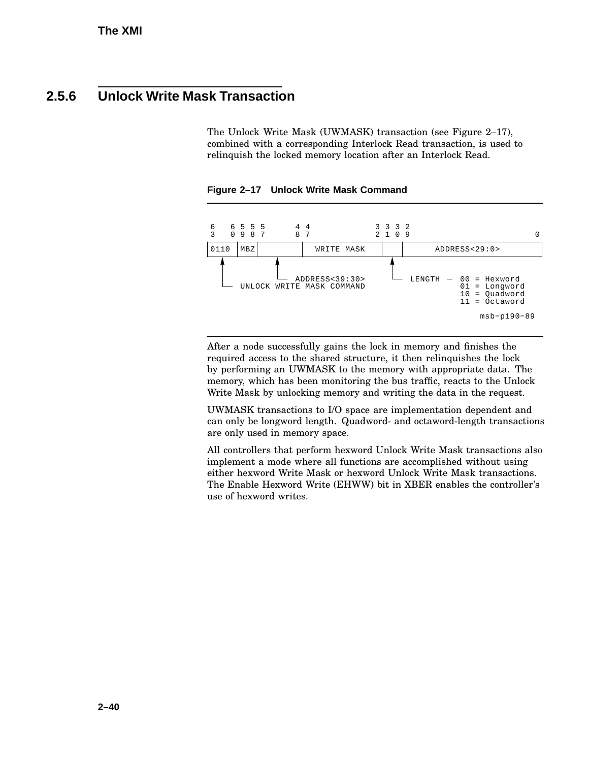### 2.5.6 Unlock Write Mask Transaction

The Unlock Write Mask (UWMASK) transaction (see Figure 2–17), combined with a corresponding Interlock Read transaction, is used to relinquish the locked memory location after an Interlock Read.

**Figure 2–17 Unlock Write Mask Command**

```
6   6 5 5 5       4 4             3 3 3 2
3   0 9 8 7       8 7             2 1 0 9                        0
+-----+----+--------+-------------+---+---------------------------+
|0110 |MBZ |        | WRITE MASK  |   |      ADDRESS<29:0>        |
+-----+----+--------+-------------+---+---------------------------+
   ^          ^                     ^
   |          |                     |
   |          +-- ADDRESS<39:30>    +-- LENGTH -- 00 = Hexword
   +-- UNLOCK WRITE MASK COMMAND                  01 = Longword
                                                  10 = Quadword
                                                  11 = Octaword

                                                       msb-p190-89
```

After a node successfully gains the lock in memory and finishes the required access to the shared structure, it then relinquishes the lock by performing an UWMASK to the memory with appropriate data. The memory, which has been monitoring the bus traffic, reacts to the Unlock Write Mask by unlocking memory and writing the data in the request.

UWMASK transactions to I/O space are implementation dependent and can only be longword length. Quadword- and octaword-length transactions are only used in memory space.

All controllers that perform hexword Unlock Write Mask transactions also implement a mode where all functions are accomplished without using either hexword Write Mask or hexword Unlock Write Mask transactions. The Enable Hexword Write (EHWW) bit in XBER enables the controller's use of hexword writes.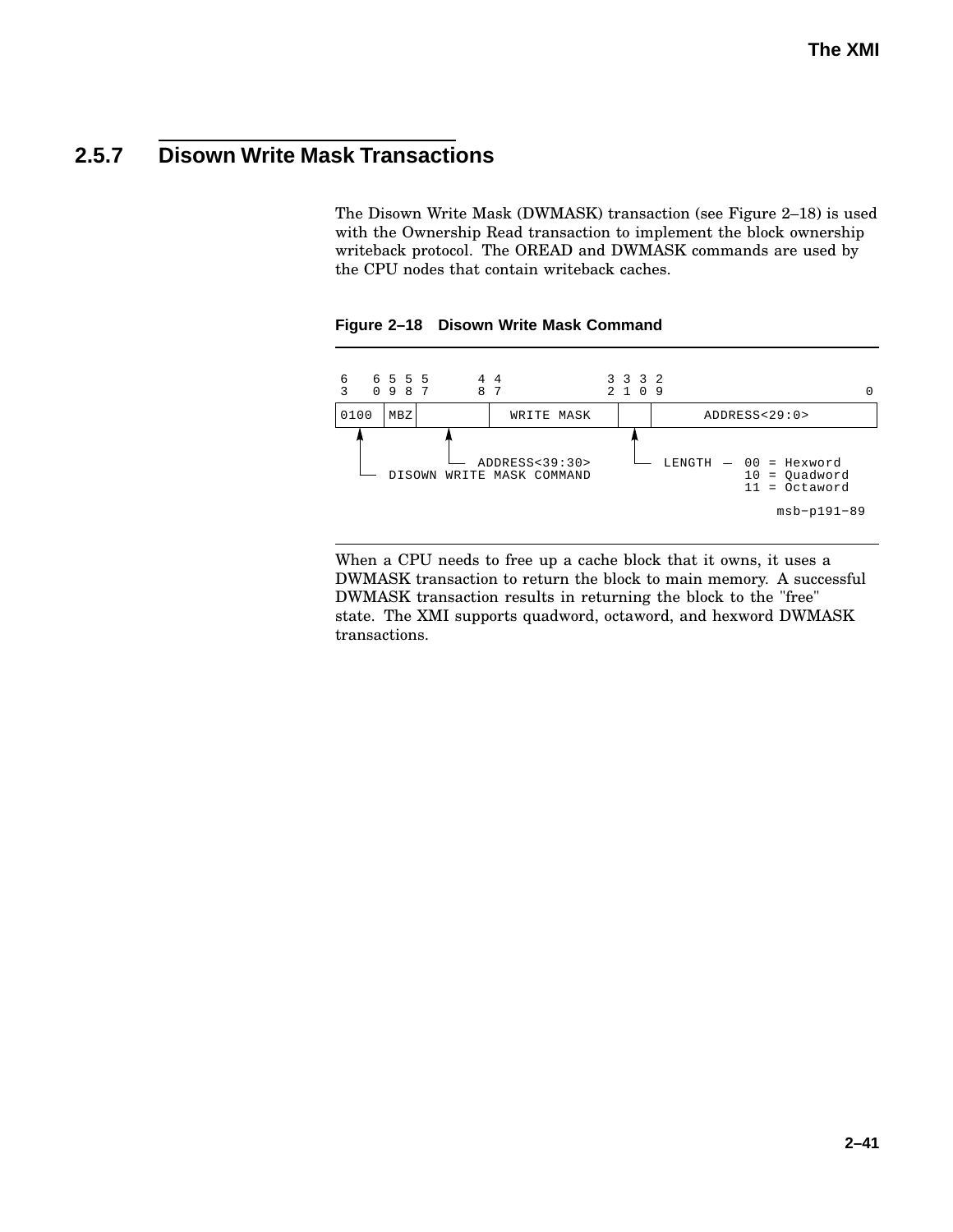### 2.5.7 Disown Write Mask Transactions

The Disown Write Mask (DWMASK) transaction (see Figure 2–18) is used with the Ownership Read transaction to implement the block ownership writeback protocol. The OREAD and DWMASK commands are used by the CPU nodes that contain writeback caches.

**Figure 2–18 Disown Write Mask Command**

```
6   6 5 5 5      4 4              3 3 3 2
3   0 9 8 7      8 7              2 1 0 9                         0
+-----+----+-----------+-------------------+----+--------------------------+
|0100 |MBZ |           |    WRITE MASK     |    |      ADDRESS<29:0>       |
+-----+----+-----------+-------------------+----+--------------------------+
   ^            ^                             ^
   |            |                             |
   |            +-- ADDRESS<39:30>            +-- LENGTH -- 00 = Hexword
   +-- DISOWN WRITE MASK COMMAND                            10 = Quadword
                                                            11 = Octaword

                                                              msb-p191-89
```

When a CPU needs to free up a cache block that it owns, it uses a DWMASK transaction to return the block to main memory. A successful DWMASK transaction results in returning the block to the "free" state. The XMI supports quadword, octaword, and hexword DWMASK transactions.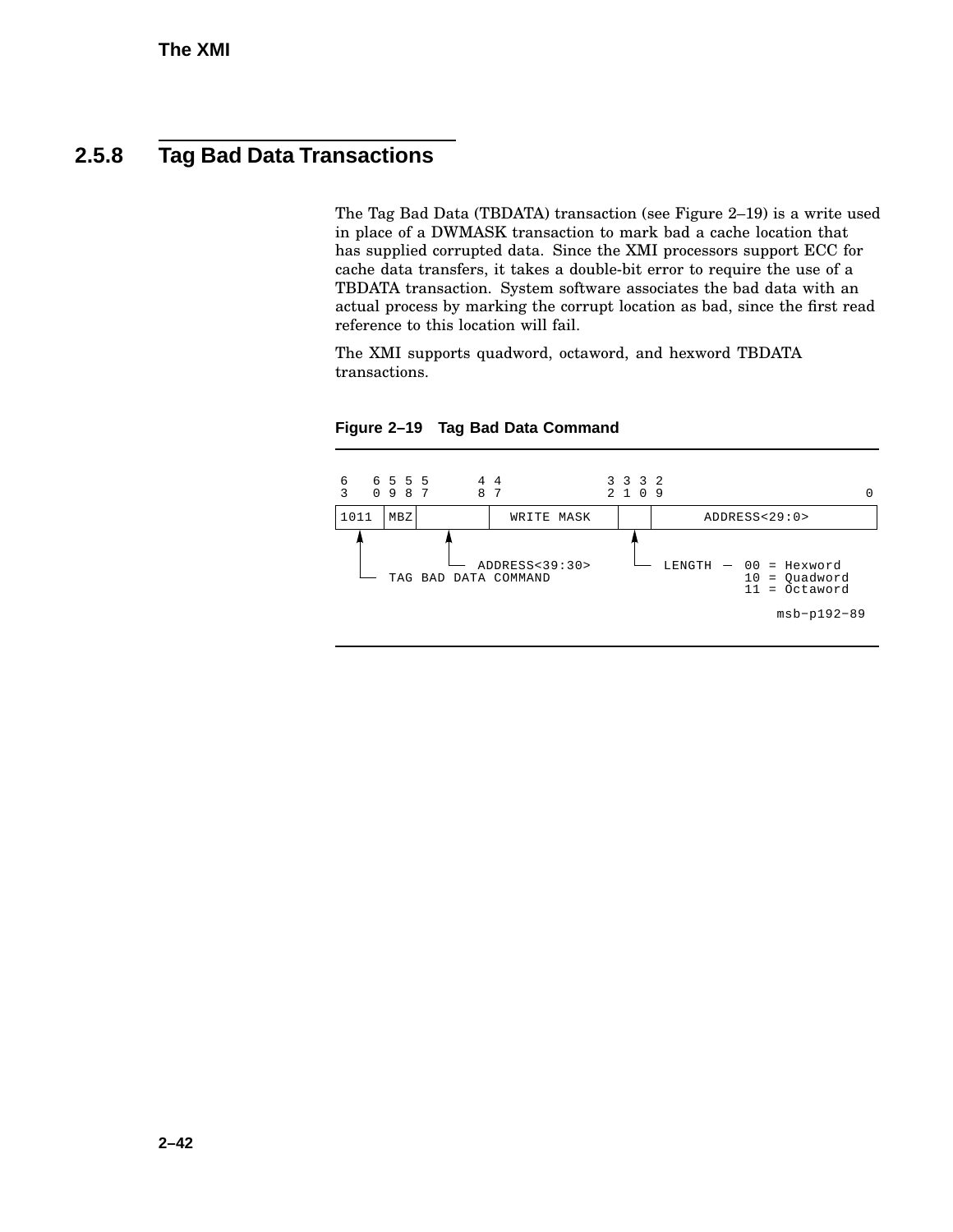## 2.5.8 Tag Bad Data Transactions

The Tag Bad Data (TBDATA) transaction (see Figure 2–19) is a write used in place of a DWMASK transaction to mark bad a cache location that has supplied corrupted data. Since the XMI processors support ECC for cache data transfers, it takes a double-bit error to require the use of a TBDATA transaction. System software associates the bad data with an actual process by marking the corrupt location as bad, since the first read reference to this location will fail.

The XMI supports quadword, octaword, and hexword TBDATA transactions.

**Figure 2–19 Tag Bad Data Command**

```
6   6 5 5 5       4 4             3 3 3 2
3   0 9 8 7       8 7             2 1 0 9                      0
+----+---+--------+--------------+---+--------------------------+
|1011|MBZ|        |  WRITE MASK  |   |      ADDRESS<29:0>       |
+----+---+--------+--------------+---+--------------------------+
   ^        ^                      ^
   |        |                      |
   |        +-- ADDRESS<39:30>     +-- LENGTH -- 00 = Hexword
   +-- TAG BAD DATA COMMAND                      10 = Quadword
                                                 11 = Octaword

                                                    msb-p192-89
```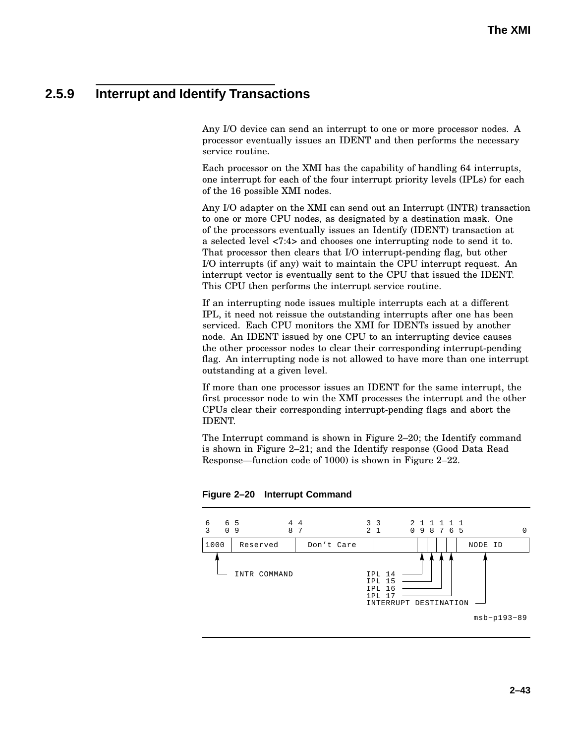## 2.5.9 Interrupt and Identify Transactions

Any I/O device can send an interrupt to one or more processor nodes. A processor eventually issues an IDENT and then performs the necessary service routine.

Each processor on the XMI has the capability of handling 64 interrupts, one interrupt for each of the four interrupt priority levels (IPLs) for each of the 16 possible XMI nodes.

Any I/O adapter on the XMI can send out an Interrupt (INTR) transaction to one or more CPU nodes, as designated by a destination mask. One of the processors eventually issues an Identify (IDENT) transaction at a selected level <7:4> and chooses one interrupting node to send it to. That processor then clears that I/O interrupt-pending flag, but other I/O interrupts (if any) wait to maintain the CPU interrupt request. An interrupt vector is eventually sent to the CPU that issued the IDENT. This CPU then performs the interrupt service routine.

If an interrupting node issues multiple interrupts each at a different IPL, it need not reissue the outstanding interrupts after one has been serviced. Each CPU monitors the XMI for IDENTs issued by another node. An IDENT issued by one CPU to an interrupting device causes the other processor nodes to clear their corresponding interrupt-pending flag. An interrupting node is not allowed to have more than one interrupt outstanding at a given level.

If more than one processor issues an IDENT for the same interrupt, the first processor node to win the XMI processes the interrupt and the other CPUs clear their corresponding interrupt-pending flags and abort the IDENT.

The Interrupt command is shown in Figure 2–20; the Identify command is shown in Figure 2–21; and the Identify response (Good Data Read Response—function code of 1000) is shown in Figure 2–22.

**Figure 2–20 Interrupt Command**

```
6   6 5          4 4              3 3      2 1 1 1 1 1
3   0 9          8 7              2 1      0 9 8 7 6 5             0
+----+-----------+----------------+---------+-+-+-+-+-------------+
|1000| Reserved  |   Don't Care   |         | | | | |   NODE ID   |
+----+-----------+----------------+---------+-+-+-+-+-------------+
  ^                                          ^ ^ ^ ^       ^
  |                                          | | | |       |
  +-- INTR COMMAND            IPL 14 --------+ | | |       |
                              IPL 15 ----------+ | |       |
                              IPL 16 ------------+ |       |
                              1PL 17 --------------+       |
                              INTERRUPT DESTINATION -------+

                                                    msb-p193-89
```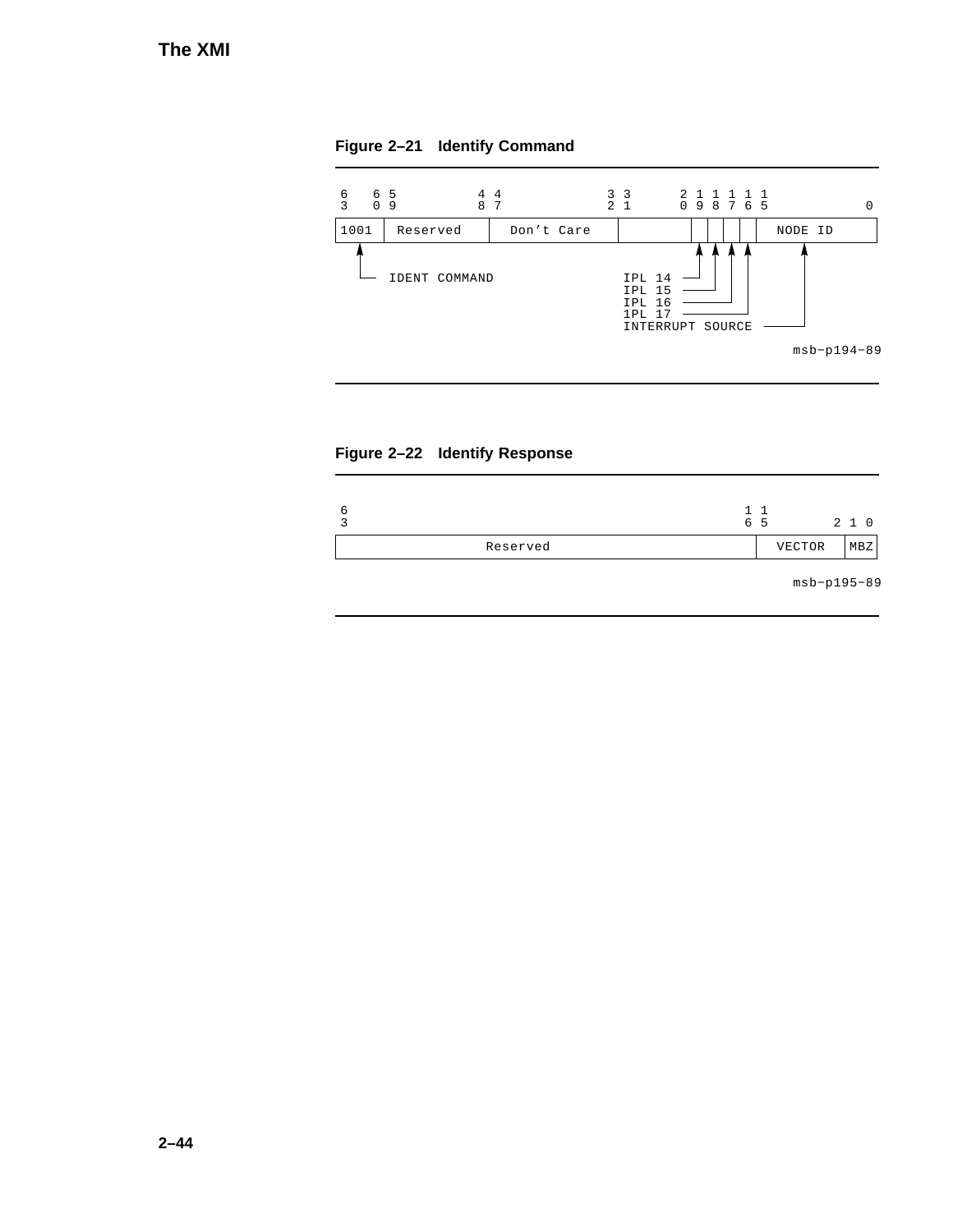**Figure 2–21 Identify Command**

| 63–60 | 59–48 | 47–32 | 31–20 | 19 | 18 | 17 | 16 | 15–0 |
|---|---|---|---|---|---|---|---|---|
| 1001 | Reserved | Don't Care | | | | | | NODE ID |

- Bits 63–60 (1001): IDENT COMMAND
- Bit 19: IPL 14
- Bit 18: IPL 15
- Bit 17: IPL 16
- Bit 16: 1PL 17
- Bits 15–0: INTERRUPT SOURCE

msb-p194-89

**Figure 2–22 Identify Response**

| 63–16 | 15–2 | 1–0 |
|---|---|---|
| Reserved | VECTOR | MBZ |

msb-p195-89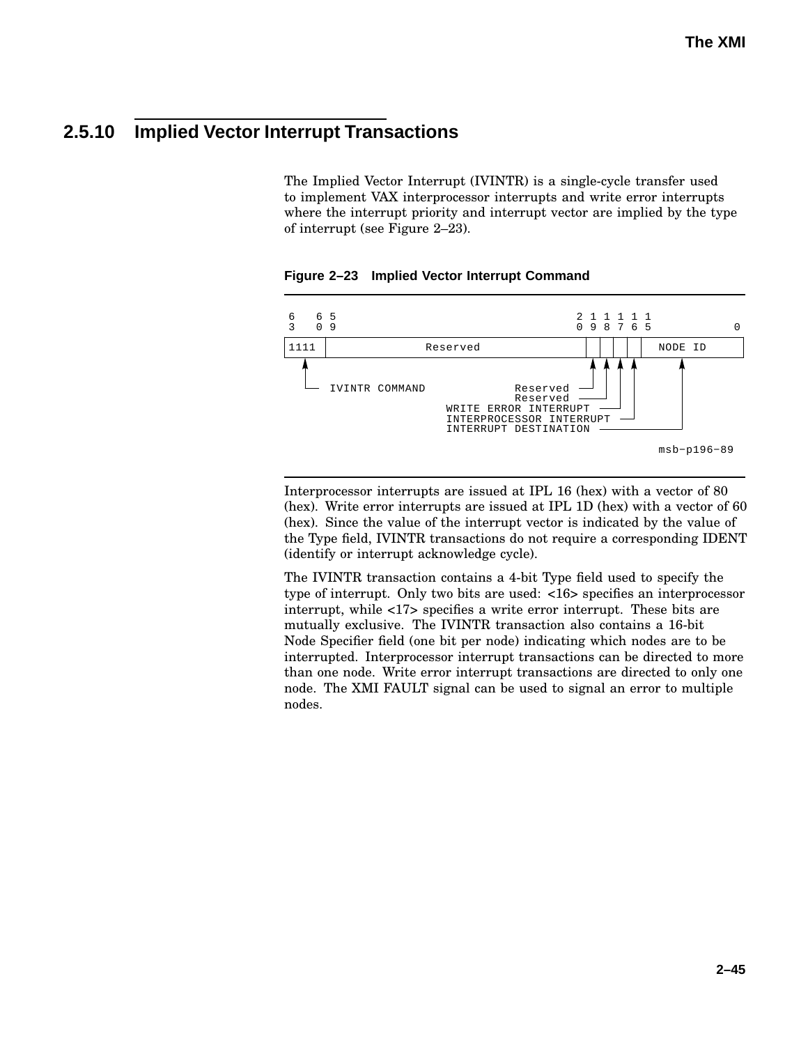## 2.5.10 Implied Vector Interrupt Transactions

The Implied Vector Interrupt (IVINTR) is a single-cycle transfer used to implement VAX interprocessor interrupts and write error interrupts where the interrupt priority and interrupt vector are implied by the type of interrupt (see Figure 2–23).

**Figure 2–23 Implied Vector Interrupt Command**

```
6   6 5                                  2 1 1 1 1 1
3   0 9                                  0 9 8 7 6 5            0
+-----+---------------------------------+-+-+-+-+-+-------------+
|1111 |            Reserved             | | | | | |   NODE ID   |
+-----+---------------------------------+-+-+-+-+-+-------------+
   ^                                     ^ ^ ^ ^         ^
   |                                     | | | |         |
   +-- IVINTR COMMAND           Reserved-+ | | |         |
                                Reserved---+ | |         |
                    WRITE ERROR INTERRUPT----+ |         |
                    INTERPROCESSOR INTERRUPT---+         |
                    INTERRUPT DESTINATION----------------+

                                                    msb-p196-89
```

Interprocessor interrupts are issued at IPL 16 (hex) with a vector of 80 (hex). Write error interrupts are issued at IPL 1D (hex) with a vector of 60 (hex). Since the value of the interrupt vector is indicated by the value of the Type field, IVINTR transactions do not require a corresponding IDENT (identify or interrupt acknowledge cycle).

The IVINTR transaction contains a 4-bit Type field used to specify the type of interrupt. Only two bits are used: <16> specifies an interprocessor interrupt, while <17> specifies a write error interrupt. These bits are mutually exclusive. The IVINTR transaction also contains a 16-bit Node Specifier field (one bit per node) indicating which nodes are to be interrupted. Interprocessor interrupt transactions can be directed to more than one node. Write error interrupt transactions are directed to only one node. The XMI FAULT signal can be used to signal an error to multiple nodes.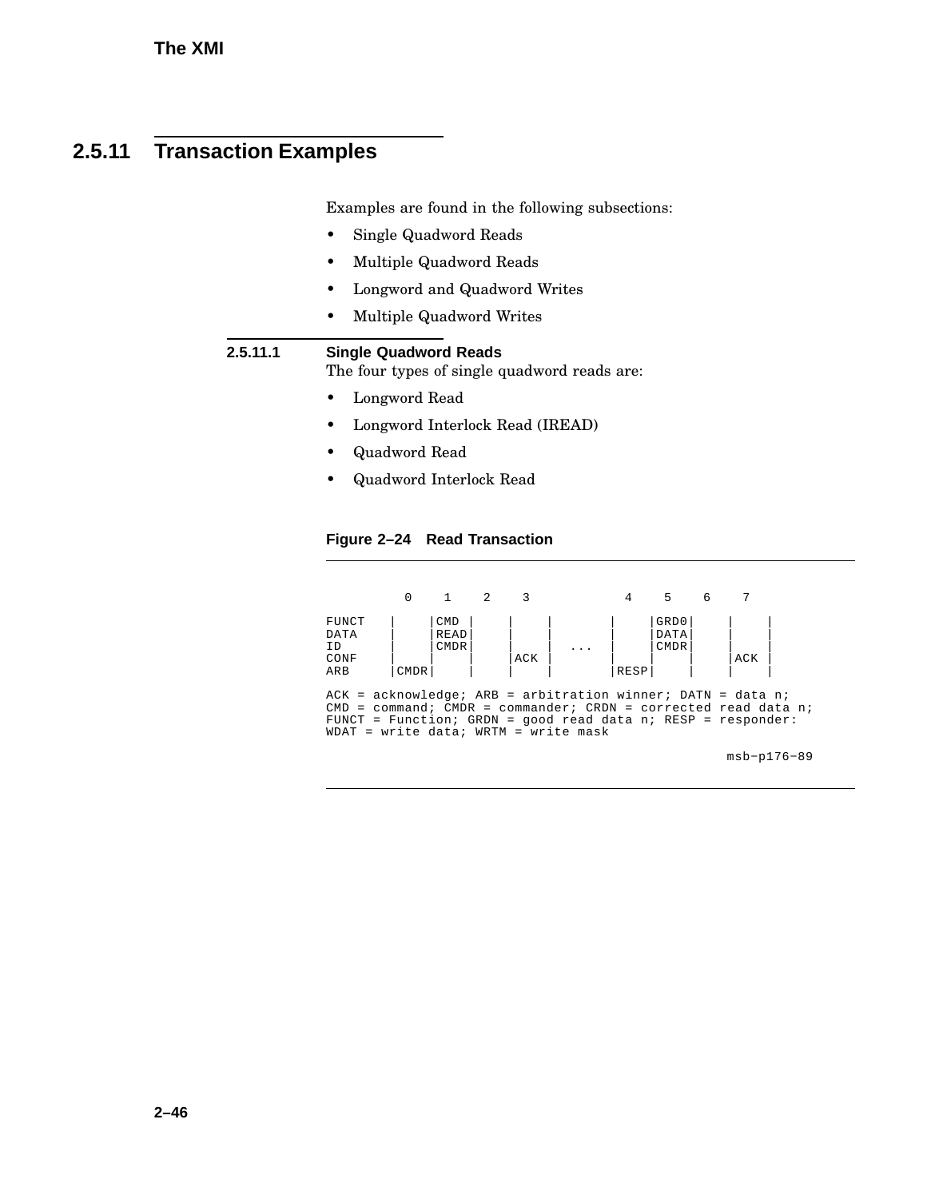## 2.5.11 Transaction Examples

Examples are found in the following subsections:

- Single Quadword Reads
- Multiple Quadword Reads
- Longword and Quadword Writes
- Multiple Quadword Writes

### 2.5.11.1 Single Quadword Reads

The four types of single quadword reads are:

- Longword Read
- Longword Interlock Read (IREAD)
- Quadword Read
- Quadword Interlock Read

**Figure 2–24 Read Transaction**

```
          0    1    2    3            4    5    6    7

FUNCT   |    |CMD |    |    |       |    |GRD0|    |    |
DATA    |    |READ|    |    |       |    |DATA|    |    |
ID      |    |CMDR|    |    |  ...  |    |CMDR|    |    |
CONF    |    |    |    |ACK |       |    |    |    |ACK |
ARB     |CMDR|    |    |    |       |RESP|    |    |    |

ACK = acknowledge; ARB = arbitration winner; DATN = data n;
CMD = command; CMDR = commander; CRDN = corrected read data n;
FUNCT = Function; GRDN = good read data n; RESP = responder:
WDAT = write data; WRTM = write mask

                                                  msb-p176-89
```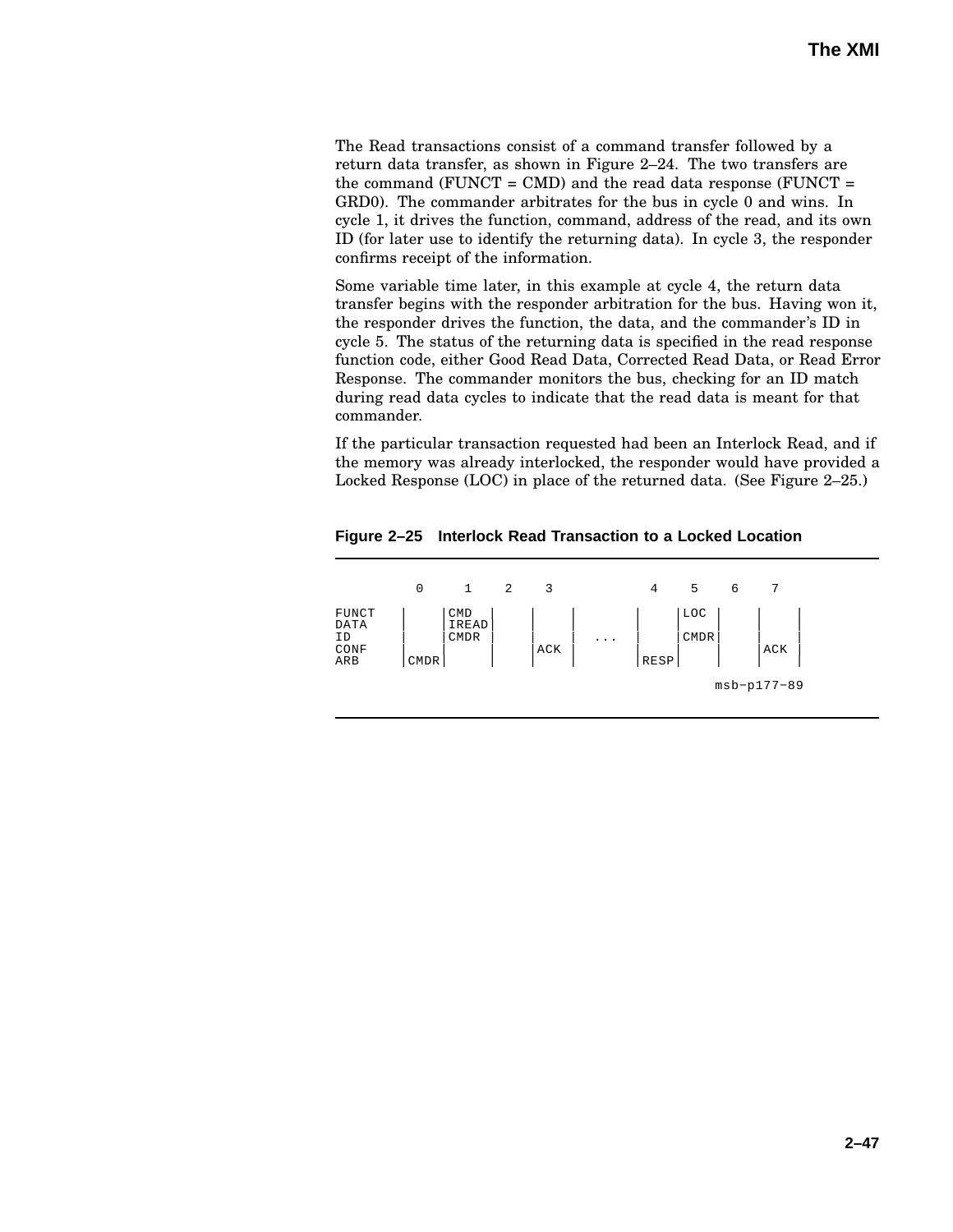The Read transactions consist of a command transfer followed by a return data transfer, as shown in Figure 2–24. The two transfers are the command (FUNCT = CMD) and the read data response (FUNCT = GRD0). The commander arbitrates for the bus in cycle 0 and wins. In cycle 1, it drives the function, command, address of the read, and its own ID (for later use to identify the returning data). In cycle 3, the responder confirms receipt of the information.

Some variable time later, in this example at cycle 4, the return data transfer begins with the responder arbitration for the bus. Having won it, the responder drives the function, the data, and the commander's ID in cycle 5. The status of the returning data is specified in the read response function code, either Good Read Data, Corrected Read Data, or Read Error Response. The commander monitors the bus, checking for an ID match during read data cycles to indicate that the read data is meant for that commander.

If the particular transaction requested had been an Interlock Read, and if the memory was already interlocked, the responder would have provided a Locked Response (LOC) in place of the returned data. (See Figure 2–25.)

**Figure 2–25 Interlock Read Transaction to a Locked Location**

```
          0     1    2    3          4     5    6    7

FUNCT   |     |CMD  |    |     |     |     |LOC  |    |     |
DATA    |     |IREAD|    |     |     |     |     |    |     |
ID      |     |CMDR |    |     | ... |     |CMDR|    |     |
CONF    |     |     |    |ACK  |     |     |     |    |ACK  |
ARB     |CMDR|     |    |     |     |RESP|     |    |     |

                                                msb-p177-89
```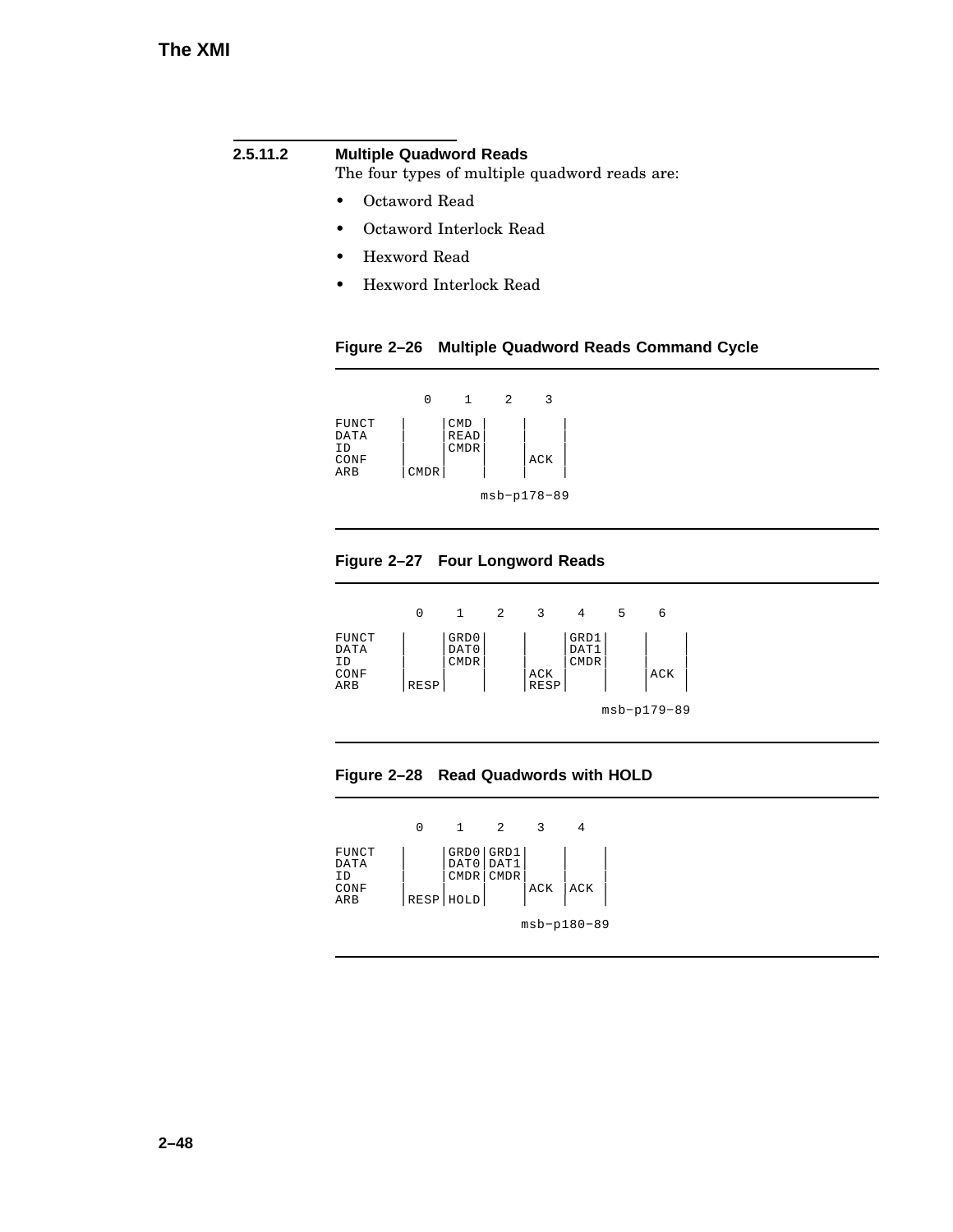### 2.5.11.2 Multiple Quadword Reads

The four types of multiple quadword reads are:

- Octaword Read
- Octaword Interlock Read
- Hexword Read
- Hexword Interlock Read

**Figure 2–26 Multiple Quadword Reads Command Cycle**

```
             0    1    2    3

FUNCT    |    |CMD |    |    |
DATA     |    |READ|    |    |
ID       |    |CMDR|    |    |
CONF     |    |    |    |ACK |
ARB      |CMDR|    |    |    |

                 msb-p178-89
```

**Figure 2–27 Four Longword Reads**

```
             0    1    2    3    4    5    6

FUNCT    |    |GRD0|    |    |GRD1|    |    |
DATA     |    |DAT0|    |    |DAT1|    |    |
ID       |    |CMDR|    |    |CMDR|    |    |
CONF     |    |    |    |ACK |    |    |ACK |
ARB      |RESP|    |    |RESP|    |    |    |

                                 msb-p179-89
```

**Figure 2–28 Read Quadwords with HOLD**

```
             0    1    2    3    4

FUNCT    |    |GRD0|GRD1|    |    |
DATA     |    |DAT0|DAT1|    |    |
ID       |    |CMDR|CMDR|    |    |
CONF     |    |    |    |ACK |ACK |
ARB      |RESP|HOLD|    |    |    |

                      msb-p180-89
```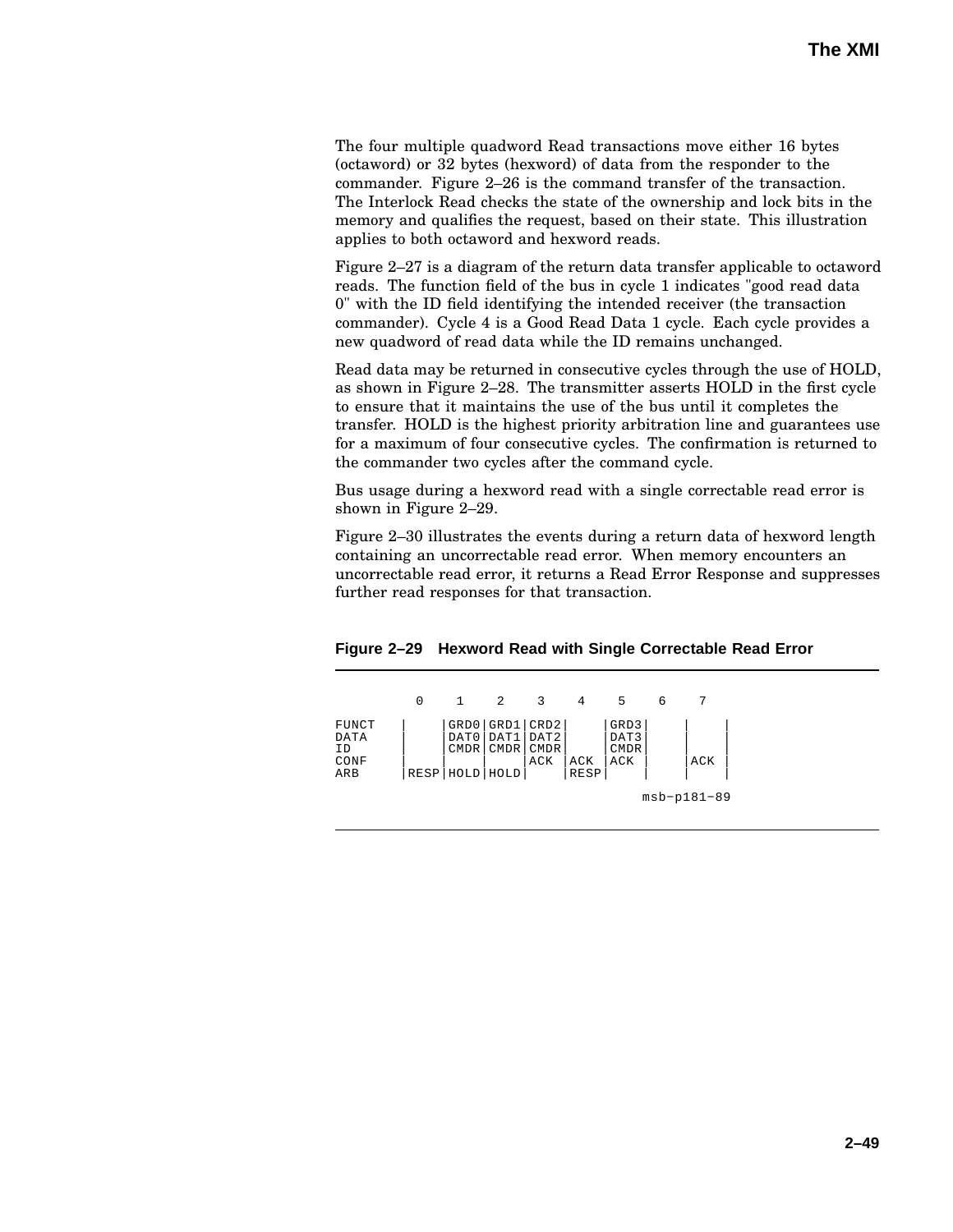The four multiple quadword Read transactions move either 16 bytes (octaword) or 32 bytes (hexword) of data from the responder to the commander. Figure 2–26 is the command transfer of the transaction. The Interlock Read checks the state of the ownership and lock bits in the memory and qualifies the request, based on their state. This illustration applies to both octaword and hexword reads.

Figure 2–27 is a diagram of the return data transfer applicable to octaword reads. The function field of the bus in cycle 1 indicates "good read data 0" with the ID field identifying the intended receiver (the transaction commander). Cycle 4 is a Good Read Data 1 cycle. Each cycle provides a new quadword of read data while the ID remains unchanged.

Read data may be returned in consecutive cycles through the use of HOLD, as shown in Figure 2–28. The transmitter asserts HOLD in the first cycle to ensure that it maintains the use of the bus until it completes the transfer. HOLD is the highest priority arbitration line and guarantees use for a maximum of four consecutive cycles. The confirmation is returned to the commander two cycles after the command cycle.

Bus usage during a hexword read with a single correctable read error is shown in Figure 2–29.

Figure 2–30 illustrates the events during a return data of hexword length containing an uncorrectable read error. When memory encounters an uncorrectable read error, it returns a Read Error Response and suppresses further read responses for that transaction.

**Figure 2–29 Hexword Read with Single Correctable Read Error**

```
          0    1    2    3    4    5    6    7

FUNCT    |    |GRD0|GRD1|CRD2|    |GRD3|    |    |
DATA     |    |DAT0|DAT1|DAT2|    |DAT3|    |    |
ID       |    |CMDR|CMDR|CMDR|    |CMDR|    |    |
CONF     |    |    |    |ACK |ACK |ACK |    |ACK |
ARB      |RESP|HOLD|HOLD|    |RESP|    |    |    |

                                        msb-p181-89
```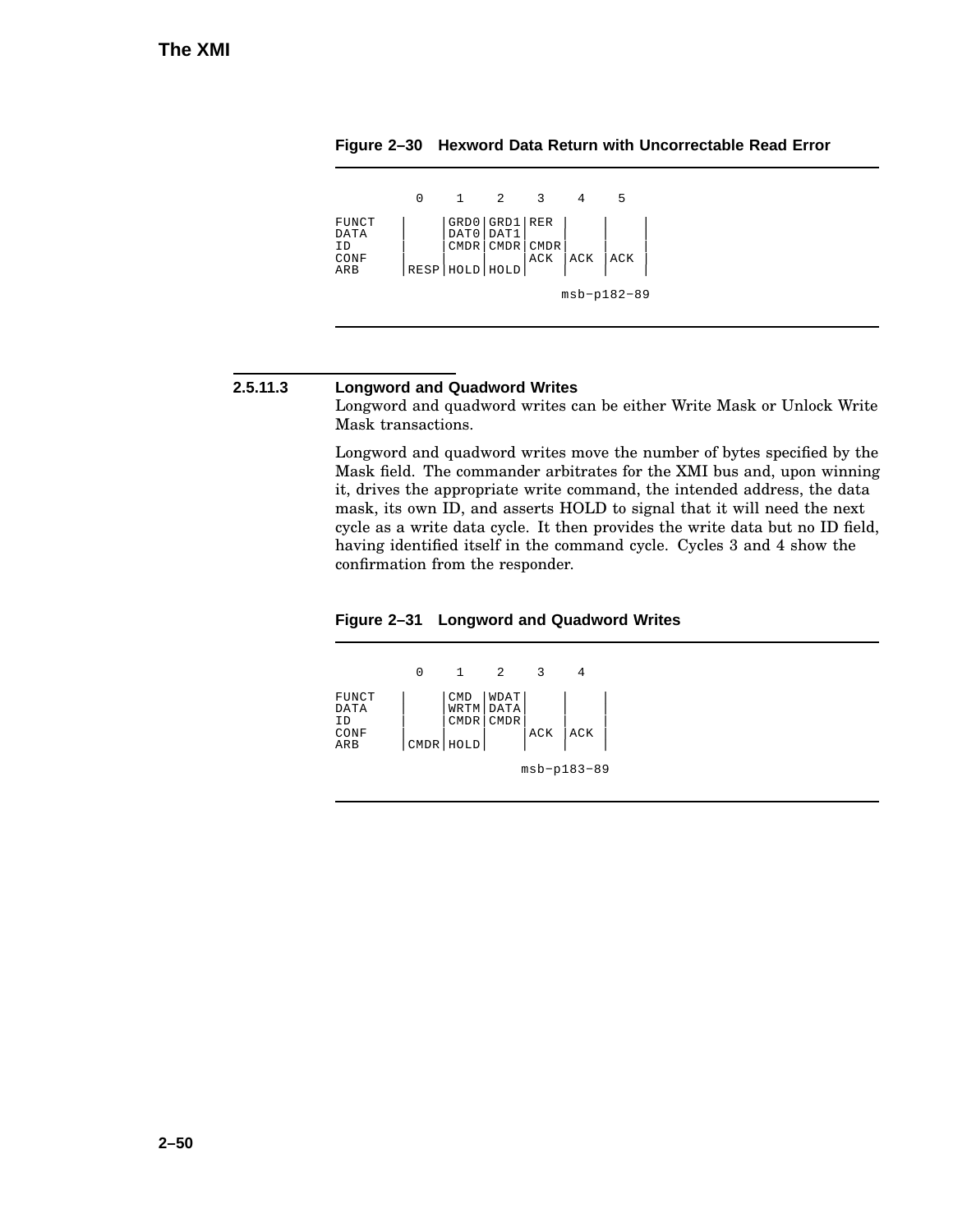**Figure 2–30 Hexword Data Return with Uncorrectable Read Error**

```
           0     1     2     3     4     5

FUNCT    |     |GRD0|GRD1|RER |     |     |
DATA     |     |DAT0|DAT1|    |     |     |
ID       |     |CMDR|CMDR|CMDR|     |     |
CONF     |     |    |    |ACK |ACK  |ACK  |
ARB      |RESP |HOLD|HOLD|    |     |     |

                                 msb-p182-89
```

### 2.5.11.3 Longword and Quadword Writes

Longword and quadword writes can be either Write Mask or Unlock Write Mask transactions.

Longword and quadword writes move the number of bytes specified by the Mask field. The commander arbitrates for the XMI bus and, upon winning it, drives the appropriate write command, the intended address, the data mask, its own ID, and asserts HOLD to signal that it will need the next cycle as a write data cycle. It then provides the write data but no ID field, having identified itself in the command cycle. Cycles 3 and 4 show the confirmation from the responder.

**Figure 2–31 Longword and Quadword Writes**

```
           0     1     2     3     4

FUNCT    |     |CMD |WDAT|     |     |
DATA     |     |WRTM|DATA|     |     |
ID       |     |CMDR|CMDR|     |     |
CONF     |     |    |    |ACK  |ACK  |
ARB      |CMDR |HOLD|    |     |     |

                           msb-p183-89
```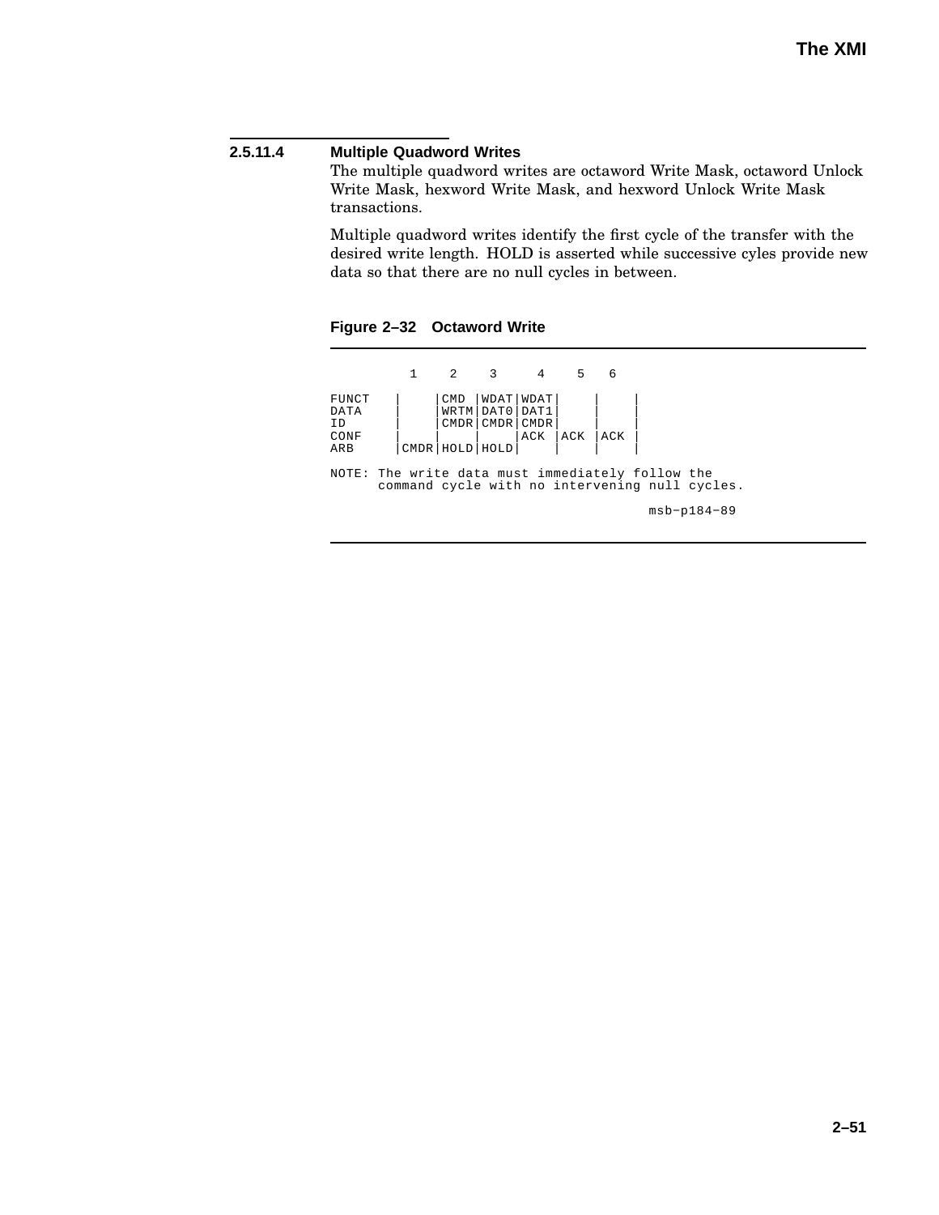#### 2.5.11.4 Multiple Quadword Writes

The multiple quadword writes are octaword Write Mask, octaword Unlock Write Mask, hexword Write Mask, and hexword Unlock Write Mask transactions.

Multiple quadword writes identify the first cycle of the transfer with the desired write length. HOLD is asserted while successive cyles provide new data so that there are no null cycles in between.

**Figure 2–32 Octaword Write**

```
          1    2    3     4    5   6

FUNCT   |    |CMD |WDAT|WDAT|    |    |
DATA    |    |WRTM|DAT0|DAT1|    |    |
ID      |    |CMDR|CMDR|CMDR|    |    |
CONF    |    |    |    |ACK |ACK |ACK |
ARB     |CMDR|HOLD|HOLD|    |    |    |

NOTE: The write data must immediately follow the
      command cycle with no intervening null cycles.

                                         msb-p184-89
```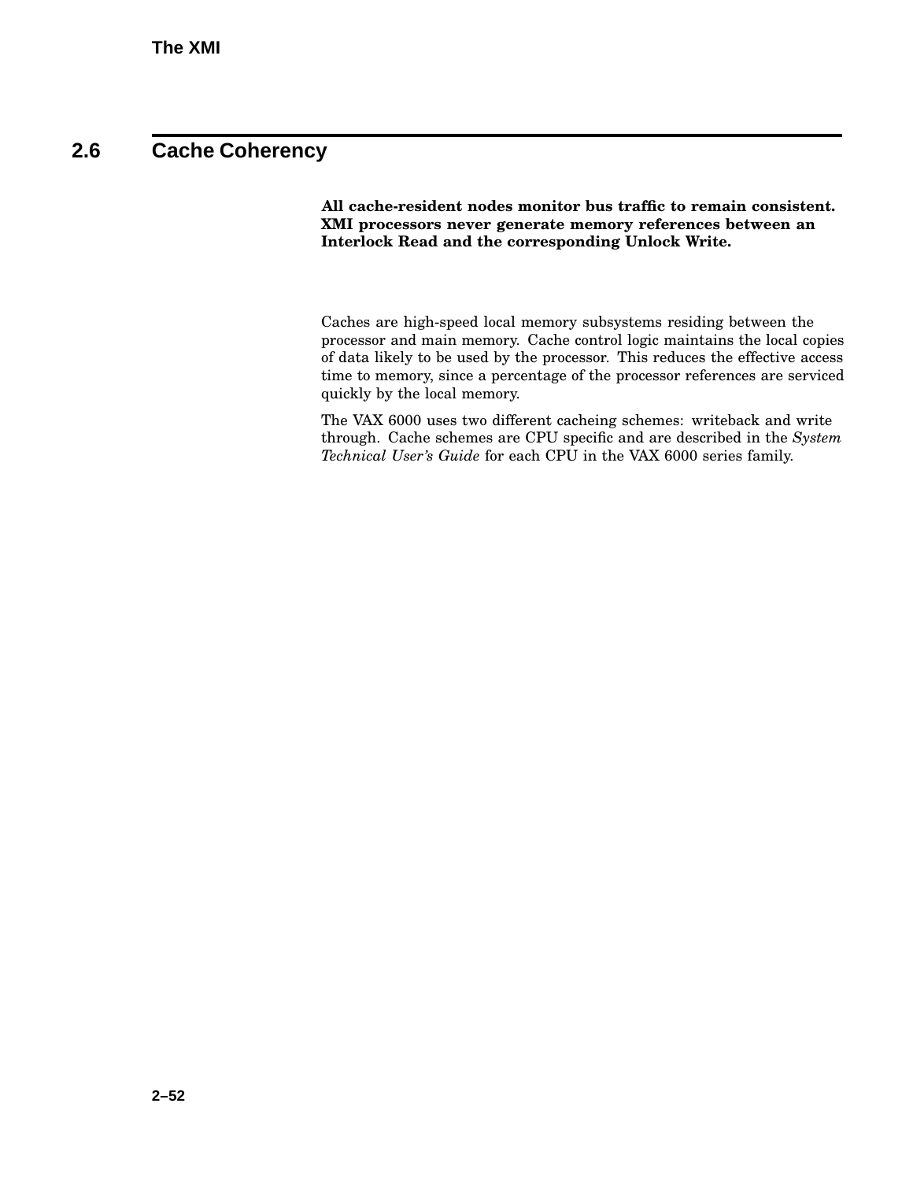## 2.6 Cache Coherency

**All cache-resident nodes monitor bus traffic to remain consistent. XMI processors never generate memory references between an Interlock Read and the corresponding Unlock Write.**

Caches are high-speed local memory subsystems residing between the processor and main memory. Cache control logic maintains the local copies of data likely to be used by the processor. This reduces the effective access time to memory, since a percentage of the processor references are serviced quickly by the local memory.

The VAX 6000 uses two different cacheing schemes: writeback and write through. Cache schemes are CPU specific and are described in the *System Technical User's Guide* for each CPU in the VAX 6000 series family.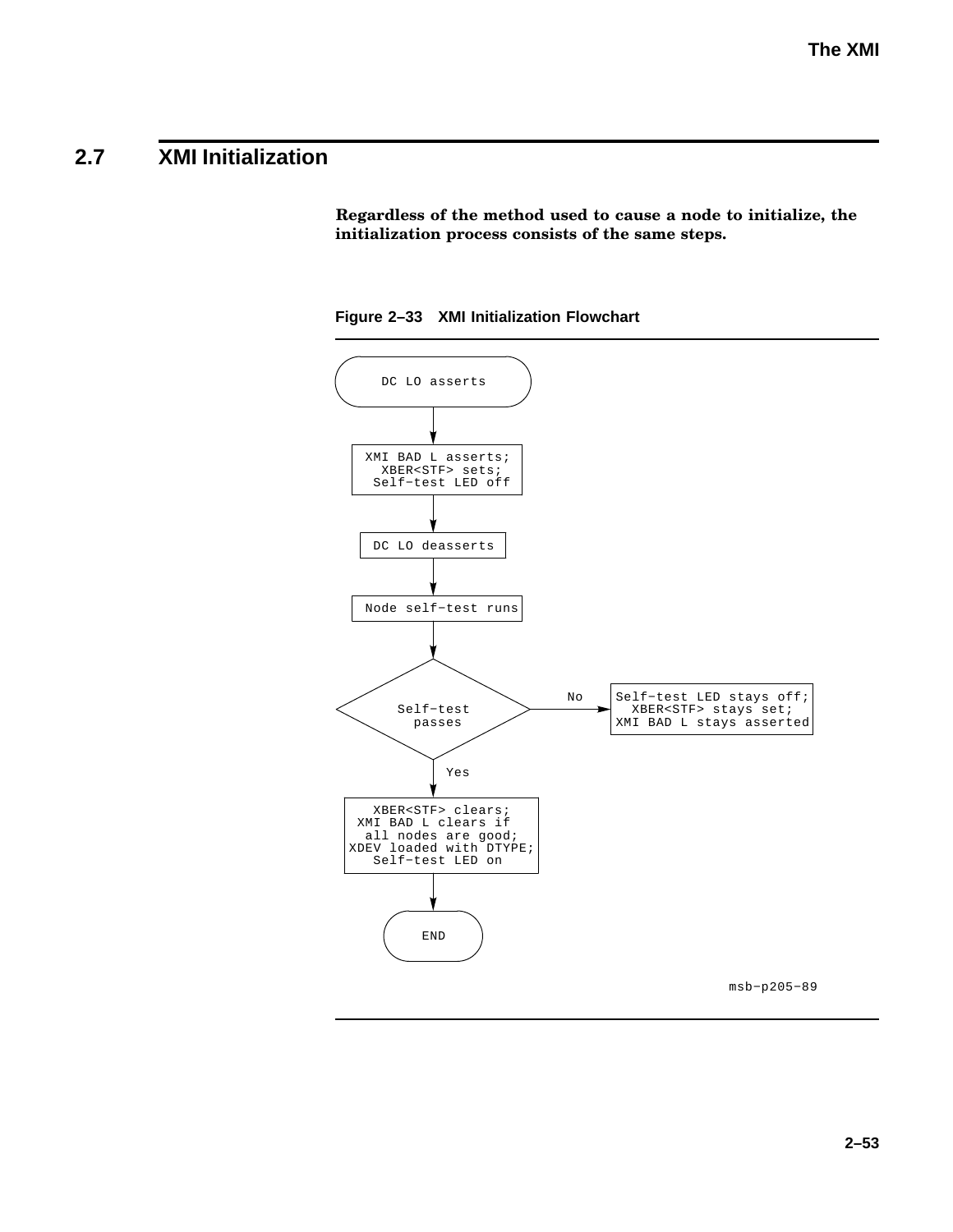## 2.7 XMI Initialization

**Regardless of the method used to cause a node to initialize, the initialization process consists of the same steps.**

**Figure 2–33 XMI Initialization Flowchart**

```
DC LO asserts
    |
    v
XMI BAD L asserts;
XBER<STF> sets;
Self-test LED off
    |
    v
DC LO deasserts
    |
    v
Node self-test runs
    |
    v
Self-test passes? --No--> Self-test LED stays off;
    |                     XBER<STF> stays set;
   Yes                    XMI BAD L stays asserted
    |
    v
XBER<STF> clears;
XMI BAD L clears if
all nodes are good;
XDEV loaded with DTYPE;
Self-test LED on
    |
    v
END
```

msb-p205-89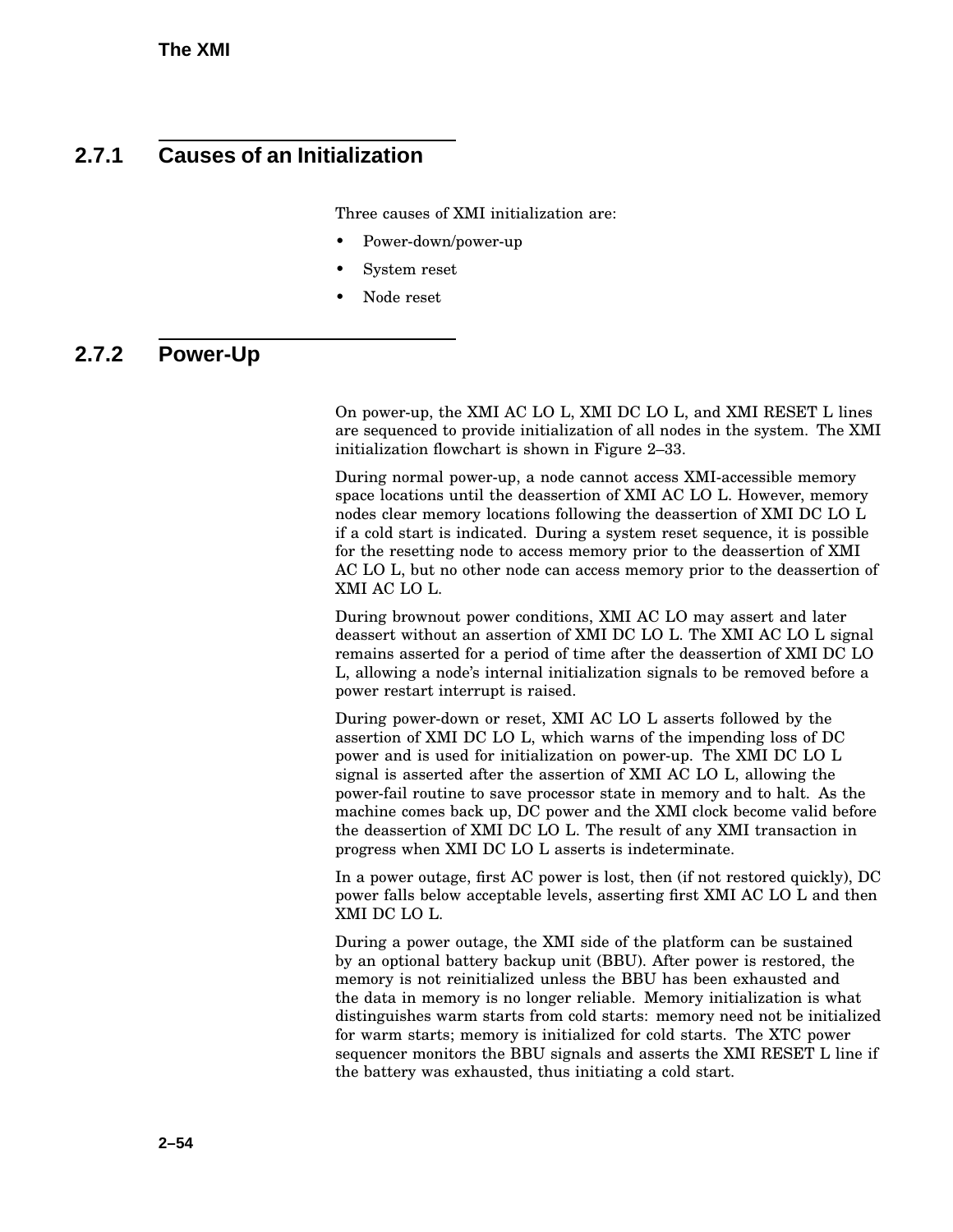### 2.7.1 Causes of an Initialization

Three causes of XMI initialization are:

- Power-down/power-up
- System reset
- Node reset

### 2.7.2 Power-Up

On power-up, the XMI AC LO L, XMI DC LO L, and XMI RESET L lines are sequenced to provide initialization of all nodes in the system. The XMI initialization flowchart is shown in Figure 2–33.

During normal power-up, a node cannot access XMI-accessible memory space locations until the deassertion of XMI AC LO L. However, memory nodes clear memory locations following the deassertion of XMI DC LO L if a cold start is indicated. During a system reset sequence, it is possible for the resetting node to access memory prior to the deassertion of XMI AC LO L, but no other node can access memory prior to the deassertion of XMI AC LO L.

During brownout power conditions, XMI AC LO may assert and later deassert without an assertion of XMI DC LO L. The XMI AC LO L signal remains asserted for a period of time after the deassertion of XMI DC LO L, allowing a node's internal initialization signals to be removed before a power restart interrupt is raised.

During power-down or reset, XMI AC LO L asserts followed by the assertion of XMI DC LO L, which warns of the impending loss of DC power and is used for initialization on power-up. The XMI DC LO L signal is asserted after the assertion of XMI AC LO L, allowing the power-fail routine to save processor state in memory and to halt. As the machine comes back up, DC power and the XMI clock become valid before the deassertion of XMI DC LO L. The result of any XMI transaction in progress when XMI DC LO L asserts is indeterminate.

In a power outage, first AC power is lost, then (if not restored quickly), DC power falls below acceptable levels, asserting first XMI AC LO L and then XMI DC LO L.

During a power outage, the XMI side of the platform can be sustained by an optional battery backup unit (BBU). After power is restored, the memory is not reinitialized unless the BBU has been exhausted and the data in memory is no longer reliable. Memory initialization is what distinguishes warm starts from cold starts: memory need not be initialized for warm starts; memory is initialized for cold starts. The XTC power sequencer monitors the BBU signals and asserts the XMI RESET L line if the battery was exhausted, thus initiating a cold start.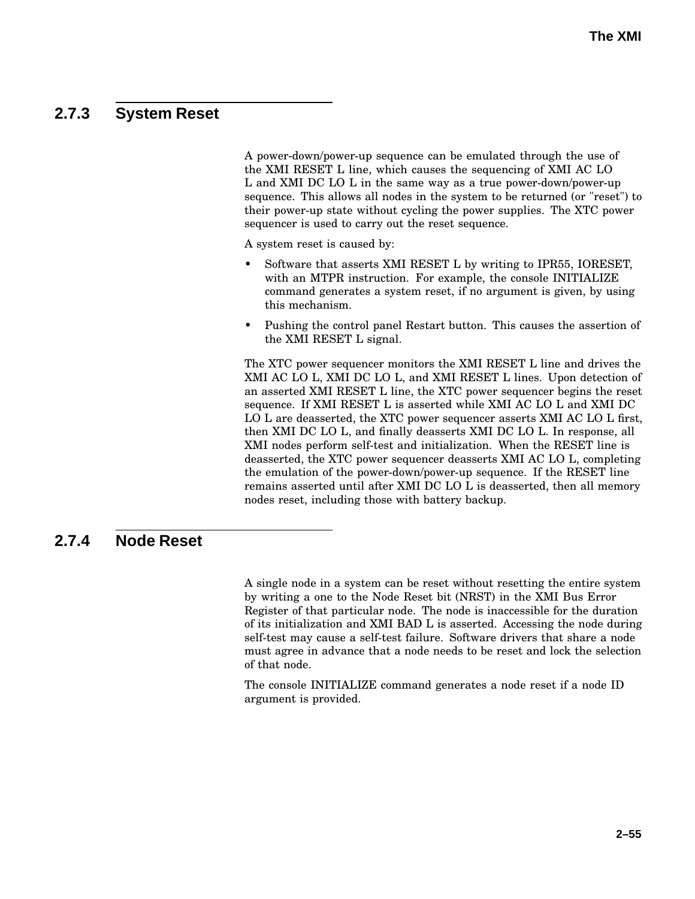### 2.7.3 System Reset

A power-down/power-up sequence can be emulated through the use of the XMI RESET L line, which causes the sequencing of XMI AC LO L and XMI DC LO L in the same way as a true power-down/power-up sequence. This allows all nodes in the system to be returned (or "reset") to their power-up state without cycling the power supplies. The XTC power sequencer is used to carry out the reset sequence.

A system reset is caused by:

- Software that asserts XMI RESET L by writing to IPR55, IORESET, with an MTPR instruction. For example, the console INITIALIZE command generates a system reset, if no argument is given, by using this mechanism.
- Pushing the control panel Restart button. This causes the assertion of the XMI RESET L signal.

The XTC power sequencer monitors the XMI RESET L line and drives the XMI AC LO L, XMI DC LO L, and XMI RESET L lines. Upon detection of an asserted XMI RESET L line, the XTC power sequencer begins the reset sequence. If XMI RESET L is asserted while XMI AC LO L and XMI DC LO L are deasserted, the XTC power sequencer asserts XMI AC LO L first, then XMI DC LO L, and finally deasserts XMI DC LO L. In response, all XMI nodes perform self-test and initialization. When the RESET line is deasserted, the XTC power sequencer deasserts XMI AC LO L, completing the emulation of the power-down/power-up sequence. If the RESET line remains asserted until after XMI DC LO L is deasserted, then all memory nodes reset, including those with battery backup.

### 2.7.4 Node Reset

A single node in a system can be reset without resetting the entire system by writing a one to the Node Reset bit (NRST) in the XMI Bus Error Register of that particular node. The node is inaccessible for the duration of its initialization and XMI BAD L is asserted. Accessing the node during self-test may cause a self-test failure. Software drivers that share a node must agree in advance that a node needs to be reset and lock the selection of that node.

The console INITIALIZE command generates a node reset if a node ID argument is provided.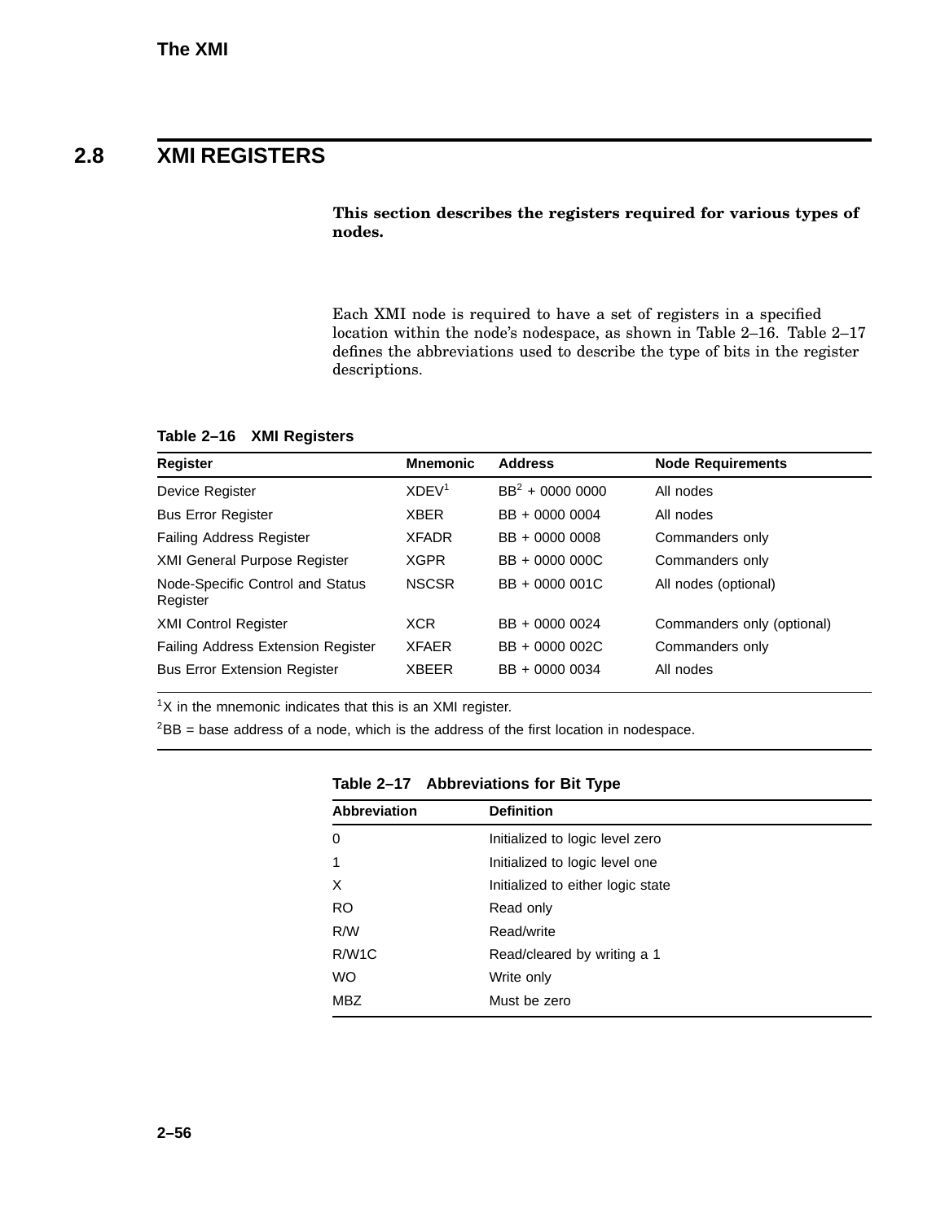## 2.8 XMI REGISTERS

**This section describes the registers required for various types of nodes.**

Each XMI node is required to have a set of registers in a specified location within the node's nodespace, as shown in Table 2–16. Table 2–17 defines the abbreviations used to describe the type of bits in the register descriptions.

**Table 2–16 XMI Registers**

| Register | Mnemonic | Address | Node Requirements |
|---|---|---|---|
| Device Register | XDEV[1] | BB[2] + 0000 0000 | All nodes |
| Bus Error Register | XBER | BB + 0000 0004 | All nodes |
| Failing Address Register | XFADR | BB + 0000 0008 | Commanders only |
| XMI General Purpose Register | XGPR | BB + 0000 000C | Commanders only |
| Node-Specific Control and Status Register | NSCSR | BB + 0000 001C | All nodes (optional) |
| XMI Control Register | XCR | BB + 0000 0024 | Commanders only (optional) |
| Failing Address Extension Register | XFAER | BB + 0000 002C | Commanders only |
| Bus Error Extension Register | XBEER | BB + 0000 0034 | All nodes |

[1]X in the mnemonic indicates that this is an XMI register.

[2]BB = base address of a node, which is the address of the first location in nodespace.

**Table 2–17 Abbreviations for Bit Type**

| Abbreviation | Definition |
|---|---|
| 0 | Initialized to logic level zero |
| 1 | Initialized to logic level one |
| X | Initialized to either logic state |
| RO | Read only |
| R/W | Read/write |
| R/W1C | Read/cleared by writing a 1 |
| WO | Write only |
| MBZ | Must be zero |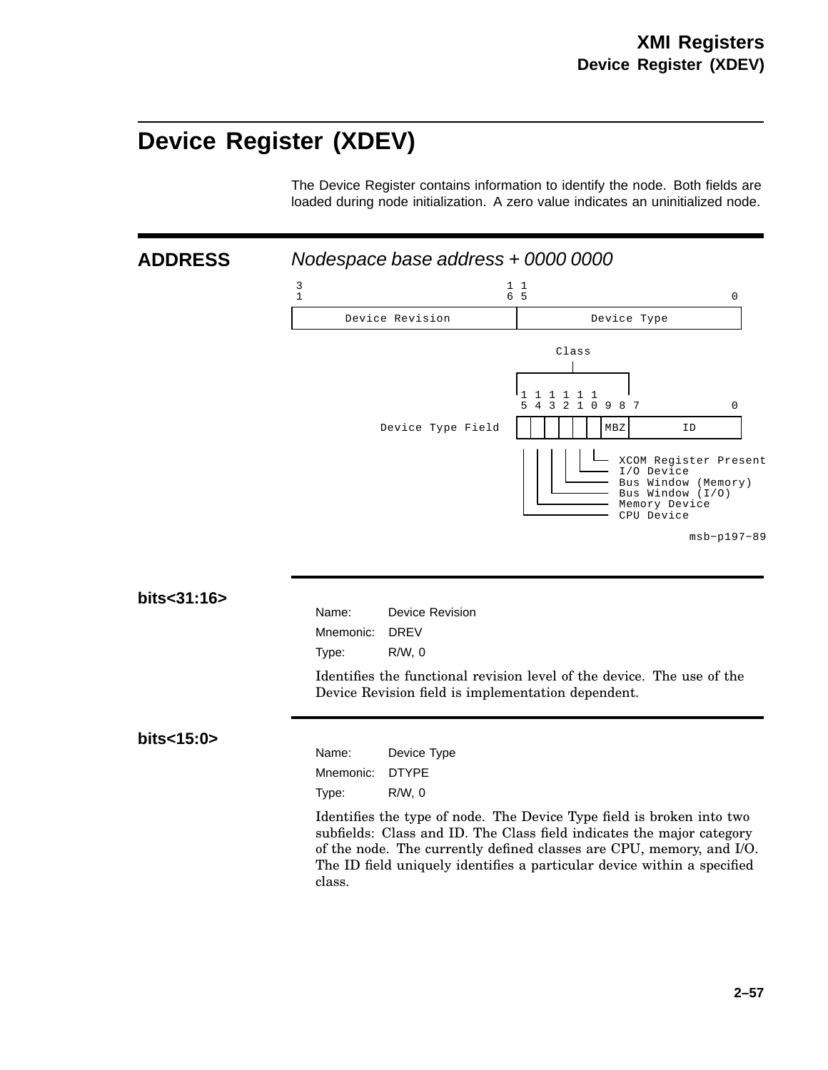# Device Register (XDEV)

The Device Register contains information to identify the node. Both fields are loaded during node initialization. A zero value indicates an uninitialized node.

## ADDRESS

*Nodespace base address + 0000 0000*

```
3                                     1 1                                     0
1                                     6 5
+-------------------------------------+-------------------------------------+
|           Device Revision           |             Device Type             |
+-------------------------------------+-------------------------------------+

                                                      Class
                                                        |
                                             +-----------------+
                                             |1 1 1 1 1 1      |
                                              5 4 3 2 1 0 9 8 7            0
                                             +-+-+-+-+-+-+----+------------+
                      Device Type Field      | | | | | | |MBZ |     ID     |
                                             +-+-+-+-+-+-+----+------------+
                                              | | | | | |
                                              | | | | | +---- XCOM Register Present
                                              | | | | +------ I/O Device
                                              | | | +-------- Bus Window (Memory)
                                              | | +---------- Bus Window (I/O)
                                              | +------------ Memory Device
                                              +-------------- CPU Device

                                                                   msb-p197-89
```

## bits<31:16>

Name: Device Revision

Mnemonic: DREV

Type: R/W, 0

Identifies the functional revision level of the device. The use of the Device Revision field is implementation dependent.

## bits<15:0>

Name: Device Type

Mnemonic: DTYPE

Type: R/W, 0

Identifies the type of node. The Device Type field is broken into two subfields: Class and ID. The Class field indicates the major category of the node. The currently defined classes are CPU, memory, and I/O. The ID field uniquely identifies a particular device within a specified class.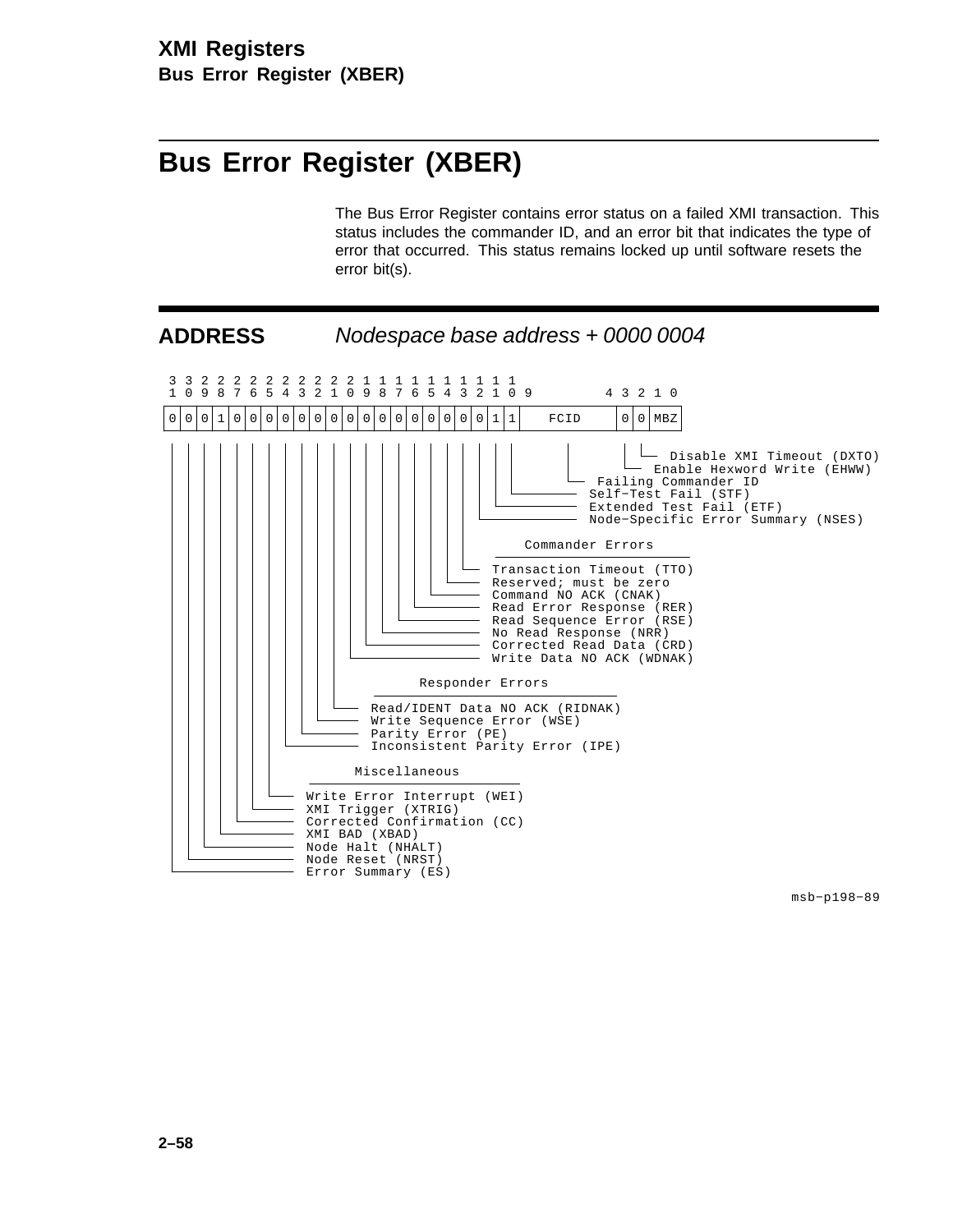## Bus Error Register (XBER)

The Bus Error Register contains error status on a failed XMI transaction. This status includes the commander ID, and an error bit that indicates the type of error that occurred. This status remains locked up until software resets the error bit(s).

**ADDRESS** *Nodespace base address + 0000 0004*

```
 3 3 2 2 2 2 2 2 2 2 2 2 1 1 1 1 1 1 1 1 1 1
 1 0 9 8 7 6 5 4 3 2 1 0 9 8 7 6 5 4 3 2 1 0 9         4 3 2 1 0
+-+-+-+-+-+-+-+-+-+-+-+-+-+-+-+-+-+-+-+-+-+-+-----------+-+-+---+
|0|0|0|1|0|0|0|0|0|0|0|0|0|0|0|0|0|0|0|0|1|1|   FCID    |0|0|MBZ|
+-+-+-+-+-+-+-+-+-+-+-+-+-+-+-+-+-+-+-+-+-+-+-----------+-+-+---+
```

- Bit 0: Disable XMI Timeout (DXTO)
- Bit 1: Enable Hexword Write (EHWW)
- Bits 9:4: Failing Commander ID
- Bit 10: Self-Test Fail (STF)
- Bit 11: Extended Test Fail (ETF)
- Bit 12: Node-Specific Error Summary (NSES)

**Commander Errors**

- Bit 13: Transaction Timeout (TTO)
- Bit 14: Reserved; must be zero
- Bit 15: Command NO ACK (CNAK)
- Bit 16: Read Error Response (RER)
- Bit 17: Read Sequence Error (RSE)
- Bit 18: No Read Response (NRR)
- Bit 19: Corrected Read Data (CRD)
- Bit 20: Write Data NO ACK (WDNAK)

**Responder Errors**

- Bit 21: Read/IDENT Data NO ACK (RIDNAK)
- Bit 22: Write Sequence Error (WSE)
- Bit 23: Parity Error (PE)
- Bit 24: Inconsistent Parity Error (IPE)

**Miscellaneous**

- Bit 25: Write Error Interrupt (WEI)
- Bit 26: XMI Trigger (XTRIG)
- Bit 27: Corrected Confirmation (CC)
- Bit 28: XMI BAD (XBAD)
- Bit 29: Node Halt (NHALT)
- Bit 30: Node Reset (NRST)
- Bit 31: Error Summary (ES)

msb-p198-89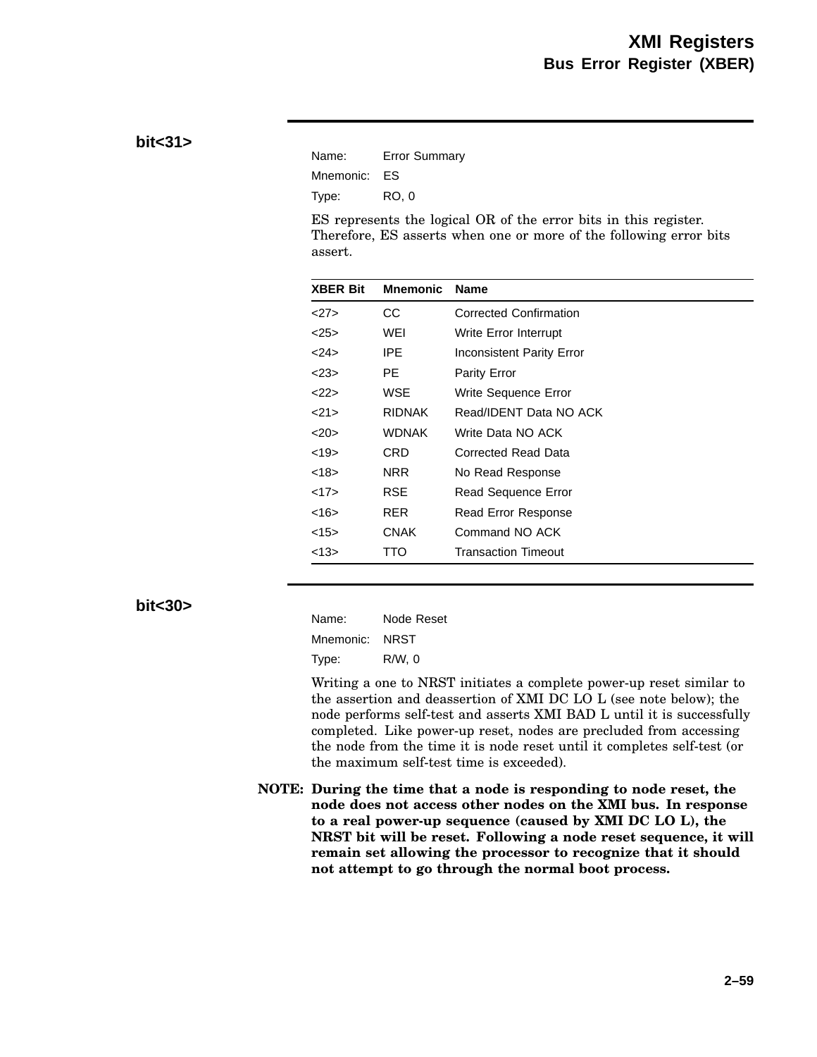## bit<31>

Name: Error Summary

Mnemonic: ES

Type: RO, 0

ES represents the logical OR of the error bits in this register. Therefore, ES asserts when one or more of the following error bits assert.

| XBER Bit | Mnemonic | Name |
|---|---|---|
| <27> | CC | Corrected Confirmation |
| <25> | WEI | Write Error Interrupt |
| <24> | IPE | Inconsistent Parity Error |
| <23> | PE | Parity Error |
| <22> | WSE | Write Sequence Error |
| <21> | RIDNAK | Read/IDENT Data NO ACK |
| <20> | WDNAK | Write Data NO ACK |
| <19> | CRD | Corrected Read Data |
| <18> | NRR | No Read Response |
| <17> | RSE | Read Sequence Error |
| <16> | RER | Read Error Response |
| <15> | CNAK | Command NO ACK |
| <13> | TTO | Transaction Timeout |

## bit<30>

Name: Node Reset

Mnemonic: NRST

Type: R/W, 0

Writing a one to NRST initiates a complete power-up reset similar to the assertion and deassertion of XMI DC LO L (see note below); the node performs self-test and asserts XMI BAD L until it is successfully completed. Like power-up reset, nodes are precluded from accessing the node from the time it is node reset until it completes self-test (or the maximum self-test time is exceeded).

**NOTE: During the time that a node is responding to node reset, the node does not access other nodes on the XMI bus. In response to a real power-up sequence (caused by XMI DC LO L), the NRST bit will be reset. Following a node reset sequence, it will remain set allowing the processor to recognize that it should not attempt to go through the normal boot process.**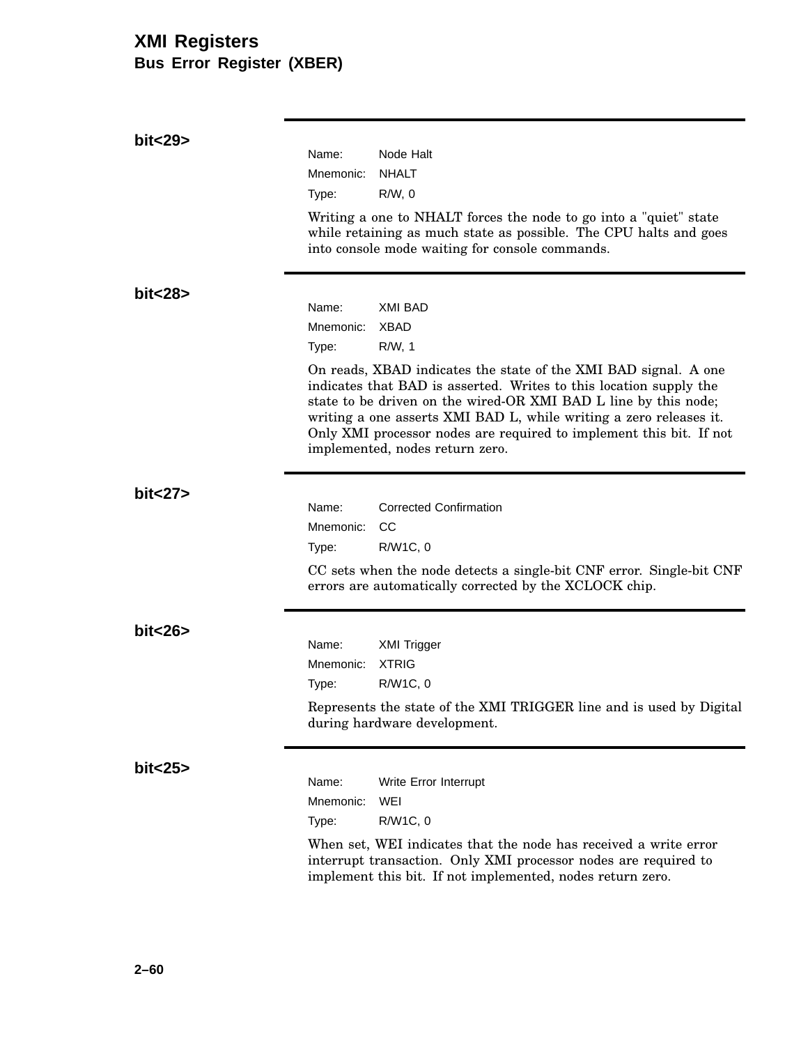# XMI Registers

## Bus Error Register (XBER)

**bit<29>**

Name: Node Halt
Mnemonic: NHALT
Type: R/W, 0

Writing a one to NHALT forces the node to go into a "quiet" state while retaining as much state as possible. The CPU halts and goes into console mode waiting for console commands.

**bit<28>**

Name: XMI BAD
Mnemonic: XBAD
Type: R/W, 1

On reads, XBAD indicates the state of the XMI BAD signal. A one indicates that BAD is asserted. Writes to this location supply the state to be driven on the wired-OR XMI BAD L line by this node; writing a one asserts XMI BAD L, while writing a zero releases it. Only XMI processor nodes are required to implement this bit. If not implemented, nodes return zero.

**bit<27>**

Name: Corrected Confirmation
Mnemonic: CC
Type: R/W1C, 0

CC sets when the node detects a single-bit CNF error. Single-bit CNF errors are automatically corrected by the XCLOCK chip.

**bit<26>**

Name: XMI Trigger
Mnemonic: XTRIG
Type: R/W1C, 0

Represents the state of the XMI TRIGGER line and is used by Digital during hardware development.

**bit<25>**

Name: Write Error Interrupt
Mnemonic: WEI
Type: R/W1C, 0

When set, WEI indicates that the node has received a write error interrupt transaction. Only XMI processor nodes are required to implement this bit. If not implemented, nodes return zero.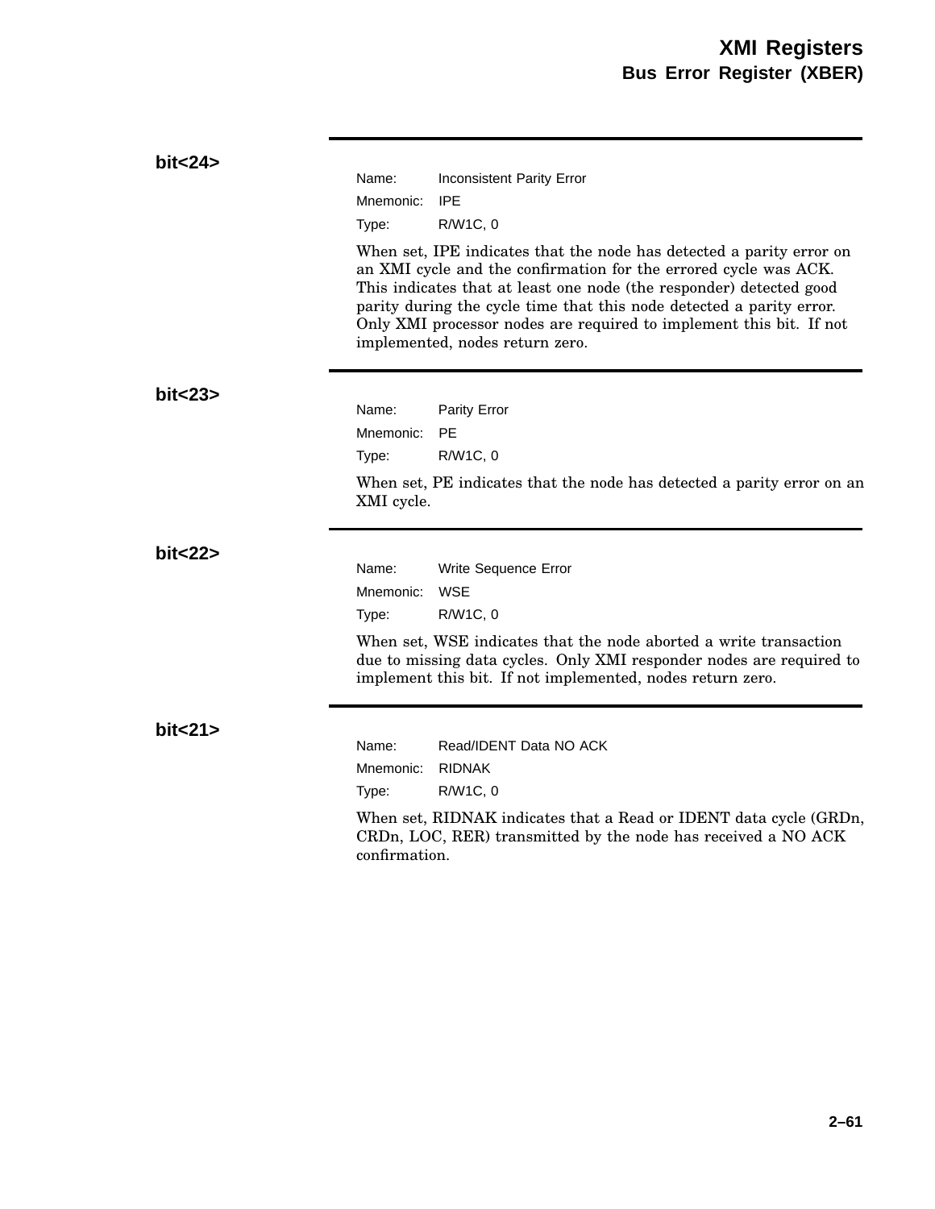### bit<24>

Name: Inconsistent Parity Error
Mnemonic: IPE
Type: R/W1C, 0

When set, IPE indicates that the node has detected a parity error on an XMI cycle and the confirmation for the errored cycle was ACK. This indicates that at least one node (the responder) detected good parity during the cycle time that this node detected a parity error. Only XMI processor nodes are required to implement this bit. If not implemented, nodes return zero.

### bit<23>

Name: Parity Error
Mnemonic: PE
Type: R/W1C, 0

When set, PE indicates that the node has detected a parity error on an XMI cycle.

### bit<22>

Name: Write Sequence Error
Mnemonic: WSE
Type: R/W1C, 0

When set, WSE indicates that the node aborted a write transaction due to missing data cycles. Only XMI responder nodes are required to implement this bit. If not implemented, nodes return zero.

### bit<21>

Name: Read/IDENT Data NO ACK
Mnemonic: RIDNAK
Type: R/W1C, 0

When set, RIDNAK indicates that a Read or IDENT data cycle (GRDn, CRDn, LOC, RER) transmitted by the node has received a NO ACK confirmation.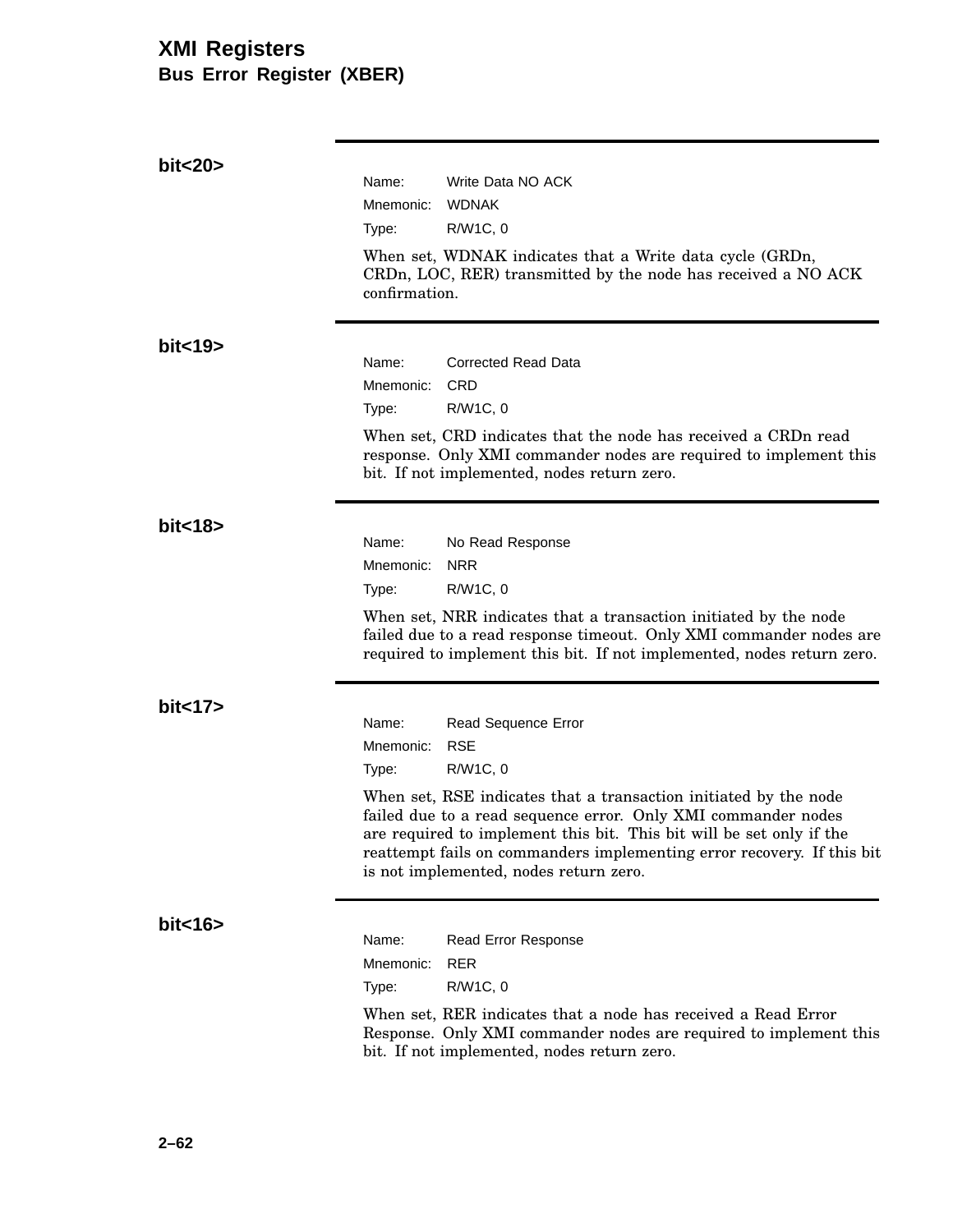# XMI Registers

## Bus Error Register (XBER)

### bit<20>

Name: Write Data NO ACK
Mnemonic: WDNAK
Type: R/W1C, 0

When set, WDNAK indicates that a Write data cycle (GRDn, CRDn, LOC, RER) transmitted by the node has received a NO ACK confirmation.

### bit<19>

Name: Corrected Read Data
Mnemonic: CRD
Type: R/W1C, 0

When set, CRD indicates that the node has received a CRDn read response. Only XMI commander nodes are required to implement this bit. If not implemented, nodes return zero.

### bit<18>

Name: No Read Response
Mnemonic: NRR
Type: R/W1C, 0

When set, NRR indicates that a transaction initiated by the node failed due to a read response timeout. Only XMI commander nodes are required to implement this bit. If not implemented, nodes return zero.

### bit<17>

Name: Read Sequence Error
Mnemonic: RSE
Type: R/W1C, 0

When set, RSE indicates that a transaction initiated by the node failed due to a read sequence error. Only XMI commander nodes are required to implement this bit. This bit will be set only if the reattempt fails on commanders implementing error recovery. If this bit is not implemented, nodes return zero.

### bit<16>

Name: Read Error Response
Mnemonic: RER
Type: R/W1C, 0

When set, RER indicates that a node has received a Read Error Response. Only XMI commander nodes are required to implement this bit. If not implemented, nodes return zero.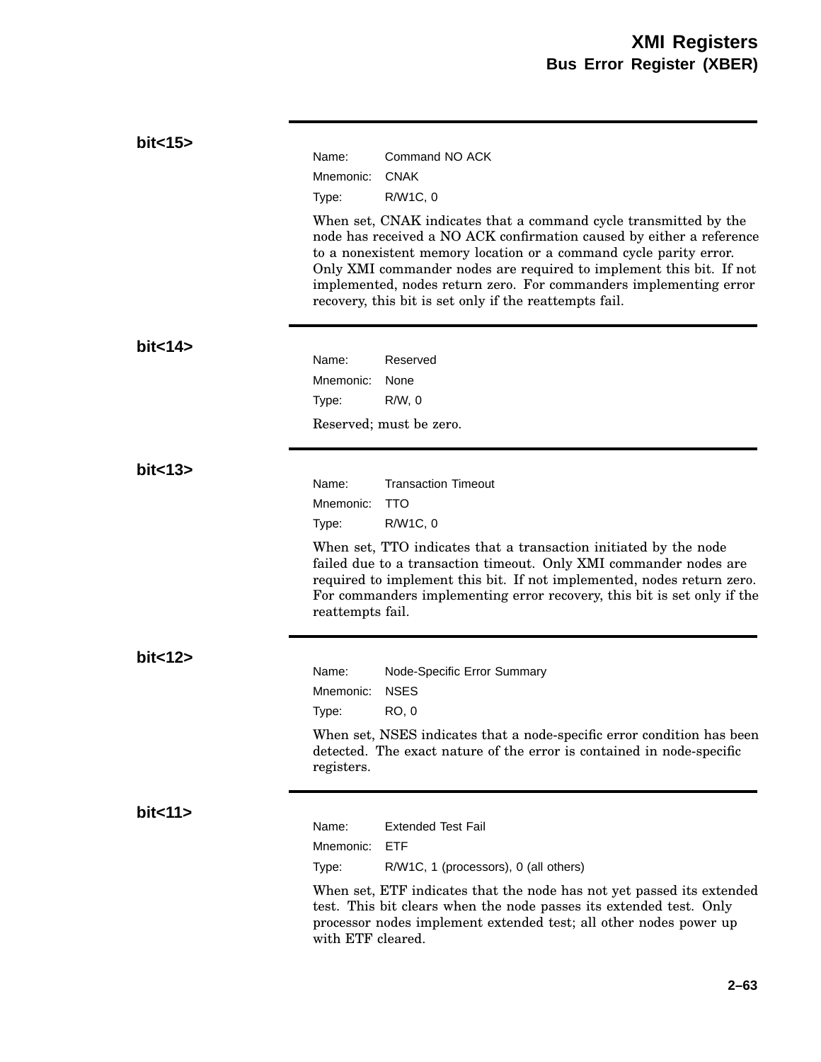**bit<15>**

Name: Command NO ACK
Mnemonic: CNAK
Type: R/W1C, 0

When set, CNAK indicates that a command cycle transmitted by the node has received a NO ACK confirmation caused by either a reference to a nonexistent memory location or a command cycle parity error. Only XMI commander nodes are required to implement this bit. If not implemented, nodes return zero. For commanders implementing error recovery, this bit is set only if the reattempts fail.

**bit<14>**

Name: Reserved
Mnemonic: None
Type: R/W, 0

Reserved; must be zero.

**bit<13>**

Name: Transaction Timeout
Mnemonic: TTO
Type: R/W1C, 0

When set, TTO indicates that a transaction initiated by the node failed due to a transaction timeout. Only XMI commander nodes are required to implement this bit. If not implemented, nodes return zero. For commanders implementing error recovery, this bit is set only if the reattempts fail.

**bit<12>**

Name: Node-Specific Error Summary
Mnemonic: NSES
Type: RO, 0

When set, NSES indicates that a node-specific error condition has been detected. The exact nature of the error is contained in node-specific registers.

**bit<11>**

Name: Extended Test Fail
Mnemonic: ETF
Type: R/W1C, 1 (processors), 0 (all others)

When set, ETF indicates that the node has not yet passed its extended test. This bit clears when the node passes its extended test. Only processor nodes implement extended test; all other nodes power up with ETF cleared.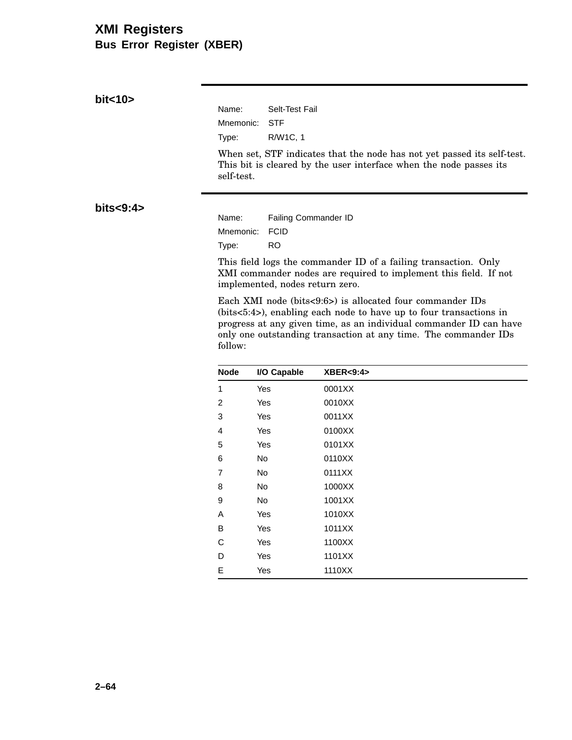# XMI Registers

## Bus Error Register (XBER)

### bit<10>

Name: Selt-Test Fail

Mnemonic: STF

Type: R/W1C, 1

When set, STF indicates that the node has not yet passed its self-test. This bit is cleared by the user interface when the node passes its self-test.

### bits<9:4>

Name: Failing Commander ID

Mnemonic: FCID

Type: RO

This field logs the commander ID of a failing transaction. Only XMI commander nodes are required to implement this field. If not implemented, nodes return zero.

Each XMI node (bits<9:6>) is allocated four commander IDs (bits<5:4>), enabling each node to have up to four transactions in progress at any given time, as an individual commander ID can have only one outstanding transaction at any time. The commander IDs follow:

| Node | I/O Capable | XBER<9:4> |
|---|---|---|
| 1 | Yes | 0001XX |
| 2 | Yes | 0010XX |
| 3 | Yes | 0011XX |
| 4 | Yes | 0100XX |
| 5 | Yes | 0101XX |
| 6 | No | 0110XX |
| 7 | No | 0111XX |
| 8 | No | 1000XX |
| 9 | No | 1001XX |
| A | Yes | 1010XX |
| B | Yes | 1011XX |
| C | Yes | 1100XX |
| D | Yes | 1101XX |
| E | Yes | 1110XX |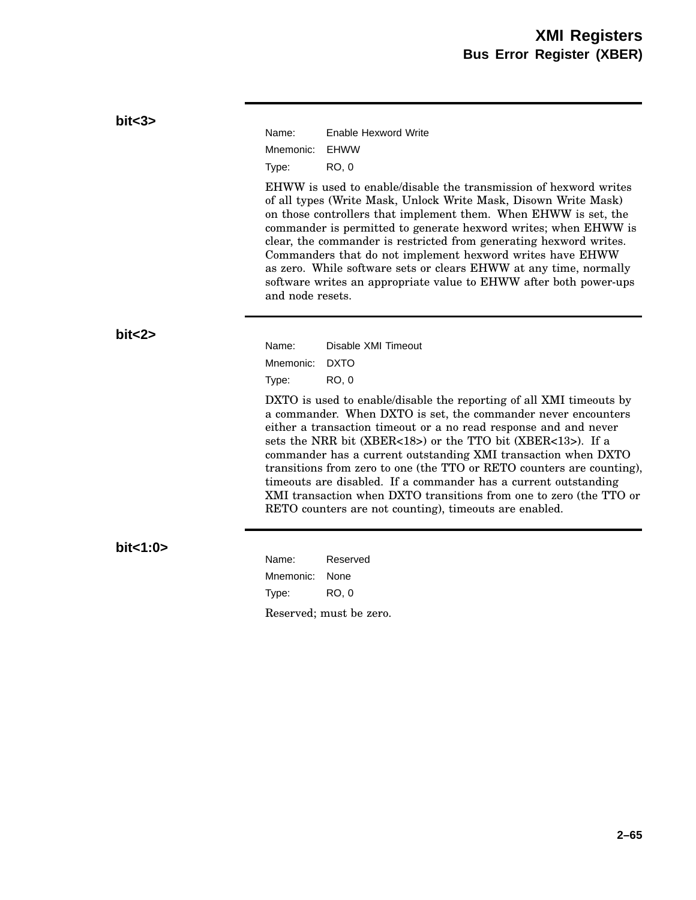### bit<3>

Name: Enable Hexword Write

Mnemonic: EHWW

Type: RO, 0

EHWW is used to enable/disable the transmission of hexword writes of all types (Write Mask, Unlock Write Mask, Disown Write Mask) on those controllers that implement them. When EHWW is set, the commander is permitted to generate hexword writes; when EHWW is clear, the commander is restricted from generating hexword writes. Commanders that do not implement hexword writes have EHWW as zero. While software sets or clears EHWW at any time, normally software writes an appropriate value to EHWW after both power-ups and node resets.

### bit<2>

Name: Disable XMI Timeout

Mnemonic: DXTO

Type: RO, 0

DXTO is used to enable/disable the reporting of all XMI timeouts by a commander. When DXTO is set, the commander never encounters either a transaction timeout or a no read response and and never sets the NRR bit (XBER<18>) or the TTO bit (XBER<13>). If a commander has a current outstanding XMI transaction when DXTO transitions from zero to one (the TTO or RETO counters are counting), timeouts are disabled. If a commander has a current outstanding XMI transaction when DXTO transitions from one to zero (the TTO or RETO counters are not counting), timeouts are enabled.

### bit<1:0>

Name: Reserved

Mnemonic: None

Type: RO, 0

Reserved; must be zero.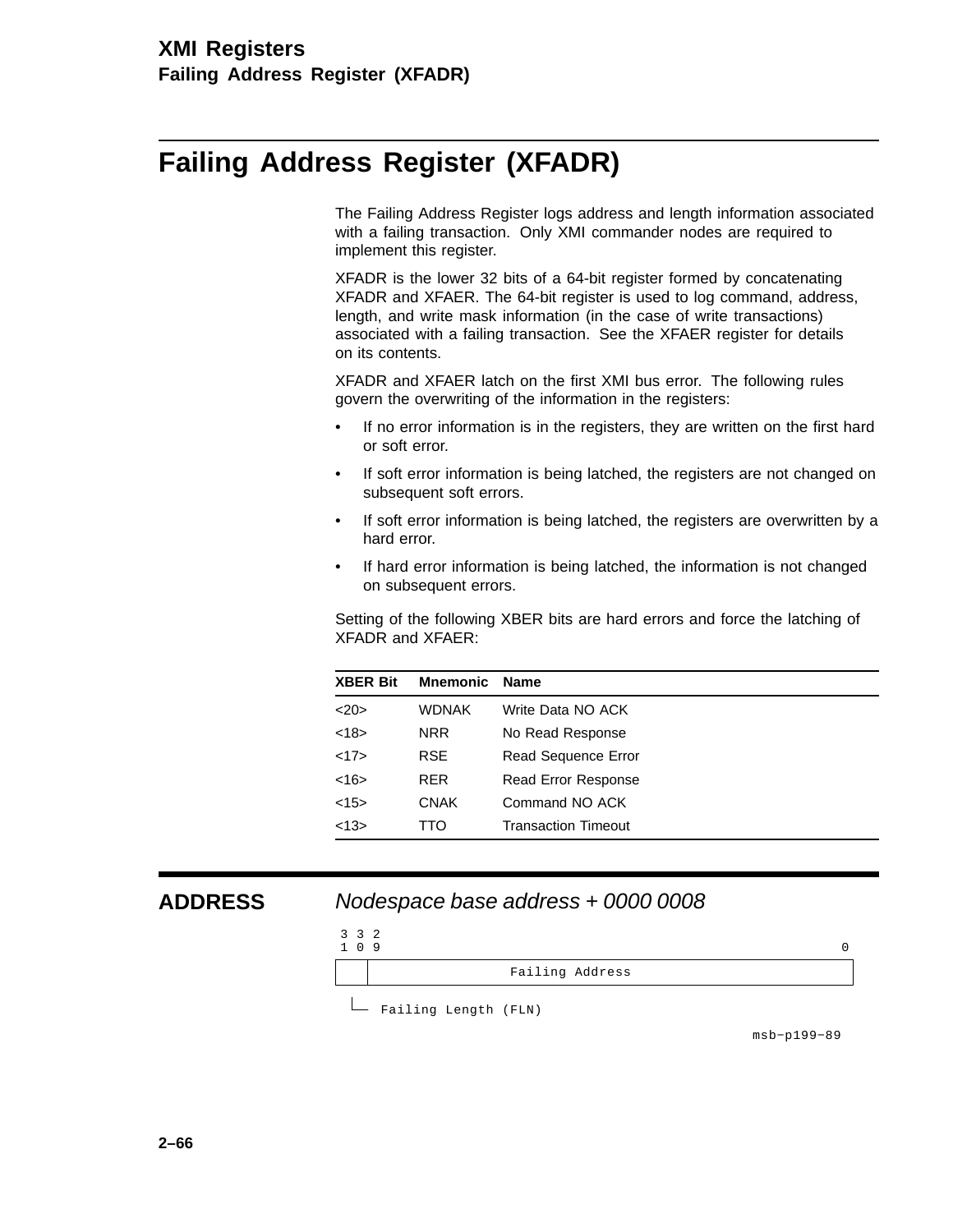# Failing Address Register (XFADR)

The Failing Address Register logs address and length information associated with a failing transaction. Only XMI commander nodes are required to implement this register.

XFADR is the lower 32 bits of a 64-bit register formed by concatenating XFADR and XFAER. The 64-bit register is used to log command, address, length, and write mask information (in the case of write transactions) associated with a failing transaction. See the XFAER register for details on its contents.

XFADR and XFAER latch on the first XMI bus error. The following rules govern the overwriting of the information in the registers:

- If no error information is in the registers, they are written on the first hard or soft error.
- If soft error information is being latched, the registers are not changed on subsequent soft errors.
- If soft error information is being latched, the registers are overwritten by a hard error.
- If hard error information is being latched, the information is not changed on subsequent errors.

Setting of the following XBER bits are hard errors and force the latching of XFADR and XFAER:

| XBER Bit | Mnemonic | Name |
|---|---|---|
| <20> | WDNAK | Write Data NO ACK |
| <18> | NRR | No Read Response |
| <17> | RSE | Read Sequence Error |
| <16> | RER | Read Error Response |
| <15> | CNAK | Command NO ACK |
| <13> | TTO | Transaction Timeout |

## ADDRESS

*Nodespace base address + 0000 0008*

```
 3 3 2
 1 0 9                                                  0
+----+---------------------------------------------------+
|    |                 Failing Address                   |
+----+---------------------------------------------------+
  |
  +-- Failing Length (FLN)
                                              msb-p199-89
```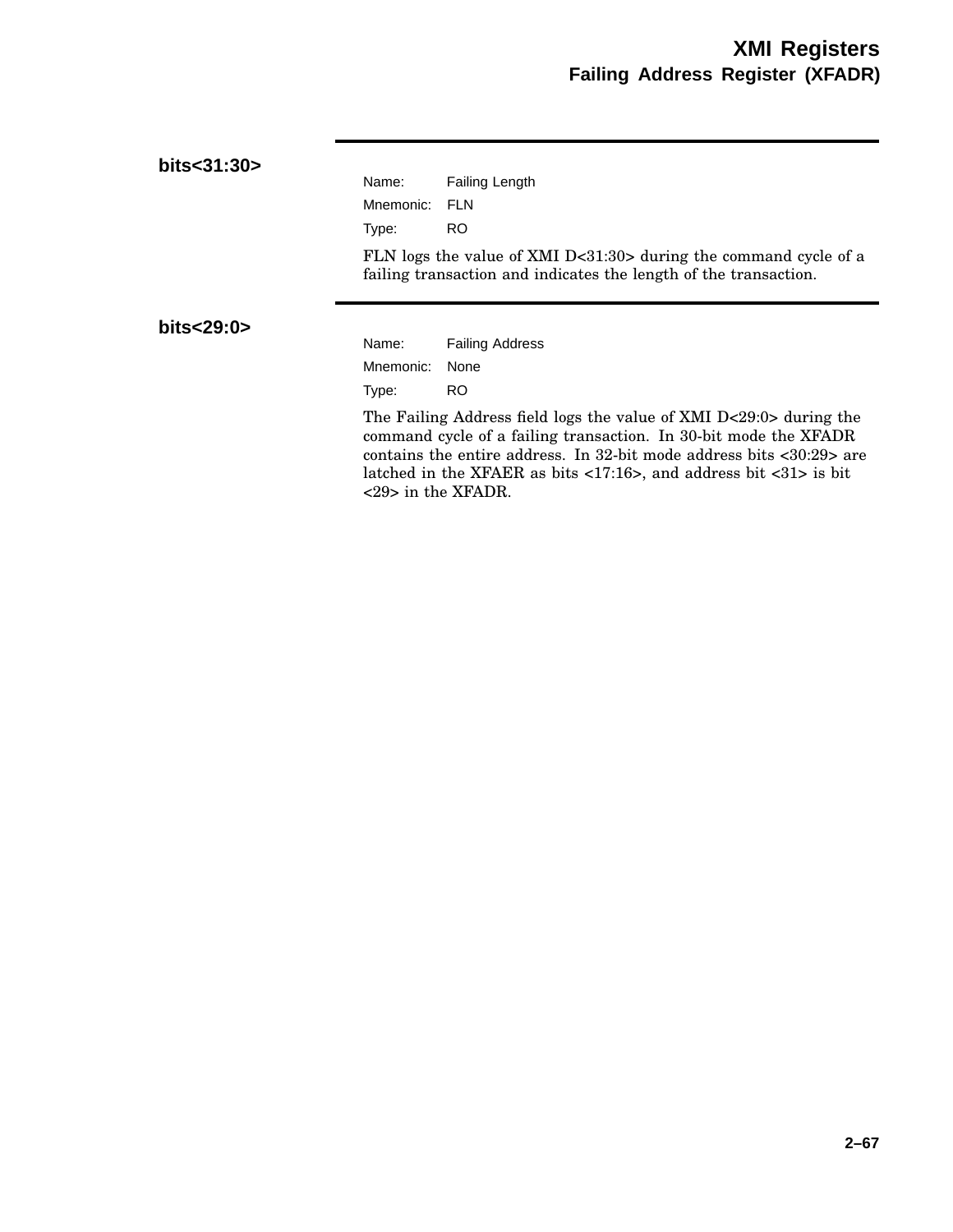### bits<31:30>

Name: Failing Length
Mnemonic: FLN
Type: RO

FLN logs the value of XMI D<31:30> during the command cycle of a failing transaction and indicates the length of the transaction.

### bits<29:0>

Name: Failing Address
Mnemonic: None
Type: RO

The Failing Address field logs the value of XMI D<29:0> during the command cycle of a failing transaction. In 30-bit mode the XFADR contains the entire address. In 32-bit mode address bits <30:29> are latched in the XFAER as bits <17:16>, and address bit <31> is bit <29> in the XFADR.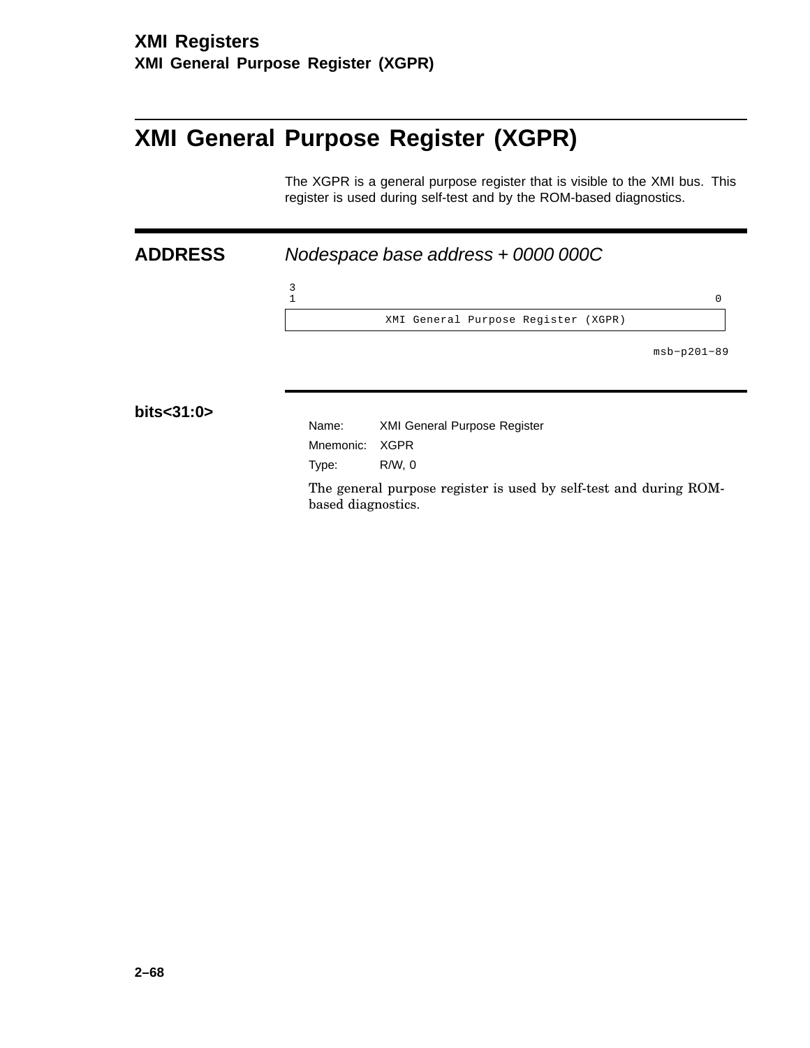# XMI General Purpose Register (XGPR)

The XGPR is a general purpose register that is visible to the XMI bus. This register is used during self-test and by the ROM-based diagnostics.

## ADDRESS

*Nodespace base address + 0000 000C*

```
 3
 1                                                                   0
+---------------------------------------------------------------------+
|               XMI General Purpose Register (XGPR)                   |
+---------------------------------------------------------------------+
```

msb−p201−89

### bits<31:0>

Name: XMI General Purpose Register

Mnemonic: XGPR

Type: R/W, 0

The general purpose register is used by self-test and during ROM-based diagnostics.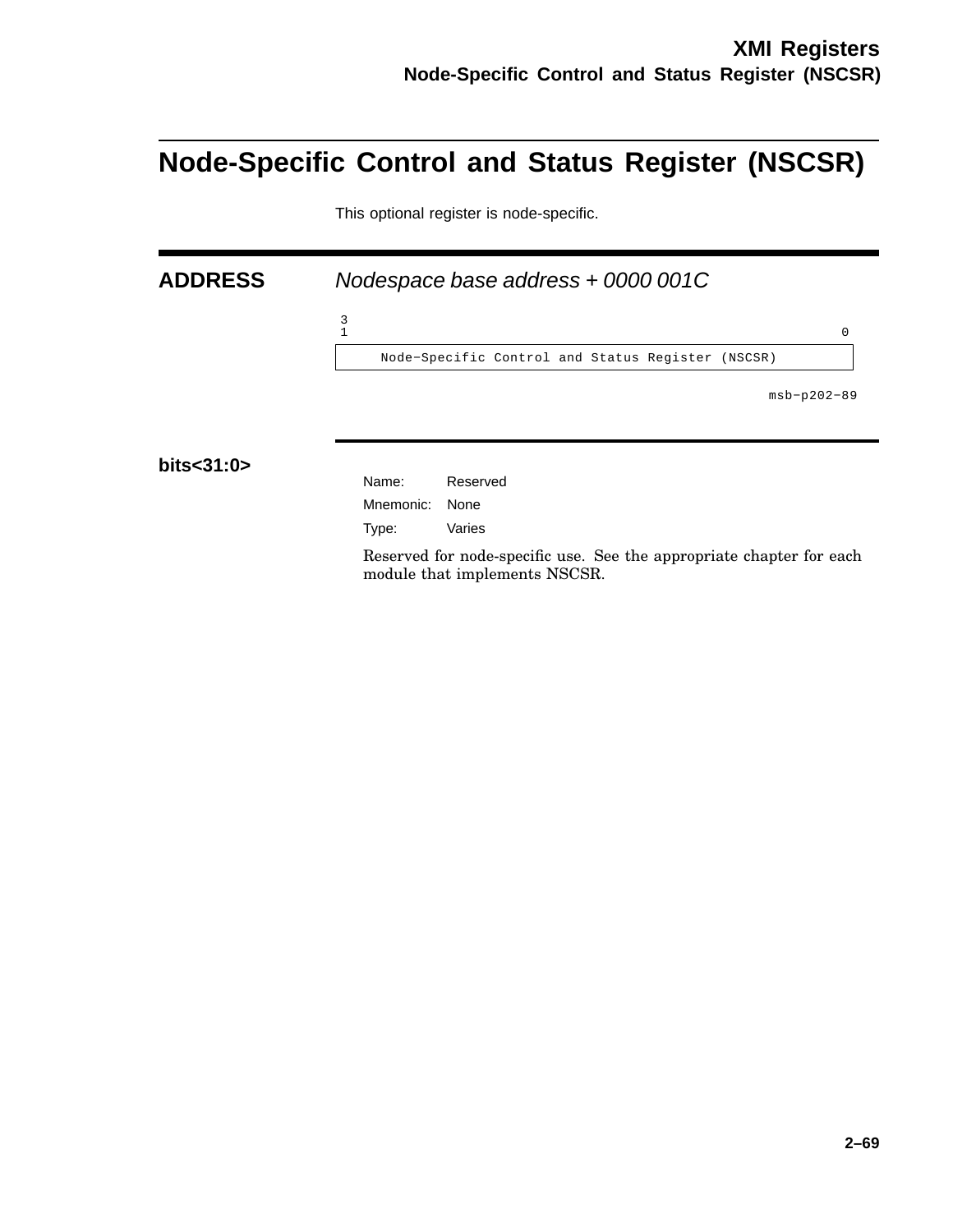# Node-Specific Control and Status Register (NSCSR)

This optional register is node-specific.

## ADDRESS

*Nodespace base address + 0000 001C*

```
3
1                                                          0
+----------------------------------------------------------+
|     Node-Specific Control and Status Register (NSCSR)    |
+----------------------------------------------------------+
                                                msb-p202-89
```

### bits<31:0>

Name: Reserved

Mnemonic: None

Type: Varies

Reserved for node-specific use. See the appropriate chapter for each module that implements NSCSR.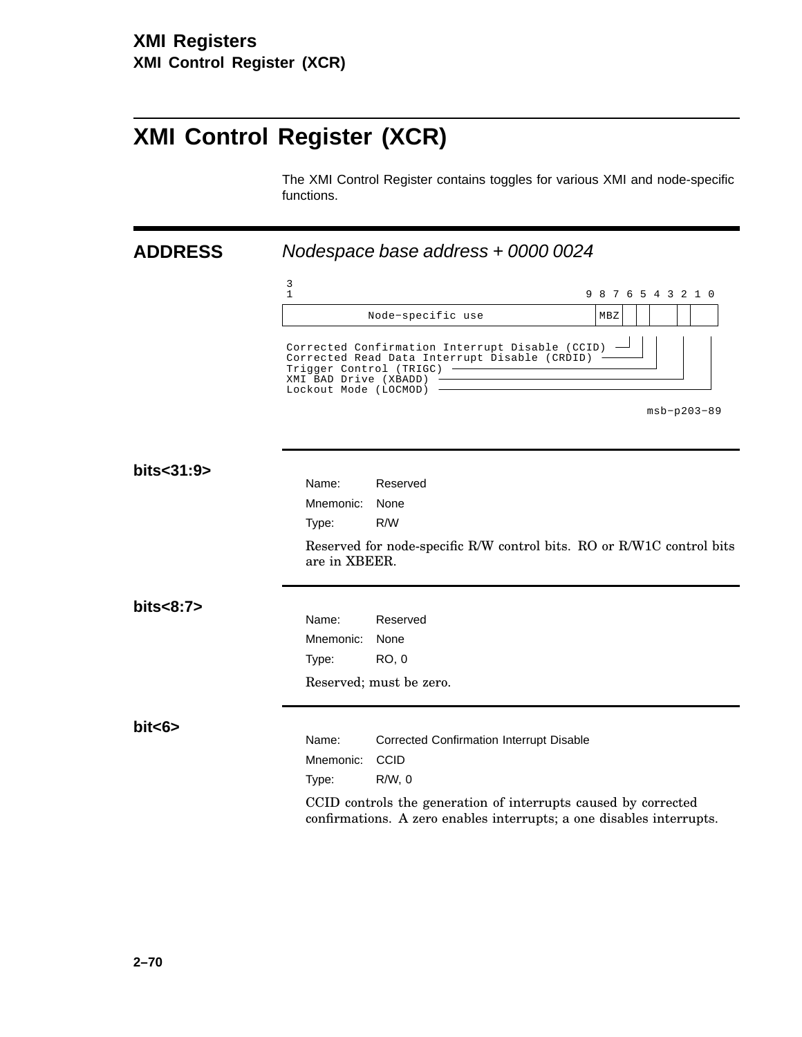# XMI Control Register (XCR)

The XMI Control Register contains toggles for various XMI and node-specific functions.

## ADDRESS

*Nodespace base address + 0000 0024*

```
3
1                                          9 8 7 6 5 4 3 2 1 0
+------------------------------------------+---+-+-+---+-+---+
|          Node-specific use               |MBZ| | |   | |   |
+------------------------------------------+---+-+-+---+-+---+

Corrected Confirmation Interrupt Disable (CCID) --+ | |  |  |
Corrected Read Data Interrupt Disable (CRDID) ----+ |  |  |
Trigger Control (TRIGC) ----------------------------+  |  |
XMI BAD Drive (XBADD) ---------------------------------+  |
Lockout Mode (LOCMOD) ------------------------------------+

                                                  msb-p203-89
```

### bits<31:9>

Name: Reserved

Mnemonic: None

Type: R/W

Reserved for node-specific R/W control bits. RO or R/W1C control bits are in XBEER.

### bits<8:7>

Name: Reserved

Mnemonic: None

Type: RO, 0

Reserved; must be zero.

### bit<6>

Name: Corrected Confirmation Interrupt Disable

Mnemonic: CCID

Type: R/W, 0

CCID controls the generation of interrupts caused by corrected confirmations. A zero enables interrupts; a one disables interrupts.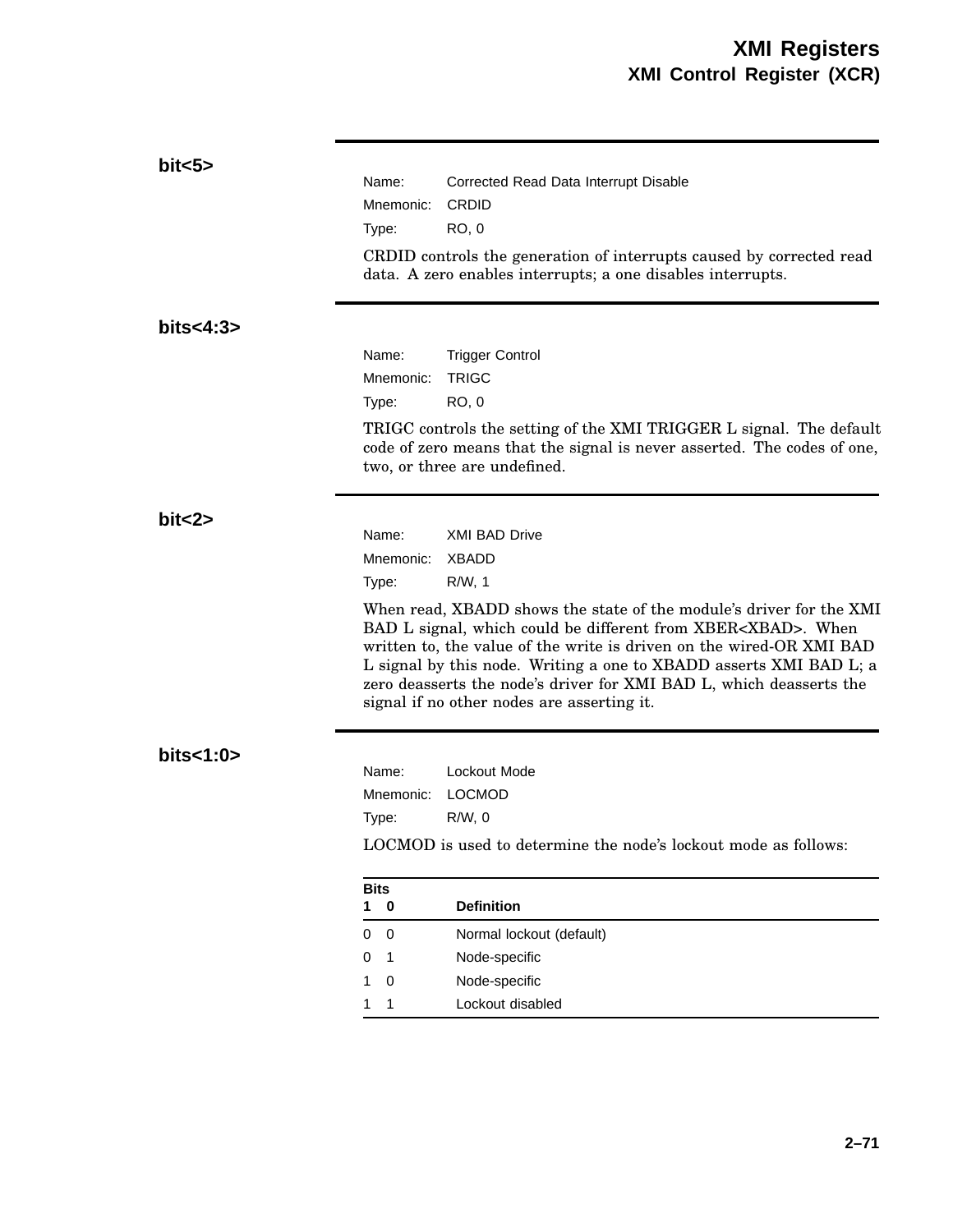### bit<5>

Name: Corrected Read Data Interrupt Disable
Mnemonic: CRDID
Type: RO, 0

CRDID controls the generation of interrupts caused by corrected read data. A zero enables interrupts; a one disables interrupts.

### bits<4:3>

Name: Trigger Control
Mnemonic: TRIGC
Type: RO, 0

TRIGC controls the setting of the XMI TRIGGER L signal. The default code of zero means that the signal is never asserted. The codes of one, two, or three are undefined.

### bit<2>

Name: XMI BAD Drive
Mnemonic: XBADD
Type: R/W, 1

When read, XBADD shows the state of the module's driver for the XMI BAD L signal, which could be different from XBER<XBAD>. When written to, the value of the write is driven on the wired-OR XMI BAD L signal by this node. Writing a one to XBADD asserts XMI BAD L; a zero deasserts the node's driver for XMI BAD L, which deasserts the signal if no other nodes are asserting it.

### bits<1:0>

Name: Lockout Mode
Mnemonic: LOCMOD
Type: R/W, 0

LOCMOD is used to determine the node's lockout mode as follows:

| Bits 1 | 0 | Definition |
|---|---|---|
| 0 | 0 | Normal lockout (default) |
| 0 | 1 | Node-specific |
| 1 | 0 | Node-specific |
| 1 | 1 | Lockout disabled |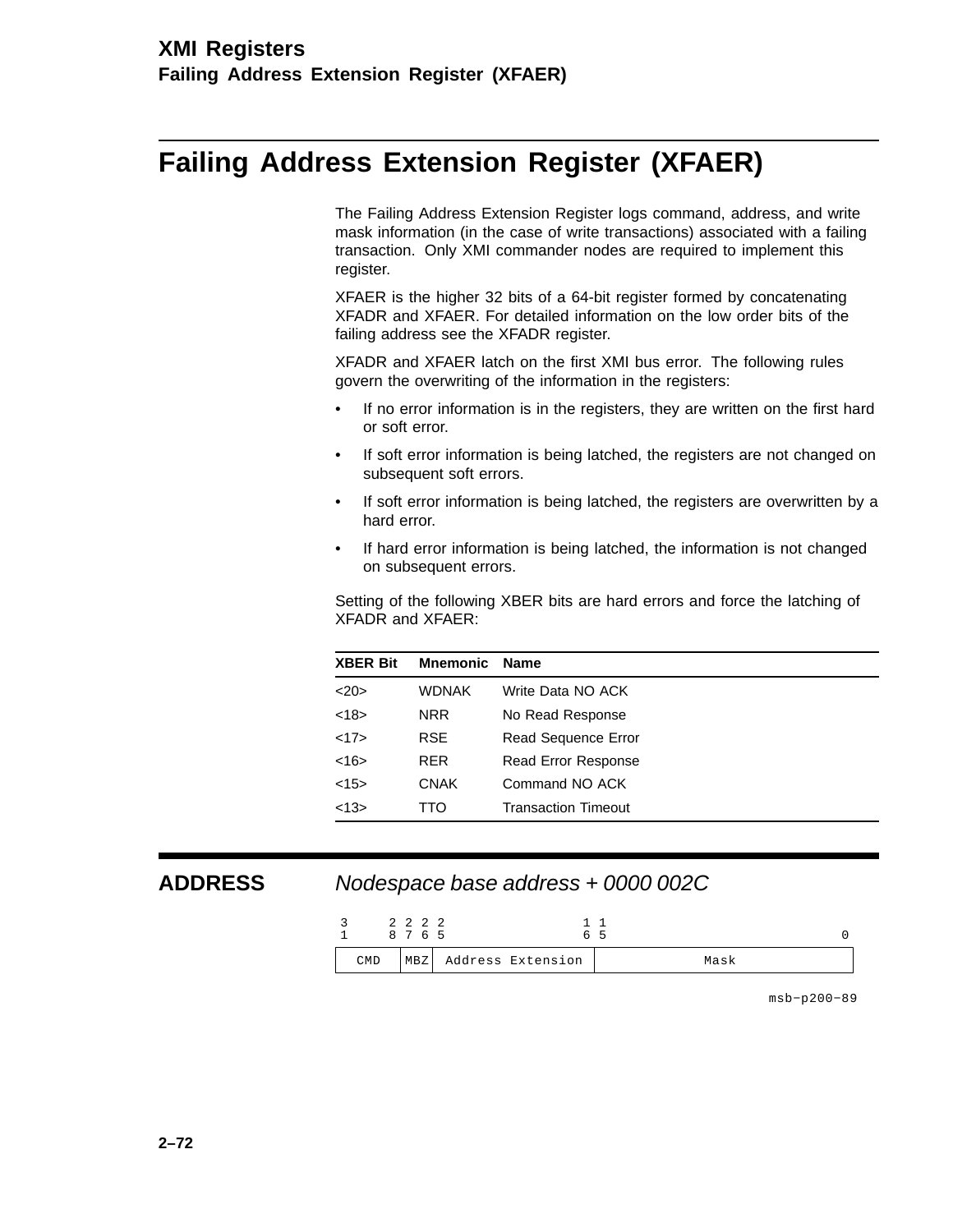# Failing Address Extension Register (XFAER)

The Failing Address Extension Register logs command, address, and write mask information (in the case of write transactions) associated with a failing transaction. Only XMI commander nodes are required to implement this register.

XFAER is the higher 32 bits of a 64-bit register formed by concatenating XFADR and XFAER. For detailed information on the low order bits of the failing address see the XFADR register.

XFADR and XFAER latch on the first XMI bus error. The following rules govern the overwriting of the information in the registers:

- If no error information is in the registers, they are written on the first hard or soft error.
- If soft error information is being latched, the registers are not changed on subsequent soft errors.
- If soft error information is being latched, the registers are overwritten by a hard error.
- If hard error information is being latched, the information is not changed on subsequent errors.

Setting of the following XBER bits are hard errors and force the latching of XFADR and XFAER:

| XBER Bit | Mnemonic | Name |
|---|---|---|
| <20> | WDNAK | Write Data NO ACK |
| <18> | NRR | No Read Response |
| <17> | RSE | Read Sequence Error |
| <16> | RER | Read Error Response |
| <15> | CNAK | Command NO ACK |
| <13> | TTO | Transaction Timeout |

## ADDRESS

*Nodespace base address + 0000 002C*

```
3      2 2 2 2                 1 1
1      8 7 6 5                 6 5                               0
+---------+---+-------------------+--------------------------------+
|   CMD   |MBZ| Address Extension |              Mask              |
+---------+---+-------------------+--------------------------------+
```

msb−p200−89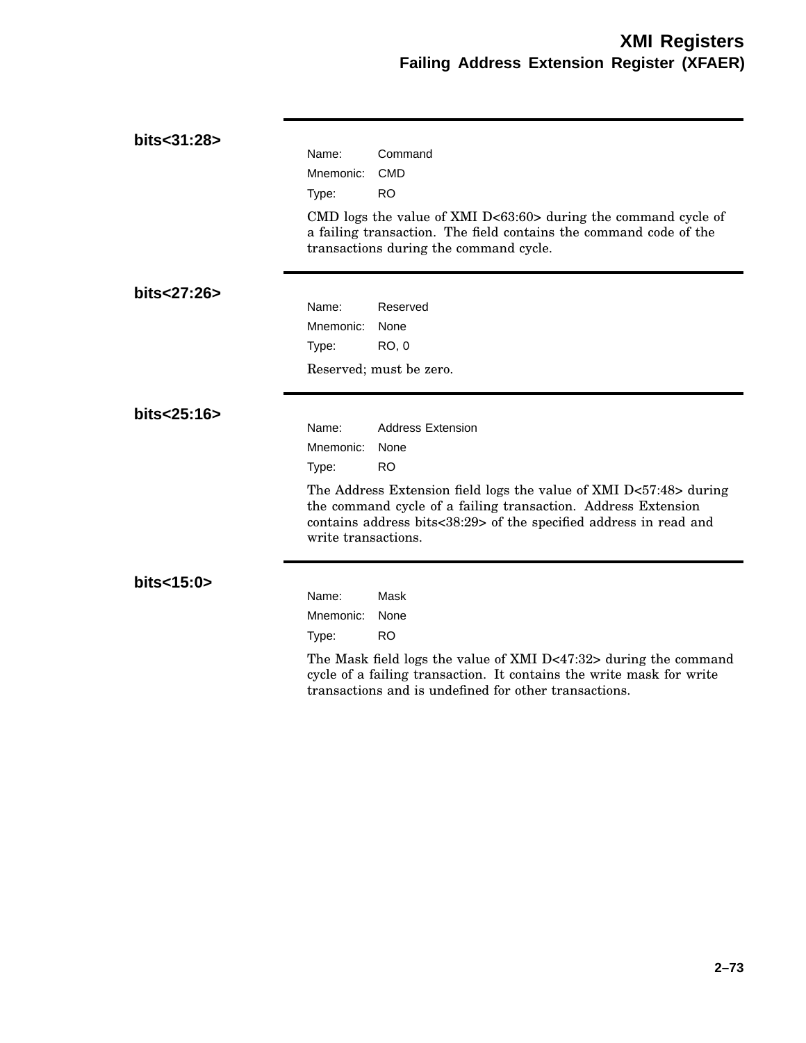**bits<31:28>**

Name: Command
Mnemonic: CMD
Type: RO

CMD logs the value of XMI D<63:60> during the command cycle of a failing transaction. The field contains the command code of the transactions during the command cycle.

**bits<27:26>**

Name: Reserved
Mnemonic: None
Type: RO, 0

Reserved; must be zero.

**bits<25:16>**

Name: Address Extension
Mnemonic: None
Type: RO

The Address Extension field logs the value of XMI D<57:48> during the command cycle of a failing transaction. Address Extension contains address bits<38:29> of the specified address in read and write transactions.

**bits<15:0>**

Name: Mask
Mnemonic: None
Type: RO

The Mask field logs the value of XMI D<47:32> during the command cycle of a failing transaction. It contains the write mask for write transactions and is undefined for other transactions.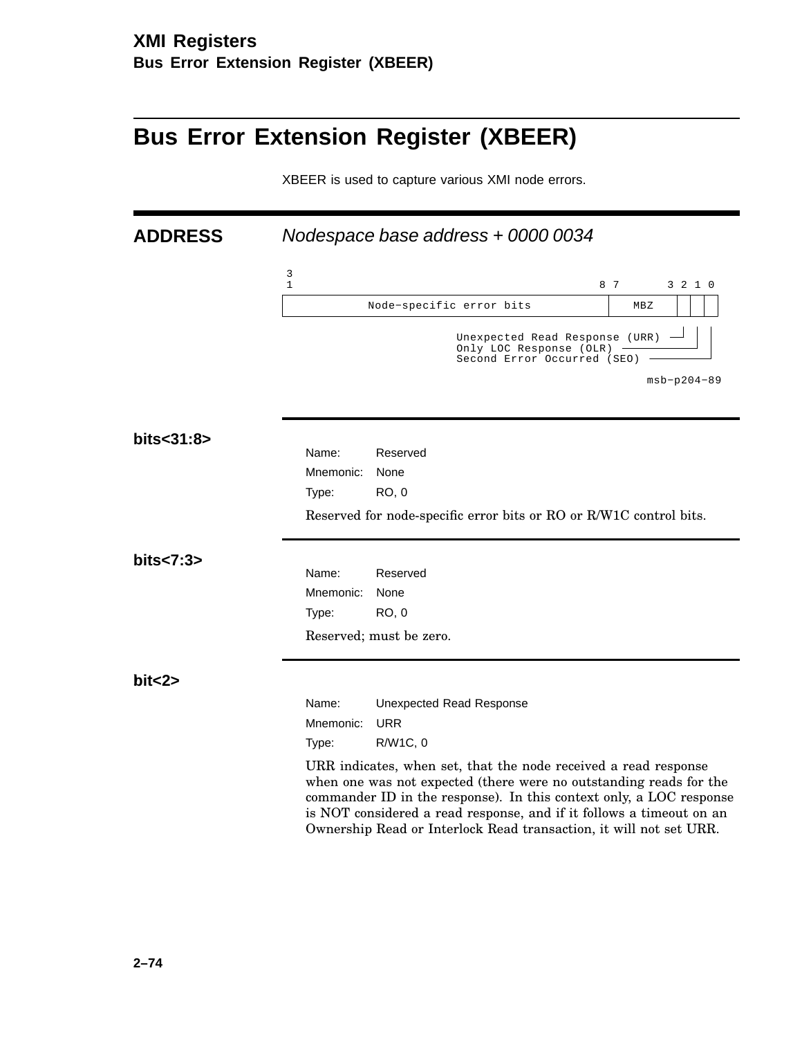# Bus Error Extension Register (XBEER)

XBEER is used to capture various XMI node errors.

## ADDRESS

*Nodespace base address + 0000 0034*

```
3
1                                      8 7       3 2 1 0
+--------------------------------------+---------+-+-+-+
|        Node-specific error bits      |   MBZ   | | | |
+--------------------------------------+---------+-+-+-+
                  Unexpected Read Response (URR) -+ | |
                  Only LOC Response (OLR) ----------+ |
                  Second Error Occurred (SEO) --------+

                                                msb-p204-89
```

### bits<31:8>

Name: Reserved
Mnemonic: None
Type: RO, 0

Reserved for node-specific error bits or RO or R/W1C control bits.

### bits<7:3>

Name: Reserved
Mnemonic: None
Type: RO, 0

Reserved; must be zero.

### bit<2>

Name: Unexpected Read Response
Mnemonic: URR
Type: R/W1C, 0

URR indicates, when set, that the node received a read response when one was not expected (there were no outstanding reads for the commander ID in the response). In this context only, a LOC response is NOT considered a read response, and if it follows a timeout on an Ownership Read or Interlock Read transaction, it will not set URR.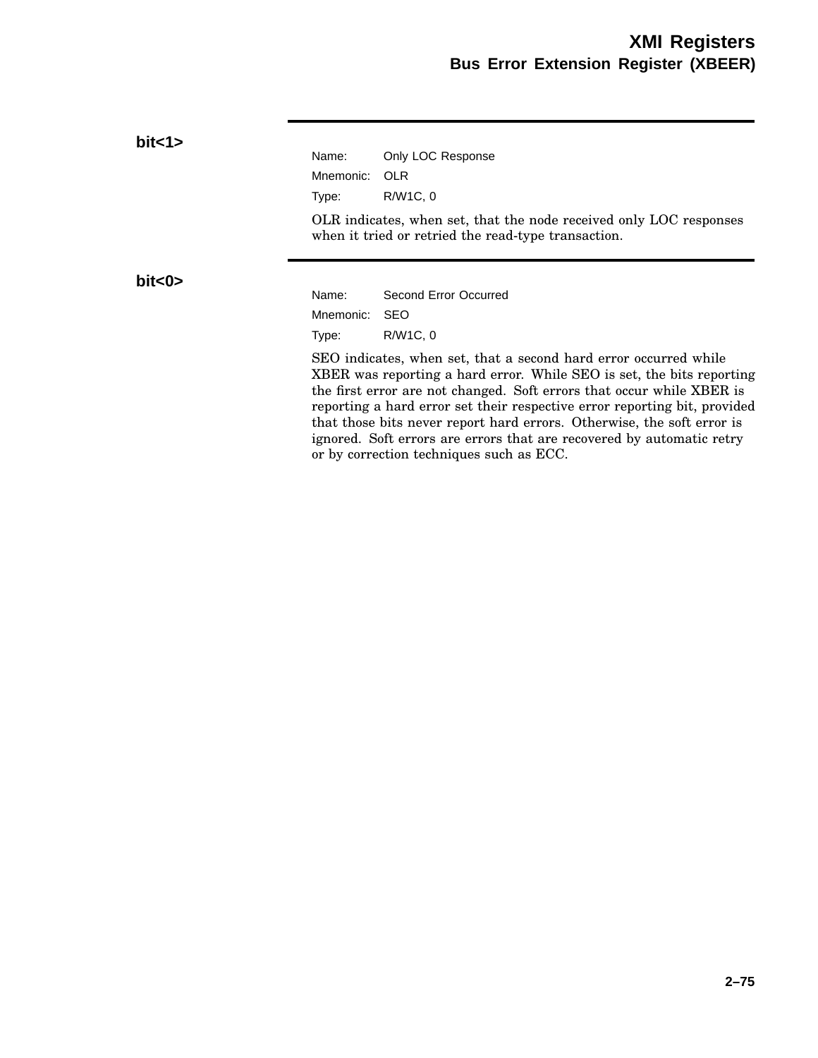## bit<1>

Name: Only LOC Response
Mnemonic: OLR
Type: R/W1C, 0

OLR indicates, when set, that the node received only LOC responses when it tried or retried the read-type transaction.

## bit<0>

Name: Second Error Occurred
Mnemonic: SEO
Type: R/W1C, 0

SEO indicates, when set, that a second hard error occurred while XBER was reporting a hard error. While SEO is set, the bits reporting the first error are not changed. Soft errors that occur while XBER is reporting a hard error set their respective error reporting bit, provided that those bits never report hard errors. Otherwise, the soft error is ignored. Soft errors are errors that are recovered by automatic retry or by correction techniques such as ECC.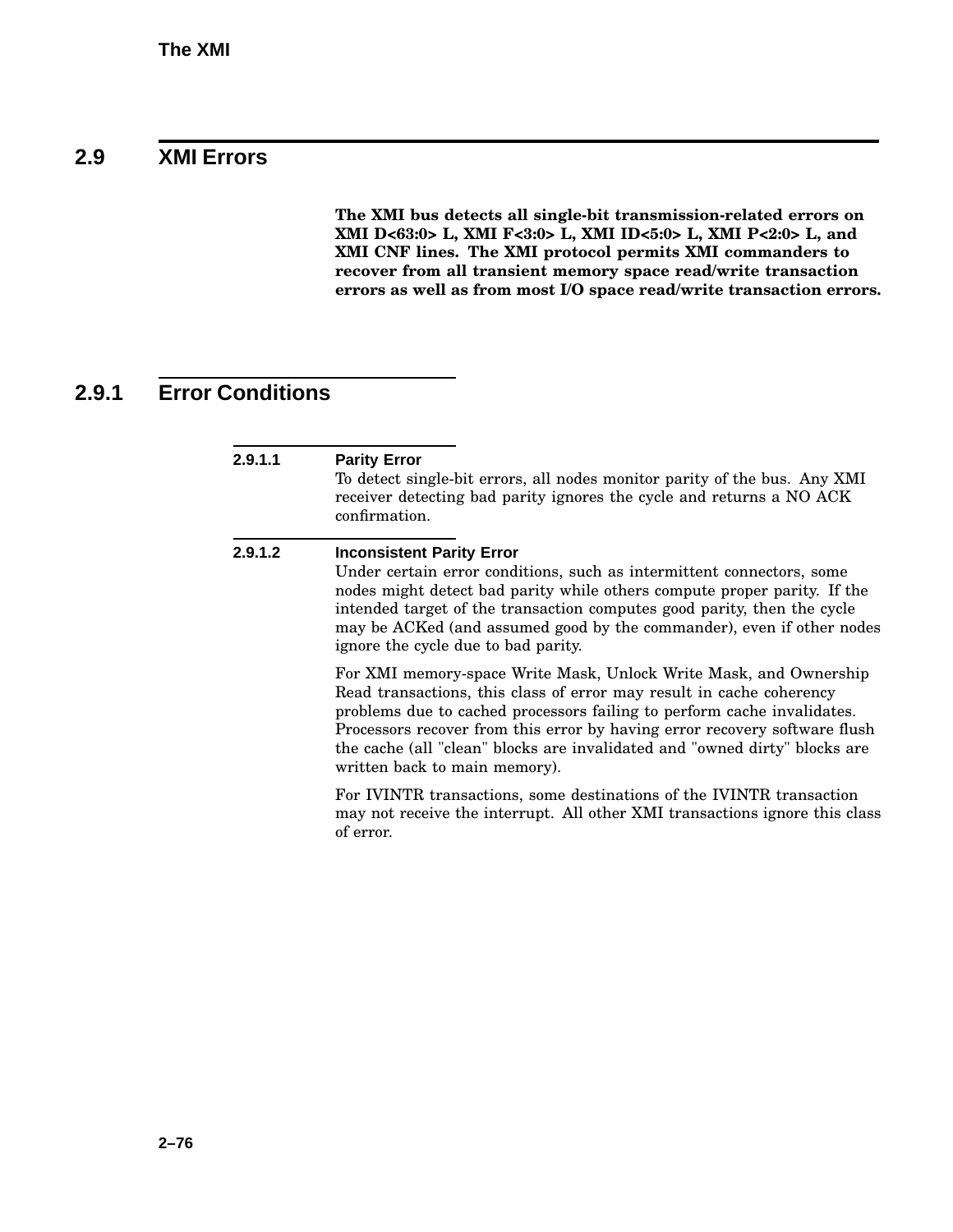## 2.9 XMI Errors

**The XMI bus detects all single-bit transmission-related errors on XMI D<63:0> L, XMI F<3:0> L, XMI ID<5:0> L, XMI P<2:0> L, and XMI CNF lines. The XMI protocol permits XMI commanders to recover from all transient memory space read/write transaction errors as well as from most I/O space read/write transaction errors.**

### 2.9.1 Error Conditions

#### 2.9.1.1 Parity Error

To detect single-bit errors, all nodes monitor parity of the bus. Any XMI receiver detecting bad parity ignores the cycle and returns a NO ACK confirmation.

#### 2.9.1.2 Inconsistent Parity Error

Under certain error conditions, such as intermittent connectors, some nodes might detect bad parity while others compute proper parity. If the intended target of the transaction computes good parity, then the cycle may be ACKed (and assumed good by the commander), even if other nodes ignore the cycle due to bad parity.

For XMI memory-space Write Mask, Unlock Write Mask, and Ownership Read transactions, this class of error may result in cache coherency problems due to cached processors failing to perform cache invalidates. Processors recover from this error by having error recovery software flush the cache (all "clean" blocks are invalidated and "owned dirty" blocks are written back to main memory).

For IVINTR transactions, some destinations of the IVINTR transaction may not receive the interrupt. All other XMI transactions ignore this class of error.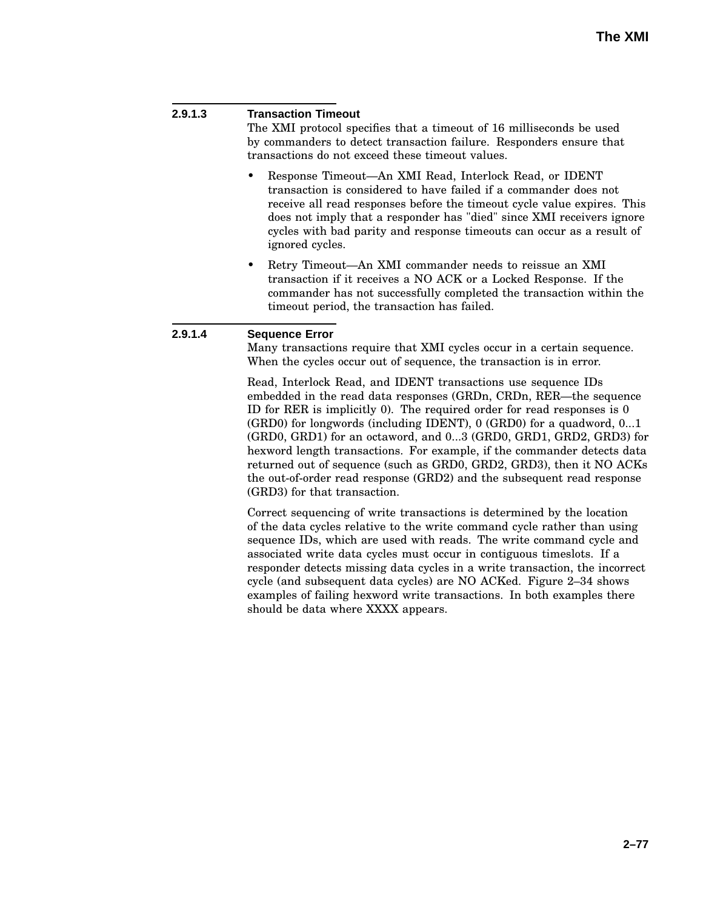#### 2.9.1.3 Transaction Timeout

The XMI protocol specifies that a timeout of 16 milliseconds be used by commanders to detect transaction failure. Responders ensure that transactions do not exceed these timeout values.

- Response Timeout—An XMI Read, Interlock Read, or IDENT transaction is considered to have failed if a commander does not receive all read responses before the timeout cycle value expires. This does not imply that a responder has "died" since XMI receivers ignore cycles with bad parity and response timeouts can occur as a result of ignored cycles.
- Retry Timeout—An XMI commander needs to reissue an XMI transaction if it receives a NO ACK or a Locked Response. If the commander has not successfully completed the transaction within the timeout period, the transaction has failed.

#### 2.9.1.4 Sequence Error

Many transactions require that XMI cycles occur in a certain sequence. When the cycles occur out of sequence, the transaction is in error.

Read, Interlock Read, and IDENT transactions use sequence IDs embedded in the read data responses (GRDn, CRDn, RER—the sequence ID for RER is implicitly 0). The required order for read responses is 0 (GRD0) for longwords (including IDENT), 0 (GRD0) for a quadword, 0...1 (GRD0, GRD1) for an octaword, and 0...3 (GRD0, GRD1, GRD2, GRD3) for hexword length transactions. For example, if the commander detects data returned out of sequence (such as GRD0, GRD2, GRD3), then it NO ACKs the out-of-order read response (GRD2) and the subsequent read response (GRD3) for that transaction.

Correct sequencing of write transactions is determined by the location of the data cycles relative to the write command cycle rather than using sequence IDs, which are used with reads. The write command cycle and associated write data cycles must occur in contiguous timeslots. If a responder detects missing data cycles in a write transaction, the incorrect cycle (and subsequent data cycles) are NO ACKed. Figure 2–34 shows examples of failing hexword write transactions. In both examples there should be data where XXXX appears.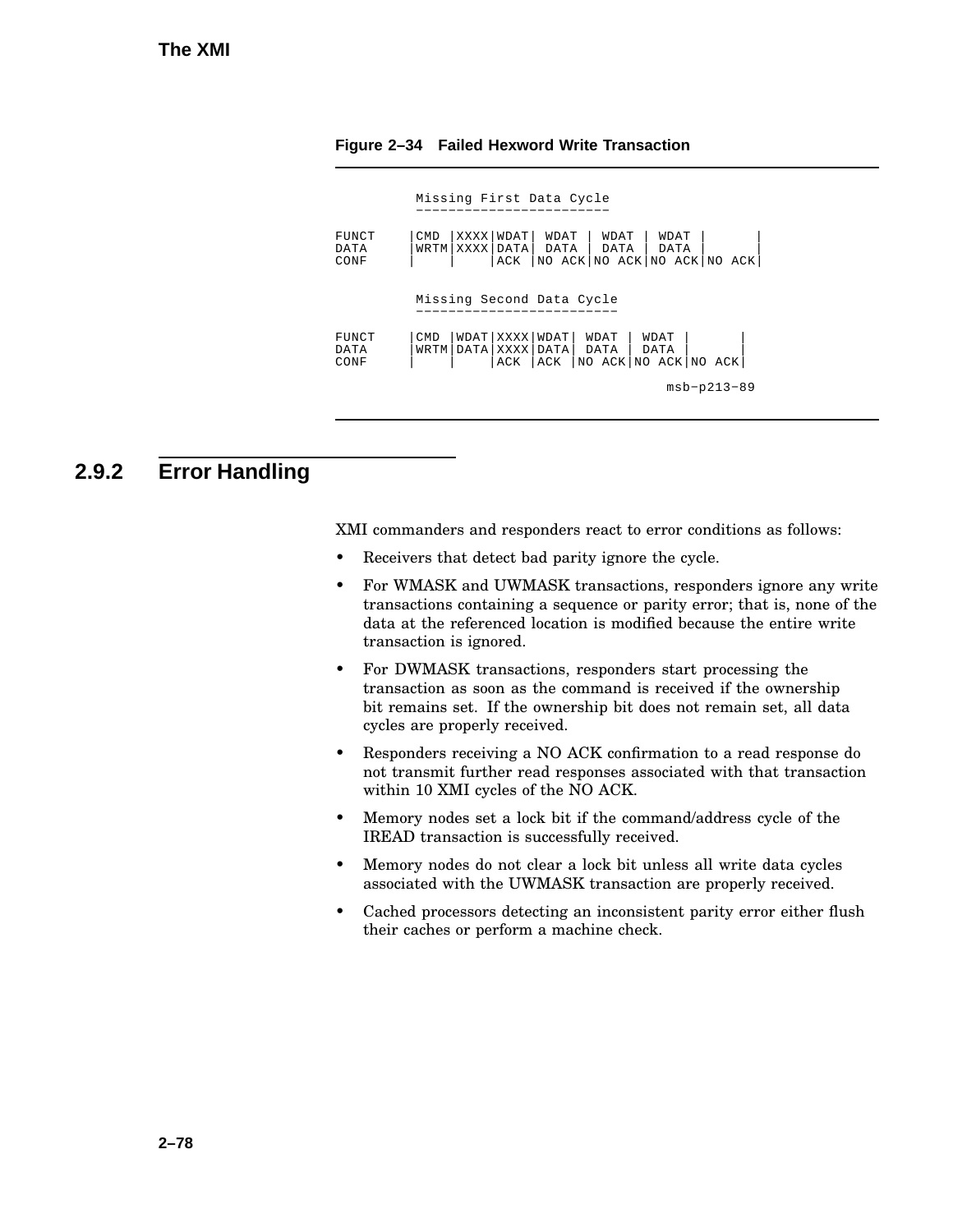**Figure 2–34 Failed Hexword Write Transaction**

```
          Missing First Data Cycle
          ------------------------

FUNCT     |CMD |XXXX|WDAT| WDAT | WDAT | WDAT |      |
DATA      |WRTM|XXXX|DATA| DATA | DATA | DATA |      |
CONF      |    |    |ACK |NO ACK|NO ACK|NO ACK|NO ACK|

          Missing Second Data Cycle
          -------------------------

FUNCT     |CMD |WDAT|XXXX|WDAT| WDAT | WDAT |      |
DATA      |WRTM|DATA|XXXX|DATA| DATA | DATA |      |
CONF      |    |    |ACK |ACK |NO ACK|NO ACK|NO ACK|

                                              msb-p213-89
```

## 2.9.2 Error Handling

XMI commanders and responders react to error conditions as follows:

- Receivers that detect bad parity ignore the cycle.
- For WMASK and UWMASK transactions, responders ignore any write transactions containing a sequence or parity error; that is, none of the data at the referenced location is modified because the entire write transaction is ignored.
- For DWMASK transactions, responders start processing the transaction as soon as the command is received if the ownership bit remains set. If the ownership bit does not remain set, all data cycles are properly received.
- Responders receiving a NO ACK confirmation to a read response do not transmit further read responses associated with that transaction within 10 XMI cycles of the NO ACK.
- Memory nodes set a lock bit if the command/address cycle of the IREAD transaction is successfully received.
- Memory nodes do not clear a lock bit unless all write data cycles associated with the UWMASK transaction are properly received.
- Cached processors detecting an inconsistent parity error either flush their caches or perform a machine check.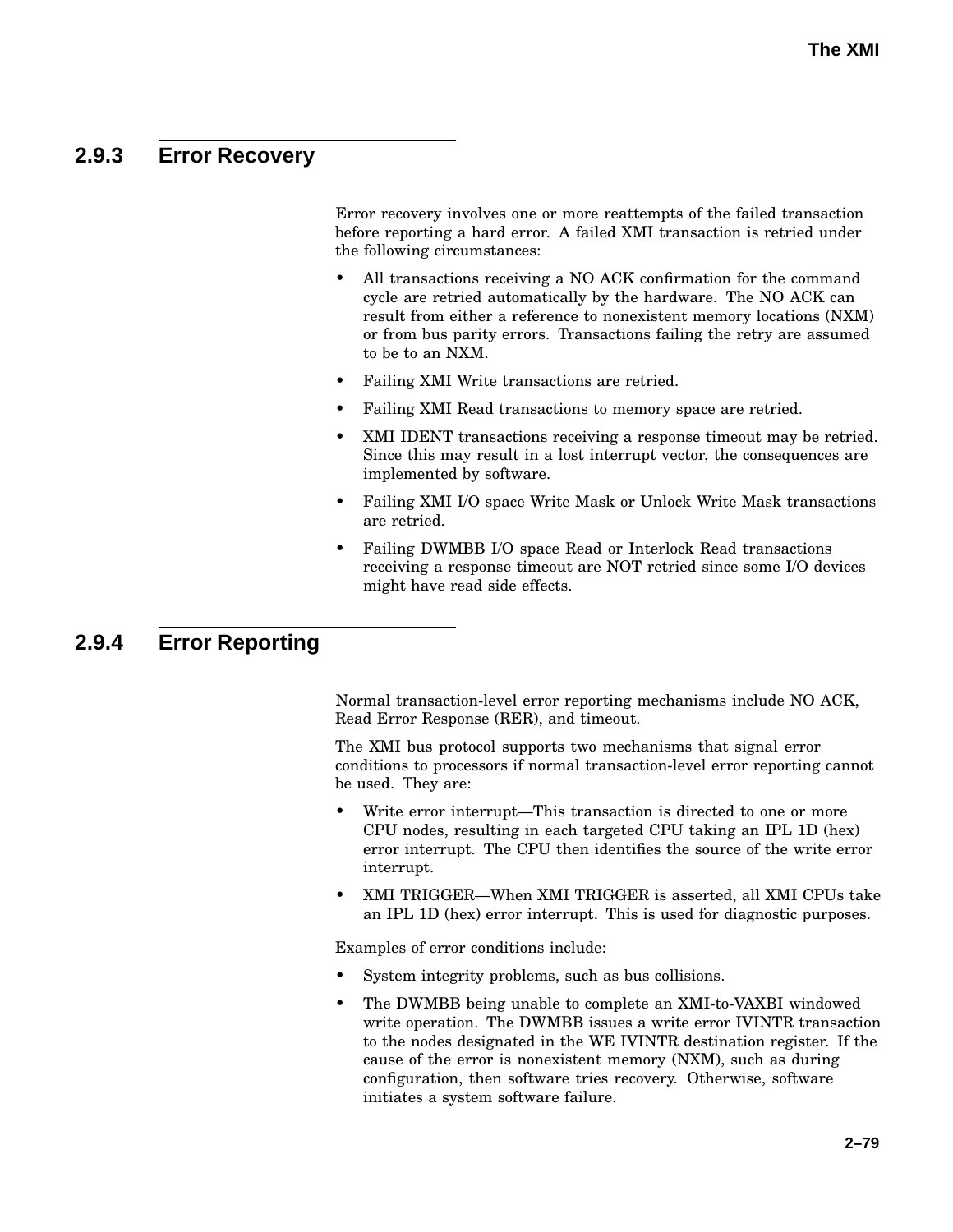### 2.9.3 Error Recovery

Error recovery involves one or more reattempts of the failed transaction before reporting a hard error. A failed XMI transaction is retried under the following circumstances:

- All transactions receiving a NO ACK confirmation for the command cycle are retried automatically by the hardware. The NO ACK can result from either a reference to nonexistent memory locations (NXM) or from bus parity errors. Transactions failing the retry are assumed to be to an NXM.
- Failing XMI Write transactions are retried.
- Failing XMI Read transactions to memory space are retried.
- XMI IDENT transactions receiving a response timeout may be retried. Since this may result in a lost interrupt vector, the consequences are implemented by software.
- Failing XMI I/O space Write Mask or Unlock Write Mask transactions are retried.
- Failing DWMBB I/O space Read or Interlock Read transactions receiving a response timeout are NOT retried since some I/O devices might have read side effects.

### 2.9.4 Error Reporting

Normal transaction-level error reporting mechanisms include NO ACK, Read Error Response (RER), and timeout.

The XMI bus protocol supports two mechanisms that signal error conditions to processors if normal transaction-level error reporting cannot be used. They are:

- Write error interrupt—This transaction is directed to one or more CPU nodes, resulting in each targeted CPU taking an IPL 1D (hex) error interrupt. The CPU then identifies the source of the write error interrupt.
- XMI TRIGGER—When XMI TRIGGER is asserted, all XMI CPUs take an IPL 1D (hex) error interrupt. This is used for diagnostic purposes.

Examples of error conditions include:

- System integrity problems, such as bus collisions.
- The DWMBB being unable to complete an XMI-to-VAXBI windowed write operation. The DWMBB issues a write error IVINTR transaction to the nodes designated in the WE IVINTR destination register. If the cause of the error is nonexistent memory (NXM), such as during configuration, then software tries recovery. Otherwise, software initiates a system software failure.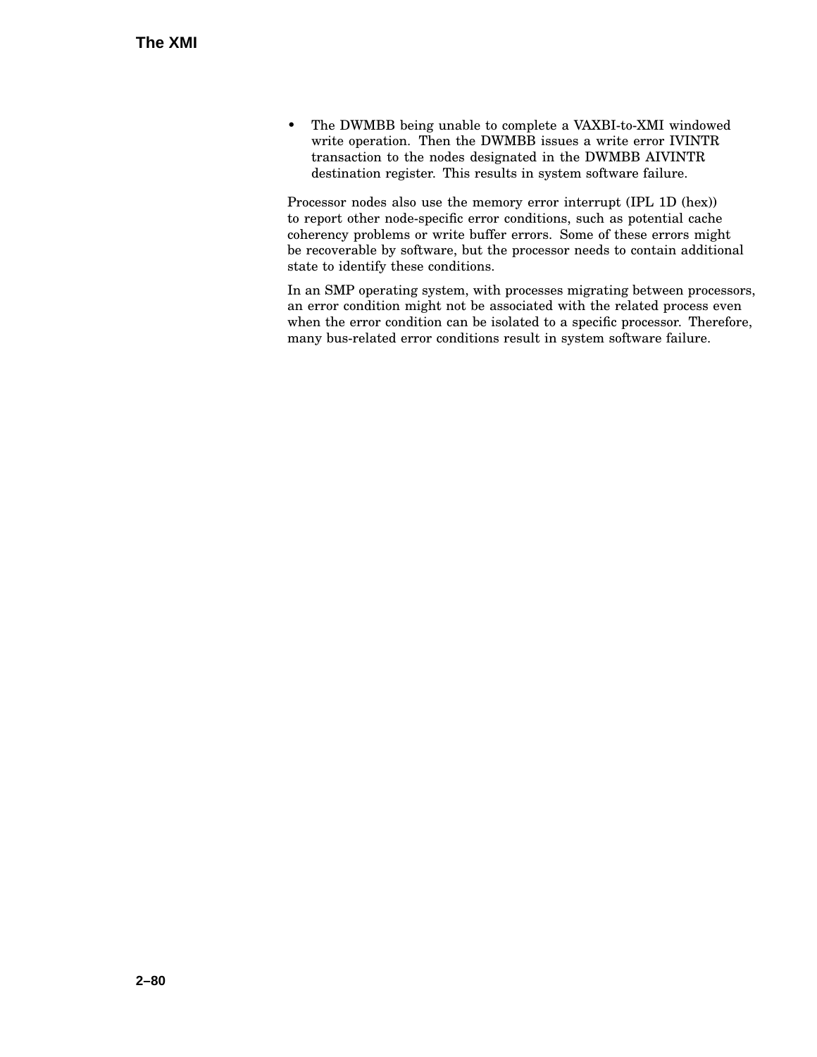- The DWMBB being unable to complete a VAXBI-to-XMI windowed write operation. Then the DWMBB issues a write error IVINTR transaction to the nodes designated in the DWMBB AIVINTR destination register. This results in system software failure.

Processor nodes also use the memory error interrupt (IPL 1D (hex)) to report other node-specific error conditions, such as potential cache coherency problems or write buffer errors. Some of these errors might be recoverable by software, but the processor needs to contain additional state to identify these conditions.

In an SMP operating system, with processes migrating between processors, an error condition might not be associated with the related process even when the error condition can be isolated to a specific processor. Therefore, many bus-related error conditions result in system software failure.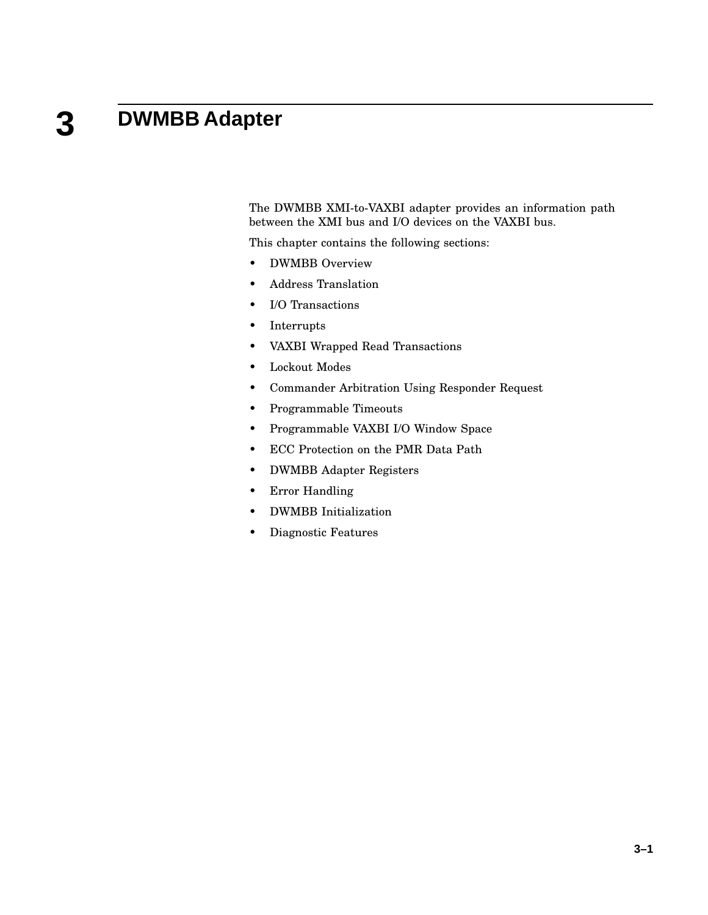# 3 DWMBB Adapter

The DWMBB XMI-to-VAXBI adapter provides an information path between the XMI bus and I/O devices on the VAXBI bus.

This chapter contains the following sections:

- DWMBB Overview
- Address Translation
- I/O Transactions
- Interrupts
- VAXBI Wrapped Read Transactions
- Lockout Modes
- Commander Arbitration Using Responder Request
- Programmable Timeouts
- Programmable VAXBI I/O Window Space
- ECC Protection on the PMR Data Path
- DWMBB Adapter Registers
- Error Handling
- DWMBB Initialization
- Diagnostic Features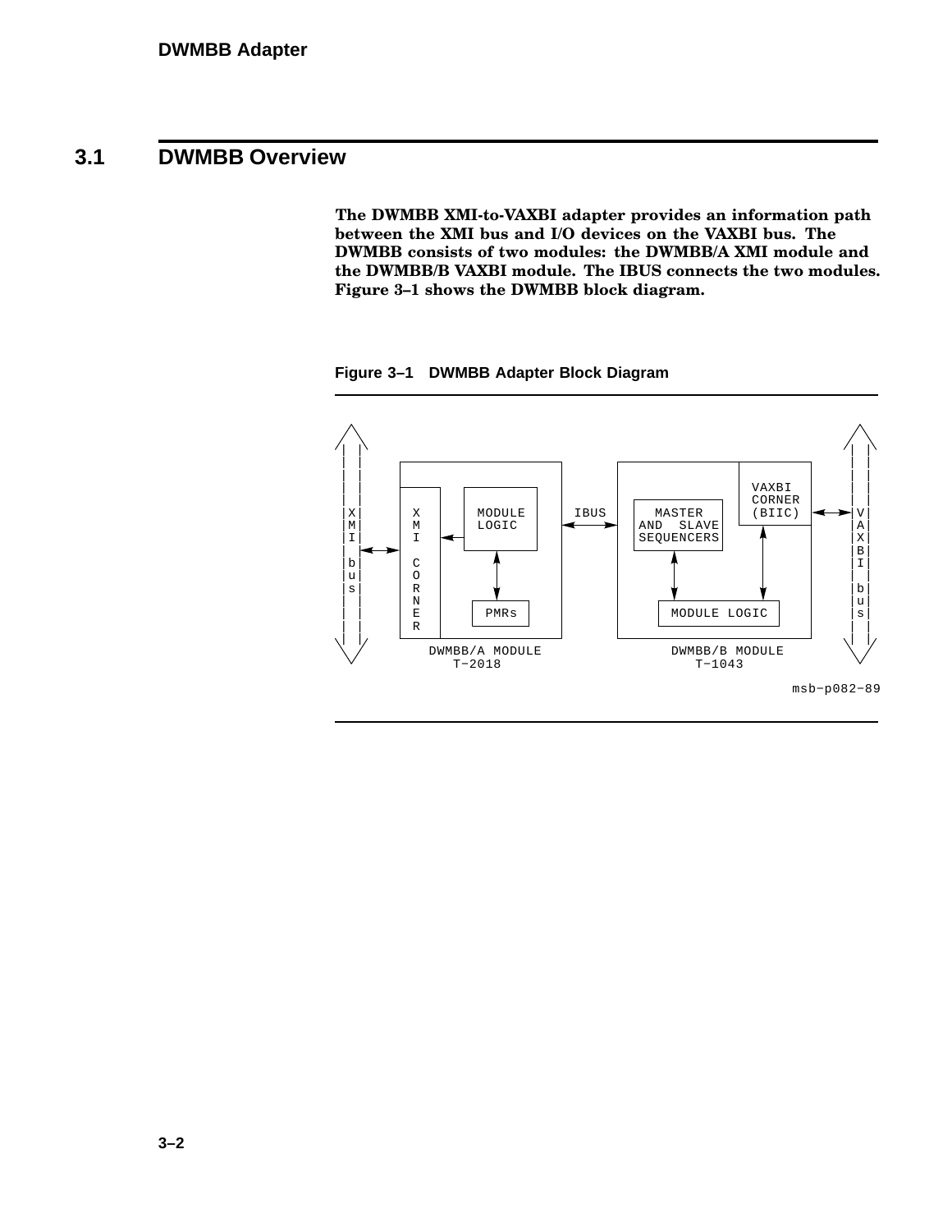## 3.1 DWMBB Overview

**The DWMBB XMI-to-VAXBI adapter provides an information path between the XMI bus and I/O devices on the VAXBI bus. The DWMBB consists of two modules: the DWMBB/A XMI module and the DWMBB/B VAXBI module. The IBUS connects the two modules. Figure 3–1 shows the DWMBB block diagram.**

**Figure 3–1 DWMBB Adapter Block Diagram**

```
 /\                                                                /\
| |    +-------------------------+       +-------------------------+| |
| |    |                         |       |              +---------+| |
| |    | +-----+   +--------+    |       |              | VAXBI   || |
|X|    | |  X  |   | MODULE |    | IBUS  | +----------+ | CORNER  || |
|M|    | |  M  |<--| LOGIC  |    |<----->| |  MASTER  | | (BIIC)  |<-->|V|
|I|<-->| |  I  |   +--------+    |       | |AND SLAVE | +---------+ |A|
| |    | |     |       ^         |       | |SEQUENCERS|      ^      |X|
|b|    | |  C  |       |         |       | +----------+      |      |B|
|u|    | |  O  |       v         |       |      ^            |      |I|
|s|    | |  R  |   +------+      |       |      v            v      | |
| |    | |  N  |   | PMRs |      |       |  +-------------------+   |b|
| |    | |  E  |   +------+      |       |  |   MODULE LOGIC    |   |u|
| |    | |  R  |                 |       |  +-------------------+   |s|
 \/    +-------------------------+       +-------------------------+ \/
          DWMBB/A MODULE                     DWMBB/B MODULE
              T-2018                             T-1043
                                                              msb-p082-89
```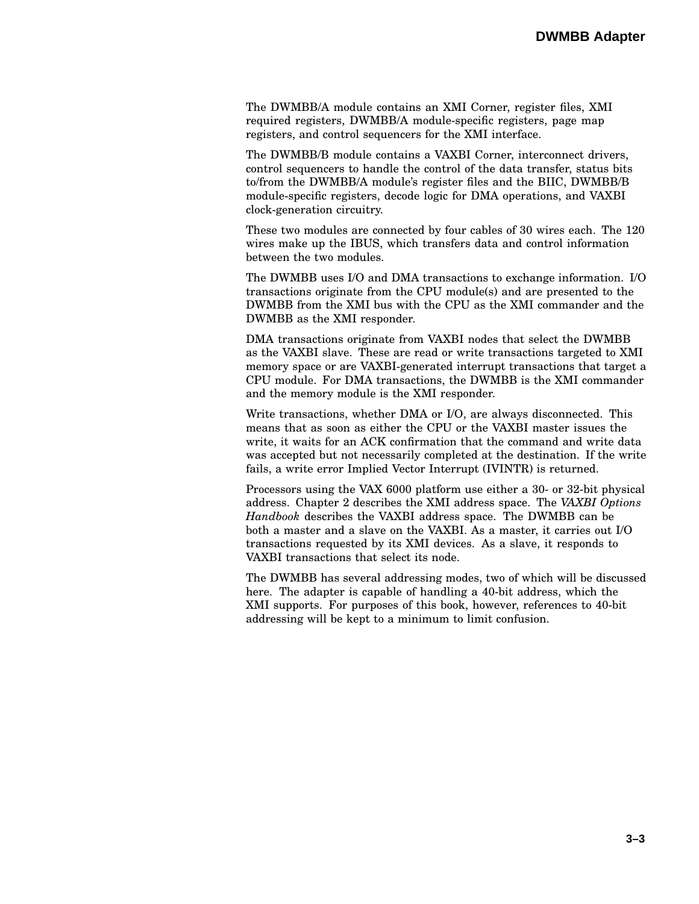The DWMBB/A module contains an XMI Corner, register files, XMI required registers, DWMBB/A module-specific registers, page map registers, and control sequencers for the XMI interface.

The DWMBB/B module contains a VAXBI Corner, interconnect drivers, control sequencers to handle the control of the data transfer, status bits to/from the DWMBB/A module's register files and the BIIC, DWMBB/B module-specific registers, decode logic for DMA operations, and VAXBI clock-generation circuitry.

These two modules are connected by four cables of 30 wires each. The 120 wires make up the IBUS, which transfers data and control information between the two modules.

The DWMBB uses I/O and DMA transactions to exchange information. I/O transactions originate from the CPU module(s) and are presented to the DWMBB from the XMI bus with the CPU as the XMI commander and the DWMBB as the XMI responder.

DMA transactions originate from VAXBI nodes that select the DWMBB as the VAXBI slave. These are read or write transactions targeted to XMI memory space or are VAXBI-generated interrupt transactions that target a CPU module. For DMA transactions, the DWMBB is the XMI commander and the memory module is the XMI responder.

Write transactions, whether DMA or I/O, are always disconnected. This means that as soon as either the CPU or the VAXBI master issues the write, it waits for an ACK confirmation that the command and write data was accepted but not necessarily completed at the destination. If the write fails, a write error Implied Vector Interrupt (IVINTR) is returned.

Processors using the VAX 6000 platform use either a 30- or 32-bit physical address. Chapter 2 describes the XMI address space. The *VAXBI Options Handbook* describes the VAXBI address space. The DWMBB can be both a master and a slave on the VAXBI. As a master, it carries out I/O transactions requested by its XMI devices. As a slave, it responds to VAXBI transactions that select its node.

The DWMBB has several addressing modes, two of which will be discussed here. The adapter is capable of handling a 40-bit address, which the XMI supports. For purposes of this book, however, references to 40-bit addressing will be kept to a minimum to limit confusion.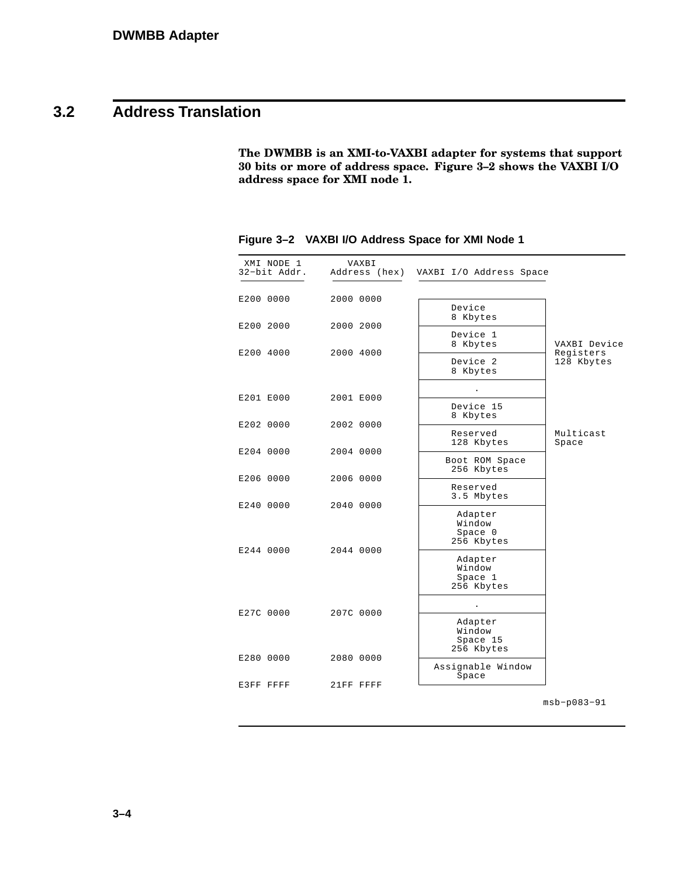## 3.2 Address Translation

**The DWMBB is an XMI-to-VAXBI adapter for systems that support 30 bits or more of address space. Figure 3–2 shows the VAXBI I/O address space for XMI node 1.**

**Figure 3–2 VAXBI I/O Address Space for XMI Node 1**

| XMI NODE 1 32–bit Addr. | VAXBI Address (hex) | VAXBI I/O Address Space | |
|---|---|---|---|
| E200 0000 | 2000 0000 | Device 8 Kbytes | VAXBI Device Registers 128 Kbytes |
| E200 2000 | 2000 2000 | Device 1 8 Kbytes | |
| E200 4000 | 2000 4000 | Device 2 8 Kbytes | |
| | | . | |
| E201 E000 | 2001 E000 | Device 15 8 Kbytes | |
| E202 0000 | 2002 0000 | Reserved 128 Kbytes | Multicast Space |
| E204 0000 | 2004 0000 | Boot ROM Space 256 Kbytes | |
| E206 0000 | 2006 0000 | Reserved 3.5 Mbytes | |
| E240 0000 | 2040 0000 | Adapter Window Space 0 256 Kbytes | |
| E244 0000 | 2044 0000 | Adapter Window Space 1 256 Kbytes | |
| | | . | |
| E27C 0000 | 207C 0000 | Adapter Window Space 15 256 Kbytes | |
| E280 0000 | 2080 0000 | Assignable Window Space | |
| E3FF FFFF | 21FF FFFF | | |

msb−p083−91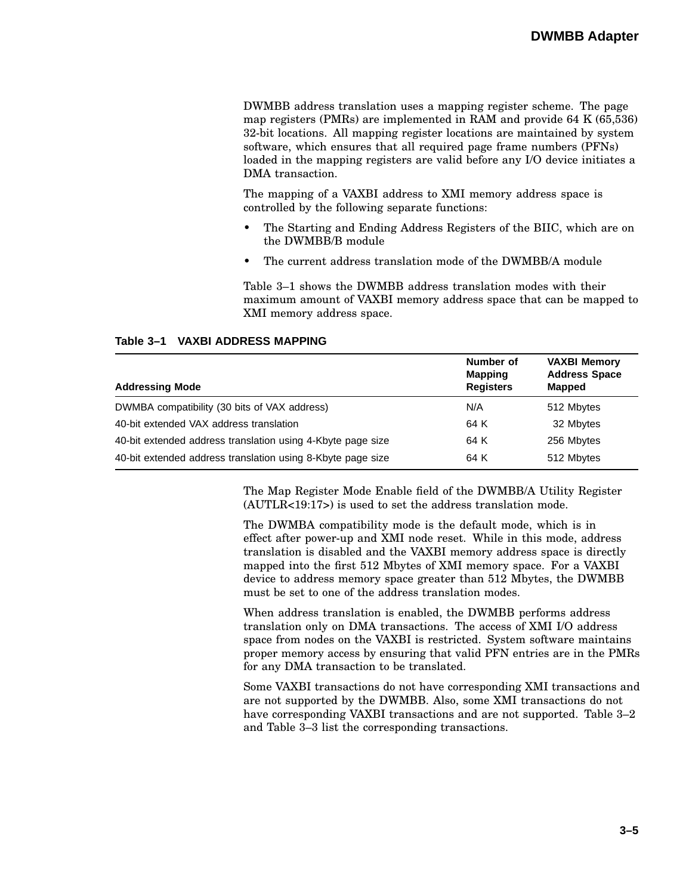DWMBB address translation uses a mapping register scheme. The page map registers (PMRs) are implemented in RAM and provide 64 K (65,536) 32-bit locations. All mapping register locations are maintained by system software, which ensures that all required page frame numbers (PFNs) loaded in the mapping registers are valid before any I/O device initiates a DMA transaction.

The mapping of a VAXBI address to XMI memory address space is controlled by the following separate functions:

- The Starting and Ending Address Registers of the BIIC, which are on the DWMBB/B module
- The current address translation mode of the DWMBB/A module

Table 3–1 shows the DWMBB address translation modes with their maximum amount of VAXBI memory address space that can be mapped to XMI memory address space.

**Table 3–1 VAXBI ADDRESS MAPPING**

| Addressing Mode | Number of Mapping Registers | VAXBI Memory Address Space Mapped |
|---|---|---|
| DWMBA compatibility (30 bits of VAX address) | N/A | 512 Mbytes |
| 40-bit extended VAX address translation | 64 K | 32 Mbytes |
| 40-bit extended address translation using 4-Kbyte page size | 64 K | 256 Mbytes |
| 40-bit extended address translation using 8-Kbyte page size | 64 K | 512 Mbytes |

The Map Register Mode Enable field of the DWMBB/A Utility Register (AUTLR<19:17>) is used to set the address translation mode.

The DWMBA compatibility mode is the default mode, which is in effect after power-up and XMI node reset. While in this mode, address translation is disabled and the VAXBI memory address space is directly mapped into the first 512 Mbytes of XMI memory space. For a VAXBI device to address memory space greater than 512 Mbytes, the DWMBB must be set to one of the address translation modes.

When address translation is enabled, the DWMBB performs address translation only on DMA transactions. The access of XMI I/O address space from nodes on the VAXBI is restricted. System software maintains proper memory access by ensuring that valid PFN entries are in the PMRs for any DMA transaction to be translated.

Some VAXBI transactions do not have corresponding XMI transactions and are not supported by the DWMBB. Also, some XMI transactions do not have corresponding VAXBI transactions and are not supported. Table 3–2 and Table 3–3 list the corresponding transactions.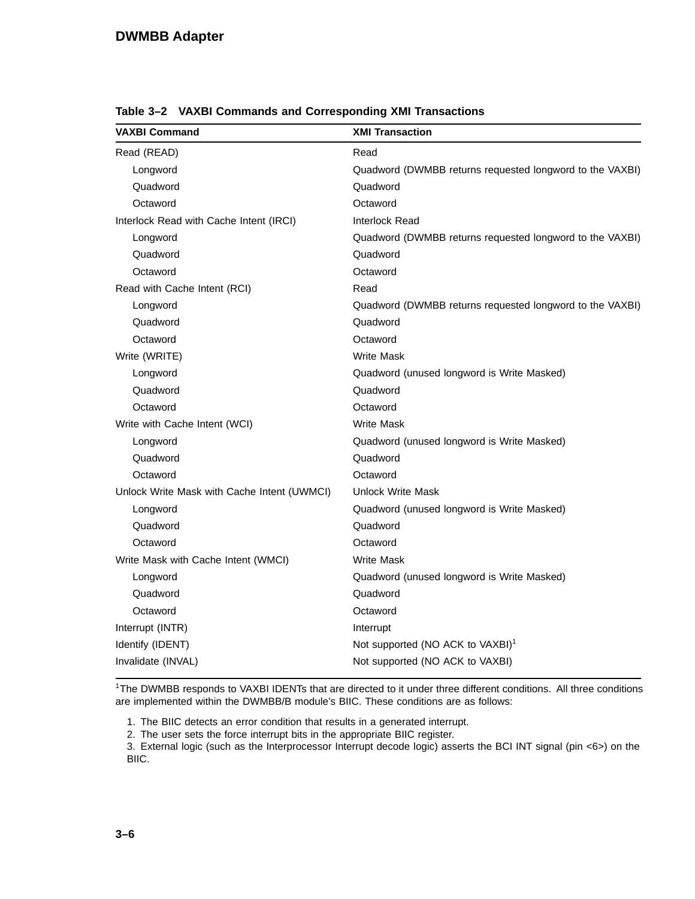**Table 3–2 VAXBI Commands and Corresponding XMI Transactions**

| VAXBI Command | XMI Transaction |
|---|---|
| Read (READ) | Read |
| Longword | Quadword (DWMBB returns requested longword to the VAXBI) |
| Quadword | Quadword |
| Octaword | Octaword |
| Interlock Read with Cache Intent (IRCI) | Interlock Read |
| Longword | Quadword (DWMBB returns requested longword to the VAXBI) |
| Quadword | Quadword |
| Octaword | Octaword |
| Read with Cache Intent (RCI) | Read |
| Longword | Quadword (DWMBB returns requested longword to the VAXBI) |
| Quadword | Quadword |
| Octaword | Octaword |
| Write (WRITE) | Write Mask |
| Longword | Quadword (unused longword is Write Masked) |
| Quadword | Quadword |
| Octaword | Octaword |
| Write with Cache Intent (WCI) | Write Mask |
| Longword | Quadword (unused longword is Write Masked) |
| Quadword | Quadword |
| Octaword | Octaword |
| Unlock Write Mask with Cache Intent (UWMCI) | Unlock Write Mask |
| Longword | Quadword (unused longword is Write Masked) |
| Quadword | Quadword |
| Octaword | Octaword |
| Write Mask with Cache Intent (WMCI) | Write Mask |
| Longword | Quadword (unused longword is Write Masked) |
| Quadword | Quadword |
| Octaword | Octaword |
| Interrupt (INTR) | Interrupt |
| Identify (IDENT) | Not supported (NO ACK to VAXBI)[1] |
| Invalidate (INVAL) | Not supported (NO ACK to VAXBI) |

[1]The DWMBB responds to VAXBI IDENTs that are directed to it under three different conditions. All three conditions are implemented within the DWMBB/B module's BIIC. These conditions are as follows:

1. The BIIC detects an error condition that results in a generated interrupt.
2. The user sets the force interrupt bits in the appropriate BIIC register.
3. External logic (such as the Interprocessor Interrupt decode logic) asserts the BCI INT signal (pin <6>) on the BIIC.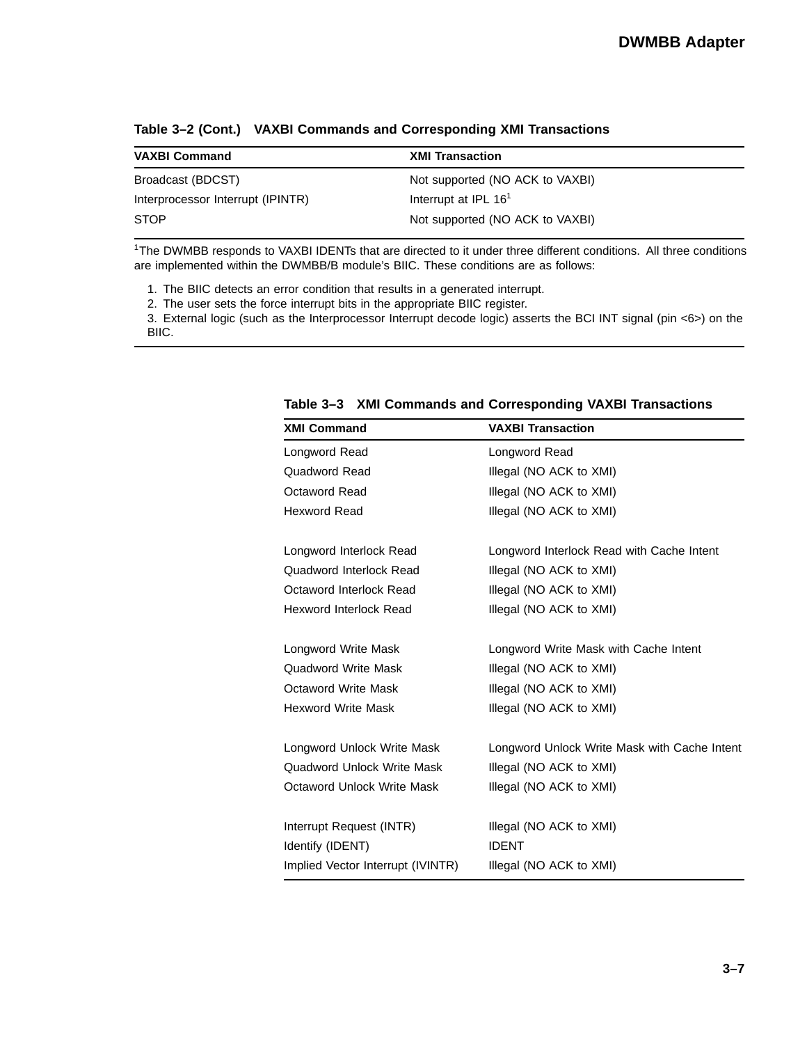**Table 3–2 (Cont.) VAXBI Commands and Corresponding XMI Transactions**

| VAXBI Command | XMI Transaction |
| --- | --- |
| Broadcast (BDCST) | Not supported (NO ACK to VAXBI) |
| Interprocessor Interrupt (IPINTR) | Interrupt at IPL 16[1] |
| STOP | Not supported (NO ACK to VAXBI) |

[1]The DWMBB responds to VAXBI IDENTs that are directed to it under three different conditions. All three conditions are implemented within the DWMBB/B module's BIIC. These conditions are as follows:

1. The BIIC detects an error condition that results in a generated interrupt.
2. The user sets the force interrupt bits in the appropriate BIIC register.
3. External logic (such as the Interprocessor Interrupt decode logic) asserts the BCI INT signal (pin <6>) on the BIIC.

**Table 3–3 XMI Commands and Corresponding VAXBI Transactions**

| XMI Command | VAXBI Transaction |
| --- | --- |
| Longword Read | Longword Read |
| Quadword Read | Illegal (NO ACK to XMI) |
| Octaword Read | Illegal (NO ACK to XMI) |
| Hexword Read | Illegal (NO ACK to XMI) |
| Longword Interlock Read | Longword Interlock Read with Cache Intent |
| Quadword Interlock Read | Illegal (NO ACK to XMI) |
| Octaword Interlock Read | Illegal (NO ACK to XMI) |
| Hexword Interlock Read | Illegal (NO ACK to XMI) |
| Longword Write Mask | Longword Write Mask with Cache Intent |
| Quadword Write Mask | Illegal (NO ACK to XMI) |
| Octaword Write Mask | Illegal (NO ACK to XMI) |
| Hexword Write Mask | Illegal (NO ACK to XMI) |
| Longword Unlock Write Mask | Longword Unlock Write Mask with Cache Intent |
| Quadword Unlock Write Mask | Illegal (NO ACK to XMI) |
| Octaword Unlock Write Mask | Illegal (NO ACK to XMI) |
| Interrupt Request (INTR) | Illegal (NO ACK to XMI) |
| Identify (IDENT) | IDENT |
| Implied Vector Interrupt (IVINTR) | Illegal (NO ACK to XMI) |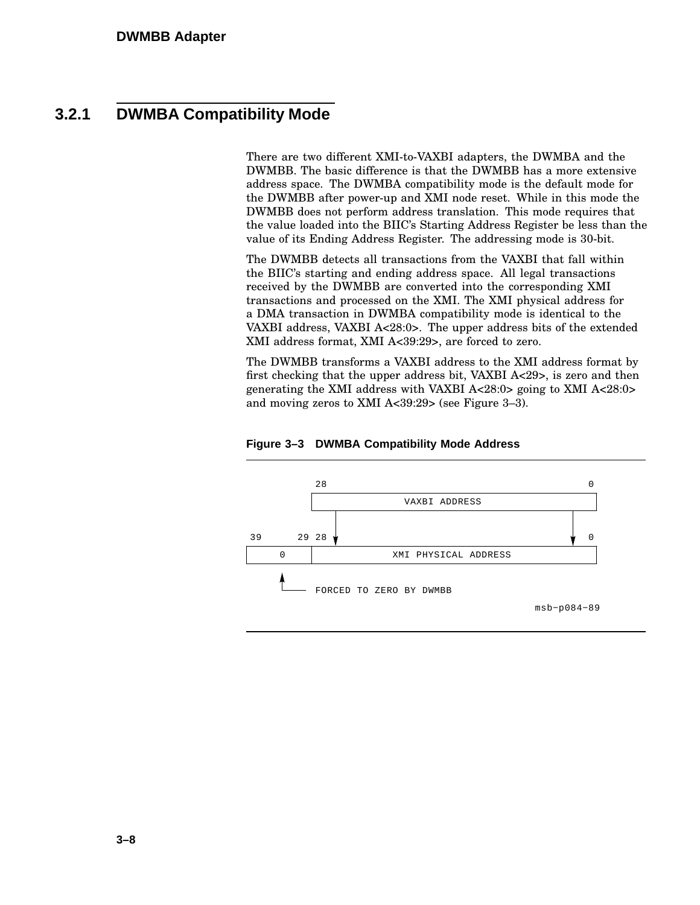### 3.2.1 DWMBA Compatibility Mode

There are two different XMI-to-VAXBI adapters, the DWMBA and the DWMBB. The basic difference is that the DWMBB has a more extensive address space. The DWMBA compatibility mode is the default mode for the DWMBB after power-up and XMI node reset. While in this mode the DWMBB does not perform address translation. This mode requires that the value loaded into the BIIC's Starting Address Register be less than the value of its Ending Address Register. The addressing mode is 30-bit.

The DWMBB detects all transactions from the VAXBI that fall within the BIIC's starting and ending address space. All legal transactions received by the DWMBB are converted into the corresponding XMI transactions and processed on the XMI. The XMI physical address for a DMA transaction in DWMBA compatibility mode is identical to the VAXBI address, VAXBI A<28:0>. The upper address bits of the extended XMI address format, XMI A<39:29>, are forced to zero.

The DWMBB transforms a VAXBI address to the XMI address format by first checking that the upper address bit, VAXBI A<29>, is zero and then generating the XMI address with VAXBI A<28:0> going to XMI A<28:0> and moving zeros to XMI A<39:29> (see Figure 3–3).

**Figure 3–3 DWMBA Compatibility Mode Address**

```
              28                                              0
             +------------------------------------------------+
             |                 VAXBI ADDRESS                  |
             +------------------------------------------------+
                  |                                       |
 39       29 28   v                                       v   0
+-----------+------------------------------------------------+
|     0     |              XMI PHYSICAL ADDRESS              |
+-----------+------------------------------------------------+
      ^
      |
      +----- FORCED TO ZERO BY DWMBB
                                                  msb-p084-89
```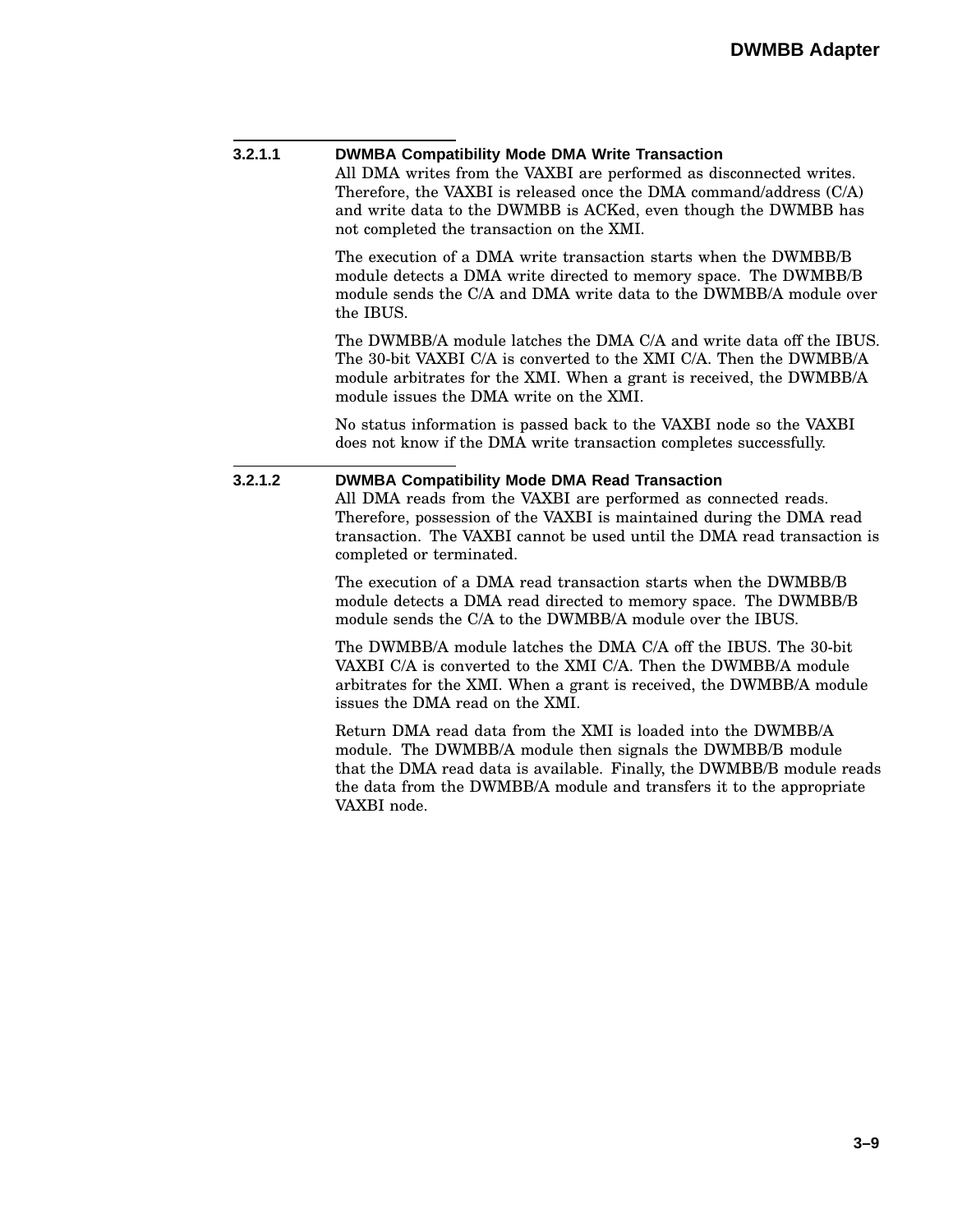#### 3.2.1.1 DWMBA Compatibility Mode DMA Write Transaction

All DMA writes from the VAXBI are performed as disconnected writes. Therefore, the VAXBI is released once the DMA command/address (C/A) and write data to the DWMBB is ACKed, even though the DWMBB has not completed the transaction on the XMI.

The execution of a DMA write transaction starts when the DWMBB/B module detects a DMA write directed to memory space. The DWMBB/B module sends the C/A and DMA write data to the DWMBB/A module over the IBUS.

The DWMBB/A module latches the DMA C/A and write data off the IBUS. The 30-bit VAXBI C/A is converted to the XMI C/A. Then the DWMBB/A module arbitrates for the XMI. When a grant is received, the DWMBB/A module issues the DMA write on the XMI.

No status information is passed back to the VAXBI node so the VAXBI does not know if the DMA write transaction completes successfully.

#### 3.2.1.2 DWMBA Compatibility Mode DMA Read Transaction

All DMA reads from the VAXBI are performed as connected reads. Therefore, possession of the VAXBI is maintained during the DMA read transaction. The VAXBI cannot be used until the DMA read transaction is completed or terminated.

The execution of a DMA read transaction starts when the DWMBB/B module detects a DMA read directed to memory space. The DWMBB/B module sends the C/A to the DWMBB/A module over the IBUS.

The DWMBB/A module latches the DMA C/A off the IBUS. The 30-bit VAXBI C/A is converted to the XMI C/A. Then the DWMBB/A module arbitrates for the XMI. When a grant is received, the DWMBB/A module issues the DMA read on the XMI.

Return DMA read data from the XMI is loaded into the DWMBB/A module. The DWMBB/A module then signals the DWMBB/B module that the DMA read data is available. Finally, the DWMBB/B module reads the data from the DWMBB/A module and transfers it to the appropriate VAXBI node.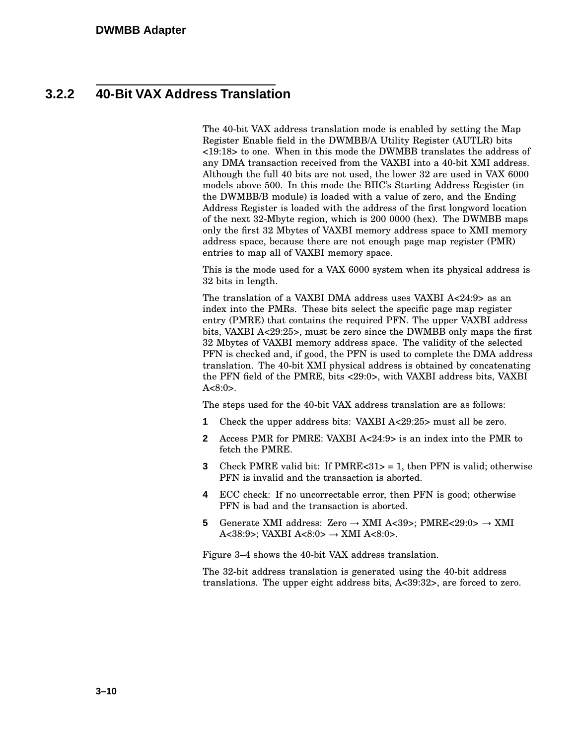### 3.2.2 40-Bit VAX Address Translation

The 40-bit VAX address translation mode is enabled by setting the Map Register Enable field in the DWMBB/A Utility Register (AUTLR) bits <19:18> to one. When in this mode the DWMBB translates the address of any DMA transaction received from the VAXBI into a 40-bit XMI address. Although the full 40 bits are not used, the lower 32 are used in VAX 6000 models above 500. In this mode the BIIC's Starting Address Register (in the DWMBB/B module) is loaded with a value of zero, and the Ending Address Register is loaded with the address of the first longword location of the next 32-Mbyte region, which is 200 0000 (hex). The DWMBB maps only the first 32 Mbytes of VAXBI memory address space to XMI memory address space, because there are not enough page map register (PMR) entries to map all of VAXBI memory space.

This is the mode used for a VAX 6000 system when its physical address is 32 bits in length.

The translation of a VAXBI DMA address uses VAXBI A<24:9> as an index into the PMRs. These bits select the specific page map register entry (PMRE) that contains the required PFN. The upper VAXBI address bits, VAXBI A<29:25>, must be zero since the DWMBB only maps the first 32 Mbytes of VAXBI memory address space. The validity of the selected PFN is checked and, if good, the PFN is used to complete the DMA address translation. The 40-bit XMI physical address is obtained by concatenating the PFN field of the PMRE, bits <29:0>, with VAXBI address bits, VAXBI A<8:0>.

The steps used for the 40-bit VAX address translation are as follows:

1. Check the upper address bits: VAXBI A<29:25> must all be zero.
2. Access PMR for PMRE: VAXBI A<24:9> is an index into the PMR to fetch the PMRE.
3. Check PMRE valid bit: If PMRE<31> = 1, then PFN is valid; otherwise PFN is invalid and the transaction is aborted.
4. ECC check: If no uncorrectable error, then PFN is good; otherwise PFN is bad and the transaction is aborted.
5. Generate XMI address: Zero → XMI A<39>; PMRE<29:0> → XMI A<38:9>; VAXBI A<8:0> → XMI A<8:0>.

Figure 3–4 shows the 40-bit VAX address translation.

The 32-bit address translation is generated using the 40-bit address translations. The upper eight address bits, A<39:32>, are forced to zero.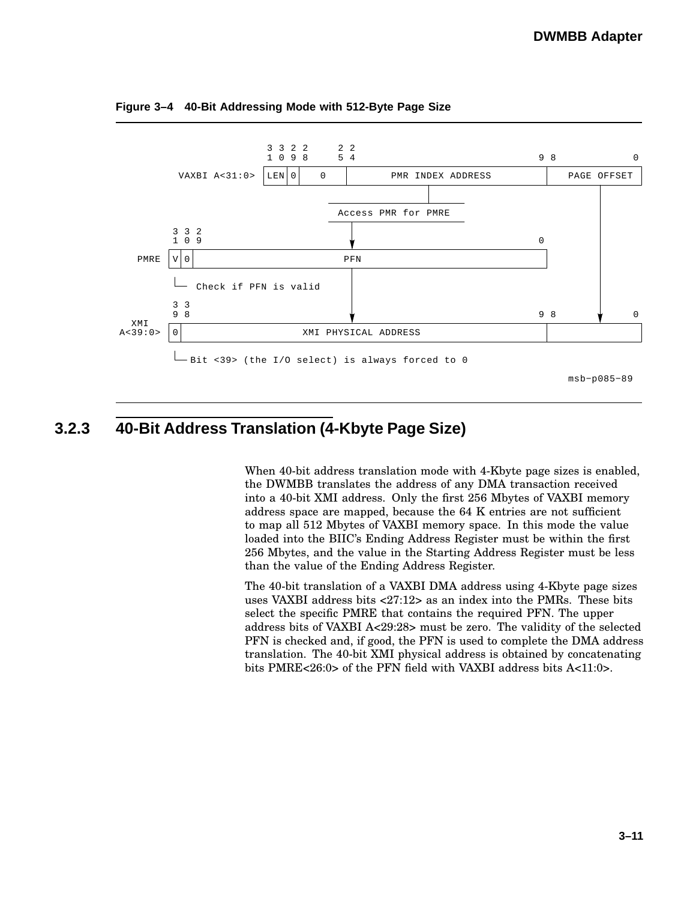**Figure 3–4 40-Bit Addressing Mode with 512-Byte Page Size**

```
                     3 3 2 2    2 2                          
                     1 0 9 8    5 4                        9 8       0
       VAXBI A<31:0> |LEN|0|  0  |     PMR INDEX ADDRESS    | PAGE OFFSET |
                                              |
                                   Access PMR for PMRE
               3 3 2                      |
               1 0 9                      v                0
         PMRE |V|0|                      PFN               |
               |
               └─ Check if PFN is valid   |
               3 3                        |
               9 8                        v                9 8       0
    XMI
  A<39:0>     |0|           XMI PHYSICAL ADDRESS           |           |
               |
               └─ Bit <39> (the I/O select) is always forced to 0

                                                              msb-p085-89
```

### 3.2.3 40-Bit Address Translation (4-Kbyte Page Size)

When 40-bit address translation mode with 4-Kbyte page sizes is enabled, the DWMBB translates the address of any DMA transaction received into a 40-bit XMI address. Only the first 256 Mbytes of VAXBI memory address space are mapped, because the 64 K entries are not sufficient to map all 512 Mbytes of VAXBI memory space. In this mode the value loaded into the BIIC's Ending Address Register must be within the first 256 Mbytes, and the value in the Starting Address Register must be less than the value of the Ending Address Register.

The 40-bit translation of a VAXBI DMA address using 4-Kbyte page sizes uses VAXBI address bits <27:12> as an index into the PMRs. These bits select the specific PMRE that contains the required PFN. The upper address bits of VAXBI A<29:28> must be zero. The validity of the selected PFN is checked and, if good, the PFN is used to complete the DMA address translation. The 40-bit XMI physical address is obtained by concatenating bits PMRE<26:0> of the PFN field with VAXBI address bits A<11:0>.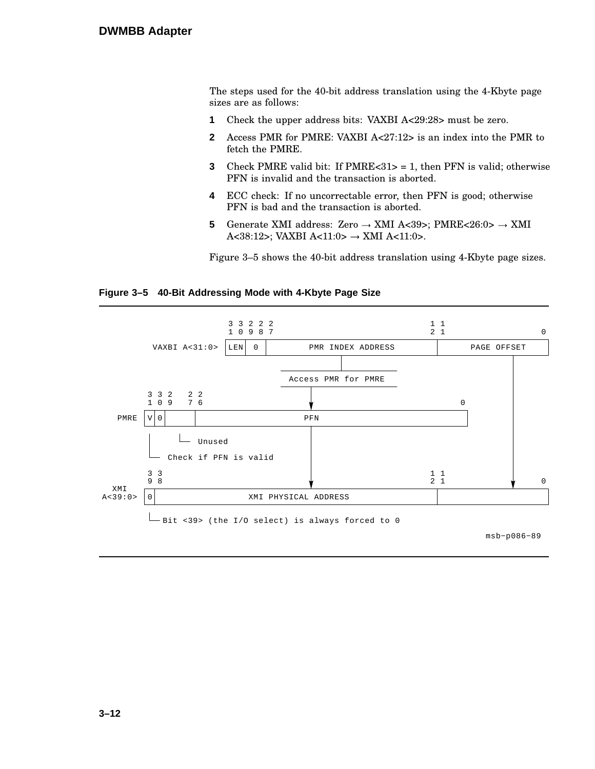The steps used for the 40-bit address translation using the 4-Kbyte page sizes are as follows:

1. Check the upper address bits: VAXBI A<29:28> must be zero.
2. Access PMR for PMRE: VAXBI A<27:12> is an index into the PMR to fetch the PMRE.
3. Check PMRE valid bit: If PMRE<31> = 1, then PFN is valid; otherwise PFN is invalid and the transaction is aborted.
4. ECC check: If no uncorrectable error, then PFN is good; otherwise PFN is bad and the transaction is aborted.
5. Generate XMI address: Zero → XMI A<39>; PMRE<26:0> → XMI A<38:12>; VAXBI A<11:0> → XMI A<11:0>.

Figure 3–5 shows the 40-bit address translation using 4-Kbyte page sizes.

**Figure 3–5 40-Bit Addressing Mode with 4-Kbyte Page Size**

```
                          3 3 2 2 2                          1 1
                          1 0 9 8 7                          2 1             0
         VAXBI A<31:0>   |LEN| 0 |     PMR INDEX ADDRESS     |  PAGE OFFSET   |
                                              |                      |
                                   Access PMR for PMRE               |
                                         |                           |
          3 3 2   2 2                    |                      0    |
          1 0 9   7 6                    v                           |
     PMRE |V|0|   |                     PFN                     |    |
          |    |__ Unused                |                           |
          |__ Check if PFN is valid      |                           |
          3 3                            |                   1 1     |       0
          9 8                            v                   2 1     v
     XMI  |0|          XMI PHYSICAL ADDRESS                 |                 |
 A<39:0>
          |__ Bit <39> (the I/O select) is always forced to 0

                                                              msb-p086-89
```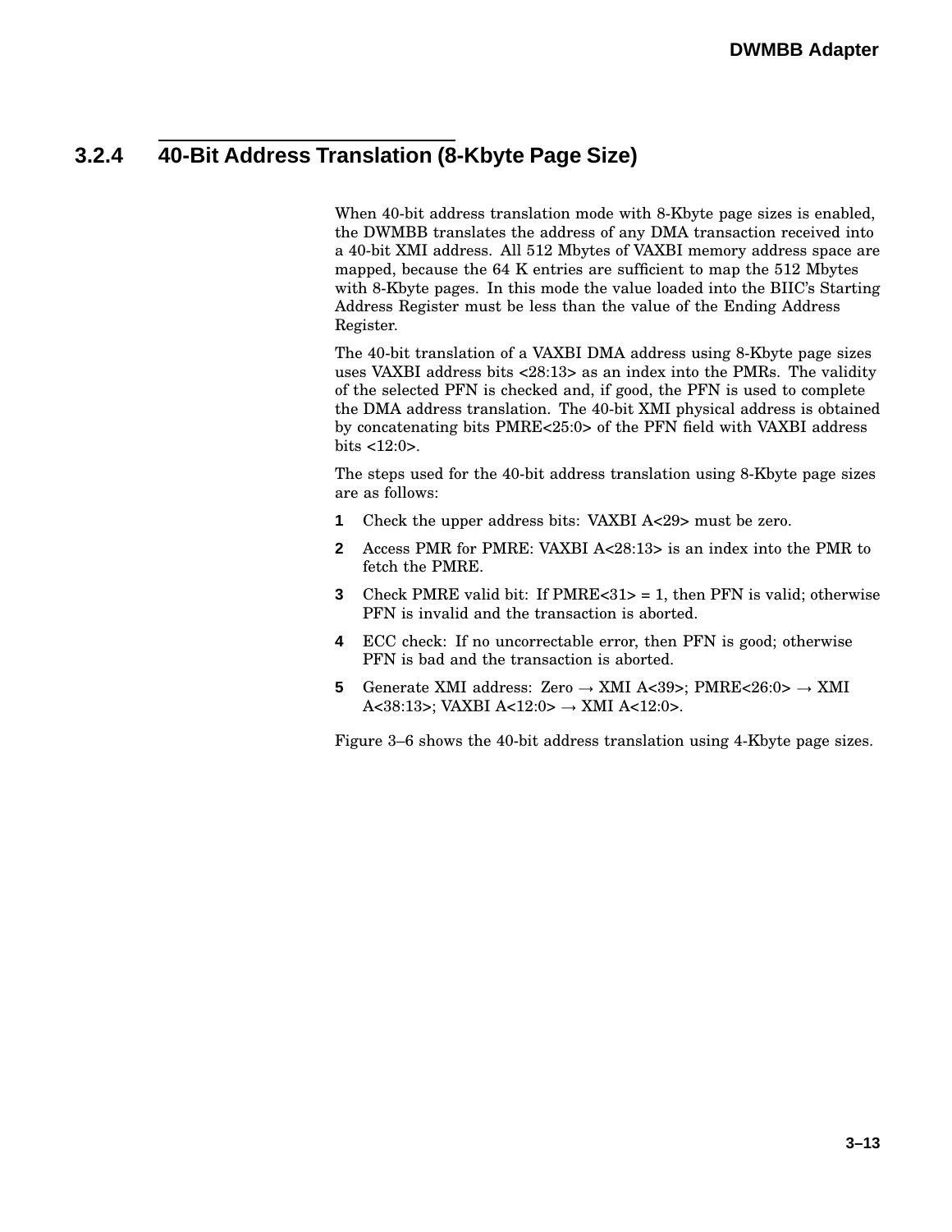### 3.2.4 40-Bit Address Translation (8-Kbyte Page Size)

When 40-bit address translation mode with 8-Kbyte page sizes is enabled, the DWMBB translates the address of any DMA transaction received into a 40-bit XMI address. All 512 Mbytes of VAXBI memory address space are mapped, because the 64 K entries are sufficient to map the 512 Mbytes with 8-Kbyte pages. In this mode the value loaded into the BIIC's Starting Address Register must be less than the value of the Ending Address Register.

The 40-bit translation of a VAXBI DMA address using 8-Kbyte page sizes uses VAXBI address bits <28:13> as an index into the PMRs. The validity of the selected PFN is checked and, if good, the PFN is used to complete the DMA address translation. The 40-bit XMI physical address is obtained by concatenating bits PMRE<25:0> of the PFN field with VAXBI address bits <12:0>.

The steps used for the 40-bit address translation using 8-Kbyte page sizes are as follows:

1. Check the upper address bits: VAXBI A<29> must be zero.
2. Access PMR for PMRE: VAXBI A<28:13> is an index into the PMR to fetch the PMRE.
3. Check PMRE valid bit: If PMRE<31> = 1, then PFN is valid; otherwise PFN is invalid and the transaction is aborted.
4. ECC check: If no uncorrectable error, then PFN is good; otherwise PFN is bad and the transaction is aborted.
5. Generate XMI address: Zero → XMI A<39>; PMRE<26:0> → XMI A<38:13>; VAXBI A<12:0> → XMI A<12:0>.

Figure 3–6 shows the 40-bit address translation using 4-Kbyte page sizes.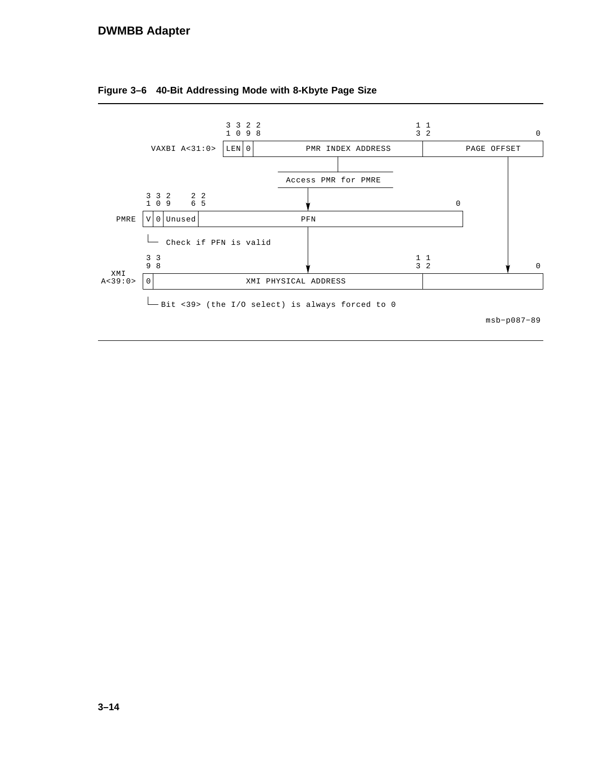**Figure 3–6 40-Bit Addressing Mode with 8-Kbyte Page Size**

```
                      3 3 2 2                                1 1
                      1 0 9 8                                3 2           0
   VAXBI A<31:0>  |LEN|0|      PMR INDEX ADDRESS       |    PAGE OFFSET    |
                                        |                        |
                              Access PMR for PMRE                |
              3 3 2    2 2                                       |
              1 0 9    6 5                            0          |
   PMRE      |V|0|Unused|              PFN            |          |
              |                         |                        |
              └── Check if PFN is valid |                        |
              3 3                       |            1 1         |
              9 8                       v            3 2         v 0
   XMI
   A<39:0>   |0|          XMI PHYSICAL ADDRESS       |                   |
              |
              └── Bit <39> (the I/O select) is always forced to 0

                                                               msb−p087−89
```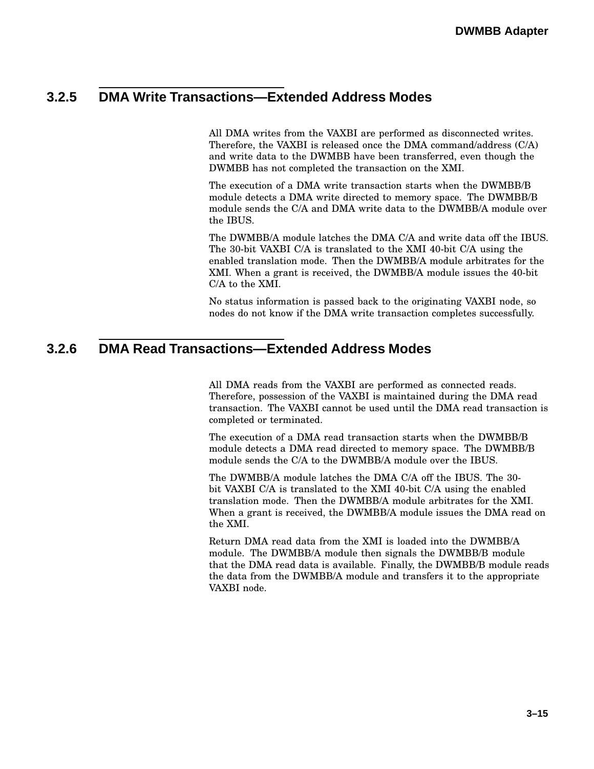### 3.2.5 DMA Write Transactions—Extended Address Modes

All DMA writes from the VAXBI are performed as disconnected writes. Therefore, the VAXBI is released once the DMA command/address (C/A) and write data to the DWMBB have been transferred, even though the DWMBB has not completed the transaction on the XMI.

The execution of a DMA write transaction starts when the DWMBB/B module detects a DMA write directed to memory space. The DWMBB/B module sends the C/A and DMA write data to the DWMBB/A module over the IBUS.

The DWMBB/A module latches the DMA C/A and write data off the IBUS. The 30-bit VAXBI C/A is translated to the XMI 40-bit C/A using the enabled translation mode. Then the DWMBB/A module arbitrates for the XMI. When a grant is received, the DWMBB/A module issues the 40-bit C/A to the XMI.

No status information is passed back to the originating VAXBI node, so nodes do not know if the DMA write transaction completes successfully.

### 3.2.6 DMA Read Transactions—Extended Address Modes

All DMA reads from the VAXBI are performed as connected reads. Therefore, possession of the VAXBI is maintained during the DMA read transaction. The VAXBI cannot be used until the DMA read transaction is completed or terminated.

The execution of a DMA read transaction starts when the DWMBB/B module detects a DMA read directed to memory space. The DWMBB/B module sends the C/A to the DWMBB/A module over the IBUS.

The DWMBB/A module latches the DMA C/A off the IBUS. The 30-bit VAXBI C/A is translated to the XMI 40-bit C/A using the enabled translation mode. Then the DWMBB/A module arbitrates for the XMI. When a grant is received, the DWMBB/A module issues the DMA read on the XMI.

Return DMA read data from the XMI is loaded into the DWMBB/A module. The DWMBB/A module then signals the DWMBB/B module that the DMA read data is available. Finally, the DWMBB/B module reads the data from the DWMBB/A module and transfers it to the appropriate VAXBI node.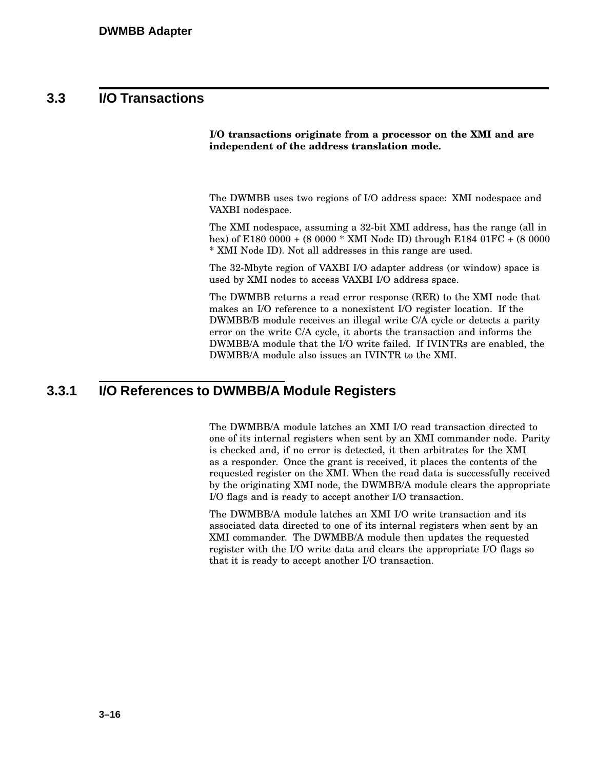## 3.3 I/O Transactions

**I/O transactions originate from a processor on the XMI and are independent of the address translation mode.**

The DWMBB uses two regions of I/O address space: XMI nodespace and VAXBI nodespace.

The XMI nodespace, assuming a 32-bit XMI address, has the range (all in hex) of E180 0000 + (8 0000 * XMI Node ID) through E184 01FC + (8 0000 * XMI Node ID). Not all addresses in this range are used.

The 32-Mbyte region of VAXBI I/O adapter address (or window) space is used by XMI nodes to access VAXBI I/O address space.

The DWMBB returns a read error response (RER) to the XMI node that makes an I/O reference to a nonexistent I/O register location. If the DWMBB/B module receives an illegal write C/A cycle or detects a parity error on the write C/A cycle, it aborts the transaction and informs the DWMBB/A module that the I/O write failed. If IVINTRs are enabled, the DWMBB/A module also issues an IVINTR to the XMI.

### 3.3.1 I/O References to DWMBB/A Module Registers

The DWMBB/A module latches an XMI I/O read transaction directed to one of its internal registers when sent by an XMI commander node. Parity is checked and, if no error is detected, it then arbitrates for the XMI as a responder. Once the grant is received, it places the contents of the requested register on the XMI. When the read data is successfully received by the originating XMI node, the DWMBB/A module clears the appropriate I/O flags and is ready to accept another I/O transaction.

The DWMBB/A module latches an XMI I/O write transaction and its associated data directed to one of its internal registers when sent by an XMI commander. The DWMBB/A module then updates the requested register with the I/O write data and clears the appropriate I/O flags so that it is ready to accept another I/O transaction.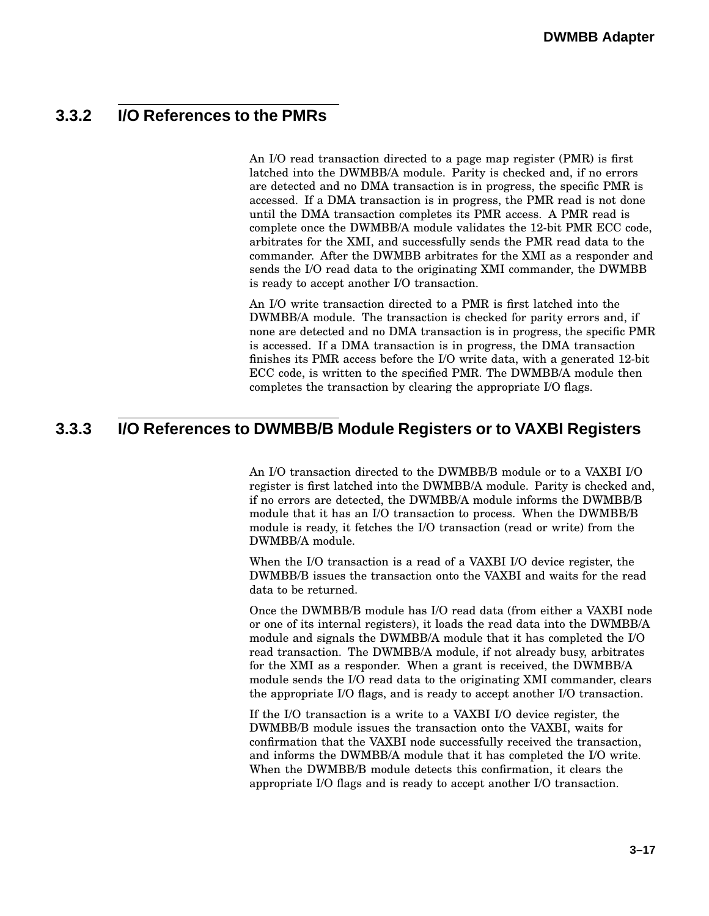### 3.3.2 I/O References to the PMRs

An I/O read transaction directed to a page map register (PMR) is first latched into the DWMBB/A module. Parity is checked and, if no errors are detected and no DMA transaction is in progress, the specific PMR is accessed. If a DMA transaction is in progress, the PMR read is not done until the DMA transaction completes its PMR access. A PMR read is complete once the DWMBB/A module validates the 12-bit PMR ECC code, arbitrates for the XMI, and successfully sends the PMR read data to the commander. After the DWMBB arbitrates for the XMI as a responder and sends the I/O read data to the originating XMI commander, the DWMBB is ready to accept another I/O transaction.

An I/O write transaction directed to a PMR is first latched into the DWMBB/A module. The transaction is checked for parity errors and, if none are detected and no DMA transaction is in progress, the specific PMR is accessed. If a DMA transaction is in progress, the DMA transaction finishes its PMR access before the I/O write data, with a generated 12-bit ECC code, is written to the specified PMR. The DWMBB/A module then completes the transaction by clearing the appropriate I/O flags.

### 3.3.3 I/O References to DWMBB/B Module Registers or to VAXBI Registers

An I/O transaction directed to the DWMBB/B module or to a VAXBI I/O register is first latched into the DWMBB/A module. Parity is checked and, if no errors are detected, the DWMBB/A module informs the DWMBB/B module that it has an I/O transaction to process. When the DWMBB/B module is ready, it fetches the I/O transaction (read or write) from the DWMBB/A module.

When the I/O transaction is a read of a VAXBI I/O device register, the DWMBB/B issues the transaction onto the VAXBI and waits for the read data to be returned.

Once the DWMBB/B module has I/O read data (from either a VAXBI node or one of its internal registers), it loads the read data into the DWMBB/A module and signals the DWMBB/A module that it has completed the I/O read transaction. The DWMBB/A module, if not already busy, arbitrates for the XMI as a responder. When a grant is received, the DWMBB/A module sends the I/O read data to the originating XMI commander, clears the appropriate I/O flags, and is ready to accept another I/O transaction.

If the I/O transaction is a write to a VAXBI I/O device register, the DWMBB/B module issues the transaction onto the VAXBI, waits for confirmation that the VAXBI node successfully received the transaction, and informs the DWMBB/A module that it has completed the I/O write. When the DWMBB/B module detects this confirmation, it clears the appropriate I/O flags and is ready to accept another I/O transaction.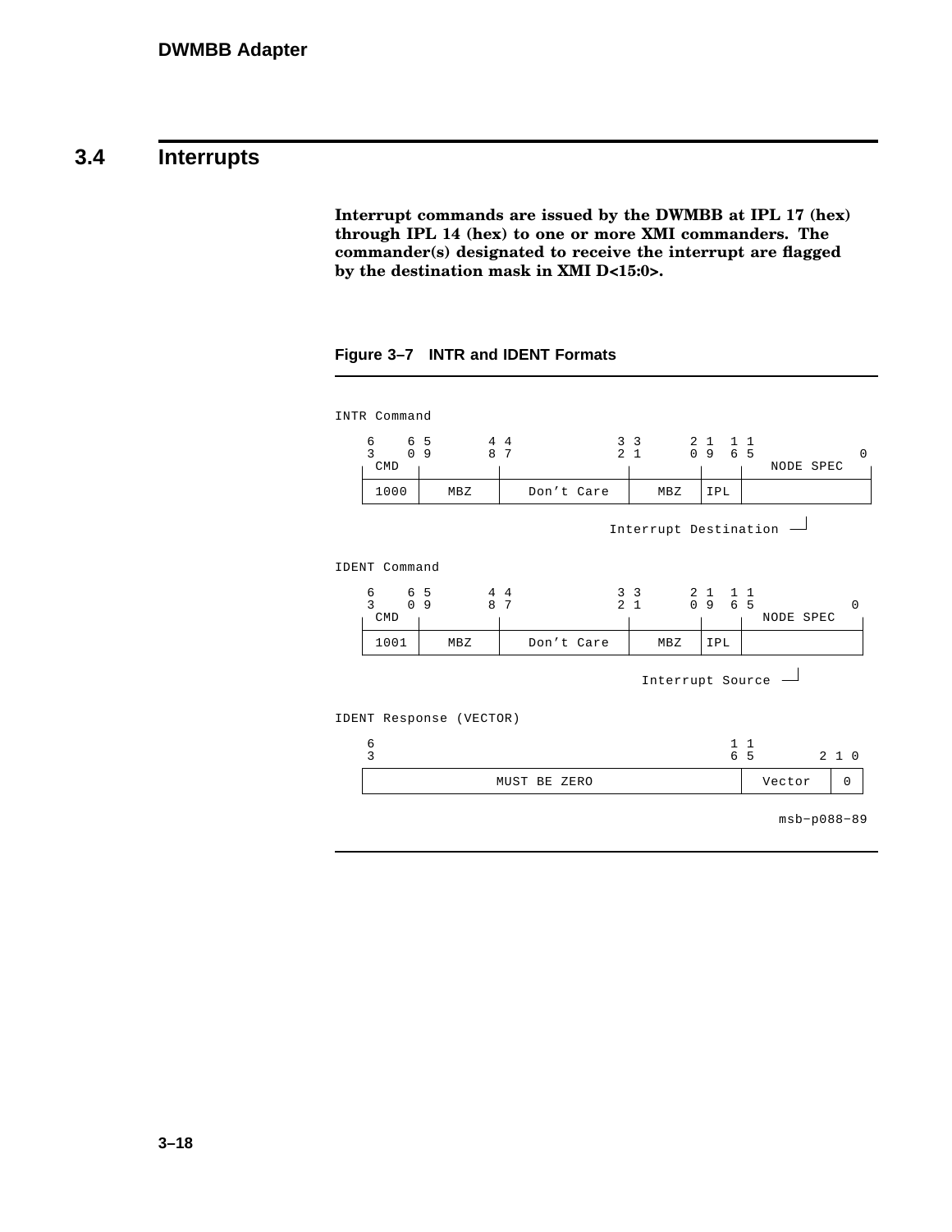## 3.4 Interrupts

**Interrupt commands are issued by the DWMBB at IPL 17 (hex) through IPL 14 (hex) to one or more XMI commanders. The commander(s) designated to receive the interrupt are flagged by the destination mask in XMI D<15:0>.**

**Figure 3–7 INTR and IDENT Formats**

```
INTR Command

 6    6 5       4 4             3 3      2 1  1 1
 3    0 9       8 7             2 1      0 9  6 5          0
  CMD                                           NODE SPEC
+------+---------+--------------+--------+----+------------+
| 1000 |   MBZ   |  Don't Care  |  MBZ   |IPL |            |
+------+---------+--------------+--------+----+------------+

                              Interrupt Destination ---+

IDENT Command

 6    6 5       4 4             3 3      2 1  1 1
 3    0 9       8 7             2 1      0 9  6 5         0
  CMD                                          NODE SPEC
+------+---------+--------------+--------+----+-----------+
| 1001 |   MBZ   |  Don't Care  |  MBZ   |IPL |           |
+------+---------+--------------+--------+----+-----------+

                                  Interrupt Source ---+

IDENT Response (VECTOR)

 6                                            1 1
 3                                            6 5      2 1 0
+---------------------------------------------+---------+---+
|                 MUST BE ZERO                |  Vector | 0 |
+---------------------------------------------+---------+---+

                                                  msb-p088-89
```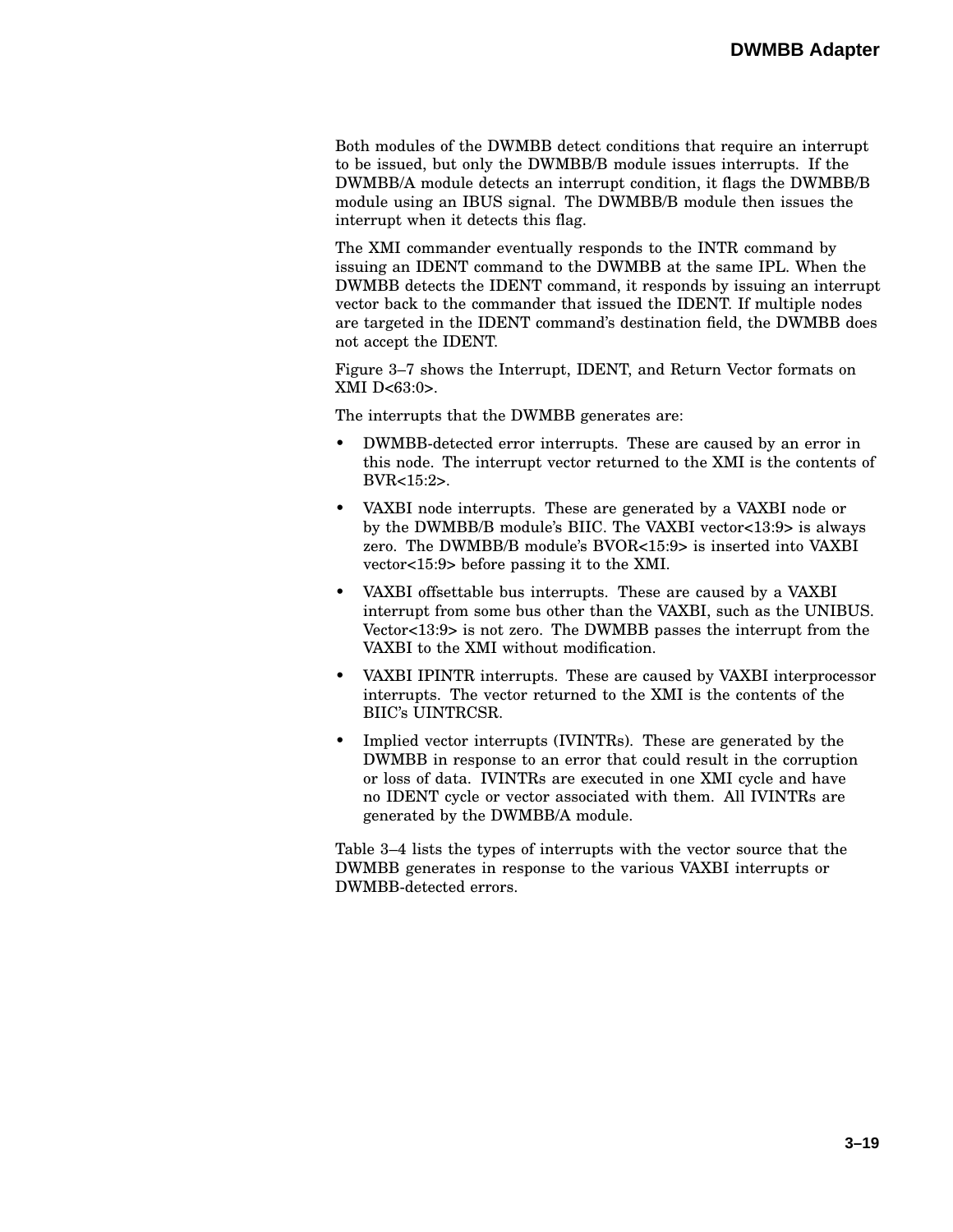Both modules of the DWMBB detect conditions that require an interrupt to be issued, but only the DWMBB/B module issues interrupts. If the DWMBB/A module detects an interrupt condition, it flags the DWMBB/B module using an IBUS signal. The DWMBB/B module then issues the interrupt when it detects this flag.

The XMI commander eventually responds to the INTR command by issuing an IDENT command to the DWMBB at the same IPL. When the DWMBB detects the IDENT command, it responds by issuing an interrupt vector back to the commander that issued the IDENT. If multiple nodes are targeted in the IDENT command's destination field, the DWMBB does not accept the IDENT.

Figure 3–7 shows the Interrupt, IDENT, and Return Vector formats on XMI D<63:0>.

The interrupts that the DWMBB generates are:

- DWMBB-detected error interrupts. These are caused by an error in this node. The interrupt vector returned to the XMI is the contents of BVR<15:2>.
- VAXBI node interrupts. These are generated by a VAXBI node or by the DWMBB/B module's BIIC. The VAXBI vector<13:9> is always zero. The DWMBB/B module's BVOR<15:9> is inserted into VAXBI vector<15:9> before passing it to the XMI.
- VAXBI offsettable bus interrupts. These are caused by a VAXBI interrupt from some bus other than the VAXBI, such as the UNIBUS. Vector<13:9> is not zero. The DWMBB passes the interrupt from the VAXBI to the XMI without modification.
- VAXBI IPINTR interrupts. These are caused by VAXBI interprocessor interrupts. The vector returned to the XMI is the contents of the BIIC's UINTRCSR.
- Implied vector interrupts (IVINTRs). These are generated by the DWMBB in response to an error that could result in the corruption or loss of data. IVINTRs are executed in one XMI cycle and have no IDENT cycle or vector associated with them. All IVINTRs are generated by the DWMBB/A module.

Table 3–4 lists the types of interrupts with the vector source that the DWMBB generates in response to the various VAXBI interrupts or DWMBB-detected errors.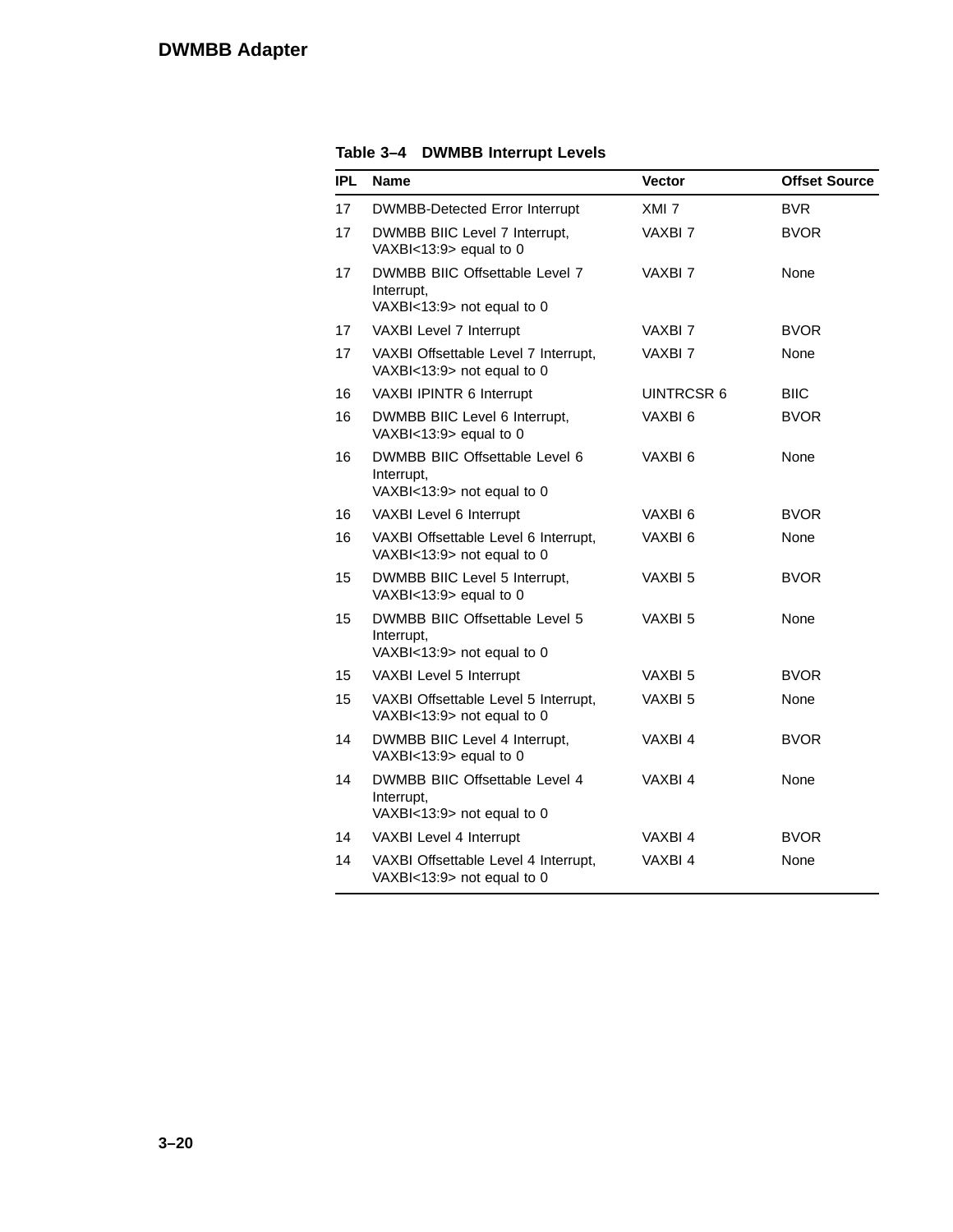**Table 3–4 DWMBB Interrupt Levels**

| IPL | Name | Vector | Offset Source |
|---|---|---|---|
| 17 | DWMBB-Detected Error Interrupt | XMI 7 | BVR |
| 17 | DWMBB BIIC Level 7 Interrupt, VAXBI<13:9> equal to 0 | VAXBI 7 | BVOR |
| 17 | DWMBB BIIC Offsettable Level 7 Interrupt, VAXBI<13:9> not equal to 0 | VAXBI 7 | None |
| 17 | VAXBI Level 7 Interrupt | VAXBI 7 | BVOR |
| 17 | VAXBI Offsettable Level 7 Interrupt, VAXBI<13:9> not equal to 0 | VAXBI 7 | None |
| 16 | VAXBI IPINTR 6 Interrupt | UINTRCSR 6 | BIIC |
| 16 | DWMBB BIIC Level 6 Interrupt, VAXBI<13:9> equal to 0 | VAXBI 6 | BVOR |
| 16 | DWMBB BIIC Offsettable Level 6 Interrupt, VAXBI<13:9> not equal to 0 | VAXBI 6 | None |
| 16 | VAXBI Level 6 Interrupt | VAXBI 6 | BVOR |
| 16 | VAXBI Offsettable Level 6 Interrupt, VAXBI<13:9> not equal to 0 | VAXBI 6 | None |
| 15 | DWMBB BIIC Level 5 Interrupt, VAXBI<13:9> equal to 0 | VAXBI 5 | BVOR |
| 15 | DWMBB BIIC Offsettable Level 5 Interrupt, VAXBI<13:9> not equal to 0 | VAXBI 5 | None |
| 15 | VAXBI Level 5 Interrupt | VAXBI 5 | BVOR |
| 15 | VAXBI Offsettable Level 5 Interrupt, VAXBI<13:9> not equal to 0 | VAXBI 5 | None |
| 14 | DWMBB BIIC Level 4 Interrupt, VAXBI<13:9> equal to 0 | VAXBI 4 | BVOR |
| 14 | DWMBB BIIC Offsettable Level 4 Interrupt, VAXBI<13:9> not equal to 0 | VAXBI 4 | None |
| 14 | VAXBI Level 4 Interrupt | VAXBI 4 | BVOR |
| 14 | VAXBI Offsettable Level 4 Interrupt, VAXBI<13:9> not equal to 0 | VAXBI 4 | None |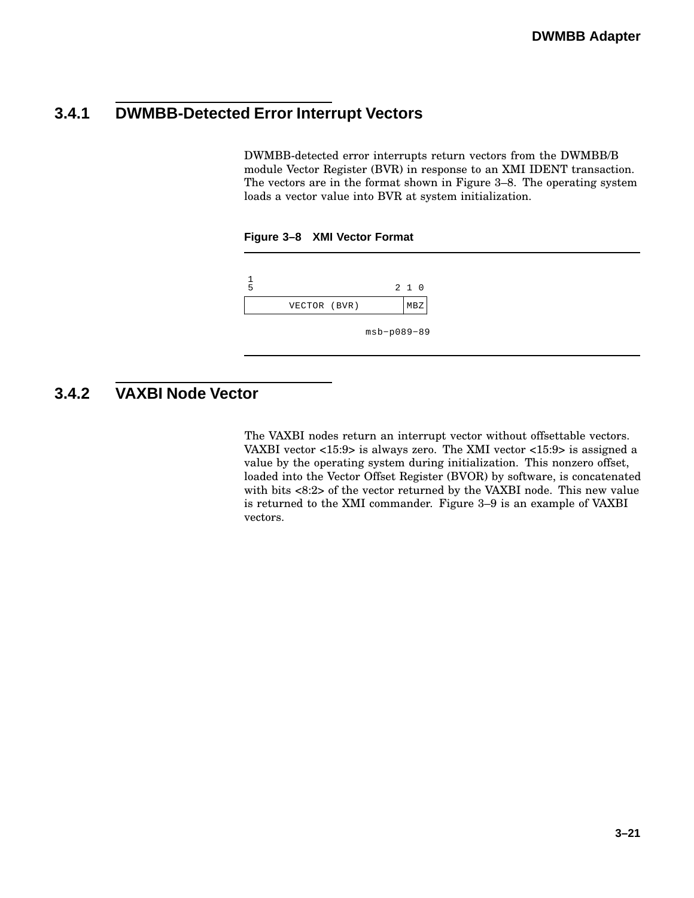### 3.4.1 DWMBB-Detected Error Interrupt Vectors

DWMBB-detected error interrupts return vectors from the DWMBB/B module Vector Register (BVR) in response to an XMI IDENT transaction. The vectors are in the format shown in Figure 3–8. The operating system loads a vector value into BVR at system initialization.

**Figure 3–8 XMI Vector Format**

```
 1
 5                       2 1 0
+-------------------------+-----+
|      VECTOR (BVR)       | MBZ |
+-------------------------+-----+

                   msb-p089-89
```

### 3.4.2 VAXBI Node Vector

The VAXBI nodes return an interrupt vector without offsettable vectors. VAXBI vector <15:9> is always zero. The XMI vector <15:9> is assigned a value by the operating system during initialization. This nonzero offset, loaded into the Vector Offset Register (BVOR) by software, is concatenated with bits <8:2> of the vector returned by the VAXBI node. This new value is returned to the XMI commander. Figure 3–9 is an example of VAXBI vectors.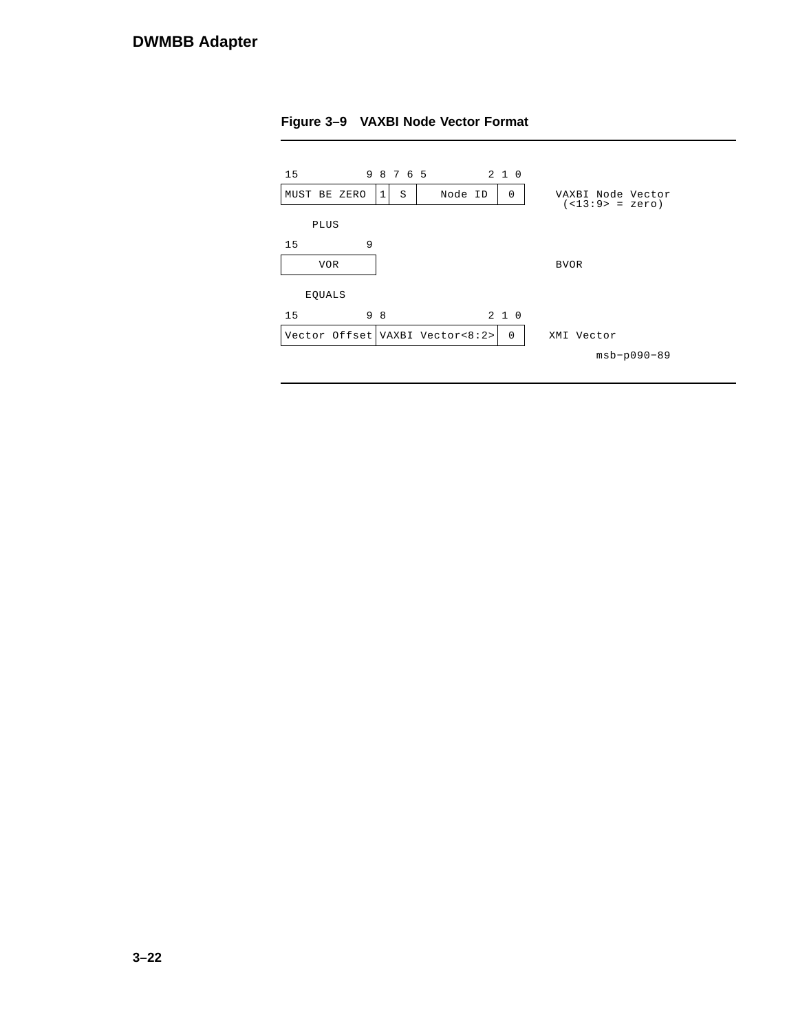**Figure 3–9 VAXBI Node Vector Format**

```
 15          9 8 7 6 5         2 1 0
+-------------+-+-----+-----------+---+
|MUST BE ZERO |1|  S  |  Node ID  | 0 |    VAXBI Node Vector
+-------------+-+-----+-----------+---+     (<13:9> = zero)

    PLUS

 15          9
+-------------+
|     VOR     |                             BVOR
+-------------+

   EQUALS

 15          9 8               2 1 0
+-------------+-----------------+---+
|Vector Offset|VAXBI Vector<8:2>| 0 |     XMI Vector
+-------------+-----------------+---+
                                                  msb-p090-89
```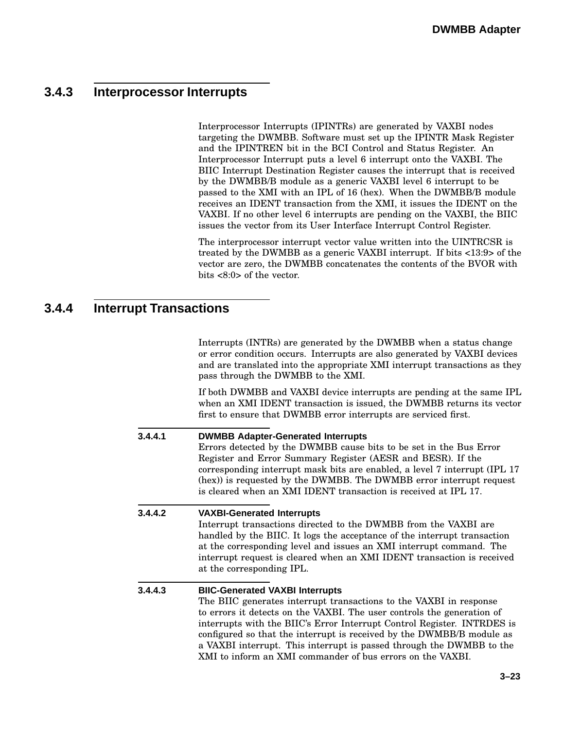## 3.4.3 Interprocessor Interrupts

Interprocessor Interrupts (IPINTRs) are generated by VAXBI nodes targeting the DWMBB. Software must set up the IPINTR Mask Register and the IPINTREN bit in the BCI Control and Status Register. An Interprocessor Interrupt puts a level 6 interrupt onto the VAXBI. The BIIC Interrupt Destination Register causes the interrupt that is received by the DWMBB/B module as a generic VAXBI level 6 interrupt to be passed to the XMI with an IPL of 16 (hex). When the DWMBB/B module receives an IDENT transaction from the XMI, it issues the IDENT on the VAXBI. If no other level 6 interrupts are pending on the VAXBI, the BIIC issues the vector from its User Interface Interrupt Control Register.

The interprocessor interrupt vector value written into the UINTRCSR is treated by the DWMBB as a generic VAXBI interrupt. If bits <13:9> of the vector are zero, the DWMBB concatenates the contents of the BVOR with bits <8:0> of the vector.

## 3.4.4 Interrupt Transactions

Interrupts (INTRs) are generated by the DWMBB when a status change or error condition occurs. Interrupts are also generated by VAXBI devices and are translated into the appropriate XMI interrupt transactions as they pass through the DWMBB to the XMI.

If both DWMBB and VAXBI device interrupts are pending at the same IPL when an XMI IDENT transaction is issued, the DWMBB returns its vector first to ensure that DWMBB error interrupts are serviced first.

### 3.4.4.1 DWMBB Adapter-Generated Interrupts

Errors detected by the DWMBB cause bits to be set in the Bus Error Register and Error Summary Register (AESR and BESR). If the corresponding interrupt mask bits are enabled, a level 7 interrupt (IPL 17 (hex)) is requested by the DWMBB. The DWMBB error interrupt request is cleared when an XMI IDENT transaction is received at IPL 17.

### 3.4.4.2 VAXBI-Generated Interrupts

Interrupt transactions directed to the DWMBB from the VAXBI are handled by the BIIC. It logs the acceptance of the interrupt transaction at the corresponding level and issues an XMI interrupt command. The interrupt request is cleared when an XMI IDENT transaction is received at the corresponding IPL.

### 3.4.4.3 BIIC-Generated VAXBI Interrupts

The BIIC generates interrupt transactions to the VAXBI in response to errors it detects on the VAXBI. The user controls the generation of interrupts with the BIIC's Error Interrupt Control Register. INTRDES is configured so that the interrupt is received by the DWMBB/B module as a VAXBI interrupt. This interrupt is passed through the DWMBB to the XMI to inform an XMI commander of bus errors on the VAXBI.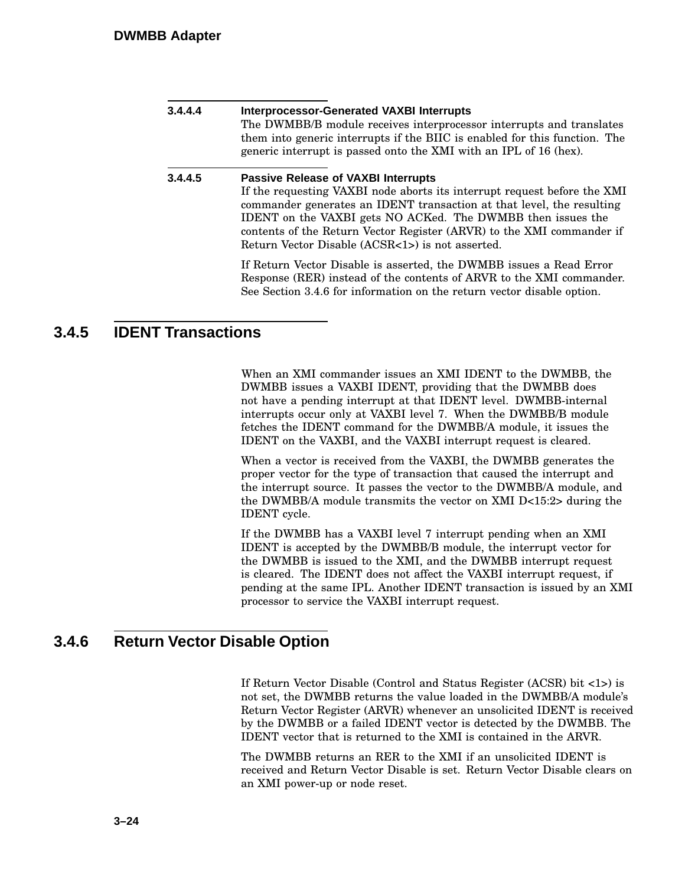#### 3.4.4.4 Interprocessor-Generated VAXBI Interrupts

The DWMBB/B module receives interprocessor interrupts and translates them into generic interrupts if the BIIC is enabled for this function. The generic interrupt is passed onto the XMI with an IPL of 16 (hex).

#### 3.4.4.5 Passive Release of VAXBI Interrupts

If the requesting VAXBI node aborts its interrupt request before the XMI commander generates an IDENT transaction at that level, the resulting IDENT on the VAXBI gets NO ACKed. The DWMBB then issues the contents of the Return Vector Register (ARVR) to the XMI commander if Return Vector Disable (ACSR<1>) is not asserted.

If Return Vector Disable is asserted, the DWMBB issues a Read Error Response (RER) instead of the contents of ARVR to the XMI commander. See Section 3.4.6 for information on the return vector disable option.

### 3.4.5 IDENT Transactions

When an XMI commander issues an XMI IDENT to the DWMBB, the DWMBB issues a VAXBI IDENT, providing that the DWMBB does not have a pending interrupt at that IDENT level. DWMBB-internal interrupts occur only at VAXBI level 7. When the DWMBB/B module fetches the IDENT command for the DWMBB/A module, it issues the IDENT on the VAXBI, and the VAXBI interrupt request is cleared.

When a vector is received from the VAXBI, the DWMBB generates the proper vector for the type of transaction that caused the interrupt and the interrupt source. It passes the vector to the DWMBB/A module, and the DWMBB/A module transmits the vector on XMI D<15:2> during the IDENT cycle.

If the DWMBB has a VAXBI level 7 interrupt pending when an XMI IDENT is accepted by the DWMBB/B module, the interrupt vector for the DWMBB is issued to the XMI, and the DWMBB interrupt request is cleared. The IDENT does not affect the VAXBI interrupt request, if pending at the same IPL. Another IDENT transaction is issued by an XMI processor to service the VAXBI interrupt request.

### 3.4.6 Return Vector Disable Option

If Return Vector Disable (Control and Status Register (ACSR) bit <1>) is not set, the DWMBB returns the value loaded in the DWMBB/A module's Return Vector Register (ARVR) whenever an unsolicited IDENT is received by the DWMBB or a failed IDENT vector is detected by the DWMBB. The IDENT vector that is returned to the XMI is contained in the ARVR.

The DWMBB returns an RER to the XMI if an unsolicited IDENT is received and Return Vector Disable is set. Return Vector Disable clears on an XMI power-up or node reset.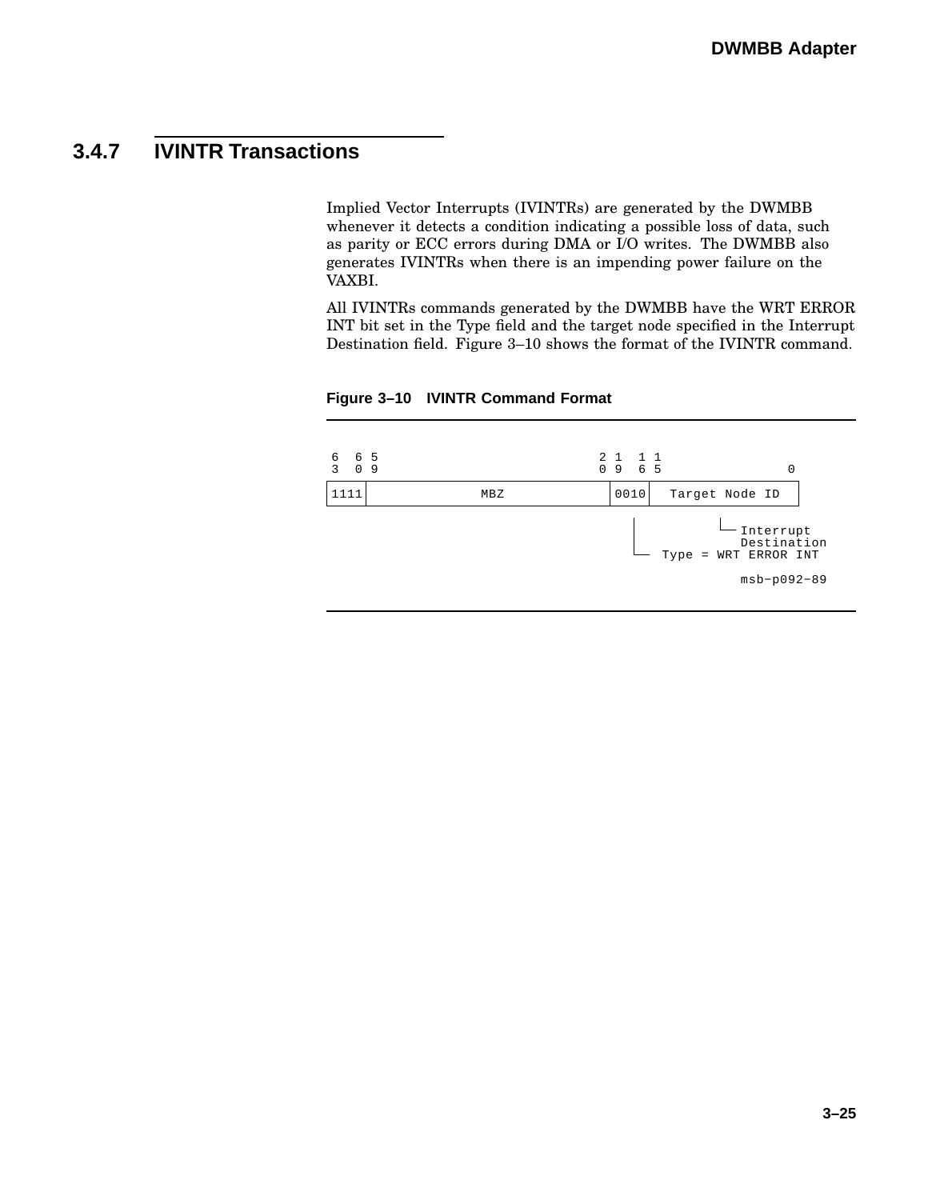### 3.4.7 IVINTR Transactions

Implied Vector Interrupts (IVINTRs) are generated by the DWMBB whenever it detects a condition indicating a possible loss of data, such as parity or ECC errors during DMA or I/O writes. The DWMBB also generates IVINTRs when there is an impending power failure on the VAXBI.

All IVINTRs commands generated by the DWMBB have the WRT ERROR INT bit set in the Type field and the target node specified in the Interrupt Destination field. Figure 3–10 shows the format of the IVINTR command.

**Figure 3–10 IVINTR Command Format**

```
6   6 5                                2 1   1 1
3   0 9                                0 9   6 5               0
+-----+----------------------------------+------+-------------------+
|1111 |               MBZ                | 0010 |  Target Node ID   |
+-----+----------------------------------+------+-------------------+
                                             |             |
                                             |             └─ Interrupt
                                             |                Destination
                                             └─  Type = WRT ERROR INT

                                                              msb-p092-89
```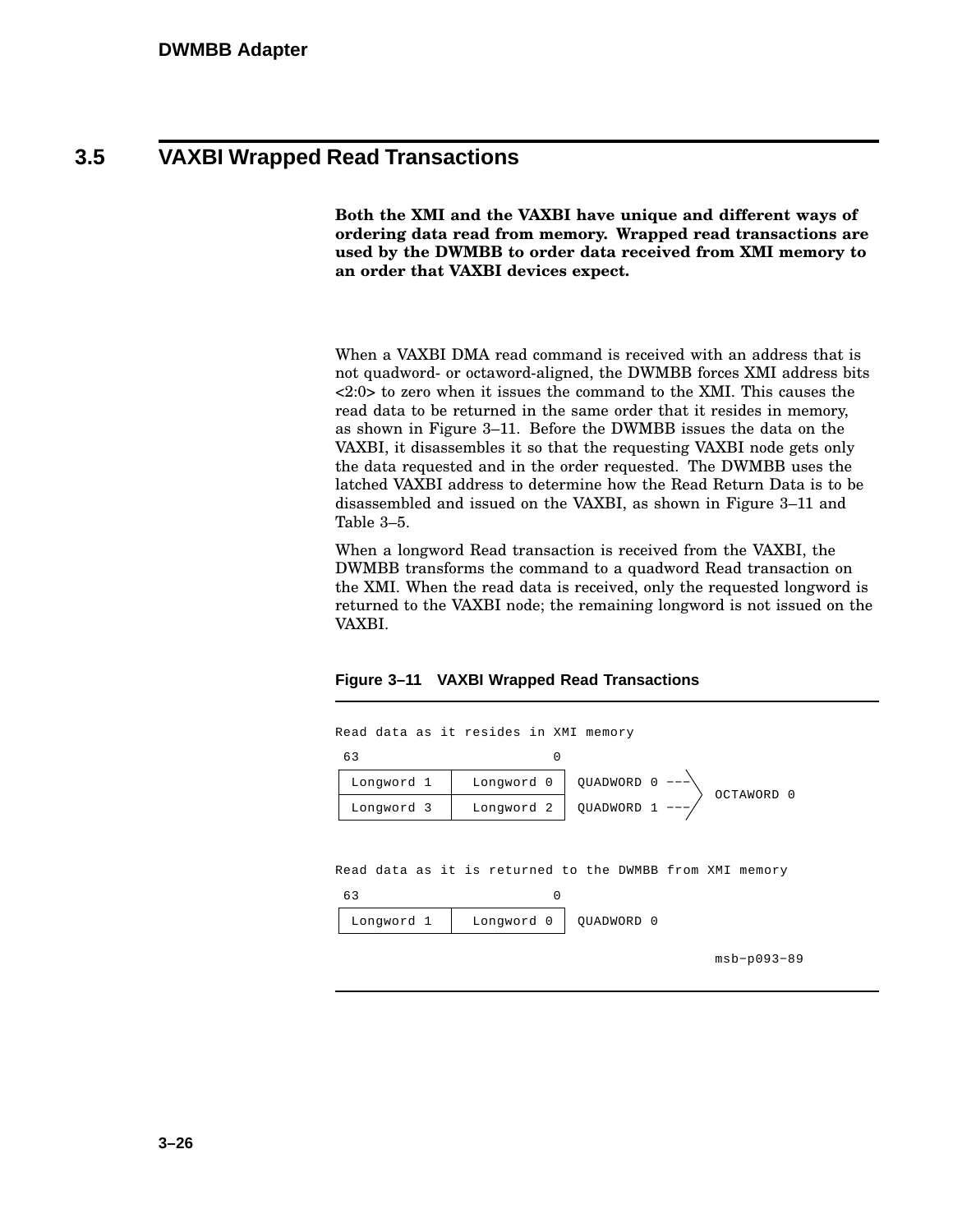## 3.5 VAXBI Wrapped Read Transactions

**Both the XMI and the VAXBI have unique and different ways of ordering data read from memory. Wrapped read transactions are used by the DWMBB to order data received from XMI memory to an order that VAXBI devices expect.**

When a VAXBI DMA read command is received with an address that is not quadword- or octaword-aligned, the DWMBB forces XMI address bits <2:0> to zero when it issues the command to the XMI. This causes the read data to be returned in the same order that it resides in memory, as shown in Figure 3–11. Before the DWMBB issues the data on the VAXBI, it disassembles it so that the requesting VAXBI node gets only the data requested and in the order requested. The DWMBB uses the latched VAXBI address to determine how the Read Return Data is to be disassembled and issued on the VAXBI, as shown in Figure 3–11 and Table 3–5.

When a longword Read transaction is received from the VAXBI, the DWMBB transforms the command to a quadword Read transaction on the XMI. When the read data is received, only the requested longword is returned to the VAXBI node; the remaining longword is not issued on the VAXBI.

**Figure 3–11 VAXBI Wrapped Read Transactions**

```
Read data as it resides in XMI memory
 63                    0
+------------+-------------+
| Longword 1 |  Longword 0 |  QUADWORD 0 ---\
+------------+-------------+                  >  OCTAWORD 0
| Longword 3 |  Longword 2 |  QUADWORD 1 ---/
+------------+-------------+


Read data as it is returned to the DWMBB from XMI memory
 63                    0
+------------+-------------+
| Longword 1 |  Longword 0 |  QUADWORD 0
+------------+-------------+

                                          msb-p093-89
```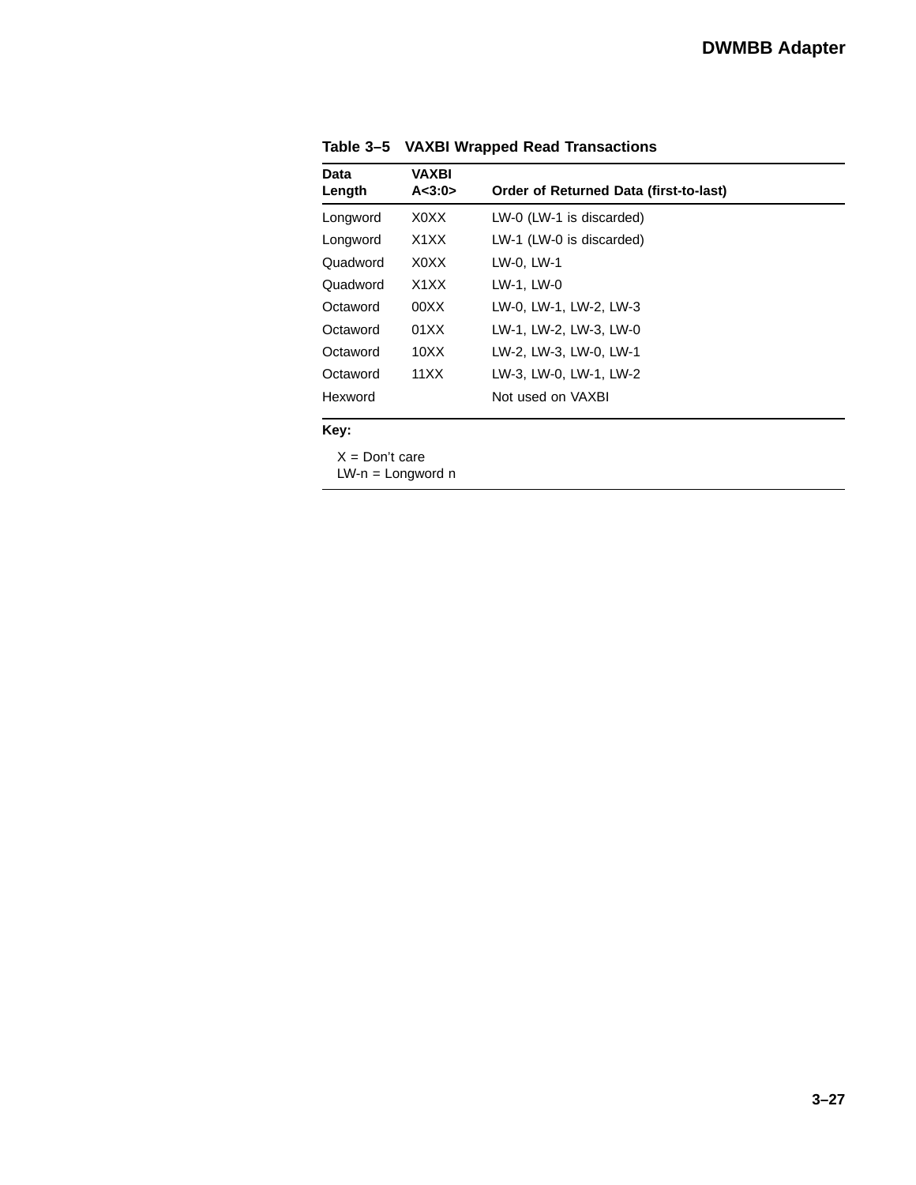**Table 3–5 VAXBI Wrapped Read Transactions**

| Data Length | VAXBI A<3:0> | Order of Returned Data (first-to-last) |
|---|---|---|
| Longword | X0XX | LW-0 (LW-1 is discarded) |
| Longword | X1XX | LW-1 (LW-0 is discarded) |
| Quadword | X0XX | LW-0, LW-1 |
| Quadword | X1XX | LW-1, LW-0 |
| Octaword | 00XX | LW-0, LW-1, LW-2, LW-3 |
| Octaword | 01XX | LW-1, LW-2, LW-3, LW-0 |
| Octaword | 10XX | LW-2, LW-3, LW-0, LW-1 |
| Octaword | 11XX | LW-3, LW-0, LW-1, LW-2 |
| Hexword | | Not used on VAXBI |

**Key:**

X = Don't care
LW-n = Longword n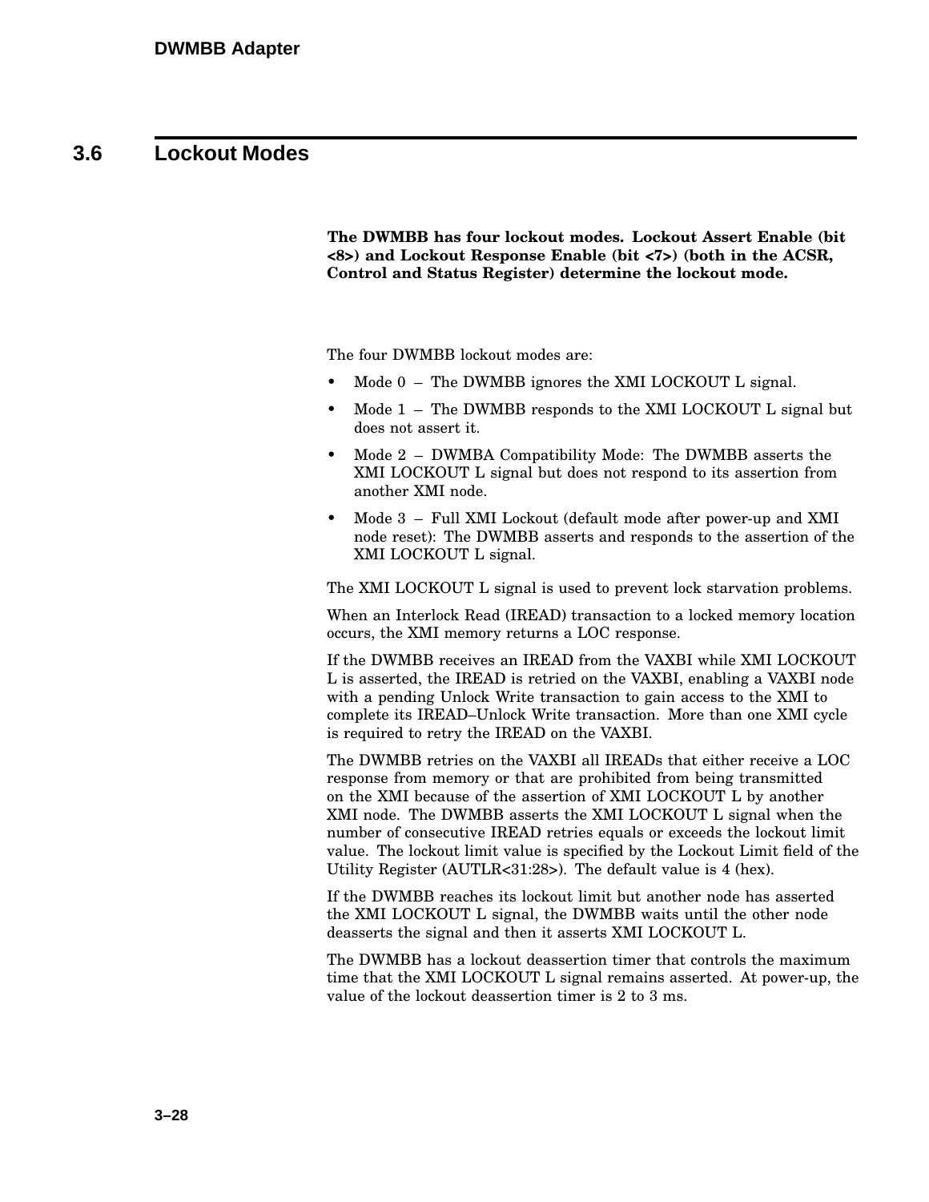## 3.6 Lockout Modes

**The DWMBB has four lockout modes. Lockout Assert Enable (bit <8>) and Lockout Response Enable (bit <7>) (both in the ACSR, Control and Status Register) determine the lockout mode.**

The four DWMBB lockout modes are:

- Mode 0 – The DWMBB ignores the XMI LOCKOUT L signal.
- Mode 1 – The DWMBB responds to the XMI LOCKOUT L signal but does not assert it.
- Mode 2 – DWMBA Compatibility Mode: The DWMBB asserts the XMI LOCKOUT L signal but does not respond to its assertion from another XMI node.
- Mode 3 – Full XMI Lockout (default mode after power-up and XMI node reset): The DWMBB asserts and responds to the assertion of the XMI LOCKOUT L signal.

The XMI LOCKOUT L signal is used to prevent lock starvation problems.

When an Interlock Read (IREAD) transaction to a locked memory location occurs, the XMI memory returns a LOC response.

If the DWMBB receives an IREAD from the VAXBI while XMI LOCKOUT L is asserted, the IREAD is retried on the VAXBI, enabling a VAXBI node with a pending Unlock Write transaction to gain access to the XMI to complete its IREAD–Unlock Write transaction. More than one XMI cycle is required to retry the IREAD on the VAXBI.

The DWMBB retries on the VAXBI all IREADs that either receive a LOC response from memory or that are prohibited from being transmitted on the XMI because of the assertion of XMI LOCKOUT L by another XMI node. The DWMBB asserts the XMI LOCKOUT L signal when the number of consecutive IREAD retries equals or exceeds the lockout limit value. The lockout limit value is specified by the Lockout Limit field of the Utility Register (AUTLR<31:28>). The default value is 4 (hex).

If the DWMBB reaches its lockout limit but another node has asserted the XMI LOCKOUT L signal, the DWMBB waits until the other node deasserts the signal and then it asserts XMI LOCKOUT L.

The DWMBB has a lockout deassertion timer that controls the maximum time that the XMI LOCKOUT L signal remains asserted. At power-up, the value of the lockout deassertion timer is 2 to 3 ms.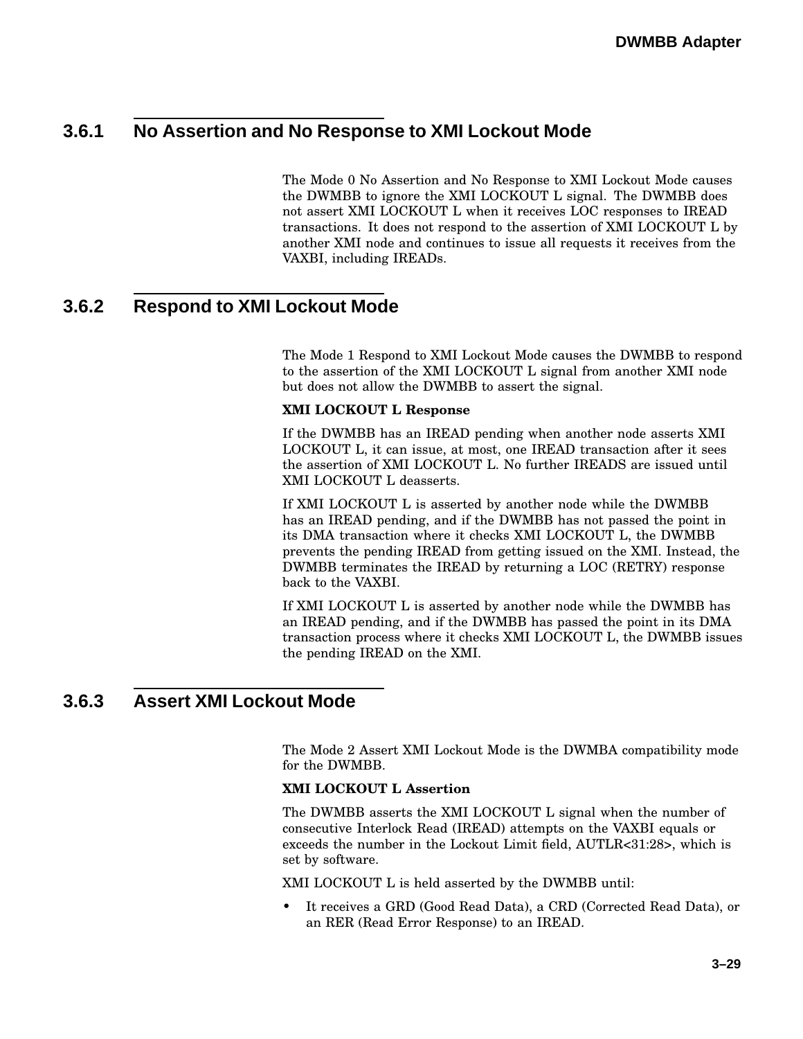### 3.6.1 No Assertion and No Response to XMI Lockout Mode

The Mode 0 No Assertion and No Response to XMI Lockout Mode causes the DWMBB to ignore the XMI LOCKOUT L signal. The DWMBB does not assert XMI LOCKOUT L when it receives LOC responses to IREAD transactions. It does not respond to the assertion of XMI LOCKOUT L by another XMI node and continues to issue all requests it receives from the VAXBI, including IREADs.

### 3.6.2 Respond to XMI Lockout Mode

The Mode 1 Respond to XMI Lockout Mode causes the DWMBB to respond to the assertion of the XMI LOCKOUT L signal from another XMI node but does not allow the DWMBB to assert the signal.

**XMI LOCKOUT L Response**

If the DWMBB has an IREAD pending when another node asserts XMI LOCKOUT L, it can issue, at most, one IREAD transaction after it sees the assertion of XMI LOCKOUT L. No further IREADS are issued until XMI LOCKOUT L deasserts.

If XMI LOCKOUT L is asserted by another node while the DWMBB has an IREAD pending, and if the DWMBB has not passed the point in its DMA transaction where it checks XMI LOCKOUT L, the DWMBB prevents the pending IREAD from getting issued on the XMI. Instead, the DWMBB terminates the IREAD by returning a LOC (RETRY) response back to the VAXBI.

If XMI LOCKOUT L is asserted by another node while the DWMBB has an IREAD pending, and if the DWMBB has passed the point in its DMA transaction process where it checks XMI LOCKOUT L, the DWMBB issues the pending IREAD on the XMI.

### 3.6.3 Assert XMI Lockout Mode

The Mode 2 Assert XMI Lockout Mode is the DWMBA compatibility mode for the DWMBB.

**XMI LOCKOUT L Assertion**

The DWMBB asserts the XMI LOCKOUT L signal when the number of consecutive Interlock Read (IREAD) attempts on the VAXBI equals or exceeds the number in the Lockout Limit field, AUTLR<31:28>, which is set by software.

XMI LOCKOUT L is held asserted by the DWMBB until:

- It receives a GRD (Good Read Data), a CRD (Corrected Read Data), or an RER (Read Error Response) to an IREAD.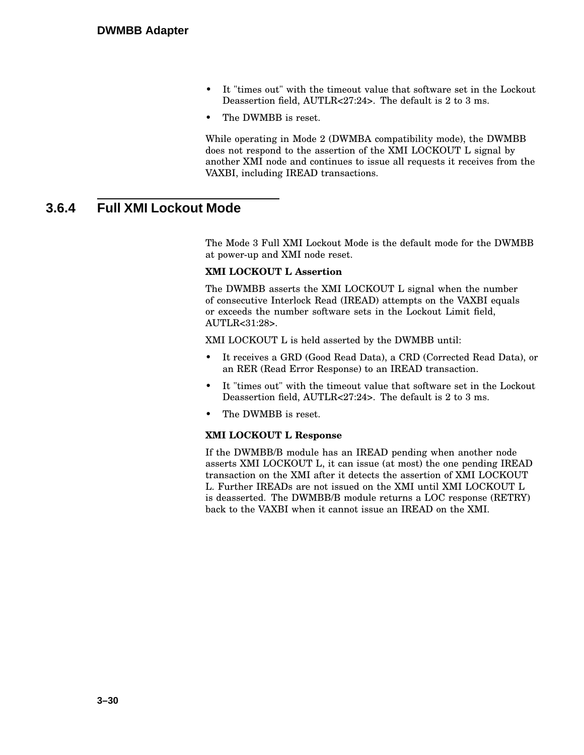- It "times out" with the timeout value that software set in the Lockout Deassertion field, AUTLR<27:24>. The default is 2 to 3 ms.
- The DWMBB is reset.

While operating in Mode 2 (DWMBA compatibility mode), the DWMBB does not respond to the assertion of the XMI LOCKOUT L signal by another XMI node and continues to issue all requests it receives from the VAXBI, including IREAD transactions.

### 3.6.4 Full XMI Lockout Mode

The Mode 3 Full XMI Lockout Mode is the default mode for the DWMBB at power-up and XMI node reset.

**XMI LOCKOUT L Assertion**

The DWMBB asserts the XMI LOCKOUT L signal when the number of consecutive Interlock Read (IREAD) attempts on the VAXBI equals or exceeds the number software sets in the Lockout Limit field, AUTLR<31:28>.

XMI LOCKOUT L is held asserted by the DWMBB until:

- It receives a GRD (Good Read Data), a CRD (Corrected Read Data), or an RER (Read Error Response) to an IREAD transaction.
- It "times out" with the timeout value that software set in the Lockout Deassertion field, AUTLR<27:24>. The default is 2 to 3 ms.
- The DWMBB is reset.

**XMI LOCKOUT L Response**

If the DWMBB/B module has an IREAD pending when another node asserts XMI LOCKOUT L, it can issue (at most) the one pending IREAD transaction on the XMI after it detects the assertion of XMI LOCKOUT L. Further IREADs are not issued on the XMI until XMI LOCKOUT L is deasserted. The DWMBB/B module returns a LOC response (RETRY) back to the VAXBI when it cannot issue an IREAD on the XMI.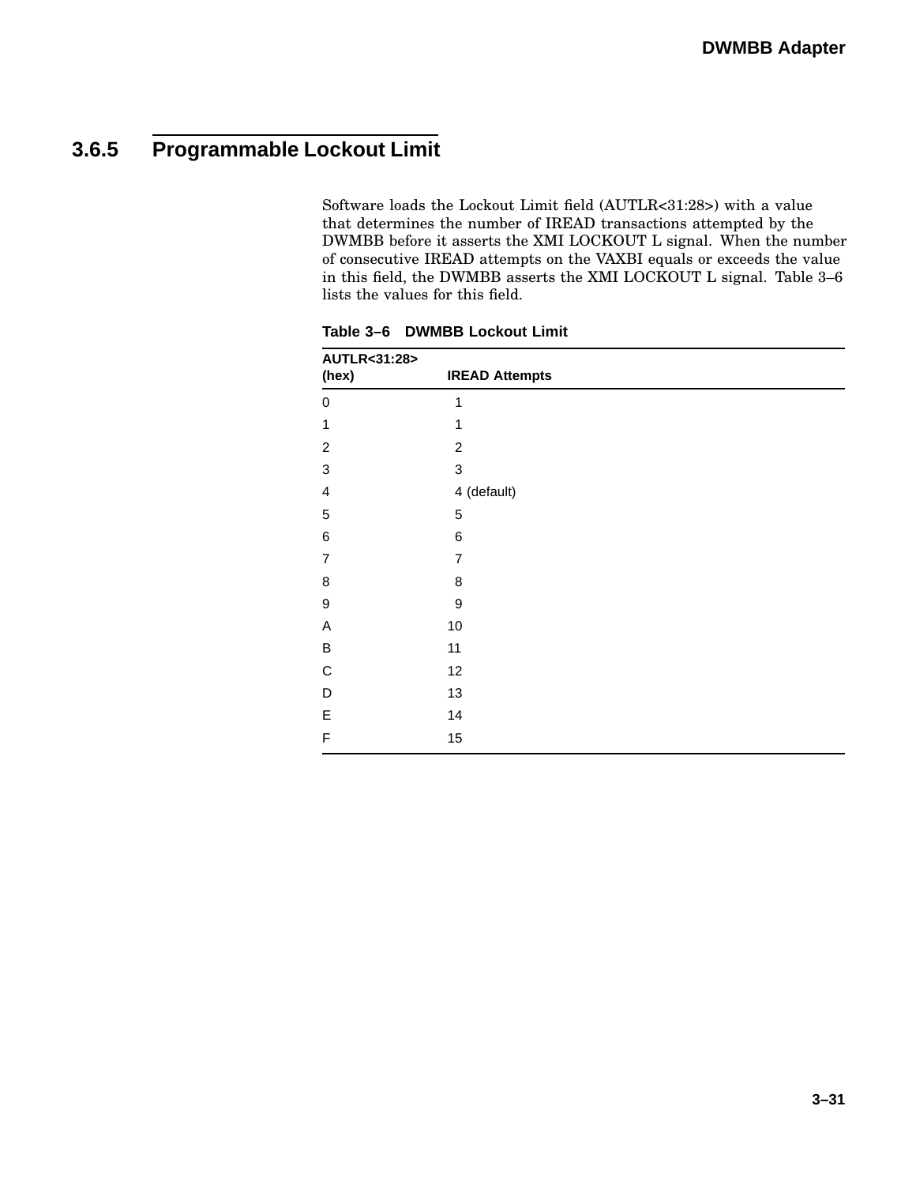### 3.6.5 Programmable Lockout Limit

Software loads the Lockout Limit field (AUTLR<31:28>) with a value that determines the number of IREAD transactions attempted by the DWMBB before it asserts the XMI LOCKOUT L signal. When the number of consecutive IREAD attempts on the VAXBI equals or exceeds the value in this field, the DWMBB asserts the XMI LOCKOUT L signal. Table 3–6 lists the values for this field.

**Table 3–6 DWMBB Lockout Limit**

| AUTLR<31:28> (hex) | IREAD Attempts |
|---|---|
| 0 | 1 |
| 1 | 1 |
| 2 | 2 |
| 3 | 3 |
| 4 | 4 (default) |
| 5 | 5 |
| 6 | 6 |
| 7 | 7 |
| 8 | 8 |
| 9 | 9 |
| A | 10 |
| B | 11 |
| C | 12 |
| D | 13 |
| E | 14 |
| F | 15 |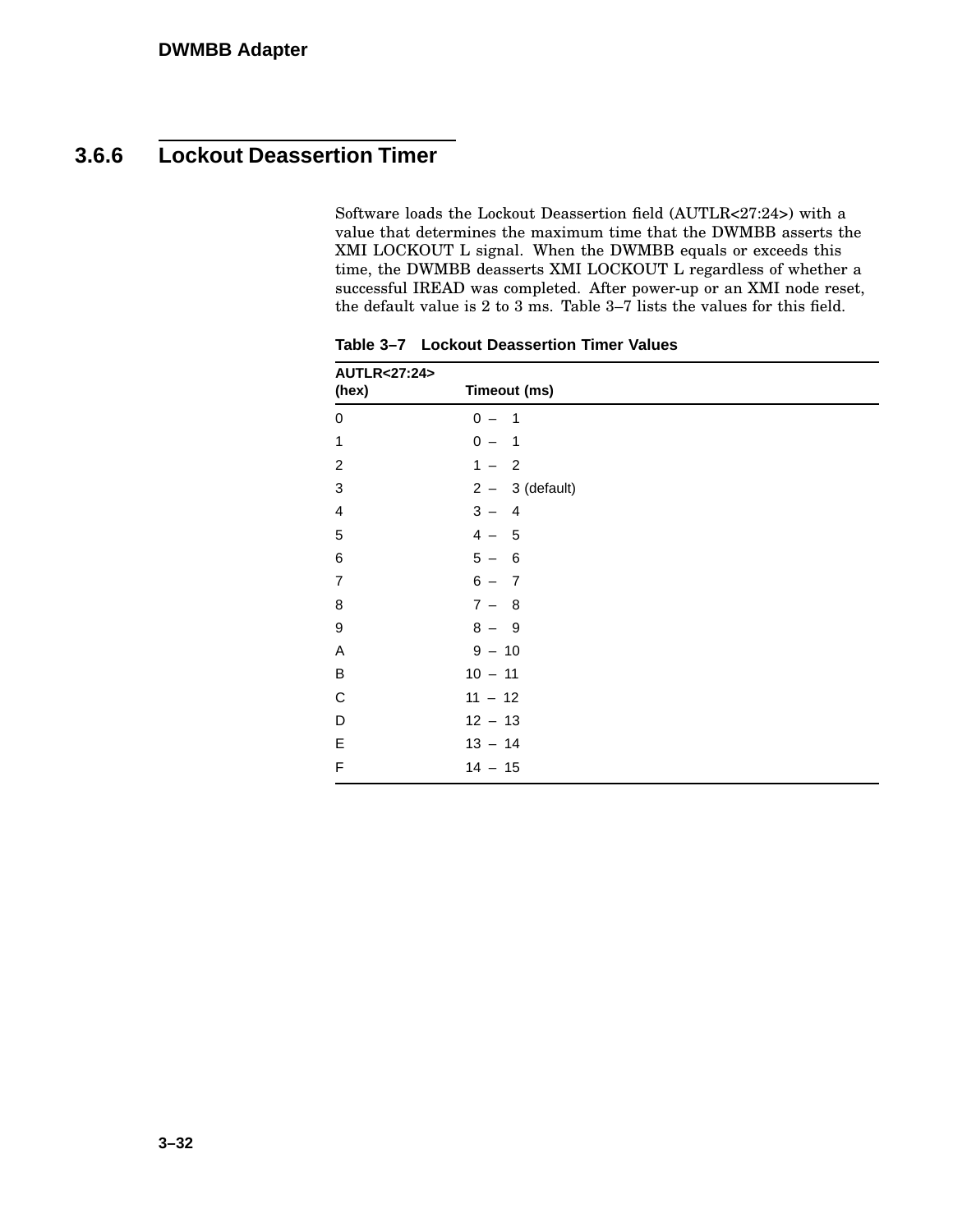### 3.6.6 Lockout Deassertion Timer

Software loads the Lockout Deassertion field (AUTLR<27:24>) with a value that determines the maximum time that the DWMBB asserts the XMI LOCKOUT L signal. When the DWMBB equals or exceeds this time, the DWMBB deasserts XMI LOCKOUT L regardless of whether a successful IREAD was completed. After power-up or an XMI node reset, the default value is 2 to 3 ms. Table 3–7 lists the values for this field.

**Table 3–7 Lockout Deassertion Timer Values**

| AUTLR<27:24> (hex) | Timeout (ms) |
|---|---|
| 0 | 0 – 1 |
| 1 | 0 – 1 |
| 2 | 1 – 2 |
| 3 | 2 – 3 (default) |
| 4 | 3 – 4 |
| 5 | 4 – 5 |
| 6 | 5 – 6 |
| 7 | 6 – 7 |
| 8 | 7 – 8 |
| 9 | 8 – 9 |
| A | 9 – 10 |
| B | 10 – 11 |
| C | 11 – 12 |
| D | 12 – 13 |
| E | 13 – 14 |
| F | 14 – 15 |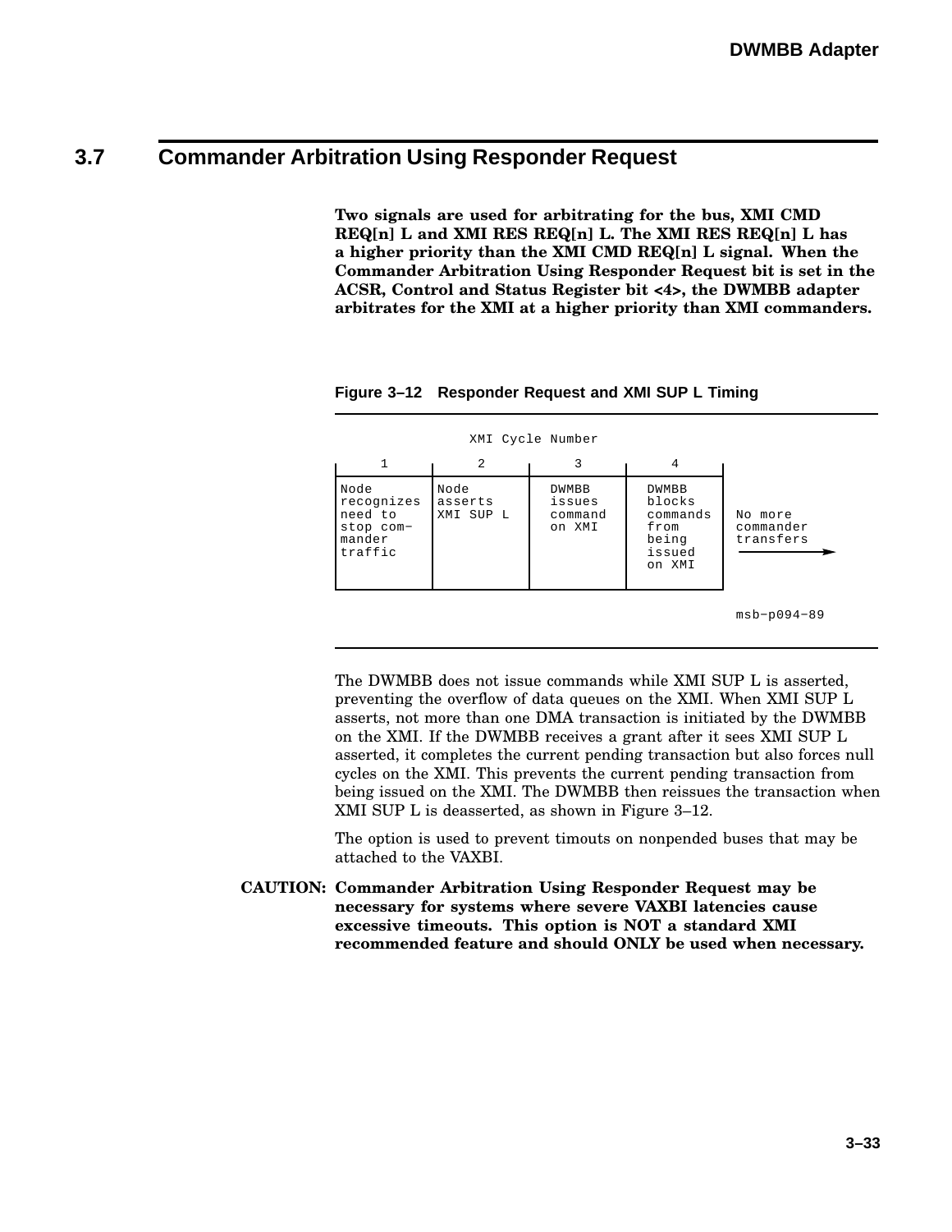## 3.7 Commander Arbitration Using Responder Request

**Two signals are used for arbitrating for the bus, XMI CMD REQ[n] L and XMI RES REQ[n] L. The XMI RES REQ[n] L has a higher priority than the XMI CMD REQ[n] L signal. When the Commander Arbitration Using Responder Request bit is set in the ACSR, Control and Status Register bit <4>, the DWMBB adapter arbitrates for the XMI at a higher priority than XMI commanders.**

**Figure 3–12 Responder Request and XMI SUP L Timing**

```
                 XMI Cycle Number
     1            2            3            4
|           |           |           |           |
|Node       |Node       | DWMBB     | DWMBB     |
|recognizes |asserts    | issues    | blocks    |
|need to    |XMI SUP L  | command   | commands  | No more
|stop com-  |           | on XMI    | from      | commander
|mander     |           |           | being     | transfers
|traffic    |           |           | issued    | ----------->
|           |           |           | on XMI    |
|___________|___________|___________|___________|

                                                  msb-p094-89
```

The DWMBB does not issue commands while XMI SUP L is asserted, preventing the overflow of data queues on the XMI. When XMI SUP L asserts, not more than one DMA transaction is initiated by the DWMBB on the XMI. If the DWMBB receives a grant after it sees XMI SUP L asserted, it completes the current pending transaction but also forces null cycles on the XMI. This prevents the current pending transaction from being issued on the XMI. The DWMBB then reissues the transaction when XMI SUP L is deasserted, as shown in Figure 3–12.

The option is used to prevent timouts on nonpended buses that may be attached to the VAXBI.

**CAUTION: Commander Arbitration Using Responder Request may be necessary for systems where severe VAXBI latencies cause excessive timeouts. This option is NOT a standard XMI recommended feature and should ONLY be used when necessary.**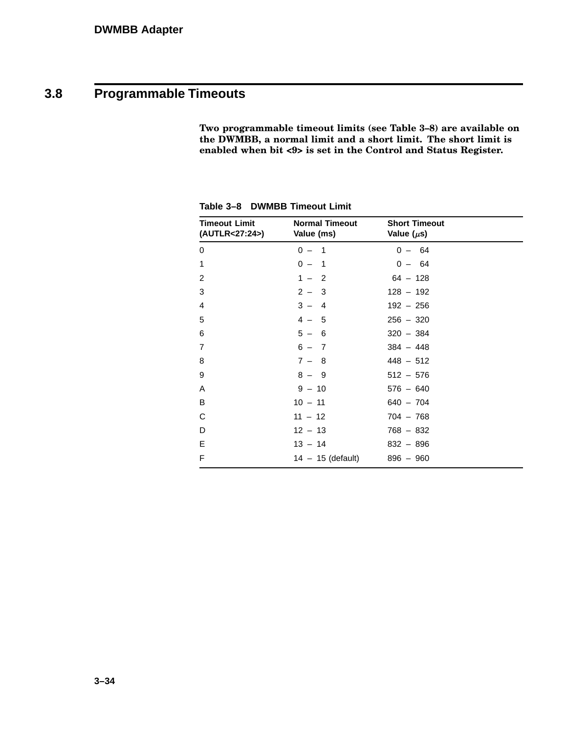## 3.8 Programmable Timeouts

**Two programmable timeout limits (see Table 3–8) are available on the DWMBB, a normal limit and a short limit. The short limit is enabled when bit <9> is set in the Control and Status Register.**

**Table 3–8 DWMBB Timeout Limit**

| Timeout Limit (AUTLR<27:24>) | Normal Timeout Value (ms) | Short Timeout Value ($\mu$s) |
|---|---|---|
| 0 | 0 – 1 | 0 – 64 |
| 1 | 0 – 1 | 0 – 64 |
| 2 | 1 – 2 | 64 – 128 |
| 3 | 2 – 3 | 128 – 192 |
| 4 | 3 – 4 | 192 – 256 |
| 5 | 4 – 5 | 256 – 320 |
| 6 | 5 – 6 | 320 – 384 |
| 7 | 6 – 7 | 384 – 448 |
| 8 | 7 – 8 | 448 – 512 |
| 9 | 8 – 9 | 512 – 576 |
| A | 9 – 10 | 576 – 640 |
| B | 10 – 11 | 640 – 704 |
| C | 11 – 12 | 704 – 768 |
| D | 12 – 13 | 768 – 832 |
| E | 13 – 14 | 832 – 896 |
| F | 14 – 15 (default) | 896 – 960 |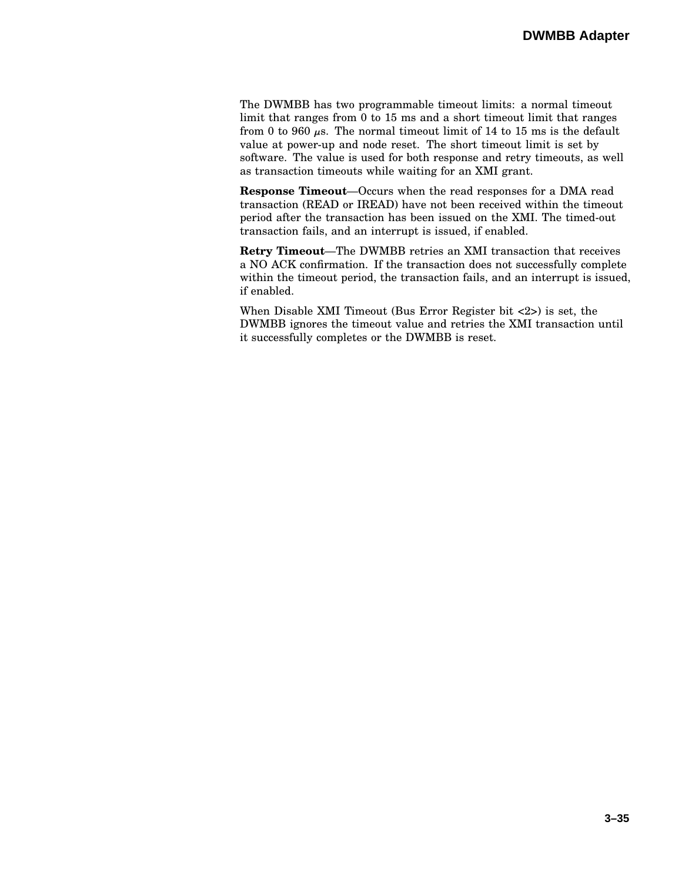The DWMBB has two programmable timeout limits: a normal timeout limit that ranges from 0 to 15 ms and a short timeout limit that ranges from 0 to 960 $\mu$s. The normal timeout limit of 14 to 15 ms is the default value at power-up and node reset. The short timeout limit is set by software. The value is used for both response and retry timeouts, as well as transaction timeouts while waiting for an XMI grant.

**Response Timeout**—Occurs when the read responses for a DMA read transaction (READ or IREAD) have not been received within the timeout period after the transaction has been issued on the XMI. The timed-out transaction fails, and an interrupt is issued, if enabled.

**Retry Timeout**—The DWMBB retries an XMI transaction that receives a NO ACK confirmation. If the transaction does not successfully complete within the timeout period, the transaction fails, and an interrupt is issued, if enabled.

When Disable XMI Timeout (Bus Error Register bit <2>) is set, the DWMBB ignores the timeout value and retries the XMI transaction until it successfully completes or the DWMBB is reset.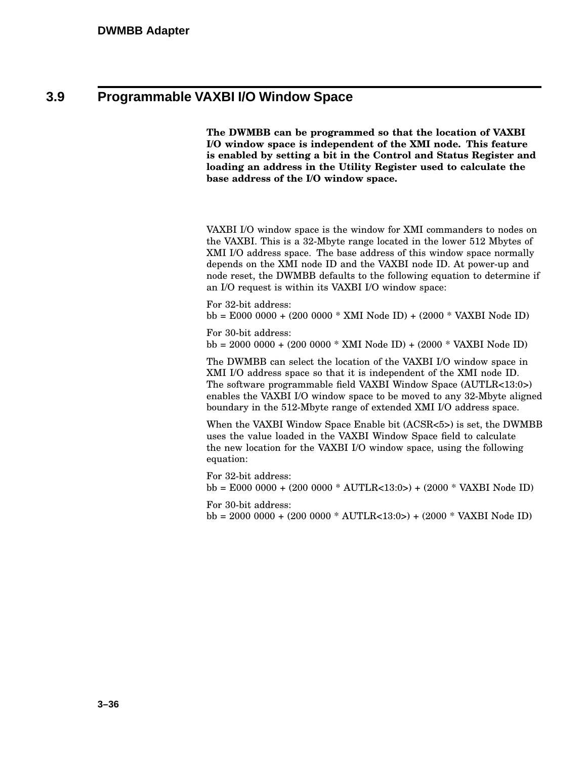## 3.9 Programmable VAXBI I/O Window Space

**The DWMBB can be programmed so that the location of VAXBI I/O window space is independent of the XMI node. This feature is enabled by setting a bit in the Control and Status Register and loading an address in the Utility Register used to calculate the base address of the I/O window space.**

VAXBI I/O window space is the window for XMI commanders to nodes on the VAXBI. This is a 32-Mbyte range located in the lower 512 Mbytes of XMI I/O address space. The base address of this window space normally depends on the XMI node ID and the VAXBI node ID. At power-up and node reset, the DWMBB defaults to the following equation to determine if an I/O request is within its VAXBI I/O window space:

For 32-bit address:
bb = E000 0000 + (200 0000 * XMI Node ID) + (2000 * VAXBI Node ID)

For 30-bit address:
bb = 2000 0000 + (200 0000 * XMI Node ID) + (2000 * VAXBI Node ID)

The DWMBB can select the location of the VAXBI I/O window space in XMI I/O address space so that it is independent of the XMI node ID. The software programmable field VAXBI Window Space (AUTLR<13:0>) enables the VAXBI I/O window space to be moved to any 32-Mbyte aligned boundary in the 512-Mbyte range of extended XMI I/O address space.

When the VAXBI Window Space Enable bit (ACSR<5>) is set, the DWMBB uses the value loaded in the VAXBI Window Space field to calculate the new location for the VAXBI I/O window space, using the following equation:

For 32-bit address:
bb = E000 0000 + (200 0000 * AUTLR<13:0>) + (2000 * VAXBI Node ID)

For 30-bit address:
bb = 2000 0000 + (200 0000 * AUTLR<13:0>) + (2000 * VAXBI Node ID)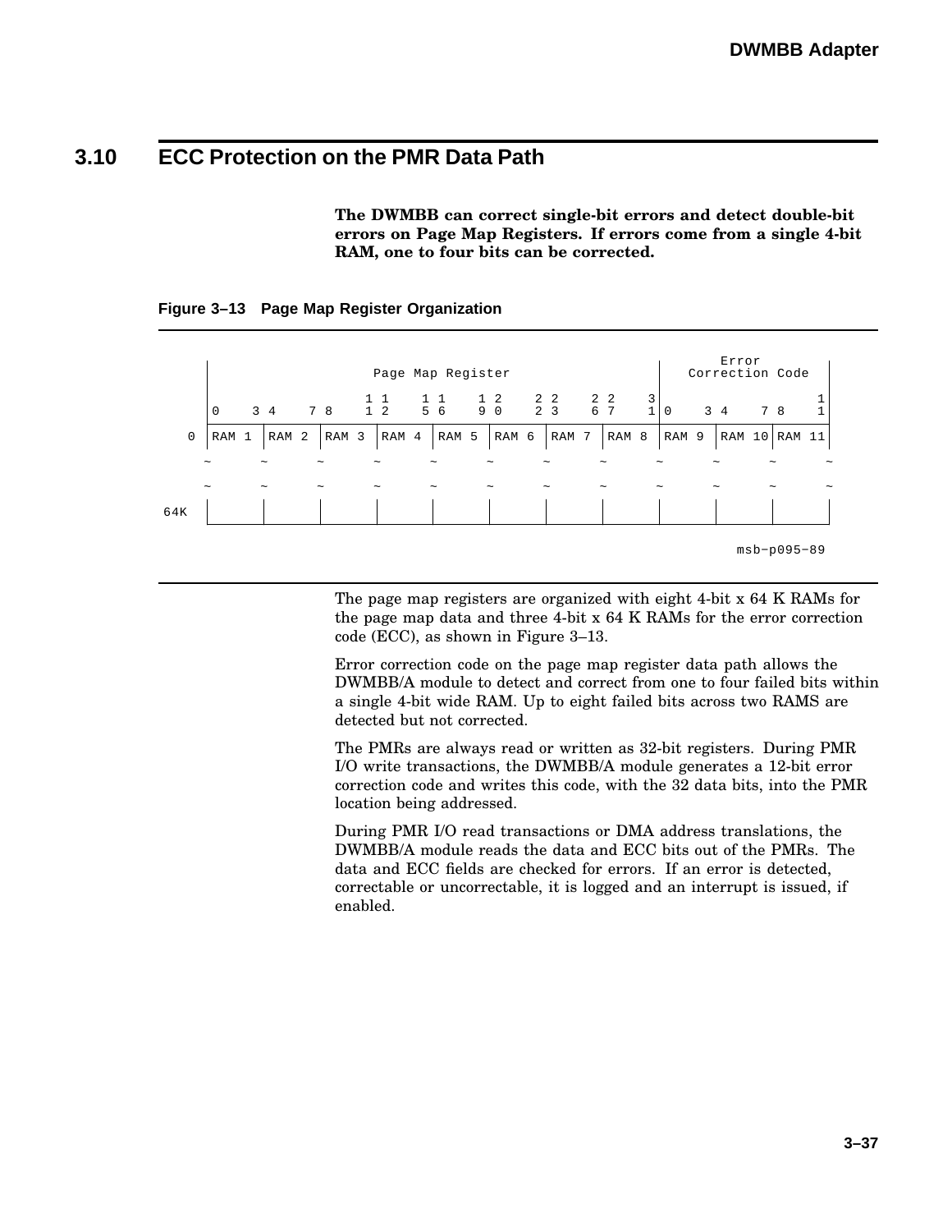## 3.10 ECC Protection on the PMR Data Path

**The DWMBB can correct single-bit errors and detect double-bit errors on Page Map Registers. If errors come from a single 4-bit RAM, one to four bits can be corrected.**

**Figure 3–13 Page Map Register Organization**

```
       |                  Page Map Register                             |    Error
       |                                                                | Correction Code
       |                      1 1     1 1     1 2     2 2     2 2     3 |                 1
       | 0    3 4    7 8      1 2     5 6     9 0     2 3     6 7     1 |0    3 4    7 8  1
     0 |RAM 1 |RAM 2 |RAM 3 |RAM 4 |RAM 5 |RAM 6 |RAM 7 |RAM 8 |RAM 9 |RAM 10|RAM 11|
       ~      ~      ~      ~      ~      ~      ~      ~      ~      ~      ~      ~
       ~      ~      ~      ~      ~      ~      ~      ~      ~      ~      ~      ~
   64K |      |      |      |      |      |      |      |      |      |      |      |

                                                                       msb-p095-89
```

The page map registers are organized with eight 4-bit x 64 K RAMs for the page map data and three 4-bit x 64 K RAMs for the error correction code (ECC), as shown in Figure 3–13.

Error correction code on the page map register data path allows the DWMBB/A module to detect and correct from one to four failed bits within a single 4-bit wide RAM. Up to eight failed bits across two RAMS are detected but not corrected.

The PMRs are always read or written as 32-bit registers. During PMR I/O write transactions, the DWMBB/A module generates a 12-bit error correction code and writes this code, with the 32 data bits, into the PMR location being addressed.

During PMR I/O read transactions or DMA address translations, the DWMBB/A module reads the data and ECC bits out of the PMRs. The data and ECC fields are checked for errors. If an error is detected, correctable or uncorrectable, it is logged and an interrupt is issued, if enabled.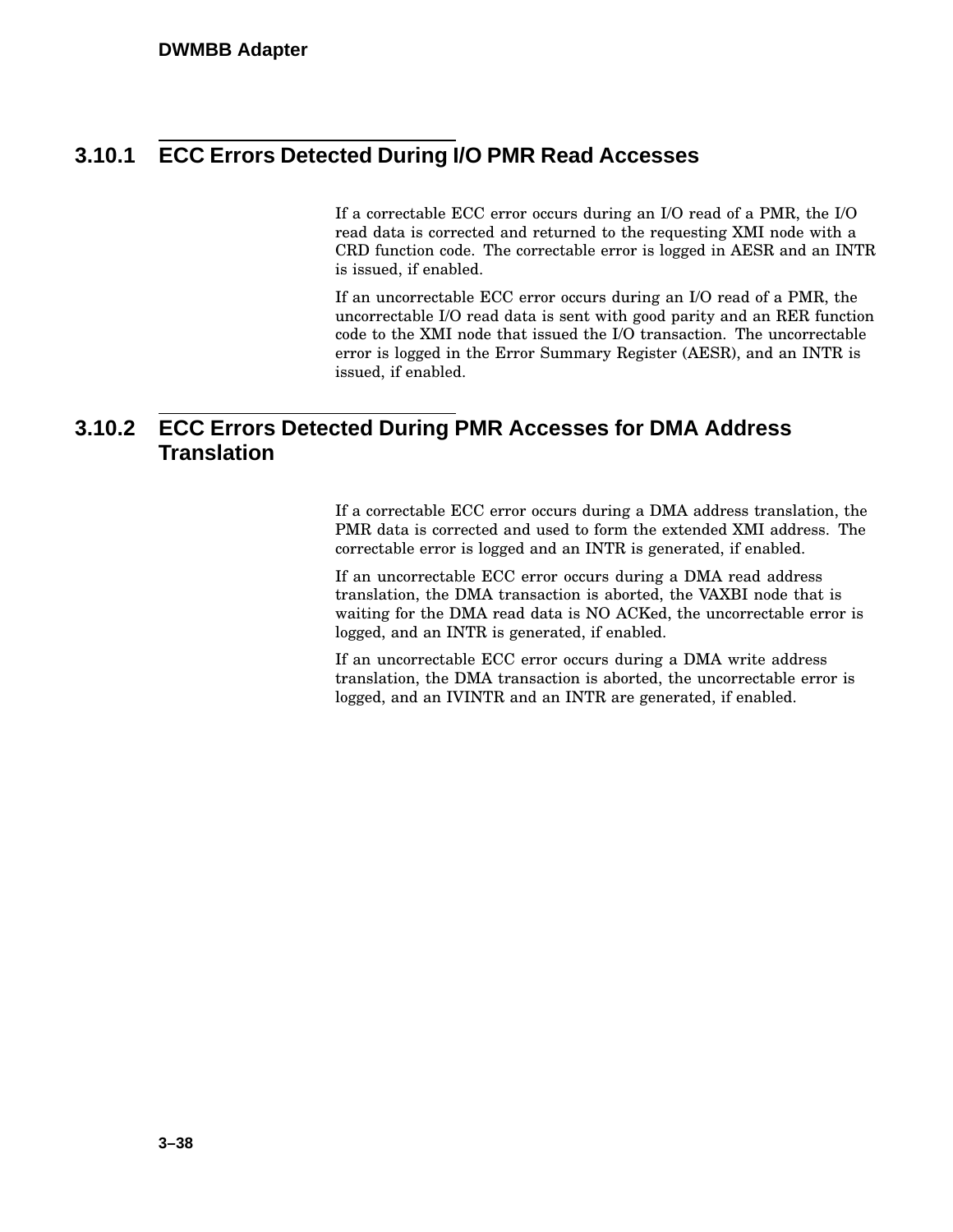### 3.10.1 ECC Errors Detected During I/O PMR Read Accesses

If a correctable ECC error occurs during an I/O read of a PMR, the I/O read data is corrected and returned to the requesting XMI node with a CRD function code. The correctable error is logged in AESR and an INTR is issued, if enabled.

If an uncorrectable ECC error occurs during an I/O read of a PMR, the uncorrectable I/O read data is sent with good parity and an RER function code to the XMI node that issued the I/O transaction. The uncorrectable error is logged in the Error Summary Register (AESR), and an INTR is issued, if enabled.

### 3.10.2 ECC Errors Detected During PMR Accesses for DMA Address Translation

If a correctable ECC error occurs during a DMA address translation, the PMR data is corrected and used to form the extended XMI address. The correctable error is logged and an INTR is generated, if enabled.

If an uncorrectable ECC error occurs during a DMA read address translation, the DMA transaction is aborted, the VAXBI node that is waiting for the DMA read data is NO ACKed, the uncorrectable error is logged, and an INTR is generated, if enabled.

If an uncorrectable ECC error occurs during a DMA write address translation, the DMA transaction is aborted, the uncorrectable error is logged, and an IVINTR and an INTR are generated, if enabled.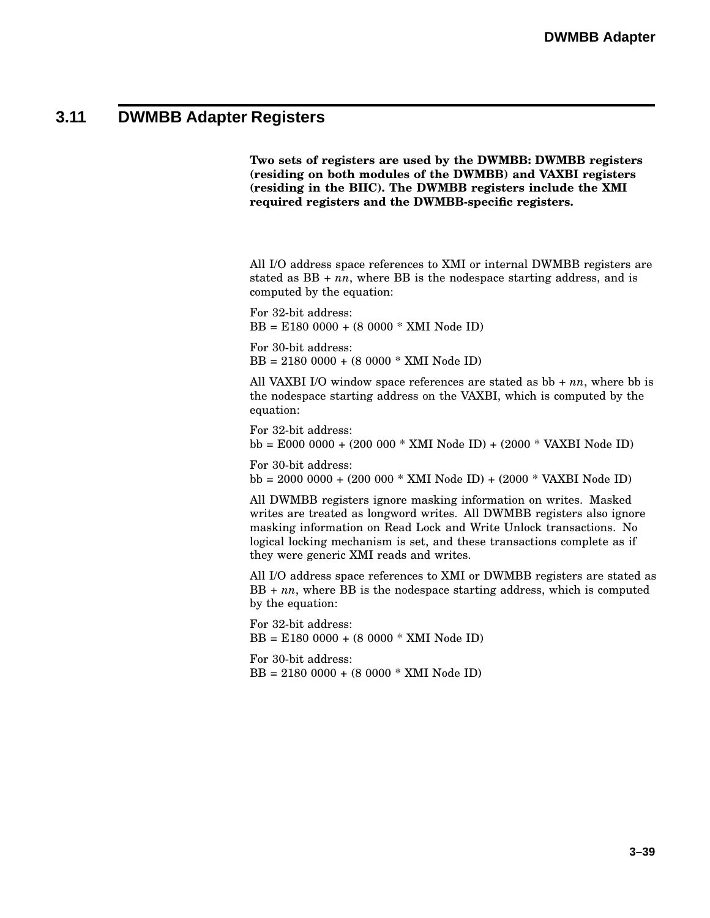## 3.11 DWMBB Adapter Registers

**Two sets of registers are used by the DWMBB: DWMBB registers (residing on both modules of the DWMBB) and VAXBI registers (residing in the BIIC). The DWMBB registers include the XMI required registers and the DWMBB-specific registers.**

All I/O address space references to XMI or internal DWMBB registers are stated as BB + *nn*, where BB is the nodespace starting address, and is computed by the equation:

For 32-bit address:
BB = E180 0000 + (8 0000 * XMI Node ID)

For 30-bit address:
BB = 2180 0000 + (8 0000 * XMI Node ID)

All VAXBI I/O window space references are stated as bb + *nn*, where bb is the nodespace starting address on the VAXBI, which is computed by the equation:

For 32-bit address:
bb = E000 0000 + (200 000 * XMI Node ID) + (2000 * VAXBI Node ID)

For 30-bit address:
bb = 2000 0000 + (200 000 * XMI Node ID) + (2000 * VAXBI Node ID)

All DWMBB registers ignore masking information on writes. Masked writes are treated as longword writes. All DWMBB registers also ignore masking information on Read Lock and Write Unlock transactions. No logical locking mechanism is set, and these transactions complete as if they were generic XMI reads and writes.

All I/O address space references to XMI or DWMBB registers are stated as BB + *nn*, where BB is the nodespace starting address, which is computed by the equation:

For 32-bit address:
BB = E180 0000 + (8 0000 * XMI Node ID)

For 30-bit address:
BB = 2180 0000 + (8 0000 * XMI Node ID)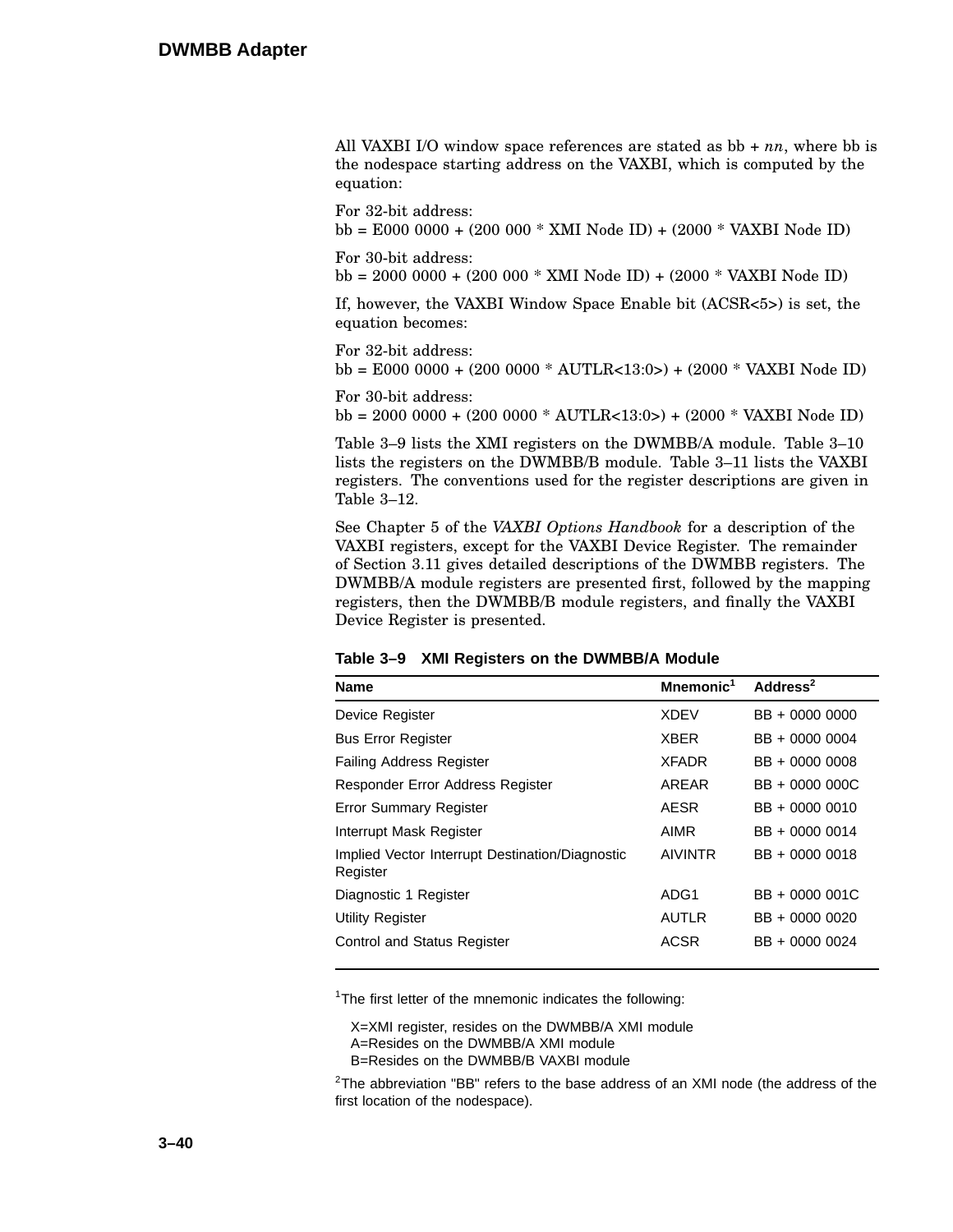All VAXBI I/O window space references are stated as bb + *nn*, where bb is the nodespace starting address on the VAXBI, which is computed by the equation:

For 32-bit address:
bb = E000 0000 + (200 000 * XMI Node ID) + (2000 * VAXBI Node ID)

For 30-bit address:
bb = 2000 0000 + (200 000 * XMI Node ID) + (2000 * VAXBI Node ID)

If, however, the VAXBI Window Space Enable bit (ACSR<5>) is set, the equation becomes:

For 32-bit address:
bb = E000 0000 + (200 0000 * AUTLR<13:0>) + (2000 * VAXBI Node ID)

For 30-bit address:
bb = 2000 0000 + (200 0000 * AUTLR<13:0>) + (2000 * VAXBI Node ID)

Table 3–9 lists the XMI registers on the DWMBB/A module. Table 3–10 lists the registers on the DWMBB/B module. Table 3–11 lists the VAXBI registers. The conventions used for the register descriptions are given in Table 3–12.

See Chapter 5 of the *VAXBI Options Handbook* for a description of the VAXBI registers, except for the VAXBI Device Register. The remainder of Section 3.11 gives detailed descriptions of the DWMBB registers. The DWMBB/A module registers are presented first, followed by the mapping registers, then the DWMBB/B module registers, and finally the VAXBI Device Register is presented.

**Table 3–9 XMI Registers on the DWMBB/A Module**

| Name | Mnemonic[1] | Address[2] |
|---|---|---|
| Device Register | XDEV | BB + 0000 0000 |
| Bus Error Register | XBER | BB + 0000 0004 |
| Failing Address Register | XFADR | BB + 0000 0008 |
| Responder Error Address Register | AREAR | BB + 0000 000C |
| Error Summary Register | AESR | BB + 0000 0010 |
| Interrupt Mask Register | AIMR | BB + 0000 0014 |
| Implied Vector Interrupt Destination/Diagnostic Register | AIVINTR | BB + 0000 0018 |
| Diagnostic 1 Register | ADG1 | BB + 0000 001C |
| Utility Register | AUTLR | BB + 0000 0020 |
| Control and Status Register | ACSR | BB + 0000 0024 |

[1]The first letter of the mnemonic indicates the following:

X=XMI register, resides on the DWMBB/A XMI module
A=Resides on the DWMBB/A XMI module
B=Resides on the DWMBB/B VAXBI module

[2]The abbreviation "BB" refers to the base address of an XMI node (the address of the first location of the nodespace).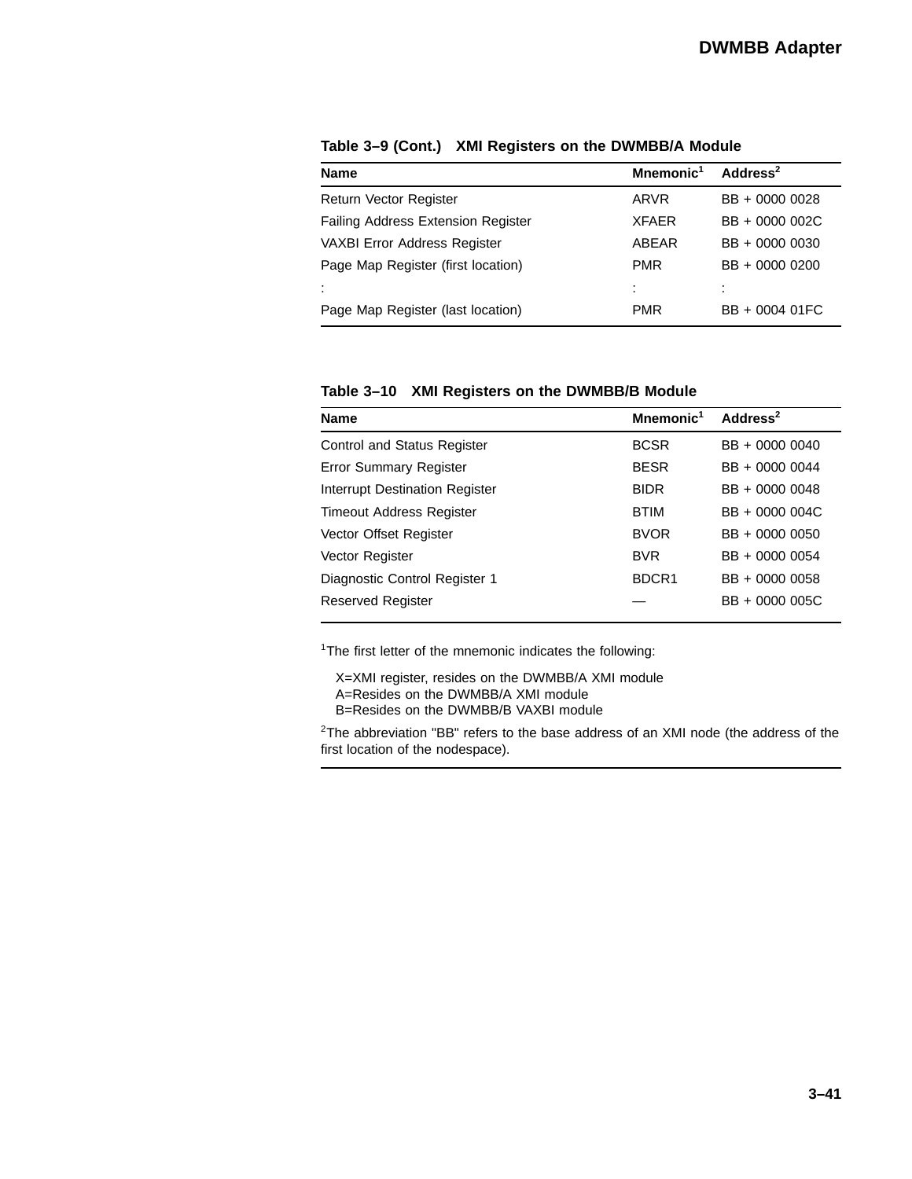**Table 3–9 (Cont.) XMI Registers on the DWMBB/A Module**

| Name | Mnemonic[1] | Address[2] |
|---|---|---|
| Return Vector Register | ARVR | BB + 0000 0028 |
| Failing Address Extension Register | XFAER | BB + 0000 002C |
| VAXBI Error Address Register | ABEAR | BB + 0000 0030 |
| Page Map Register (first location) | PMR | BB + 0000 0200 |
| : | : | : |
| Page Map Register (last location) | PMR | BB + 0004 01FC |

**Table 3–10 XMI Registers on the DWMBB/B Module**

| Name | Mnemonic[1] | Address[2] |
|---|---|---|
| Control and Status Register | BCSR | BB + 0000 0040 |
| Error Summary Register | BESR | BB + 0000 0044 |
| Interrupt Destination Register | BIDR | BB + 0000 0048 |
| Timeout Address Register | BTIM | BB + 0000 004C |
| Vector Offset Register | BVOR | BB + 0000 0050 |
| Vector Register | BVR | BB + 0000 0054 |
| Diagnostic Control Register 1 | BDCR1 | BB + 0000 0058 |
| Reserved Register | — | BB + 0000 005C |

[1]The first letter of the mnemonic indicates the following:

X=XMI register, resides on the DWMBB/A XMI module
A=Resides on the DWMBB/A XMI module
B=Resides on the DWMBB/B VAXBI module

[2]The abbreviation "BB" refers to the base address of an XMI node (the address of the first location of the nodespace).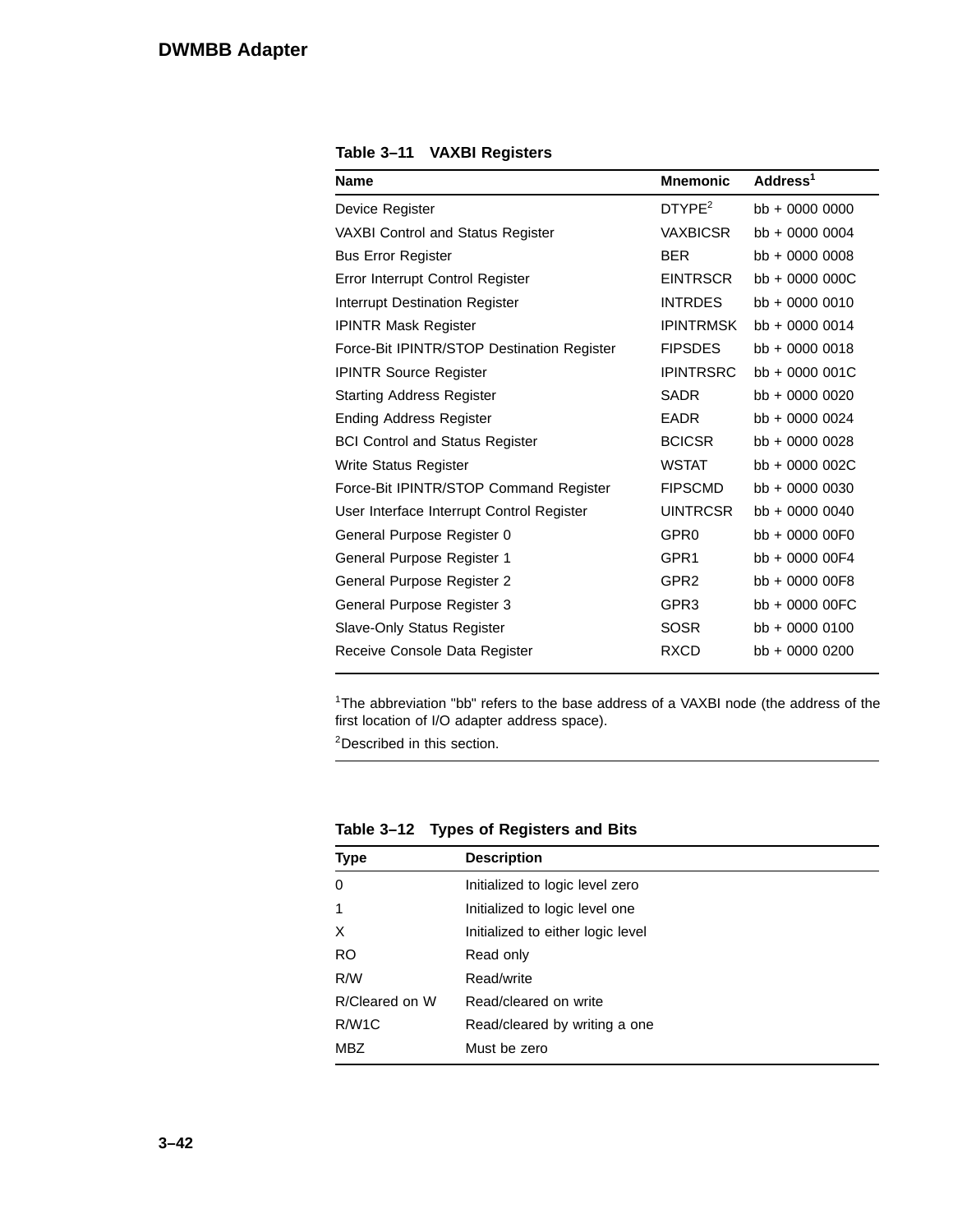**Table 3–11 VAXBI Registers**

| Name | Mnemonic | Address[1] |
|---|---|---|
| Device Register | DTYPE[2] | bb + 0000 0000 |
| VAXBI Control and Status Register | VAXBICSR | bb + 0000 0004 |
| Bus Error Register | BER | bb + 0000 0008 |
| Error Interrupt Control Register | EINTRSCR | bb + 0000 000C |
| Interrupt Destination Register | INTRDES | bb + 0000 0010 |
| IPINTR Mask Register | IPINTRMSK | bb + 0000 0014 |
| Force-Bit IPINTR/STOP Destination Register | FIPSDES | bb + 0000 0018 |
| IPINTR Source Register | IPINTRSRC | bb + 0000 001C |
| Starting Address Register | SADR | bb + 0000 0020 |
| Ending Address Register | EADR | bb + 0000 0024 |
| BCI Control and Status Register | BCICSR | bb + 0000 0028 |
| Write Status Register | WSTAT | bb + 0000 002C |
| Force-Bit IPINTR/STOP Command Register | FIPSCMD | bb + 0000 0030 |
| User Interface Interrupt Control Register | UINTRCSR | bb + 0000 0040 |
| General Purpose Register 0 | GPR0 | bb + 0000 00F0 |
| General Purpose Register 1 | GPR1 | bb + 0000 00F4 |
| General Purpose Register 2 | GPR2 | bb + 0000 00F8 |
| General Purpose Register 3 | GPR3 | bb + 0000 00FC |
| Slave-Only Status Register | SOSR | bb + 0000 0100 |
| Receive Console Data Register | RXCD | bb + 0000 0200 |

[1]The abbreviation "bb" refers to the base address of a VAXBI node (the address of the first location of I/O adapter address space).

[2]Described in this section.

**Table 3–12 Types of Registers and Bits**

| Type | Description |
|---|---|
| 0 | Initialized to logic level zero |
| 1 | Initialized to logic level one |
| X | Initialized to either logic level |
| RO | Read only |
| R/W | Read/write |
| R/Cleared on W | Read/cleared on write |
| R/W1C | Read/cleared by writing a one |
| MBZ | Must be zero |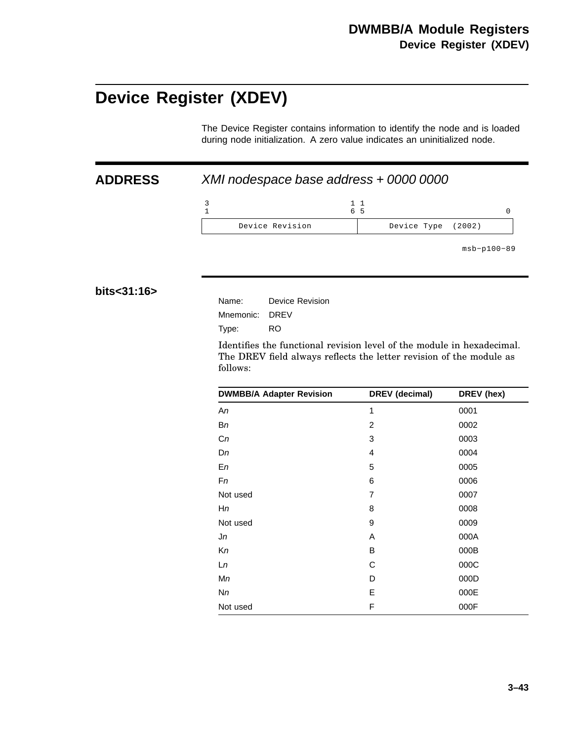# Device Register (XDEV)

The Device Register contains information to identify the node and is loaded during node initialization. A zero value indicates an uninitialized node.

## ADDRESS

*XMI nodespace base address + 0000 0000*

```
3                          1 1                          0
1                          6 5
+--------------------------+----------------------------+
|     Device Revision      |    Device Type  (2002)     |
+--------------------------+----------------------------+
                                              msb-p100-89
```

## bits<31:16>

Name: Device Revision

Mnemonic: DREV

Type: RO

Identifies the functional revision level of the module in hexadecimal. The DREV field always reflects the letter revision of the module as follows:

| DWMBB/A Adapter Revision | DREV (decimal) | DREV (hex) |
|---|---|---|
| A*n* | 1 | 0001 |
| B*n* | 2 | 0002 |
| C*n* | 3 | 0003 |
| D*n* | 4 | 0004 |
| E*n* | 5 | 0005 |
| F*n* | 6 | 0006 |
| Not used | 7 | 0007 |
| H*n* | 8 | 0008 |
| Not used | 9 | 0009 |
| J*n* | A | 000A |
| K*n* | B | 000B |
| L*n* | C | 000C |
| M*n* | D | 000D |
| N*n* | E | 000E |
| Not used | F | 000F |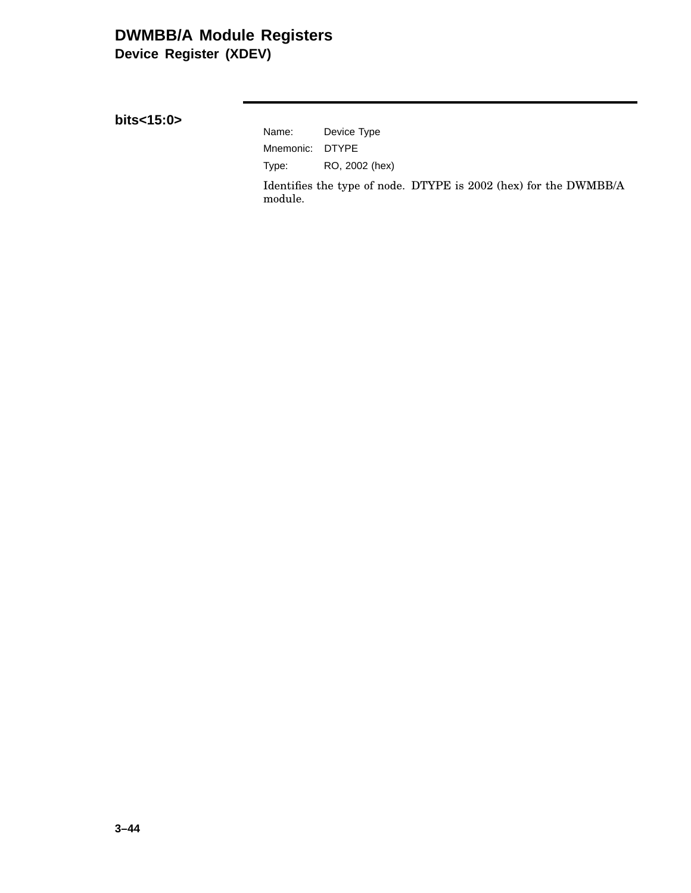**bits<15:0>**

Name: Device Type
Mnemonic: DTYPE
Type: RO, 2002 (hex)

Identifies the type of node. DTYPE is 2002 (hex) for the DWMBB/A module.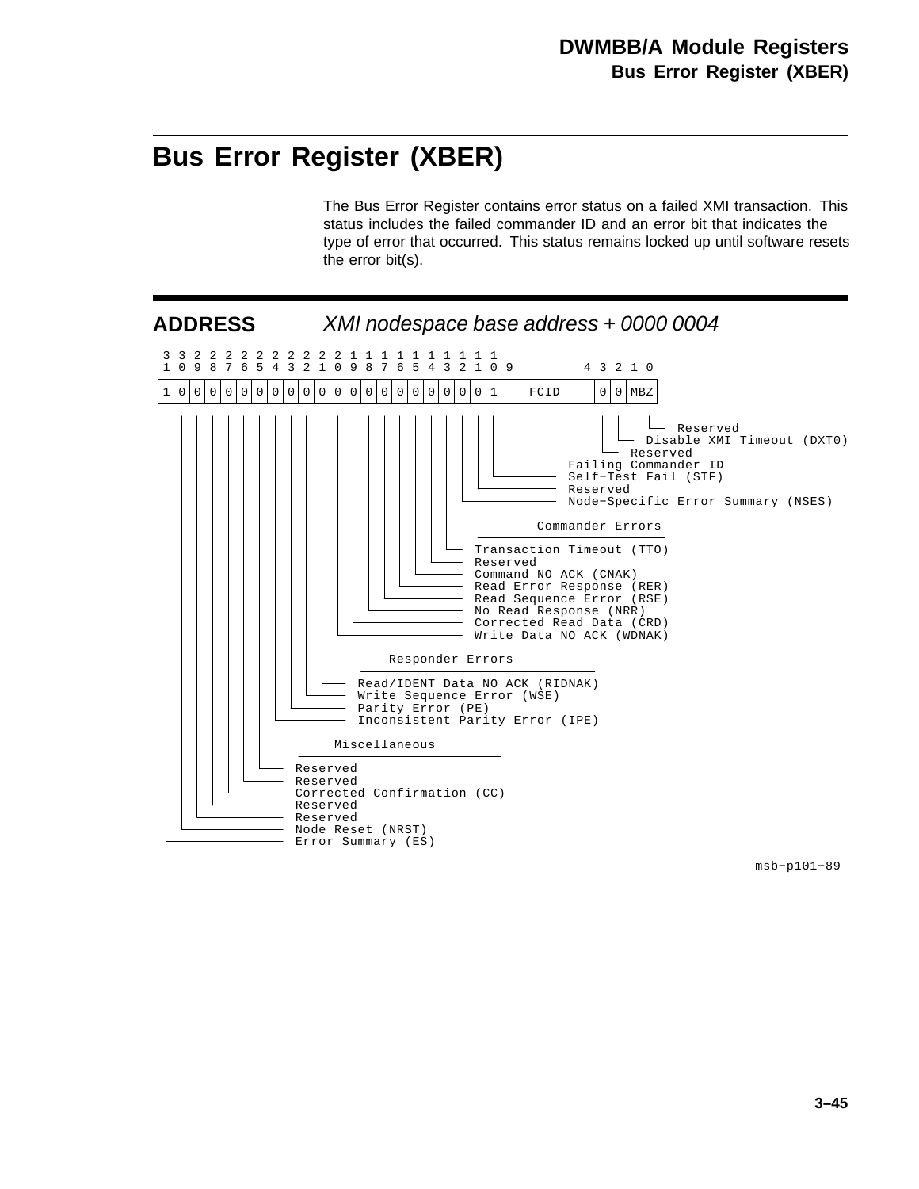# Bus Error Register (XBER)

The Bus Error Register contains error status on a failed XMI transaction. This status includes the failed commander ID and an error bit that indicates the type of error that occurred. This status remains locked up until software resets the error bit(s).

**ADDRESS** *XMI nodespace base address + 0000 0004*

| 31 | 30 | 29 | 28 | 27 | 26 | 25 | 24 | 23 | 22 | 21 | 20 | 19 | 18 | 17 | 16 | 15 | 14 | 13 | 12 | 11 | 10 | 9–4 | 3 | 2 | 1 0 |
|---|---|---|---|---|---|---|---|---|---|---|---|---|---|---|---|---|---|---|---|---|---|---|---|---|---|
| 1 | 0 | 0 | 0 | 0 | 0 | 0 | 0 | 0 | 0 | 0 | 0 | 0 | 0 | 0 | 0 | 0 | 0 | 0 | 0 | 0 | 1 | FCID | 0 | 0 | MBZ |

**Miscellaneous**

- Bit 31: Error Summary (ES)
- Bit 30: Node Reset (NRST)
- Bit 29: Reserved
- Bit 28: Reserved
- Bit 27: Corrected Confirmation (CC)
- Bit 26: Reserved
- Bit 25: Reserved

**Responder Errors**

- Bit 24: Inconsistent Parity Error (IPE)
- Bit 23: Parity Error (PE)
- Bit 22: Write Sequence Error (WSE)
- Bit 21: Read/IDENT Data NO ACK (RIDNAK)

**Commander Errors**

- Bit 20: Write Data NO ACK (WDNAK)
- Bit 19: Corrected Read Data (CRD)
- Bit 18: No Read Response (NRR)
- Bit 17: Read Sequence Error (RSE)
- Bit 16: Read Error Response (RER)
- Bit 15: Command NO ACK (CNAK)
- Bit 14: Reserved
- Bit 13: Transaction Timeout (TTO)

**Other**

- Bit 12: Node-Specific Error Summary (NSES)
- Bit 11: Reserved
- Bit 10: Self-Test Fail (STF)
- Bits 9–4: Failing Commander ID
- Bit 3: Reserved
- Bit 2: Disable XMI Timeout (DXT0)
- Bits 1–0: Reserved

msb-p101-89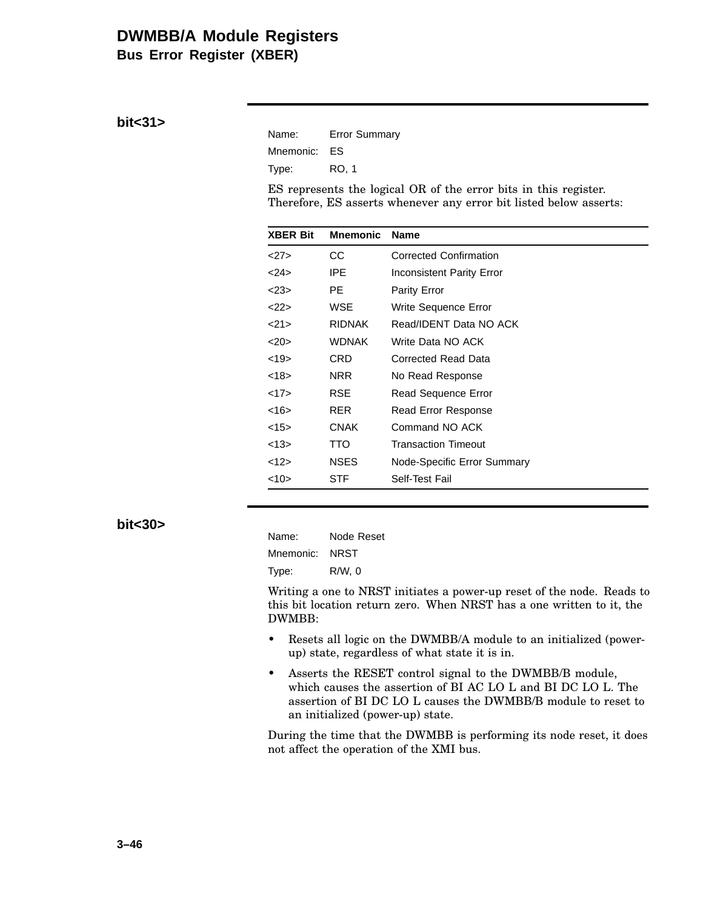# DWMBB/A Module Registers

## Bus Error Register (XBER)

### bit<31>

Name: Error Summary
Mnemonic: ES
Type: RO, 1

ES represents the logical OR of the error bits in this register. Therefore, ES asserts whenever any error bit listed below asserts:

| XBER Bit | Mnemonic | Name |
|---|---|---|
| <27> | CC | Corrected Confirmation |
| <24> | IPE | Inconsistent Parity Error |
| <23> | PE | Parity Error |
| <22> | WSE | Write Sequence Error |
| <21> | RIDNAK | Read/IDENT Data NO ACK |
| <20> | WDNAK | Write Data NO ACK |
| <19> | CRD | Corrected Read Data |
| <18> | NRR | No Read Response |
| <17> | RSE | Read Sequence Error |
| <16> | RER | Read Error Response |
| <15> | CNAK | Command NO ACK |
| <13> | TTO | Transaction Timeout |
| <12> | NSES | Node-Specific Error Summary |
| <10> | STF | Self-Test Fail |

### bit<30>

Name: Node Reset
Mnemonic: NRST
Type: R/W, 0

Writing a one to NRST initiates a power-up reset of the node. Reads to this bit location return zero. When NRST has a one written to it, the DWMBB:

- Resets all logic on the DWMBB/A module to an initialized (power-up) state, regardless of what state it is in.
- Asserts the RESET control signal to the DWMBB/B module, which causes the assertion of BI AC LO L and BI DC LO L. The assertion of BI DC LO L causes the DWMBB/B module to reset to an initialized (power-up) state.

During the time that the DWMBB is performing its node reset, it does not affect the operation of the XMI bus.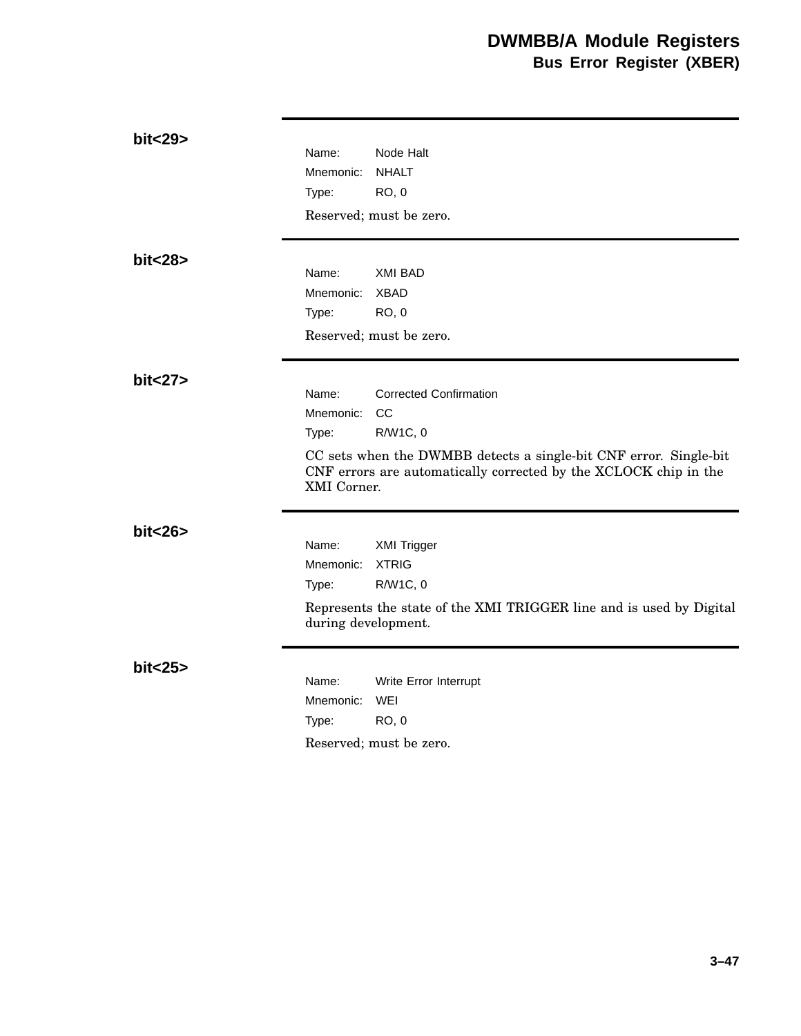### bit<29>

Name: Node Halt
Mnemonic: NHALT
Type: RO, 0

Reserved; must be zero.

### bit<28>

Name: XMI BAD
Mnemonic: XBAD
Type: RO, 0

Reserved; must be zero.

### bit<27>

Name: Corrected Confirmation
Mnemonic: CC
Type: R/W1C, 0

CC sets when the DWMBB detects a single-bit CNF error. Single-bit CNF errors are automatically corrected by the XCLOCK chip in the XMI Corner.

### bit<26>

Name: XMI Trigger
Mnemonic: XTRIG
Type: R/W1C, 0

Represents the state of the XMI TRIGGER line and is used by Digital during development.

### bit<25>

Name: Write Error Interrupt
Mnemonic: WEI
Type: RO, 0

Reserved; must be zero.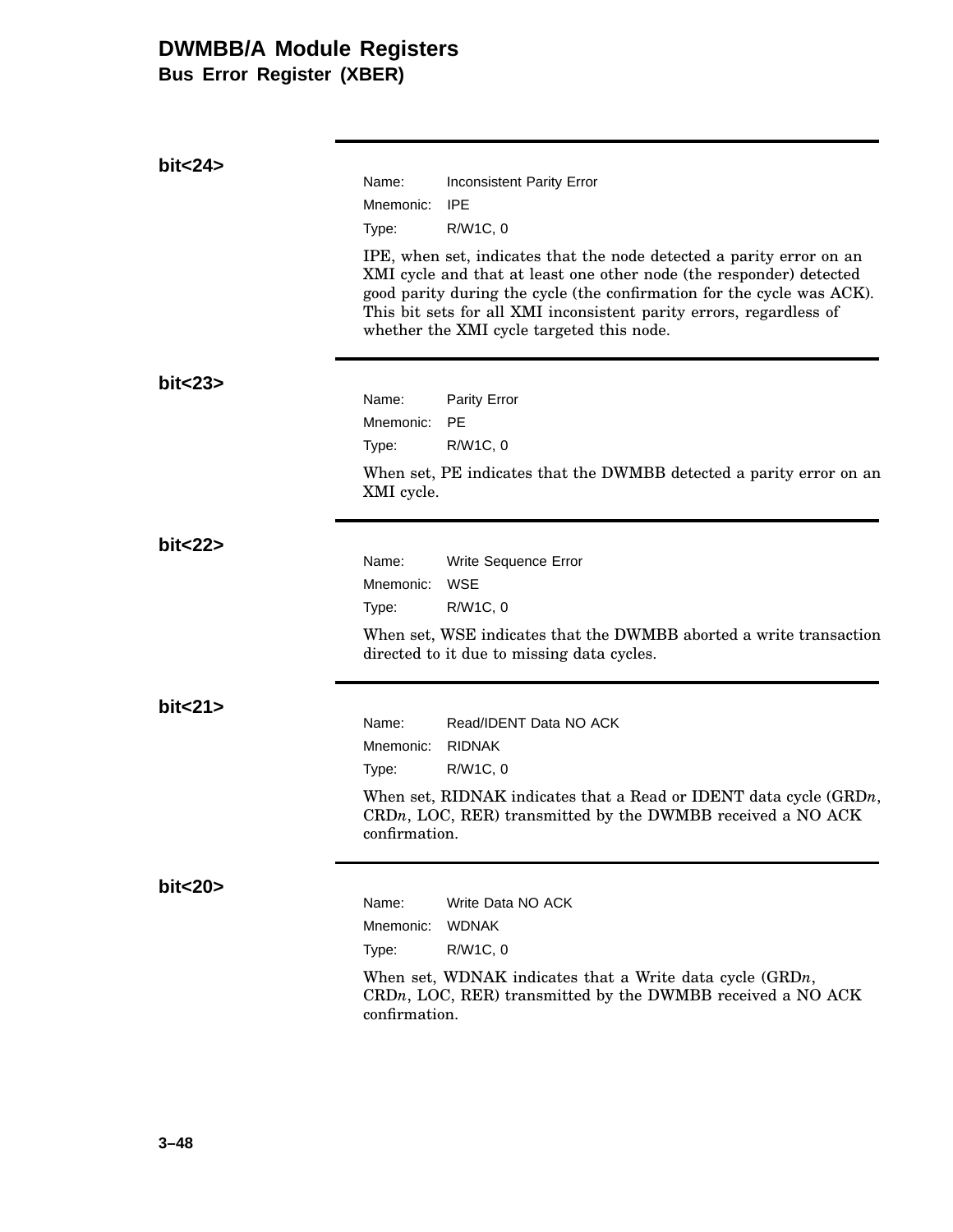# DWMBB/A Module Registers

## Bus Error Register (XBER)

### bit<24>

Name: Inconsistent Parity Error
Mnemonic: IPE
Type: R/W1C, 0

IPE, when set, indicates that the node detected a parity error on an XMI cycle and that at least one other node (the responder) detected good parity during the cycle (the confirmation for the cycle was ACK). This bit sets for all XMI inconsistent parity errors, regardless of whether the XMI cycle targeted this node.

### bit<23>

Name: Parity Error
Mnemonic: PE
Type: R/W1C, 0

When set, PE indicates that the DWMBB detected a parity error on an XMI cycle.

### bit<22>

Name: Write Sequence Error
Mnemonic: WSE
Type: R/W1C, 0

When set, WSE indicates that the DWMBB aborted a write transaction directed to it due to missing data cycles.

### bit<21>

Name: Read/IDENT Data NO ACK
Mnemonic: RIDNAK
Type: R/W1C, 0

When set, RIDNAK indicates that a Read or IDENT data cycle (GRD*n*, CRD*n*, LOC, RER) transmitted by the DWMBB received a NO ACK confirmation.

### bit<20>

Name: Write Data NO ACK
Mnemonic: WDNAK
Type: R/W1C, 0

When set, WDNAK indicates that a Write data cycle (GRD*n*, CRD*n*, LOC, RER) transmitted by the DWMBB received a NO ACK confirmation.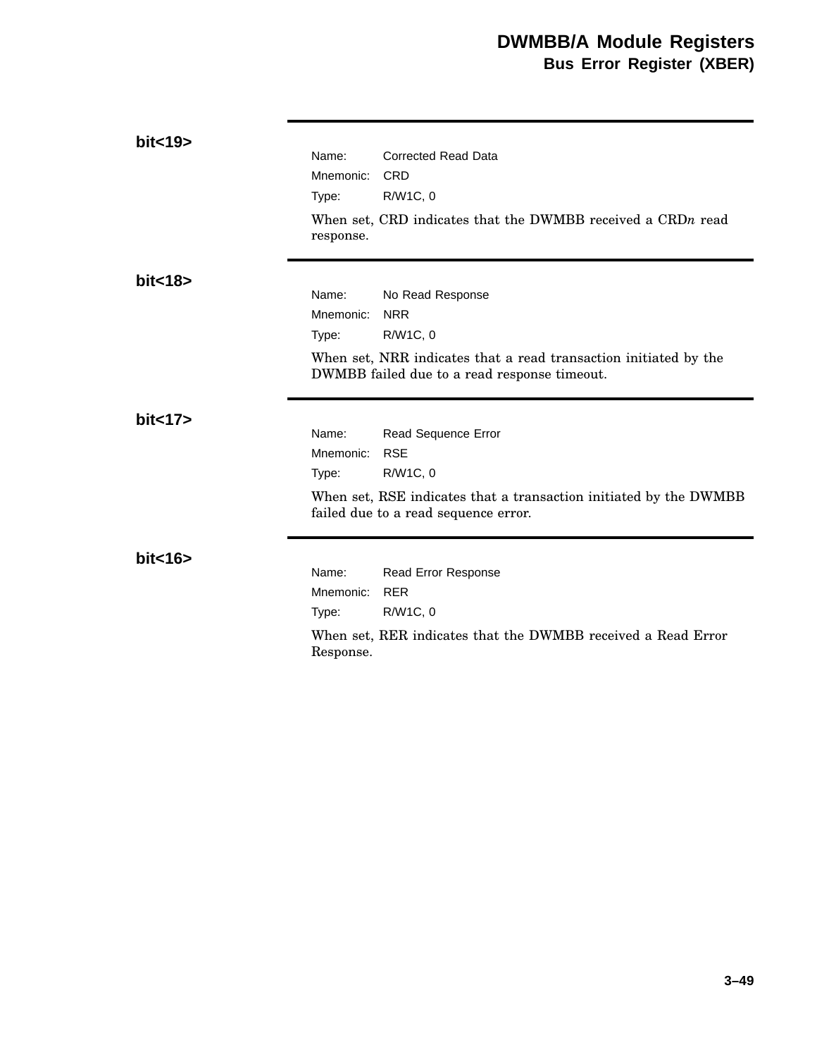### bit<19>

Name: Corrected Read Data
Mnemonic: CRD
Type: R/W1C, 0

When set, CRD indicates that the DWMBB received a CRD*n* read response.

### bit<18>

Name: No Read Response
Mnemonic: NRR
Type: R/W1C, 0

When set, NRR indicates that a read transaction initiated by the DWMBB failed due to a read response timeout.

### bit<17>

Name: Read Sequence Error
Mnemonic: RSE
Type: R/W1C, 0

When set, RSE indicates that a transaction initiated by the DWMBB failed due to a read sequence error.

### bit<16>

Name: Read Error Response
Mnemonic: RER
Type: R/W1C, 0

When set, RER indicates that the DWMBB received a Read Error Response.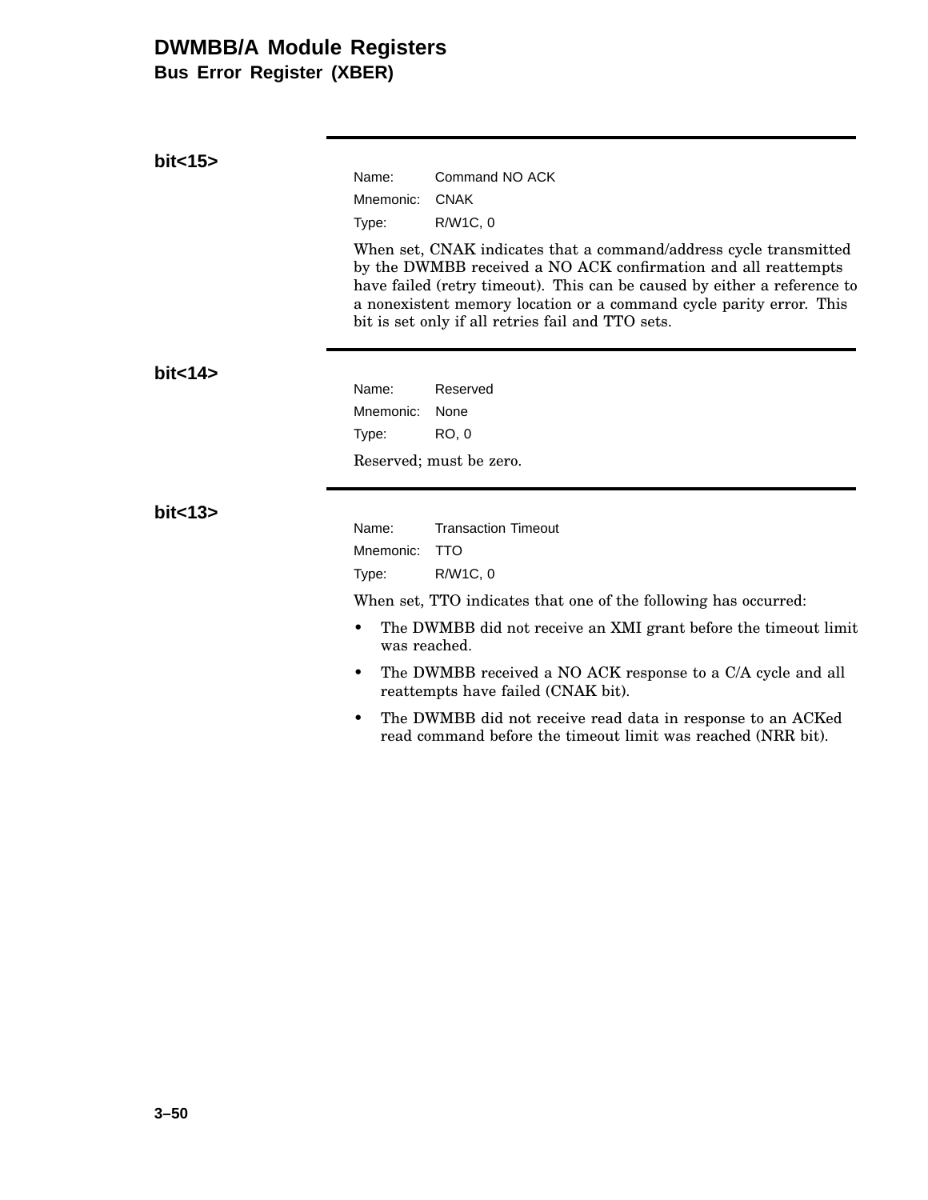**bit<15>**

Name: Command NO ACK
Mnemonic: CNAK
Type: R/W1C, 0

When set, CNAK indicates that a command/address cycle transmitted by the DWMBB received a NO ACK confirmation and all reattempts have failed (retry timeout). This can be caused by either a reference to a nonexistent memory location or a command cycle parity error. This bit is set only if all retries fail and TTO sets.

**bit<14>**

Name: Reserved
Mnemonic: None
Type: RO, 0

Reserved; must be zero.

**bit<13>**

Name: Transaction Timeout
Mnemonic: TTO
Type: R/W1C, 0

When set, TTO indicates that one of the following has occurred:

- The DWMBB did not receive an XMI grant before the timeout limit was reached.
- The DWMBB received a NO ACK response to a C/A cycle and all reattempts have failed (CNAK bit).
- The DWMBB did not receive read data in response to an ACKed read command before the timeout limit was reached (NRR bit).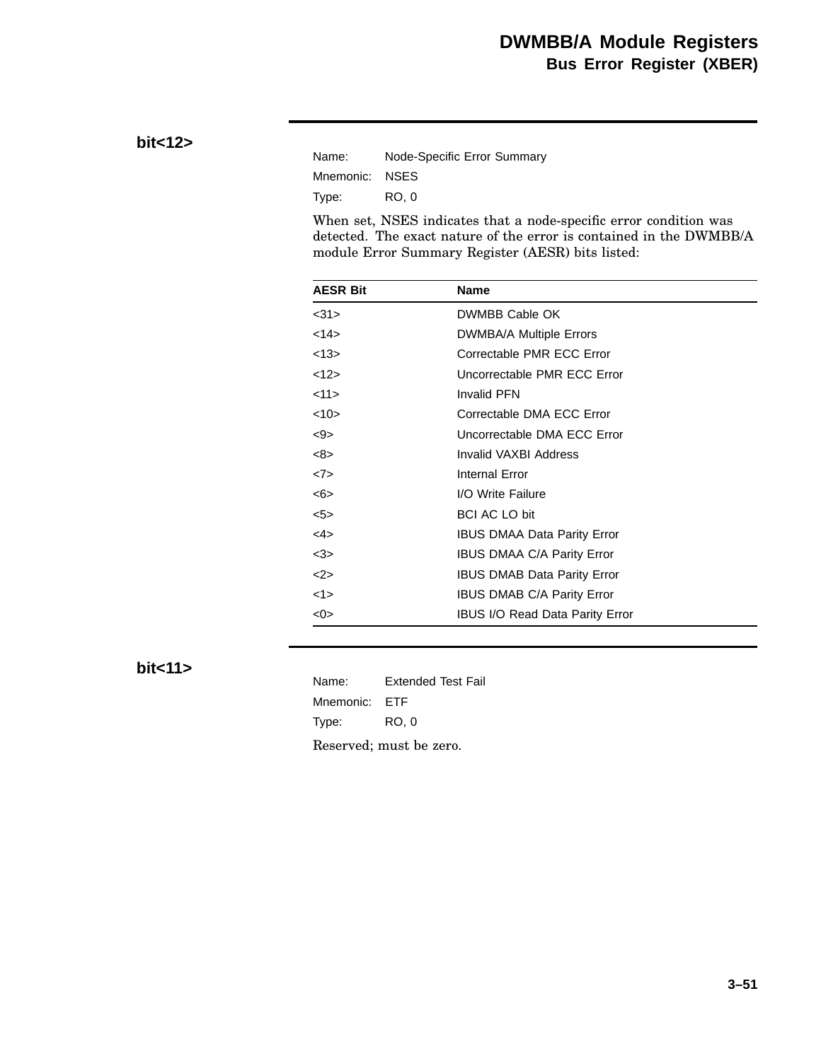### bit<12>

Name: Node-Specific Error Summary

Mnemonic: NSES

Type: RO, 0

When set, NSES indicates that a node-specific error condition was detected. The exact nature of the error is contained in the DWMBB/A module Error Summary Register (AESR) bits listed:

| AESR Bit | Name |
|---|---|
| <31> | DWMBB Cable OK |
| <14> | DWMBA/A Multiple Errors |
| <13> | Correctable PMR ECC Error |
| <12> | Uncorrectable PMR ECC Error |
| <11> | Invalid PFN |
| <10> | Correctable DMA ECC Error |
| <9> | Uncorrectable DMA ECC Error |
| <8> | Invalid VAXBI Address |
| <7> | Internal Error |
| <6> | I/O Write Failure |
| <5> | BCI AC LO bit |
| <4> | IBUS DMAA Data Parity Error |
| <3> | IBUS DMAA C/A Parity Error |
| <2> | IBUS DMAB Data Parity Error |
| <1> | IBUS DMAB C/A Parity Error |
| <0> | IBUS I/O Read Data Parity Error |

### bit<11>

Name: Extended Test Fail

Mnemonic: ETF

Type: RO, 0

Reserved; must be zero.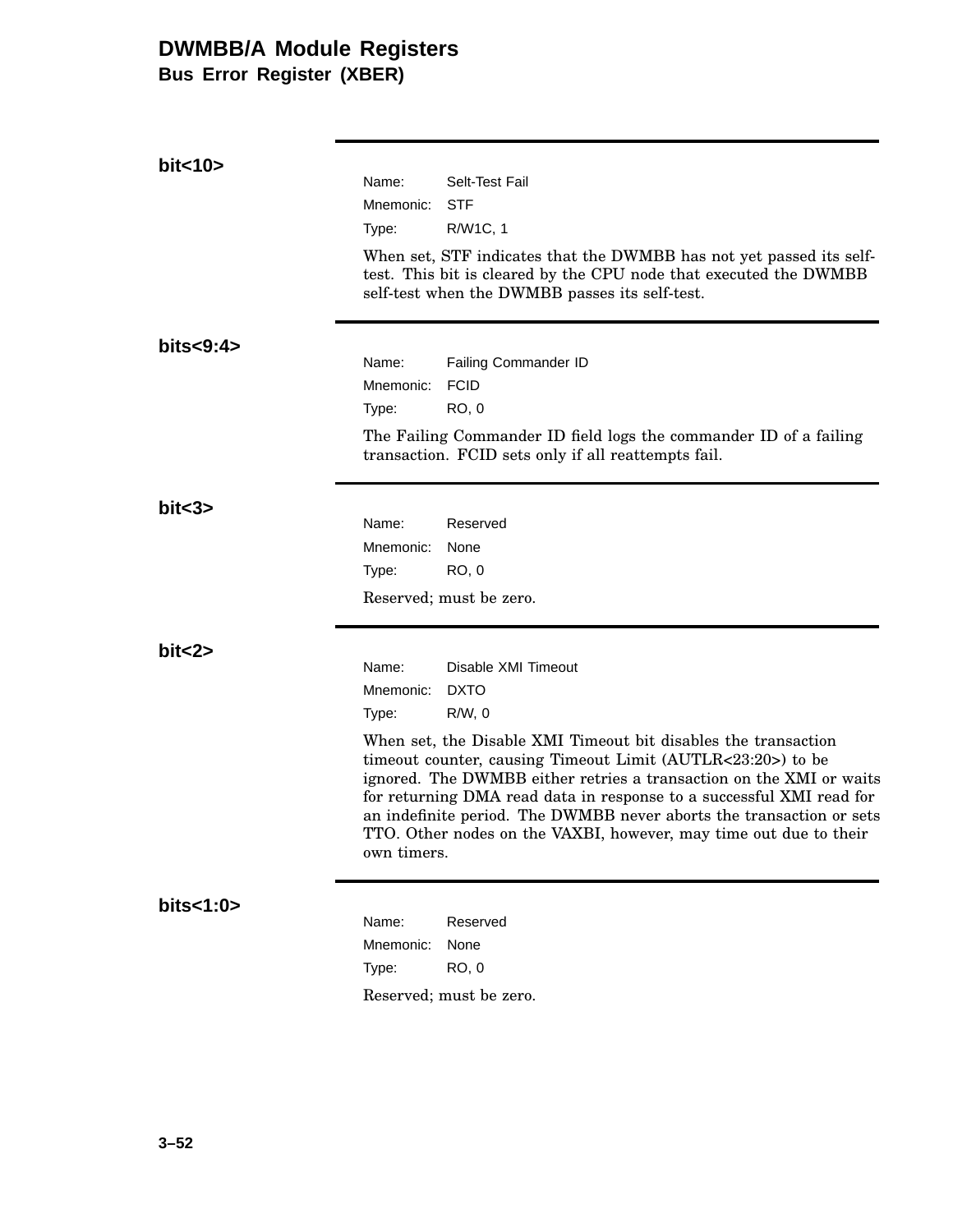**bit<10>**

Name: Selt-Test Fail
Mnemonic: STF
Type: R/W1C, 1

When set, STF indicates that the DWMBB has not yet passed its self-test. This bit is cleared by the CPU node that executed the DWMBB self-test when the DWMBB passes its self-test.

**bits<9:4>**

Name: Failing Commander ID
Mnemonic: FCID
Type: RO, 0

The Failing Commander ID field logs the commander ID of a failing transaction. FCID sets only if all reattempts fail.

**bit<3>**

Name: Reserved
Mnemonic: None
Type: RO, 0

Reserved; must be zero.

**bit<2>**

Name: Disable XMI Timeout
Mnemonic: DXTO
Type: R/W, 0

When set, the Disable XMI Timeout bit disables the transaction timeout counter, causing Timeout Limit (AUTLR<23:20>) to be ignored. The DWMBB either retries a transaction on the XMI or waits for returning DMA read data in response to a successful XMI read for an indefinite period. The DWMBB never aborts the transaction or sets TTO. Other nodes on the VAXBI, however, may time out due to their own timers.

**bits<1:0>**

Name: Reserved
Mnemonic: None
Type: RO, 0

Reserved; must be zero.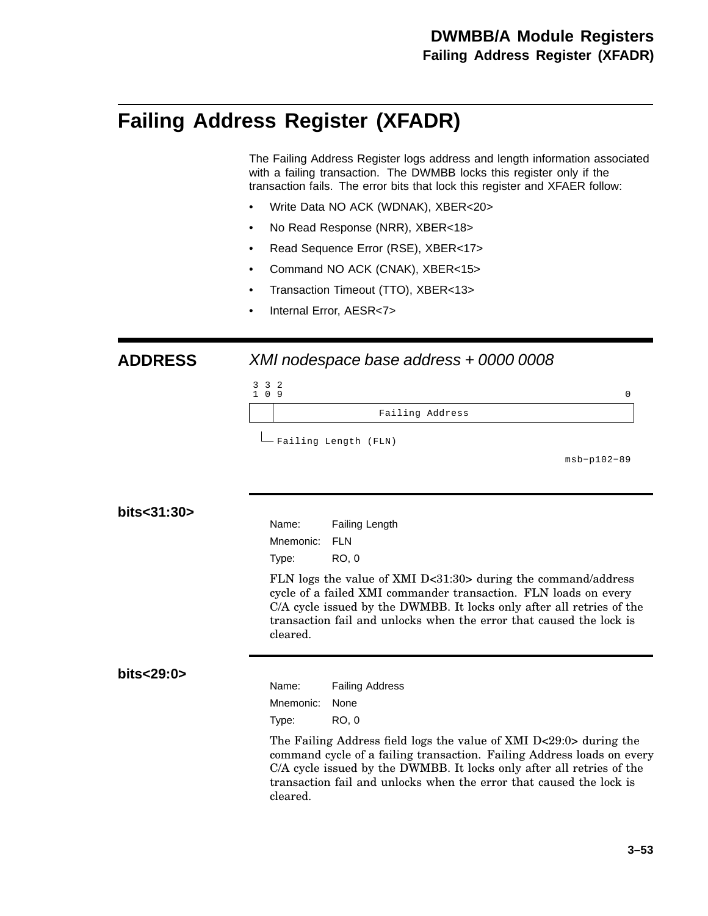# Failing Address Register (XFADR)

The Failing Address Register logs address and length information associated with a failing transaction. The DWMBB locks this register only if the transaction fails. The error bits that lock this register and XFAER follow:

- Write Data NO ACK (WDNAK), XBER<20>
- No Read Response (NRR), XBER<18>
- Read Sequence Error (RSE), XBER<17>
- Command NO ACK (CNAK), XBER<15>
- Transaction Timeout (TTO), XBER<13>
- Internal Error, AESR<7>

## ADDRESS

*XMI nodespace base address + 0000 0008*

```
 3 3 2
 1 0 9                                                     0
+---+-------------------------------------------------------+
|   |                 Failing Address                        |
+---+-------------------------------------------------------+
  |
  +-- Failing Length (FLN)
                                                 msb-p102-89
```

**bits<31:30>**

Name: Failing Length

Mnemonic: FLN

Type: RO, 0

FLN logs the value of XMI D<31:30> during the command/address cycle of a failed XMI commander transaction. FLN loads on every C/A cycle issued by the DWMBB. It locks only after all retries of the transaction fail and unlocks when the error that caused the lock is cleared.

**bits<29:0>**

Name: Failing Address

Mnemonic: None

Type: RO, 0

The Failing Address field logs the value of XMI D<29:0> during the command cycle of a failing transaction. Failing Address loads on every C/A cycle issued by the DWMBB. It locks only after all retries of the transaction fail and unlocks when the error that caused the lock is cleared.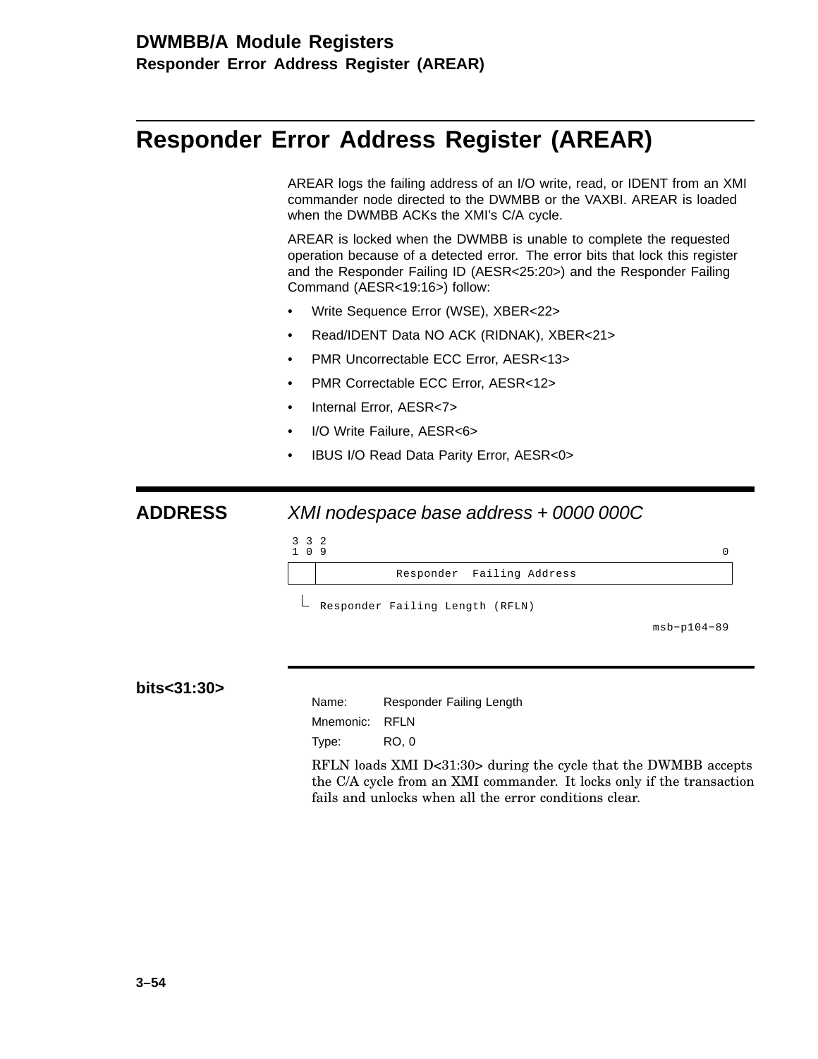# Responder Error Address Register (AREAR)

AREAR logs the failing address of an I/O write, read, or IDENT from an XMI commander node directed to the DWMBB or the VAXBI. AREAR is loaded when the DWMBB ACKs the XMI's C/A cycle.

AREAR is locked when the DWMBB is unable to complete the requested operation because of a detected error. The error bits that lock this register and the Responder Failing ID (AESR<25:20>) and the Responder Failing Command (AESR<19:16>) follow:

- Write Sequence Error (WSE), XBER<22>
- Read/IDENT Data NO ACK (RIDNAK), XBER<21>
- PMR Uncorrectable ECC Error, AESR<13>
- PMR Correctable ECC Error, AESR<12>
- Internal Error, AESR<7>
- I/O Write Failure, AESR<6>
- IBUS I/O Read Data Parity Error, AESR<0>

## ADDRESS

*XMI nodespace base address + 0000 000C*

```
 3 3 2
 1 0 9                                                    0
+----+-----------------------------------------------------+
|    |           Responder  Failing Address                |
+----+-----------------------------------------------------+
  |
  └ Responder Failing Length (RFLN)
                                                msb-p104-89
```

### bits<31:30>

Name: Responder Failing Length

Mnemonic: RFLN

Type: RO, 0

RFLN loads XMI D<31:30> during the cycle that the DWMBB accepts the C/A cycle from an XMI commander. It locks only if the transaction fails and unlocks when all the error conditions clear.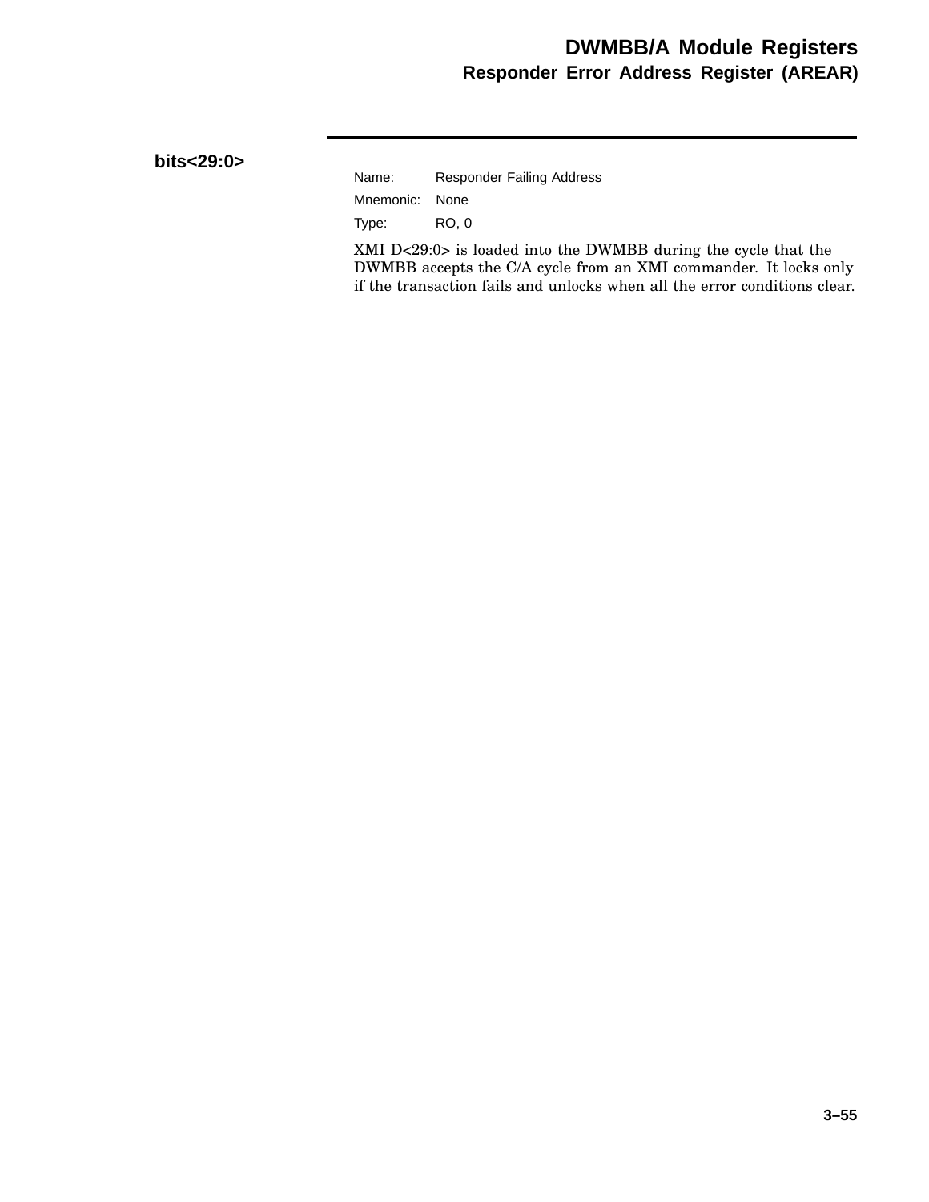**bits<29:0>**

Name: Responder Failing Address

Mnemonic: None

Type: RO, 0

XMI D<29:0> is loaded into the DWMBB during the cycle that the DWMBB accepts the C/A cycle from an XMI commander. It locks only if the transaction fails and unlocks when all the error conditions clear.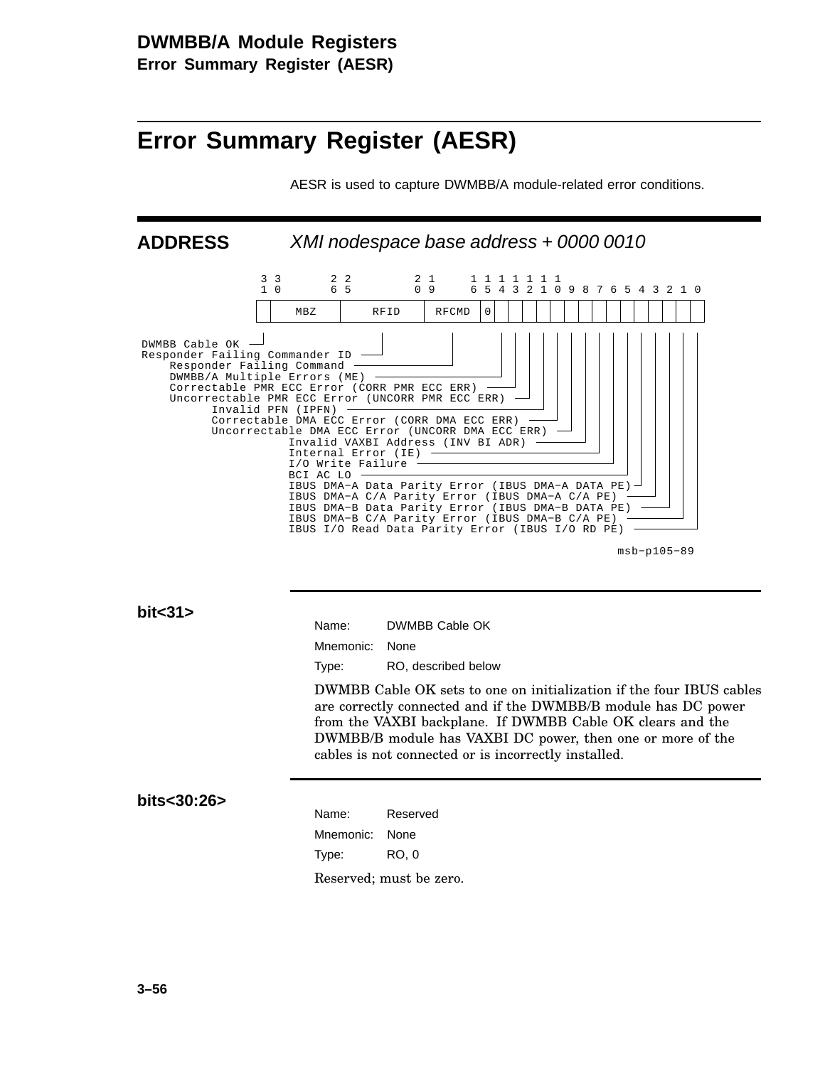# Error Summary Register (AESR)

AESR is used to capture DWMBB/A module-related error conditions.

**ADDRESS** *XMI nodespace base address + 0000 0010*

```
 3 3       2 2         2 1     1 1 1 1 1 1 1
 1 0       6 5         0 9     6 5 4 3 2 1 0 9 8 7 6 5 4 3 2 1 0
+-+---------+-----------+-------+-+-+-+-+-+-+-+-+-+-+-+-+-+-+-+-+-+
| |   MBZ   |   RFID    | RFCMD |0| | | | | | | | | | | | | | | | |
+-+---------+-----------+-------+-+-+-+-+-+-+-+-+-+-+-+-+-+-+-+-+-+

DWMBB Cable OK
Responder Failing Commander ID
    Responder Failing Command
    DWMBB/A Multiple Errors (ME)
    Correctable PMR ECC Error (CORR PMR ECC ERR)
    Uncorrectable PMR ECC Error (UNCORR PMR ECC ERR)
          Invalid PFN (IPFN)
          Correctable DMA ECC Error (CORR DMA ECC ERR)
          Uncorrectable DMA ECC Error (UNCORR DMA ECC ERR)
                     Invalid VAXBI Address (INV BI ADR)
                     Internal Error (IE)
                     I/O Write Failure
                     BCI AC LO
                     IBUS DMA-A Data Parity Error (IBUS DMA-A DATA PE)
                     IBUS DMA-A C/A Parity Error (IBUS DMA-A C/A PE)
                     IBUS DMA-B Data Parity Error (IBUS DMA-B DATA PE)
                     IBUS DMA-B C/A Parity Error (IBUS DMA-B C/A PE)
                     IBUS I/O Read Data Parity Error (IBUS I/O RD PE)
```

msb-p105-89

## bit<31>

Name: DWMBB Cable OK

Mnemonic: None

Type: RO, described below

DWMBB Cable OK sets to one on initialization if the four IBUS cables are correctly connected and if the DWMBB/B module has DC power from the VAXBI backplane. If DWMBB Cable OK clears and the DWMBB/B module has VAXBI DC power, then one or more of the cables is not connected or is incorrectly installed.

## bits<30:26>

Name: Reserved

Mnemonic: None

Type: RO, 0

Reserved; must be zero.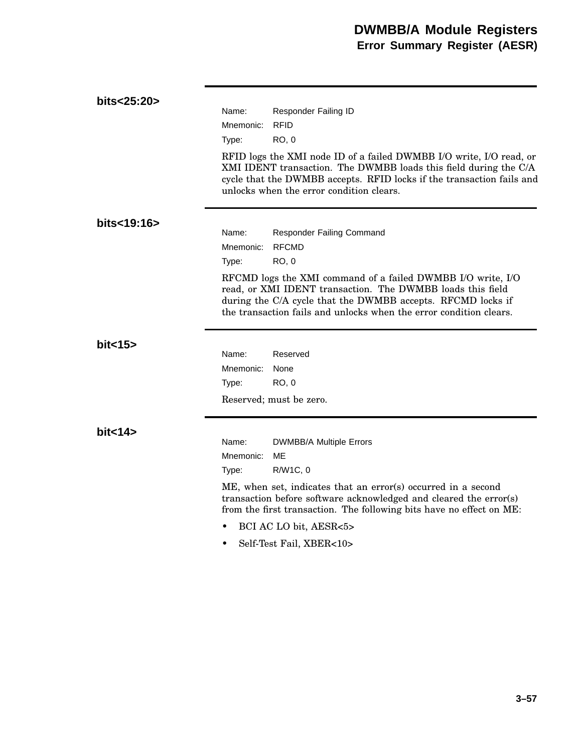### bits<25:20>

Name: Responder Failing ID
Mnemonic: RFID
Type: RO, 0

RFID logs the XMI node ID of a failed DWMBB I/O write, I/O read, or XMI IDENT transaction. The DWMBB loads this field during the C/A cycle that the DWMBB accepts. RFID locks if the transaction fails and unlocks when the error condition clears.

### bits<19:16>

Name: Responder Failing Command
Mnemonic: RFCMD
Type: RO, 0

RFCMD logs the XMI command of a failed DWMBB I/O write, I/O read, or XMI IDENT transaction. The DWMBB loads this field during the C/A cycle that the DWMBB accepts. RFCMD locks if the transaction fails and unlocks when the error condition clears.

### bit<15>

Name: Reserved
Mnemonic: None
Type: RO, 0

Reserved; must be zero.

### bit<14>

Name: DWMBB/A Multiple Errors
Mnemonic: ME
Type: R/W1C, 0

ME, when set, indicates that an error(s) occurred in a second transaction before software acknowledged and cleared the error(s) from the first transaction. The following bits have no effect on ME:

- BCI AC LO bit, AESR<5>
- Self-Test Fail, XBER<10>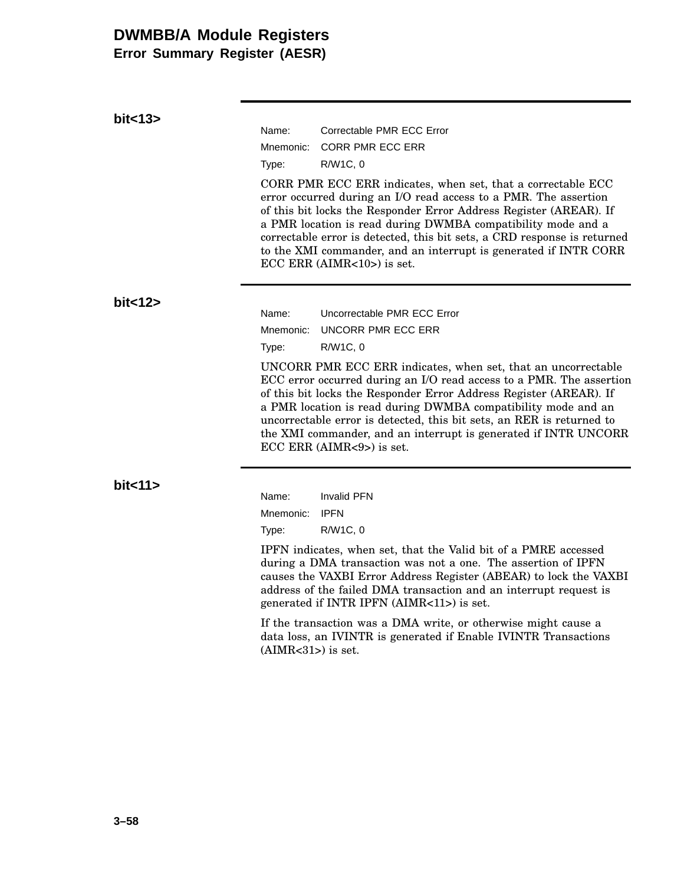## bit<13>

Name: Correctable PMR ECC Error

Mnemonic: CORR PMR ECC ERR

Type: R/W1C, 0

CORR PMR ECC ERR indicates, when set, that a correctable ECC error occurred during an I/O read access to a PMR. The assertion of this bit locks the Responder Error Address Register (AREAR). If a PMR location is read during DWMBA compatibility mode and a correctable error is detected, this bit sets, a CRD response is returned to the XMI commander, and an interrupt is generated if INTR CORR ECC ERR (AIMR<10>) is set.

## bit<12>

Name: Uncorrectable PMR ECC Error

Mnemonic: UNCORR PMR ECC ERR

Type: R/W1C, 0

UNCORR PMR ECC ERR indicates, when set, that an uncorrectable ECC error occurred during an I/O read access to a PMR. The assertion of this bit locks the Responder Error Address Register (AREAR). If a PMR location is read during DWMBA compatibility mode and an uncorrectable error is detected, this bit sets, an RER is returned to the XMI commander, and an interrupt is generated if INTR UNCORR ECC ERR (AIMR<9>) is set.

## bit<11>

Name: Invalid PFN

Mnemonic: IPFN

Type: R/W1C, 0

IPFN indicates, when set, that the Valid bit of a PMRE accessed during a DMA transaction was not a one. The assertion of IPFN causes the VAXBI Error Address Register (ABEAR) to lock the VAXBI address of the failed DMA transaction and an interrupt request is generated if INTR IPFN (AIMR<11>) is set.

If the transaction was a DMA write, or otherwise might cause a data loss, an IVINTR is generated if Enable IVINTR Transactions (AIMR<31>) is set.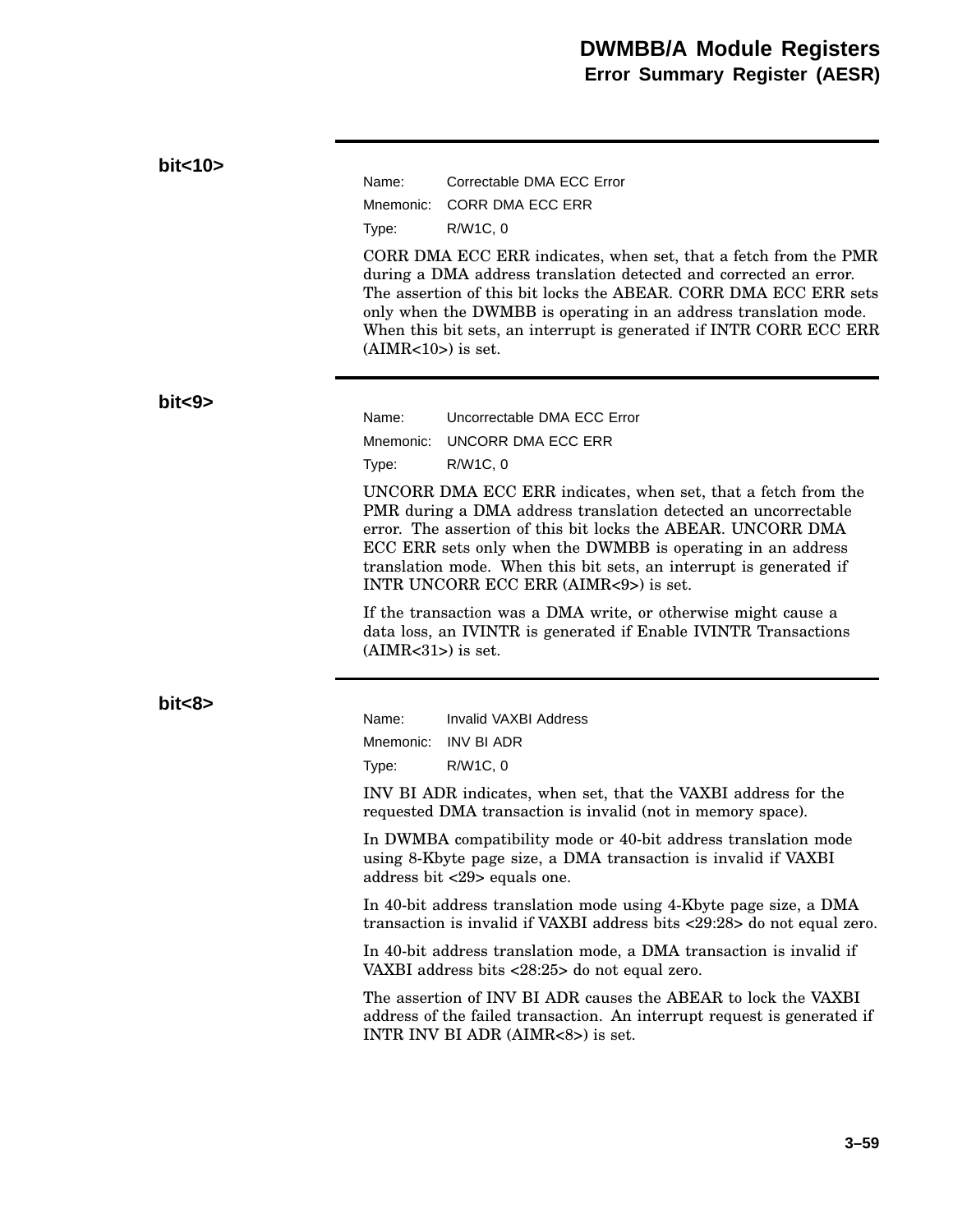## bit<10>

Name: Correctable DMA ECC Error
Mnemonic: CORR DMA ECC ERR
Type: R/W1C, 0

CORR DMA ECC ERR indicates, when set, that a fetch from the PMR during a DMA address translation detected and corrected an error. The assertion of this bit locks the ABEAR. CORR DMA ECC ERR sets only when the DWMBB is operating in an address translation mode. When this bit sets, an interrupt is generated if INTR CORR ECC ERR (AIMR<10>) is set.

## bit<9>

Name: Uncorrectable DMA ECC Error
Mnemonic: UNCORR DMA ECC ERR
Type: R/W1C, 0

UNCORR DMA ECC ERR indicates, when set, that a fetch from the PMR during a DMA address translation detected an uncorrectable error. The assertion of this bit locks the ABEAR. UNCORR DMA ECC ERR sets only when the DWMBB is operating in an address translation mode. When this bit sets, an interrupt is generated if INTR UNCORR ECC ERR (AIMR<9>) is set.

If the transaction was a DMA write, or otherwise might cause a data loss, an IVINTR is generated if Enable IVINTR Transactions (AIMR<31>) is set.

## bit<8>

Name: Invalid VAXBI Address
Mnemonic: INV BI ADR
Type: R/W1C, 0

INV BI ADR indicates, when set, that the VAXBI address for the requested DMA transaction is invalid (not in memory space).

In DWMBA compatibility mode or 40-bit address translation mode using 8-Kbyte page size, a DMA transaction is invalid if VAXBI address bit <29> equals one.

In 40-bit address translation mode using 4-Kbyte page size, a DMA transaction is invalid if VAXBI address bits <29:28> do not equal zero.

In 40-bit address translation mode, a DMA transaction is invalid if VAXBI address bits <28:25> do not equal zero.

The assertion of INV BI ADR causes the ABEAR to lock the VAXBI address of the failed transaction. An interrupt request is generated if INTR INV BI ADR (AIMR<8>) is set.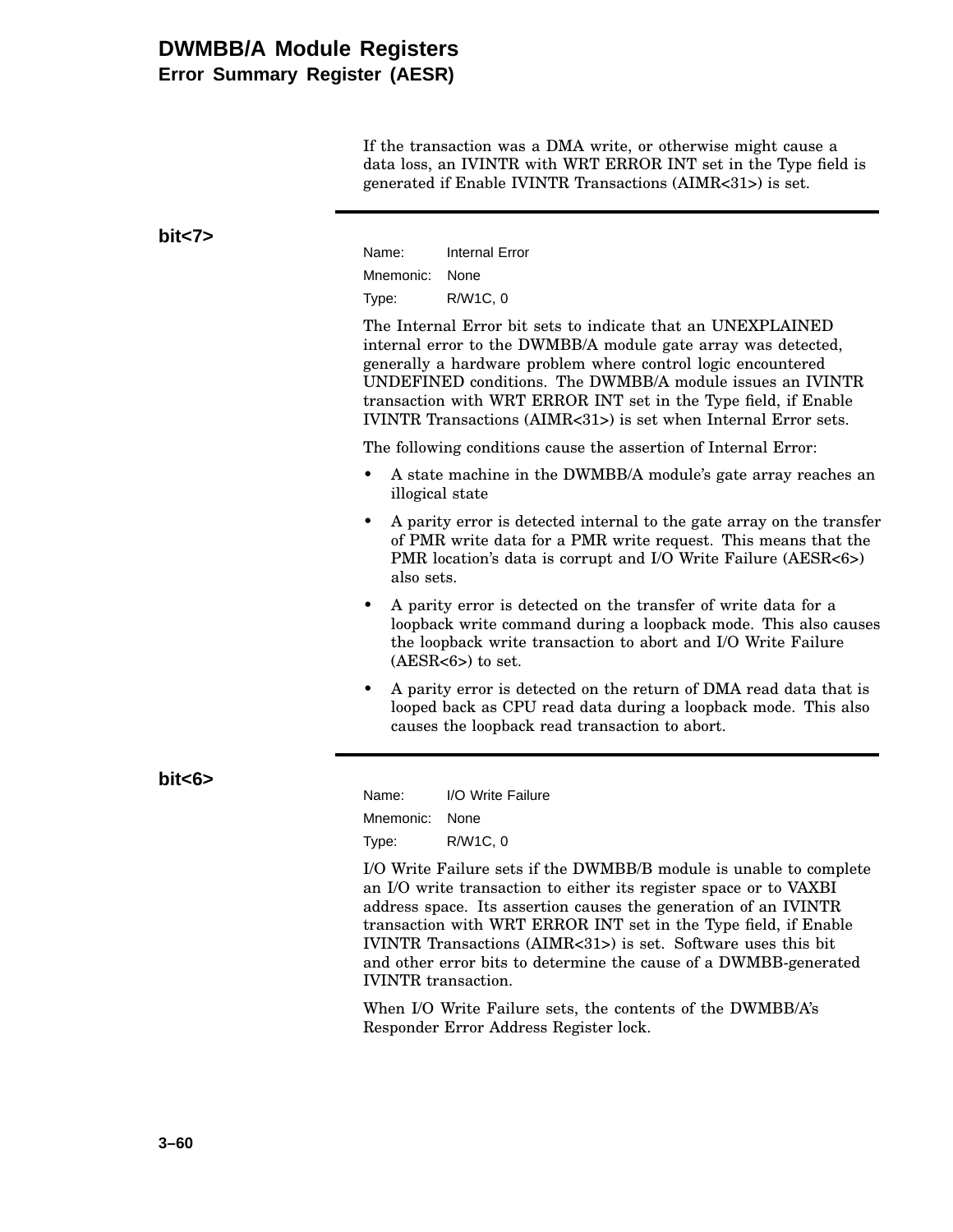If the transaction was a DMA write, or otherwise might cause a data loss, an IVINTR with WRT ERROR INT set in the Type field is generated if Enable IVINTR Transactions (AIMR<31>) is set.

---

**bit<7>**

Name: Internal Error
Mnemonic: None
Type: R/W1C, 0

The Internal Error bit sets to indicate that an UNEXPLAINED internal error to the DWMBB/A module gate array was detected, generally a hardware problem where control logic encountered UNDEFINED conditions. The DWMBB/A module issues an IVINTR transaction with WRT ERROR INT set in the Type field, if Enable IVINTR Transactions (AIMR<31>) is set when Internal Error sets.

The following conditions cause the assertion of Internal Error:

- A state machine in the DWMBB/A module's gate array reaches an illogical state
- A parity error is detected internal to the gate array on the transfer of PMR write data for a PMR write request. This means that the PMR location's data is corrupt and I/O Write Failure (AESR<6>) also sets.
- A parity error is detected on the transfer of write data for a loopback write command during a loopback mode. This also causes the loopback write transaction to abort and I/O Write Failure (AESR<6>) to set.
- A parity error is detected on the return of DMA read data that is looped back as CPU read data during a loopback mode. This also causes the loopback read transaction to abort.

---

**bit<6>**

Name: I/O Write Failure
Mnemonic: None
Type: R/W1C, 0

I/O Write Failure sets if the DWMBB/B module is unable to complete an I/O write transaction to either its register space or to VAXBI address space. Its assertion causes the generation of an IVINTR transaction with WRT ERROR INT set in the Type field, if Enable IVINTR Transactions (AIMR<31>) is set. Software uses this bit and other error bits to determine the cause of a DWMBB-generated IVINTR transaction.

When I/O Write Failure sets, the contents of the DWMBB/A's Responder Error Address Register lock.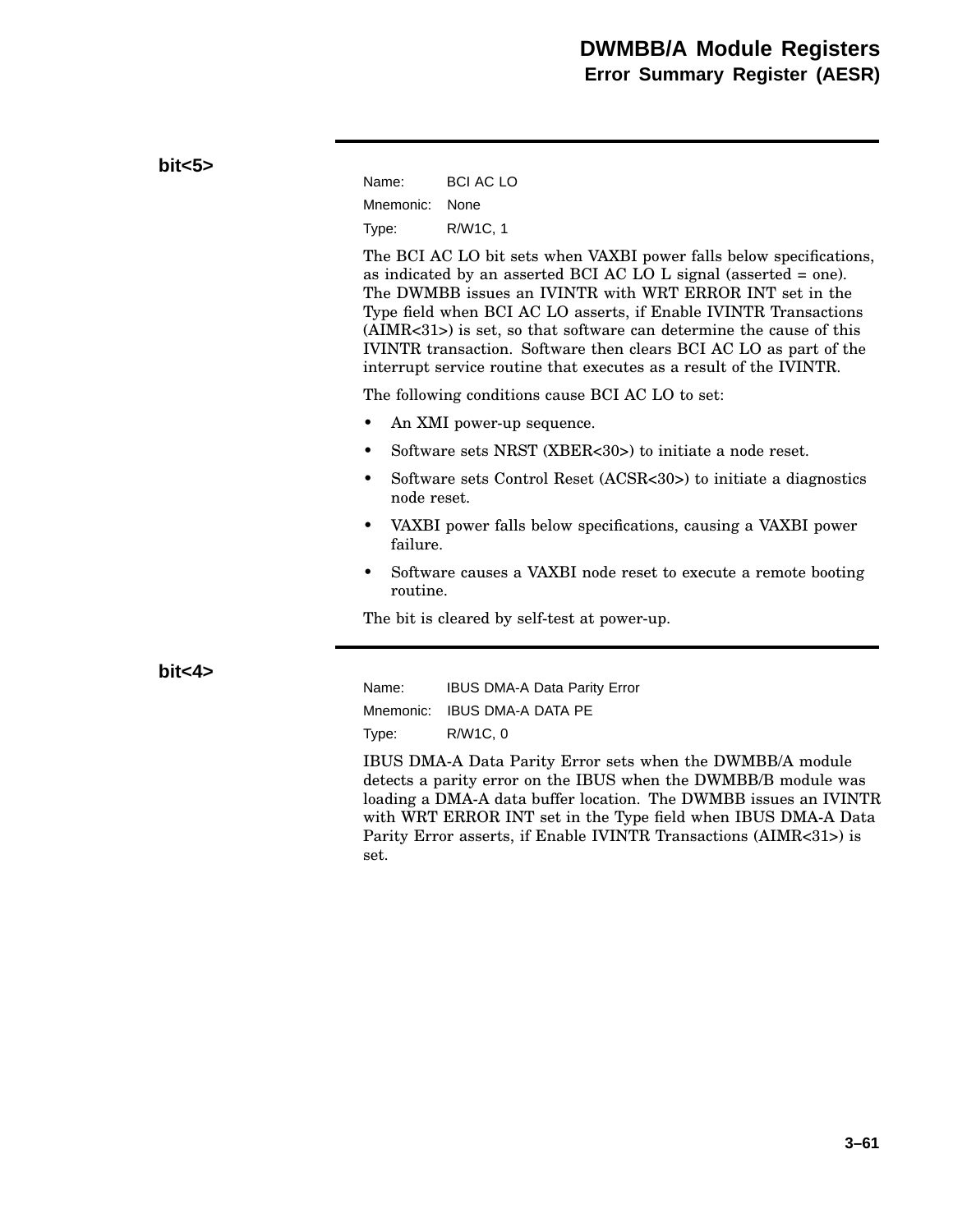### bit<5>

Name: BCI AC LO

Mnemonic: None

Type: R/W1C, 1

The BCI AC LO bit sets when VAXBI power falls below specifications, as indicated by an asserted BCI AC LO L signal (asserted = one). The DWMBB issues an IVINTR with WRT ERROR INT set in the Type field when BCI AC LO asserts, if Enable IVINTR Transactions (AIMR<31>) is set, so that software can determine the cause of this IVINTR transaction. Software then clears BCI AC LO as part of the interrupt service routine that executes as a result of the IVINTR.

The following conditions cause BCI AC LO to set:

- An XMI power-up sequence.
- Software sets NRST (XBER<30>) to initiate a node reset.
- Software sets Control Reset (ACSR<30>) to initiate a diagnostics node reset.
- VAXBI power falls below specifications, causing a VAXBI power failure.
- Software causes a VAXBI node reset to execute a remote booting routine.

The bit is cleared by self-test at power-up.

### bit<4>

Name: IBUS DMA-A Data Parity Error

Mnemonic: IBUS DMA-A DATA PE

Type: R/W1C, 0

IBUS DMA-A Data Parity Error sets when the DWMBB/A module detects a parity error on the IBUS when the DWMBB/B module was loading a DMA-A data buffer location. The DWMBB issues an IVINTR with WRT ERROR INT set in the Type field when IBUS DMA-A Data Parity Error asserts, if Enable IVINTR Transactions (AIMR<31>) is set.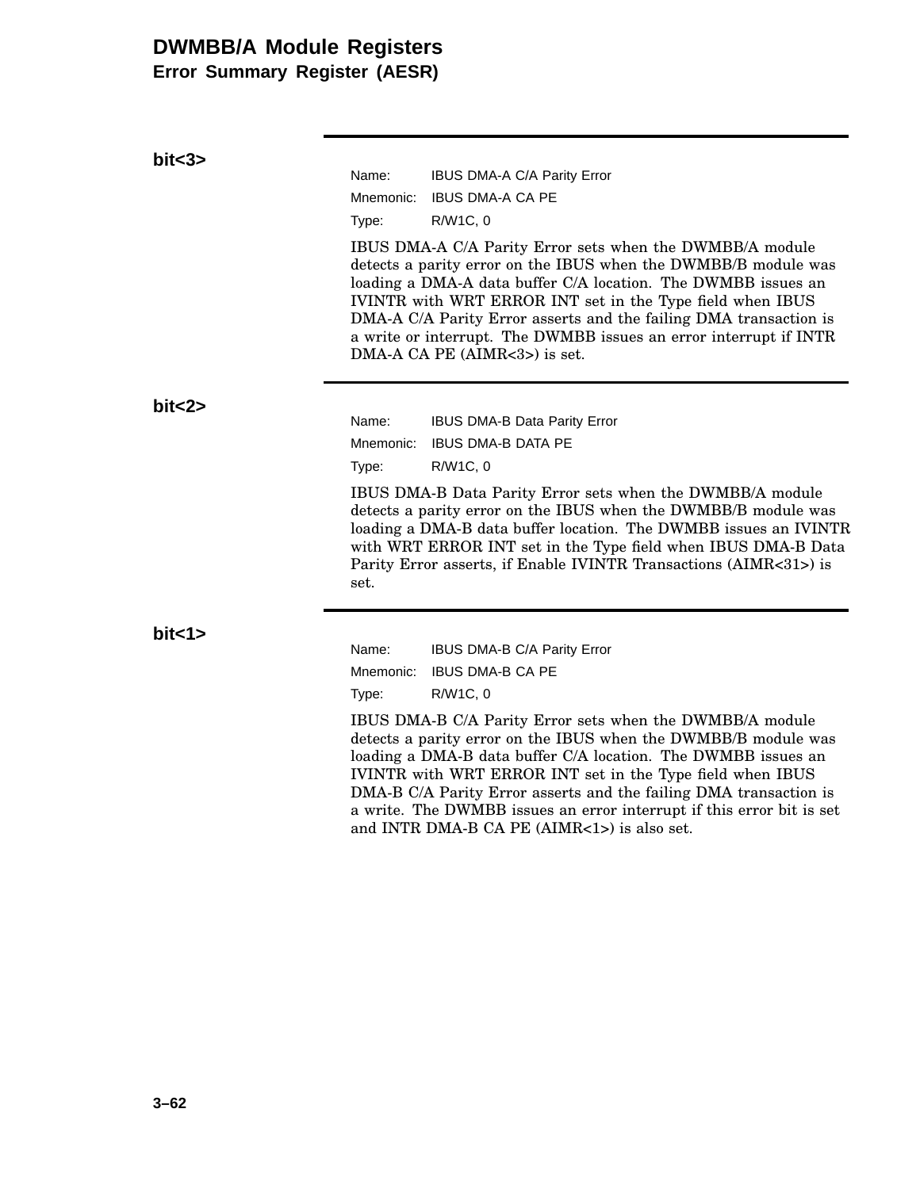# DWMBB/A Module Registers

## Error Summary Register (AESR)

### bit<3>

Name: IBUS DMA-A C/A Parity Error

Mnemonic: IBUS DMA-A CA PE

Type: R/W1C, 0

IBUS DMA-A C/A Parity Error sets when the DWMBB/A module detects a parity error on the IBUS when the DWMBB/B module was loading a DMA-A data buffer C/A location. The DWMBB issues an IVINTR with WRT ERROR INT set in the Type field when IBUS DMA-A C/A Parity Error asserts and the failing DMA transaction is a write or interrupt. The DWMBB issues an error interrupt if INTR DMA-A CA PE (AIMR<3>) is set.

### bit<2>

Name: IBUS DMA-B Data Parity Error

Mnemonic: IBUS DMA-B DATA PE

Type: R/W1C, 0

IBUS DMA-B Data Parity Error sets when the DWMBB/A module detects a parity error on the IBUS when the DWMBB/B module was loading a DMA-B data buffer location. The DWMBB issues an IVINTR with WRT ERROR INT set in the Type field when IBUS DMA-B Data Parity Error asserts, if Enable IVINTR Transactions (AIMR<31>) is set.

### bit<1>

Name: IBUS DMA-B C/A Parity Error

Mnemonic: IBUS DMA-B CA PE

Type: R/W1C, 0

IBUS DMA-B C/A Parity Error sets when the DWMBB/A module detects a parity error on the IBUS when the DWMBB/B module was loading a DMA-B data buffer C/A location. The DWMBB issues an IVINTR with WRT ERROR INT set in the Type field when IBUS DMA-B C/A Parity Error asserts and the failing DMA transaction is a write. The DWMBB issues an error interrupt if this error bit is set and INTR DMA-B CA PE (AIMR<1>) is also set.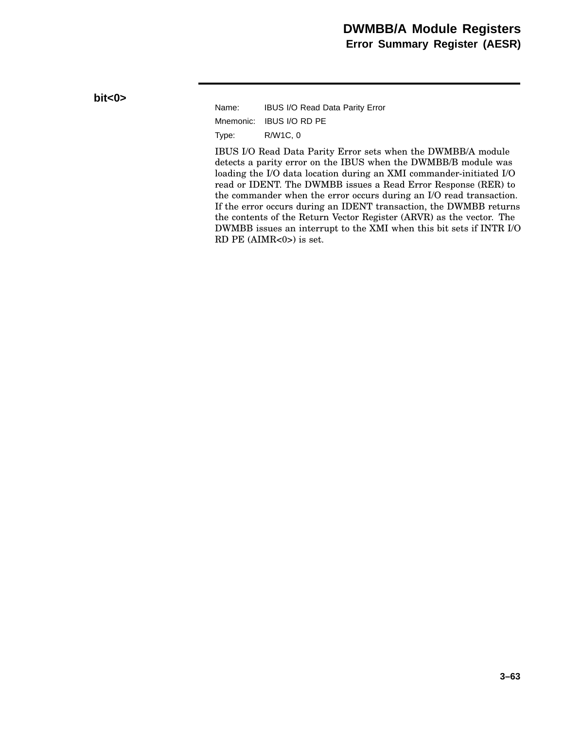### bit<0>

Name: IBUS I/O Read Data Parity Error

Mnemonic: IBUS I/O RD PE

Type: R/W1C, 0

IBUS I/O Read Data Parity Error sets when the DWMBB/A module detects a parity error on the IBUS when the DWMBB/B module was loading the I/O data location during an XMI commander-initiated I/O read or IDENT. The DWMBB issues a Read Error Response (RER) to the commander when the error occurs during an I/O read transaction. If the error occurs during an IDENT transaction, the DWMBB returns the contents of the Return Vector Register (ARVR) as the vector. The DWMBB issues an interrupt to the XMI when this bit sets if INTR I/O RD PE (AIMR<0>) is set.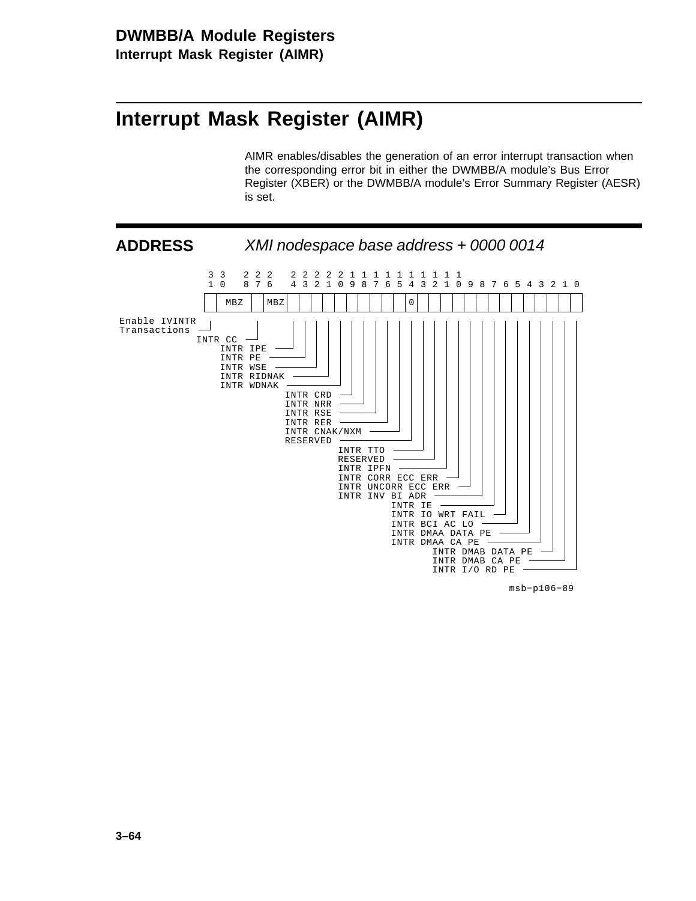# Interrupt Mask Register (AIMR)

AIMR enables/disables the generation of an error interrupt transaction when the corresponding error bit in either the DWMBB/A module's Bus Error Register (XBER) or the DWMBB/A module's Error Summary Register (AESR) is set.

## ADDRESS

*XMI nodespace base address + 0000 0014*

```
 3 3   2 2 2   2 2 2 2 2 1 1 1 1 1 1 1 1 1 1
 1 0   8 7 6   4 3 2 1 0 9 8 7 6 5 4 3 2 1 0 9 8 7 6 5 4 3 2 1 0
+--+-------+--+---+--+--+--+--+--+--+--+--+--+--+--+--+--+--+--+--+--+--+--+--+--+--+--+--+--+--+
|  |  MBZ  |  |MBZ|  |  |  |  |  |  |  |  |  |  | 0|  |  |  |  |  |  |  |  |  |  |  |  |  |  |  |
+--+-------+--+---+--+--+--+--+--+--+--+--+--+--+--+--+--+--+--+--+--+--+--+--+--+--+--+--+--+--+

Bit 31  Enable IVINTR Transactions
Bit 27  INTR CC
Bit 24  INTR IPE
Bit 23  INTR PE
Bit 22  INTR WSE
Bit 21  INTR RIDNAK
Bit 20  INTR WDNAK
Bit 19  INTR CRD
Bit 18  INTR NRR
Bit 17  INTR RSE
Bit 16  INTR RER
Bit 15  INTR CNAK/NXM
Bit 14  RESERVED
Bit 13  INTR TTO
Bit 12  RESERVED
Bit 11  INTR IPFN
Bit 10  INTR CORR ECC ERR
Bit 9   INTR UNCORR ECC ERR
Bit 8   INTR INV BI ADR
Bit 7   INTR IE
Bit 6   INTR IO WRT FAIL
Bit 5   INTR BCI AC LO
Bit 4   INTR DMAA DATA PE
Bit 3   INTR DMAA CA PE
Bit 2   INTR DMAB DATA PE
Bit 1   INTR DMAB CA PE
Bit 0   INTR I/O RD PE
```

msb−p106−89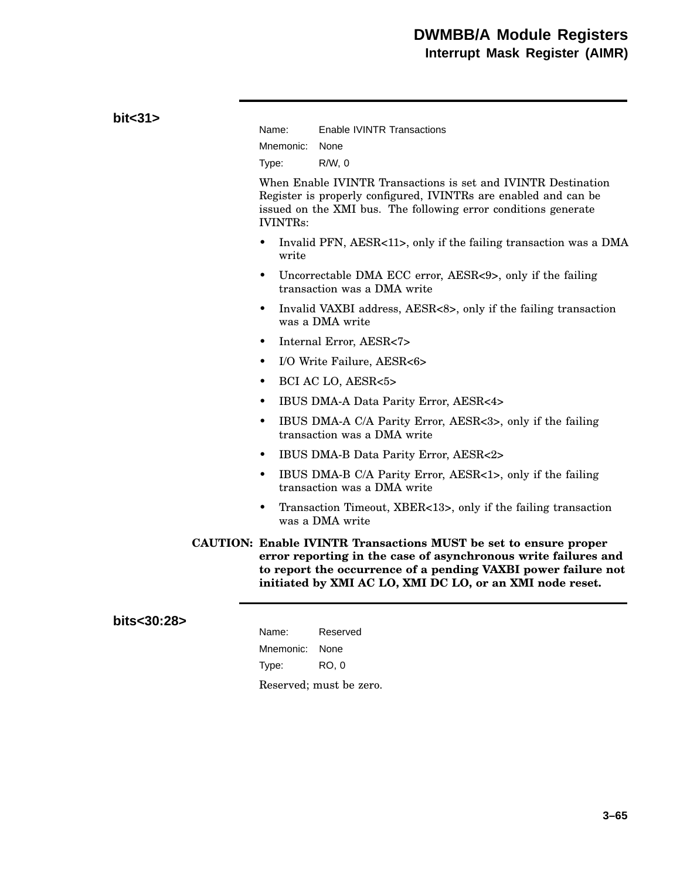### bit<31>

Name: Enable IVINTR Transactions
Mnemonic: None
Type: R/W, 0

When Enable IVINTR Transactions is set and IVINTR Destination Register is properly configured, IVINTRs are enabled and can be issued on the XMI bus. The following error conditions generate IVINTRs:

- Invalid PFN, AESR<11>, only if the failing transaction was a DMA write
- Uncorrectable DMA ECC error, AESR<9>, only if the failing transaction was a DMA write
- Invalid VAXBI address, AESR<8>, only if the failing transaction was a DMA write
- Internal Error, AESR<7>
- I/O Write Failure, AESR<6>
- BCI AC LO, AESR<5>
- IBUS DMA-A Data Parity Error, AESR<4>
- IBUS DMA-A C/A Parity Error, AESR<3>, only if the failing transaction was a DMA write
- IBUS DMA-B Data Parity Error, AESR<2>
- IBUS DMA-B C/A Parity Error, AESR<1>, only if the failing transaction was a DMA write
- Transaction Timeout, XBER<13>, only if the failing transaction was a DMA write

**CAUTION: Enable IVINTR Transactions MUST be set to ensure proper error reporting in the case of asynchronous write failures and to report the occurrence of a pending VAXBI power failure not initiated by XMI AC LO, XMI DC LO, or an XMI node reset.**

### bits<30:28>

Name: Reserved
Mnemonic: None
Type: RO, 0

Reserved; must be zero.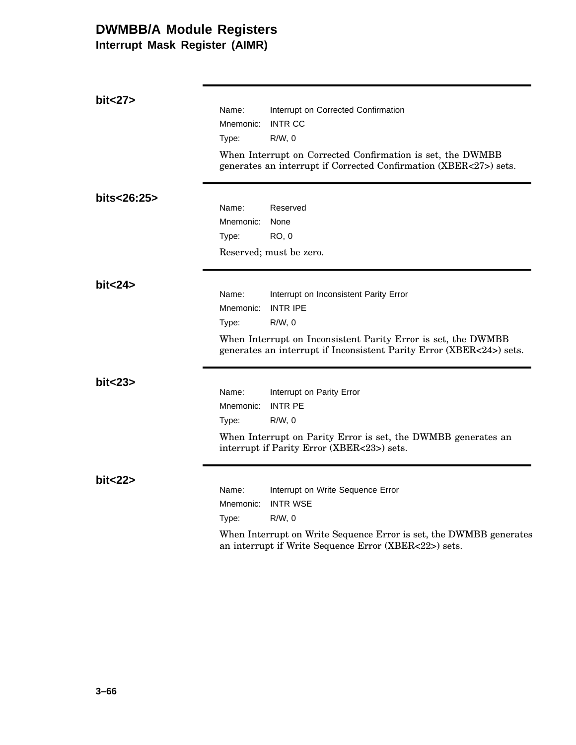## bit<27>

Name: Interrupt on Corrected Confirmation
Mnemonic: INTR CC
Type: R/W, 0

When Interrupt on Corrected Confirmation is set, the DWMBB generates an interrupt if Corrected Confirmation (XBER<27>) sets.

## bits<26:25>

Name: Reserved
Mnemonic: None
Type: RO, 0

Reserved; must be zero.

## bit<24>

Name: Interrupt on Inconsistent Parity Error
Mnemonic: INTR IPE
Type: R/W, 0

When Interrupt on Inconsistent Parity Error is set, the DWMBB generates an interrupt if Inconsistent Parity Error (XBER<24>) sets.

## bit<23>

Name: Interrupt on Parity Error
Mnemonic: INTR PE
Type: R/W, 0

When Interrupt on Parity Error is set, the DWMBB generates an interrupt if Parity Error (XBER<23>) sets.

## bit<22>

Name: Interrupt on Write Sequence Error
Mnemonic: INTR WSE
Type: R/W, 0

When Interrupt on Write Sequence Error is set, the DWMBB generates an interrupt if Write Sequence Error (XBER<22>) sets.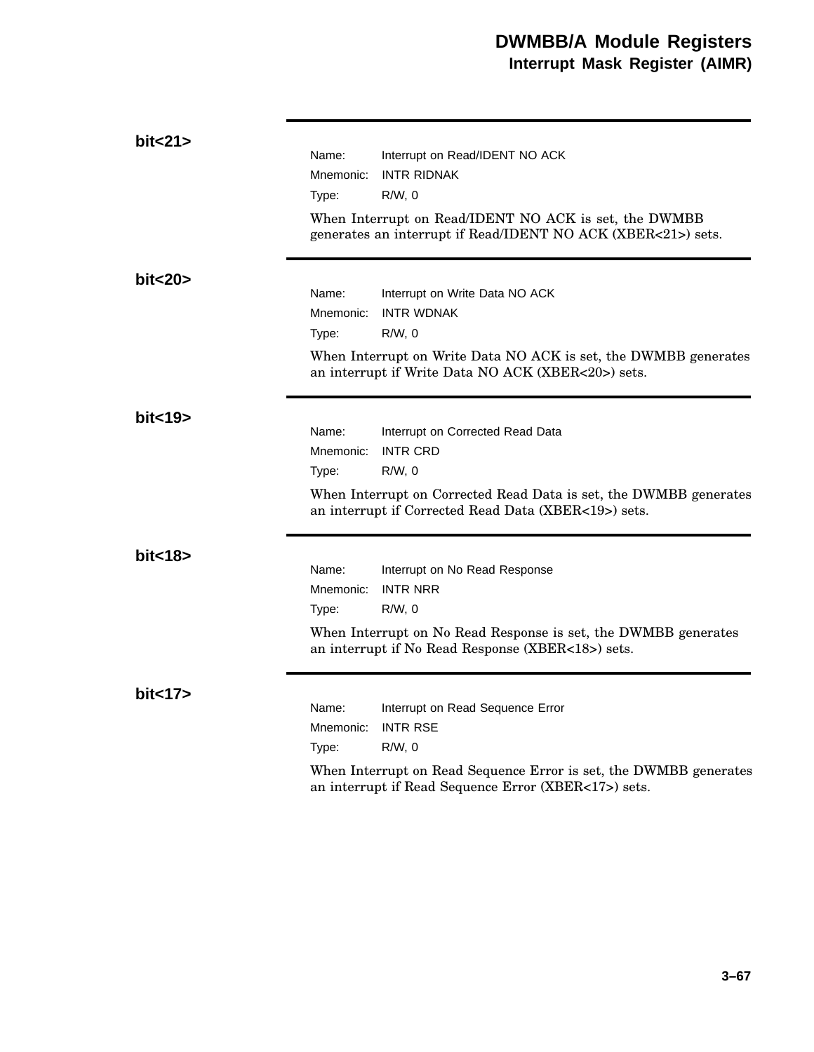**bit<21>**

Name: Interrupt on Read/IDENT NO ACK
Mnemonic: INTR RIDNAK
Type: R/W, 0

When Interrupt on Read/IDENT NO ACK is set, the DWMBB generates an interrupt if Read/IDENT NO ACK (XBER<21>) sets.

**bit<20>**

Name: Interrupt on Write Data NO ACK
Mnemonic: INTR WDNAK
Type: R/W, 0

When Interrupt on Write Data NO ACK is set, the DWMBB generates an interrupt if Write Data NO ACK (XBER<20>) sets.

**bit<19>**

Name: Interrupt on Corrected Read Data
Mnemonic: INTR CRD
Type: R/W, 0

When Interrupt on Corrected Read Data is set, the DWMBB generates an interrupt if Corrected Read Data (XBER<19>) sets.

**bit<18>**

Name: Interrupt on No Read Response
Mnemonic: INTR NRR
Type: R/W, 0

When Interrupt on No Read Response is set, the DWMBB generates an interrupt if No Read Response (XBER<18>) sets.

**bit<17>**

Name: Interrupt on Read Sequence Error
Mnemonic: INTR RSE
Type: R/W, 0

When Interrupt on Read Sequence Error is set, the DWMBB generates an interrupt if Read Sequence Error (XBER<17>) sets.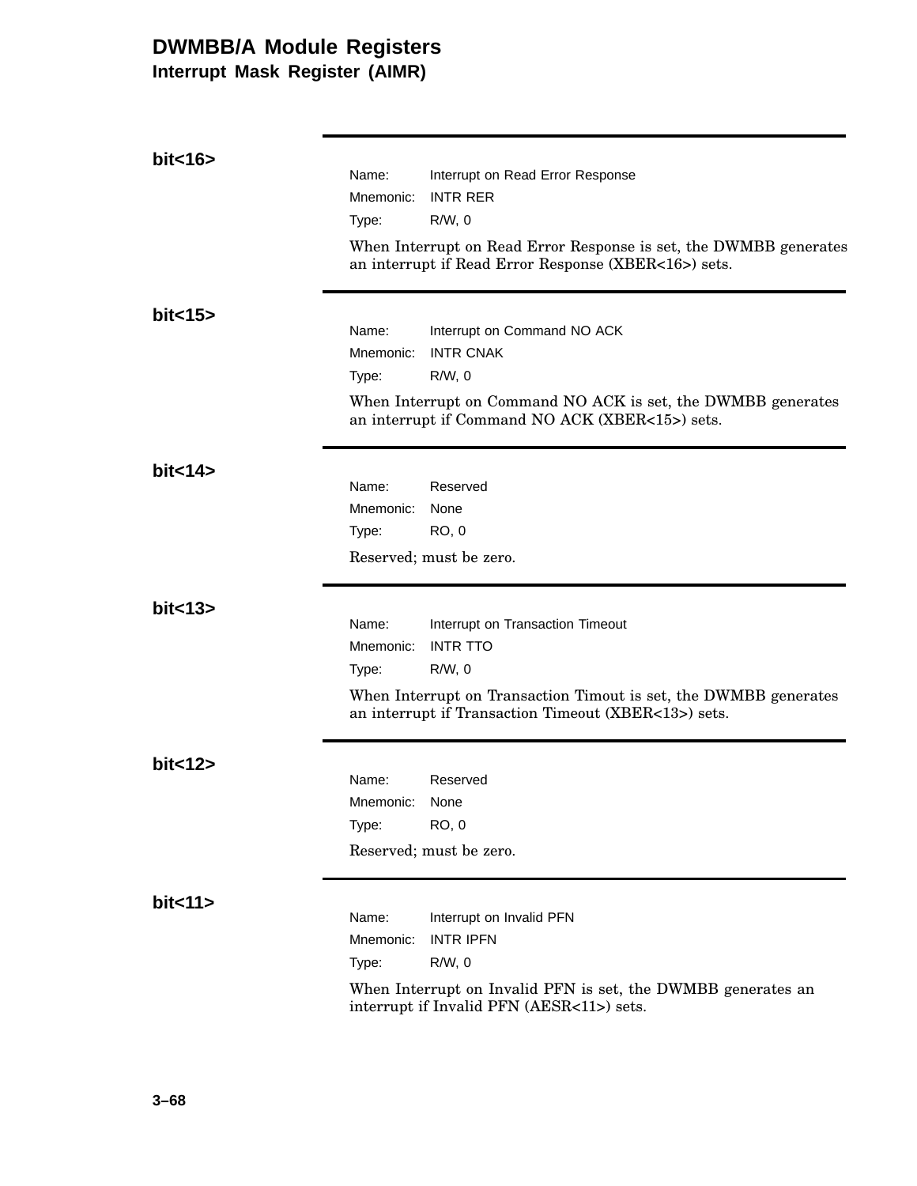# DWMBB/A Module Registers

## Interrupt Mask Register (AIMR)

**bit<16>**

Name: Interrupt on Read Error Response
Mnemonic: INTR RER
Type: R/W, 0

When Interrupt on Read Error Response is set, the DWMBB generates an interrupt if Read Error Response (XBER<16>) sets.

**bit<15>**

Name: Interrupt on Command NO ACK
Mnemonic: INTR CNAK
Type: R/W, 0

When Interrupt on Command NO ACK is set, the DWMBB generates an interrupt if Command NO ACK (XBER<15>) sets.

**bit<14>**

Name: Reserved
Mnemonic: None
Type: RO, 0

Reserved; must be zero.

**bit<13>**

Name: Interrupt on Transaction Timeout
Mnemonic: INTR TTO
Type: R/W, 0

When Interrupt on Transaction Timout is set, the DWMBB generates an interrupt if Transaction Timeout (XBER<13>) sets.

**bit<12>**

Name: Reserved
Mnemonic: None
Type: RO, 0

Reserved; must be zero.

**bit<11>**

Name: Interrupt on Invalid PFN
Mnemonic: INTR IPFN
Type: R/W, 0

When Interrupt on Invalid PFN is set, the DWMBB generates an interrupt if Invalid PFN (AESR<11>) sets.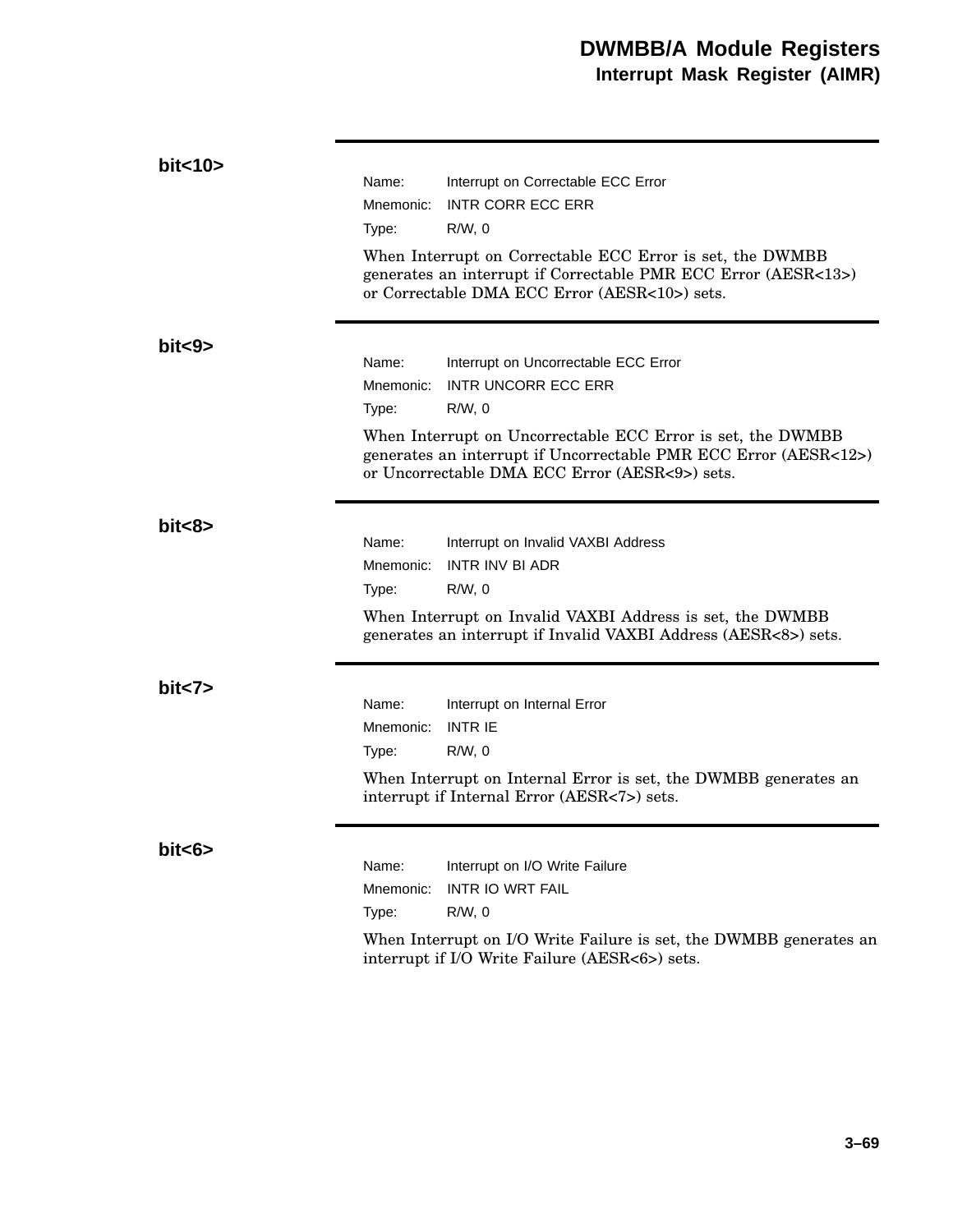### bit<10>

Name: Interrupt on Correctable ECC Error
Mnemonic: INTR CORR ECC ERR
Type: R/W, 0

When Interrupt on Correctable ECC Error is set, the DWMBB generates an interrupt if Correctable PMR ECC Error (AESR<13>) or Correctable DMA ECC Error (AESR<10>) sets.

### bit<9>

Name: Interrupt on Uncorrectable ECC Error
Mnemonic: INTR UNCORR ECC ERR
Type: R/W, 0

When Interrupt on Uncorrectable ECC Error is set, the DWMBB generates an interrupt if Uncorrectable PMR ECC Error (AESR<12>) or Uncorrectable DMA ECC Error (AESR<9>) sets.

### bit<8>

Name: Interrupt on Invalid VAXBI Address
Mnemonic: INTR INV BI ADR
Type: R/W, 0

When Interrupt on Invalid VAXBI Address is set, the DWMBB generates an interrupt if Invalid VAXBI Address (AESR<8>) sets.

### bit<7>

Name: Interrupt on Internal Error
Mnemonic: INTR IE
Type: R/W, 0

When Interrupt on Internal Error is set, the DWMBB generates an interrupt if Internal Error (AESR<7>) sets.

### bit<6>

Name: Interrupt on I/O Write Failure
Mnemonic: INTR IO WRT FAIL
Type: R/W, 0

When Interrupt on I/O Write Failure is set, the DWMBB generates an interrupt if I/O Write Failure (AESR<6>) sets.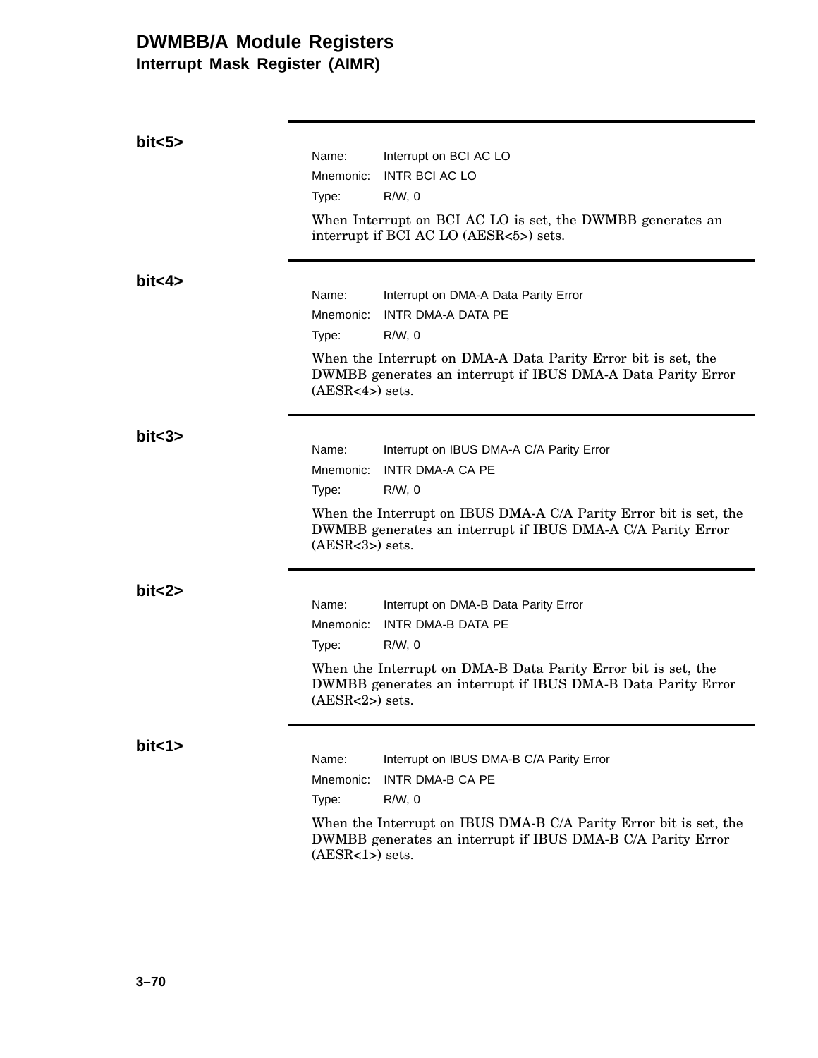## bit<5>

Name: Interrupt on BCI AC LO
Mnemonic: INTR BCI AC LO
Type: R/W, 0

When Interrupt on BCI AC LO is set, the DWMBB generates an interrupt if BCI AC LO (AESR<5>) sets.

## bit<4>

Name: Interrupt on DMA-A Data Parity Error
Mnemonic: INTR DMA-A DATA PE
Type: R/W, 0

When the Interrupt on DMA-A Data Parity Error bit is set, the DWMBB generates an interrupt if IBUS DMA-A Data Parity Error (AESR<4>) sets.

## bit<3>

Name: Interrupt on IBUS DMA-A C/A Parity Error
Mnemonic: INTR DMA-A CA PE
Type: R/W, 0

When the Interrupt on IBUS DMA-A C/A Parity Error bit is set, the DWMBB generates an interrupt if IBUS DMA-A C/A Parity Error (AESR<3>) sets.

## bit<2>

Name: Interrupt on DMA-B Data Parity Error
Mnemonic: INTR DMA-B DATA PE
Type: R/W, 0

When the Interrupt on DMA-B Data Parity Error bit is set, the DWMBB generates an interrupt if IBUS DMA-B Data Parity Error (AESR<2>) sets.

## bit<1>

Name: Interrupt on IBUS DMA-B C/A Parity Error
Mnemonic: INTR DMA-B CA PE
Type: R/W, 0

When the Interrupt on IBUS DMA-B C/A Parity Error bit is set, the DWMBB generates an interrupt if IBUS DMA-B C/A Parity Error (AESR<1>) sets.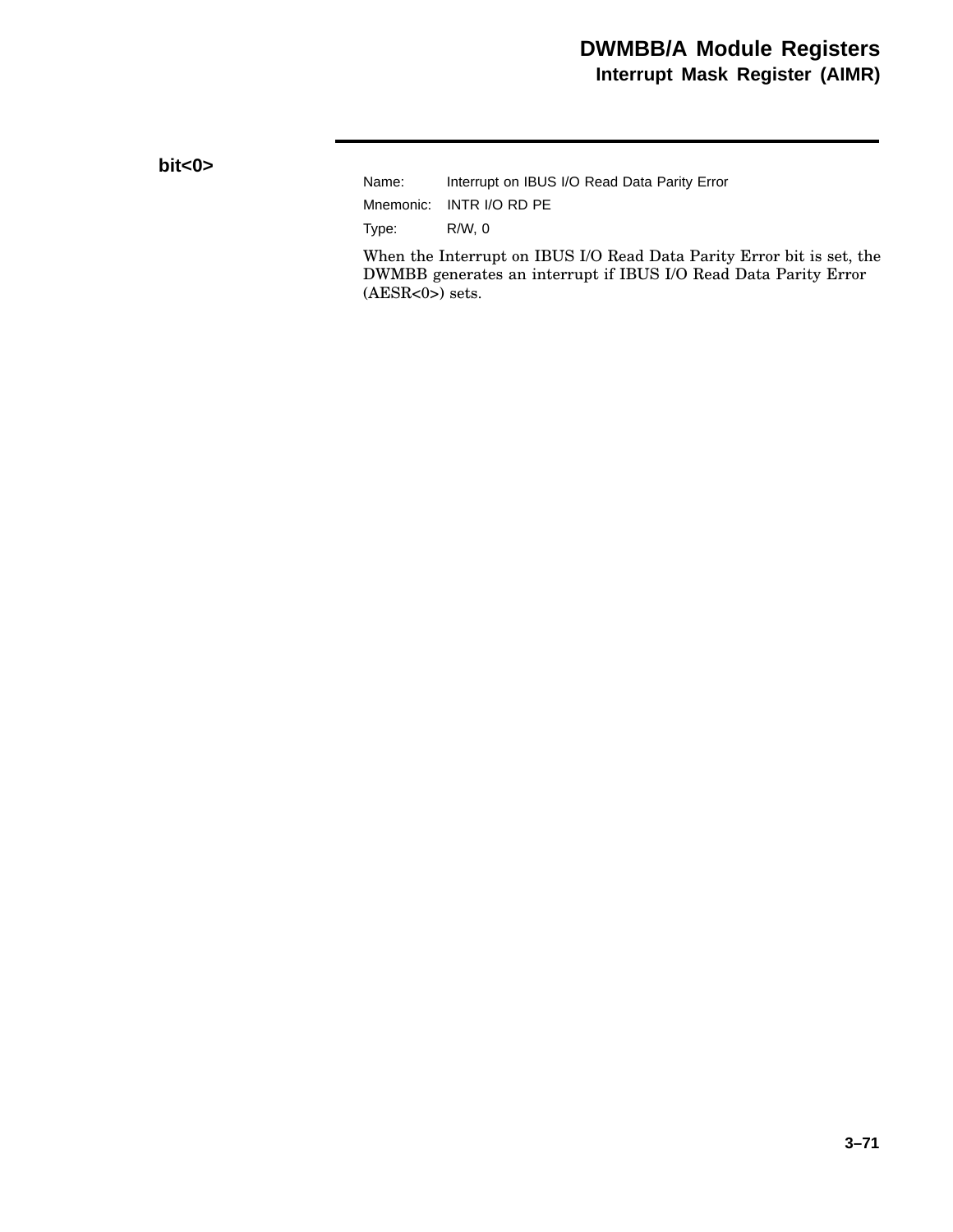**bit<0>**

Name: Interrupt on IBUS I/O Read Data Parity Error

Mnemonic: INTR I/O RD PE

Type: R/W, 0

When the Interrupt on IBUS I/O Read Data Parity Error bit is set, the DWMBB generates an interrupt if IBUS I/O Read Data Parity Error (AESR<0>) sets.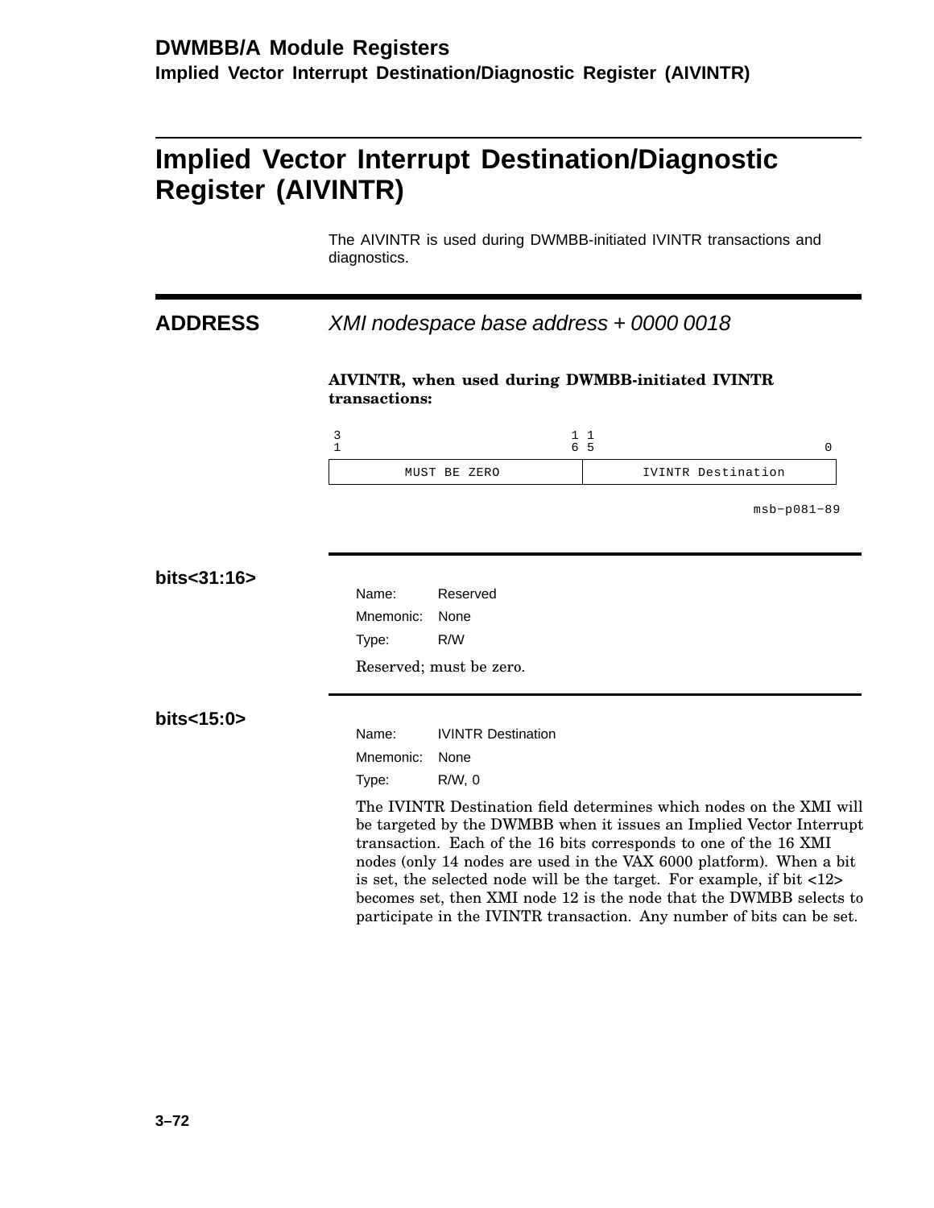# Implied Vector Interrupt Destination/Diagnostic Register (AIVINTR)

The AIVINTR is used during DWMBB-initiated IVINTR transactions and diagnostics.

## ADDRESS

*XMI nodespace base address + 0000 0018*

**AIVINTR, when used during DWMBB-initiated IVINTR transactions:**

| 31 ... 16 | 15 ... 0 |
|---|---|
| MUST BE ZERO | IVINTR Destination |

msb−p081−89

### bits<31:16>

Name: Reserved

Mnemonic: None

Type: R/W

Reserved; must be zero.

### bits<15:0>

Name: IVINTR Destination

Mnemonic: None

Type: R/W, 0

The IVINTR Destination field determines which nodes on the XMI will be targeted by the DWMBB when it issues an Implied Vector Interrupt transaction. Each of the 16 bits corresponds to one of the 16 XMI nodes (only 14 nodes are used in the VAX 6000 platform). When a bit is set, the selected node will be the target. For example, if bit <12> becomes set, then XMI node 12 is the node that the DWMBB selects to participate in the IVINTR transaction. Any number of bits can be set.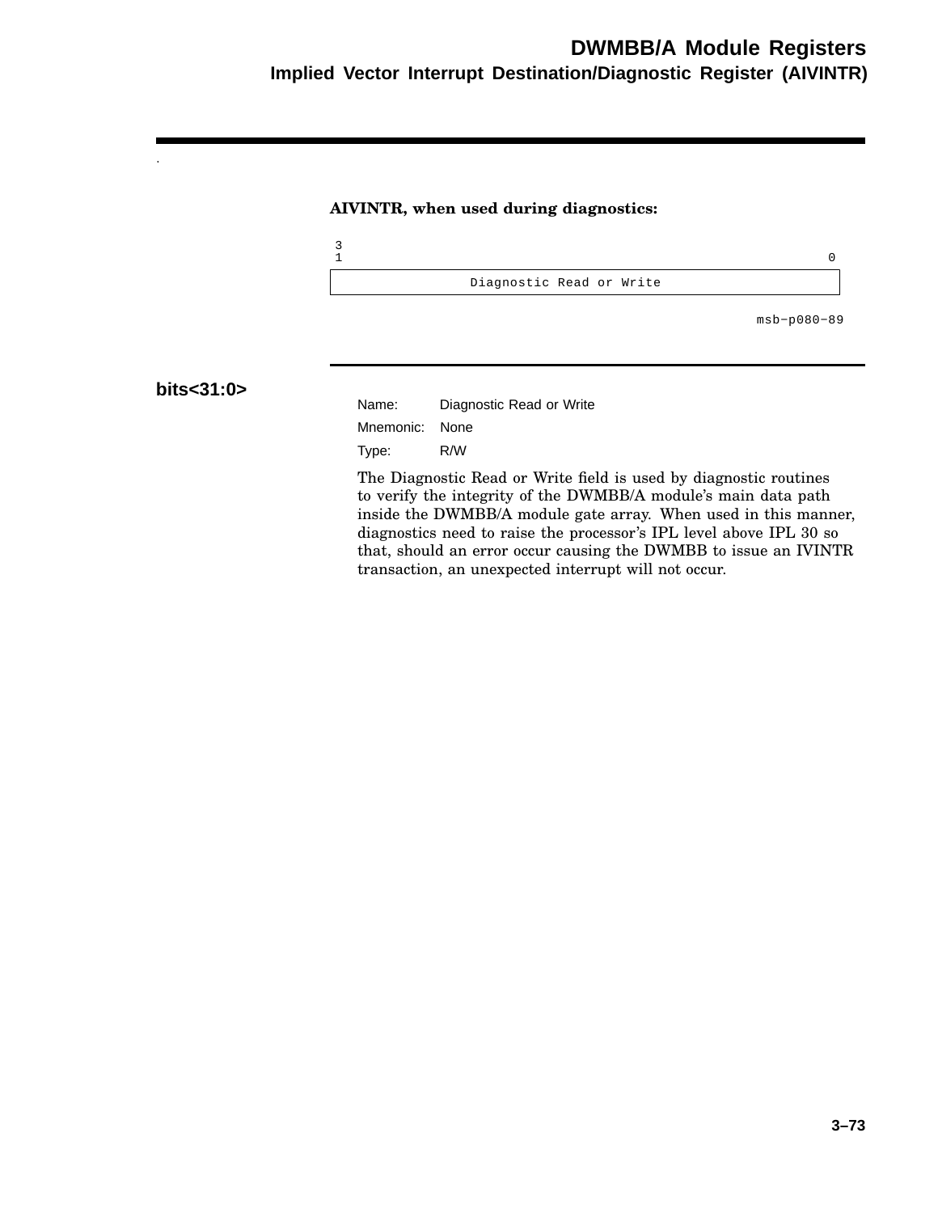**AIVINTR, when used during diagnostics:**

| 31 | 0 |
|---|---|
| Diagnostic Read or Write | |

msb−p080−89

## bits<31:0>

Name: Diagnostic Read or Write

Mnemonic: None

Type: R/W

The Diagnostic Read or Write field is used by diagnostic routines to verify the integrity of the DWMBB/A module's main data path inside the DWMBB/A module gate array. When used in this manner, diagnostics need to raise the processor's IPL level above IPL 30 so that, should an error occur causing the DWMBB to issue an IVINTR transaction, an unexpected interrupt will not occur.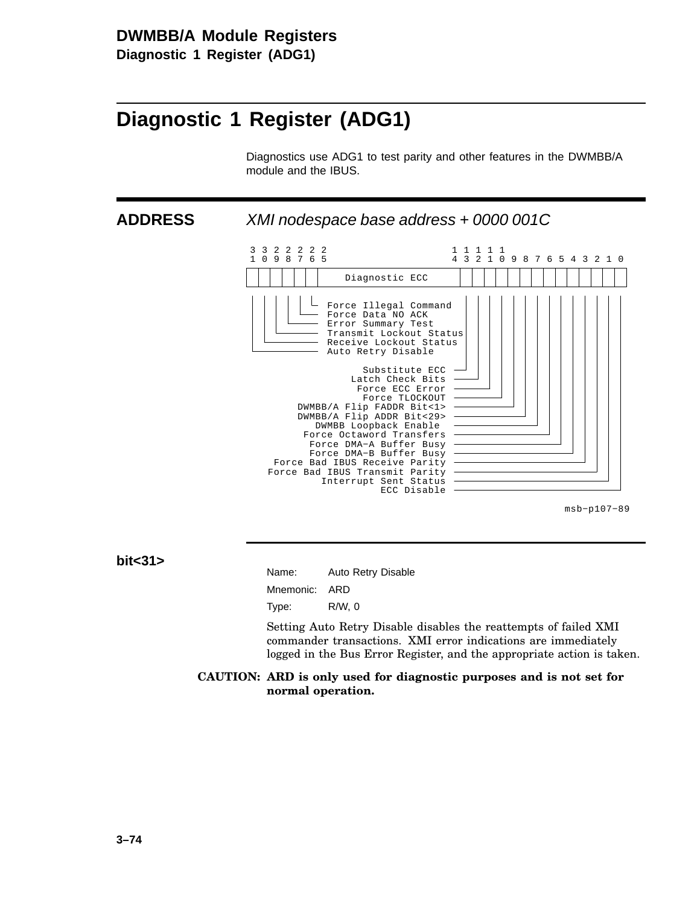# Diagnostic 1 Register (ADG1)

Diagnostics use ADG1 to test parity and other features in the DWMBB/A module and the IBUS.

## ADDRESS

*XMI nodespace base address + 0000 001C*

```
 3 3 2 2 2 2 2                      1 1 1 1 1
 1 0 9 8 7 6 5                      4 3 2 1 0 9 8 7 6 5 4 3 2 1 0
+-+-+-+-+-+-+----------------------+-+-+-+-+-+-+-+-+-+-+-+-+-+-+-+
| | | | | | |    Diagnostic ECC    | | | | | | | | | | | | | | | |
+-+-+-+-+-+-+----------------------+-+-+-+-+-+-+-+-+-+-+-+-+-+-+-+

bit<31>  Auto Retry Disable
bit<30>  Receive Lockout Status
bit<29>  Transmit Lockout Status
bit<28>  Error Summary Test
bit<27>  Force Data NO ACK
bit<26>  Force Illegal Command
bits<25:15>  Diagnostic ECC
bit<14>  Substitute ECC
bit<13>  Latch Check Bits
bit<12>  Force ECC Error
bit<11>  Force TLOCKOUT
bit<10>  DWMBB/A Flip FADDR Bit<1>
bit<9>   DWMBB/A Flip ADDR Bit<29>
bit<8>   DWMBB Loopback Enable
bit<7>   Force Octaword Transfers
bit<6>   Force DMA-A Buffer Busy
bit<5>   Force DMA-B Buffer Busy
bit<4>   Force Bad IBUS Receive Parity
bit<3>   Force Bad IBUS Transmit Parity
bit<2>   Interrupt Sent Status
bit<1>   ECC Disable
```

msb-p107-89

**bit<31>**

Name: Auto Retry Disable

Mnemonic: ARD

Type: R/W, 0

Setting Auto Retry Disable disables the reattempts of failed XMI commander transactions. XMI error indications are immediately logged in the Bus Error Register, and the appropriate action is taken.

**CAUTION: ARD is only used for diagnostic purposes and is not set for normal operation.**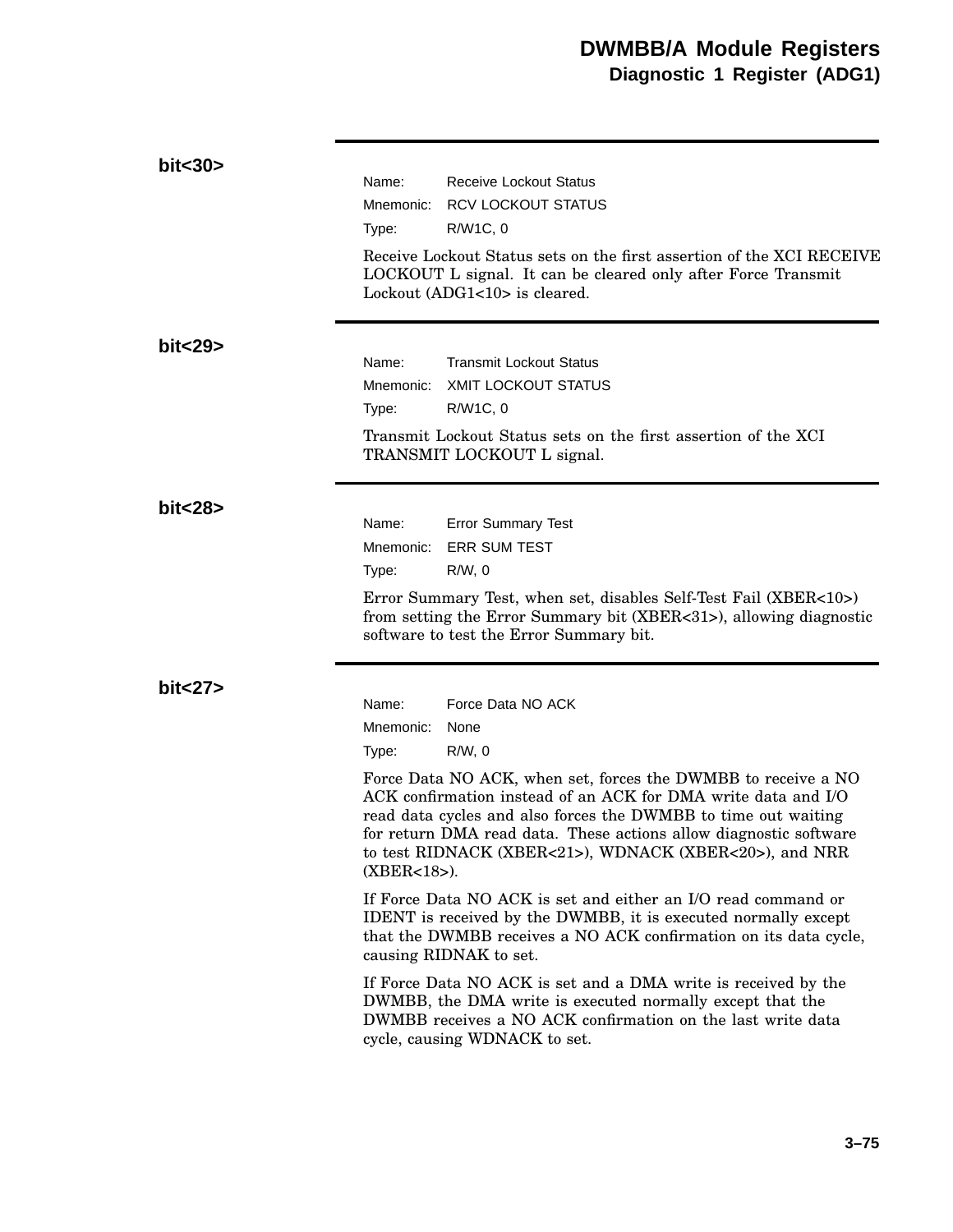### bit<30>

Name: Receive Lockout Status
Mnemonic: RCV LOCKOUT STATUS
Type: R/W1C, 0

Receive Lockout Status sets on the first assertion of the XCI RECEIVE LOCKOUT L signal. It can be cleared only after Force Transmit Lockout (ADG1<10> is cleared.

### bit<29>

Name: Transmit Lockout Status
Mnemonic: XMIT LOCKOUT STATUS
Type: R/W1C, 0

Transmit Lockout Status sets on the first assertion of the XCI TRANSMIT LOCKOUT L signal.

### bit<28>

Name: Error Summary Test
Mnemonic: ERR SUM TEST
Type: R/W, 0

Error Summary Test, when set, disables Self-Test Fail (XBER<10>) from setting the Error Summary bit (XBER<31>), allowing diagnostic software to test the Error Summary bit.

### bit<27>

Name: Force Data NO ACK
Mnemonic: None
Type: R/W, 0

Force Data NO ACK, when set, forces the DWMBB to receive a NO ACK confirmation instead of an ACK for DMA write data and I/O read data cycles and also forces the DWMBB to time out waiting for return DMA read data. These actions allow diagnostic software to test RIDNACK (XBER<21>), WDNACK (XBER<20>), and NRR (XBER<18>).

If Force Data NO ACK is set and either an I/O read command or IDENT is received by the DWMBB, it is executed normally except that the DWMBB receives a NO ACK confirmation on its data cycle, causing RIDNAK to set.

If Force Data NO ACK is set and a DMA write is received by the DWMBB, the DMA write is executed normally except that the DWMBB receives a NO ACK confirmation on the last write data cycle, causing WDNACK to set.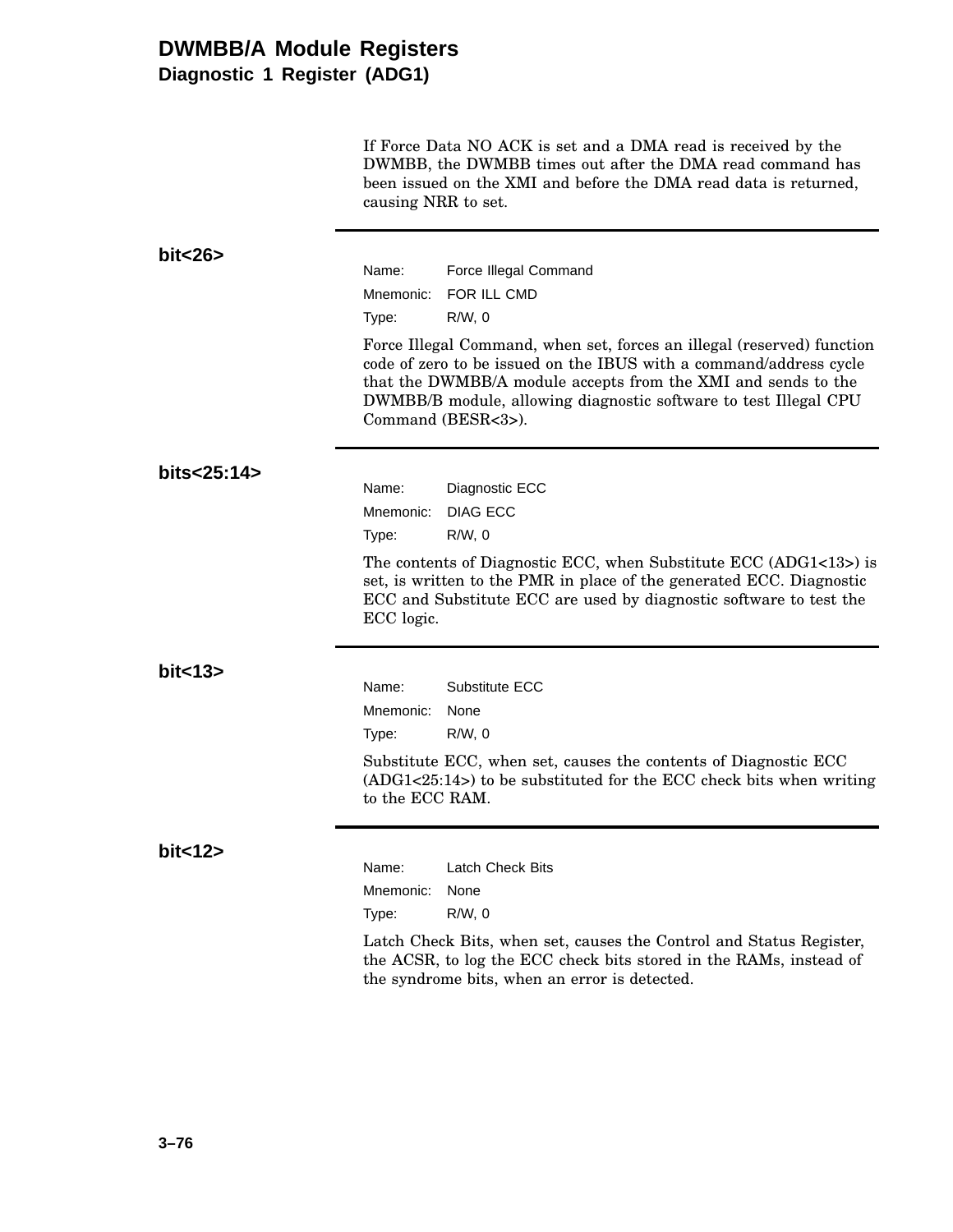If Force Data NO ACK is set and a DMA read is received by the DWMBB, the DWMBB times out after the DMA read command has been issued on the XMI and before the DMA read data is returned, causing NRR to set.

---

**bit<26>**

Name: Force Illegal Command
Mnemonic: FOR ILL CMD
Type: R/W, 0

Force Illegal Command, when set, forces an illegal (reserved) function code of zero to be issued on the IBUS with a command/address cycle that the DWMBB/A module accepts from the XMI and sends to the DWMBB/B module, allowing diagnostic software to test Illegal CPU Command (BESR<3>).

---

**bits<25:14>**

Name: Diagnostic ECC
Mnemonic: DIAG ECC
Type: R/W, 0

The contents of Diagnostic ECC, when Substitute ECC (ADG1<13>) is set, is written to the PMR in place of the generated ECC. Diagnostic ECC and Substitute ECC are used by diagnostic software to test the ECC logic.

---

**bit<13>**

Name: Substitute ECC
Mnemonic: None
Type: R/W, 0

Substitute ECC, when set, causes the contents of Diagnostic ECC (ADG1<25:14>) to be substituted for the ECC check bits when writing to the ECC RAM.

---

**bit<12>**

Name: Latch Check Bits
Mnemonic: None
Type: R/W, 0

Latch Check Bits, when set, causes the Control and Status Register, the ACSR, to log the ECC check bits stored in the RAMs, instead of the syndrome bits, when an error is detected.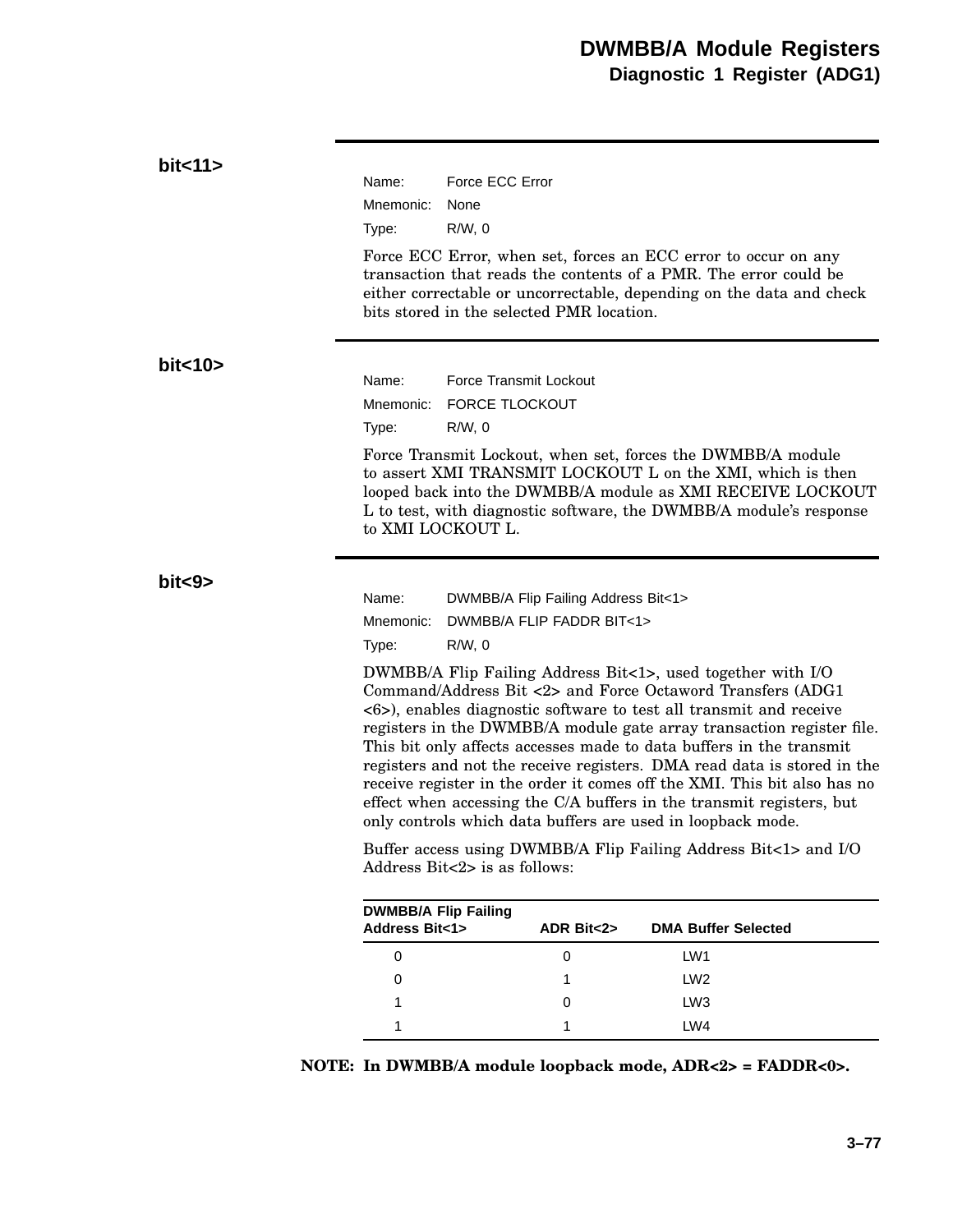### bit<11>

Name: Force ECC Error

Mnemonic: None

Type: R/W, 0

Force ECC Error, when set, forces an ECC error to occur on any transaction that reads the contents of a PMR. The error could be either correctable or uncorrectable, depending on the data and check bits stored in the selected PMR location.

### bit<10>

Name: Force Transmit Lockout

Mnemonic: FORCE TLOCKOUT

Type: R/W, 0

Force Transmit Lockout, when set, forces the DWMBB/A module to assert XMI TRANSMIT LOCKOUT L on the XMI, which is then looped back into the DWMBB/A module as XMI RECEIVE LOCKOUT L to test, with diagnostic software, the DWMBB/A module's response to XMI LOCKOUT L.

### bit<9>

Name: DWMBB/A Flip Failing Address Bit<1>

Mnemonic: DWMBB/A FLIP FADDR BIT<1>

Type: R/W, 0

DWMBB/A Flip Failing Address Bit<1>, used together with I/O Command/Address Bit <2> and Force Octaword Transfers (ADG1 <6>), enables diagnostic software to test all transmit and receive registers in the DWMBB/A module gate array transaction register file. This bit only affects accesses made to data buffers in the transmit registers and not the receive registers. DMA read data is stored in the receive register in the order it comes off the XMI. This bit also has no effect when accessing the C/A buffers in the transmit registers, but only controls which data buffers are used in loopback mode.

Buffer access using DWMBB/A Flip Failing Address Bit<1> and I/O Address Bit<2> is as follows:

| DWMBB/A Flip Failing Address Bit<1> | ADR Bit<2> | DMA Buffer Selected |
|---|---|---|
| 0 | 0 | LW1 |
| 0 | 1 | LW2 |
| 1 | 0 | LW3 |
| 1 | 1 | LW4 |

**NOTE: In DWMBB/A module loopback mode, ADR<2> = FADDR<0>.**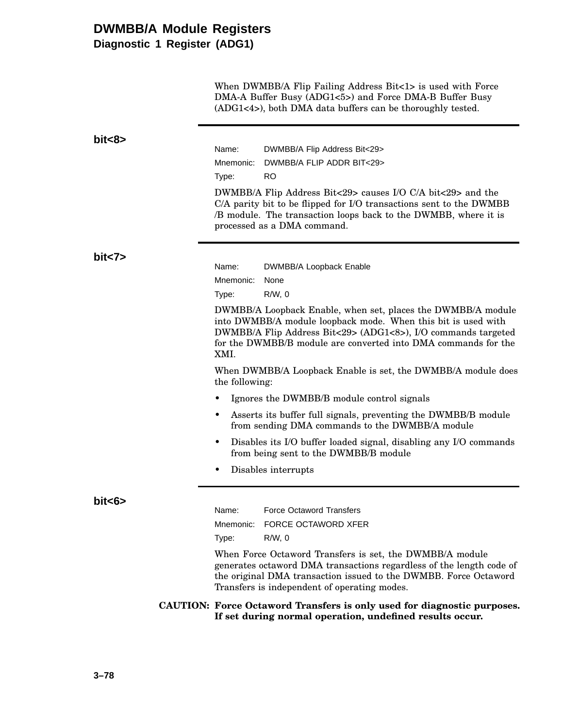When DWMBB/A Flip Failing Address Bit<1> is used with Force DMA-A Buffer Busy (ADG1<5>) and Force DMA-B Buffer Busy (ADG1<4>), both DMA data buffers can be thoroughly tested.

**bit<8>**

Name: DWMBB/A Flip Address Bit<29>
Mnemonic: DWMBB/A FLIP ADDR BIT<29>
Type: RO

DWMBB/A Flip Address Bit<29> causes I/O C/A bit<29> and the C/A parity bit to be flipped for I/O transactions sent to the DWMBB /B module. The transaction loops back to the DWMBB, where it is processed as a DMA command.

**bit<7>**

Name: DWMBB/A Loopback Enable
Mnemonic: None
Type: R/W, 0

DWMBB/A Loopback Enable, when set, places the DWMBB/A module into DWMBB/A module loopback mode. When this bit is used with DWMBB/A Flip Address Bit<29> (ADG1<8>), I/O commands targeted for the DWMBB/B module are converted into DMA commands for the XMI.

When DWMBB/A Loopback Enable is set, the DWMBB/A module does the following:

- Ignores the DWMBB/B module control signals
- Asserts its buffer full signals, preventing the DWMBB/B module from sending DMA commands to the DWMBB/A module
- Disables its I/O buffer loaded signal, disabling any I/O commands from being sent to the DWMBB/B module
- Disables interrupts

**bit<6>**

Name: Force Octaword Transfers
Mnemonic: FORCE OCTAWORD XFER
Type: R/W, 0

When Force Octaword Transfers is set, the DWMBB/A module generates octaword DMA transactions regardless of the length code of the original DMA transaction issued to the DWMBB. Force Octaword Transfers is independent of operating modes.

**CAUTION: Force Octaword Transfers is only used for diagnostic purposes. If set during normal operation, undefined results occur.**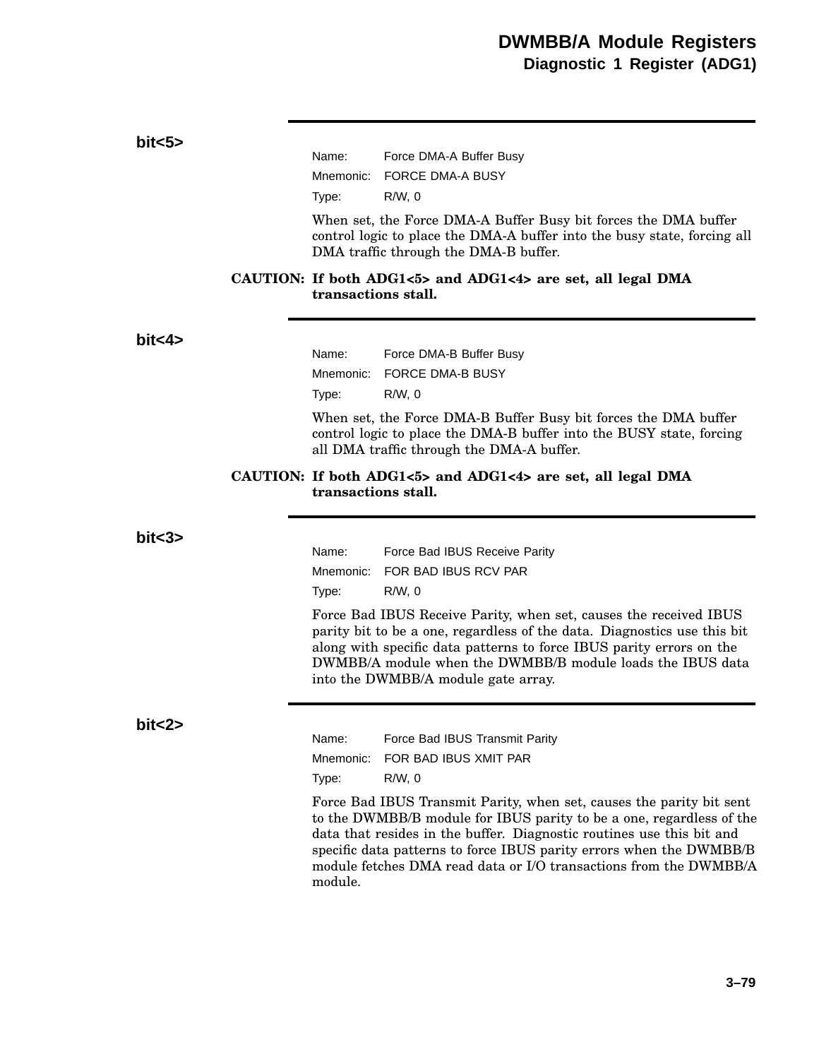### bit<5>

Name: Force DMA-A Buffer Busy

Mnemonic: FORCE DMA-A BUSY

Type: R/W, 0

When set, the Force DMA-A Buffer Busy bit forces the DMA buffer control logic to place the DMA-A buffer into the busy state, forcing all DMA traffic through the DMA-B buffer.

**CAUTION: If both ADG1<5> and ADG1<4> are set, all legal DMA transactions stall.**

### bit<4>

Name: Force DMA-B Buffer Busy

Mnemonic: FORCE DMA-B BUSY

Type: R/W, 0

When set, the Force DMA-B Buffer Busy bit forces the DMA buffer control logic to place the DMA-B buffer into the BUSY state, forcing all DMA traffic through the DMA-A buffer.

**CAUTION: If both ADG1<5> and ADG1<4> are set, all legal DMA transactions stall.**

### bit<3>

Name: Force Bad IBUS Receive Parity

Mnemonic: FOR BAD IBUS RCV PAR

Type: R/W, 0

Force Bad IBUS Receive Parity, when set, causes the received IBUS parity bit to be a one, regardless of the data. Diagnostics use this bit along with specific data patterns to force IBUS parity errors on the DWMBB/A module when the DWMBB/B module loads the IBUS data into the DWMBB/A module gate array.

### bit<2>

Name: Force Bad IBUS Transmit Parity

Mnemonic: FOR BAD IBUS XMIT PAR

Type: R/W, 0

Force Bad IBUS Transmit Parity, when set, causes the parity bit sent to the DWMBB/B module for IBUS parity to be a one, regardless of the data that resides in the buffer. Diagnostic routines use this bit and specific data patterns to force IBUS parity errors when the DWMBB/B module fetches DMA read data or I/O transactions from the DWMBB/A module.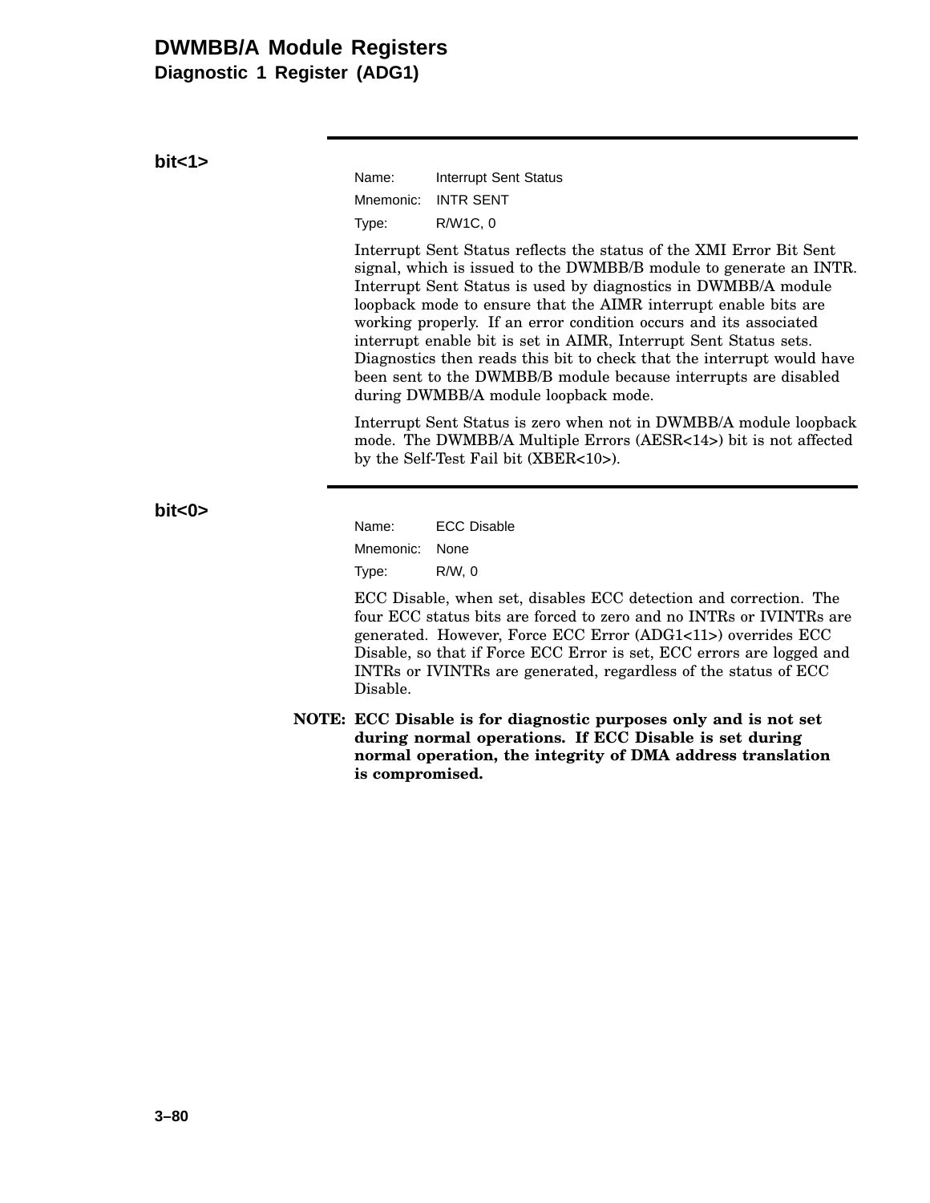# DWMBB/A Module Registers
## Diagnostic 1 Register (ADG1)

### bit<1>

Name: Interrupt Sent Status
Mnemonic: INTR SENT
Type: R/W1C, 0

Interrupt Sent Status reflects the status of the XMI Error Bit Sent signal, which is issued to the DWMBB/B module to generate an INTR. Interrupt Sent Status is used by diagnostics in DWMBB/A module loopback mode to ensure that the AIMR interrupt enable bits are working properly. If an error condition occurs and its associated interrupt enable bit is set in AIMR, Interrupt Sent Status sets. Diagnostics then reads this bit to check that the interrupt would have been sent to the DWMBB/B module because interrupts are disabled during DWMBB/A module loopback mode.

Interrupt Sent Status is zero when not in DWMBB/A module loopback mode. The DWMBB/A Multiple Errors (AESR<14>) bit is not affected by the Self-Test Fail bit (XBER<10>).

### bit<0>

Name: ECC Disable
Mnemonic: None
Type: R/W, 0

ECC Disable, when set, disables ECC detection and correction. The four ECC status bits are forced to zero and no INTRs or IVINTRs are generated. However, Force ECC Error (ADG1<11>) overrides ECC Disable, so that if Force ECC Error is set, ECC errors are logged and INTRs or IVINTRs are generated, regardless of the status of ECC Disable.

**NOTE: ECC Disable is for diagnostic purposes only and is not set during normal operations. If ECC Disable is set during normal operation, the integrity of DMA address translation is compromised.**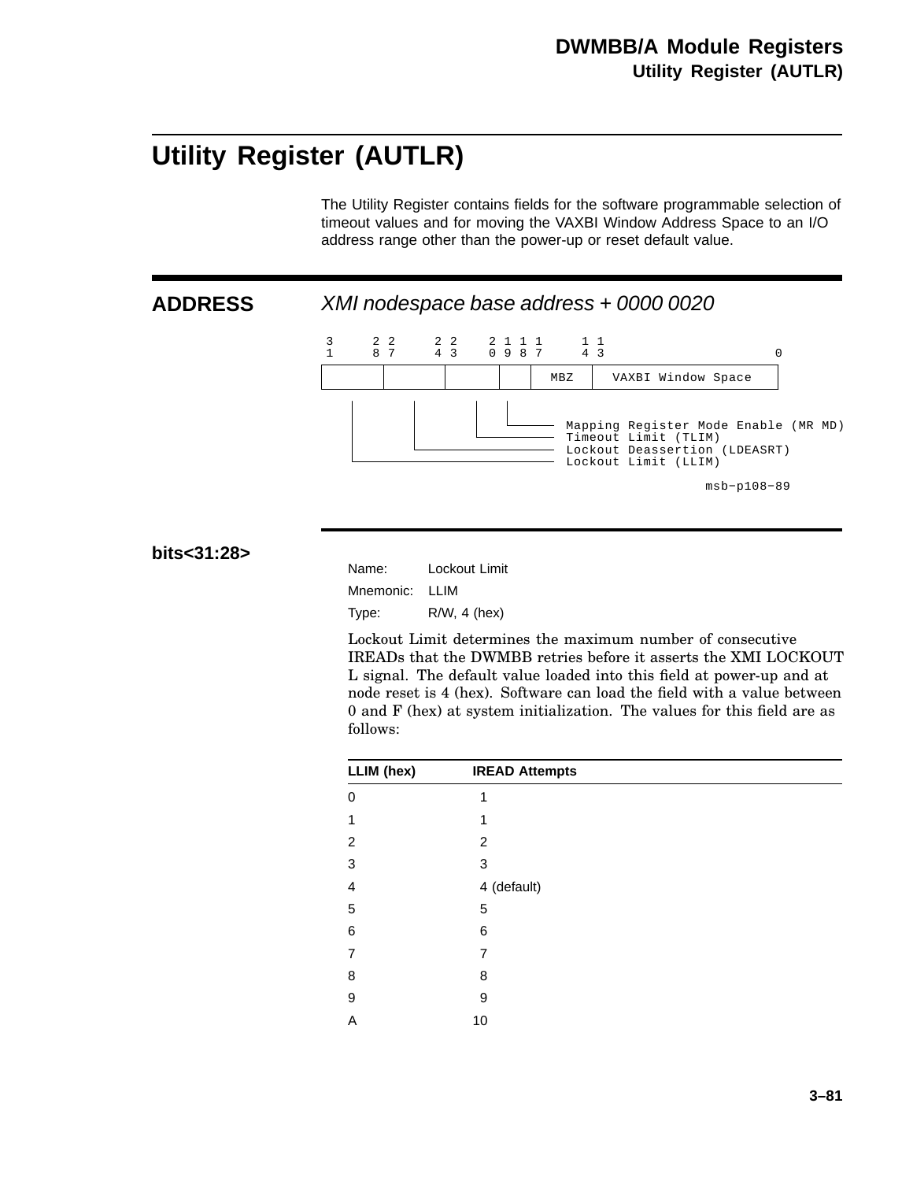# Utility Register (AUTLR)

The Utility Register contains fields for the software programmable selection of timeout values and for moving the VAXBI Window Address Space to an I/O address range other than the power-up or reset default value.

## ADDRESS

*XMI nodespace base address + 0000 0020*

```
3     2 2     2 2    2 1 1 1     1 1
1     8 7     4 3    0 9 8 7     4 3                    0
+--------+--------+--------+-----+--------+----------------------+
|        |        |        |     |  MBZ   | VAXBI Window Space   |
+--------+--------+--------+-----+--------+----------------------+
    |        |        |      |
    |        |        |      +---- Mapping Register Mode Enable (MR MD)
    |        |        +----------- Timeout Limit (TLIM)
    |        +-------------------- Lockout Deassertion (LDEASRT)
    +----------------------------- Lockout Limit (LLIM)

                                                  msb-p108-89
```

## bits<31:28>

Name: Lockout Limit

Mnemonic: LLIM

Type: R/W, 4 (hex)

Lockout Limit determines the maximum number of consecutive IREADs that the DWMBB retries before it asserts the XMI LOCKOUT L signal. The default value loaded into this field at power-up and at node reset is 4 (hex). Software can load the field with a value between 0 and F (hex) at system initialization. The values for this field are as follows:

| LLIM (hex) | IREAD Attempts |
|---|---|
| 0 | 1 |
| 1 | 1 |
| 2 | 2 |
| 3 | 3 |
| 4 | 4 (default) |
| 5 | 5 |
| 6 | 6 |
| 7 | 7 |
| 8 | 8 |
| 9 | 9 |
| A | 10 |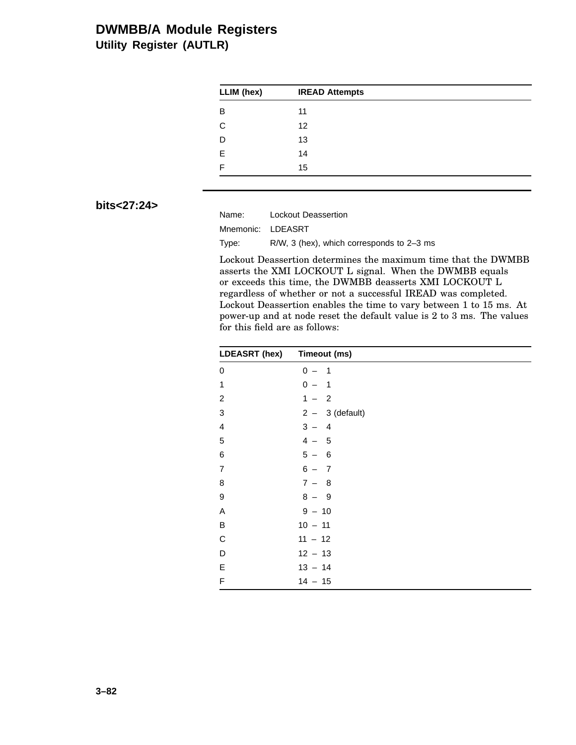| LLIM (hex) | IREAD Attempts |
|---|---|
| B | 11 |
| C | 12 |
| D | 13 |
| E | 14 |
| F | 15 |

### bits<27:24>

Name: Lockout Deassertion

Mnemonic: LDEASRT

Type: R/W, 3 (hex), which corresponds to 2–3 ms

Lockout Deassertion determines the maximum time that the DWMBB asserts the XMI LOCKOUT L signal. When the DWMBB equals or exceeds this time, the DWMBB deasserts XMI LOCKOUT L regardless of whether or not a successful IREAD was completed. Lockout Deassertion enables the time to vary between 1 to 15 ms. At power-up and at node reset the default value is 2 to 3 ms. The values for this field are as follows:

| LDEASRT (hex) | Timeout (ms) |
|---|---|
| 0 | 0 – 1 |
| 1 | 0 – 1 |
| 2 | 1 – 2 |
| 3 | 2 – 3 (default) |
| 4 | 3 – 4 |
| 5 | 4 – 5 |
| 6 | 5 – 6 |
| 7 | 6 – 7 |
| 8 | 7 – 8 |
| 9 | 8 – 9 |
| A | 9 – 10 |
| B | 10 – 11 |
| C | 11 – 12 |
| D | 12 – 13 |
| E | 13 – 14 |
| F | 14 – 15 |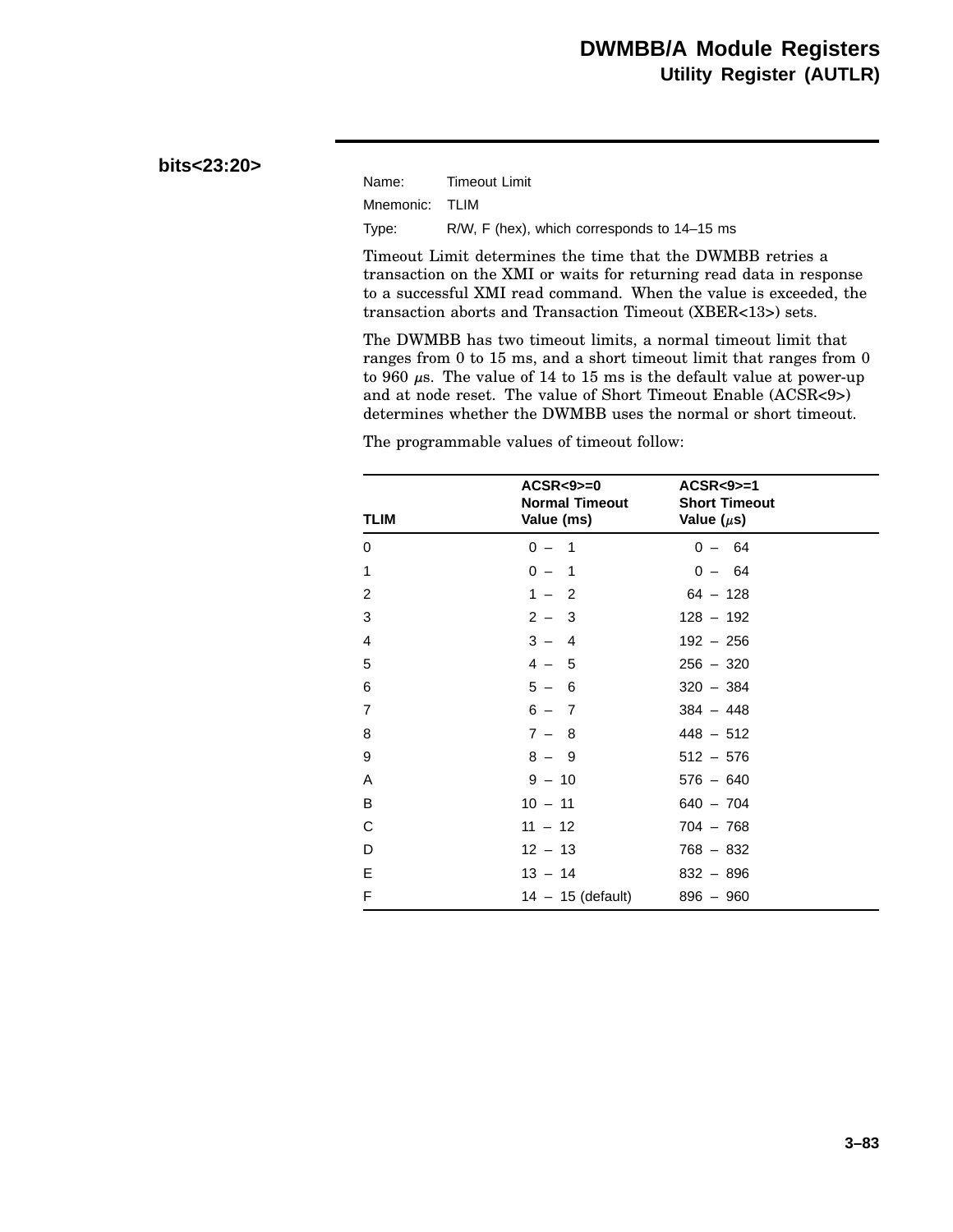## bits<23:20>

Name: Timeout Limit

Mnemonic: TLIM

Type: R/W, F (hex), which corresponds to 14–15 ms

Timeout Limit determines the time that the DWMBB retries a transaction on the XMI or waits for returning read data in response to a successful XMI read command. When the value is exceeded, the transaction aborts and Transaction Timeout (XBER<13>) sets.

The DWMBB has two timeout limits, a normal timeout limit that ranges from 0 to 15 ms, and a short timeout limit that ranges from 0 to 960 μs. The value of 14 to 15 ms is the default value at power-up and at node reset. The value of Short Timeout Enable (ACSR<9>) determines whether the DWMBB uses the normal or short timeout.

The programmable values of timeout follow:

| TLIM | ACSR<9>=0 Normal Timeout Value (ms) | ACSR<9>=1 Short Timeout Value (μs) |
|---|---|---|
| 0 | 0 – 1 | 0 – 64 |
| 1 | 0 – 1 | 0 – 64 |
| 2 | 1 – 2 | 64 – 128 |
| 3 | 2 – 3 | 128 – 192 |
| 4 | 3 – 4 | 192 – 256 |
| 5 | 4 – 5 | 256 – 320 |
| 6 | 5 – 6 | 320 – 384 |
| 7 | 6 – 7 | 384 – 448 |
| 8 | 7 – 8 | 448 – 512 |
| 9 | 8 – 9 | 512 – 576 |
| A | 9 – 10 | 576 – 640 |
| B | 10 – 11 | 640 – 704 |
| C | 11 – 12 | 704 – 768 |
| D | 12 – 13 | 768 – 832 |
| E | 13 – 14 | 832 – 896 |
| F | 14 – 15 (default) | 896 – 960 |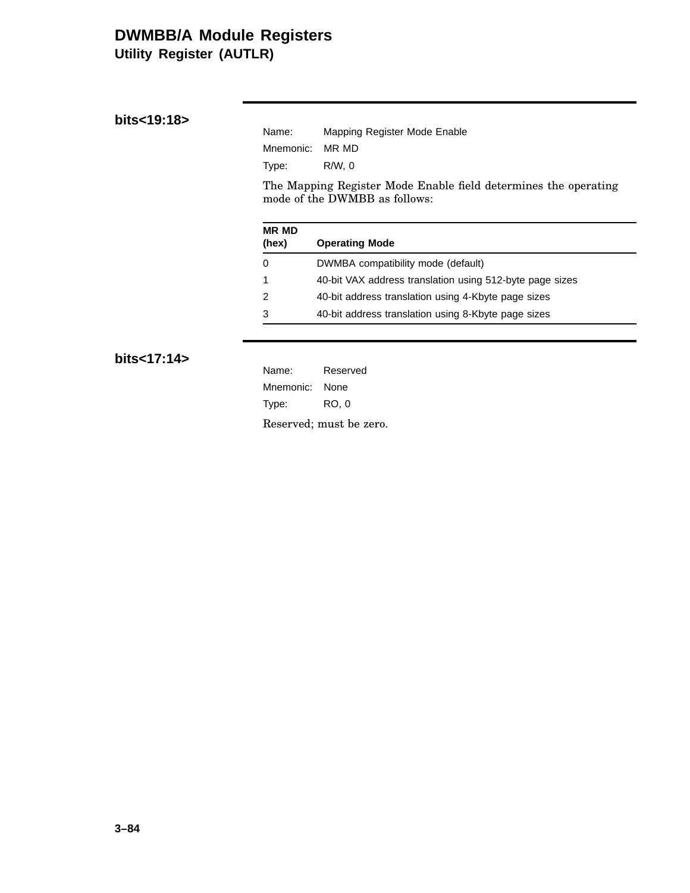# DWMBB/A Module Registers

## Utility Register (AUTLR)

### bits<19:18>

Name: Mapping Register Mode Enable
Mnemonic: MR MD
Type: R/W, 0

The Mapping Register Mode Enable field determines the operating mode of the DWMBB as follows:

| MR MD (hex) | Operating Mode |
|---|---|
| 0 | DWMBA compatibility mode (default) |
| 1 | 40-bit VAX address translation using 512-byte page sizes |
| 2 | 40-bit address translation using 4-Kbyte page sizes |
| 3 | 40-bit address translation using 8-Kbyte page sizes |

### bits<17:14>

Name: Reserved
Mnemonic: None
Type: RO, 0

Reserved; must be zero.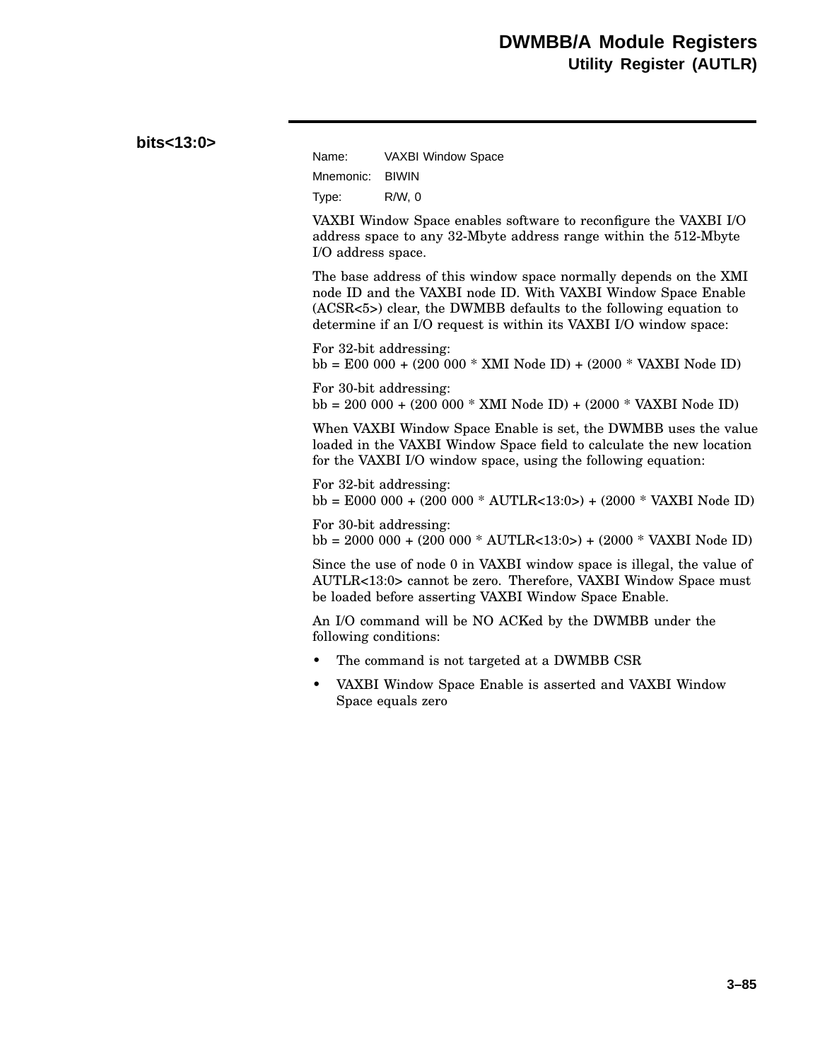### bits<13:0>

Name: VAXBI Window Space
Mnemonic: BIWIN
Type: R/W, 0

VAXBI Window Space enables software to reconfigure the VAXBI I/O address space to any 32-Mbyte address range within the 512-Mbyte I/O address space.

The base address of this window space normally depends on the XMI node ID and the VAXBI node ID. With VAXBI Window Space Enable (ACSR<5>) clear, the DWMBB defaults to the following equation to determine if an I/O request is within its VAXBI I/O window space:

For 32-bit addressing:
bb = E00 000 + (200 000 * XMI Node ID) + (2000 * VAXBI Node ID)

For 30-bit addressing:
bb = 200 000 + (200 000 * XMI Node ID) + (2000 * VAXBI Node ID)

When VAXBI Window Space Enable is set, the DWMBB uses the value loaded in the VAXBI Window Space field to calculate the new location for the VAXBI I/O window space, using the following equation:

For 32-bit addressing:
bb = E000 000 + (200 000 * AUTLR<13:0>) + (2000 * VAXBI Node ID)

For 30-bit addressing:
bb = 2000 000 + (200 000 * AUTLR<13:0>) + (2000 * VAXBI Node ID)

Since the use of node 0 in VAXBI window space is illegal, the value of AUTLR<13:0> cannot be zero. Therefore, VAXBI Window Space must be loaded before asserting VAXBI Window Space Enable.

An I/O command will be NO ACKed by the DWMBB under the following conditions:

- The command is not targeted at a DWMBB CSR
- VAXBI Window Space Enable is asserted and VAXBI Window Space equals zero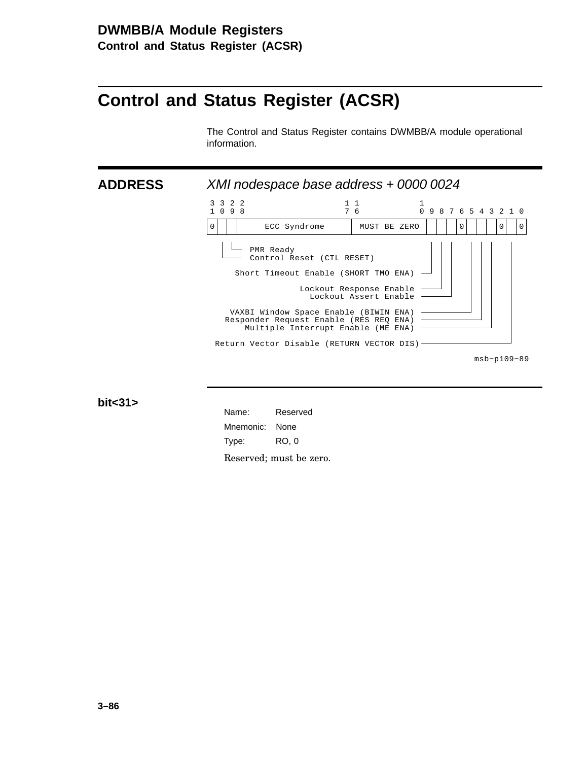# Control and Status Register (ACSR)

The Control and Status Register contains DWMBB/A module operational information.

## ADDRESS

*XMI nodespace base address + 0000 0024*

```
 3 3 2 2                  1 1           1
 1 0 9 8                  7 6           0 9 8 7 6 5 4 3 2 1 0
+-+-+-+-----------------+-------------+-+-+-+-+-+-+-+-+-+-+-+
|0| | |  ECC Syndrome   | MUST BE ZERO| | | |0| | | |0| |0|
+-+-+-+-----------------+-------------+-+-+-+-+-+-+-+-+-+-+-+

   PMR Ready                                          (bit 29)
   Control Reset (CTL RESET)                          (bit 30)
   Short Timeout Enable (SHORT TMO ENA)               (bit 10)
   Lockout Response Enable                            (bit 9)
   Lockout Assert Enable                              (bit 8)
   VAXBI Window Space Enable (BIWIN ENA)              (bit 6)
   Responder Request Enable (RES REQ ENA)             (bit 5)
   Multiple Interrupt Enable (ME ENA)                 (bit 4)
   Return Vector Disable (RETURN VECTOR DIS)          (bit 2)
```

msb−p109−89

### bit<31>

Name: Reserved

Mnemonic: None

Type: RO, 0

Reserved; must be zero.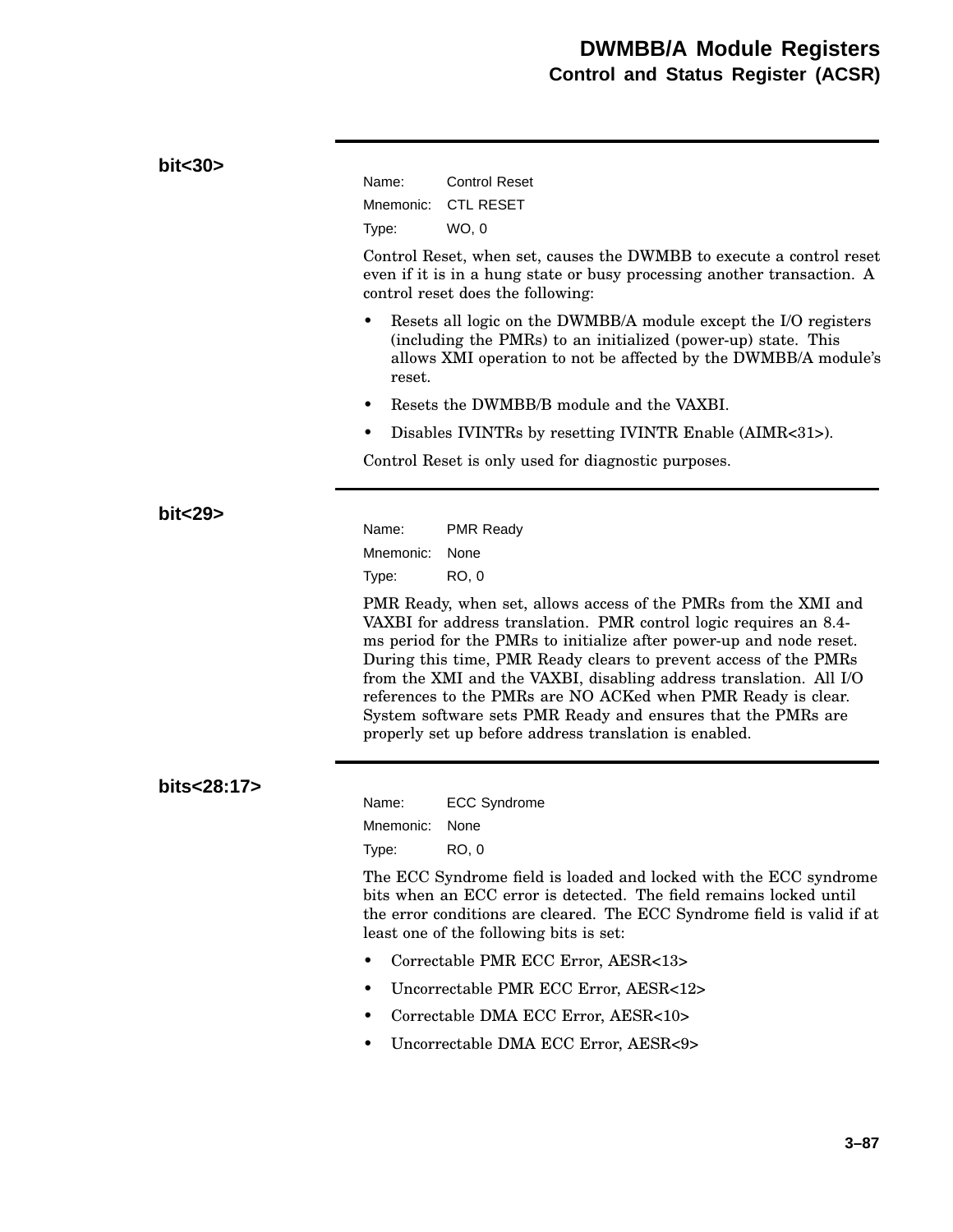## bit<30>

Name: Control Reset
Mnemonic: CTL RESET
Type: WO, 0

Control Reset, when set, causes the DWMBB to execute a control reset even if it is in a hung state or busy processing another transaction. A control reset does the following:

- Resets all logic on the DWMBB/A module except the I/O registers (including the PMRs) to an initialized (power-up) state. This allows XMI operation to not be affected by the DWMBB/A module's reset.
- Resets the DWMBB/B module and the VAXBI.
- Disables IVINTRs by resetting IVINTR Enable (AIMR<31>).

Control Reset is only used for diagnostic purposes.

## bit<29>

Name: PMR Ready
Mnemonic: None
Type: RO, 0

PMR Ready, when set, allows access of the PMRs from the XMI and VAXBI for address translation. PMR control logic requires an 8.4-ms period for the PMRs to initialize after power-up and node reset. During this time, PMR Ready clears to prevent access of the PMRs from the XMI and the VAXBI, disabling address translation. All I/O references to the PMRs are NO ACKed when PMR Ready is clear. System software sets PMR Ready and ensures that the PMRs are properly set up before address translation is enabled.

## bits<28:17>

Name: ECC Syndrome
Mnemonic: None
Type: RO, 0

The ECC Syndrome field is loaded and locked with the ECC syndrome bits when an ECC error is detected. The field remains locked until the error conditions are cleared. The ECC Syndrome field is valid if at least one of the following bits is set:

- Correctable PMR ECC Error, AESR<13>
- Uncorrectable PMR ECC Error, AESR<12>
- Correctable DMA ECC Error, AESR<10>
- Uncorrectable DMA ECC Error, AESR<9>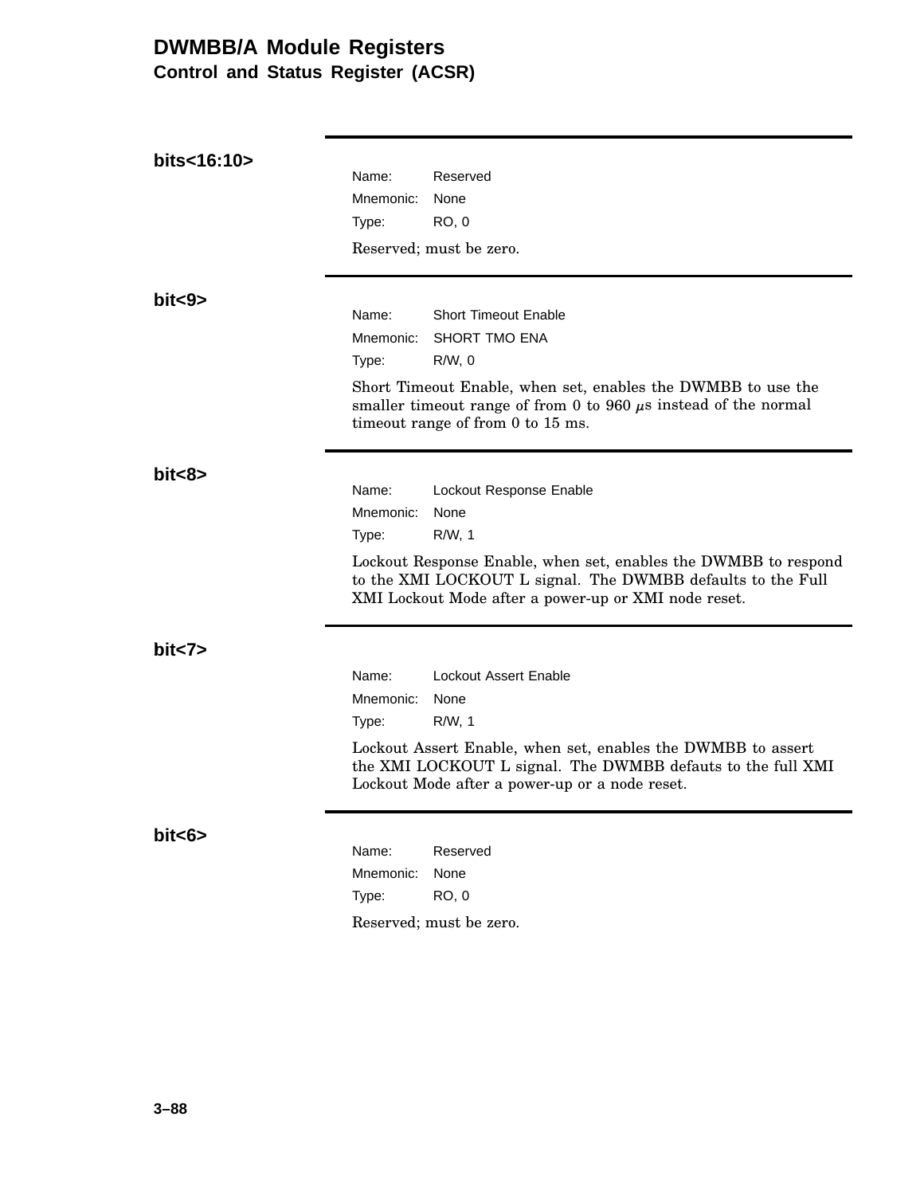# DWMBB/A Module Registers

## Control and Status Register (ACSR)

### bits<16:10>

Name: Reserved
Mnemonic: None
Type: RO, 0

Reserved; must be zero.

### bit<9>

Name: Short Timeout Enable
Mnemonic: SHORT TMO ENA
Type: R/W, 0

Short Timeout Enable, when set, enables the DWMBB to use the smaller timeout range of from 0 to 960 $\mu$s instead of the normal timeout range of from 0 to 15 ms.

### bit<8>

Name: Lockout Response Enable
Mnemonic: None
Type: R/W, 1

Lockout Response Enable, when set, enables the DWMBB to respond to the XMI LOCKOUT L signal. The DWMBB defaults to the Full XMI Lockout Mode after a power-up or XMI node reset.

### bit<7>

Name: Lockout Assert Enable
Mnemonic: None
Type: R/W, 1

Lockout Assert Enable, when set, enables the DWMBB to assert the XMI LOCKOUT L signal. The DWMBB defauts to the full XMI Lockout Mode after a power-up or a node reset.

### bit<6>

Name: Reserved
Mnemonic: None
Type: RO, 0

Reserved; must be zero.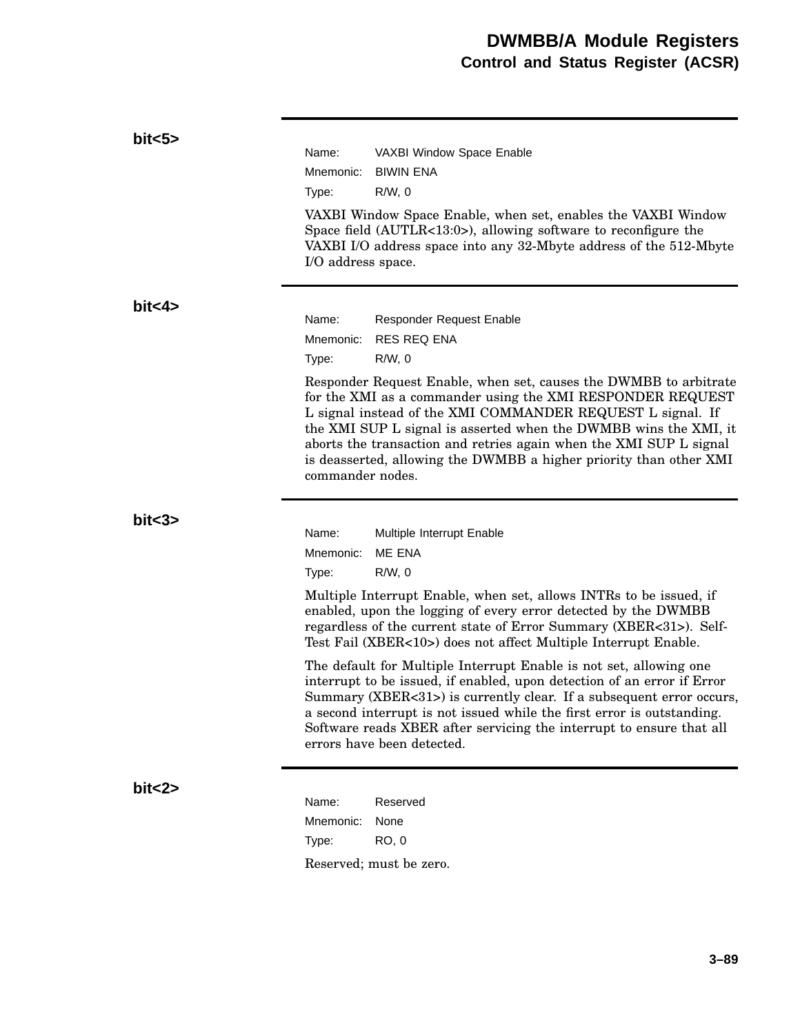**bit<5>**

Name: VAXBI Window Space Enable
Mnemonic: BIWIN ENA
Type: R/W, 0

VAXBI Window Space Enable, when set, enables the VAXBI Window Space field (AUTLR<13:0>), allowing software to reconfigure the VAXBI I/O address space into any 32-Mbyte address of the 512-Mbyte I/O address space.

**bit<4>**

Name: Responder Request Enable
Mnemonic: RES REQ ENA
Type: R/W, 0

Responder Request Enable, when set, causes the DWMBB to arbitrate for the XMI as a commander using the XMI RESPONDER REQUEST L signal instead of the XMI COMMANDER REQUEST L signal. If the XMI SUP L signal is asserted when the DWMBB wins the XMI, it aborts the transaction and retries again when the XMI SUP L signal is deasserted, allowing the DWMBB a higher priority than other XMI commander nodes.

**bit<3>**

Name: Multiple Interrupt Enable
Mnemonic: ME ENA
Type: R/W, 0

Multiple Interrupt Enable, when set, allows INTRs to be issued, if enabled, upon the logging of every error detected by the DWMBB regardless of the current state of Error Summary (XBER<31>). Self-Test Fail (XBER<10>) does not affect Multiple Interrupt Enable.

The default for Multiple Interrupt Enable is not set, allowing one interrupt to be issued, if enabled, upon detection of an error if Error Summary (XBER<31>) is currently clear. If a subsequent error occurs, a second interrupt is not issued while the first error is outstanding. Software reads XBER after servicing the interrupt to ensure that all errors have been detected.

**bit<2>**

Name: Reserved
Mnemonic: None
Type: RO, 0

Reserved; must be zero.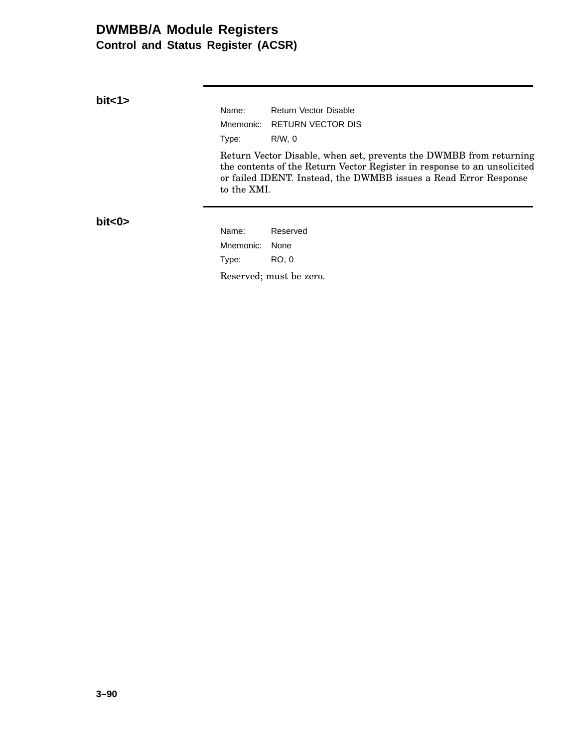## bit<1>

Name: Return Vector Disable
Mnemonic: RETURN VECTOR DIS
Type: R/W, 0

Return Vector Disable, when set, prevents the DWMBB from returning the contents of the Return Vector Register in response to an unsolicited or failed IDENT. Instead, the DWMBB issues a Read Error Response to the XMI.

## bit<0>

Name: Reserved
Mnemonic: None
Type: RO, 0

Reserved; must be zero.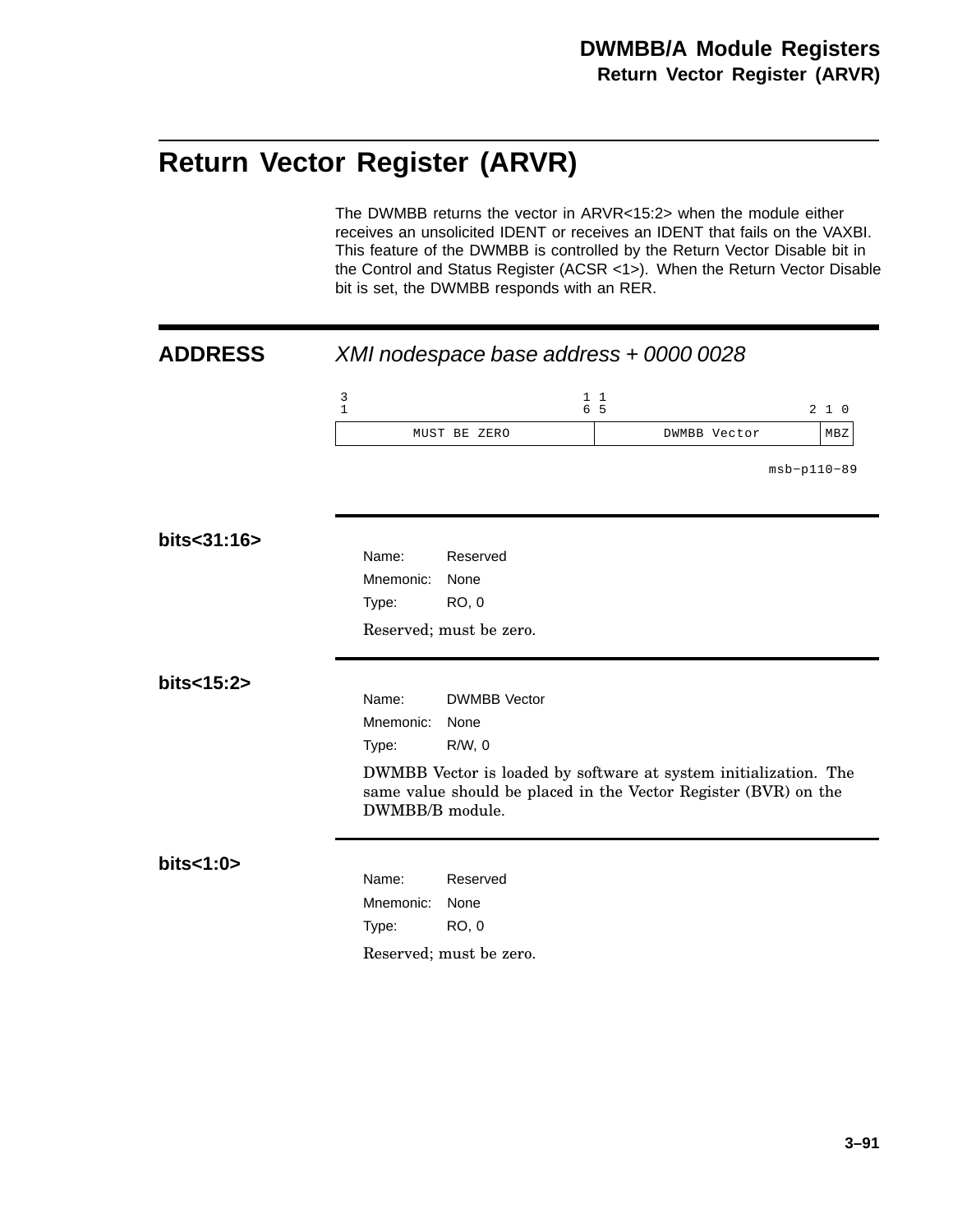# Return Vector Register (ARVR)

The DWMBB returns the vector in ARVR<15:2> when the module either receives an unsolicited IDENT or receives an IDENT that fails on the VAXBI. This feature of the DWMBB is controlled by the Return Vector Disable bit in the Control and Status Register (ACSR <1>). When the Return Vector Disable bit is set, the DWMBB responds with an RER.

## ADDRESS

*XMI nodespace base address + 0000 0028*

| 31 ... 16 | 15 ... 2 | 1 0 |
|---|---|---|
| MUST BE ZERO | DWMBB Vector | MBZ |

msb−p110−89

### bits<31:16>

Name: Reserved
Mnemonic: None
Type: RO, 0

Reserved; must be zero.

### bits<15:2>

Name: DWMBB Vector
Mnemonic: None
Type: R/W, 0

DWMBB Vector is loaded by software at system initialization. The same value should be placed in the Vector Register (BVR) on the DWMBB/B module.

### bits<1:0>

Name: Reserved
Mnemonic: None
Type: RO, 0

Reserved; must be zero.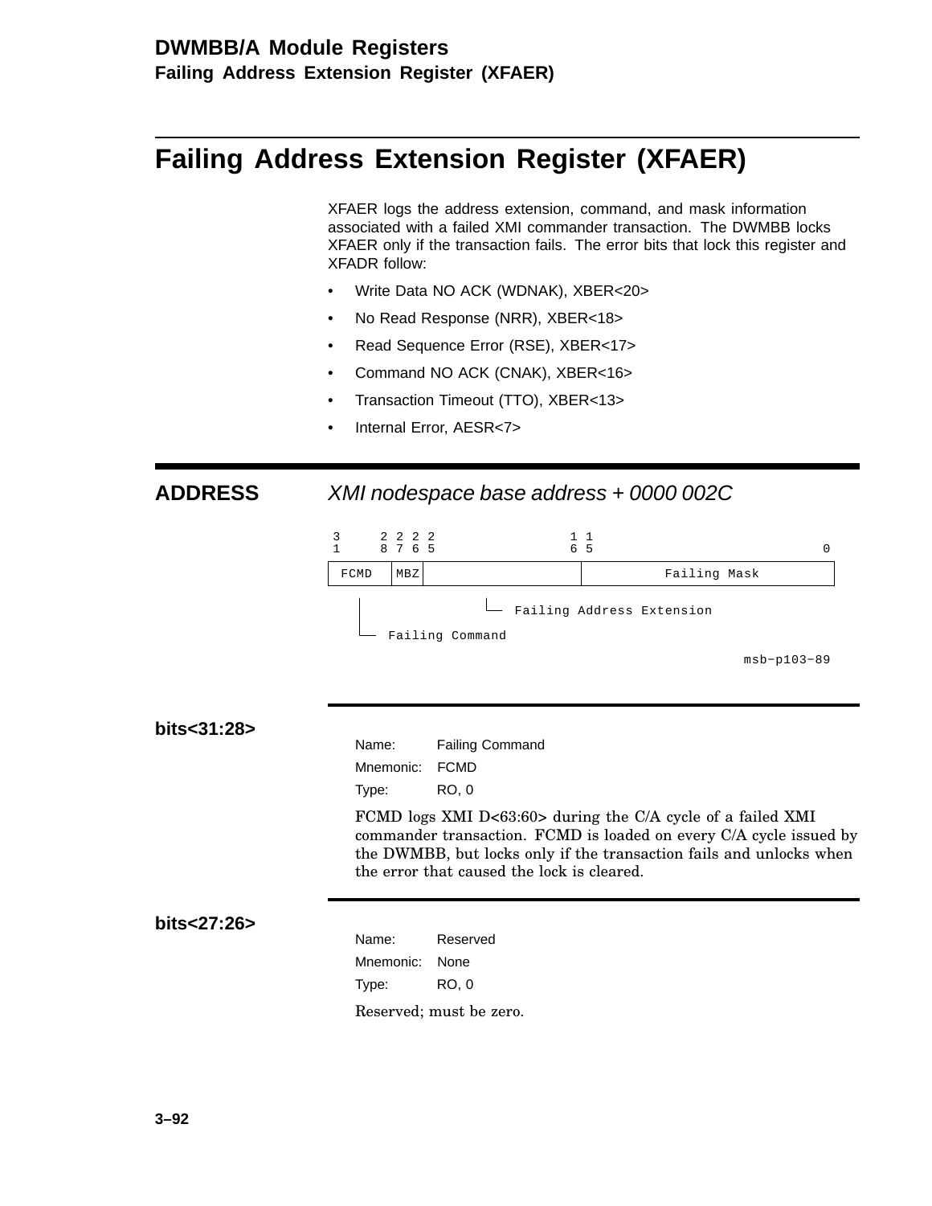# Failing Address Extension Register (XFAER)

XFAER logs the address extension, command, and mask information associated with a failed XMI commander transaction. The DWMBB locks XFAER only if the transaction fails. The error bits that lock this register and XFADR follow:

- Write Data NO ACK (WDNAK), XBER<20>
- No Read Response (NRR), XBER<18>
- Read Sequence Error (RSE), XBER<17>
- Command NO ACK (CNAK), XBER<16>
- Transaction Timeout (TTO), XBER<13>
- Internal Error, AESR<7>

## ADDRESS

*XMI nodespace base address + 0000 002C*

```
 3      2 2 2 2                    1 1
 1      8 7 6 5                    6 5                           0
+-------+----+---------------------+------------------------------+
| FCMD  |MBZ |                     |         Failing Mask         |
+-------+----+---------------------+------------------------------+
    |                  |
    |                  └── Failing Address Extension
    |
    └── Failing Command
                                                        msb-p103-89
```

**bits<31:28>**

Name: Failing Command

Mnemonic: FCMD

Type: RO, 0

FCMD logs XMI D<63:60> during the C/A cycle of a failed XMI commander transaction. FCMD is loaded on every C/A cycle issued by the DWMBB, but locks only if the transaction fails and unlocks when the error that caused the lock is cleared.

**bits<27:26>**

Name: Reserved

Mnemonic: None

Type: RO, 0

Reserved; must be zero.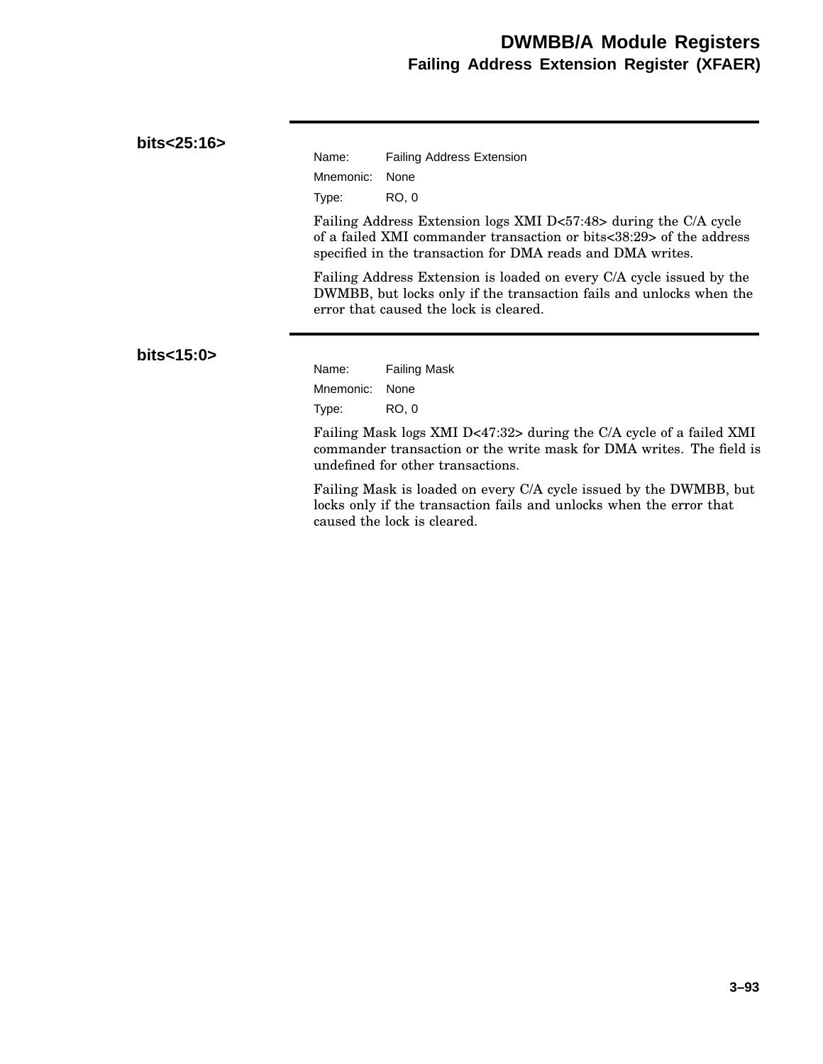### bits<25:16>

Name: Failing Address Extension
Mnemonic: None
Type: RO, 0

Failing Address Extension logs XMI D<57:48> during the C/A cycle of a failed XMI commander transaction or bits<38:29> of the address specified in the transaction for DMA reads and DMA writes.

Failing Address Extension is loaded on every C/A cycle issued by the DWMBB, but locks only if the transaction fails and unlocks when the error that caused the lock is cleared.

### bits<15:0>

Name: Failing Mask
Mnemonic: None
Type: RO, 0

Failing Mask logs XMI D<47:32> during the C/A cycle of a failed XMI commander transaction or the write mask for DMA writes. The field is undefined for other transactions.

Failing Mask is loaded on every C/A cycle issued by the DWMBB, but locks only if the transaction fails and unlocks when the error that caused the lock is cleared.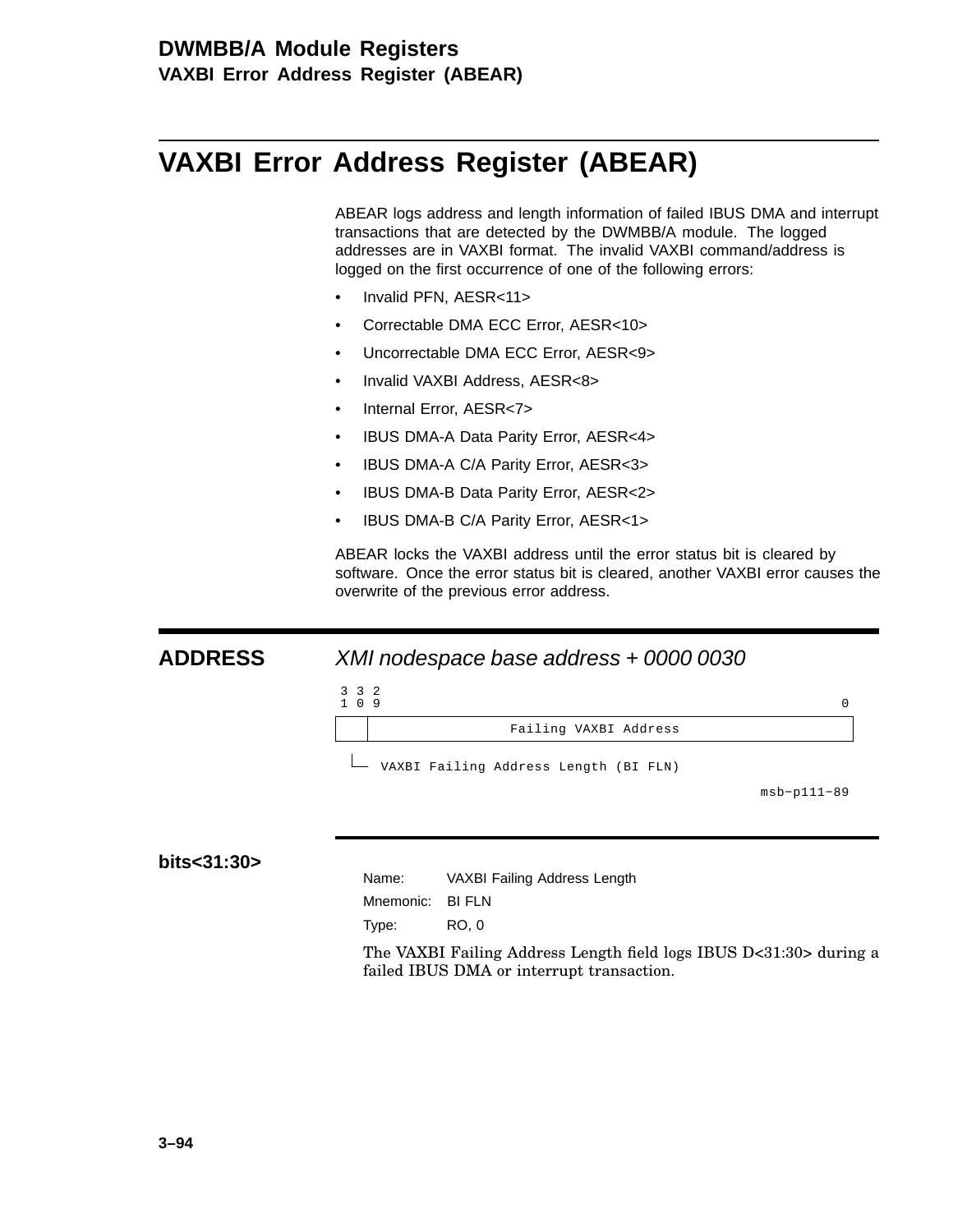# VAXBI Error Address Register (ABEAR)

ABEAR logs address and length information of failed IBUS DMA and interrupt transactions that are detected by the DWMBB/A module. The logged addresses are in VAXBI format. The invalid VAXBI command/address is logged on the first occurrence of one of the following errors:

- Invalid PFN, AESR<11>
- Correctable DMA ECC Error, AESR<10>
- Uncorrectable DMA ECC Error, AESR<9>
- Invalid VAXBI Address, AESR<8>
- Internal Error, AESR<7>
- IBUS DMA-A Data Parity Error, AESR<4>
- IBUS DMA-A C/A Parity Error, AESR<3>
- IBUS DMA-B Data Parity Error, AESR<2>
- IBUS DMA-B C/A Parity Error, AESR<1>

ABEAR locks the VAXBI address until the error status bit is cleared by software. Once the error status bit is cleared, another VAXBI error causes the overwrite of the previous error address.

## ADDRESS

*XMI nodespace base address + 0000 0030*

```
 3 3 2
 1 0 9                                                              0
+----+--------------------------------------------------------------+
|    |                 Failing VAXBI Address                        |
+----+--------------------------------------------------------------+
  |
  +-- VAXBI Failing Address Length (BI FLN)
                                                          msb-p111-89
```

### bits<31:30>

Name: VAXBI Failing Address Length

Mnemonic: BI FLN

Type: RO, 0

The VAXBI Failing Address Length field logs IBUS D<31:30> during a failed IBUS DMA or interrupt transaction.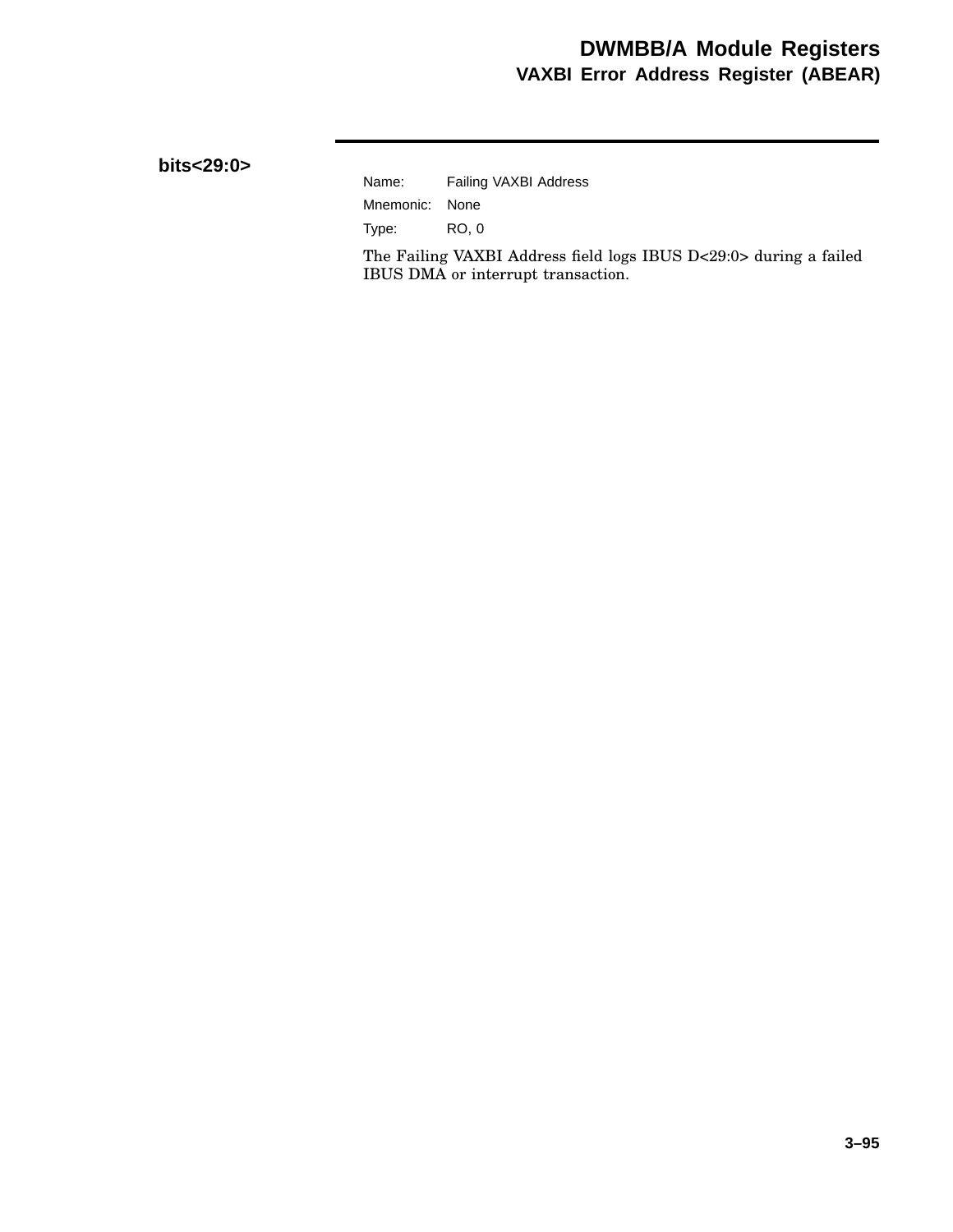**bits<29:0>**

Name: Failing VAXBI Address

Mnemonic: None

Type: RO, 0

The Failing VAXBI Address field logs IBUS D<29:0> during a failed IBUS DMA or interrupt transaction.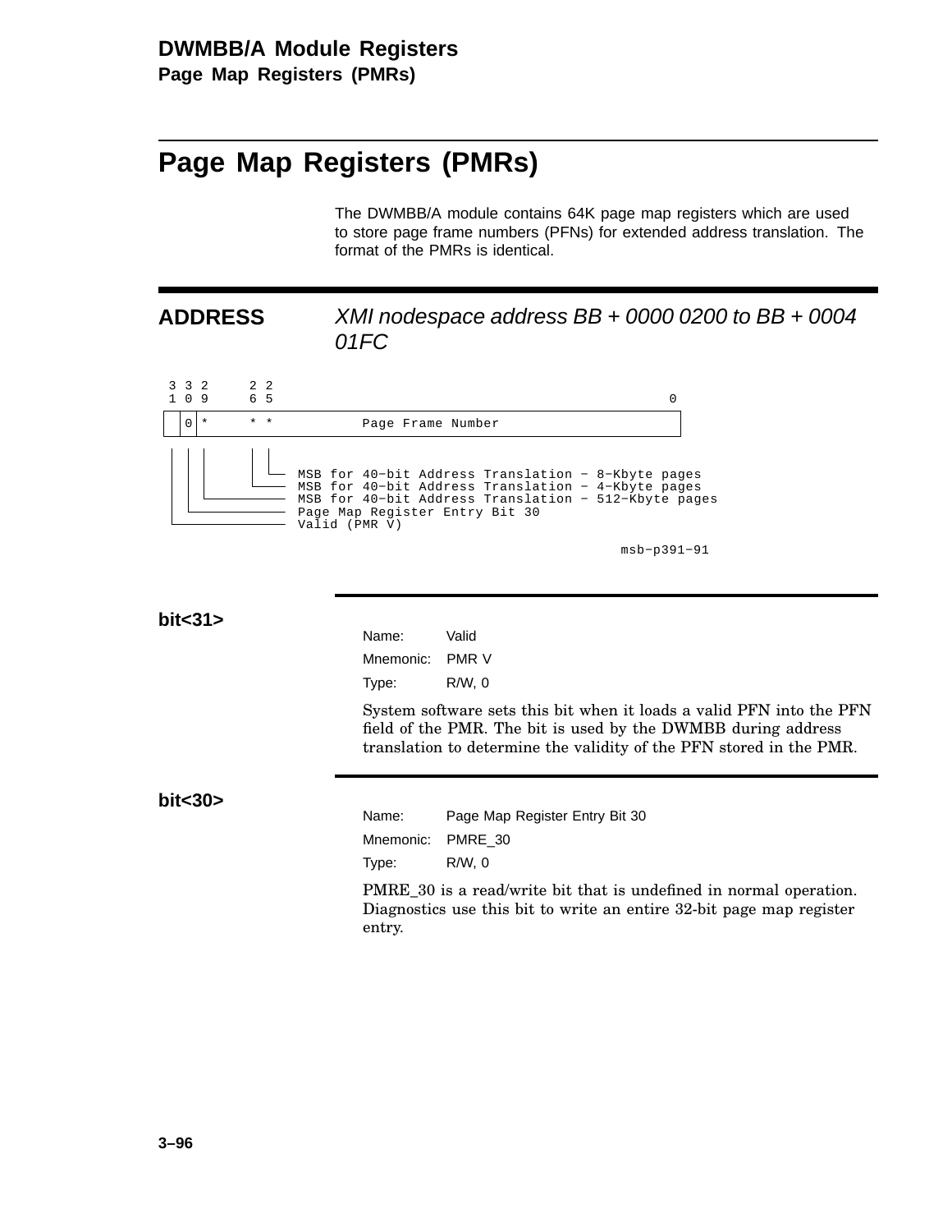## Page Map Registers (PMRs)

The DWMBB/A module contains 64K page map registers which are used to store page frame numbers (PFNs) for extended address translation. The format of the PMRs is identical.

**ADDRESS** *XMI nodespace address BB + 0000 0200 to BB + 0004 01FC*

```
 3 3 2     2 2
 1 0 9     6 5                                             0
+--+--+----------------------------------------------------+
|  |0 |*      * *          Page Frame Number               |
+--+--+----------------------------------------------------+
 |  |  |      |  |
 |  |  |      |  +--- MSB for 40-bit Address Translation - 8-Kbyte pages
 |  |  |      +------ MSB for 40-bit Address Translation - 4-Kbyte pages
 |  |  +------------- MSB for 40-bit Address Translation - 512-Kbyte pages
 |  +---------------- Page Map Register Entry Bit 30
 +------------------- Valid (PMR V)

                                              msb-p391-91
```

**bit<31>**

Name: Valid

Mnemonic: PMR V

Type: R/W, 0

System software sets this bit when it loads a valid PFN into the PFN field of the PMR. The bit is used by the DWMBB during address translation to determine the validity of the PFN stored in the PMR.

**bit<30>**

Name: Page Map Register Entry Bit 30

Mnemonic: PMRE_30

Type: R/W, 0

PMRE_30 is a read/write bit that is undefined in normal operation. Diagnostics use this bit to write an entire 32-bit page map register entry.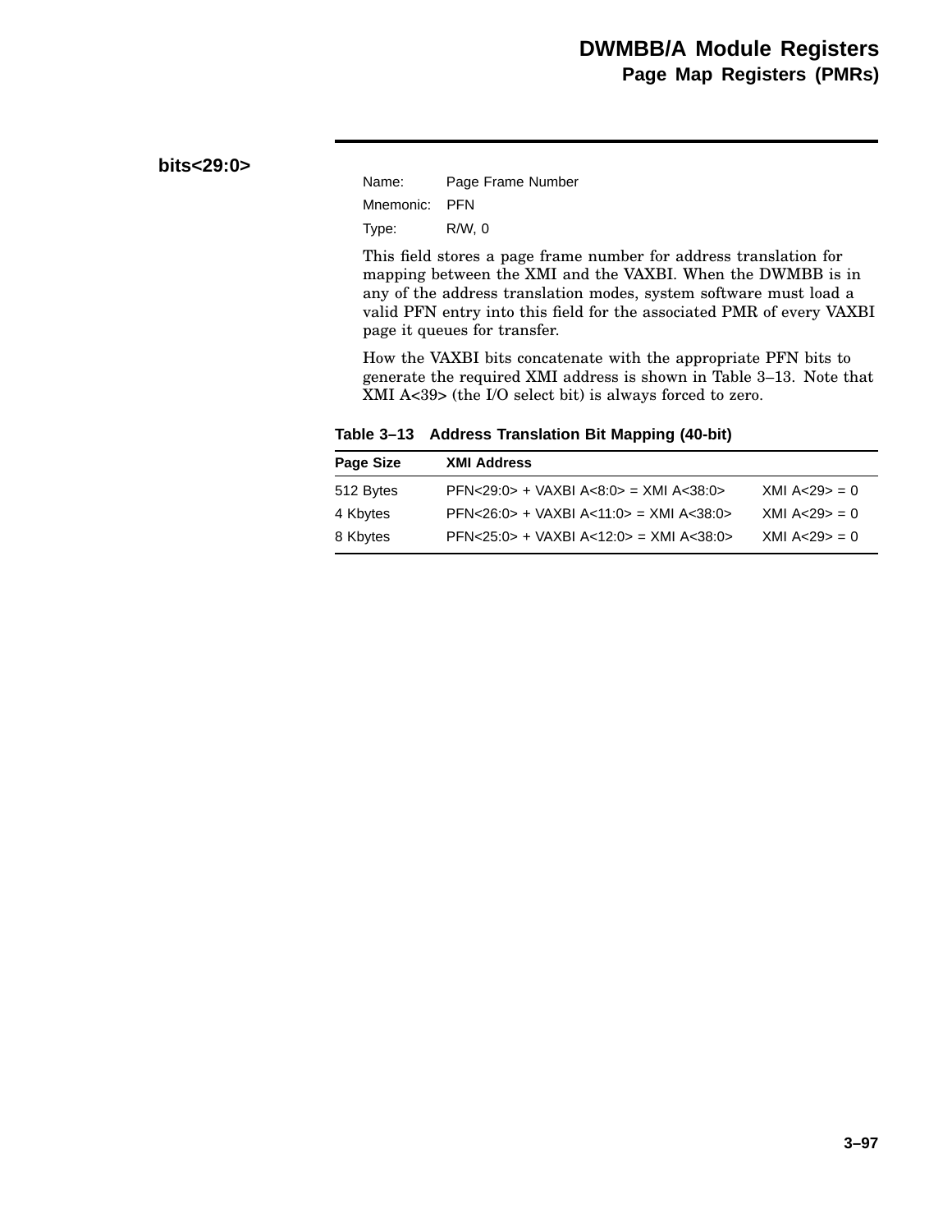### bits<29:0>

Name: Page Frame Number

Mnemonic: PFN

Type: R/W, 0

This field stores a page frame number for address translation for mapping between the XMI and the VAXBI. When the DWMBB is in any of the address translation modes, system software must load a valid PFN entry into this field for the associated PMR of every VAXBI page it queues for transfer.

How the VAXBI bits concatenate with the appropriate PFN bits to generate the required XMI address is shown in Table 3–13. Note that XMI A<39> (the I/O select bit) is always forced to zero.

**Table 3–13 Address Translation Bit Mapping (40-bit)**

| Page Size | XMI Address | |
|---|---|---|
| 512 Bytes | PFN<29:0> + VAXBI A<8:0> = XMI A<38:0> | XMI A<29> = 0 |
| 4 Kbytes | PFN<26:0> + VAXBI A<11:0> = XMI A<38:0> | XMI A<29> = 0 |
| 8 Kbytes | PFN<25:0> + VAXBI A<12:0> = XMI A<38:0> | XMI A<29> = 0 |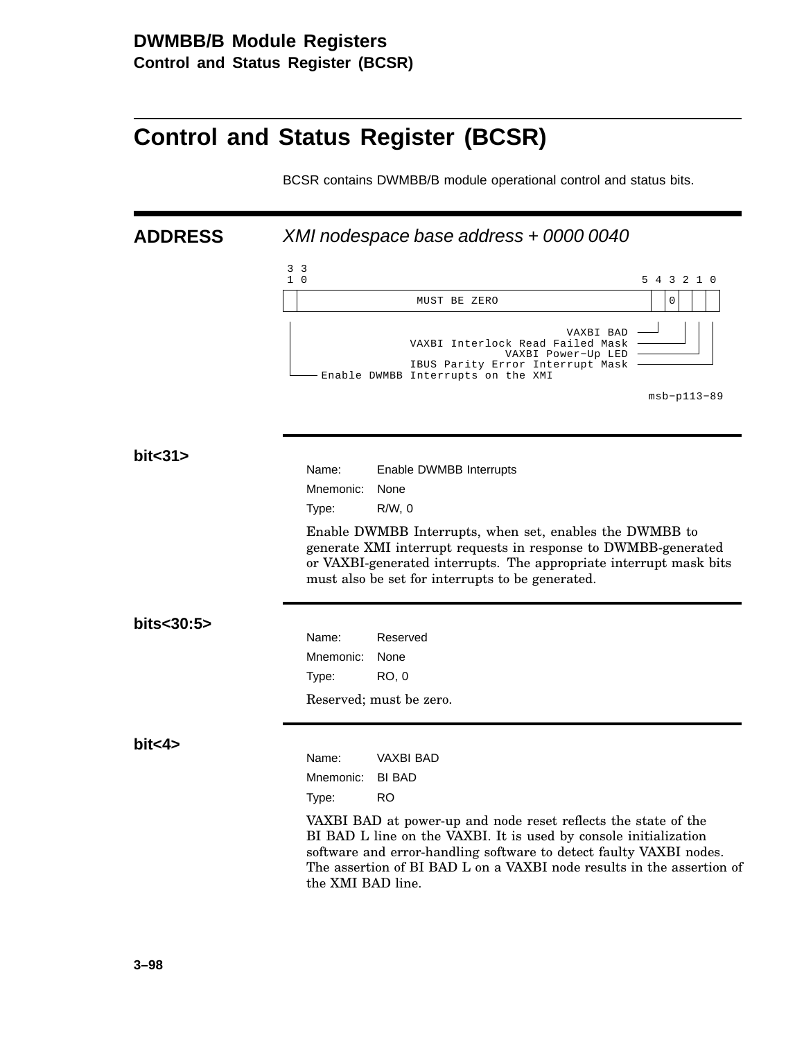# Control and Status Register (BCSR)

BCSR contains DWMBB/B module operational control and status bits.

## ADDRESS

*XMI nodespace base address + 0000 0040*

```
 3 3
 1 0                                                   5 4 3 2 1 0
+-+-+----------------------------------------------+-+-+-+-+-+-+
| | |              MUST BE ZERO                    | | |0| | | |
+-+-+----------------------------------------------+-+-+-+-+-+-+
 |                                                     |   | | |
 |                                         VAXBI BAD --+   | | |
 |                    VAXBI Interlock Read Failed Mask ----+ | |
 |                                    VAXBI Power-Up LED ----+ |
 |                      IBUS Parity Error Interrupt Mask ------+
 +---- Enable DWMBB Interrupts on the XMI

                                                    msb-p113-89
```

### bit<31>

Name: Enable DWMBB Interrupts

Mnemonic: None

Type: R/W, 0

Enable DWMBB Interrupts, when set, enables the DWMBB to generate XMI interrupt requests in response to DWMBB-generated or VAXBI-generated interrupts. The appropriate interrupt mask bits must also be set for interrupts to be generated.

### bits<30:5>

Name: Reserved

Mnemonic: None

Type: RO, 0

Reserved; must be zero.

### bit<4>

Name: VAXBI BAD

Mnemonic: BI BAD

Type: RO

VAXBI BAD at power-up and node reset reflects the state of the BI BAD L line on the VAXBI. It is used by console initialization software and error-handling software to detect faulty VAXBI nodes. The assertion of BI BAD L on a VAXBI node results in the assertion of the XMI BAD line.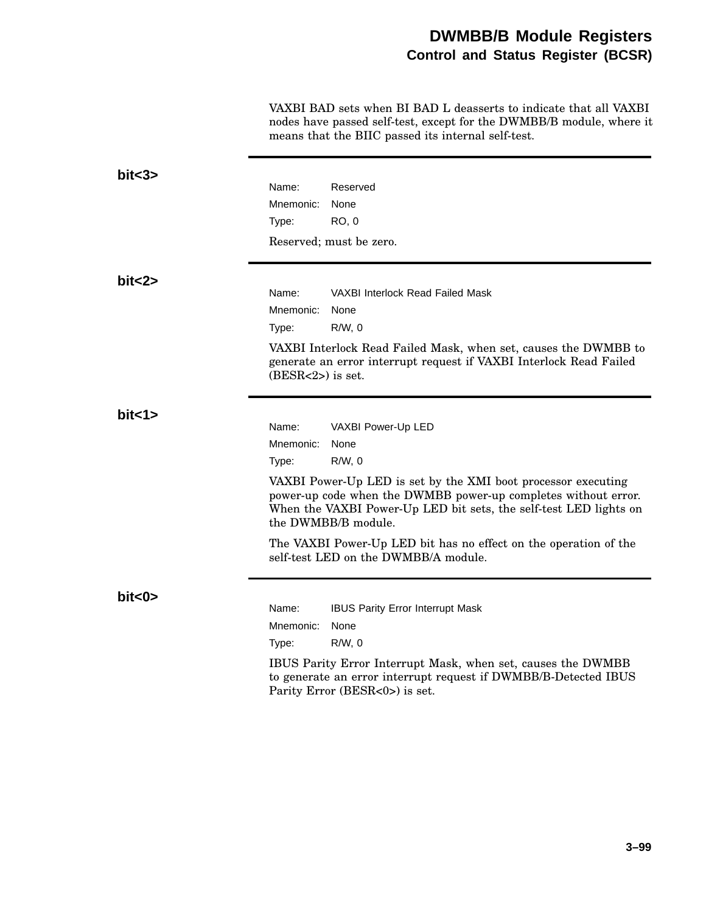VAXBI BAD sets when BI BAD L deasserts to indicate that all VAXBI nodes have passed self-test, except for the DWMBB/B module, where it means that the BIIC passed its internal self-test.

**bit<3>**

Name: Reserved
Mnemonic: None
Type: RO, 0

Reserved; must be zero.

**bit<2>**

Name: VAXBI Interlock Read Failed Mask
Mnemonic: None
Type: R/W, 0

VAXBI Interlock Read Failed Mask, when set, causes the DWMBB to generate an error interrupt request if VAXBI Interlock Read Failed (BESR<2>) is set.

**bit<1>**

Name: VAXBI Power-Up LED
Mnemonic: None
Type: R/W, 0

VAXBI Power-Up LED is set by the XMI boot processor executing power-up code when the DWMBB power-up completes without error. When the VAXBI Power-Up LED bit sets, the self-test LED lights on the DWMBB/B module.

The VAXBI Power-Up LED bit has no effect on the operation of the self-test LED on the DWMBB/A module.

**bit<0>**

Name: IBUS Parity Error Interrupt Mask
Mnemonic: None
Type: R/W, 0

IBUS Parity Error Interrupt Mask, when set, causes the DWMBB to generate an error interrupt request if DWMBB/B-Detected IBUS Parity Error (BESR<0>) is set.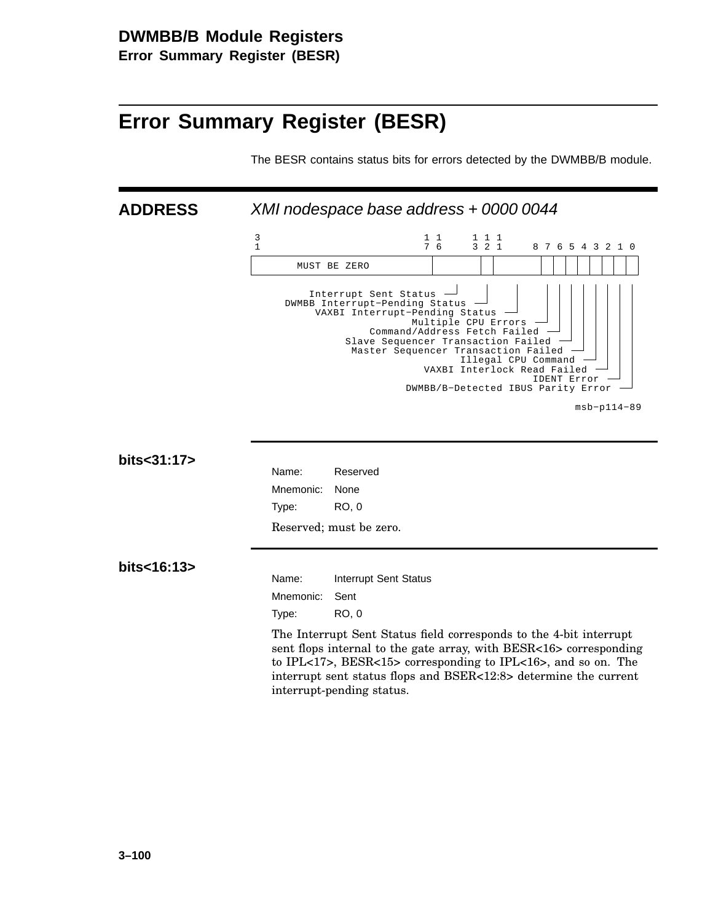# Error Summary Register (BESR)

The BESR contains status bits for errors detected by the DWMBB/B module.

**ADDRESS** *XMI nodespace base address + 0000 0044*

```
 3                           1 1     1 1 1
 1                           7 6     3 2 1     8 7 6 5 4 3 2 1 0
+---------------------------+-------+-+-+-------+-+-+-+-+-+-+-+-+-+
|      MUST BE ZERO         |       | | |       | | | | | | | | | |
+---------------------------+-------+-+-+-------+-+-+-+-+-+-+-+-+-+

         Interrupt Sent Status
     DWMBB Interrupt-Pending Status
          VAXBI Interrupt-Pending Status
                          Multiple CPU Errors
                   Command/Address Fetch Failed
               Slave Sequencer Transaction Failed
                Master Sequencer Transaction Failed
                              Illegal CPU Command
                      VAXBI Interlock Read Failed
                                      IDENT Error
                  DWMBB/B-Detected IBUS Parity Error
```

msb-p114-89

## bits<31:17>

Name: Reserved

Mnemonic: None

Type: RO, 0

Reserved; must be zero.

## bits<16:13>

Name: Interrupt Sent Status

Mnemonic: Sent

Type: RO, 0

The Interrupt Sent Status field corresponds to the 4-bit interrupt sent flops internal to the gate array, with BESR<16> corresponding to IPL<17>, BESR<15> corresponding to IPL<16>, and so on. The interrupt sent status flops and BSER<12:8> determine the current interrupt-pending status.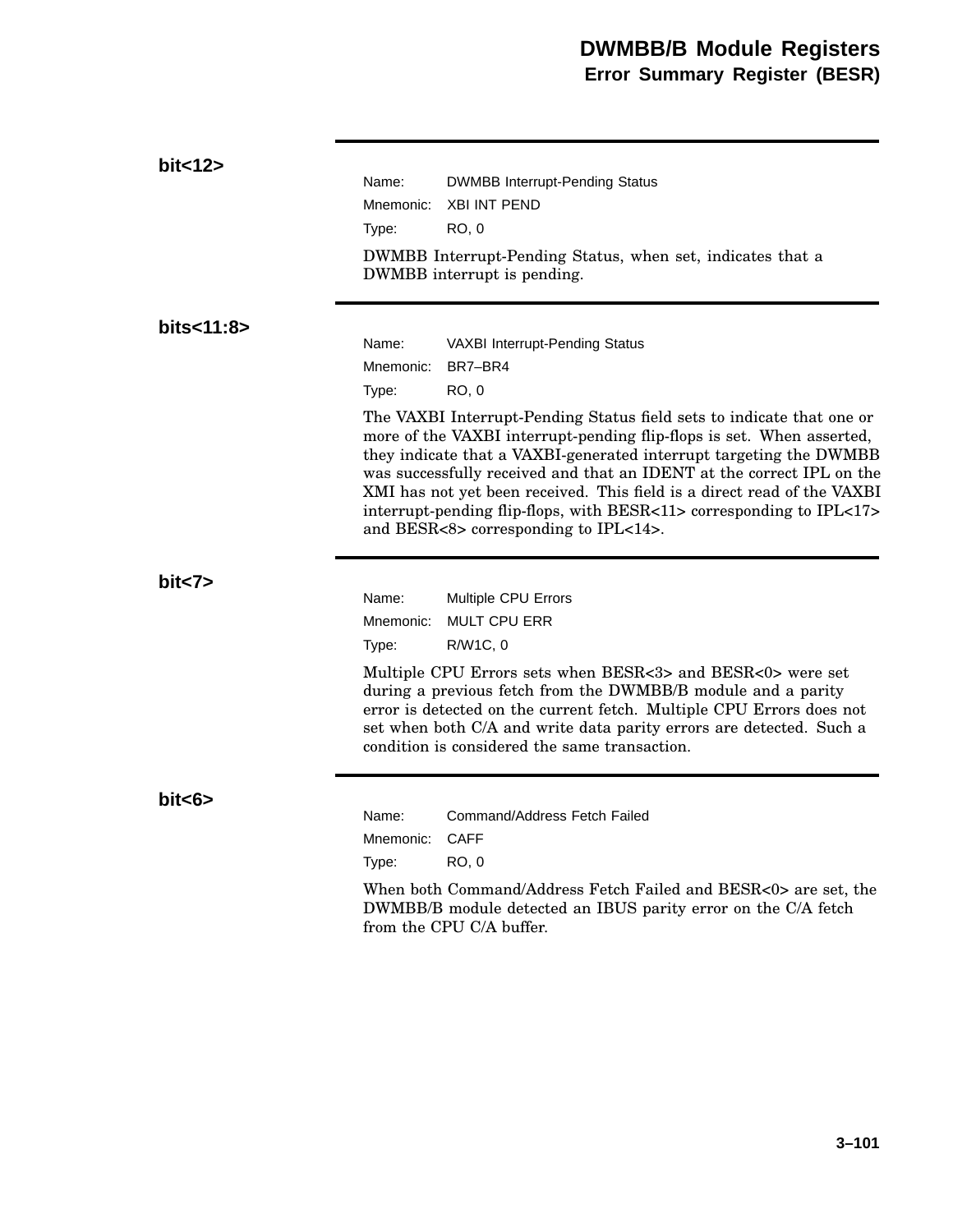### bit<12>

Name: DWMBB Interrupt-Pending Status
Mnemonic: XBI INT PEND
Type: RO, 0

DWMBB Interrupt-Pending Status, when set, indicates that a DWMBB interrupt is pending.

### bits<11:8>

Name: VAXBI Interrupt-Pending Status
Mnemonic: BR7–BR4
Type: RO, 0

The VAXBI Interrupt-Pending Status field sets to indicate that one or more of the VAXBI interrupt-pending flip-flops is set. When asserted, they indicate that a VAXBI-generated interrupt targeting the DWMBB was successfully received and that an IDENT at the correct IPL on the XMI has not yet been received. This field is a direct read of the VAXBI interrupt-pending flip-flops, with BESR<11> corresponding to IPL<17> and BESR<8> corresponding to IPL<14>.

### bit<7>

Name: Multiple CPU Errors
Mnemonic: MULT CPU ERR
Type: R/W1C, 0

Multiple CPU Errors sets when BESR<3> and BESR<0> were set during a previous fetch from the DWMBB/B module and a parity error is detected on the current fetch. Multiple CPU Errors does not set when both C/A and write data parity errors are detected. Such a condition is considered the same transaction.

### bit<6>

Name: Command/Address Fetch Failed
Mnemonic: CAFF
Type: RO, 0

When both Command/Address Fetch Failed and BESR<0> are set, the DWMBB/B module detected an IBUS parity error on the C/A fetch from the CPU C/A buffer.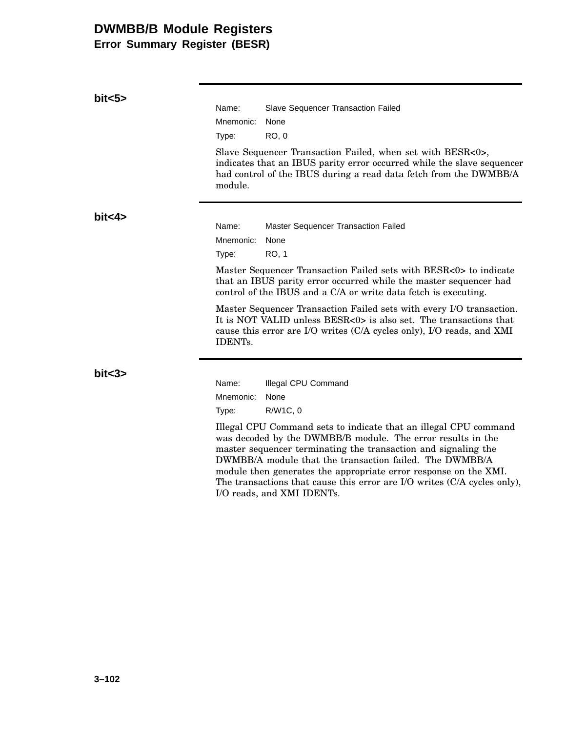# DWMBB/B Module Registers

## Error Summary Register (BESR)

### bit<5>

Name: Slave Sequencer Transaction Failed
Mnemonic: None
Type: RO, 0

Slave Sequencer Transaction Failed, when set with BESR<0>, indicates that an IBUS parity error occurred while the slave sequencer had control of the IBUS during a read data fetch from the DWMBB/A module.

### bit<4>

Name: Master Sequencer Transaction Failed
Mnemonic: None
Type: RO, 1

Master Sequencer Transaction Failed sets with BESR<0> to indicate that an IBUS parity error occurred while the master sequencer had control of the IBUS and a C/A or write data fetch is executing.

Master Sequencer Transaction Failed sets with every I/O transaction. It is NOT VALID unless BESR<0> is also set. The transactions that cause this error are I/O writes (C/A cycles only), I/O reads, and XMI IDENTs.

### bit<3>

Name: Illegal CPU Command
Mnemonic: None
Type: R/W1C, 0

Illegal CPU Command sets to indicate that an illegal CPU command was decoded by the DWMBB/B module. The error results in the master sequencer terminating the transaction and signaling the DWMBB/A module that the transaction failed. The DWMBB/A module then generates the appropriate error response on the XMI. The transactions that cause this error are I/O writes (C/A cycles only), I/O reads, and XMI IDENTs.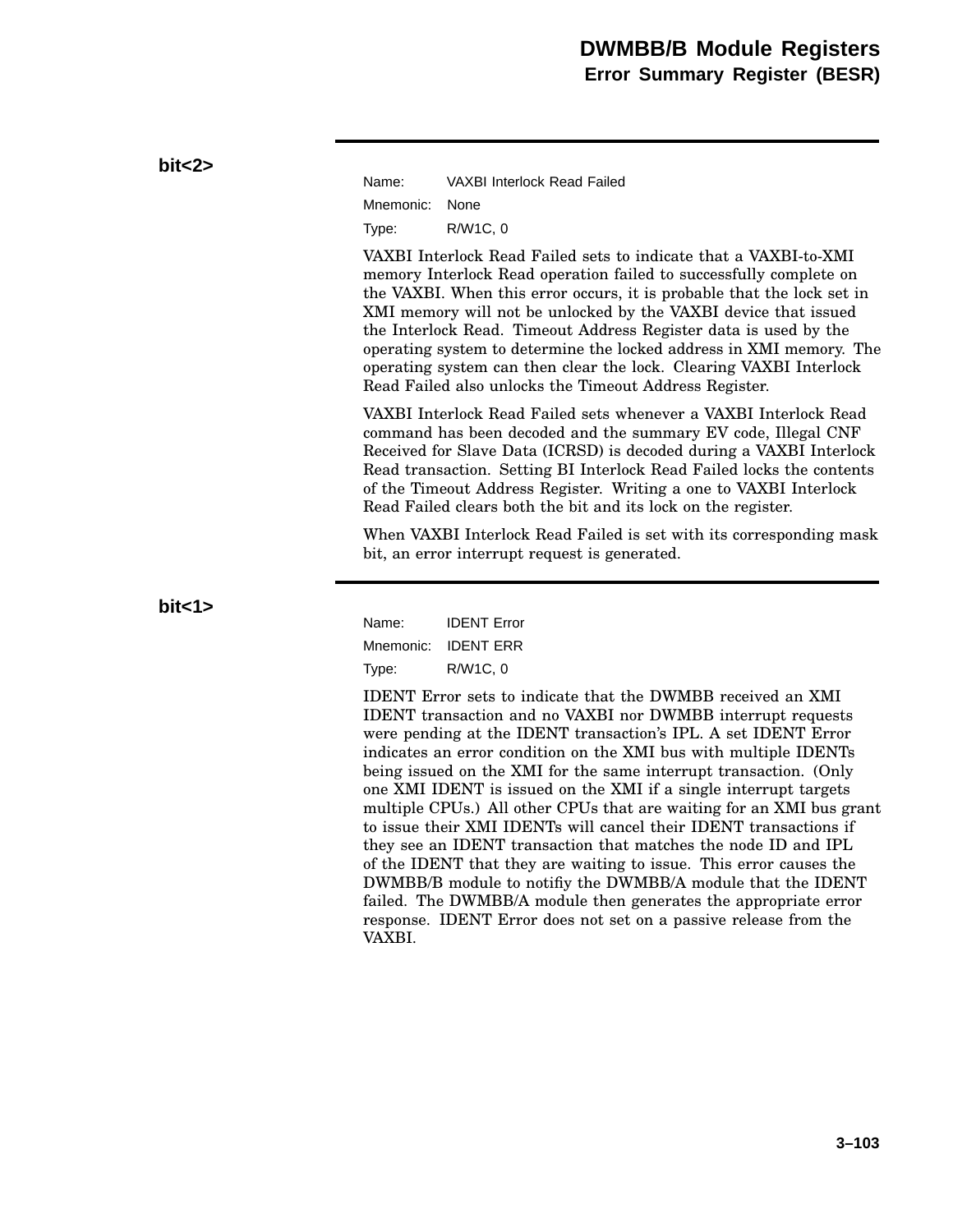### bit<2>

Name: VAXBI Interlock Read Failed
Mnemonic: None
Type: R/W1C, 0

VAXBI Interlock Read Failed sets to indicate that a VAXBI-to-XMI memory Interlock Read operation failed to successfully complete on the VAXBI. When this error occurs, it is probable that the lock set in XMI memory will not be unlocked by the VAXBI device that issued the Interlock Read. Timeout Address Register data is used by the operating system to determine the locked address in XMI memory. The operating system can then clear the lock. Clearing VAXBI Interlock Read Failed also unlocks the Timeout Address Register.

VAXBI Interlock Read Failed sets whenever a VAXBI Interlock Read command has been decoded and the summary EV code, Illegal CNF Received for Slave Data (ICRSD) is decoded during a VAXBI Interlock Read transaction. Setting BI Interlock Read Failed locks the contents of the Timeout Address Register. Writing a one to VAXBI Interlock Read Failed clears both the bit and its lock on the register.

When VAXBI Interlock Read Failed is set with its corresponding mask bit, an error interrupt request is generated.

### bit<1>

Name: IDENT Error
Mnemonic: IDENT ERR
Type: R/W1C, 0

IDENT Error sets to indicate that the DWMBB received an XMI IDENT transaction and no VAXBI nor DWMBB interrupt requests were pending at the IDENT transaction's IPL. A set IDENT Error indicates an error condition on the XMI bus with multiple IDENTs being issued on the XMI for the same interrupt transaction. (Only one XMI IDENT is issued on the XMI if a single interrupt targets multiple CPUs.) All other CPUs that are waiting for an XMI bus grant to issue their XMI IDENTs will cancel their IDENT transactions if they see an IDENT transaction that matches the node ID and IPL of the IDENT that they are waiting to issue. This error causes the DWMBB/B module to notifiy the DWMBB/A module that the IDENT failed. The DWMBB/A module then generates the appropriate error response. IDENT Error does not set on a passive release from the VAXBI.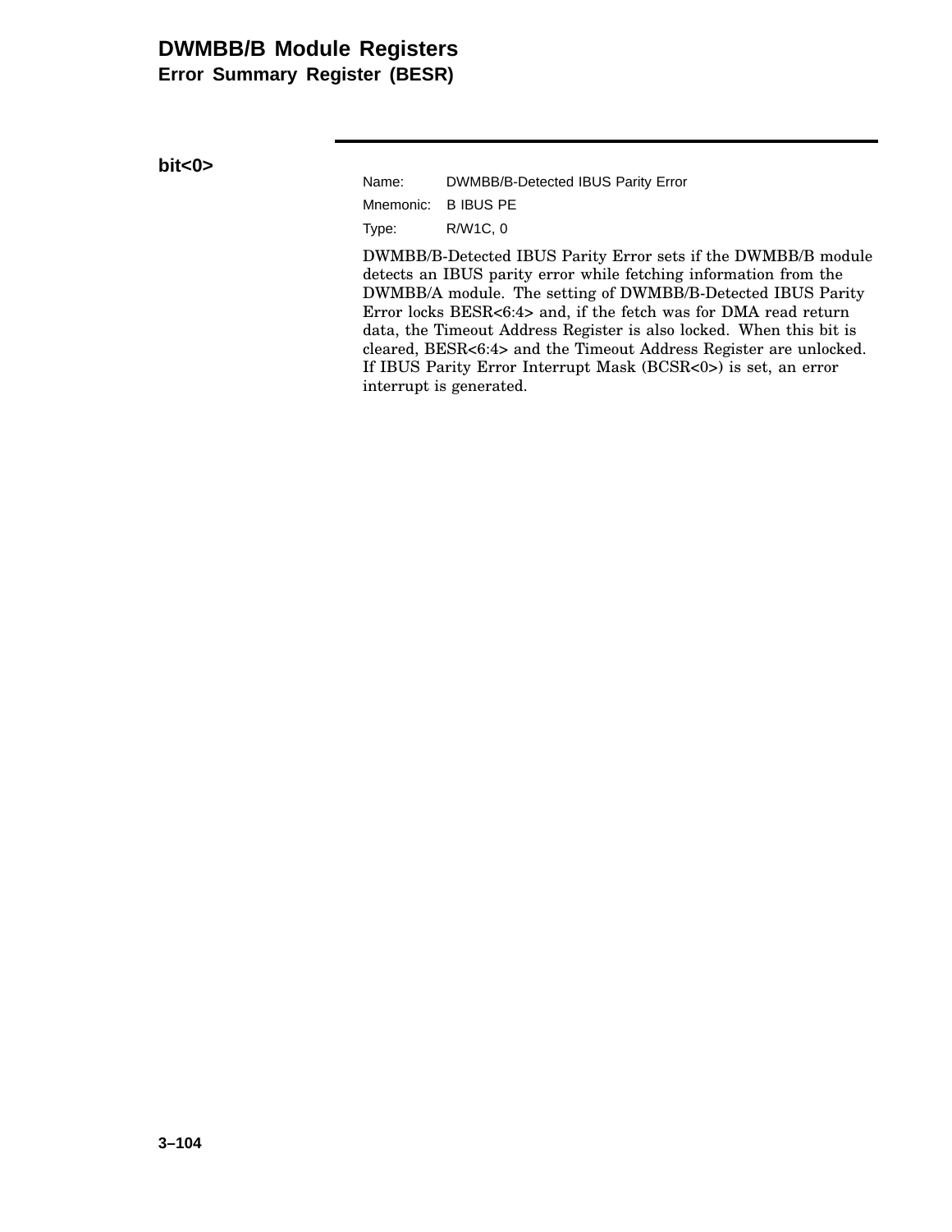### bit<0>

Name: DWMBB/B-Detected IBUS Parity Error

Mnemonic: B IBUS PE

Type: R/W1C, 0

DWMBB/B-Detected IBUS Parity Error sets if the DWMBB/B module detects an IBUS parity error while fetching information from the DWMBB/A module. The setting of DWMBB/B-Detected IBUS Parity Error locks BESR<6:4> and, if the fetch was for DMA read return data, the Timeout Address Register is also locked. When this bit is cleared, BESR<6:4> and the Timeout Address Register are unlocked. If IBUS Parity Error Interrupt Mask (BCSR<0>) is set, an error interrupt is generated.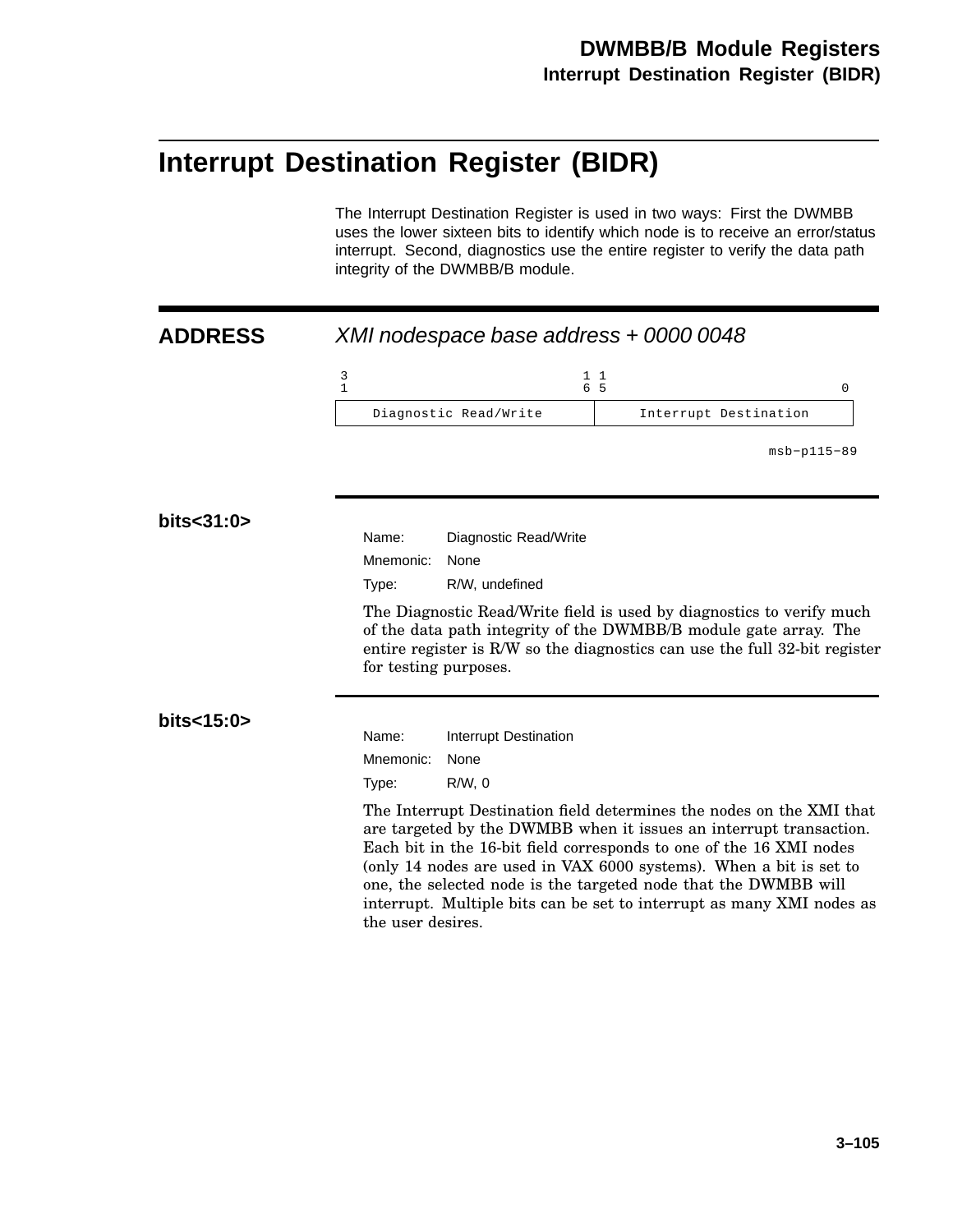# Interrupt Destination Register (BIDR)

The Interrupt Destination Register is used in two ways: First the DWMBB uses the lower sixteen bits to identify which node is to receive an error/status interrupt. Second, diagnostics use the entire register to verify the data path integrity of the DWMBB/B module.

## ADDRESS

*XMI nodespace base address + 0000 0048*

```
3                            1 1                            
1                            6 5                           0
+----------------------------+-----------------------------+
|   Diagnostic Read/Write    |    Interrupt Destination    |
+----------------------------+-----------------------------+
                                                msb-p115-89
```

### bits<31:0>

Name: Diagnostic Read/Write

Mnemonic: None

Type: R/W, undefined

The Diagnostic Read/Write field is used by diagnostics to verify much of the data path integrity of the DWMBB/B module gate array. The entire register is R/W so the diagnostics can use the full 32-bit register for testing purposes.

### bits<15:0>

Name: Interrupt Destination

Mnemonic: None

Type: R/W, 0

The Interrupt Destination field determines the nodes on the XMI that are targeted by the DWMBB when it issues an interrupt transaction. Each bit in the 16-bit field corresponds to one of the 16 XMI nodes (only 14 nodes are used in VAX 6000 systems). When a bit is set to one, the selected node is the targeted node that the DWMBB will interrupt. Multiple bits can be set to interrupt as many XMI nodes as the user desires.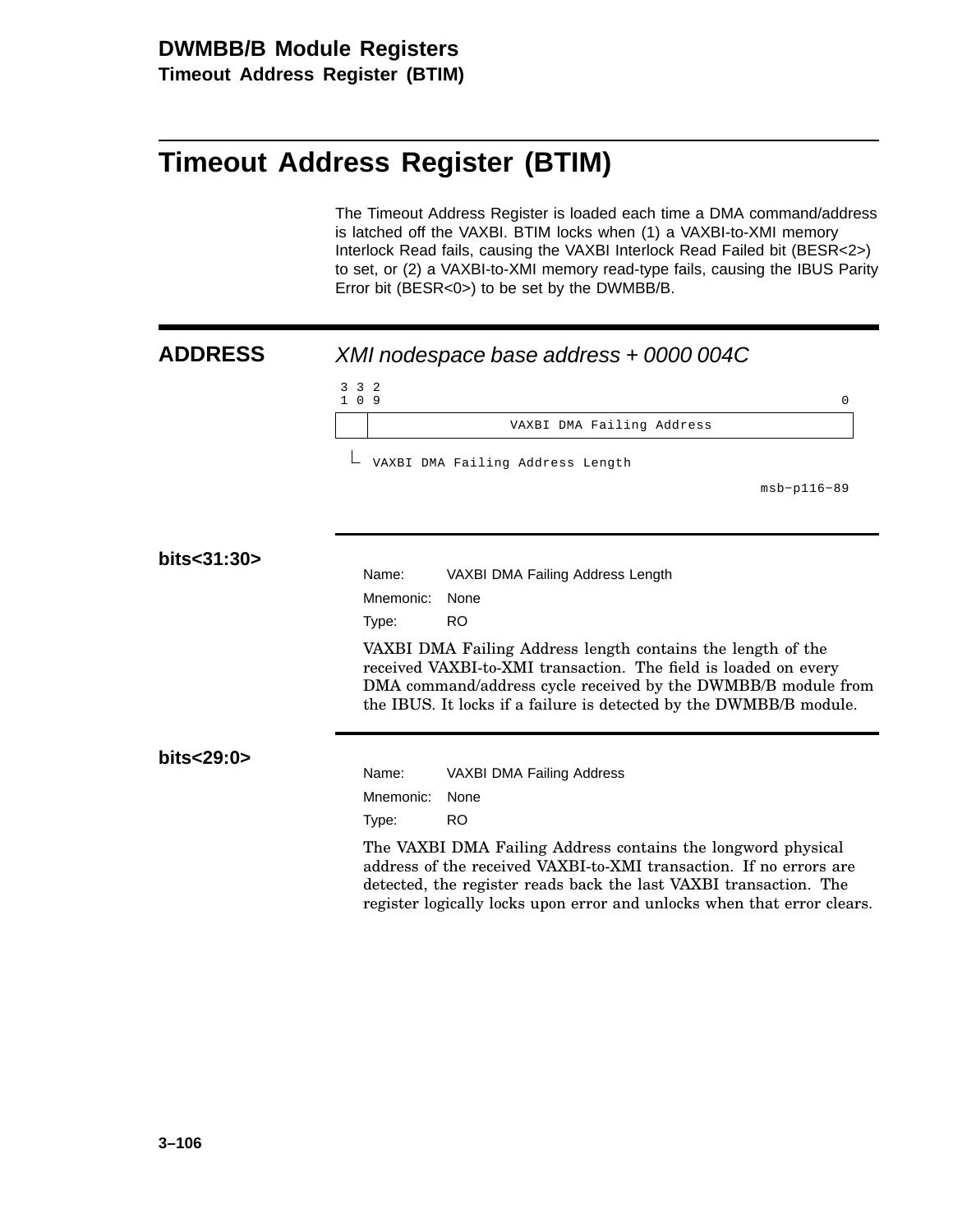# Timeout Address Register (BTIM)

The Timeout Address Register is loaded each time a DMA command/address is latched off the VAXBI. BTIM locks when (1) a VAXBI-to-XMI memory Interlock Read fails, causing the VAXBI Interlock Read Failed bit (BESR<2>) to set, or (2) a VAXBI-to-XMI memory read-type fails, causing the IBUS Parity Error bit (BESR<0>) to be set by the DWMBB/B.

## ADDRESS

*XMI nodespace base address + 0000 004C*

```
 3 3 2
 1 0 9                                                       0
+---+------------------------------------------------------+
|   |               VAXBI DMA Failing Address              |
+---+------------------------------------------------------+
  |
  └ VAXBI DMA Failing Address Length
                                                  msb-p116-89
```

## bits<31:30>

Name: VAXBI DMA Failing Address Length
Mnemonic: None
Type: RO

VAXBI DMA Failing Address length contains the length of the received VAXBI-to-XMI transaction. The field is loaded on every DMA command/address cycle received by the DWMBB/B module from the IBUS. It locks if a failure is detected by the DWMBB/B module.

## bits<29:0>

Name: VAXBI DMA Failing Address
Mnemonic: None
Type: RO

The VAXBI DMA Failing Address contains the longword physical address of the received VAXBI-to-XMI transaction. If no errors are detected, the register reads back the last VAXBI transaction. The register logically locks upon error and unlocks when that error clears.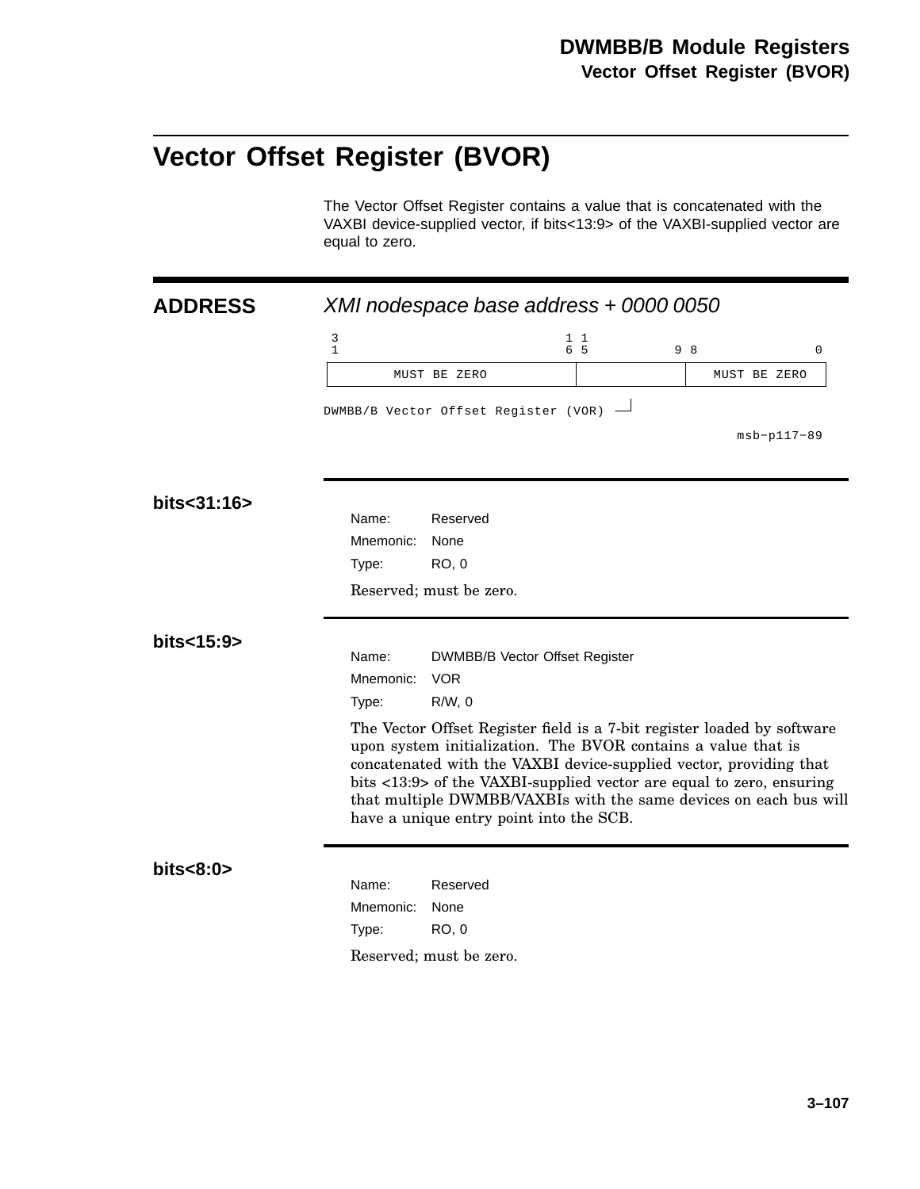# Vector Offset Register (BVOR)

The Vector Offset Register contains a value that is concatenated with the VAXBI device-supplied vector, if bits<13:9> of the VAXBI-supplied vector are equal to zero.

## ADDRESS

*XMI nodespace base address + 0000 0050*

```
 3                              1 1
 1                              6 5           9 8             0
+--------------------------------+-------------+---------------+
|          MUST BE ZERO          |             | MUST BE ZERO  |
+--------------------------------+-------------+---------------+

DWMBB/B Vector Offset Register (VOR) ---+
                                                    msb-p117-89
```

## bits<31:16>

Name: Reserved
Mnemonic: None
Type: RO, 0

Reserved; must be zero.

## bits<15:9>

Name: DWMBB/B Vector Offset Register
Mnemonic: VOR
Type: R/W, 0

The Vector Offset Register field is a 7-bit register loaded by software upon system initialization. The BVOR contains a value that is concatenated with the VAXBI device-supplied vector, providing that bits <13:9> of the VAXBI-supplied vector are equal to zero, ensuring that multiple DWMBB/VAXBIs with the same devices on each bus will have a unique entry point into the SCB.

## bits<8:0>

Name: Reserved
Mnemonic: None
Type: RO, 0

Reserved; must be zero.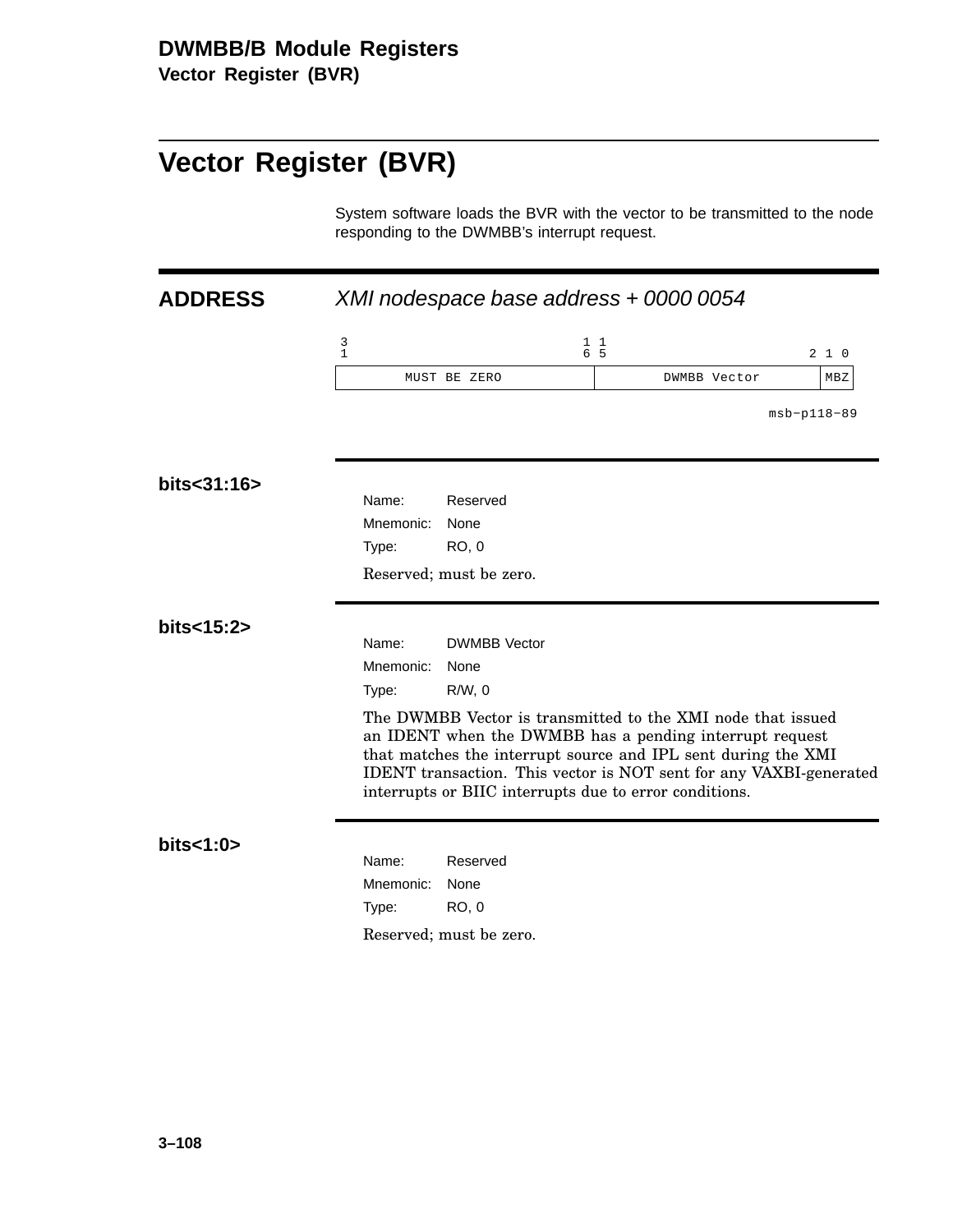# Vector Register (BVR)

System software loads the BVR with the vector to be transmitted to the node responding to the DWMBB's interrupt request.

## ADDRESS

*XMI nodespace base address + 0000 0054*

| 31 — 16 | 15 — 2 | 1 0 |
|---|---|---|
| MUST BE ZERO | DWMBB Vector | MBZ |

msb−p118−89

### bits<31:16>

Name: Reserved
Mnemonic: None
Type: RO, 0

Reserved; must be zero.

### bits<15:2>

Name: DWMBB Vector
Mnemonic: None
Type: R/W, 0

The DWMBB Vector is transmitted to the XMI node that issued an IDENT when the DWMBB has a pending interrupt request that matches the interrupt source and IPL sent during the XMI IDENT transaction. This vector is NOT sent for any VAXBI-generated interrupts or BIIC interrupts due to error conditions.

### bits<1:0>

Name: Reserved
Mnemonic: None
Type: RO, 0

Reserved; must be zero.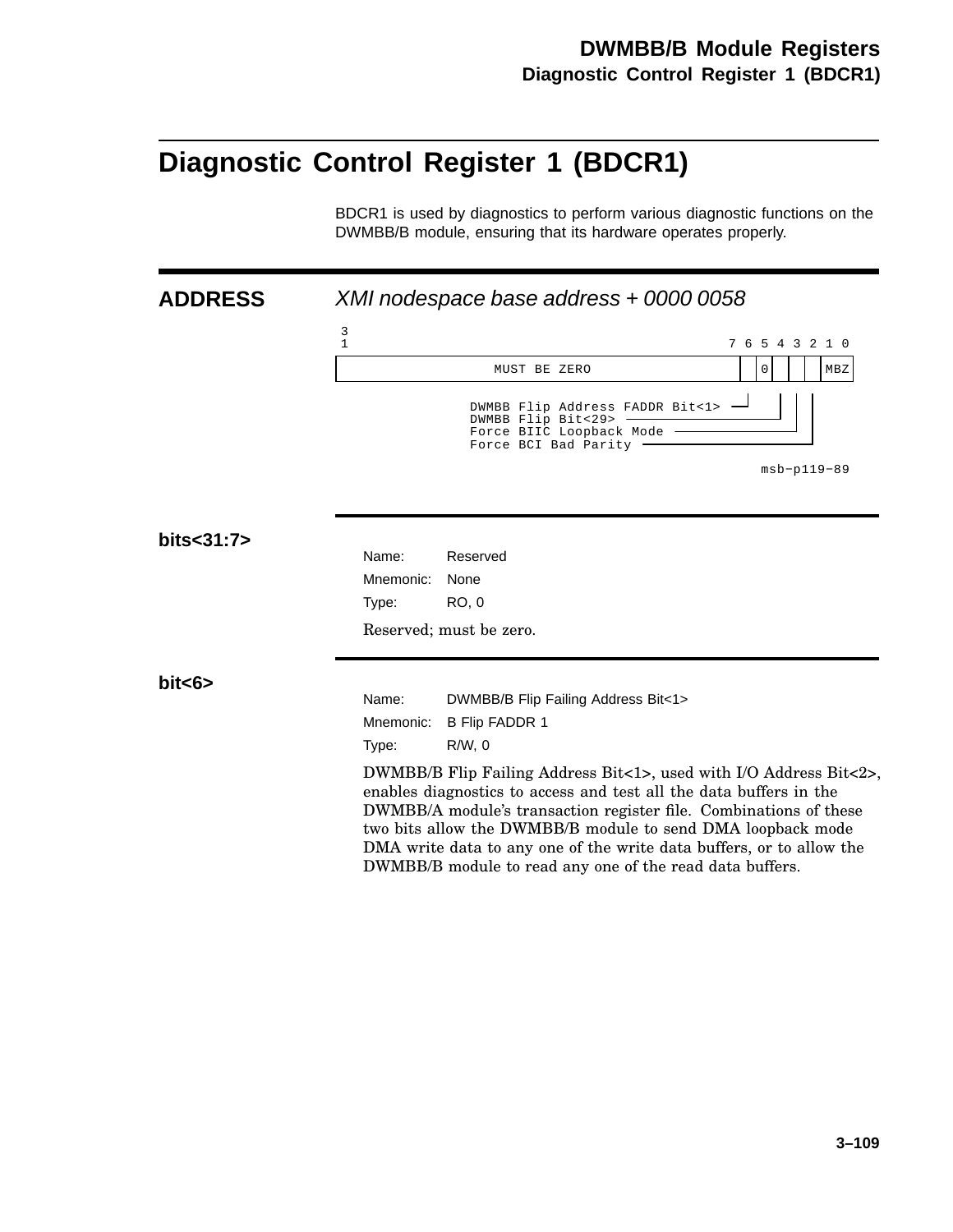# Diagnostic Control Register 1 (BDCR1)

BDCR1 is used by diagnostics to perform various diagnostic functions on the DWMBB/B module, ensuring that its hardware operates properly.

## ADDRESS

*XMI nodespace base address + 0000 0058*

```
3
1                                                     7 6 5 4 3 2 1 0
+----------------------------------------------------+-+-+-+-+-+-----+
|                  MUST BE ZERO                      | |0| | | | MBZ |
+----------------------------------------------------+-+-+-+-+-+-----+

                   DWMBB Flip Address FADDR Bit<1> ---+ | | |
                   DWMBB Flip Bit<29> ------------------+ | |
                   Force BIIC Loopback Mode ---------------+ |
                   Force BCI Bad Parity ----------------------+

                                                      msb-p119-89
```

## bits<31:7>

Name: Reserved

Mnemonic: None

Type: RO, 0

Reserved; must be zero.

## bit<6>

Name: DWMBB/B Flip Failing Address Bit<1>

Mnemonic: B Flip FADDR 1

Type: R/W, 0

DWMBB/B Flip Failing Address Bit<1>, used with I/O Address Bit<2>, enables diagnostics to access and test all the data buffers in the DWMBB/A module's transaction register file. Combinations of these two bits allow the DWMBB/B module to send DMA loopback mode DMA write data to any one of the write data buffers, or to allow the DWMBB/B module to read any one of the read data buffers.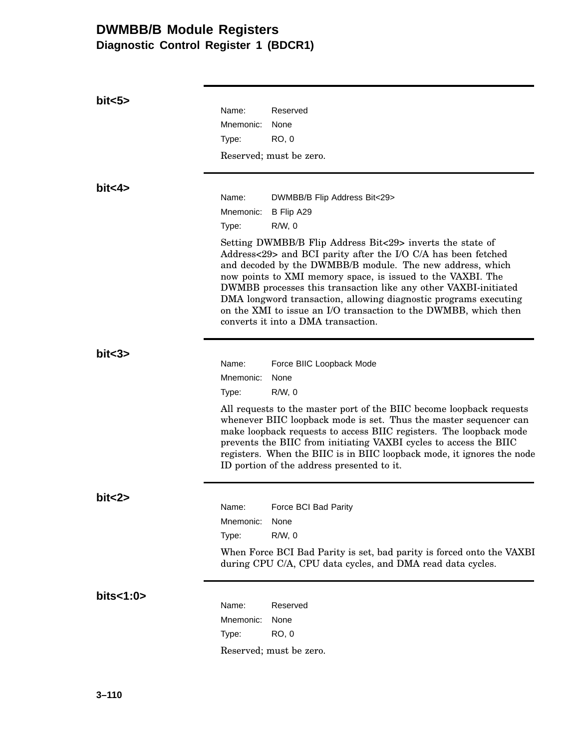## bit<5>

Name: Reserved
Mnemonic: None
Type: RO, 0

Reserved; must be zero.

## bit<4>

Name: DWMBB/B Flip Address Bit<29>
Mnemonic: B Flip A29
Type: R/W, 0

Setting DWMBB/B Flip Address Bit<29> inverts the state of Address<29> and BCI parity after the I/O C/A has been fetched and decoded by the DWMBB/B module. The new address, which now points to XMI memory space, is issued to the VAXBI. The DWMBB processes this transaction like any other VAXBI-initiated DMA longword transaction, allowing diagnostic programs executing on the XMI to issue an I/O transaction to the DWMBB, which then converts it into a DMA transaction.

## bit<3>

Name: Force BIIC Loopback Mode
Mnemonic: None
Type: R/W, 0

All requests to the master port of the BIIC become loopback requests whenever BIIC loopback mode is set. Thus the master sequencer can make loopback requests to access BIIC registers. The loopback mode prevents the BIIC from initiating VAXBI cycles to access the BIIC registers. When the BIIC is in BIIC loopback mode, it ignores the node ID portion of the address presented to it.

## bit<2>

Name: Force BCI Bad Parity
Mnemonic: None
Type: R/W, 0

When Force BCI Bad Parity is set, bad parity is forced onto the VAXBI during CPU C/A, CPU data cycles, and DMA read data cycles.

## bits<1:0>

Name: Reserved
Mnemonic: None
Type: RO, 0

Reserved; must be zero.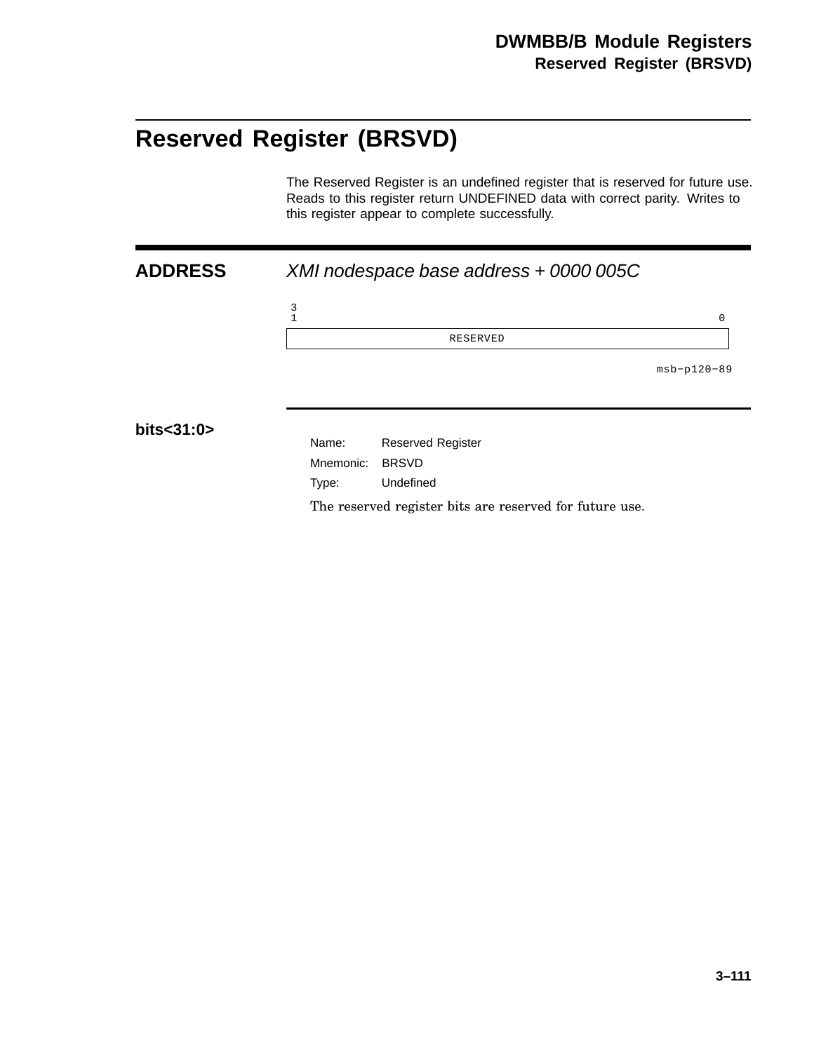# Reserved Register (BRSVD)

The Reserved Register is an undefined register that is reserved for future use. Reads to this register return UNDEFINED data with correct parity. Writes to this register appear to complete successfully.

## ADDRESS

*XMI nodespace base address + 0000 005C*

```
 3
 1                                                                   0
+---------------------------------------------------------------------+
|                              RESERVED                               |
+---------------------------------------------------------------------+
                                                          msb-p120-89
```

## bits<31:0>

Name: Reserved Register

Mnemonic: BRSVD

Type: Undefined

The reserved register bits are reserved for future use.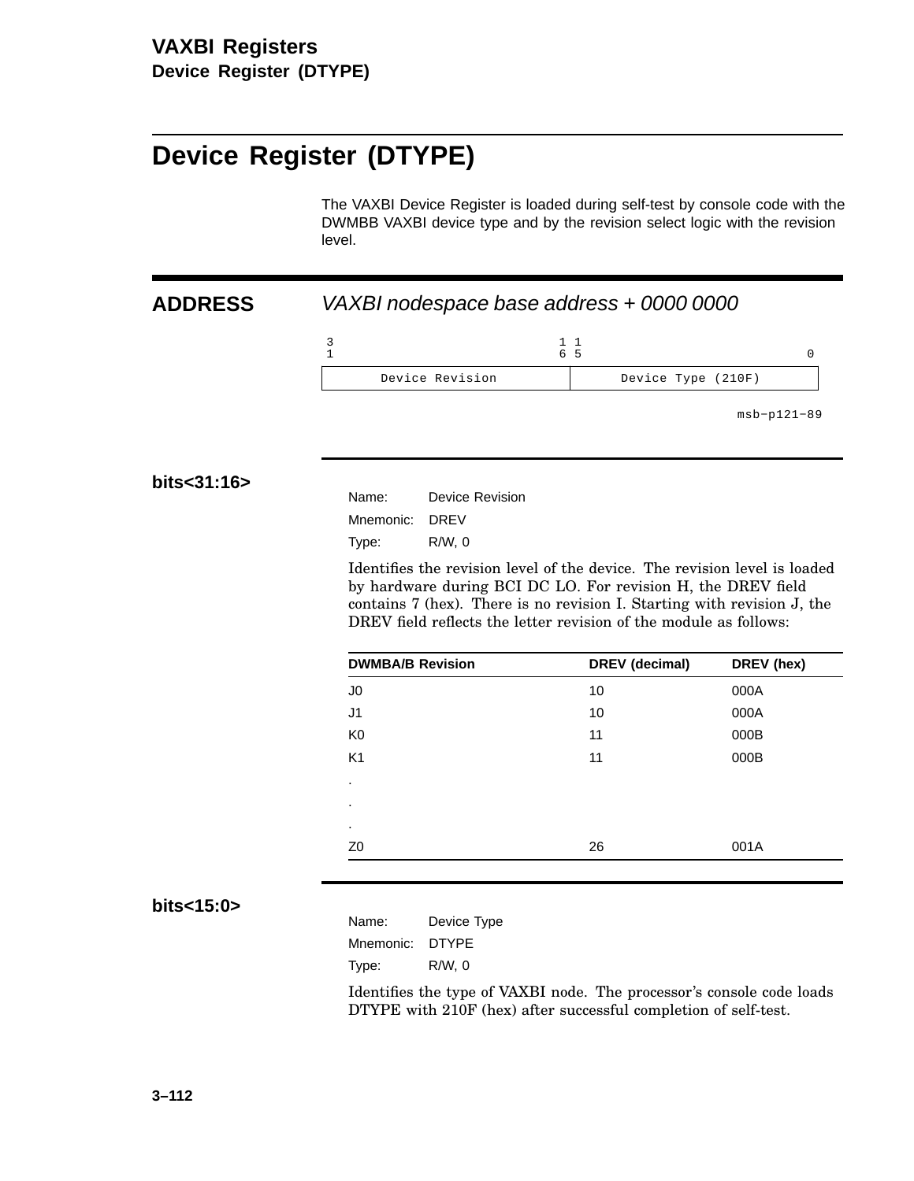# Device Register (DTYPE)

The VAXBI Device Register is loaded during self-test by console code with the DWMBB VAXBI device type and by the revision select logic with the revision level.

## ADDRESS

*VAXBI nodespace base address + 0000 0000*

```
3                         1 1                         0
1                         6 5
+-------------------------+---------------------------+
|     Device Revision     |    Device Type (210F)     |
+-------------------------+---------------------------+
                                            msb-p121-89
```

### bits<31:16>

Name: Device Revision

Mnemonic: DREV

Type: R/W, 0

Identifies the revision level of the device. The revision level is loaded by hardware during BCI DC LO. For revision H, the DREV field contains 7 (hex). There is no revision I. Starting with revision J, the DREV field reflects the letter revision of the module as follows:

| DWMBA/B Revision | DREV (decimal) | DREV (hex) |
|---|---|---|
| J0 | 10 | 000A |
| J1 | 10 | 000A |
| K0 | 11 | 000B |
| K1 | 11 | 000B |
| . | | |
| . | | |
| . | | |
| Z0 | 26 | 001A |

### bits<15:0>

Name: Device Type

Mnemonic: DTYPE

Type: R/W, 0

Identifies the type of VAXBI node. The processor's console code loads DTYPE with 210F (hex) after successful completion of self-test.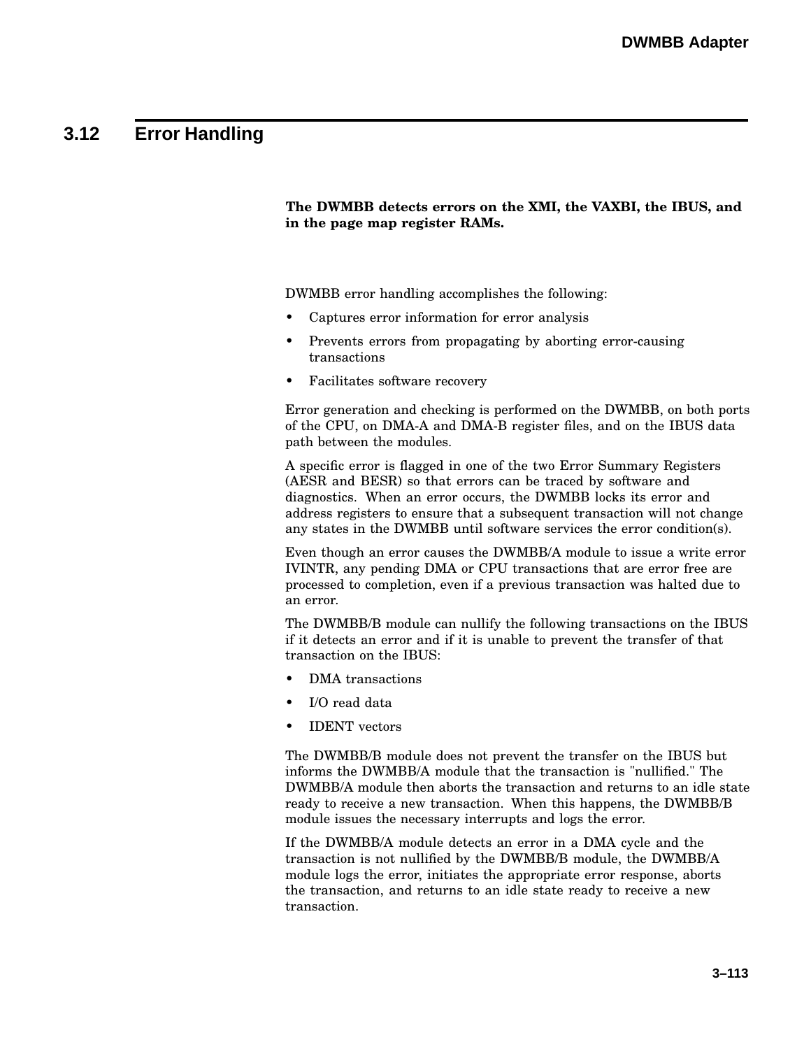## 3.12 Error Handling

**The DWMBB detects errors on the XMI, the VAXBI, the IBUS, and in the page map register RAMs.**

DWMBB error handling accomplishes the following:

- Captures error information for error analysis
- Prevents errors from propagating by aborting error-causing transactions
- Facilitates software recovery

Error generation and checking is performed on the DWMBB, on both ports of the CPU, on DMA-A and DMA-B register files, and on the IBUS data path between the modules.

A specific error is flagged in one of the two Error Summary Registers (AESR and BESR) so that errors can be traced by software and diagnostics. When an error occurs, the DWMBB locks its error and address registers to ensure that a subsequent transaction will not change any states in the DWMBB until software services the error condition(s).

Even though an error causes the DWMBB/A module to issue a write error IVINTR, any pending DMA or CPU transactions that are error free are processed to completion, even if a previous transaction was halted due to an error.

The DWMBB/B module can nullify the following transactions on the IBUS if it detects an error and if it is unable to prevent the transfer of that transaction on the IBUS:

- DMA transactions
- I/O read data
- IDENT vectors

The DWMBB/B module does not prevent the transfer on the IBUS but informs the DWMBB/A module that the transaction is "nullified." The DWMBB/A module then aborts the transaction and returns to an idle state ready to receive a new transaction. When this happens, the DWMBB/B module issues the necessary interrupts and logs the error.

If the DWMBB/A module detects an error in a DMA cycle and the transaction is not nullified by the DWMBB/B module, the DWMBB/A module logs the error, initiates the appropriate error response, aborts the transaction, and returns to an idle state ready to receive a new transaction.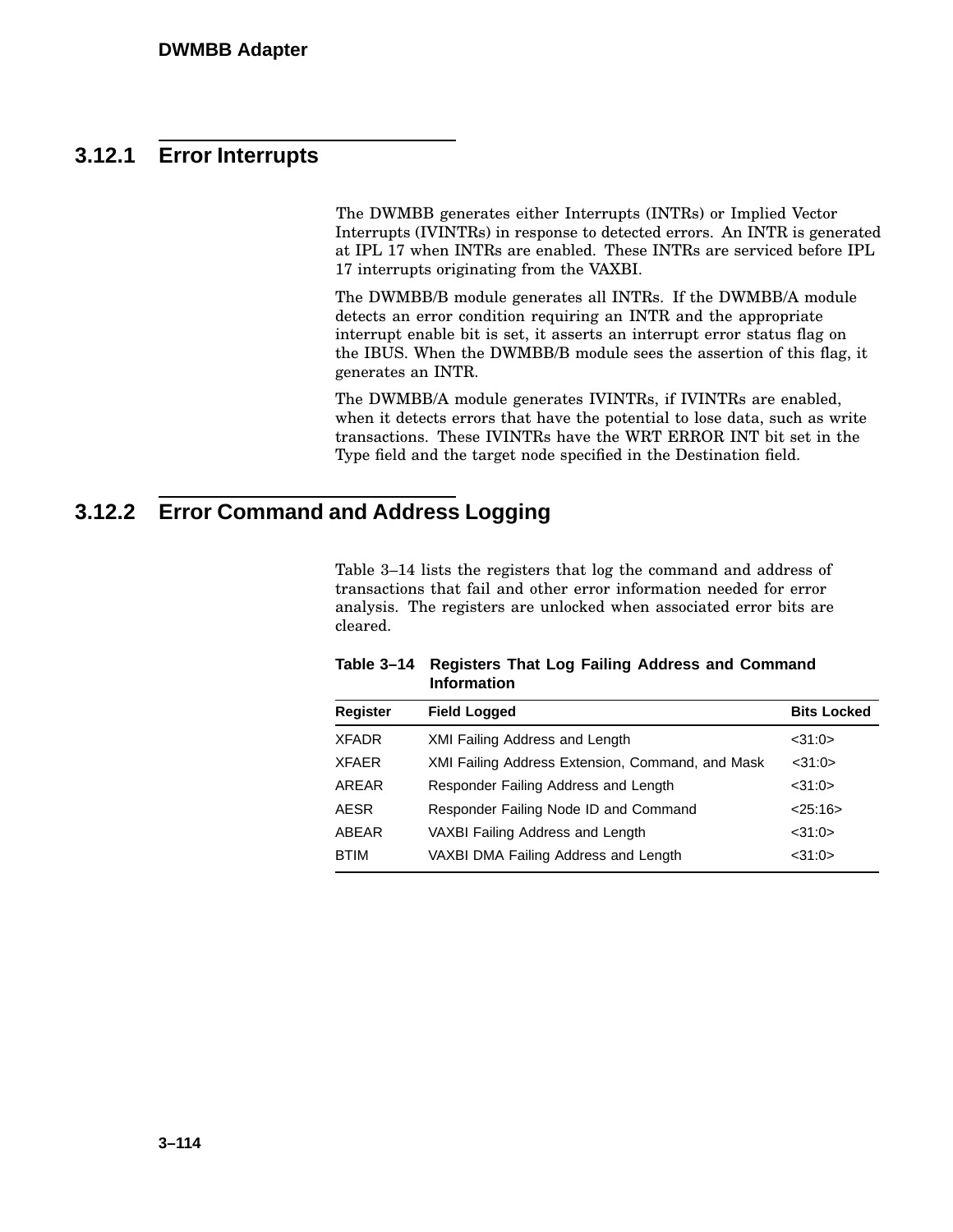### 3.12.1 Error Interrupts

The DWMBB generates either Interrupts (INTRs) or Implied Vector Interrupts (IVINTRs) in response to detected errors. An INTR is generated at IPL 17 when INTRs are enabled. These INTRs are serviced before IPL 17 interrupts originating from the VAXBI.

The DWMBB/B module generates all INTRs. If the DWMBB/A module detects an error condition requiring an INTR and the appropriate interrupt enable bit is set, it asserts an interrupt error status flag on the IBUS. When the DWMBB/B module sees the assertion of this flag, it generates an INTR.

The DWMBB/A module generates IVINTRs, if IVINTRs are enabled, when it detects errors that have the potential to lose data, such as write transactions. These IVINTRs have the WRT ERROR INT bit set in the Type field and the target node specified in the Destination field.

### 3.12.2 Error Command and Address Logging

Table 3–14 lists the registers that log the command and address of transactions that fail and other error information needed for error analysis. The registers are unlocked when associated error bits are cleared.

**Table 3–14 Registers That Log Failing Address and Command Information**

| Register | Field Logged | Bits Locked |
|---|---|---|
| XFADR | XMI Failing Address and Length | <31:0> |
| XFAER | XMI Failing Address Extension, Command, and Mask | <31:0> |
| AREAR | Responder Failing Address and Length | <31:0> |
| AESR | Responder Failing Node ID and Command | <25:16> |
| ABEAR | VAXBI Failing Address and Length | <31:0> |
| BTIM | VAXBI DMA Failing Address and Length | <31:0> |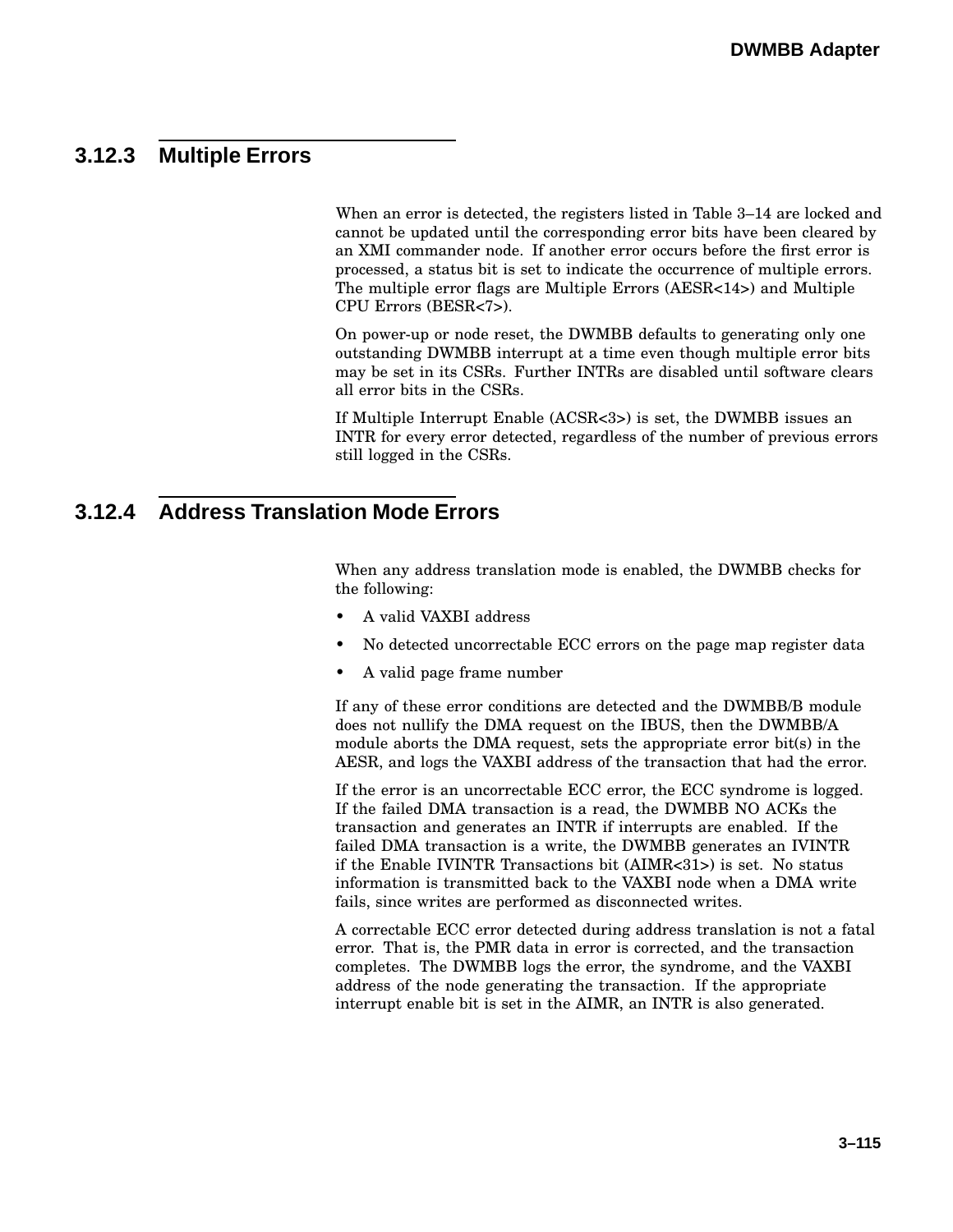### 3.12.3 Multiple Errors

When an error is detected, the registers listed in Table 3–14 are locked and cannot be updated until the corresponding error bits have been cleared by an XMI commander node. If another error occurs before the first error is processed, a status bit is set to indicate the occurrence of multiple errors. The multiple error flags are Multiple Errors (AESR<14>) and Multiple CPU Errors (BESR<7>).

On power-up or node reset, the DWMBB defaults to generating only one outstanding DWMBB interrupt at a time even though multiple error bits may be set in its CSRs. Further INTRs are disabled until software clears all error bits in the CSRs.

If Multiple Interrupt Enable (ACSR<3>) is set, the DWMBB issues an INTR for every error detected, regardless of the number of previous errors still logged in the CSRs.

### 3.12.4 Address Translation Mode Errors

When any address translation mode is enabled, the DWMBB checks for the following:

- A valid VAXBI address
- No detected uncorrectable ECC errors on the page map register data
- A valid page frame number

If any of these error conditions are detected and the DWMBB/B module does not nullify the DMA request on the IBUS, then the DWMBB/A module aborts the DMA request, sets the appropriate error bit(s) in the AESR, and logs the VAXBI address of the transaction that had the error.

If the error is an uncorrectable ECC error, the ECC syndrome is logged. If the failed DMA transaction is a read, the DWMBB NO ACKs the transaction and generates an INTR if interrupts are enabled. If the failed DMA transaction is a write, the DWMBB generates an IVINTR if the Enable IVINTR Transactions bit (AIMR<31>) is set. No status information is transmitted back to the VAXBI node when a DMA write fails, since writes are performed as disconnected writes.

A correctable ECC error detected during address translation is not a fatal error. That is, the PMR data in error is corrected, and the transaction completes. The DWMBB logs the error, the syndrome, and the VAXBI address of the node generating the transaction. If the appropriate interrupt enable bit is set in the AIMR, an INTR is also generated.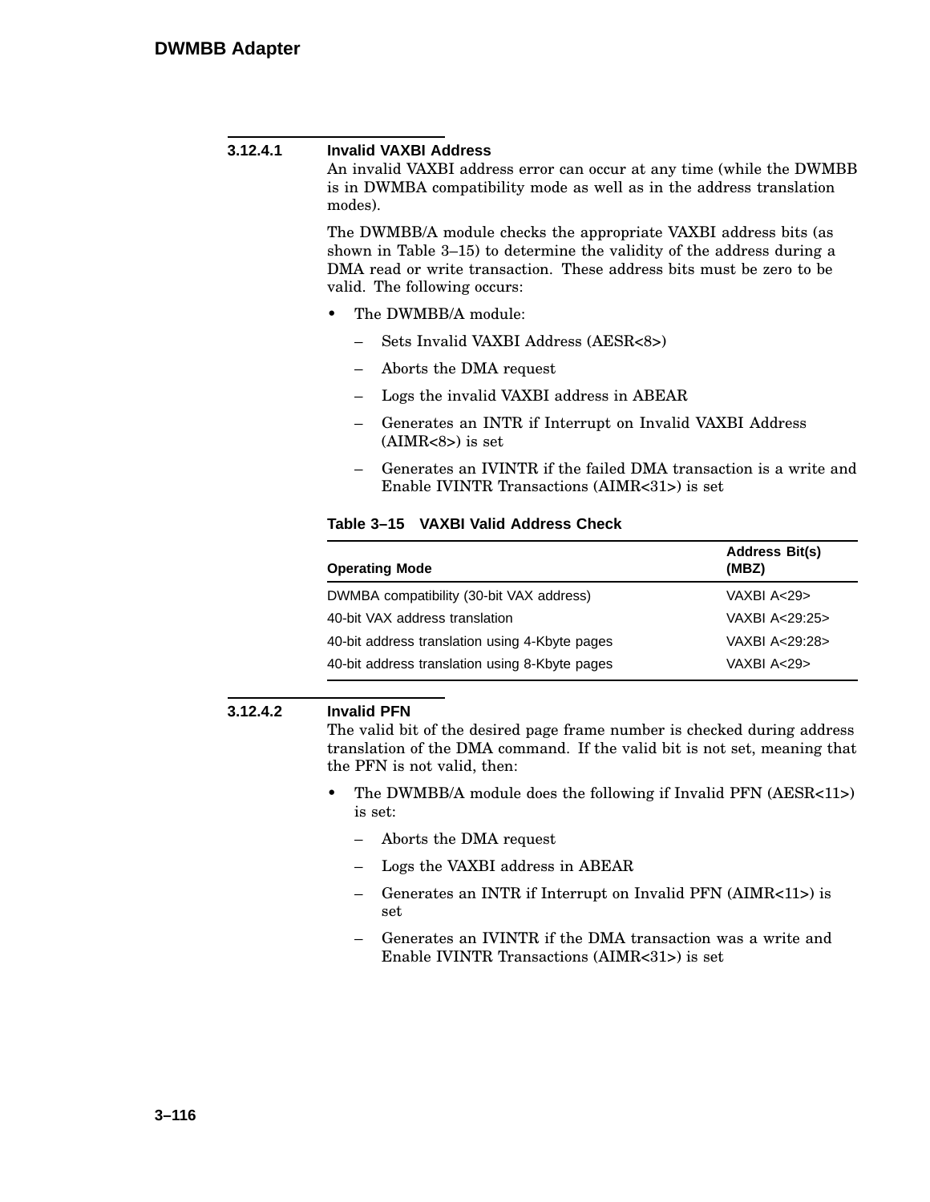### 3.12.4.1 Invalid VAXBI Address

An invalid VAXBI address error can occur at any time (while the DWMBB is in DWMBA compatibility mode as well as in the address translation modes).

The DWMBB/A module checks the appropriate VAXBI address bits (as shown in Table 3–15) to determine the validity of the address during a DMA read or write transaction. These address bits must be zero to be valid. The following occurs:

- The DWMBB/A module:
  - Sets Invalid VAXBI Address (AESR<8>)
  - Aborts the DMA request
  - Logs the invalid VAXBI address in ABEAR
  - Generates an INTR if Interrupt on Invalid VAXBI Address (AIMR<8>) is set
  - Generates an IVINTR if the failed DMA transaction is a write and Enable IVINTR Transactions (AIMR<31>) is set

**Table 3–15 VAXBI Valid Address Check**

| Operating Mode | Address Bit(s) (MBZ) |
|---|---|
| DWMBA compatibility (30-bit VAX address) | VAXBI A<29> |
| 40-bit VAX address translation | VAXBI A<29:25> |
| 40-bit address translation using 4-Kbyte pages | VAXBI A<29:28> |
| 40-bit address translation using 8-Kbyte pages | VAXBI A<29> |

### 3.12.4.2 Invalid PFN

The valid bit of the desired page frame number is checked during address translation of the DMA command. If the valid bit is not set, meaning that the PFN is not valid, then:

- The DWMBB/A module does the following if Invalid PFN (AESR<11>) is set:
  - Aborts the DMA request
  - Logs the VAXBI address in ABEAR
  - Generates an INTR if Interrupt on Invalid PFN (AIMR<11>) is set
  - Generates an IVINTR if the DMA transaction was a write and Enable IVINTR Transactions (AIMR<31>) is set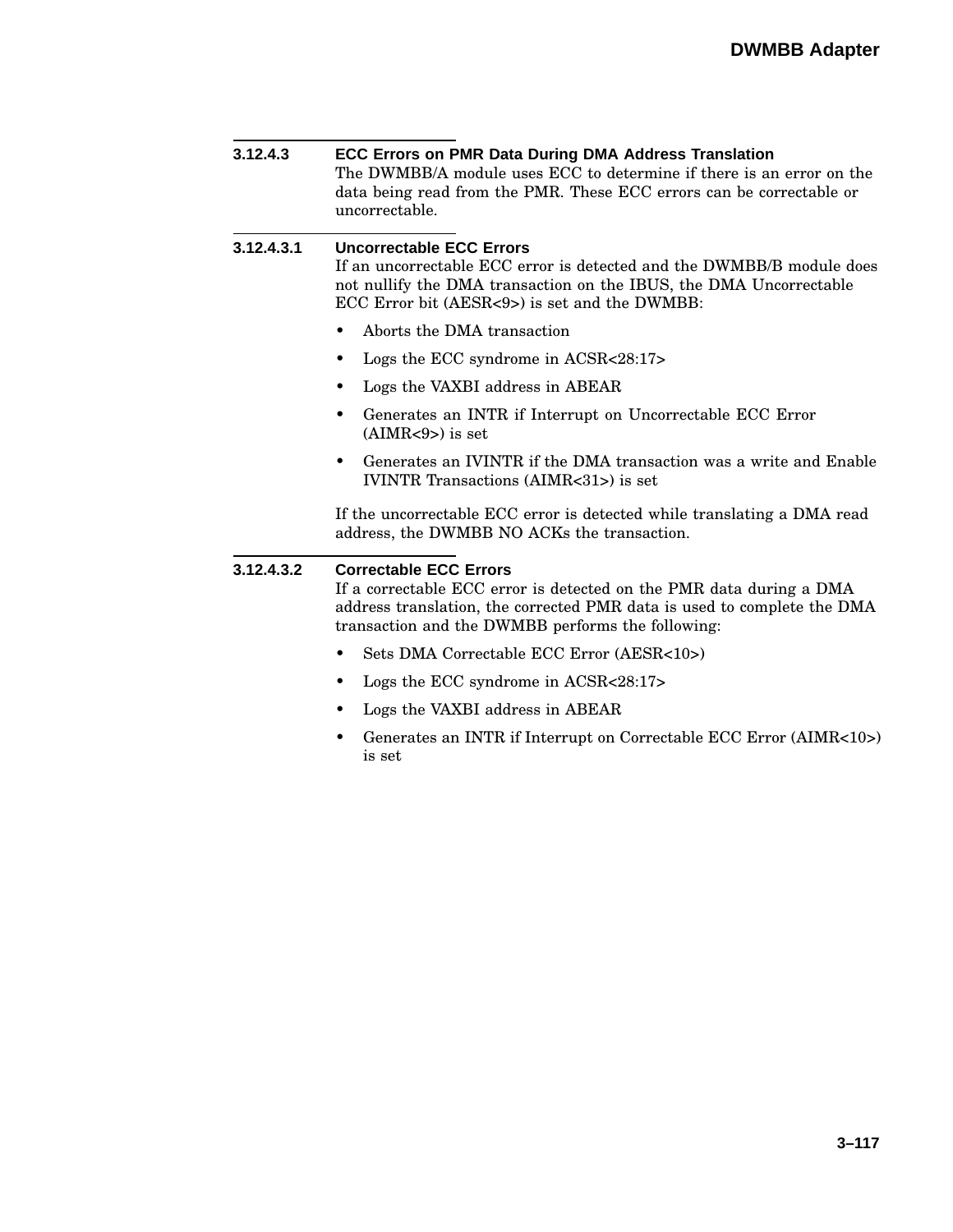### 3.12.4.3 ECC Errors on PMR Data During DMA Address Translation

The DWMBB/A module uses ECC to determine if there is an error on the data being read from the PMR. These ECC errors can be correctable or uncorrectable.

#### 3.12.4.3.1 Uncorrectable ECC Errors

If an uncorrectable ECC error is detected and the DWMBB/B module does not nullify the DMA transaction on the IBUS, the DMA Uncorrectable ECC Error bit (AESR<9>) is set and the DWMBB:

- Aborts the DMA transaction
- Logs the ECC syndrome in ACSR<28:17>
- Logs the VAXBI address in ABEAR
- Generates an INTR if Interrupt on Uncorrectable ECC Error (AIMR<9>) is set
- Generates an IVINTR if the DMA transaction was a write and Enable IVINTR Transactions (AIMR<31>) is set

If the uncorrectable ECC error is detected while translating a DMA read address, the DWMBB NO ACKs the transaction.

#### 3.12.4.3.2 Correctable ECC Errors

If a correctable ECC error is detected on the PMR data during a DMA address translation, the corrected PMR data is used to complete the DMA transaction and the DWMBB performs the following:

- Sets DMA Correctable ECC Error (AESR<10>)
- Logs the ECC syndrome in ACSR<28:17>
- Logs the VAXBI address in ABEAR
- Generates an INTR if Interrupt on Correctable ECC Error (AIMR<10>) is set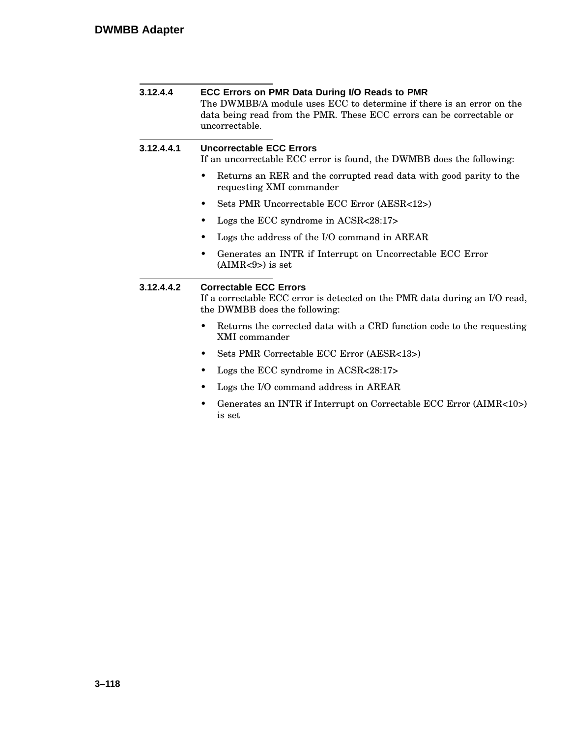#### 3.12.4.4 ECC Errors on PMR Data During I/O Reads to PMR

The DWMBB/A module uses ECC to determine if there is an error on the data being read from the PMR. These ECC errors can be correctable or uncorrectable.

##### 3.12.4.4.1 Uncorrectable ECC Errors

If an uncorrectable ECC error is found, the DWMBB does the following:

- Returns an RER and the corrupted read data with good parity to the requesting XMI commander
- Sets PMR Uncorrectable ECC Error (AESR<12>)
- Logs the ECC syndrome in ACSR<28:17>
- Logs the address of the I/O command in AREAR
- Generates an INTR if Interrupt on Uncorrectable ECC Error (AIMR<9>) is set

##### 3.12.4.4.2 Correctable ECC Errors

If a correctable ECC error is detected on the PMR data during an I/O read, the DWMBB does the following:

- Returns the corrected data with a CRD function code to the requesting XMI commander
- Sets PMR Correctable ECC Error (AESR<13>)
- Logs the ECC syndrome in ACSR<28:17>
- Logs the I/O command address in AREAR
- Generates an INTR if Interrupt on Correctable ECC Error (AIMR<10>) is set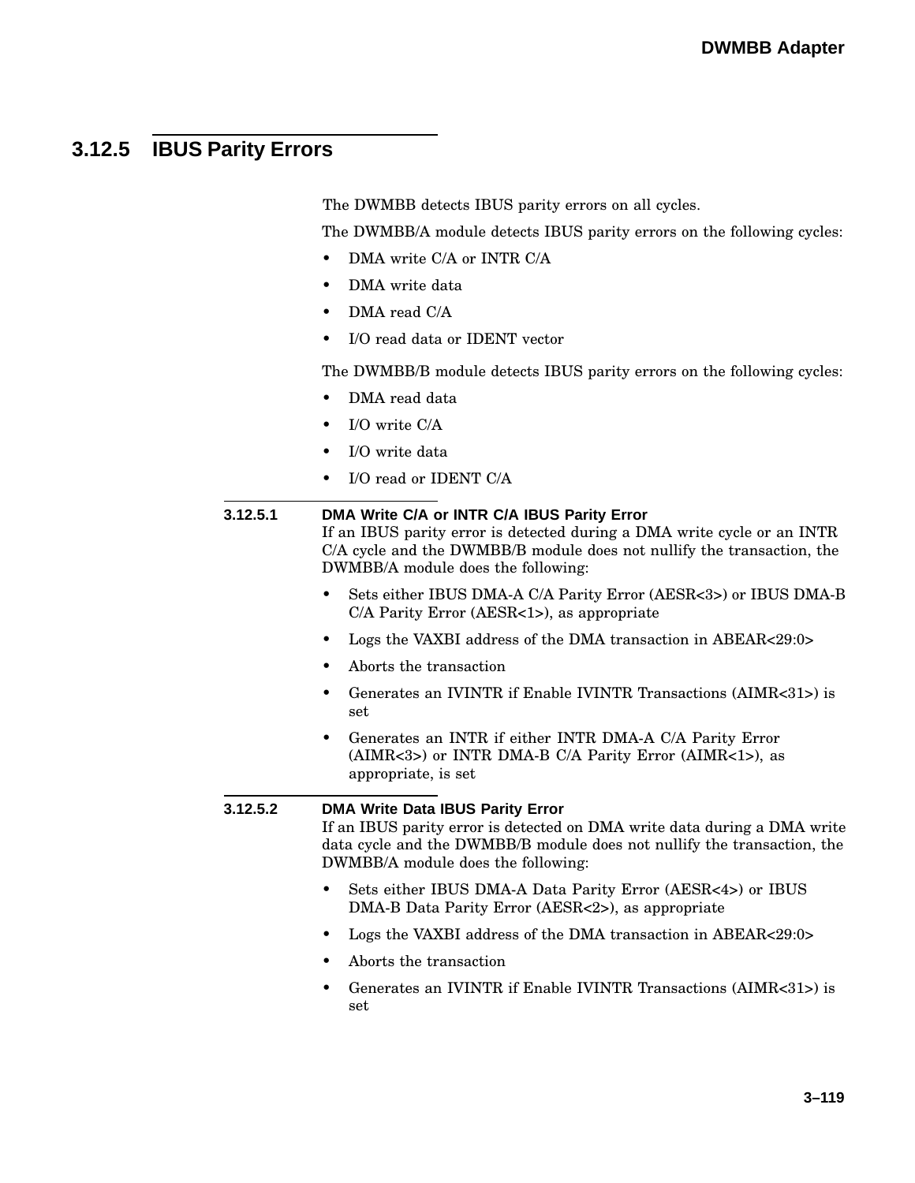## 3.12.5 IBUS Parity Errors

The DWMBB detects IBUS parity errors on all cycles.

The DWMBB/A module detects IBUS parity errors on the following cycles:

- DMA write C/A or INTR C/A
- DMA write data
- DMA read C/A
- I/O read data or IDENT vector

The DWMBB/B module detects IBUS parity errors on the following cycles:

- DMA read data
- I/O write C/A
- I/O write data
- I/O read or IDENT C/A

### 3.12.5.1 DMA Write C/A or INTR C/A IBUS Parity Error

If an IBUS parity error is detected during a DMA write cycle or an INTR C/A cycle and the DWMBB/B module does not nullify the transaction, the DWMBB/A module does the following:

- Sets either IBUS DMA-A C/A Parity Error (AESR<3>) or IBUS DMA-B C/A Parity Error (AESR<1>), as appropriate
- Logs the VAXBI address of the DMA transaction in ABEAR<29:0>
- Aborts the transaction
- Generates an IVINTR if Enable IVINTR Transactions (AIMR<31>) is set
- Generates an INTR if either INTR DMA-A C/A Parity Error (AIMR<3>) or INTR DMA-B C/A Parity Error (AIMR<1>), as appropriate, is set

### 3.12.5.2 DMA Write Data IBUS Parity Error

If an IBUS parity error is detected on DMA write data during a DMA write data cycle and the DWMBB/B module does not nullify the transaction, the DWMBB/A module does the following:

- Sets either IBUS DMA-A Data Parity Error (AESR<4>) or IBUS DMA-B Data Parity Error (AESR<2>), as appropriate
- Logs the VAXBI address of the DMA transaction in ABEAR<29:0>
- Aborts the transaction
- Generates an IVINTR if Enable IVINTR Transactions (AIMR<31>) is set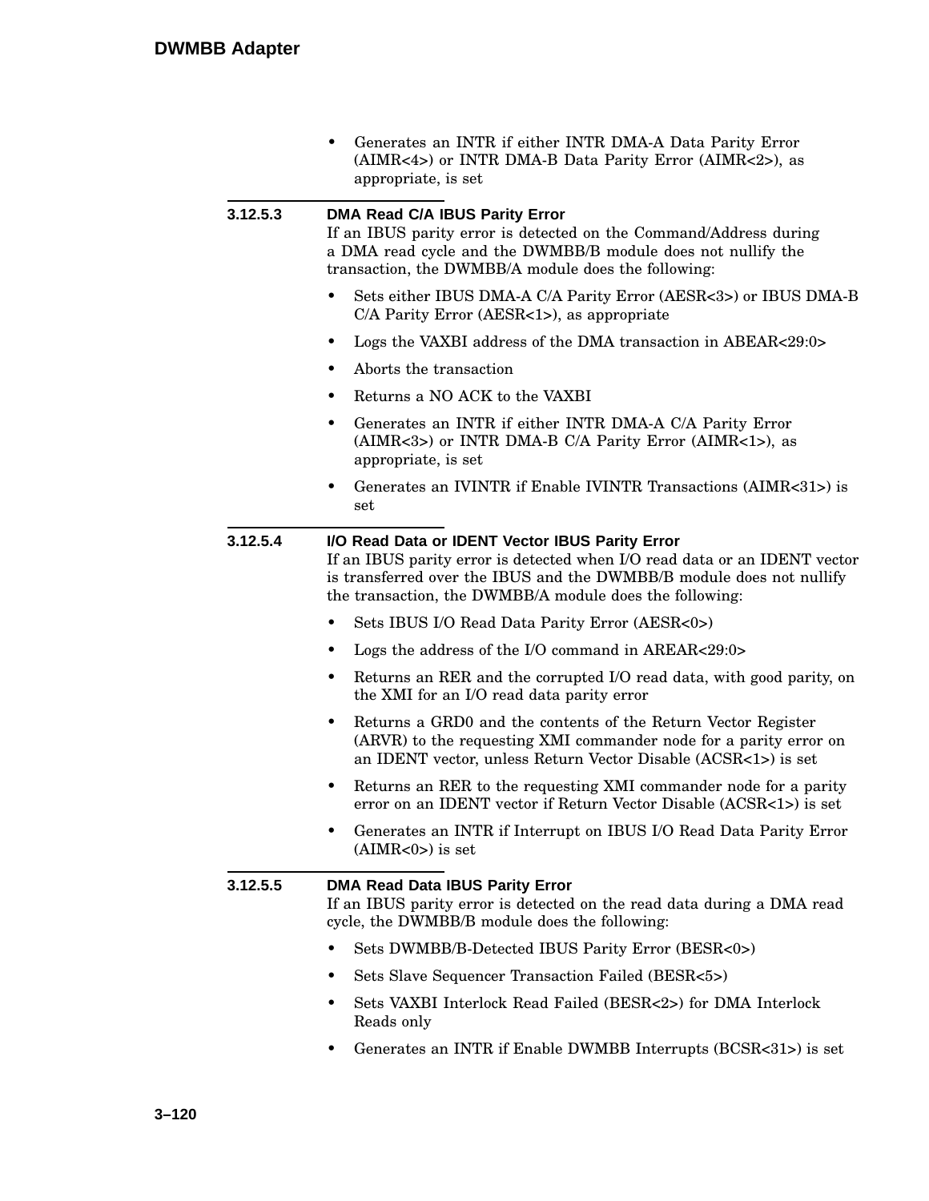- Generates an INTR if either INTR DMA-A Data Parity Error (AIMR<4>) or INTR DMA-B Data Parity Error (AIMR<2>), as appropriate, is set

#### 3.12.5.3 DMA Read C/A IBUS Parity Error

If an IBUS parity error is detected on the Command/Address during a DMA read cycle and the DWMBB/B module does not nullify the transaction, the DWMBB/A module does the following:

- Sets either IBUS DMA-A C/A Parity Error (AESR<3>) or IBUS DMA-B C/A Parity Error (AESR<1>), as appropriate
- Logs the VAXBI address of the DMA transaction in ABEAR<29:0>
- Aborts the transaction
- Returns a NO ACK to the VAXBI
- Generates an INTR if either INTR DMA-A C/A Parity Error (AIMR<3>) or INTR DMA-B C/A Parity Error (AIMR<1>), as appropriate, is set
- Generates an IVINTR if Enable IVINTR Transactions (AIMR<31>) is set

#### 3.12.5.4 I/O Read Data or IDENT Vector IBUS Parity Error

If an IBUS parity error is detected when I/O read data or an IDENT vector is transferred over the IBUS and the DWMBB/B module does not nullify the transaction, the DWMBB/A module does the following:

- Sets IBUS I/O Read Data Parity Error (AESR<0>)
- Logs the address of the I/O command in AREAR<29:0>
- Returns an RER and the corrupted I/O read data, with good parity, on the XMI for an I/O read data parity error
- Returns a GRD0 and the contents of the Return Vector Register (ARVR) to the requesting XMI commander node for a parity error on an IDENT vector, unless Return Vector Disable (ACSR<1>) is set
- Returns an RER to the requesting XMI commander node for a parity error on an IDENT vector if Return Vector Disable (ACSR<1>) is set
- Generates an INTR if Interrupt on IBUS I/O Read Data Parity Error (AIMR<0>) is set

#### 3.12.5.5 DMA Read Data IBUS Parity Error

If an IBUS parity error is detected on the read data during a DMA read cycle, the DWMBB/B module does the following:

- Sets DWMBB/B-Detected IBUS Parity Error (BESR<0>)
- Sets Slave Sequencer Transaction Failed (BESR<5>)
- Sets VAXBI Interlock Read Failed (BESR<2>) for DMA Interlock Reads only
- Generates an INTR if Enable DWMBB Interrupts (BCSR<31>) is set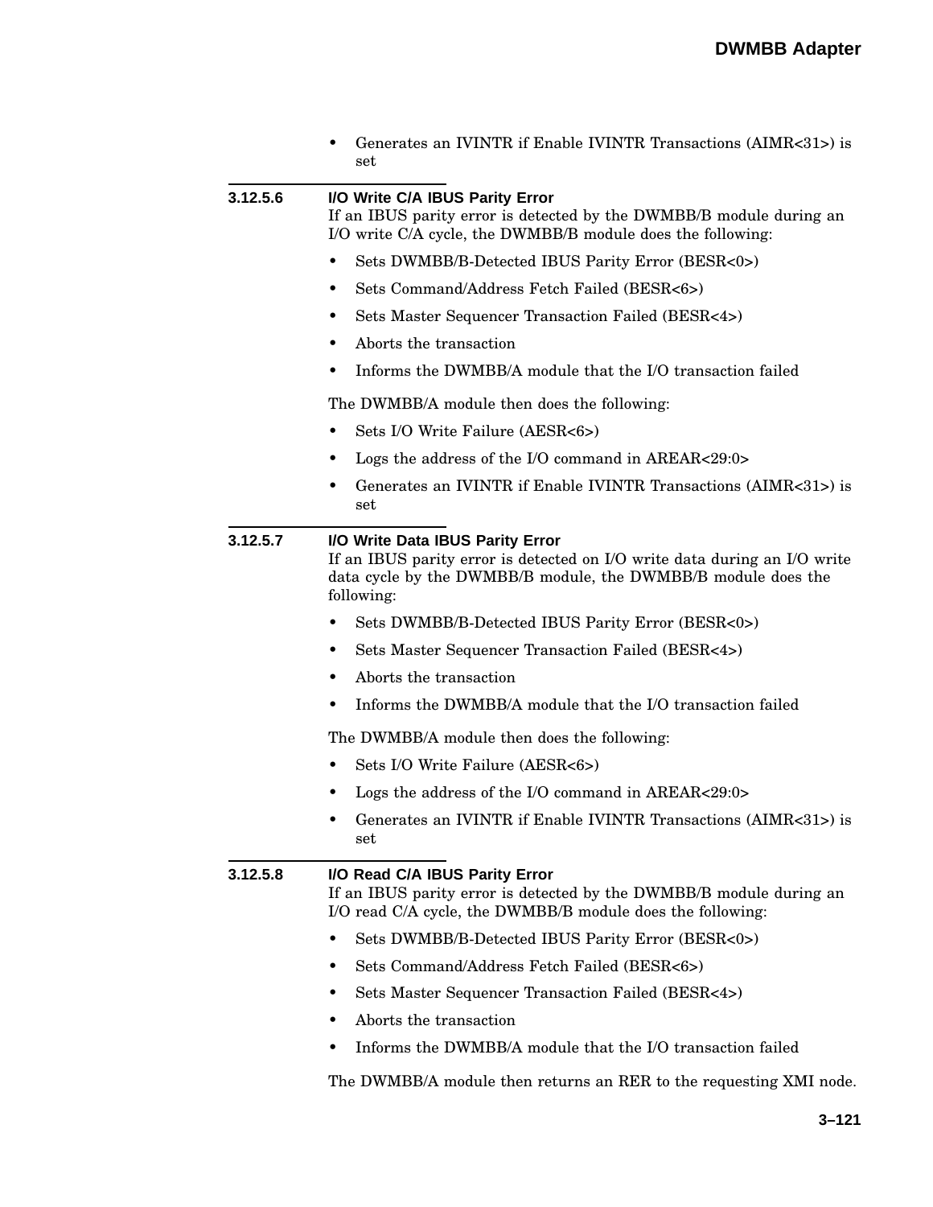- Generates an IVINTR if Enable IVINTR Transactions (AIMR<31>) is set

#### 3.12.5.6 I/O Write C/A IBUS Parity Error

If an IBUS parity error is detected by the DWMBB/B module during an I/O write C/A cycle, the DWMBB/B module does the following:

- Sets DWMBB/B-Detected IBUS Parity Error (BESR<0>)
- Sets Command/Address Fetch Failed (BESR<6>)
- Sets Master Sequencer Transaction Failed (BESR<4>)
- Aborts the transaction
- Informs the DWMBB/A module that the I/O transaction failed

The DWMBB/A module then does the following:

- Sets I/O Write Failure (AESR<6>)
- Logs the address of the I/O command in AREAR<29:0>
- Generates an IVINTR if Enable IVINTR Transactions (AIMR<31>) is set

#### 3.12.5.7 I/O Write Data IBUS Parity Error

If an IBUS parity error is detected on I/O write data during an I/O write data cycle by the DWMBB/B module, the DWMBB/B module does the following:

- Sets DWMBB/B-Detected IBUS Parity Error (BESR<0>)
- Sets Master Sequencer Transaction Failed (BESR<4>)
- Aborts the transaction
- Informs the DWMBB/A module that the I/O transaction failed

The DWMBB/A module then does the following:

- Sets I/O Write Failure (AESR<6>)
- Logs the address of the I/O command in AREAR<29:0>
- Generates an IVINTR if Enable IVINTR Transactions (AIMR<31>) is set

#### 3.12.5.8 I/O Read C/A IBUS Parity Error

If an IBUS parity error is detected by the DWMBB/B module during an I/O read C/A cycle, the DWMBB/B module does the following:

- Sets DWMBB/B-Detected IBUS Parity Error (BESR<0>)
- Sets Command/Address Fetch Failed (BESR<6>)
- Sets Master Sequencer Transaction Failed (BESR<4>)
- Aborts the transaction
- Informs the DWMBB/A module that the I/O transaction failed

The DWMBB/A module then returns an RER to the requesting XMI node.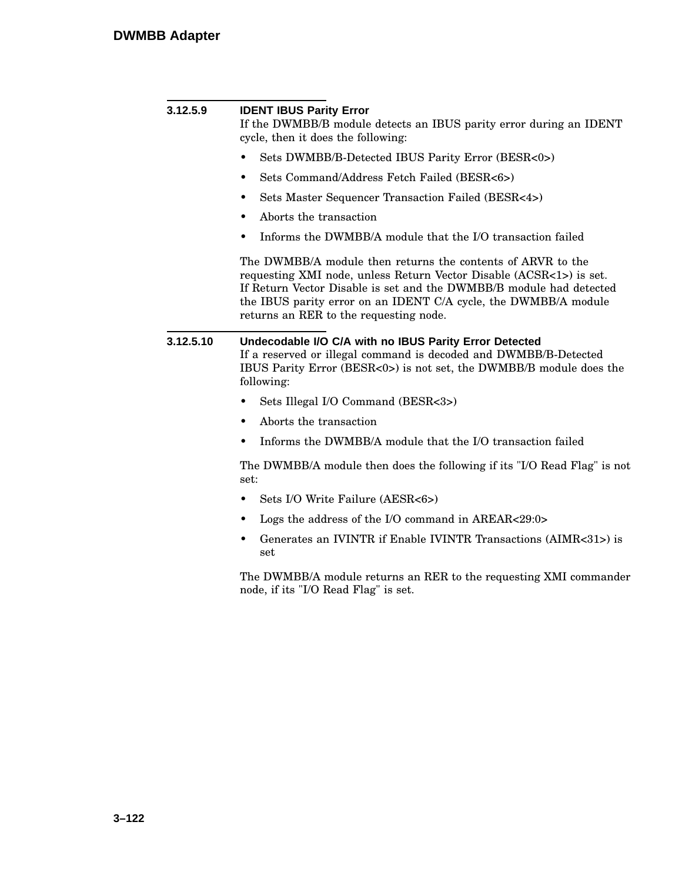#### 3.12.5.9 IDENT IBUS Parity Error

If the DWMBB/B module detects an IBUS parity error during an IDENT cycle, then it does the following:

- Sets DWMBB/B-Detected IBUS Parity Error (BESR<0>)
- Sets Command/Address Fetch Failed (BESR<6>)
- Sets Master Sequencer Transaction Failed (BESR<4>)
- Aborts the transaction
- Informs the DWMBB/A module that the I/O transaction failed

The DWMBB/A module then returns the contents of ARVR to the requesting XMI node, unless Return Vector Disable (ACSR<1>) is set. If Return Vector Disable is set and the DWMBB/B module had detected the IBUS parity error on an IDENT C/A cycle, the DWMBB/A module returns an RER to the requesting node.

#### 3.12.5.10 Undecodable I/O C/A with no IBUS Parity Error Detected

If a reserved or illegal command is decoded and DWMBB/B-Detected IBUS Parity Error (BESR<0>) is not set, the DWMBB/B module does the following:

- Sets Illegal I/O Command (BESR<3>)
- Aborts the transaction
- Informs the DWMBB/A module that the I/O transaction failed

The DWMBB/A module then does the following if its "I/O Read Flag" is not set:

- Sets I/O Write Failure (AESR<6>)
- Logs the address of the I/O command in AREAR<29:0>
- Generates an IVINTR if Enable IVINTR Transactions (AIMR<31>) is set

The DWMBB/A module returns an RER to the requesting XMI commander node, if its "I/O Read Flag" is set.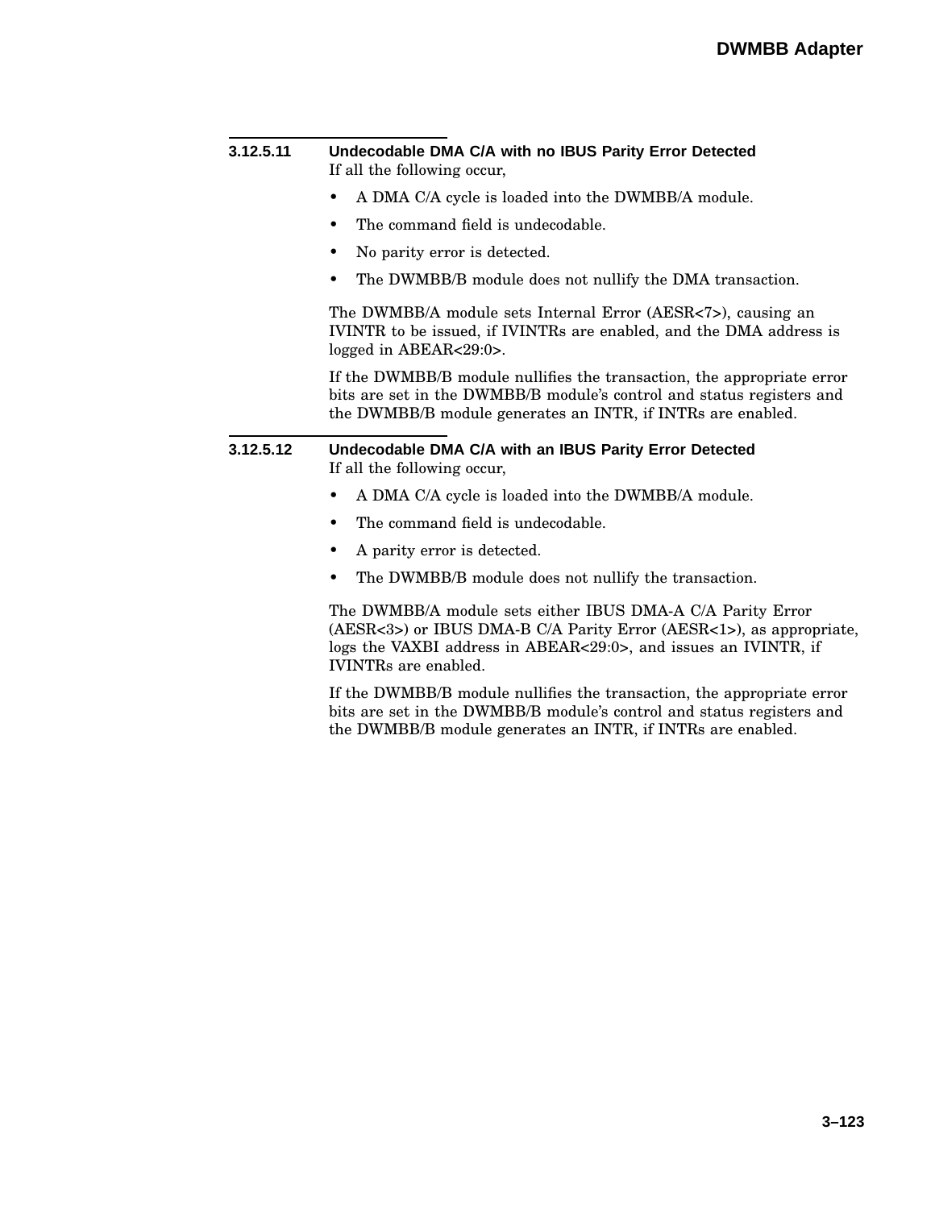#### 3.12.5.11 Undecodable DMA C/A with no IBUS Parity Error Detected

If all the following occur,

- A DMA C/A cycle is loaded into the DWMBB/A module.
- The command field is undecodable.
- No parity error is detected.
- The DWMBB/B module does not nullify the DMA transaction.

The DWMBB/A module sets Internal Error (AESR<7>), causing an IVINTR to be issued, if IVINTRs are enabled, and the DMA address is logged in ABEAR<29:0>.

If the DWMBB/B module nullifies the transaction, the appropriate error bits are set in the DWMBB/B module's control and status registers and the DWMBB/B module generates an INTR, if INTRs are enabled.

#### 3.12.5.12 Undecodable DMA C/A with an IBUS Parity Error Detected

If all the following occur,

- A DMA C/A cycle is loaded into the DWMBB/A module.
- The command field is undecodable.
- A parity error is detected.
- The DWMBB/B module does not nullify the transaction.

The DWMBB/A module sets either IBUS DMA-A C/A Parity Error (AESR<3>) or IBUS DMA-B C/A Parity Error (AESR<1>), as appropriate, logs the VAXBI address in ABEAR<29:0>, and issues an IVINTR, if IVINTRs are enabled.

If the DWMBB/B module nullifies the transaction, the appropriate error bits are set in the DWMBB/B module's control and status registers and the DWMBB/B module generates an INTR, if INTRs are enabled.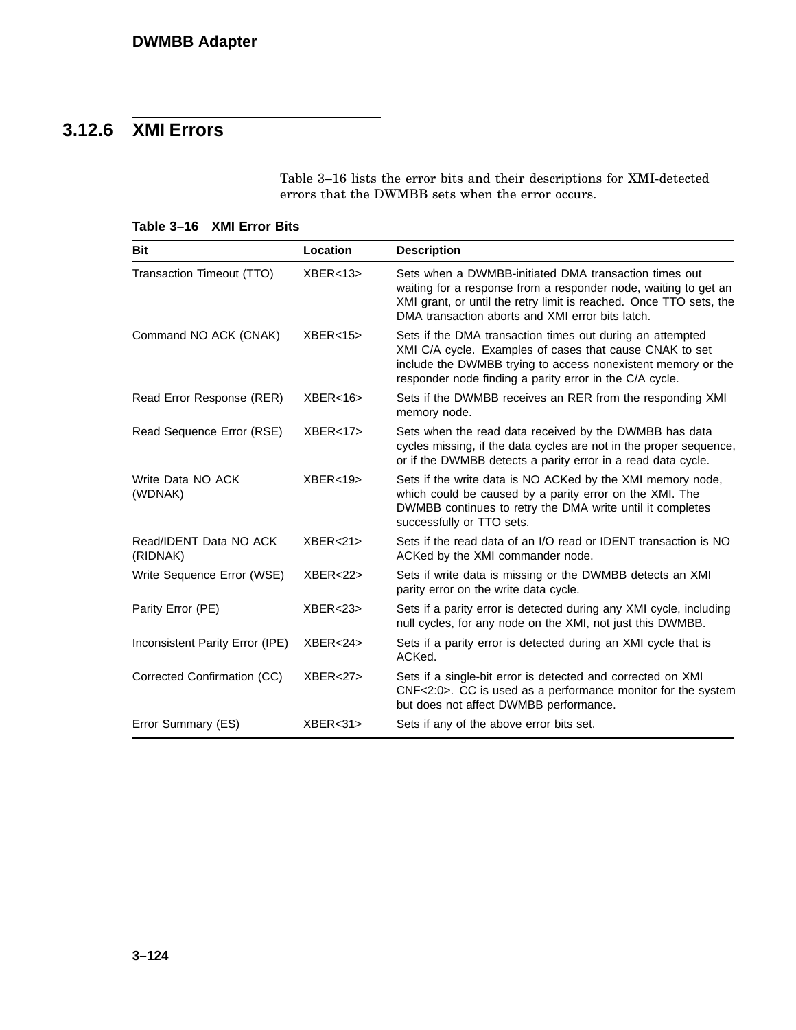### 3.12.6 XMI Errors

Table 3–16 lists the error bits and their descriptions for XMI-detected errors that the DWMBB sets when the error occurs.

**Table 3–16 XMI Error Bits**

| Bit | Location | Description |
|---|---|---|
| Transaction Timeout (TTO) | XBER<13> | Sets when a DWMBB-initiated DMA transaction times out waiting for a response from a responder node, waiting to get an XMI grant, or until the retry limit is reached. Once TTO sets, the DMA transaction aborts and XMI error bits latch. |
| Command NO ACK (CNAK) | XBER<15> | Sets if the DMA transaction times out during an attempted XMI C/A cycle. Examples of cases that cause CNAK to set include the DWMBB trying to access nonexistent memory or the responder node finding a parity error in the C/A cycle. |
| Read Error Response (RER) | XBER<16> | Sets if the DWMBB receives an RER from the responding XMI memory node. |
| Read Sequence Error (RSE) | XBER<17> | Sets when the read data received by the DWMBB has data cycles missing, if the data cycles are not in the proper sequence, or if the DWMBB detects a parity error in a read data cycle. |
| Write Data NO ACK (WDNAK) | XBER<19> | Sets if the write data is NO ACKed by the XMI memory node, which could be caused by a parity error on the XMI. The DWMBB continues to retry the DMA write until it completes successfully or TTO sets. |
| Read/IDENT Data NO ACK (RIDNAK) | XBER<21> | Sets if the read data of an I/O read or IDENT transaction is NO ACKed by the XMI commander node. |
| Write Sequence Error (WSE) | XBER<22> | Sets if write data is missing or the DWMBB detects an XMI parity error on the write data cycle. |
| Parity Error (PE) | XBER<23> | Sets if a parity error is detected during any XMI cycle, including null cycles, for any node on the XMI, not just this DWMBB. |
| Inconsistent Parity Error (IPE) | XBER<24> | Sets if a parity error is detected during an XMI cycle that is ACKed. |
| Corrected Confirmation (CC) | XBER<27> | Sets if a single-bit error is detected and corrected on XMI CNF<2:0>. CC is used as a performance monitor for the system but does not affect DWMBB performance. |
| Error Summary (ES) | XBER<31> | Sets if any of the above error bits set. |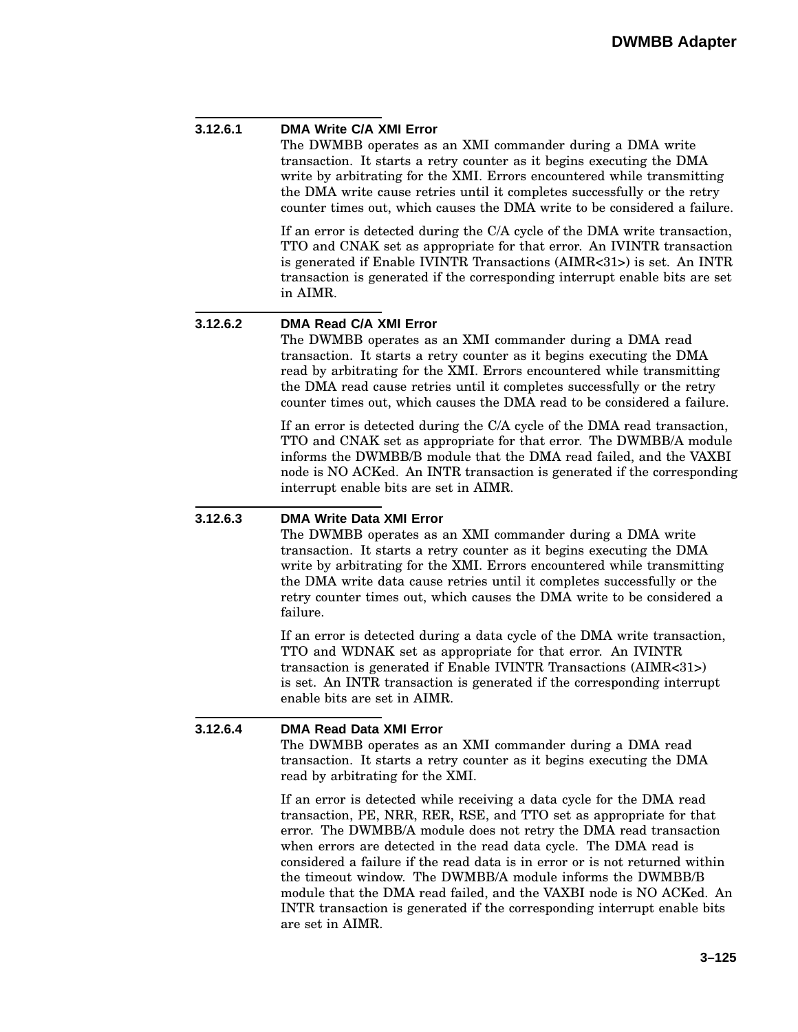#### 3.12.6.1 DMA Write C/A XMI Error

The DWMBB operates as an XMI commander during a DMA write transaction. It starts a retry counter as it begins executing the DMA write by arbitrating for the XMI. Errors encountered while transmitting the DMA write cause retries until it completes successfully or the retry counter times out, which causes the DMA write to be considered a failure.

If an error is detected during the C/A cycle of the DMA write transaction, TTO and CNAK set as appropriate for that error. An IVINTR transaction is generated if Enable IVINTR Transactions (AIMR<31>) is set. An INTR transaction is generated if the corresponding interrupt enable bits are set in AIMR.

#### 3.12.6.2 DMA Read C/A XMI Error

The DWMBB operates as an XMI commander during a DMA read transaction. It starts a retry counter as it begins executing the DMA read by arbitrating for the XMI. Errors encountered while transmitting the DMA read cause retries until it completes successfully or the retry counter times out, which causes the DMA read to be considered a failure.

If an error is detected during the C/A cycle of the DMA read transaction, TTO and CNAK set as appropriate for that error. The DWMBB/A module informs the DWMBB/B module that the DMA read failed, and the VAXBI node is NO ACKed. An INTR transaction is generated if the corresponding interrupt enable bits are set in AIMR.

#### 3.12.6.3 DMA Write Data XMI Error

The DWMBB operates as an XMI commander during a DMA write transaction. It starts a retry counter as it begins executing the DMA write by arbitrating for the XMI. Errors encountered while transmitting the DMA write data cause retries until it completes successfully or the retry counter times out, which causes the DMA write to be considered a failure.

If an error is detected during a data cycle of the DMA write transaction, TTO and WDNAK set as appropriate for that error. An IVINTR transaction is generated if Enable IVINTR Transactions (AIMR<31>) is set. An INTR transaction is generated if the corresponding interrupt enable bits are set in AIMR.

#### 3.12.6.4 DMA Read Data XMI Error

The DWMBB operates as an XMI commander during a DMA read transaction. It starts a retry counter as it begins executing the DMA read by arbitrating for the XMI.

If an error is detected while receiving a data cycle for the DMA read transaction, PE, NRR, RER, RSE, and TTO set as appropriate for that error. The DWMBB/A module does not retry the DMA read transaction when errors are detected in the read data cycle. The DMA read is considered a failure if the read data is in error or is not returned within the timeout window. The DWMBB/A module informs the DWMBB/B module that the DMA read failed, and the VAXBI node is NO ACKed. An INTR transaction is generated if the corresponding interrupt enable bits are set in AIMR.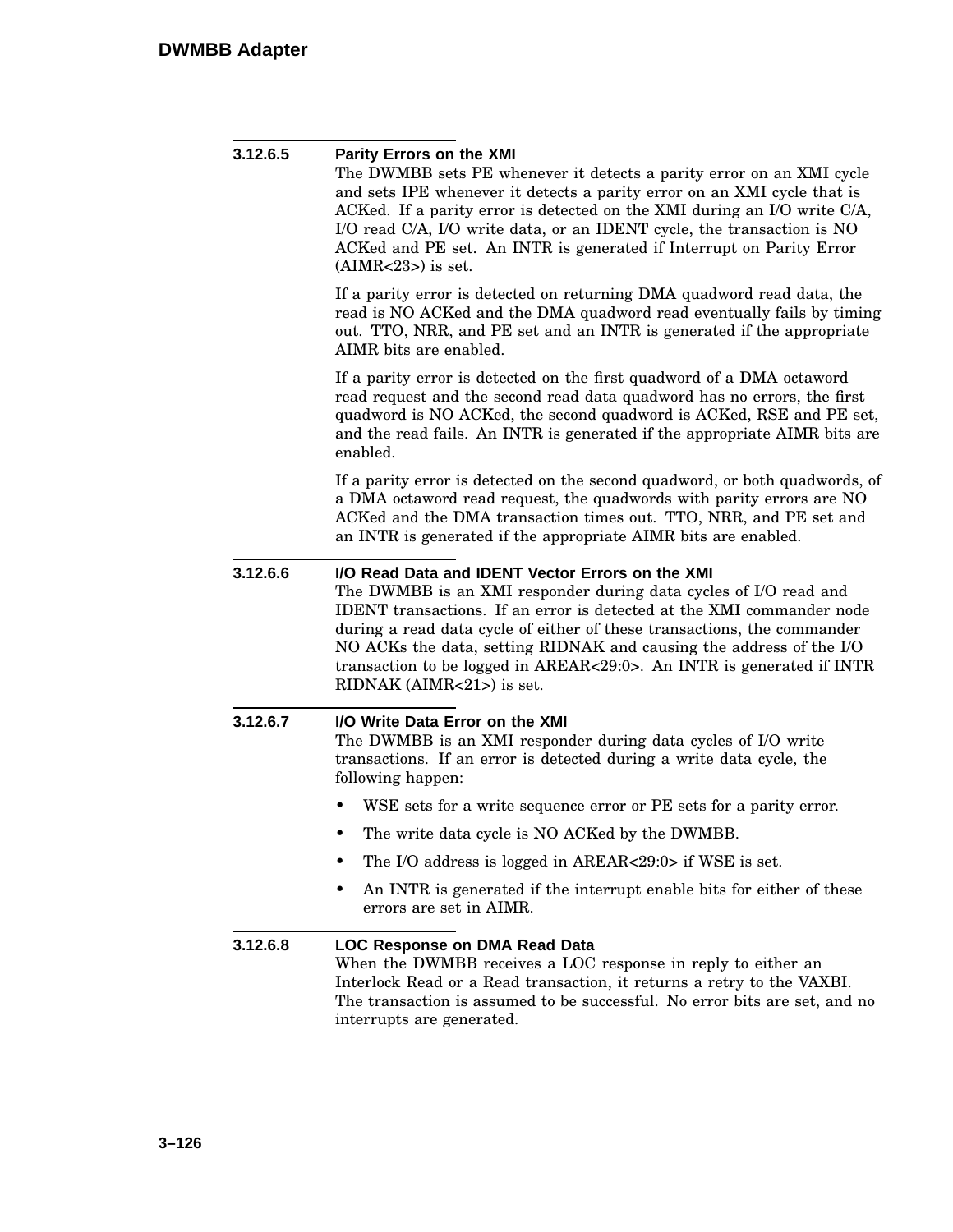#### 3.12.6.5 Parity Errors on the XMI

The DWMBB sets PE whenever it detects a parity error on an XMI cycle and sets IPE whenever it detects a parity error on an XMI cycle that is ACKed. If a parity error is detected on the XMI during an I/O write C/A, I/O read C/A, I/O write data, or an IDENT cycle, the transaction is NO ACKed and PE set. An INTR is generated if Interrupt on Parity Error (AIMR<23>) is set.

If a parity error is detected on returning DMA quadword read data, the read is NO ACKed and the DMA quadword read eventually fails by timing out. TTO, NRR, and PE set and an INTR is generated if the appropriate AIMR bits are enabled.

If a parity error is detected on the first quadword of a DMA octaword read request and the second read data quadword has no errors, the first quadword is NO ACKed, the second quadword is ACKed, RSE and PE set, and the read fails. An INTR is generated if the appropriate AIMR bits are enabled.

If a parity error is detected on the second quadword, or both quadwords, of a DMA octaword read request, the quadwords with parity errors are NO ACKed and the DMA transaction times out. TTO, NRR, and PE set and an INTR is generated if the appropriate AIMR bits are enabled.

#### 3.12.6.6 I/O Read Data and IDENT Vector Errors on the XMI

The DWMBB is an XMI responder during data cycles of I/O read and IDENT transactions. If an error is detected at the XMI commander node during a read data cycle of either of these transactions, the commander NO ACKs the data, setting RIDNAK and causing the address of the I/O transaction to be logged in AREAR<29:0>. An INTR is generated if INTR RIDNAK (AIMR<21>) is set.

#### 3.12.6.7 I/O Write Data Error on the XMI

The DWMBB is an XMI responder during data cycles of I/O write transactions. If an error is detected during a write data cycle, the following happen:

- WSE sets for a write sequence error or PE sets for a parity error.
- The write data cycle is NO ACKed by the DWMBB.
- The I/O address is logged in AREAR<29:0> if WSE is set.
- An INTR is generated if the interrupt enable bits for either of these errors are set in AIMR.

#### 3.12.6.8 LOC Response on DMA Read Data

When the DWMBB receives a LOC response in reply to either an Interlock Read or a Read transaction, it returns a retry to the VAXBI. The transaction is assumed to be successful. No error bits are set, and no interrupts are generated.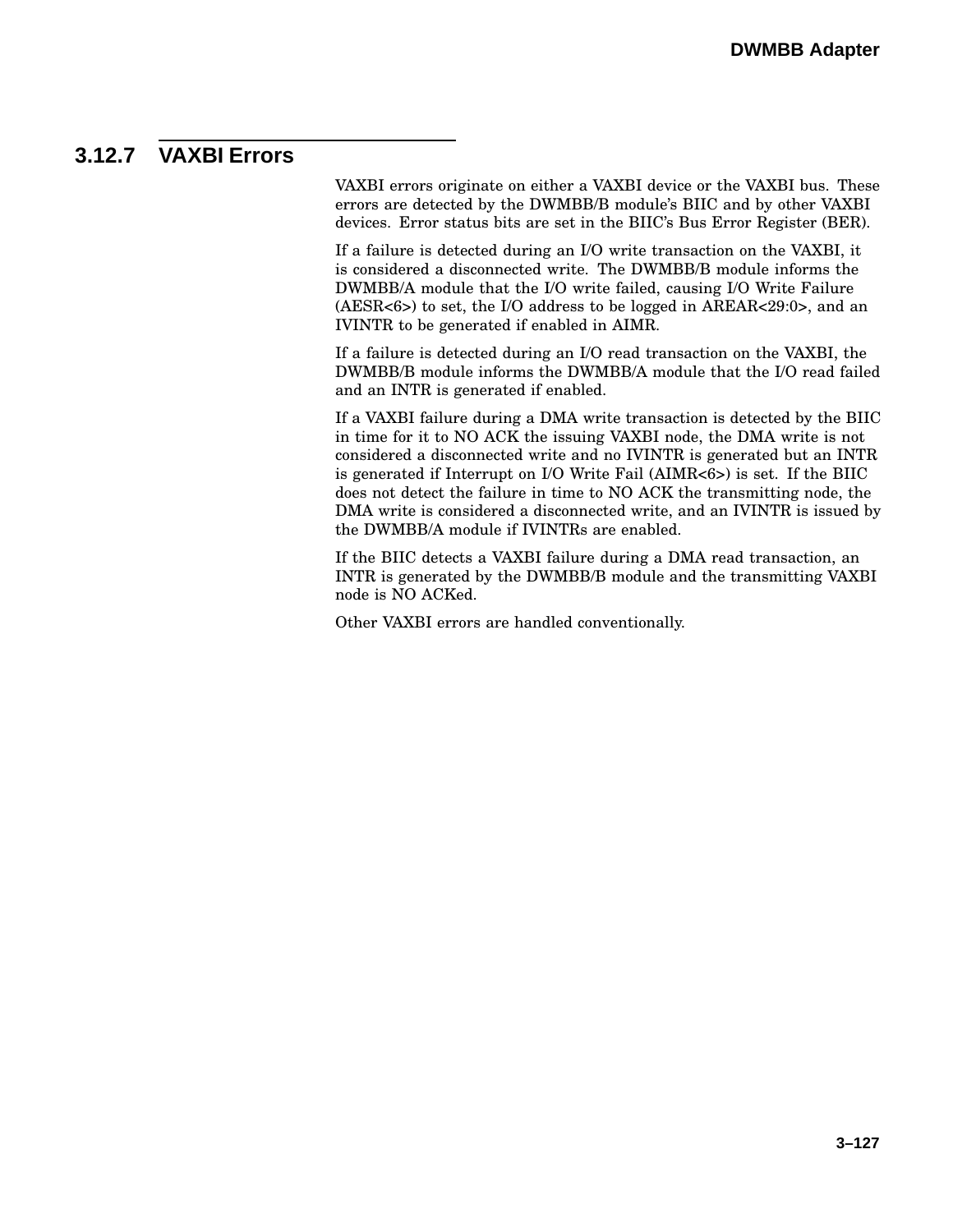### 3.12.7 VAXBI Errors

VAXBI errors originate on either a VAXBI device or the VAXBI bus. These errors are detected by the DWMBB/B module's BIIC and by other VAXBI devices. Error status bits are set in the BIIC's Bus Error Register (BER).

If a failure is detected during an I/O write transaction on the VAXBI, it is considered a disconnected write. The DWMBB/B module informs the DWMBB/A module that the I/O write failed, causing I/O Write Failure (AESR<6>) to set, the I/O address to be logged in AREAR<29:0>, and an IVINTR to be generated if enabled in AIMR.

If a failure is detected during an I/O read transaction on the VAXBI, the DWMBB/B module informs the DWMBB/A module that the I/O read failed and an INTR is generated if enabled.

If a VAXBI failure during a DMA write transaction is detected by the BIIC in time for it to NO ACK the issuing VAXBI node, the DMA write is not considered a disconnected write and no IVINTR is generated but an INTR is generated if Interrupt on I/O Write Fail (AIMR<6>) is set. If the BIIC does not detect the failure in time to NO ACK the transmitting node, the DMA write is considered a disconnected write, and an IVINTR is issued by the DWMBB/A module if IVINTRs are enabled.

If the BIIC detects a VAXBI failure during a DMA read transaction, an INTR is generated by the DWMBB/B module and the transmitting VAXBI node is NO ACKed.

Other VAXBI errors are handled conventionally.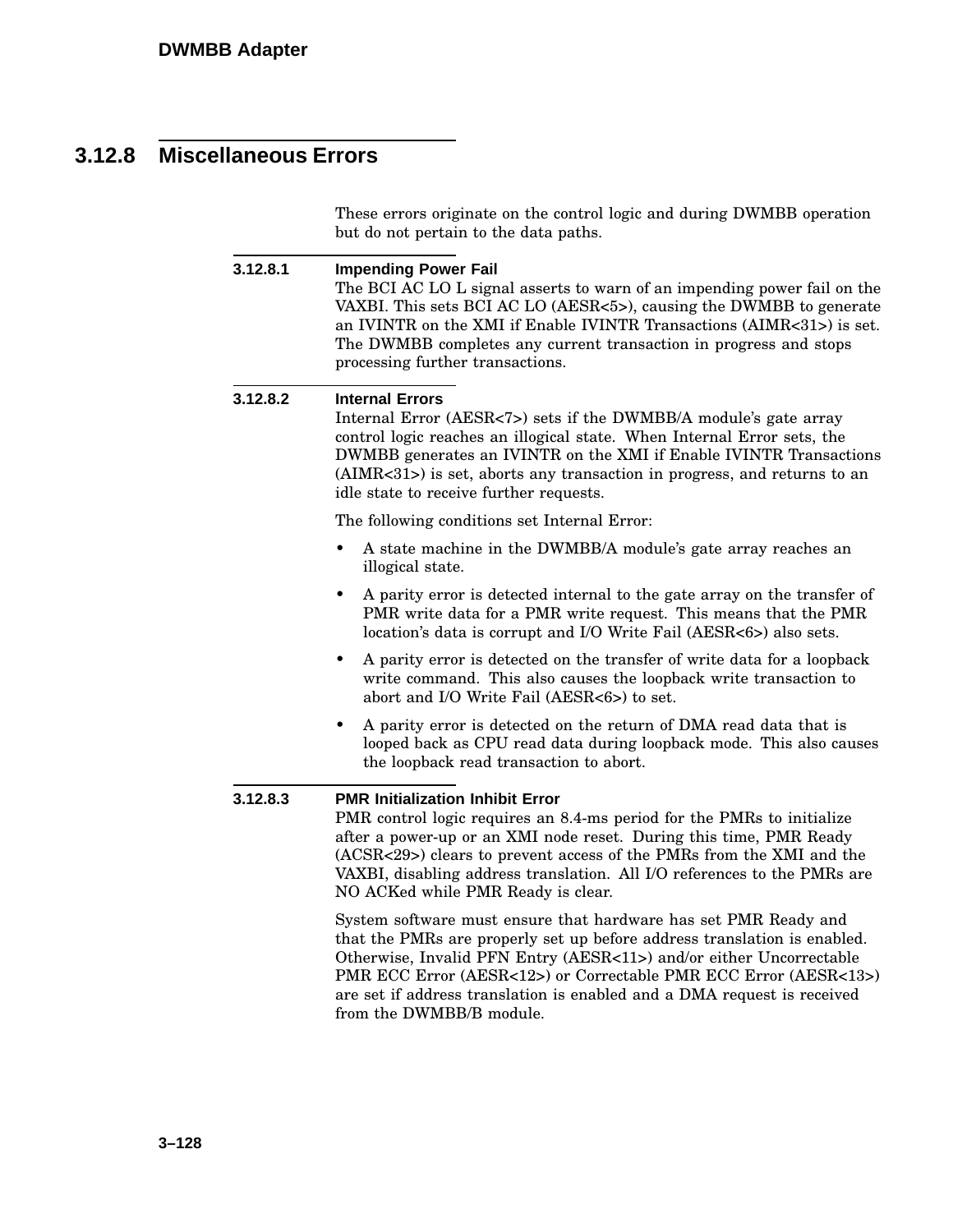## 3.12.8 Miscellaneous Errors

These errors originate on the control logic and during DWMBB operation but do not pertain to the data paths.

### 3.12.8.1 Impending Power Fail

The BCI AC LO L signal asserts to warn of an impending power fail on the VAXBI. This sets BCI AC LO (AESR<5>), causing the DWMBB to generate an IVINTR on the XMI if Enable IVINTR Transactions (AIMR<31>) is set. The DWMBB completes any current transaction in progress and stops processing further transactions.

### 3.12.8.2 Internal Errors

Internal Error (AESR<7>) sets if the DWMBB/A module's gate array control logic reaches an illogical state. When Internal Error sets, the DWMBB generates an IVINTR on the XMI if Enable IVINTR Transactions (AIMR<31>) is set, aborts any transaction in progress, and returns to an idle state to receive further requests.

The following conditions set Internal Error:

- A state machine in the DWMBB/A module's gate array reaches an illogical state.
- A parity error is detected internal to the gate array on the transfer of PMR write data for a PMR write request. This means that the PMR location's data is corrupt and I/O Write Fail (AESR<6>) also sets.
- A parity error is detected on the transfer of write data for a loopback write command. This also causes the loopback write transaction to abort and I/O Write Fail (AESR<6>) to set.
- A parity error is detected on the return of DMA read data that is looped back as CPU read data during loopback mode. This also causes the loopback read transaction to abort.

### 3.12.8.3 PMR Initialization Inhibit Error

PMR control logic requires an 8.4-ms period for the PMRs to initialize after a power-up or an XMI node reset. During this time, PMR Ready (ACSR<29>) clears to prevent access of the PMRs from the XMI and the VAXBI, disabling address translation. All I/O references to the PMRs are NO ACKed while PMR Ready is clear.

System software must ensure that hardware has set PMR Ready and that the PMRs are properly set up before address translation is enabled. Otherwise, Invalid PFN Entry (AESR<11>) and/or either Uncorrectable PMR ECC Error (AESR<12>) or Correctable PMR ECC Error (AESR<13>) are set if address translation is enabled and a DMA request is received from the DWMBB/B module.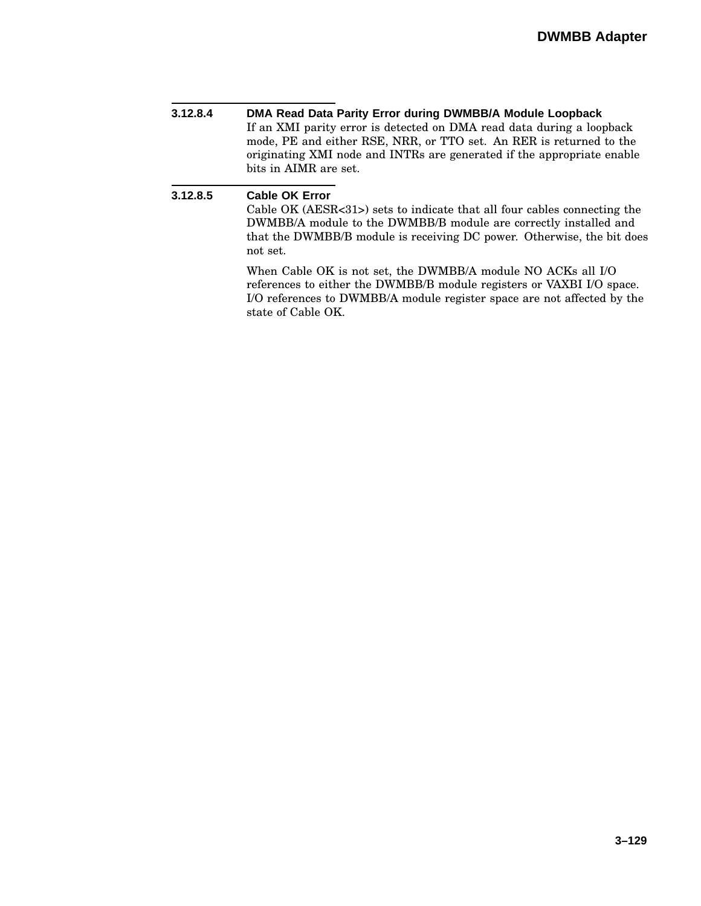#### 3.12.8.4 DMA Read Data Parity Error during DWMBB/A Module Loopback

If an XMI parity error is detected on DMA read data during a loopback mode, PE and either RSE, NRR, or TTO set. An RER is returned to the originating XMI node and INTRs are generated if the appropriate enable bits in AIMR are set.

#### 3.12.8.5 Cable OK Error

Cable OK (AESR<31>) sets to indicate that all four cables connecting the DWMBB/A module to the DWMBB/B module are correctly installed and that the DWMBB/B module is receiving DC power. Otherwise, the bit does not set.

When Cable OK is not set, the DWMBB/A module NO ACKs all I/O references to either the DWMBB/B module registers or VAXBI I/O space. I/O references to DWMBB/A module register space are not affected by the state of Cable OK.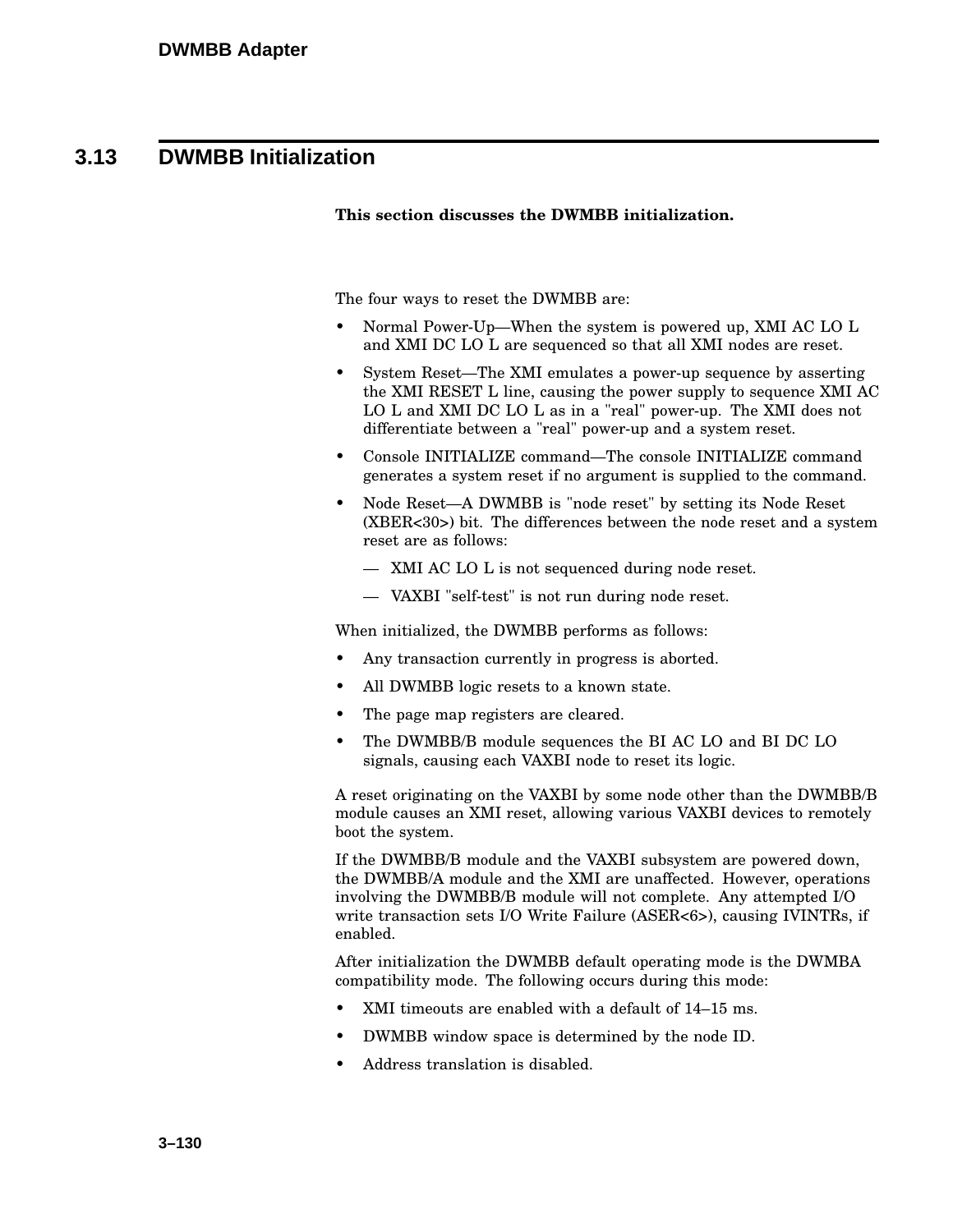## 3.13 DWMBB Initialization

**This section discusses the DWMBB initialization.**

The four ways to reset the DWMBB are:

- Normal Power-Up—When the system is powered up, XMI AC LO L and XMI DC LO L are sequenced so that all XMI nodes are reset.
- System Reset—The XMI emulates a power-up sequence by asserting the XMI RESET L line, causing the power supply to sequence XMI AC LO L and XMI DC LO L as in a "real" power-up. The XMI does not differentiate between a "real" power-up and a system reset.
- Console INITIALIZE command—The console INITIALIZE command generates a system reset if no argument is supplied to the command.
- Node Reset—A DWMBB is "node reset" by setting its Node Reset (XBER<30>) bit. The differences between the node reset and a system reset are as follows:
  - XMI AC LO L is not sequenced during node reset.
  - VAXBI "self-test" is not run during node reset.

When initialized, the DWMBB performs as follows:

- Any transaction currently in progress is aborted.
- All DWMBB logic resets to a known state.
- The page map registers are cleared.
- The DWMBB/B module sequences the BI AC LO and BI DC LO signals, causing each VAXBI node to reset its logic.

A reset originating on the VAXBI by some node other than the DWMBB/B module causes an XMI reset, allowing various VAXBI devices to remotely boot the system.

If the DWMBB/B module and the VAXBI subsystem are powered down, the DWMBB/A module and the XMI are unaffected. However, operations involving the DWMBB/B module will not complete. Any attempted I/O write transaction sets I/O Write Failure (ASER<6>), causing IVINTRs, if enabled.

After initialization the DWMBB default operating mode is the DWMBA compatibility mode. The following occurs during this mode:

- XMI timeouts are enabled with a default of 14–15 ms.
- DWMBB window space is determined by the node ID.
- Address translation is disabled.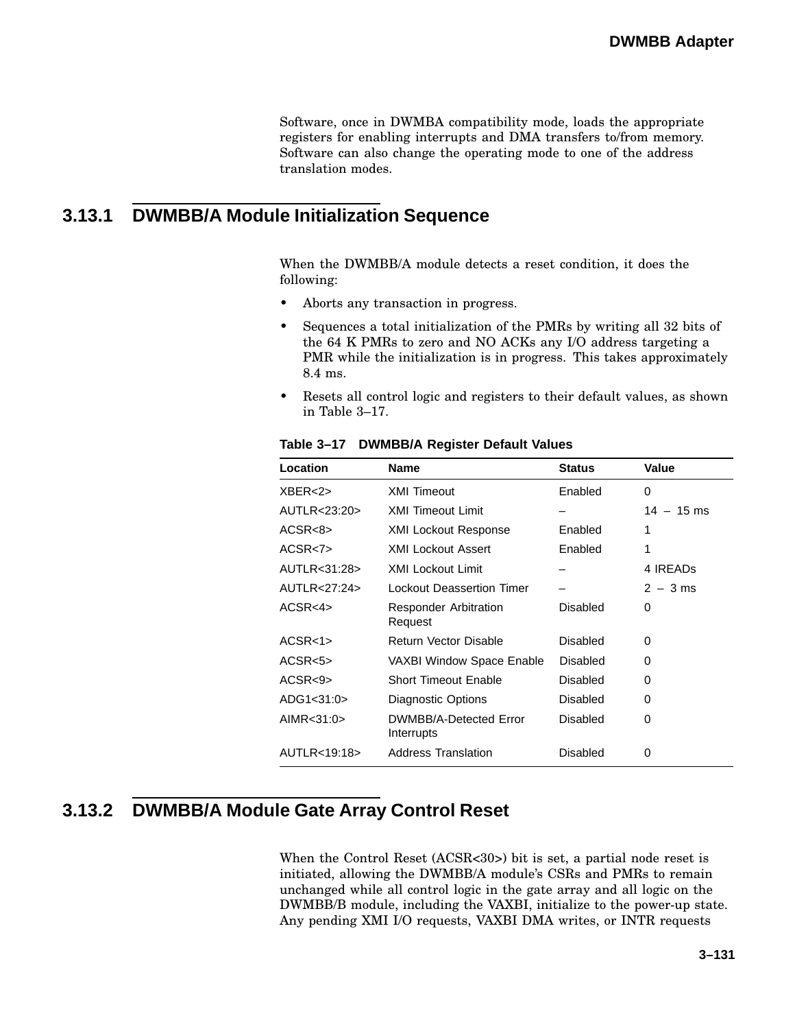Software, once in DWMBA compatibility mode, loads the appropriate registers for enabling interrupts and DMA transfers to/from memory. Software can also change the operating mode to one of the address translation modes.

### 3.13.1 DWMBB/A Module Initialization Sequence

When the DWMBB/A module detects a reset condition, it does the following:

- Aborts any transaction in progress.
- Sequences a total initialization of the PMRs by writing all 32 bits of the 64 K PMRs to zero and NO ACKs any I/O address targeting a PMR while the initialization is in progress. This takes approximately 8.4 ms.
- Resets all control logic and registers to their default values, as shown in Table 3–17.

**Table 3–17 DWMBB/A Register Default Values**

| Location | Name | Status | Value |
|---|---|---|---|
| XBER<2> | XMI Timeout | Enabled | 0 |
| AUTLR<23:20> | XMI Timeout Limit | – | 14 – 15 ms |
| ACSR<8> | XMI Lockout Response | Enabled | 1 |
| ACSR<7> | XMI Lockout Assert | Enabled | 1 |
| AUTLR<31:28> | XMI Lockout Limit | – | 4 IREADs |
| AUTLR<27:24> | Lockout Deassertion Timer | – | 2 – 3 ms |
| ACSR<4> | Responder Arbitration Request | Disabled | 0 |
| ACSR<1> | Return Vector Disable | Disabled | 0 |
| ACSR<5> | VAXBI Window Space Enable | Disabled | 0 |
| ACSR<9> | Short Timeout Enable | Disabled | 0 |
| ADG1<31:0> | Diagnostic Options | Disabled | 0 |
| AIMR<31:0> | DWMBB/A-Detected Error Interrupts | Disabled | 0 |
| AUTLR<19:18> | Address Translation | Disabled | 0 |

### 3.13.2 DWMBB/A Module Gate Array Control Reset

When the Control Reset (ACSR<30>) bit is set, a partial node reset is initiated, allowing the DWMBB/A module's CSRs and PMRs to remain unchanged while all control logic in the gate array and all logic on the DWMBB/B module, including the VAXBI, initialize to the power-up state. Any pending XMI I/O requests, VAXBI DMA writes, or INTR requests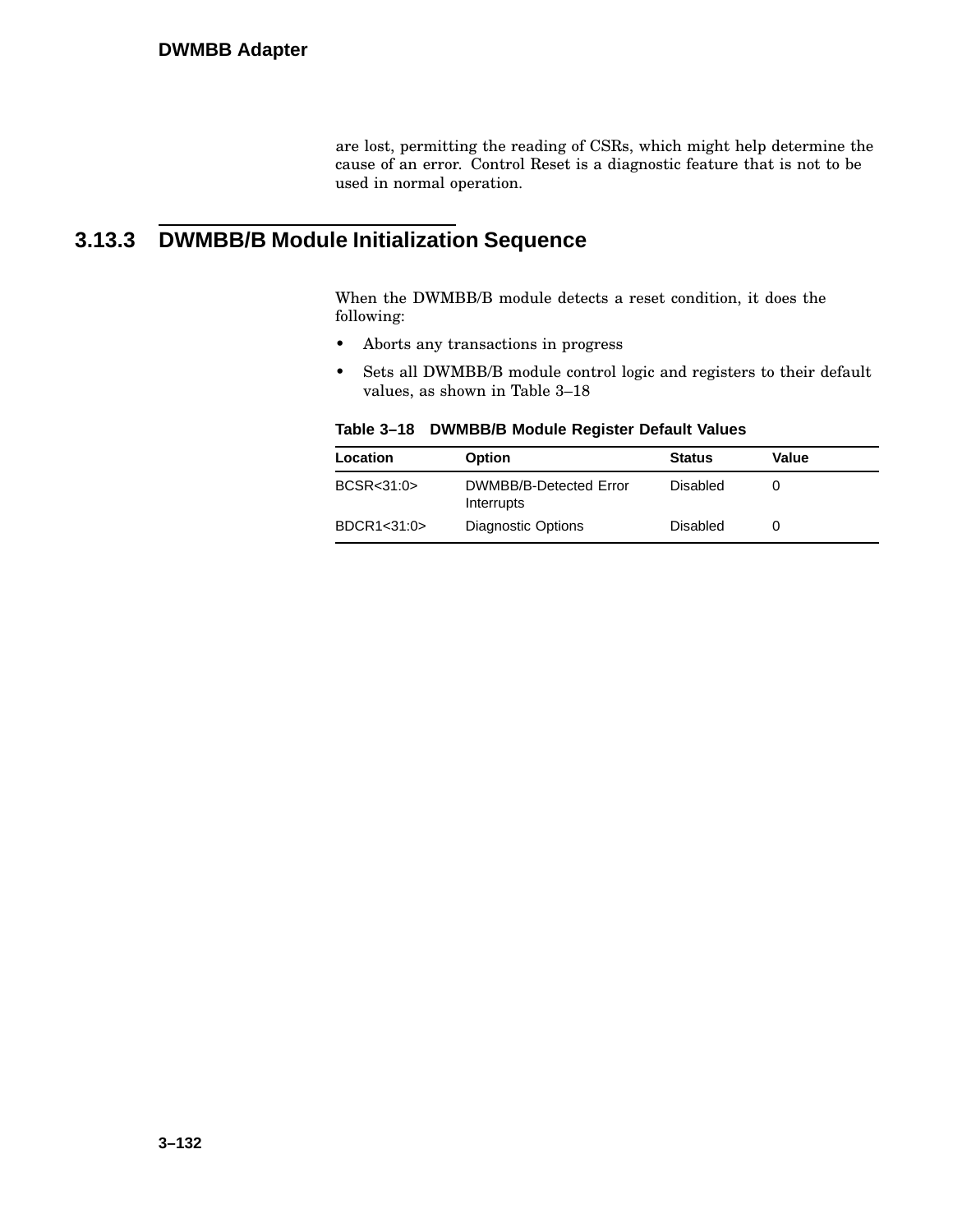are lost, permitting the reading of CSRs, which might help determine the cause of an error. Control Reset is a diagnostic feature that is not to be used in normal operation.

### 3.13.3 DWMBB/B Module Initialization Sequence

When the DWMBB/B module detects a reset condition, it does the following:

- Aborts any transactions in progress
- Sets all DWMBB/B module control logic and registers to their default values, as shown in Table 3–18

**Table 3–18 DWMBB/B Module Register Default Values**

| Location | Option | Status | Value |
|---|---|---|---|
| BCSR<31:0> | DWMBB/B-Detected Error Interrupts | Disabled | 0 |
| BDCR1<31:0> | Diagnostic Options | Disabled | 0 |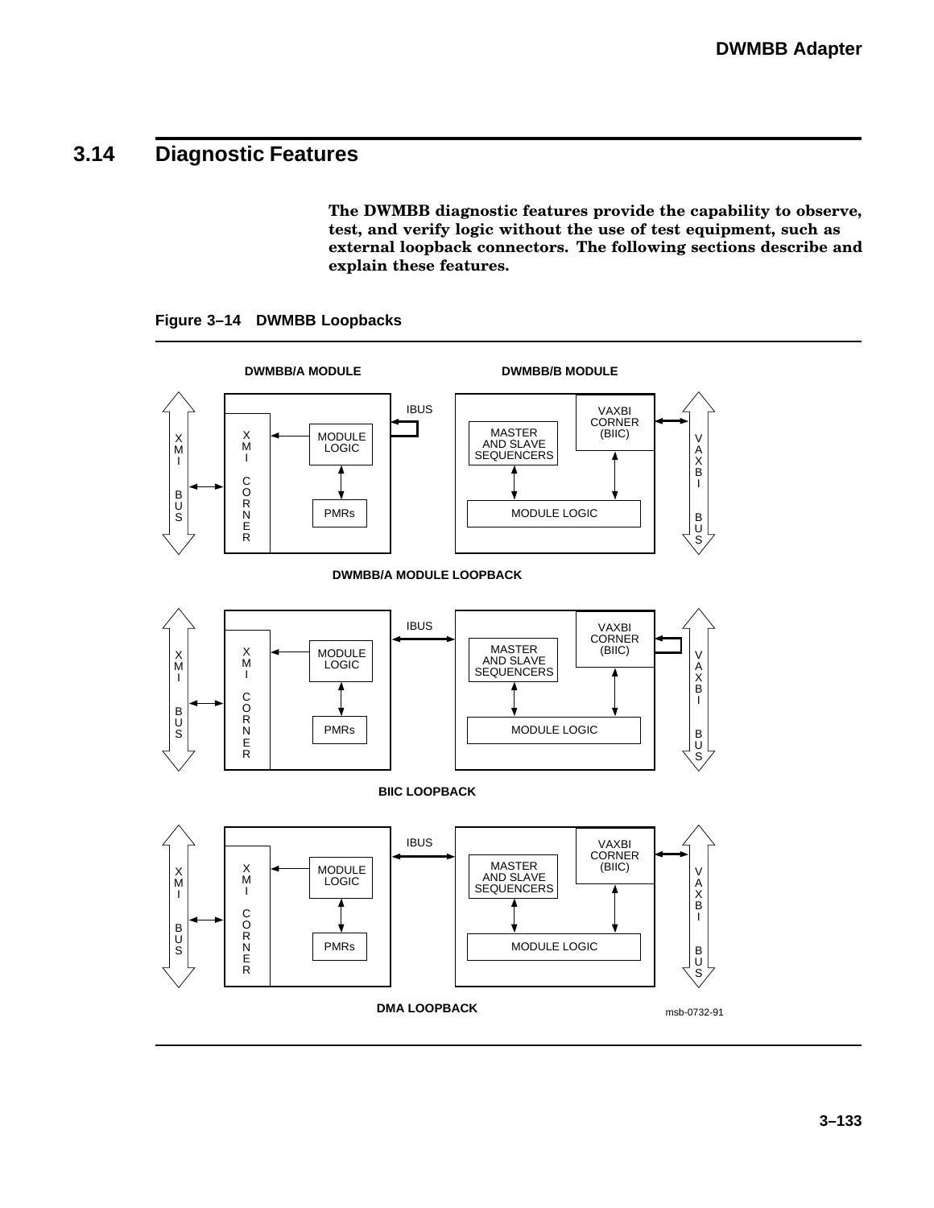## 3.14 Diagnostic Features

**The DWMBB diagnostic features provide the capability to observe, test, and verify logic without the use of test equipment, such as external loopback connectors. The following sections describe and explain these features.**

**Figure 3–14 DWMBB Loopbacks**

DWMBB/A MODULE LOOPBACK

BIIC LOOPBACK

DMA LOOPBACK

msb-0732-91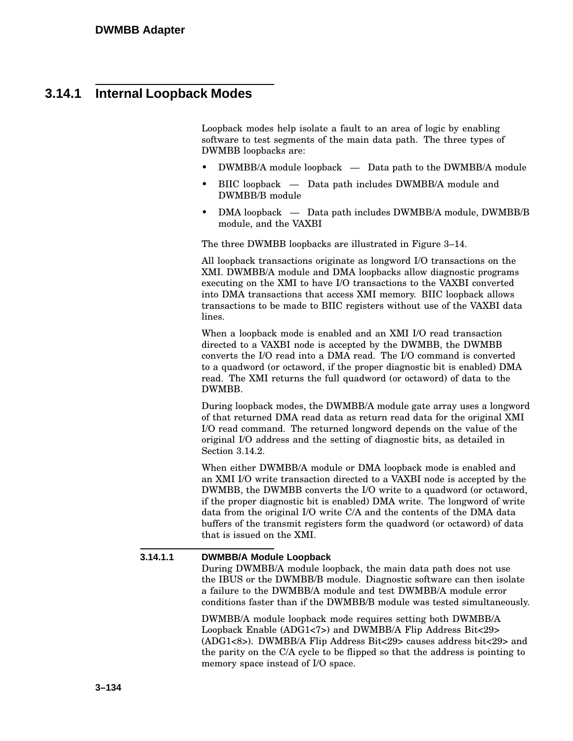## 3.14.1 Internal Loopback Modes

Loopback modes help isolate a fault to an area of logic by enabling software to test segments of the main data path. The three types of DWMBB loopbacks are:

- DWMBB/A module loopback — Data path to the DWMBB/A module
- BIIC loopback — Data path includes DWMBB/A module and DWMBB/B module
- DMA loopback — Data path includes DWMBB/A module, DWMBB/B module, and the VAXBI

The three DWMBB loopbacks are illustrated in Figure 3–14.

All loopback transactions originate as longword I/O transactions on the XMI. DWMBB/A module and DMA loopbacks allow diagnostic programs executing on the XMI to have I/O transactions to the VAXBI converted into DMA transactions that access XMI memory. BIIC loopback allows transactions to be made to BIIC registers without use of the VAXBI data lines.

When a loopback mode is enabled and an XMI I/O read transaction directed to a VAXBI node is accepted by the DWMBB, the DWMBB converts the I/O read into a DMA read. The I/O command is converted to a quadword (or octaword, if the proper diagnostic bit is enabled) DMA read. The XMI returns the full quadword (or octaword) of data to the DWMBB.

During loopback modes, the DWMBB/A module gate array uses a longword of that returned DMA read data as return read data for the original XMI I/O read command. The returned longword depends on the value of the original I/O address and the setting of diagnostic bits, as detailed in Section 3.14.2.

When either DWMBB/A module or DMA loopback mode is enabled and an XMI I/O write transaction directed to a VAXBI node is accepted by the DWMBB, the DWMBB converts the I/O write to a quadword (or octaword, if the proper diagnostic bit is enabled) DMA write. The longword of write data from the original I/O write C/A and the contents of the DMA data buffers of the transmit registers form the quadword (or octaword) of data that is issued on the XMI.

### 3.14.1.1 DWMBB/A Module Loopback

During DWMBB/A module loopback, the main data path does not use the IBUS or the DWMBB/B module. Diagnostic software can then isolate a failure to the DWMBB/A module and test DWMBB/A module error conditions faster than if the DWMBB/B module was tested simultaneously.

DWMBB/A module loopback mode requires setting both DWMBB/A Loopback Enable (ADG1<7>) and DWMBB/A Flip Address Bit<29> (ADG1<8>). DWMBB/A Flip Address Bit<29> causes address bit<29> and the parity on the C/A cycle to be flipped so that the address is pointing to memory space instead of I/O space.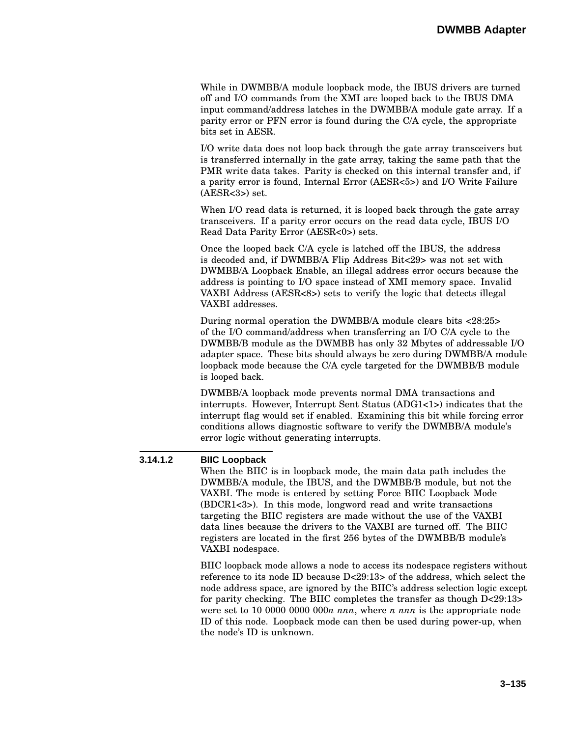While in DWMBB/A module loopback mode, the IBUS drivers are turned off and I/O commands from the XMI are looped back to the IBUS DMA input command/address latches in the DWMBB/A module gate array. If a parity error or PFN error is found during the C/A cycle, the appropriate bits set in AESR.

I/O write data does not loop back through the gate array transceivers but is transferred internally in the gate array, taking the same path that the PMR write data takes. Parity is checked on this internal transfer and, if a parity error is found, Internal Error (AESR<5>) and I/O Write Failure (AESR<3>) set.

When I/O read data is returned, it is looped back through the gate array transceivers. If a parity error occurs on the read data cycle, IBUS I/O Read Data Parity Error (AESR<0>) sets.

Once the looped back C/A cycle is latched off the IBUS, the address is decoded and, if DWMBB/A Flip Address Bit<29> was not set with DWMBB/A Loopback Enable, an illegal address error occurs because the address is pointing to I/O space instead of XMI memory space. Invalid VAXBI Address (AESR<8>) sets to verify the logic that detects illegal VAXBI addresses.

During normal operation the DWMBB/A module clears bits <28:25> of the I/O command/address when transferring an I/O C/A cycle to the DWMBB/B module as the DWMBB has only 32 Mbytes of addressable I/O adapter space. These bits should always be zero during DWMBB/A module loopback mode because the C/A cycle targeted for the DWMBB/B module is looped back.

DWMBB/A loopback mode prevents normal DMA transactions and interrupts. However, Interrupt Sent Status (ADG1<1>) indicates that the interrupt flag would set if enabled. Examining this bit while forcing error conditions allows diagnostic software to verify the DWMBB/A module's error logic without generating interrupts.

#### 3.14.1.2 BIIC Loopback

When the BIIC is in loopback mode, the main data path includes the DWMBB/A module, the IBUS, and the DWMBB/B module, but not the VAXBI. The mode is entered by setting Force BIIC Loopback Mode (BDCR1<3>). In this mode, longword read and write transactions targeting the BIIC registers are made without the use of the VAXBI data lines because the drivers to the VAXBI are turned off. The BIIC registers are located in the first 256 bytes of the DWMBB/B module's VAXBI nodespace.

BIIC loopback mode allows a node to access its nodespace registers without reference to its node ID because D<29:13> of the address, which select the node address space, are ignored by the BIIC's address selection logic except for parity checking. The BIIC completes the transfer as though D<29:13> were set to 10 0000 0000 000*n nnn*, where *n nnn* is the appropriate node ID of this node. Loopback mode can then be used during power-up, when the node's ID is unknown.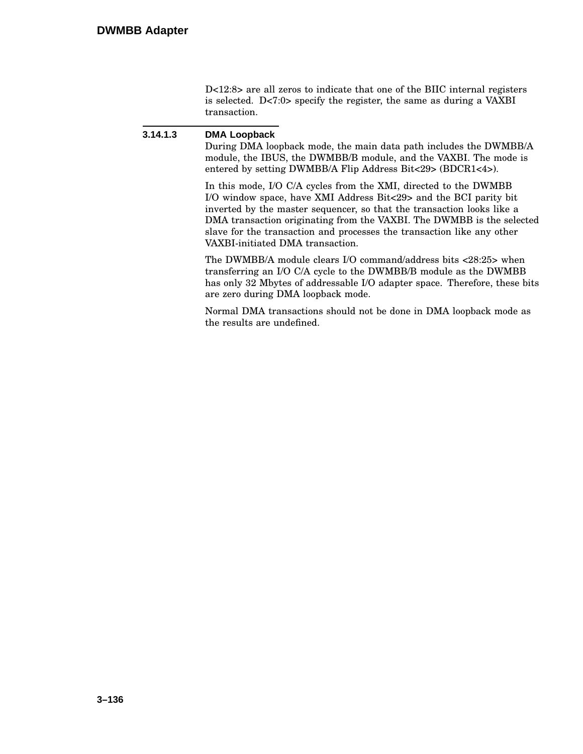D<12:8> are all zeros to indicate that one of the BIIC internal registers is selected. D<7:0> specify the register, the same as during a VAXBI transaction.

#### 3.14.1.3 DMA Loopback

During DMA loopback mode, the main data path includes the DWMBB/A module, the IBUS, the DWMBB/B module, and the VAXBI. The mode is entered by setting DWMBB/A Flip Address Bit<29> (BDCR1<4>).

In this mode, I/O C/A cycles from the XMI, directed to the DWMBB I/O window space, have XMI Address Bit<29> and the BCI parity bit inverted by the master sequencer, so that the transaction looks like a DMA transaction originating from the VAXBI. The DWMBB is the selected slave for the transaction and processes the transaction like any other VAXBI-initiated DMA transaction.

The DWMBB/A module clears I/O command/address bits <28:25> when transferring an I/O C/A cycle to the DWMBB/B module as the DWMBB has only 32 Mbytes of addressable I/O adapter space. Therefore, these bits are zero during DMA loopback mode.

Normal DMA transactions should not be done in DMA loopback mode as the results are undefined.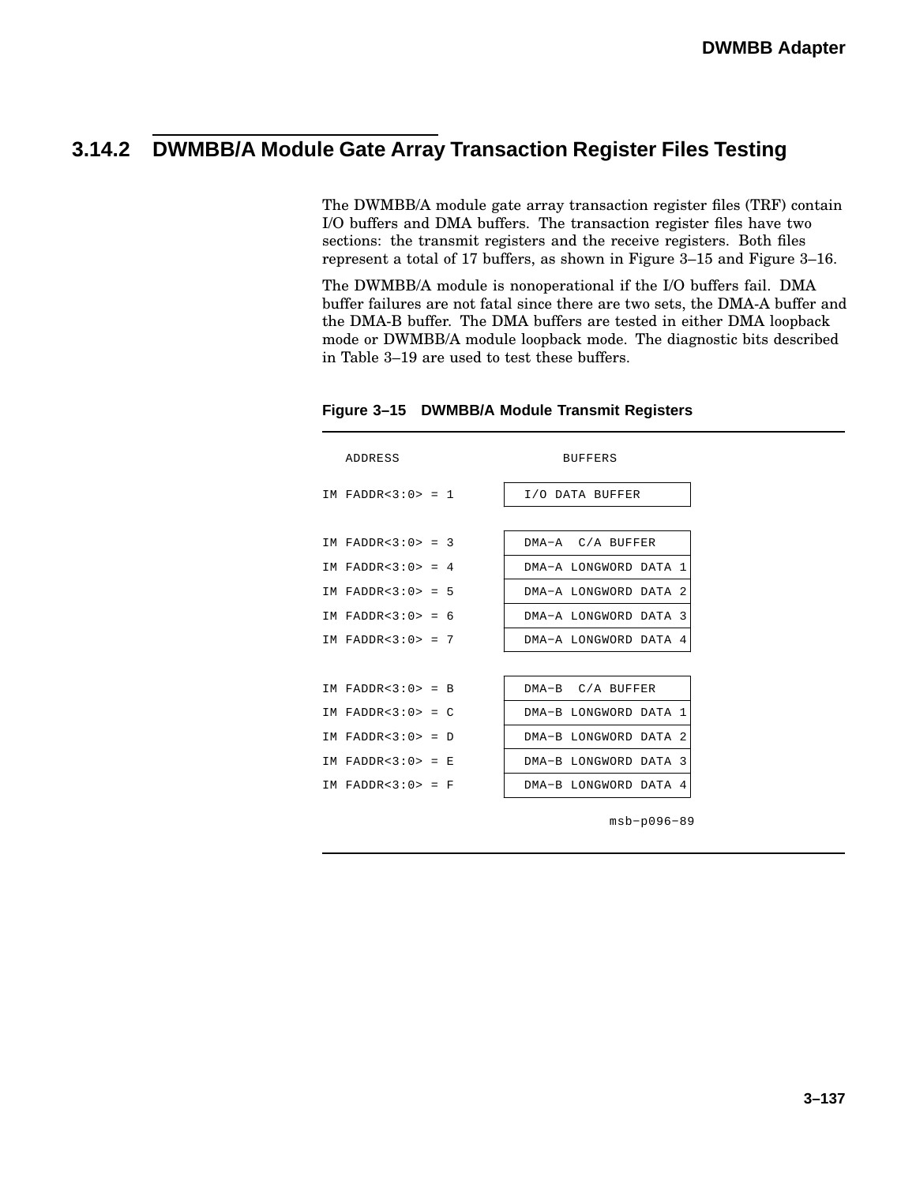### 3.14.2 DWMBB/A Module Gate Array Transaction Register Files Testing

The DWMBB/A module gate array transaction register files (TRF) contain I/O buffers and DMA buffers. The transaction register files have two sections: the transmit registers and the receive registers. Both files represent a total of 17 buffers, as shown in Figure 3–15 and Figure 3–16.

The DWMBB/A module is nonoperational if the I/O buffers fail. DMA buffer failures are not fatal since there are two sets, the DMA-A buffer and the DMA-B buffer. The DMA buffers are tested in either DMA loopback mode or DWMBB/A module loopback mode. The diagnostic bits described in Table 3–19 are used to test these buffers.

**Figure 3–15 DWMBB/A Module Transmit Registers**

| ADDRESS | BUFFERS |
|---|---|
| IM FADDR<3:0> = 1 | I/O DATA BUFFER |
| IM FADDR<3:0> = 3 | DMA–A C/A BUFFER |
| IM FADDR<3:0> = 4 | DMA–A LONGWORD DATA 1 |
| IM FADDR<3:0> = 5 | DMA–A LONGWORD DATA 2 |
| IM FADDR<3:0> = 6 | DMA–A LONGWORD DATA 3 |
| IM FADDR<3:0> = 7 | DMA–A LONGWORD DATA 4 |
| IM FADDR<3:0> = B | DMA–B C/A BUFFER |
| IM FADDR<3:0> = C | DMA–B LONGWORD DATA 1 |
| IM FADDR<3:0> = D | DMA–B LONGWORD DATA 2 |
| IM FADDR<3:0> = E | DMA–B LONGWORD DATA 3 |
| IM FADDR<3:0> = F | DMA–B LONGWORD DATA 4 |

msb−p096−89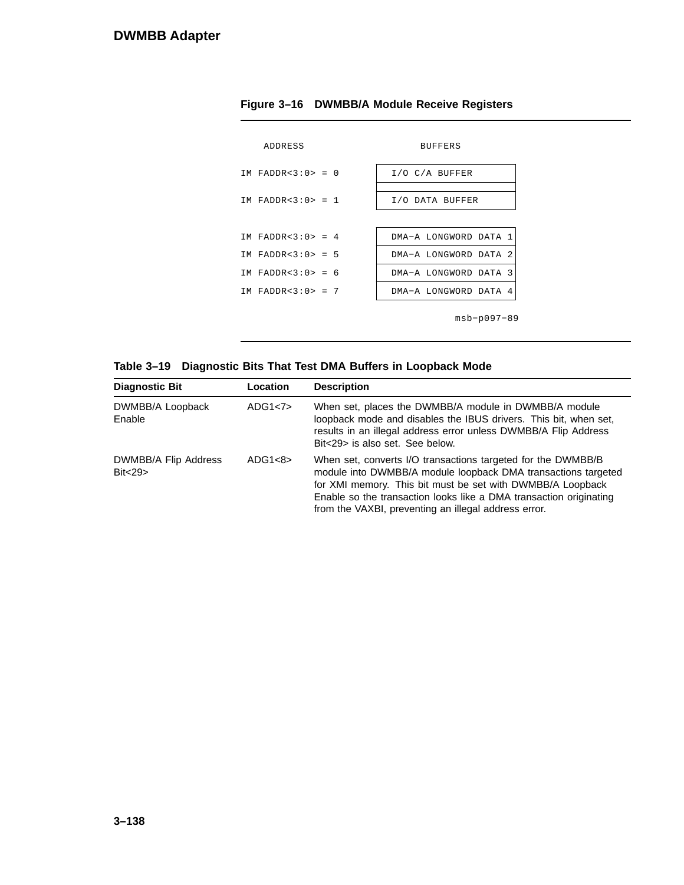**Figure 3–16 DWMBB/A Module Receive Registers**

```
    ADDRESS                    BUFFERS

IM FADDR<3:0> = 0       I/O C/A BUFFER

IM FADDR<3:0> = 1       I/O DATA BUFFER


IM FADDR<3:0> = 4       DMA−A LONGWORD DATA 1
IM FADDR<3:0> = 5       DMA−A LONGWORD DATA 2
IM FADDR<3:0> = 6       DMA−A LONGWORD DATA 3
IM FADDR<3:0> = 7       DMA−A LONGWORD DATA 4

                                    msb−p097−89
```

**Table 3–19 Diagnostic Bits That Test DMA Buffers in Loopback Mode**

| Diagnostic Bit | Location | Description |
|---|---|---|
| DWMBB/A Loopback Enable | ADG1<7> | When set, places the DWMBB/A module in DWMBB/A module loopback mode and disables the IBUS drivers. This bit, when set, results in an illegal address error unless DWMBB/A Flip Address Bit<29> is also set. See below. |
| DWMBB/A Flip Address Bit<29> | ADG1<8> | When set, converts I/O transactions targeted for the DWMBB/B module into DWMBB/A module loopback DMA transactions targeted for XMI memory. This bit must be set with DWMBB/A Loopback Enable so the transaction looks like a DMA transaction originating from the VAXBI, preventing an illegal address error. |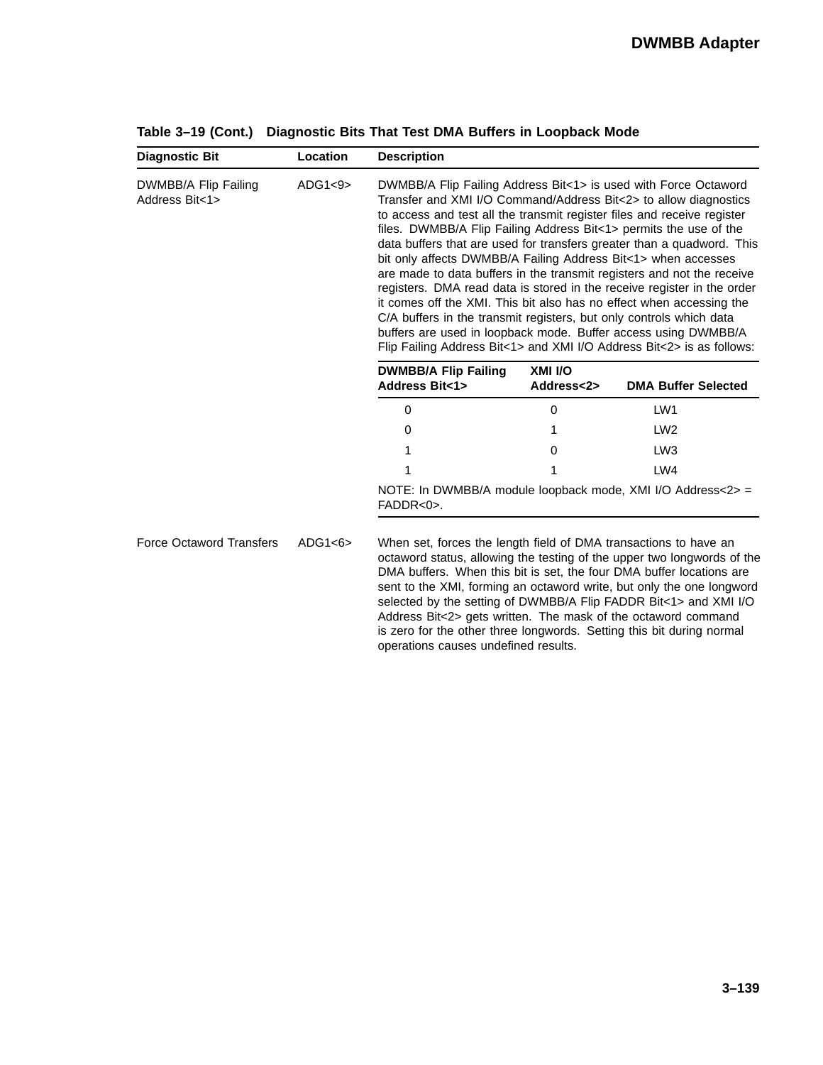**Table 3–19 (Cont.) Diagnostic Bits That Test DMA Buffers in Loopback Mode**

| Diagnostic Bit | Location | Description |
|---|---|---|
| DWMBB/A Flip Failing Address Bit<1> | ADG1<9> | DWMBB/A Flip Failing Address Bit<1> is used with Force Octaword Transfer and XMI I/O Command/Address Bit<2> to allow diagnostics to access and test all the transmit register files and receive register files. DWMBB/A Flip Failing Address Bit<1> permits the use of the data buffers that are used for transfers greater than a quadword. This bit only affects DWMBB/A Failing Address Bit<1> when accesses are made to data buffers in the transmit registers and not the receive registers. DMA read data is stored in the receive register in the order it comes off the XMI. This bit also has no effect when accessing the C/A buffers in the transmit registers, but only controls which data buffers are used in loopback mode. Buffer access using DWMBB/A Flip Failing Address Bit<1> and XMI I/O Address Bit<2> is as follows: |
| Force Octaword Transfers | ADG1<6> | When set, forces the length field of DMA transactions to have an octaword status, allowing the testing of the upper two longwords of the DMA buffers. When this bit is set, the four DMA buffer locations are sent to the XMI, forming an octaword write, but only the one longword selected by the setting of DWMBB/A Flip FADDR Bit<1> and XMI I/O Address Bit<2> gets written. The mask of the octaword command is zero for the other three longwords. Setting this bit during normal operations causes undefined results. |

| DWMBB/A Flip Failing Address Bit<1> | XMI I/O Address<2> | DMA Buffer Selected |
|---|---|---|
| 0 | 0 | LW1 |
| 0 | 1 | LW2 |
| 1 | 0 | LW3 |
| 1 | 1 | LW4 |

NOTE: In DWMBB/A module loopback mode, XMI I/O Address<2> = FADDR<0>.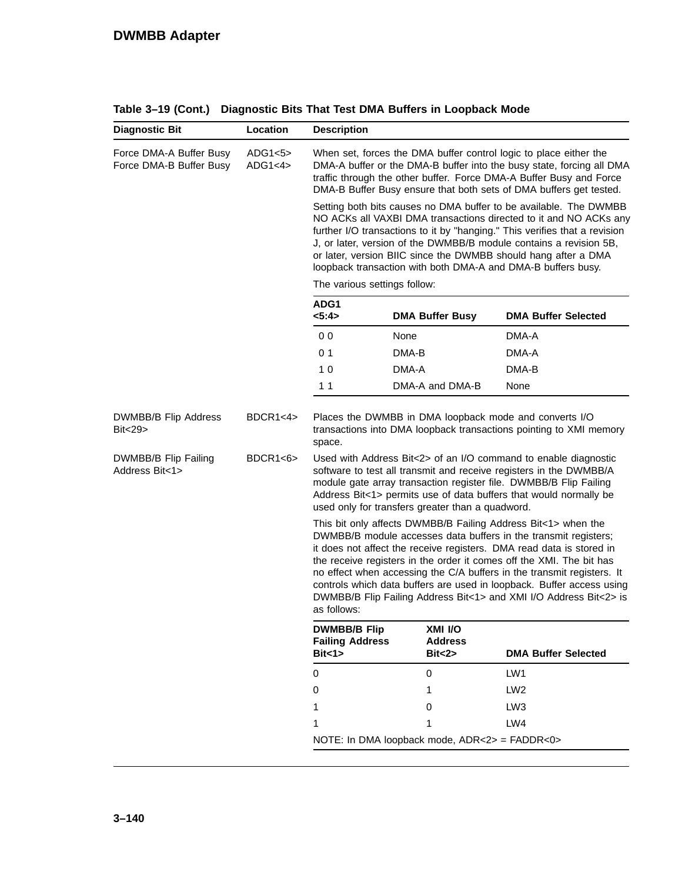**Table 3–19 (Cont.) Diagnostic Bits That Test DMA Buffers in Loopback Mode**

| Diagnostic Bit | Location | Description |
|---|---|---|
| Force DMA-A Buffer Busy<br>Force DMA-B Buffer Busy | ADG1<5><br>ADG1<4> | When set, forces the DMA buffer control logic to place either the DMA-A buffer or the DMA-B buffer into the busy state, forcing all DMA traffic through the other buffer. Force DMA-A Buffer Busy and Force DMA-B Buffer Busy ensure that both sets of DMA buffers get tested.<br><br>Setting both bits causes no DMA buffer to be available. The DWMBB NO ACKs all VAXBI DMA transactions directed to it and NO ACKs any further I/O transactions to it by "hanging." This verifies that a revision J, or later, version of the DWMBB/B module contains a revision 5B, or later, version BIIC since the DWMBB should hang after a DMA loopback transaction with both DMA-A and DMA-B buffers busy.<br><br>The various settings follow: |

| ADG1 <5:4> | DMA Buffer Busy | DMA Buffer Selected |
|---|---|---|
| 0 0 | None | DMA-A |
| 0 1 | DMA-B | DMA-A |
| 1 0 | DMA-A | DMA-B |
| 1 1 | DMA-A and DMA-B | None |

| Diagnostic Bit | Location | Description |
|---|---|---|
| DWMBB/B Flip Address Bit<29> | BDCR1<4> | Places the DWMBB in DMA loopback mode and converts I/O transactions into DMA loopback transactions pointing to XMI memory space. |
| DWMBB/B Flip Failing Address Bit<1> | BDCR1<6> | Used with Address Bit<2> of an I/O command to enable diagnostic software to test all transmit and receive registers in the DWMBB/A module gate array transaction register file. DWMBB/B Flip Failing Address Bit<1> permits use of data buffers that would normally be used only for transfers greater than a quadword.<br><br>This bit only affects DWMBB/B Failing Address Bit<1> when the DWMBB/B module accesses data buffers in the transmit registers; it does not affect the receive registers. DMA read data is stored in the receive registers in the order it comes off the XMI. The bit has no effect when accessing the C/A buffers in the transmit registers. It controls which data buffers are used in loopback. Buffer access using DWMBB/B Flip Failing Address Bit<1> and XMI I/O Address Bit<2> is as follows: |

| DWMBB/B Flip Failing Address Bit<1> | XMI I/O Address Bit<2> | DMA Buffer Selected |
|---|---|---|
| 0 | 0 | LW1 |
| 0 | 1 | LW2 |
| 1 | 0 | LW3 |
| 1 | 1 | LW4 |

NOTE: In DMA loopback mode, ADR<2> = FADDR<0>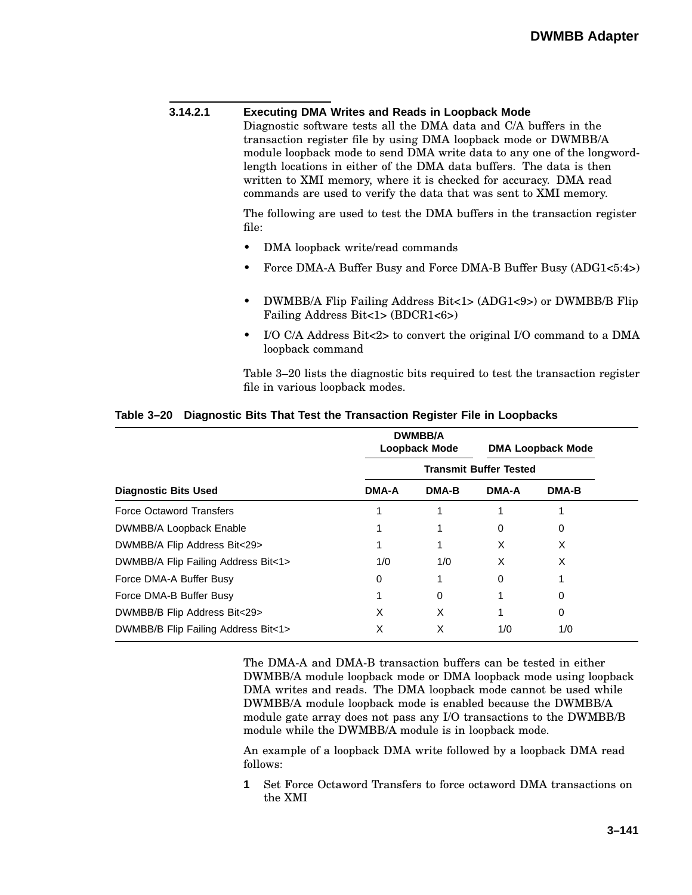#### 3.14.2.1 Executing DMA Writes and Reads in Loopback Mode

Diagnostic software tests all the DMA data and C/A buffers in the transaction register file by using DMA loopback mode or DWMBB/A module loopback mode to send DMA write data to any one of the longword-length locations in either of the DMA data buffers. The data is then written to XMI memory, where it is checked for accuracy. DMA read commands are used to verify the data that was sent to XMI memory.

The following are used to test the DMA buffers in the transaction register file:

- DMA loopback write/read commands
- Force DMA-A Buffer Busy and Force DMA-B Buffer Busy (ADG1<5:4>)
- DWMBB/A Flip Failing Address Bit<1> (ADG1<9>) or DWMBB/B Flip Failing Address Bit<1> (BDCR1<6>)
- I/O C/A Address Bit<2> to convert the original I/O command to a DMA loopback command

Table 3–20 lists the diagnostic bits required to test the transaction register file in various loopback modes.

**Table 3–20 Diagnostic Bits That Test the Transaction Register File in Loopbacks**

| | DWMBB/A Loopback Mode | | DMA Loopback Mode | |
|---|---|---|---|---|
| | Transmit Buffer Tested | | | |
| Diagnostic Bits Used | DMA-A | DMA-B | DMA-A | DMA-B |
| Force Octaword Transfers | 1 | 1 | 1 | 1 |
| DWMBB/A Loopback Enable | 1 | 1 | 0 | 0 |
| DWMBB/A Flip Address Bit<29> | 1 | 1 | X | X |
| DWMBB/A Flip Failing Address Bit<1> | 1/0 | 1/0 | X | X |
| Force DMA-A Buffer Busy | 0 | 1 | 0 | 1 |
| Force DMA-B Buffer Busy | 1 | 0 | 1 | 0 |
| DWMBB/B Flip Address Bit<29> | X | X | 1 | 0 |
| DWMBB/B Flip Failing Address Bit<1> | X | X | 1/0 | 1/0 |

The DMA-A and DMA-B transaction buffers can be tested in either DWMBB/A module loopback mode or DMA loopback mode using loopback DMA writes and reads. The DMA loopback mode cannot be used while DWMBB/A module loopback mode is enabled because the DWMBB/A module gate array does not pass any I/O transactions to the DWMBB/B module while the DWMBB/A module is in loopback mode.

An example of a loopback DMA write followed by a loopback DMA read follows:

1. Set Force Octaword Transfers to force octaword DMA transactions on the XMI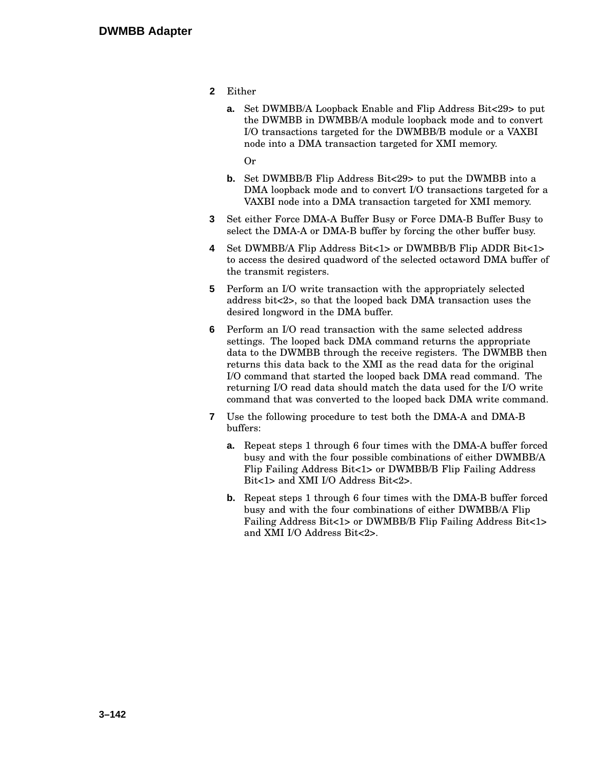2. Either

   a. Set DWMBB/A Loopback Enable and Flip Address Bit<29> to put the DWMBB in DWMBB/A module loopback mode and to convert I/O transactions targeted for the DWMBB/B module or a VAXBI node into a DMA transaction targeted for XMI memory.

      Or

   b. Set DWMBB/B Flip Address Bit<29> to put the DWMBB into a DMA loopback mode and to convert I/O transactions targeted for a VAXBI node into a DMA transaction targeted for XMI memory.

3. Set either Force DMA-A Buffer Busy or Force DMA-B Buffer Busy to select the DMA-A or DMA-B buffer by forcing the other buffer busy.

4. Set DWMBB/A Flip Address Bit<1> or DWMBB/B Flip ADDR Bit<1> to access the desired quadword of the selected octaword DMA buffer of the transmit registers.

5. Perform an I/O write transaction with the appropriately selected address bit<2>, so that the looped back DMA transaction uses the desired longword in the DMA buffer.

6. Perform an I/O read transaction with the same selected address settings. The looped back DMA command returns the appropriate data to the DWMBB through the receive registers. The DWMBB then returns this data back to the XMI as the read data for the original I/O command that started the looped back DMA read command. The returning I/O read data should match the data used for the I/O write command that was converted to the looped back DMA write command.

7. Use the following procedure to test both the DMA-A and DMA-B buffers:

   a. Repeat steps 1 through 6 four times with the DMA-A buffer forced busy and with the four possible combinations of either DWMBB/A Flip Failing Address Bit<1> or DWMBB/B Flip Failing Address Bit<1> and XMI I/O Address Bit<2>.

   b. Repeat steps 1 through 6 four times with the DMA-B buffer forced busy and with the four combinations of either DWMBB/A Flip Failing Address Bit<1> or DWMBB/B Flip Failing Address Bit<1> and XMI I/O Address Bit<2>.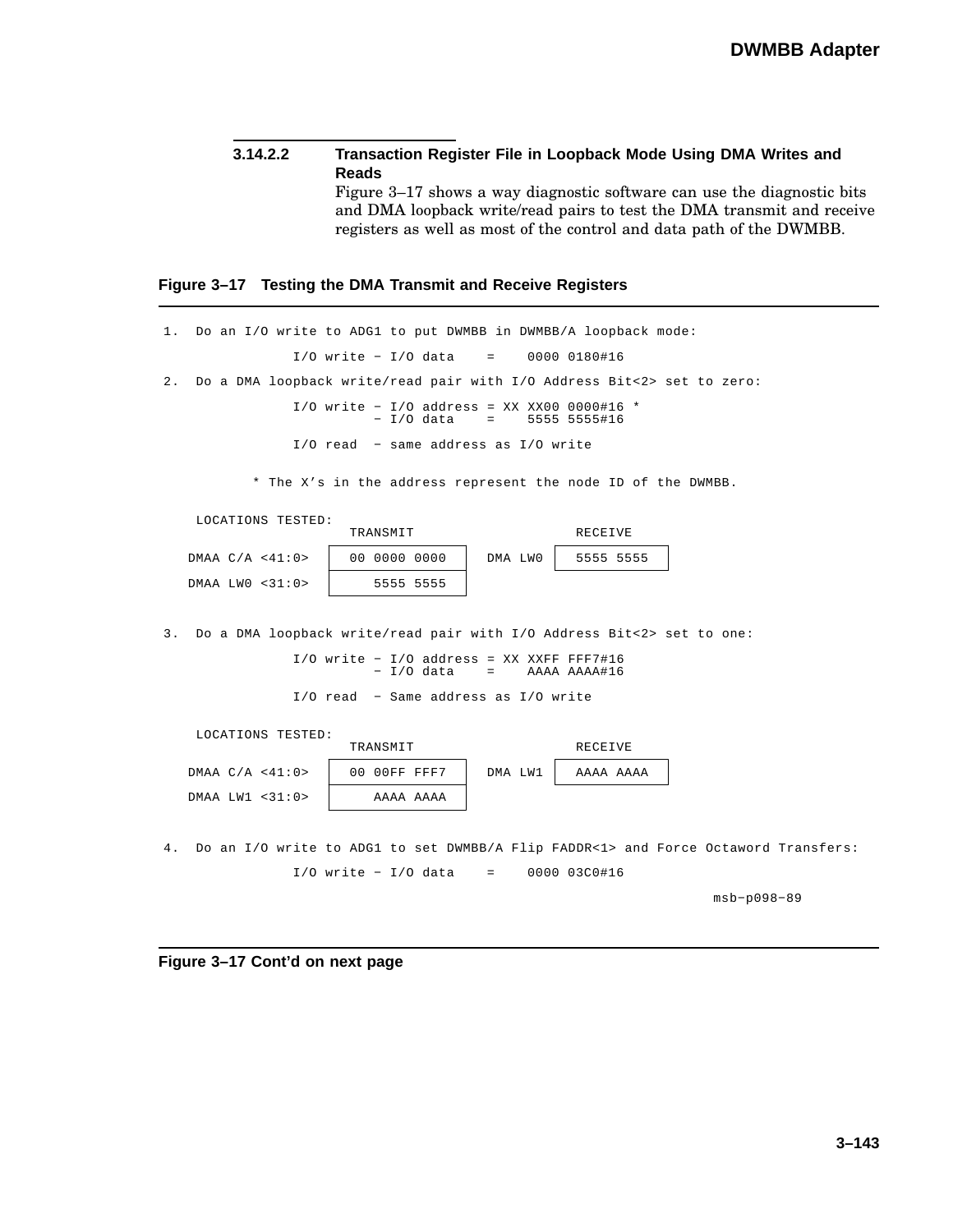### 3.14.2.2 Transaction Register File in Loopback Mode Using DMA Writes and Reads

Figure 3–17 shows a way diagnostic software can use the diagnostic bits and DMA loopback write/read pairs to test the DMA transmit and receive registers as well as most of the control and data path of the DWMBB.

**Figure 3–17 Testing the DMA Transmit and Receive Registers**

```
1.  Do an I/O write to ADG1 to put DWMBB in DWMBB/A loopback mode:

                I/O write - I/O data    =    0000 0180#16

2.  Do a DMA loopback write/read pair with I/O Address Bit<2> set to zero:

                I/O write - I/O address = XX XX00 0000#16 *
                          - I/O data    =    5555 5555#16

                I/O read  - same address as I/O write

           * The X's in the address represent the node ID of the DWMBB.

    LOCATIONS TESTED:
                      TRANSMIT                         RECEIVE
   DMAA C/A <41:0>  | 00 0000 0000 |  DMA LW0  |  5555 5555 |
   DMAA LW0 <31:0>  |    5555 5555 |

3.  Do a DMA loopback write/read pair with I/O Address Bit<2> set to one:

                I/O write - I/O address = XX XXFF FFF7#16
                          - I/O data    =    AAAA AAAA#16

                I/O read  - Same address as I/O write

    LOCATIONS TESTED:
                      TRANSMIT                         RECEIVE
   DMAA C/A <41:0>  | 00 00FF FFF7 |  DMA LW1  |  AAAA AAAA |
   DMAA LW1 <31:0>  |    AAAA AAAA |

4.  Do an I/O write to ADG1 to set DWMBB/A Flip FADDR<1> and Force Octaword Transfers:

                I/O write - I/O data    =    0000 03C0#16

                                                                msb-p098-89
```

**Figure 3–17 Cont'd on next page**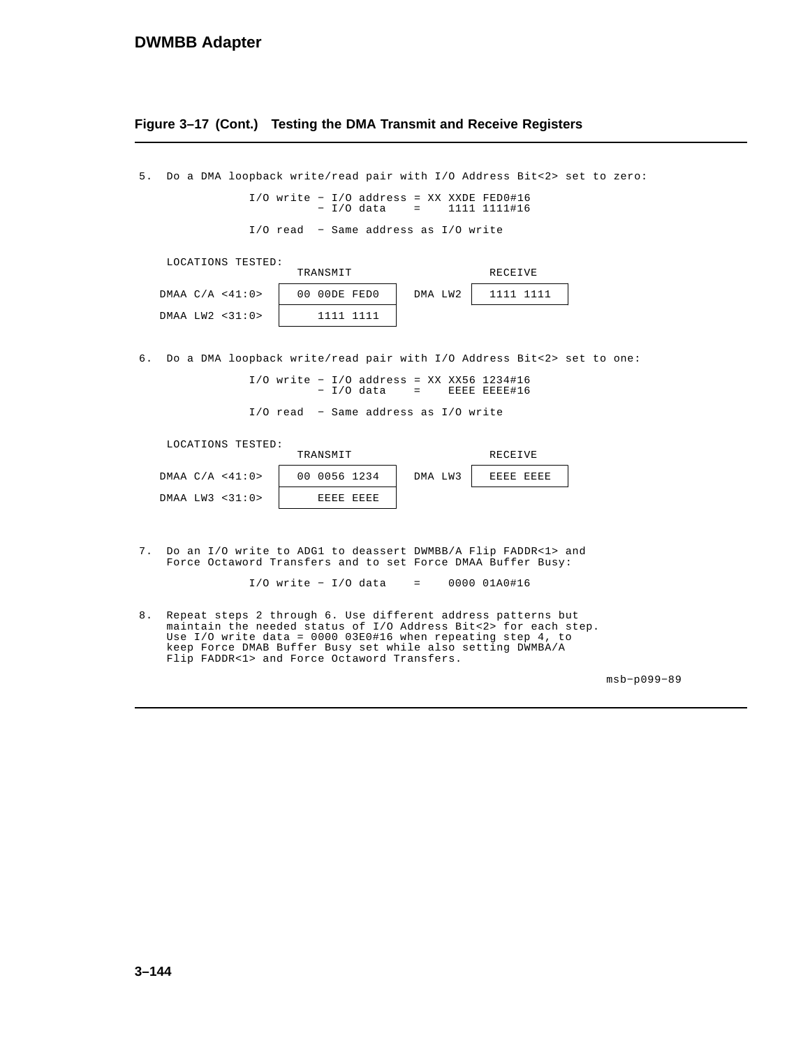**Figure 3–17 (Cont.) Testing the DMA Transmit and Receive Registers**

5. Do a DMA loopback write/read pair with I/O Address Bit<2> set to zero:

```
I/O write − I/O address = XX XXDE FED0#16
          − I/O data    =    1111 1111#16

I/O read  − Same address as I/O write
```

LOCATIONS TESTED:

| | TRANSMIT | | RECEIVE |
|---|---|---|---|
| DMAA C/A <41:0> | 00 00DE FED0 | DMA LW2 | 1111 1111 |
| DMAA LW2 <31:0> | 1111 1111 | | |

6. Do a DMA loopback write/read pair with I/O Address Bit<2> set to one:

```
I/O write − I/O address = XX XX56 1234#16
          − I/O data    =    EEEE EEEE#16

I/O read  − Same address as I/O write
```

LOCATIONS TESTED:

| | TRANSMIT | | RECEIVE |
|---|---|---|---|
| DMAA C/A <41:0> | 00 0056 1234 | DMA LW3 | EEEE EEEE |
| DMAA LW3 <31:0> | EEEE EEEE | | |

7. Do an I/O write to ADG1 to deassert DWMBB/A Flip FADDR<1> and Force Octaword Transfers and to set Force DMAA Buffer Busy:

```
I/O write − I/O data    =    0000 01A0#16
```

8. Repeat steps 2 through 6. Use different address patterns but maintain the needed status of I/O Address Bit<2> for each step. Use I/O write data = 0000 03E0#16 when repeating step 4, to keep Force DMAB Buffer Busy set while also setting DWMBA/A Flip FADDR<1> and Force Octaword Transfers.

msb−p099−89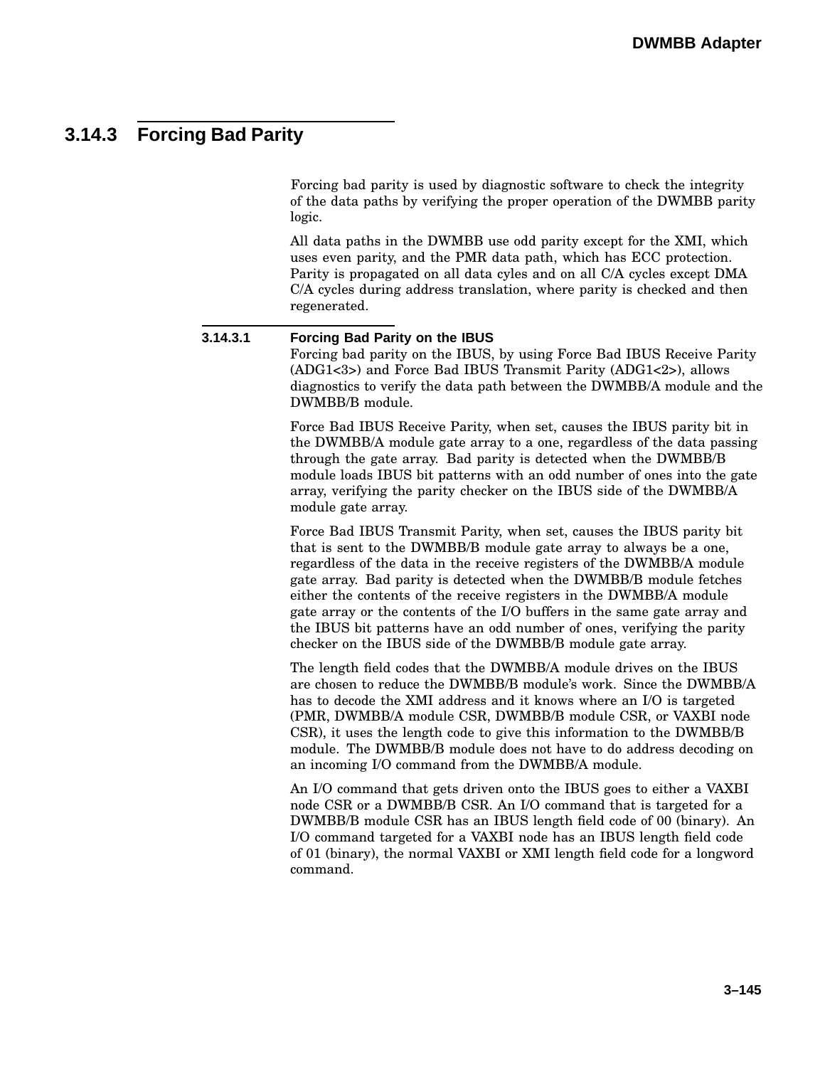## 3.14.3 Forcing Bad Parity

Forcing bad parity is used by diagnostic software to check the integrity of the data paths by verifying the proper operation of the DWMBB parity logic.

All data paths in the DWMBB use odd parity except for the XMI, which uses even parity, and the PMR data path, which has ECC protection. Parity is propagated on all data cyles and on all C/A cycles except DMA C/A cycles during address translation, where parity is checked and then regenerated.

### 3.14.3.1 Forcing Bad Parity on the IBUS

Forcing bad parity on the IBUS, by using Force Bad IBUS Receive Parity (ADG1<3>) and Force Bad IBUS Transmit Parity (ADG1<2>), allows diagnostics to verify the data path between the DWMBB/A module and the DWMBB/B module.

Force Bad IBUS Receive Parity, when set, causes the IBUS parity bit in the DWMBB/A module gate array to a one, regardless of the data passing through the gate array. Bad parity is detected when the DWMBB/B module loads IBUS bit patterns with an odd number of ones into the gate array, verifying the parity checker on the IBUS side of the DWMBB/A module gate array.

Force Bad IBUS Transmit Parity, when set, causes the IBUS parity bit that is sent to the DWMBB/B module gate array to always be a one, regardless of the data in the receive registers of the DWMBB/A module gate array. Bad parity is detected when the DWMBB/B module fetches either the contents of the receive registers in the DWMBB/A module gate array or the contents of the I/O buffers in the same gate array and the IBUS bit patterns have an odd number of ones, verifying the parity checker on the IBUS side of the DWMBB/B module gate array.

The length field codes that the DWMBB/A module drives on the IBUS are chosen to reduce the DWMBB/B module's work. Since the DWMBB/A has to decode the XMI address and it knows where an I/O is targeted (PMR, DWMBB/A module CSR, DWMBB/B module CSR, or VAXBI node CSR), it uses the length code to give this information to the DWMBB/B module. The DWMBB/B module does not have to do address decoding on an incoming I/O command from the DWMBB/A module.

An I/O command that gets driven onto the IBUS goes to either a VAXBI node CSR or a DWMBB/B CSR. An I/O command that is targeted for a DWMBB/B module CSR has an IBUS length field code of 00 (binary). An I/O command targeted for a VAXBI node has an IBUS length field code of 01 (binary), the normal VAXBI or XMI length field code for a longword command.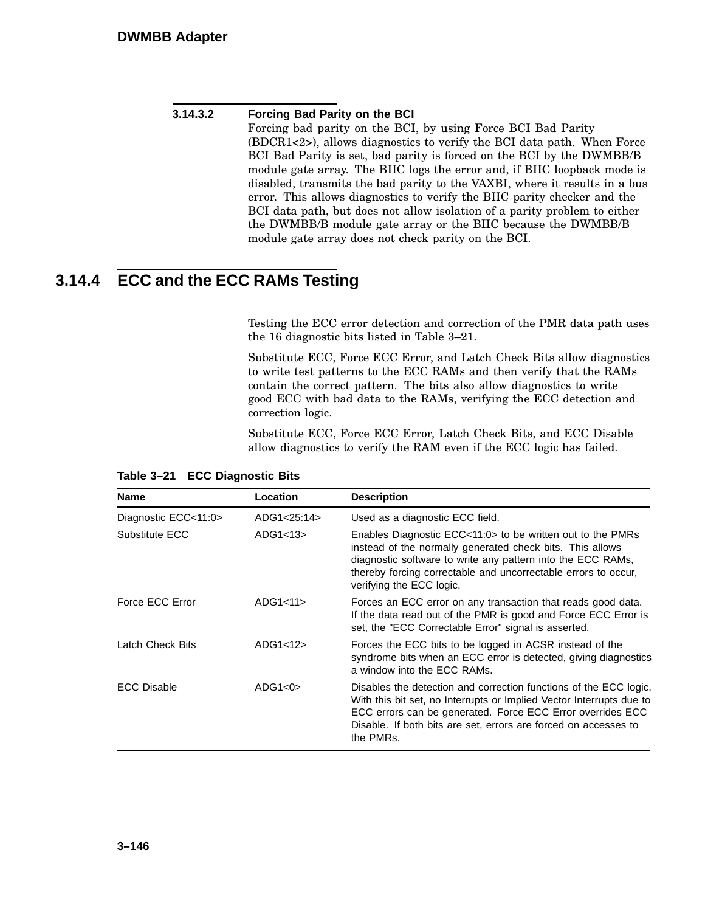#### 3.14.3.2 Forcing Bad Parity on the BCI

Forcing bad parity on the BCI, by using Force BCI Bad Parity (BDCR1<2>), allows diagnostics to verify the BCI data path. When Force BCI Bad Parity is set, bad parity is forced on the BCI by the DWMBB/B module gate array. The BIIC logs the error and, if BIIC loopback mode is disabled, transmits the bad parity to the VAXBI, where it results in a bus error. This allows diagnostics to verify the BIIC parity checker and the BCI data path, but does not allow isolation of a parity problem to either the DWMBB/B module gate array or the BIIC because the DWMBB/B module gate array does not check parity on the BCI.

### 3.14.4 ECC and the ECC RAMs Testing

Testing the ECC error detection and correction of the PMR data path uses the 16 diagnostic bits listed in Table 3–21.

Substitute ECC, Force ECC Error, and Latch Check Bits allow diagnostics to write test patterns to the ECC RAMs and then verify that the RAMs contain the correct pattern. The bits also allow diagnostics to write good ECC with bad data to the RAMs, verifying the ECC detection and correction logic.

Substitute ECC, Force ECC Error, Latch Check Bits, and ECC Disable allow diagnostics to verify the RAM even if the ECC logic has failed.

**Table 3–21 ECC Diagnostic Bits**

| Name | Location | Description |
|---|---|---|
| Diagnostic ECC<11:0> | ADG1<25:14> | Used as a diagnostic ECC field. |
| Substitute ECC | ADG1<13> | Enables Diagnostic ECC<11:0> to be written out to the PMRs instead of the normally generated check bits. This allows diagnostic software to write any pattern into the ECC RAMs, thereby forcing correctable and uncorrectable errors to occur, verifying the ECC logic. |
| Force ECC Error | ADG1<11> | Forces an ECC error on any transaction that reads good data. If the data read out of the PMR is good and Force ECC Error is set, the "ECC Correctable Error" signal is asserted. |
| Latch Check Bits | ADG1<12> | Forces the ECC bits to be logged in ACSR instead of the syndrome bits when an ECC error is detected, giving diagnostics a window into the ECC RAMs. |
| ECC Disable | ADG1<0> | Disables the detection and correction functions of the ECC logic. With this bit set, no Interrupts or Implied Vector Interrupts due to ECC errors can be generated. Force ECC Error overrides ECC Disable. If both bits are set, errors are forced on accesses to the PMRs. |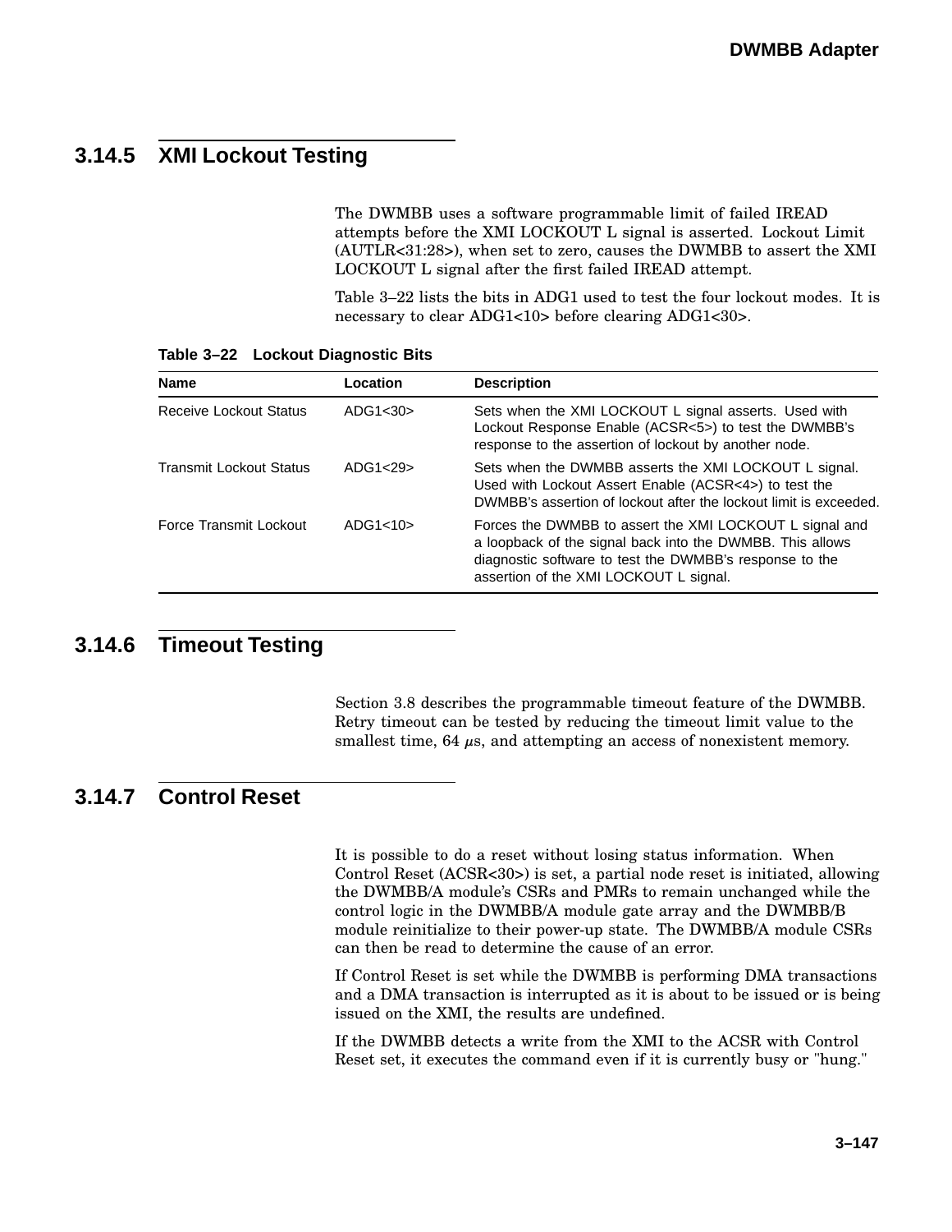### 3.14.5 XMI Lockout Testing

The DWMBB uses a software programmable limit of failed IREAD attempts before the XMI LOCKOUT L signal is asserted. Lockout Limit (AUTLR<31:28>), when set to zero, causes the DWMBB to assert the XMI LOCKOUT L signal after the first failed IREAD attempt.

Table 3–22 lists the bits in ADG1 used to test the four lockout modes. It is necessary to clear ADG1<10> before clearing ADG1<30>.

**Table 3–22 Lockout Diagnostic Bits**

| Name | Location | Description |
|---|---|---|
| Receive Lockout Status | ADG1<30> | Sets when the XMI LOCKOUT L signal asserts. Used with Lockout Response Enable (ACSR<5>) to test the DWMBB's response to the assertion of lockout by another node. |
| Transmit Lockout Status | ADG1<29> | Sets when the DWMBB asserts the XMI LOCKOUT L signal. Used with Lockout Assert Enable (ACSR<4>) to test the DWMBB's assertion of lockout after the lockout limit is exceeded. |
| Force Transmit Lockout | ADG1<10> | Forces the DWMBB to assert the XMI LOCKOUT L signal and a loopback of the signal back into the DWMBB. This allows diagnostic software to test the DWMBB's response to the assertion of the XMI LOCKOUT L signal. |

### 3.14.6 Timeout Testing

Section 3.8 describes the programmable timeout feature of the DWMBB. Retry timeout can be tested by reducing the timeout limit value to the smallest time, 64 $\mu$s, and attempting an access of nonexistent memory.

### 3.14.7 Control Reset

It is possible to do a reset without losing status information. When Control Reset (ACSR<30>) is set, a partial node reset is initiated, allowing the DWMBB/A module's CSRs and PMRs to remain unchanged while the control logic in the DWMBB/A module gate array and the DWMBB/B module reinitialize to their power-up state. The DWMBB/A module CSRs can then be read to determine the cause of an error.

If Control Reset is set while the DWMBB is performing DMA transactions and a DMA transaction is interrupted as it is about to be issued or is being issued on the XMI, the results are undefined.

If the DWMBB detects a write from the XMI to the ACSR with Control Reset set, it executes the command even if it is currently busy or "hung."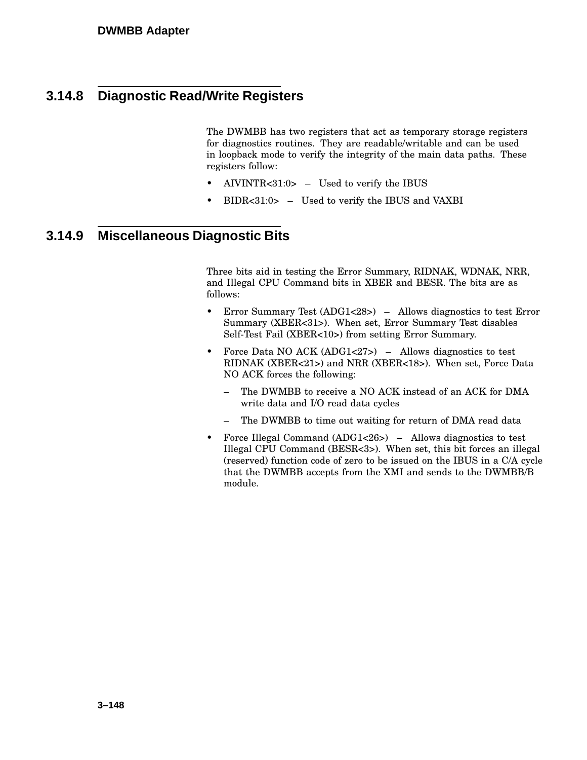### 3.14.8 Diagnostic Read/Write Registers

The DWMBB has two registers that act as temporary storage registers for diagnostics routines. They are readable/writable and can be used in loopback mode to verify the integrity of the main data paths. These registers follow:

- AIVINTR<31:0> – Used to verify the IBUS
- BIDR<31:0> – Used to verify the IBUS and VAXBI

### 3.14.9 Miscellaneous Diagnostic Bits

Three bits aid in testing the Error Summary, RIDNAK, WDNAK, NRR, and Illegal CPU Command bits in XBER and BESR. The bits are as follows:

- Error Summary Test (ADG1<28>) – Allows diagnostics to test Error Summary (XBER<31>). When set, Error Summary Test disables Self-Test Fail (XBER<10>) from setting Error Summary.
- Force Data NO ACK (ADG1<27>) – Allows diagnostics to test RIDNAK (XBER<21>) and NRR (XBER<18>). When set, Force Data NO ACK forces the following:
  - The DWMBB to receive a NO ACK instead of an ACK for DMA write data and I/O read data cycles
  - The DWMBB to time out waiting for return of DMA read data
- Force Illegal Command (ADG1<26>) – Allows diagnostics to test Illegal CPU Command (BESR<3>). When set, this bit forces an illegal (reserved) function code of zero to be issued on the IBUS in a C/A cycle that the DWMBB accepts from the XMI and sends to the DWMBB/B module.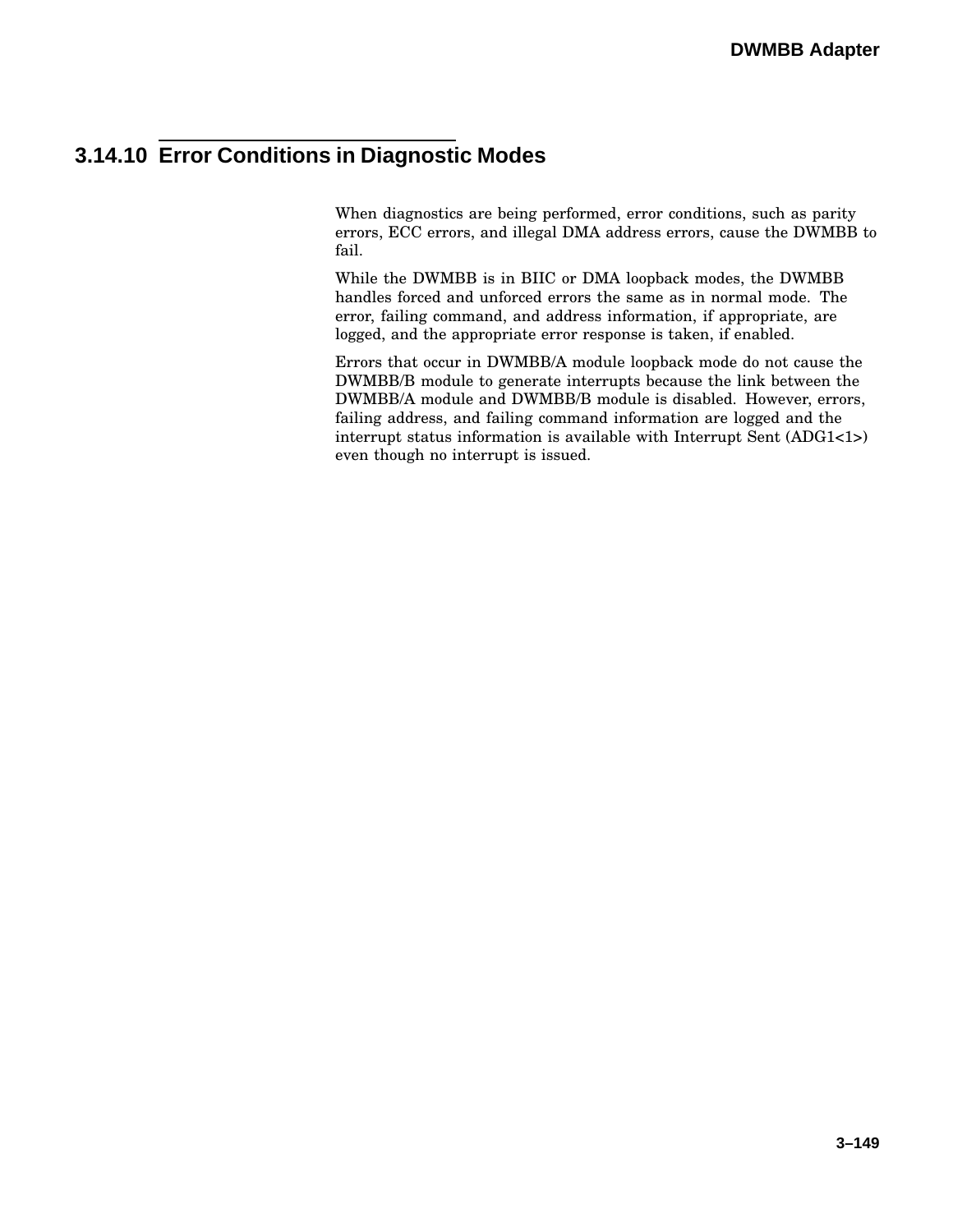### 3.14.10 Error Conditions in Diagnostic Modes

When diagnostics are being performed, error conditions, such as parity errors, ECC errors, and illegal DMA address errors, cause the DWMBB to fail.

While the DWMBB is in BIIC or DMA loopback modes, the DWMBB handles forced and unforced errors the same as in normal mode. The error, failing command, and address information, if appropriate, are logged, and the appropriate error response is taken, if enabled.

Errors that occur in DWMBB/A module loopback mode do not cause the DWMBB/B module to generate interrupts because the link between the DWMBB/A module and DWMBB/B module is disabled. However, errors, failing address, and failing command information are logged and the interrupt status information is available with Interrupt Sent (ADG1<1>) even though no interrupt is issued.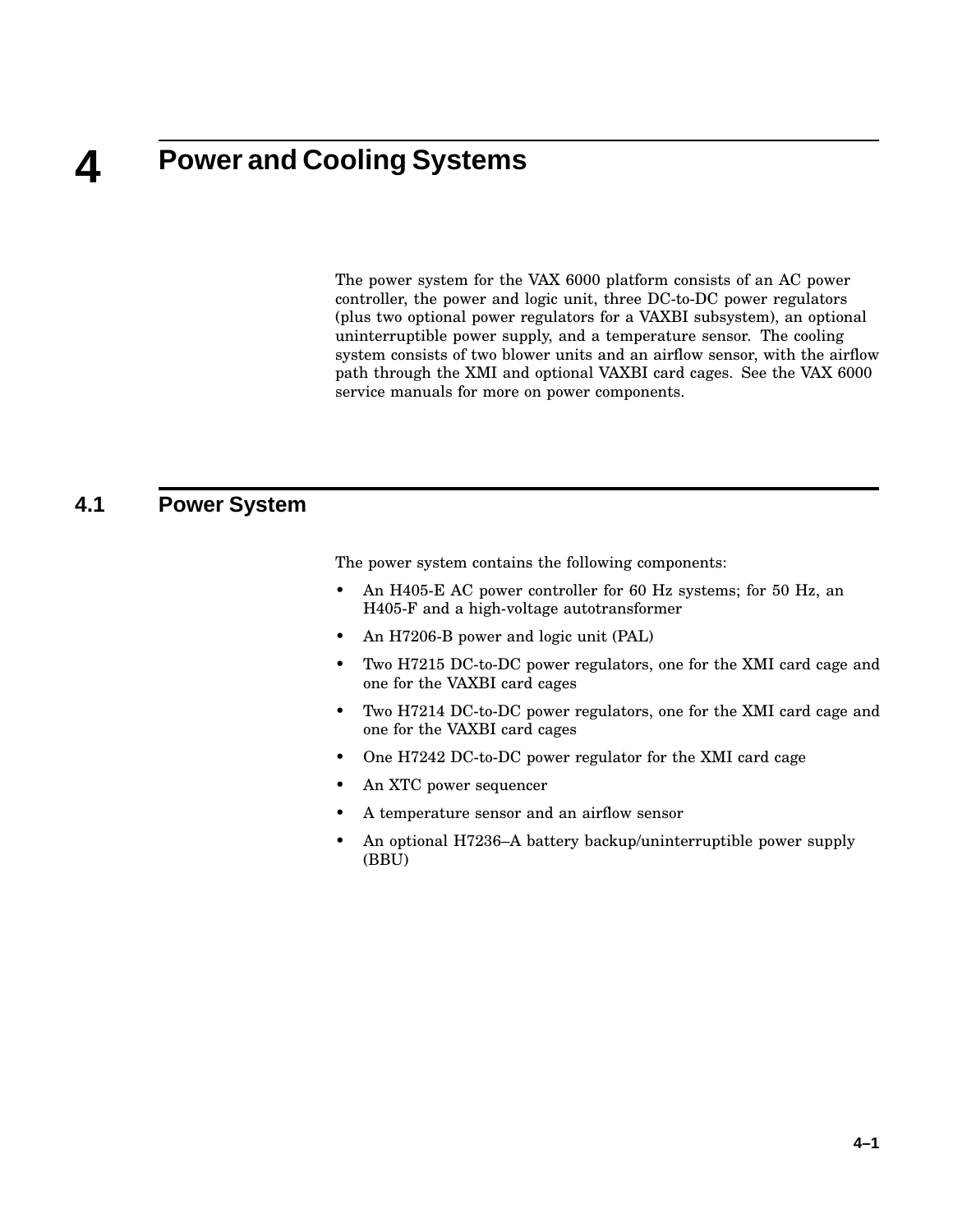# 4 Power and Cooling Systems

The power system for the VAX 6000 platform consists of an AC power controller, the power and logic unit, three DC-to-DC power regulators (plus two optional power regulators for a VAXBI subsystem), an optional uninterruptible power supply, and a temperature sensor. The cooling system consists of two blower units and an airflow sensor, with the airflow path through the XMI and optional VAXBI card cages. See the VAX 6000 service manuals for more on power components.

## 4.1 Power System

The power system contains the following components:

- An H405-E AC power controller for 60 Hz systems; for 50 Hz, an H405-F and a high-voltage autotransformer
- An H7206-B power and logic unit (PAL)
- Two H7215 DC-to-DC power regulators, one for the XMI card cage and one for the VAXBI card cages
- Two H7214 DC-to-DC power regulators, one for the XMI card cage and one for the VAXBI card cages
- One H7242 DC-to-DC power regulator for the XMI card cage
- An XTC power sequencer
- A temperature sensor and an airflow sensor
- An optional H7236–A battery backup/uninterruptible power supply (BBU)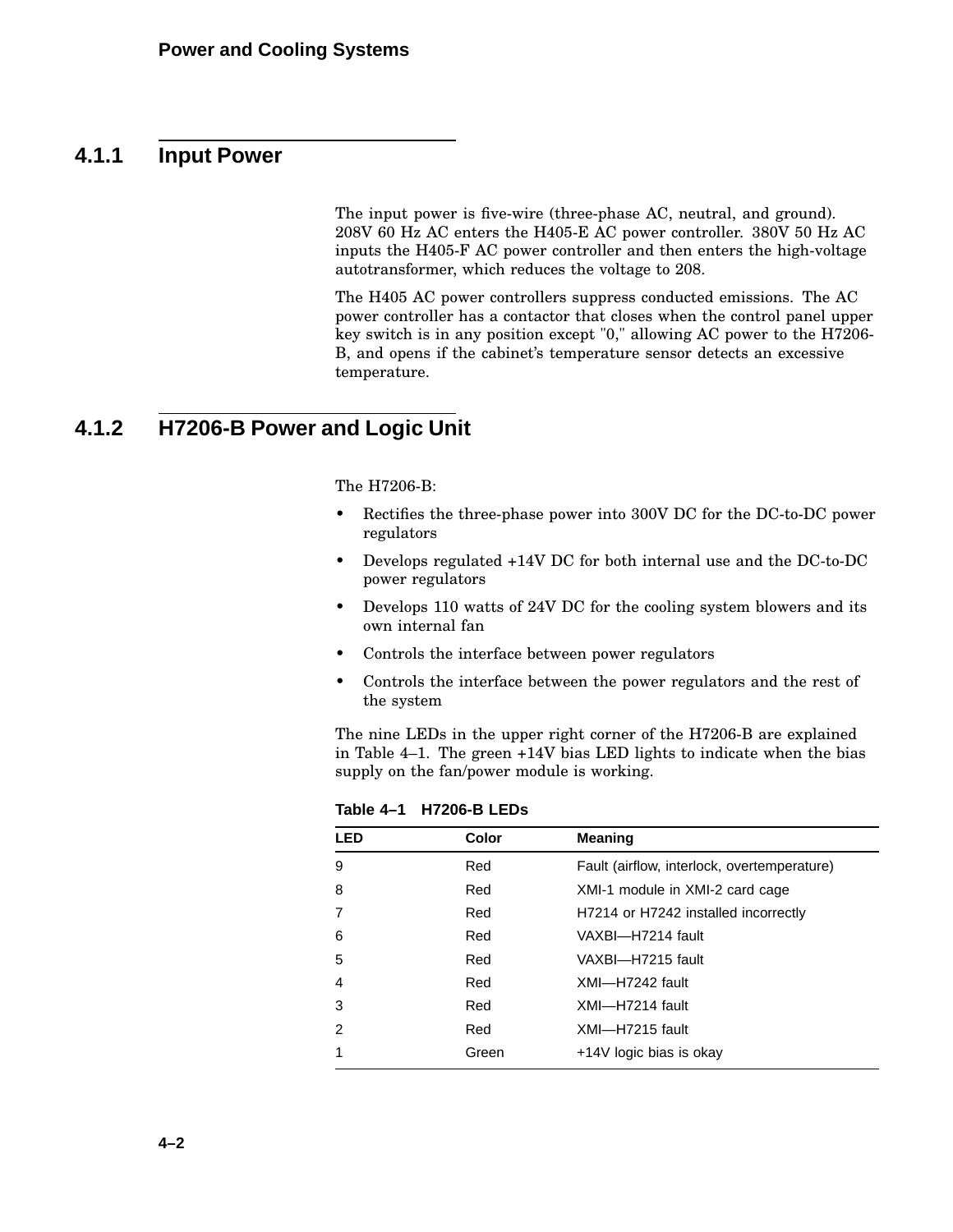### 4.1.1 Input Power

The input power is five-wire (three-phase AC, neutral, and ground). 208V 60 Hz AC enters the H405-E AC power controller. 380V 50 Hz AC inputs the H405-F AC power controller and then enters the high-voltage autotransformer, which reduces the voltage to 208.

The H405 AC power controllers suppress conducted emissions. The AC power controller has a contactor that closes when the control panel upper key switch is in any position except "0," allowing AC power to the H7206-B, and opens if the cabinet's temperature sensor detects an excessive temperature.

### 4.1.2 H7206-B Power and Logic Unit

The H7206-B:

- Rectifies the three-phase power into 300V DC for the DC-to-DC power regulators
- Develops regulated +14V DC for both internal use and the DC-to-DC power regulators
- Develops 110 watts of 24V DC for the cooling system blowers and its own internal fan
- Controls the interface between power regulators
- Controls the interface between the power regulators and the rest of the system

The nine LEDs in the upper right corner of the H7206-B are explained in Table 4–1. The green +14V bias LED lights to indicate when the bias supply on the fan/power module is working.

**Table 4–1 H7206-B LEDs**

| LED | Color | Meaning |
|---|---|---|
| 9 | Red | Fault (airflow, interlock, overtemperature) |
| 8 | Red | XMI-1 module in XMI-2 card cage |
| 7 | Red | H7214 or H7242 installed incorrectly |
| 6 | Red | VAXBI—H7214 fault |
| 5 | Red | VAXBI—H7215 fault |
| 4 | Red | XMI—H7242 fault |
| 3 | Red | XMI—H7214 fault |
| 2 | Red | XMI—H7215 fault |
| 1 | Green | +14V logic bias is okay |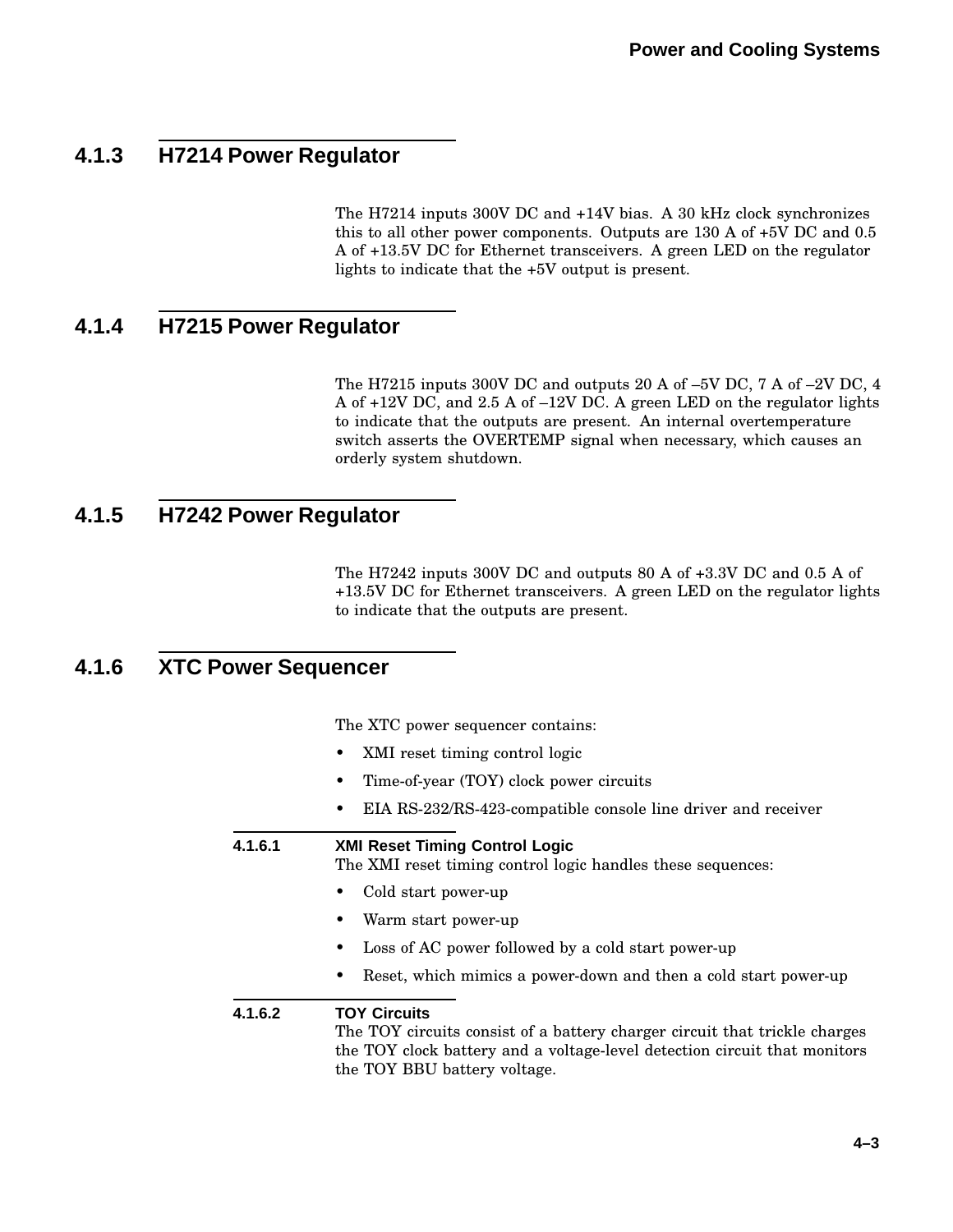### 4.1.3 H7214 Power Regulator

The H7214 inputs 300V DC and +14V bias. A 30 kHz clock synchronizes this to all other power components. Outputs are 130 A of +5V DC and 0.5 A of +13.5V DC for Ethernet transceivers. A green LED on the regulator lights to indicate that the +5V output is present.

### 4.1.4 H7215 Power Regulator

The H7215 inputs 300V DC and outputs 20 A of –5V DC, 7 A of –2V DC, 4 A of +12V DC, and 2.5 A of –12V DC. A green LED on the regulator lights to indicate that the outputs are present. An internal overtemperature switch asserts the OVERTEMP signal when necessary, which causes an orderly system shutdown.

### 4.1.5 H7242 Power Regulator

The H7242 inputs 300V DC and outputs 80 A of +3.3V DC and 0.5 A of +13.5V DC for Ethernet transceivers. A green LED on the regulator lights to indicate that the outputs are present.

### 4.1.6 XTC Power Sequencer

The XTC power sequencer contains:

- XMI reset timing control logic
- Time-of-year (TOY) clock power circuits
- EIA RS-232/RS-423-compatible console line driver and receiver

#### 4.1.6.1 XMI Reset Timing Control Logic

The XMI reset timing control logic handles these sequences:

- Cold start power-up
- Warm start power-up
- Loss of AC power followed by a cold start power-up
- Reset, which mimics a power-down and then a cold start power-up

#### 4.1.6.2 TOY Circuits

The TOY circuits consist of a battery charger circuit that trickle charges the TOY clock battery and a voltage-level detection circuit that monitors the TOY BBU battery voltage.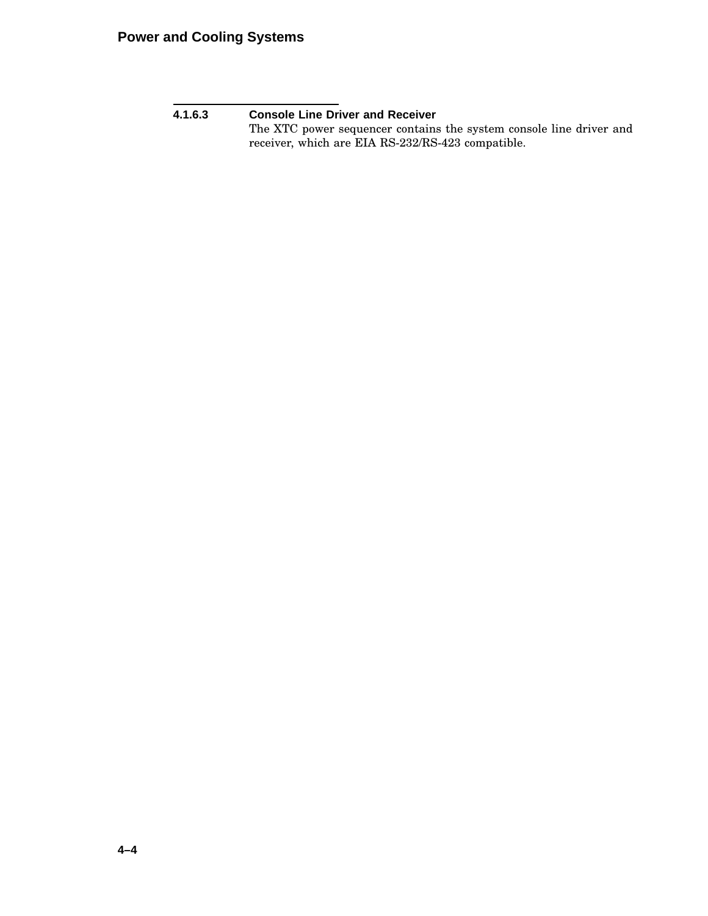#### 4.1.6.3 Console Line Driver and Receiver

The XTC power sequencer contains the system console line driver and receiver, which are EIA RS-232/RS-423 compatible.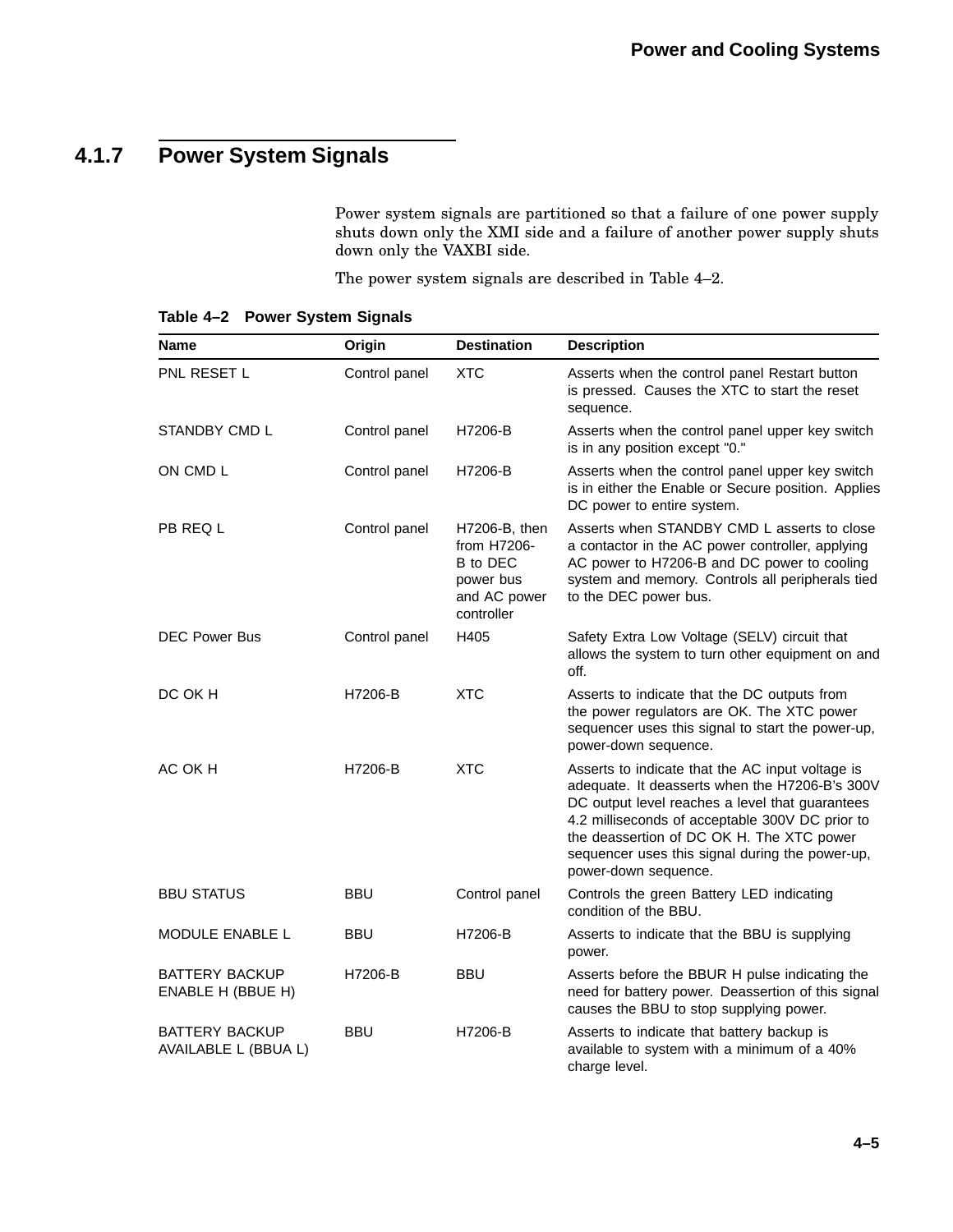### 4.1.7 Power System Signals

Power system signals are partitioned so that a failure of one power supply shuts down only the XMI side and a failure of another power supply shuts down only the VAXBI side.

The power system signals are described in Table 4–2.

**Table 4–2 Power System Signals**

| Name | Origin | Destination | Description |
|---|---|---|---|
| PNL RESET L | Control panel | XTC | Asserts when the control panel Restart button is pressed. Causes the XTC to start the reset sequence. |
| STANDBY CMD L | Control panel | H7206-B | Asserts when the control panel upper key switch is in any position except "0." |
| ON CMD L | Control panel | H7206-B | Asserts when the control panel upper key switch is in either the Enable or Secure position. Applies DC power to entire system. |
| PB REQ L | Control panel | H7206-B, then from H7206-B to DEC power bus and AC power controller | Asserts when STANDBY CMD L asserts to close a contactor in the AC power controller, applying AC power to H7206-B and DC power to cooling system and memory. Controls all peripherals tied to the DEC power bus. |
| DEC Power Bus | Control panel | H405 | Safety Extra Low Voltage (SELV) circuit that allows the system to turn other equipment on and off. |
| DC OK H | H7206-B | XTC | Asserts to indicate that the DC outputs from the power regulators are OK. The XTC power sequencer uses this signal to start the power-up, power-down sequence. |
| AC OK H | H7206-B | XTC | Asserts to indicate that the AC input voltage is adequate. It deasserts when the H7206-B's 300V DC output level reaches a level that guarantees 4.2 milliseconds of acceptable 300V DC prior to the deassertion of DC OK H. The XTC power sequencer uses this signal during the power-up, power-down sequence. |
| BBU STATUS | BBU | Control panel | Controls the green Battery LED indicating condition of the BBU. |
| MODULE ENABLE L | BBU | H7206-B | Asserts to indicate that the BBU is supplying power. |
| BATTERY BACKUP ENABLE H (BBUE H) | H7206-B | BBU | Asserts before the BBUR H pulse indicating the need for battery power. Deassertion of this signal causes the BBU to stop supplying power. |
| BATTERY BACKUP AVAILABLE L (BBUA L) | BBU | H7206-B | Asserts to indicate that battery backup is available to system with a minimum of a 40% charge level. |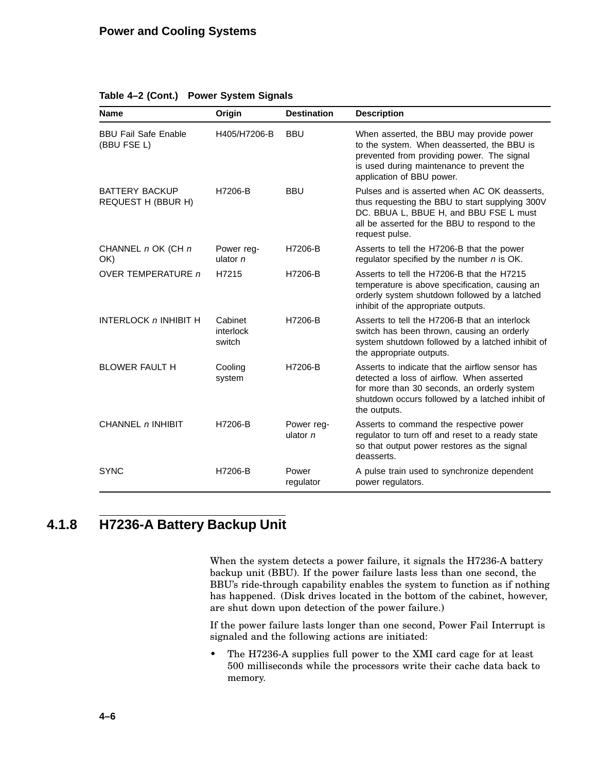**Table 4–2 (Cont.) Power System Signals**

| Name | Origin | Destination | Description |
|---|---|---|---|
| BBU Fail Safe Enable (BBU FSE L) | H405/H7206-B | BBU | When asserted, the BBU may provide power to the system. When deasserted, the BBU is prevented from providing power. The signal is used during maintenance to prevent the application of BBU power. |
| BATTERY BACKUP REQUEST H (BBUR H) | H7206-B | BBU | Pulses and is asserted when AC OK deasserts, thus requesting the BBU to start supplying 300V DC. BBUA L, BBUE H, and BBU FSE L must all be asserted for the BBU to respond to the request pulse. |
| CHANNEL *n* OK (CH *n* OK) | Power regulator *n* | H7206-B | Asserts to tell the H7206-B that the power regulator specified by the number *n* is OK. |
| OVER TEMPERATURE *n* | H7215 | H7206-B | Asserts to tell the H7206-B that the H7215 temperature is above specification, causing an orderly system shutdown followed by a latched inhibit of the appropriate outputs. |
| INTERLOCK *n* INHIBIT H | Cabinet interlock switch | H7206-B | Asserts to tell the H7206-B that an interlock switch has been thrown, causing an orderly system shutdown followed by a latched inhibit of the appropriate outputs. |
| BLOWER FAULT H | Cooling system | H7206-B | Asserts to indicate that the airflow sensor has detected a loss of airflow. When asserted for more than 30 seconds, an orderly system shutdown occurs followed by a latched inhibit of the outputs. |
| CHANNEL *n* INHIBIT | H7206-B | Power regulator *n* | Asserts to command the respective power regulator to turn off and reset to a ready state so that output power restores as the signal deasserts. |
| SYNC | H7206-B | Power regulator | A pulse train used to synchronize dependent power regulators. |

### 4.1.8 H7236-A Battery Backup Unit

When the system detects a power failure, it signals the H7236-A battery backup unit (BBU). If the power failure lasts less than one second, the BBU's ride-through capability enables the system to function as if nothing has happened. (Disk drives located in the bottom of the cabinet, however, are shut down upon detection of the power failure.)

If the power failure lasts longer than one second, Power Fail Interrupt is signaled and the following actions are initiated:

- The H7236-A supplies full power to the XMI card cage for at least 500 milliseconds while the processors write their cache data back to memory.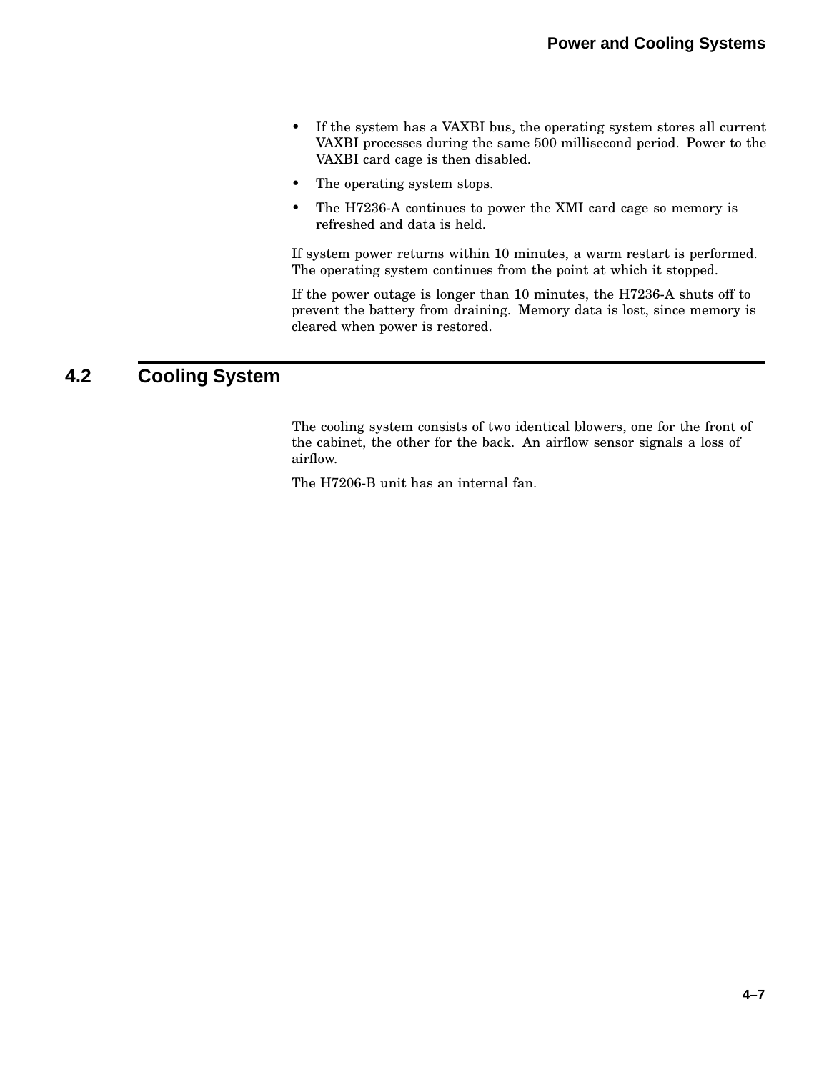- If the system has a VAXBI bus, the operating system stores all current VAXBI processes during the same 500 millisecond period. Power to the VAXBI card cage is then disabled.
- The operating system stops.
- The H7236-A continues to power the XMI card cage so memory is refreshed and data is held.

If system power returns within 10 minutes, a warm restart is performed. The operating system continues from the point at which it stopped.

If the power outage is longer than 10 minutes, the H7236-A shuts off to prevent the battery from draining. Memory data is lost, since memory is cleared when power is restored.

## 4.2 Cooling System

The cooling system consists of two identical blowers, one for the front of the cabinet, the other for the back. An airflow sensor signals a loss of airflow.

The H7206-B unit has an internal fan.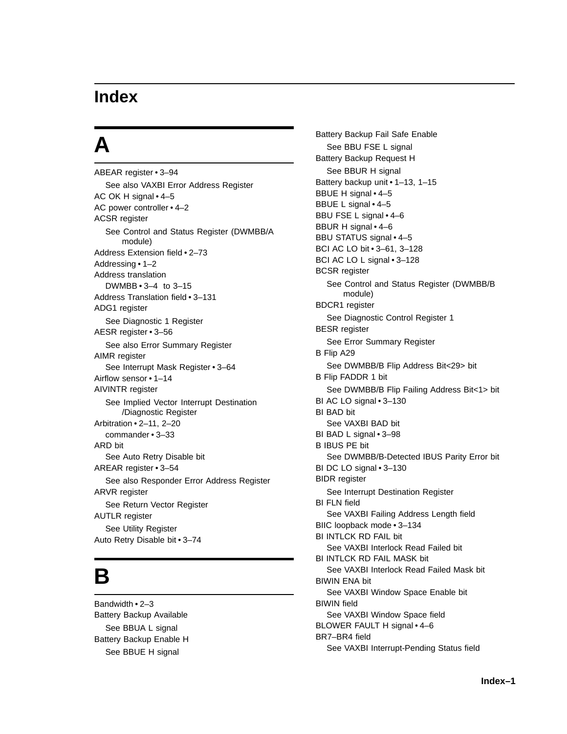# Index

## A

ABEAR register • 3–94
  See also VAXBI Error Address Register
AC OK H signal • 4–5
AC power controller • 4–2
ACSR register
  See Control and Status Register (DWMBB/A module)
Address Extension field • 2–73
Addressing • 1–2
Address translation
  DWMBB • 3–4 to 3–15
Address Translation field • 3–131
ADG1 register
  See Diagnostic 1 Register
AESR register • 3–56
  See also Error Summary Register
AIMR register
  See Interrupt Mask Register • 3–64
Airflow sensor • 1–14
AIVINTR register
  See Implied Vector Interrupt Destination /Diagnostic Register
Arbitration • 2–11, 2–20
  commander • 3–33
ARD bit
  See Auto Retry Disable bit
AREAR register • 3–54
  See also Responder Error Address Register
ARVR register
  See Return Vector Register
AUTLR register
  See Utility Register
Auto Retry Disable bit • 3–74

## B

Bandwidth • 2–3
Battery Backup Available
  See BBUA L signal
Battery Backup Enable H
  See BBUE H signal
Battery Backup Fail Safe Enable
  See BBU FSE L signal
Battery Backup Request H
  See BBUR H signal
Battery backup unit • 1–13, 1–15
BBUE H signal • 4–5
BBUE L signal • 4–5
BBU FSE L signal • 4–6
BBUR H signal • 4–6
BBU STATUS signal • 4–5
BCI AC LO bit • 3–61, 3–128
BCI AC LO L signal • 3–128
BCSR register
  See Control and Status Register (DWMBB/B module)
BDCR1 register
  See Diagnostic Control Register 1
BESR register
  See Error Summary Register
B Flip A29
  See DWMBB/B Flip Address Bit<29> bit
B Flip FADDR 1 bit
  See DWMBB/B Flip Failing Address Bit<1> bit
BI AC LO signal • 3–130
BI BAD bit
  See VAXBI BAD bit
BI BAD L signal • 3–98
B IBUS PE bit
  See DWMBB/B-Detected IBUS Parity Error bit
BI DC LO signal • 3–130
BIDR register
  See Interrupt Destination Register
BI FLN field
  See VAXBI Failing Address Length field
BIIC loopback mode • 3–134
BI INTLCK RD FAIL bit
  See VAXBI Interlock Read Failed bit
BI INTLCK RD FAIL MASK bit
  See VAXBI Interlock Read Failed Mask bit
BIWIN ENA bit
  See VAXBI Window Space Enable bit
BIWIN field
  See VAXBI Window Space field
BLOWER FAULT H signal • 4–6
BR7–BR4 field
  See VAXBI Interrupt-Pending Status field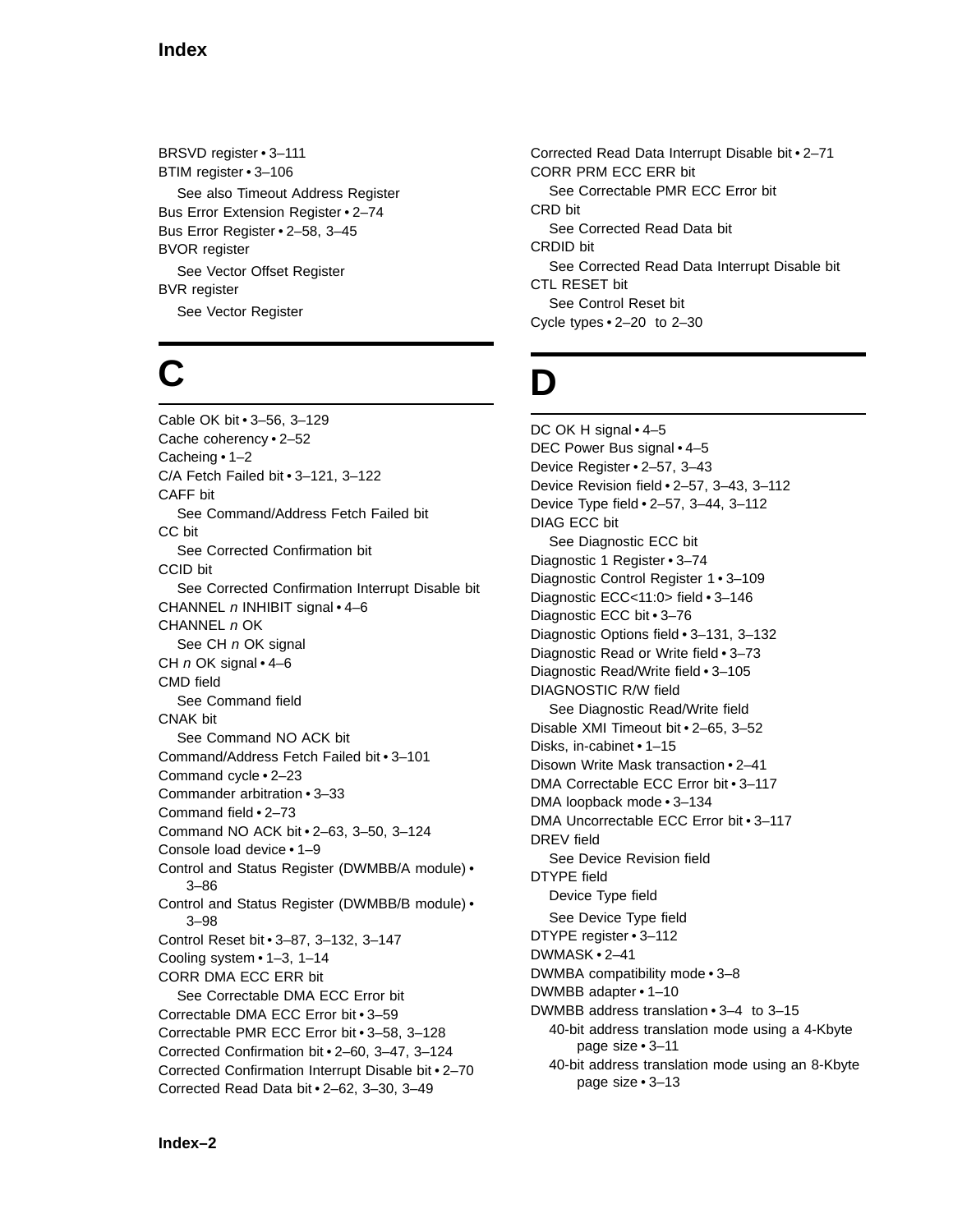BRSVD register • 3–111
BTIM register • 3–106
  See also Timeout Address Register
Bus Error Extension Register • 2–74
Bus Error Register • 2–58, 3–45
BVOR register
  See Vector Offset Register
BVR register
  See Vector Register

# C

Cable OK bit • 3–56, 3–129
Cache coherency • 2–52
Cacheing • 1–2
C/A Fetch Failed bit • 3–121, 3–122
CAFF bit
  See Command/Address Fetch Failed bit
CC bit
  See Corrected Confirmation bit
CCID bit
  See Corrected Confirmation Interrupt Disable bit
CHANNEL *n* INHIBIT signal • 4–6
CHANNEL *n* OK
  See CH *n* OK signal
CH *n* OK signal • 4–6
CMD field
  See Command field
CNAK bit
  See Command NO ACK bit
Command/Address Fetch Failed bit • 3–101
Command cycle • 2–23
Commander arbitration • 3–33
Command field • 2–73
Command NO ACK bit • 2–63, 3–50, 3–124
Console load device • 1–9
Control and Status Register (DWMBB/A module) • 3–86
Control and Status Register (DWMBB/B module) • 3–98
Control Reset bit • 3–87, 3–132, 3–147
Cooling system • 1–3, 1–14
CORR DMA ECC ERR bit
  See Correctable DMA ECC Error bit
Correctable DMA ECC Error bit • 3–59
Correctable PMR ECC Error bit • 3–58, 3–128
Corrected Confirmation bit • 2–60, 3–47, 3–124
Corrected Confirmation Interrupt Disable bit • 2–70
Corrected Read Data bit • 2–62, 3–30, 3–49
Corrected Read Data Interrupt Disable bit • 2–71
CORR PRM ECC ERR bit
  See Correctable PMR ECC Error bit
CRD bit
  See Corrected Read Data bit
CRDID bit
  See Corrected Read Data Interrupt Disable bit
CTL RESET bit
  See Control Reset bit
Cycle types • 2–20 to 2–30

# D

DC OK H signal • 4–5
DEC Power Bus signal • 4–5
Device Register • 2–57, 3–43
Device Revision field • 2–57, 3–43, 3–112
Device Type field • 2–57, 3–44, 3–112
DIAG ECC bit
  See Diagnostic ECC bit
Diagnostic 1 Register • 3–74
Diagnostic Control Register 1 • 3–109
Diagnostic ECC<11:0> field • 3–146
Diagnostic ECC bit • 3–76
Diagnostic Options field • 3–131, 3–132
Diagnostic Read or Write field • 3–73
Diagnostic Read/Write field • 3–105
DIAGNOSTIC R/W field
  See Diagnostic Read/Write field
Disable XMI Timeout bit • 2–65, 3–52
Disks, in-cabinet • 1–15
Disown Write Mask transaction • 2–41
DMA Correctable ECC Error bit • 3–117
DMA loopback mode • 3–134
DMA Uncorrectable ECC Error bit • 3–117
DREV field
  See Device Revision field
DTYPE field
  Device Type field
  See Device Type field
DTYPE register • 3–112
DWMASK • 2–41
DWMBA compatibility mode • 3–8
DWMBB adapter • 1–10
DWMBB address translation • 3–4 to 3–15
  40-bit address translation mode using a 4-Kbyte page size • 3–11
  40-bit address translation mode using an 8-Kbyte page size • 3–13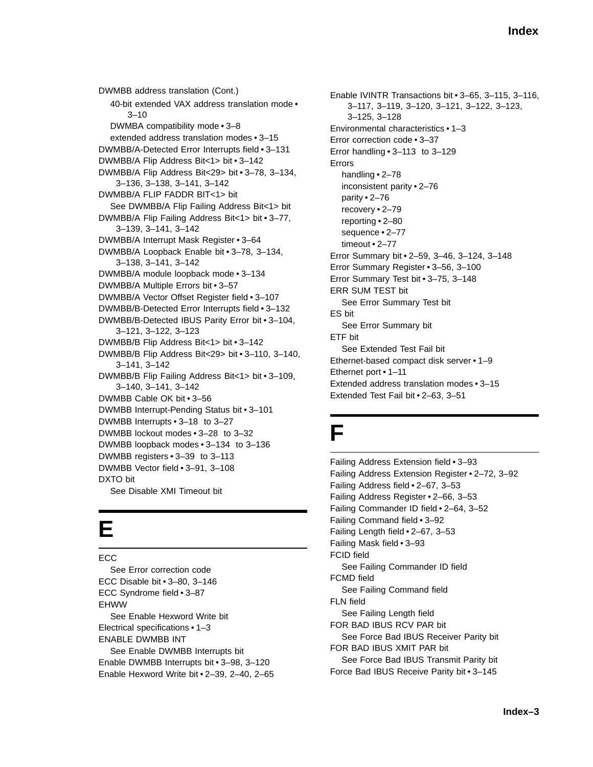DWMBB address translation (Cont.)
  40-bit extended VAX address translation mode • 3–10
  DWMBA compatibility mode • 3–8
  extended address translation modes • 3–15
DWMBB/A-Detected Error Interrupts field • 3–131
DWMBB/A Flip Address Bit<1> bit • 3–142
DWMBB/A Flip Address Bit<29> bit • 3–78, 3–134, 3–136, 3–138, 3–141, 3–142
DWMBB/A FLIP FADDR BIT<1> bit
  See DWMBB/A Flip Failing Address Bit<1> bit
DWMBB/A Flip Failing Address Bit<1> bit • 3–77, 3–139, 3–141, 3–142
DWMBB/A Interrupt Mask Register • 3–64
DWMBB/A Loopback Enable bit • 3–78, 3–134, 3–138, 3–141, 3–142
DWMBB/A module loopback mode • 3–134
DWMBB/A Multiple Errors bit • 3–57
DWMBB/A Vector Offset Register field • 3–107
DWMBB/B-Detected Error Interrupts field • 3–132
DWMBB/B-Detected IBUS Parity Error bit • 3–104, 3–121, 3–122, 3–123
DWMBB/B Flip Address Bit<1> bit • 3–142
DWMBB/B Flip Address Bit<29> bit • 3–110, 3–140, 3–141, 3–142
DWMBB/B Flip Failing Address Bit<1> bit • 3–109, 3–140, 3–141, 3–142
DWMBB Cable OK bit • 3–56
DWMBB Interrupt-Pending Status bit • 3–101
DWMBB Interrupts • 3–18 to 3–27
DWMBB lockout modes • 3–28 to 3–32
DWMBB loopback modes • 3–134 to 3–136
DWMBB registers • 3–39 to 3–113
DWMBB Vector field • 3–91, 3–108
DXTO bit
  See Disable XMI Timeout bit

# E

ECC
  See Error correction code
ECC Disable bit • 3–80, 3–146
ECC Syndrome field • 3–87
EHWW
  See Enable Hexword Write bit
Electrical specifications • 1–3
ENABLE DWMBB INT
  See Enable DWMBB Interrupts bit
Enable DWMBB Interrupts bit • 3–98, 3–120
Enable Hexword Write bit • 2–39, 2–40, 2–65
Enable IVINTR Transactions bit • 3–65, 3–115, 3–116, 3–117, 3–119, 3–120, 3–121, 3–122, 3–123, 3–125, 3–128
Environmental characteristics • 1–3
Error correction code • 3–37
Error handling • 3–113 to 3–129
Errors
  handling • 2–78
  inconsistent parity • 2–76
  parity • 2–76
  recovery • 2–79
  reporting • 2–80
  sequence • 2–77
  timeout • 2–77
Error Summary bit • 2–59, 3–46, 3–124, 3–148
Error Summary Register • 3–56, 3–100
Error Summary Test bit • 3–75, 3–148
ERR SUM TEST bit
  See Error Summary Test bit
ES bit
  See Error Summary bit
ETF bit
  See Extended Test Fail bit
Ethernet-based compact disk server • 1–9
Ethernet port • 1–11
Extended address translation modes • 3–15
Extended Test Fail bit • 2–63, 3–51

# F

Failing Address Extension field • 3–93
Failing Address Extension Register • 2–72, 3–92
Failing Address field • 2–67, 3–53
Failing Address Register • 2–66, 3–53
Failing Commander ID field • 2–64, 3–52
Failing Command field • 3–92
Failing Length field • 2–67, 3–53
Failing Mask field • 3–93
FCID field
  See Failing Commander ID field
FCMD field
  See Failing Command field
FLN field
  See Failing Length field
FOR BAD IBUS RCV PAR bit
  See Force Bad IBUS Receiver Parity bit
FOR BAD IBUS XMIT PAR bit
  See Force Bad IBUS Transmit Parity bit
Force Bad IBUS Receive Parity bit • 3–145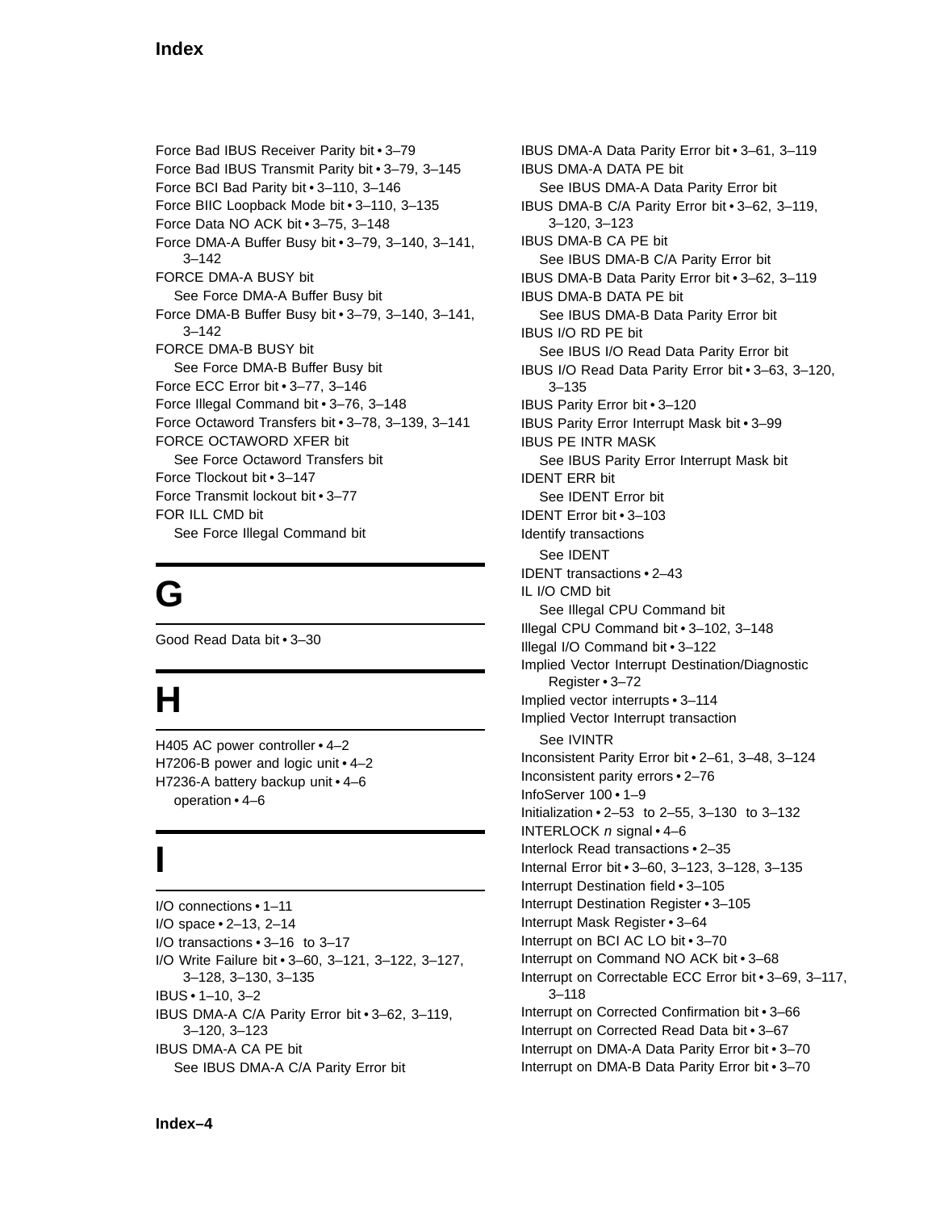Force Bad IBUS Receiver Parity bit • 3–79
Force Bad IBUS Transmit Parity bit • 3–79, 3–145
Force BCI Bad Parity bit • 3–110, 3–146
Force BIIC Loopback Mode bit • 3–110, 3–135
Force Data NO ACK bit • 3–75, 3–148
Force DMA-A Buffer Busy bit • 3–79, 3–140, 3–141, 3–142
FORCE DMA-A BUSY bit
  See Force DMA-A Buffer Busy bit
Force DMA-B Buffer Busy bit • 3–79, 3–140, 3–141, 3–142
FORCE DMA-B BUSY bit
  See Force DMA-B Buffer Busy bit
Force ECC Error bit • 3–77, 3–146
Force Illegal Command bit • 3–76, 3–148
Force Octaword Transfers bit • 3–78, 3–139, 3–141
FORCE OCTAWORD XFER bit
  See Force Octaword Transfers bit
Force Tlockout bit • 3–147
Force Transmit lockout bit • 3–77
FOR ILL CMD bit
  See Force Illegal Command bit

# G

Good Read Data bit • 3–30

# H

H405 AC power controller • 4–2
H7206-B power and logic unit • 4–2
H7236-A battery backup unit • 4–6
  operation • 4–6

# I

I/O connections • 1–11
I/O space • 2–13, 2–14
I/O transactions • 3–16 to 3–17
I/O Write Failure bit • 3–60, 3–121, 3–122, 3–127, 3–128, 3–130, 3–135
IBUS • 1–10, 3–2
IBUS DMA-A C/A Parity Error bit • 3–62, 3–119, 3–120, 3–123
IBUS DMA-A CA PE bit
  See IBUS DMA-A C/A Parity Error bit
IBUS DMA-A Data Parity Error bit • 3–61, 3–119
IBUS DMA-A DATA PE bit
  See IBUS DMA-A Data Parity Error bit
IBUS DMA-B C/A Parity Error bit • 3–62, 3–119, 3–120, 3–123
IBUS DMA-B CA PE bit
  See IBUS DMA-B C/A Parity Error bit
IBUS DMA-B Data Parity Error bit • 3–62, 3–119
IBUS DMA-B DATA PE bit
  See IBUS DMA-B Data Parity Error bit
IBUS I/O RD PE bit
  See IBUS I/O Read Data Parity Error bit
IBUS I/O Read Data Parity Error bit • 3–63, 3–120, 3–135
IBUS Parity Error bit • 3–120
IBUS Parity Error Interrupt Mask bit • 3–99
IBUS PE INTR MASK
  See IBUS Parity Error Interrupt Mask bit
IDENT ERR bit
  See IDENT Error bit
IDENT Error bit • 3–103
Identify transactions
  See IDENT
IDENT transactions • 2–43
IL I/O CMD bit
  See Illegal CPU Command bit
Illegal CPU Command bit • 3–102, 3–148
Illegal I/O Command bit • 3–122
Implied Vector Interrupt Destination/Diagnostic Register • 3–72
Implied vector interrupts • 3–114
Implied Vector Interrupt transaction
  See IVINTR
Inconsistent Parity Error bit • 2–61, 3–48, 3–124
Inconsistent parity errors • 2–76
InfoServer 100 • 1–9
Initialization • 2–53 to 2–55, 3–130 to 3–132
INTERLOCK *n* signal • 4–6
Interlock Read transactions • 2–35
Internal Error bit • 3–60, 3–123, 3–128, 3–135
Interrupt Destination field • 3–105
Interrupt Destination Register • 3–105
Interrupt Mask Register • 3–64
Interrupt on BCI AC LO bit • 3–70
Interrupt on Command NO ACK bit • 3–68
Interrupt on Correctable ECC Error bit • 3–69, 3–117, 3–118
Interrupt on Corrected Confirmation bit • 3–66
Interrupt on Corrected Read Data bit • 3–67
Interrupt on DMA-A Data Parity Error bit • 3–70
Interrupt on DMA-B Data Parity Error bit • 3–70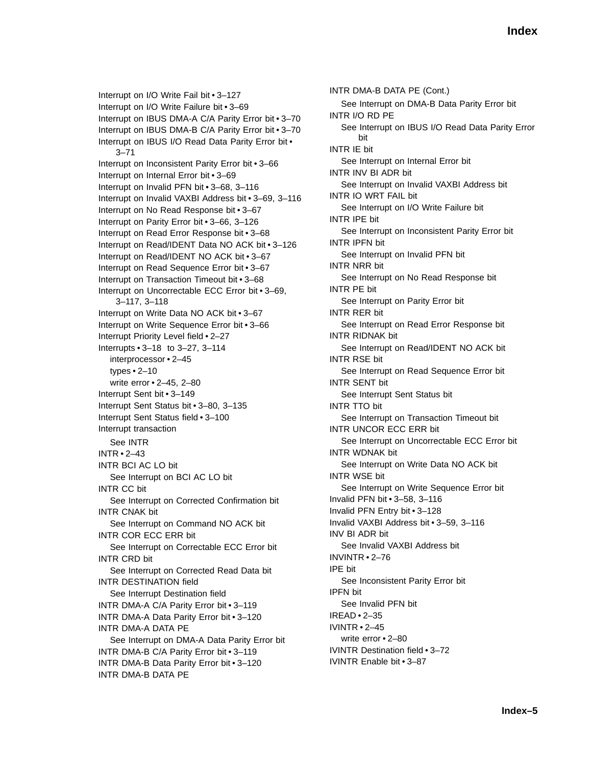Interrupt on I/O Write Fail bit • 3–127
Interrupt on I/O Write Failure bit • 3–69
Interrupt on IBUS DMA-A C/A Parity Error bit • 3–70
Interrupt on IBUS DMA-B C/A Parity Error bit • 3–70
Interrupt on IBUS I/O Read Data Parity Error bit • 3–71
Interrupt on Inconsistent Parity Error bit • 3–66
Interrupt on Internal Error bit • 3–69
Interrupt on Invalid PFN bit • 3–68, 3–116
Interrupt on Invalid VAXBI Address bit • 3–69, 3–116
Interrupt on No Read Response bit • 3–67
Interrupt on Parity Error bit • 3–66, 3–126
Interrupt on Read Error Response bit • 3–68
Interrupt on Read/IDENT Data NO ACK bit • 3–126
Interrupt on Read/IDENT NO ACK bit • 3–67
Interrupt on Read Sequence Error bit • 3–67
Interrupt on Transaction Timeout bit • 3–68
Interrupt on Uncorrectable ECC Error bit • 3–69, 3–117, 3–118
Interrupt on Write Data NO ACK bit • 3–67
Interrupt on Write Sequence Error bit • 3–66
Interrupt Priority Level field • 2–27
Interrupts • 3–18 to 3–27, 3–114
  interprocessor • 2–45
  types • 2–10
  write error • 2–45, 2–80
Interrupt Sent bit • 3–149
Interrupt Sent Status bit • 3–80, 3–135
Interrupt Sent Status field • 3–100
Interrupt transaction
  See INTR
INTR • 2–43
INTR BCI AC LO bit
  See Interrupt on BCI AC LO bit
INTR CC bit
  See Interrupt on Corrected Confirmation bit
INTR CNAK bit
  See Interrupt on Command NO ACK bit
INTR COR ECC ERR bit
  See Interrupt on Correctable ECC Error bit
INTR CRD bit
  See Interrupt on Corrected Read Data bit
INTR DESTINATION field
  See Interrupt Destination field
INTR DMA-A C/A Parity Error bit • 3–119
INTR DMA-A Data Parity Error bit • 3–120
INTR DMA-A DATA PE
  See Interrupt on DMA-A Data Parity Error bit
INTR DMA-B C/A Parity Error bit • 3–119
INTR DMA-B Data Parity Error bit • 3–120
INTR DMA-B DATA PE
INTR DMA-B DATA PE (Cont.)
  See Interrupt on DMA-B Data Parity Error bit
INTR I/O RD PE
  See Interrupt on IBUS I/O Read Data Parity Error bit
INTR IE bit
  See Interrupt on Internal Error bit
INTR INV BI ADR bit
  See Interrupt on Invalid VAXBI Address bit
INTR IO WRT FAIL bit
  See Interrupt on I/O Write Failure bit
INTR IPE bit
  See Interrupt on Inconsistent Parity Error bit
INTR IPFN bit
  See Interrupt on Invalid PFN bit
INTR NRR bit
  See Interrupt on No Read Response bit
INTR PE bit
  See Interrupt on Parity Error bit
INTR RER bit
  See Interrupt on Read Error Response bit
INTR RIDNAK bit
  See Interrupt on Read/IDENT NO ACK bit
INTR RSE bit
  See Interrupt on Read Sequence Error bit
INTR SENT bit
  See Interrupt Sent Status bit
INTR TTO bit
  See Interrupt on Transaction Timeout bit
INTR UNCOR ECC ERR bit
  See Interrupt on Uncorrectable ECC Error bit
INTR WDNAK bit
  See Interrupt on Write Data NO ACK bit
INTR WSE bit
  See Interrupt on Write Sequence Error bit
Invalid PFN bit • 3–58, 3–116
Invalid PFN Entry bit • 3–128
Invalid VAXBI Address bit • 3–59, 3–116
INV BI ADR bit
  See Invalid VAXBI Address bit
INVINTR • 2–76
IPE bit
  See Inconsistent Parity Error bit
IPFN bit
  See Invalid PFN bit
IREAD • 2–35
IVINTR • 2–45
  write error • 2–80
IVINTR Destination field • 3–72
IVINTR Enable bit • 3–87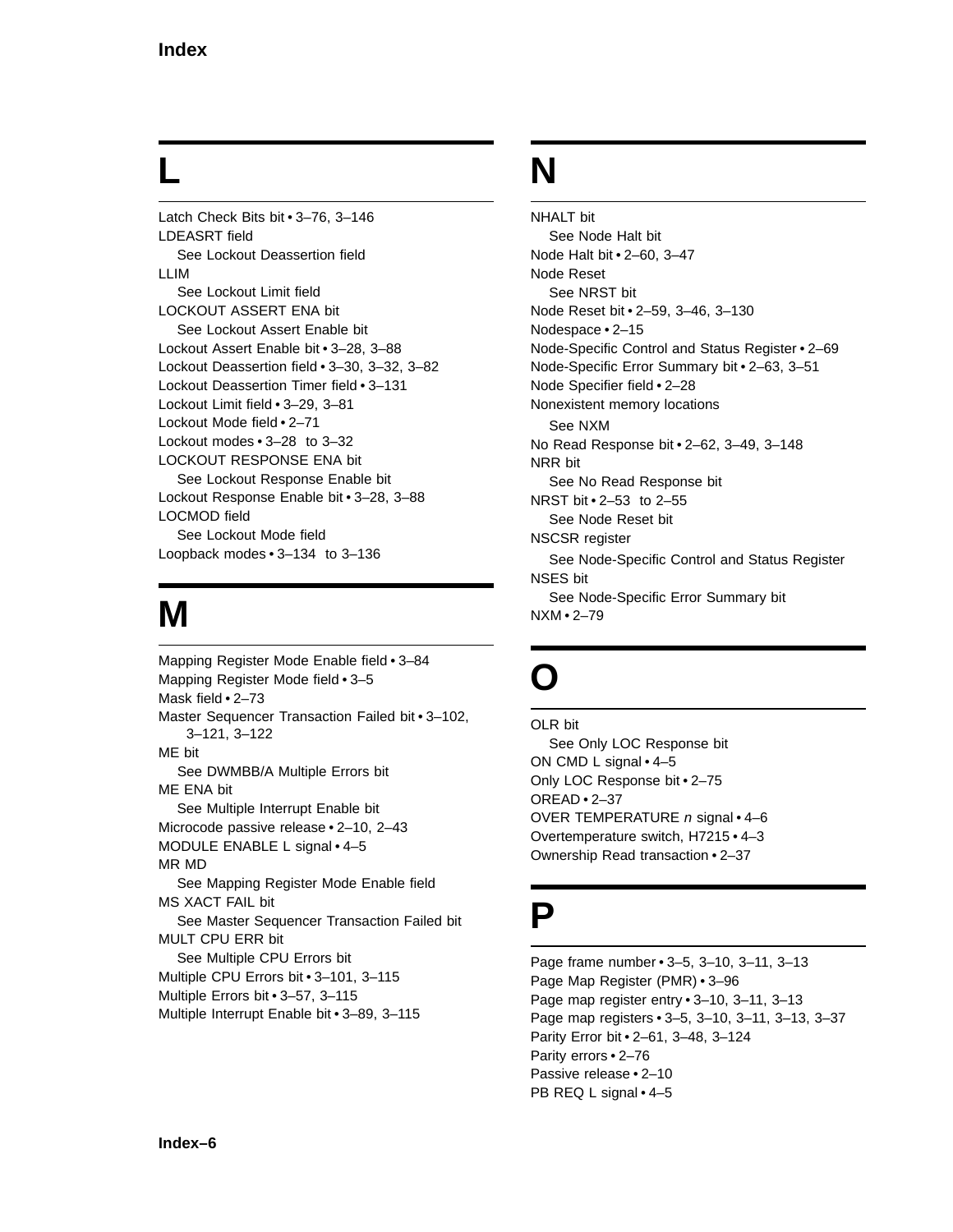# L

Latch Check Bits bit • 3–76, 3–146
LDEASRT field
  See Lockout Deassertion field
LLIM
  See Lockout Limit field
LOCKOUT ASSERT ENA bit
  See Lockout Assert Enable bit
Lockout Assert Enable bit • 3–28, 3–88
Lockout Deassertion field • 3–30, 3–32, 3–82
Lockout Deassertion Timer field • 3–131
Lockout Limit field • 3–29, 3–81
Lockout Mode field • 2–71
Lockout modes • 3–28 to 3–32
LOCKOUT RESPONSE ENA bit
  See Lockout Response Enable bit
Lockout Response Enable bit • 3–28, 3–88
LOCMOD field
  See Lockout Mode field
Loopback modes • 3–134 to 3–136

# M

Mapping Register Mode Enable field • 3–84
Mapping Register Mode field • 3–5
Mask field • 2–73
Master Sequencer Transaction Failed bit • 3–102, 3–121, 3–122
ME bit
  See DWMBB/A Multiple Errors bit
ME ENA bit
  See Multiple Interrupt Enable bit
Microcode passive release • 2–10, 2–43
MODULE ENABLE L signal • 4–5
MR MD
  See Mapping Register Mode Enable field
MS XACT FAIL bit
  See Master Sequencer Transaction Failed bit
MULT CPU ERR bit
  See Multiple CPU Errors bit
Multiple CPU Errors bit • 3–101, 3–115
Multiple Errors bit • 3–57, 3–115
Multiple Interrupt Enable bit • 3–89, 3–115

# N

NHALT bit
  See Node Halt bit
Node Halt bit • 2–60, 3–47
Node Reset
  See NRST bit
Node Reset bit • 2–59, 3–46, 3–130
Nodespace • 2–15
Node-Specific Control and Status Register • 2–69
Node-Specific Error Summary bit • 2–63, 3–51
Node Specifier field • 2–28
Nonexistent memory locations
  See NXM
No Read Response bit • 2–62, 3–49, 3–148
NRR bit
  See No Read Response bit
NRST bit • 2–53 to 2–55
  See Node Reset bit
NSCSR register
  See Node-Specific Control and Status Register
NSES bit
  See Node-Specific Error Summary bit
NXM • 2–79

# O

OLR bit
  See Only LOC Response bit
ON CMD L signal • 4–5
Only LOC Response bit • 2–75
OREAD • 2–37
OVER TEMPERATURE *n* signal • 4–6
Overtemperature switch, H7215 • 4–3
Ownership Read transaction • 2–37

# P

Page frame number • 3–5, 3–10, 3–11, 3–13
Page Map Register (PMR) • 3–96
Page map register entry • 3–10, 3–11, 3–13
Page map registers • 3–5, 3–10, 3–11, 3–13, 3–37
Parity Error bit • 2–61, 3–48, 3–124
Parity errors • 2–76
Passive release • 2–10
PB REQ L signal • 4–5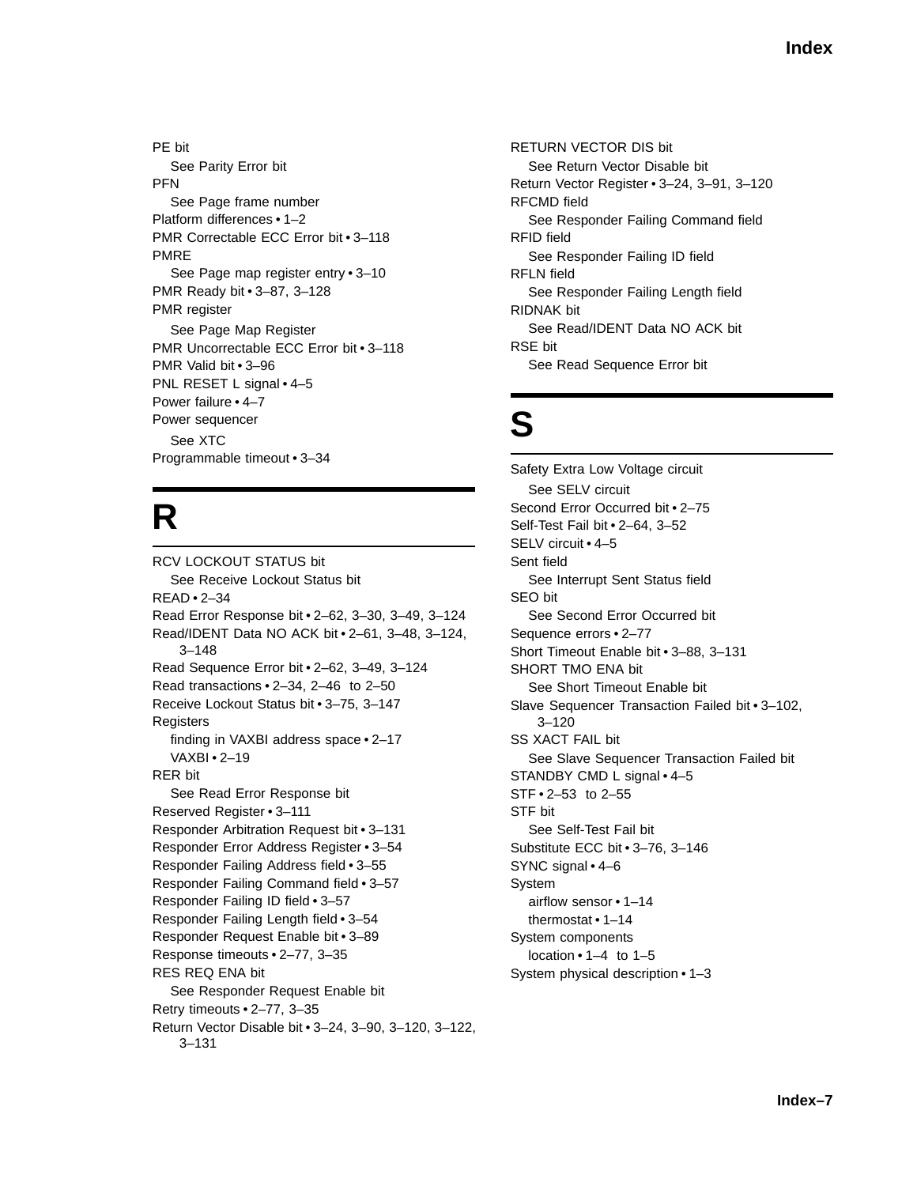PE bit
  See Parity Error bit
PFN
  See Page frame number
Platform differences • 1–2
PMR Correctable ECC Error bit • 3–118
PMRE
  See Page map register entry • 3–10
PMR Ready bit • 3–87, 3–128
PMR register
  See Page Map Register
PMR Uncorrectable ECC Error bit • 3–118
PMR Valid bit • 3–96
PNL RESET L signal • 4–5
Power failure • 4–7
Power sequencer
  See XTC
Programmable timeout • 3–34

# R

RCV LOCKOUT STATUS bit
  See Receive Lockout Status bit
READ • 2–34
Read Error Response bit • 2–62, 3–30, 3–49, 3–124
Read/IDENT Data NO ACK bit • 2–61, 3–48, 3–124, 3–148
Read Sequence Error bit • 2–62, 3–49, 3–124
Read transactions • 2–34, 2–46 to 2–50
Receive Lockout Status bit • 3–75, 3–147
Registers
  finding in VAXBI address space • 2–17
  VAXBI • 2–19
RER bit
  See Read Error Response bit
Reserved Register • 3–111
Responder Arbitration Request bit • 3–131
Responder Error Address Register • 3–54
Responder Failing Address field • 3–55
Responder Failing Command field • 3–57
Responder Failing ID field • 3–57
Responder Failing Length field • 3–54
Responder Request Enable bit • 3–89
Response timeouts • 2–77, 3–35
RES REQ ENA bit
  See Responder Request Enable bit
Retry timeouts • 2–77, 3–35
Return Vector Disable bit • 3–24, 3–90, 3–120, 3–122, 3–131
RETURN VECTOR DIS bit
  See Return Vector Disable bit
Return Vector Register • 3–24, 3–91, 3–120
RFCMD field
  See Responder Failing Command field
RFID field
  See Responder Failing ID field
RFLN field
  See Responder Failing Length field
RIDNAK bit
  See Read/IDENT Data NO ACK bit
RSE bit
  See Read Sequence Error bit

# S

Safety Extra Low Voltage circuit
  See SELV circuit
Second Error Occurred bit • 2–75
Self-Test Fail bit • 2–64, 3–52
SELV circuit • 4–5
Sent field
  See Interrupt Sent Status field
SEO bit
  See Second Error Occurred bit
Sequence errors • 2–77
Short Timeout Enable bit • 3–88, 3–131
SHORT TMO ENA bit
  See Short Timeout Enable bit
Slave Sequencer Transaction Failed bit • 3–102, 3–120
SS XACT FAIL bit
  See Slave Sequencer Transaction Failed bit
STANDBY CMD L signal • 4–5
STF • 2–53 to 2–55
STF bit
  See Self-Test Fail bit
Substitute ECC bit • 3–76, 3–146
SYNC signal • 4–6
System
  airflow sensor • 1–14
  thermostat • 1–14
System components
  location • 1–4 to 1–5
System physical description • 1–3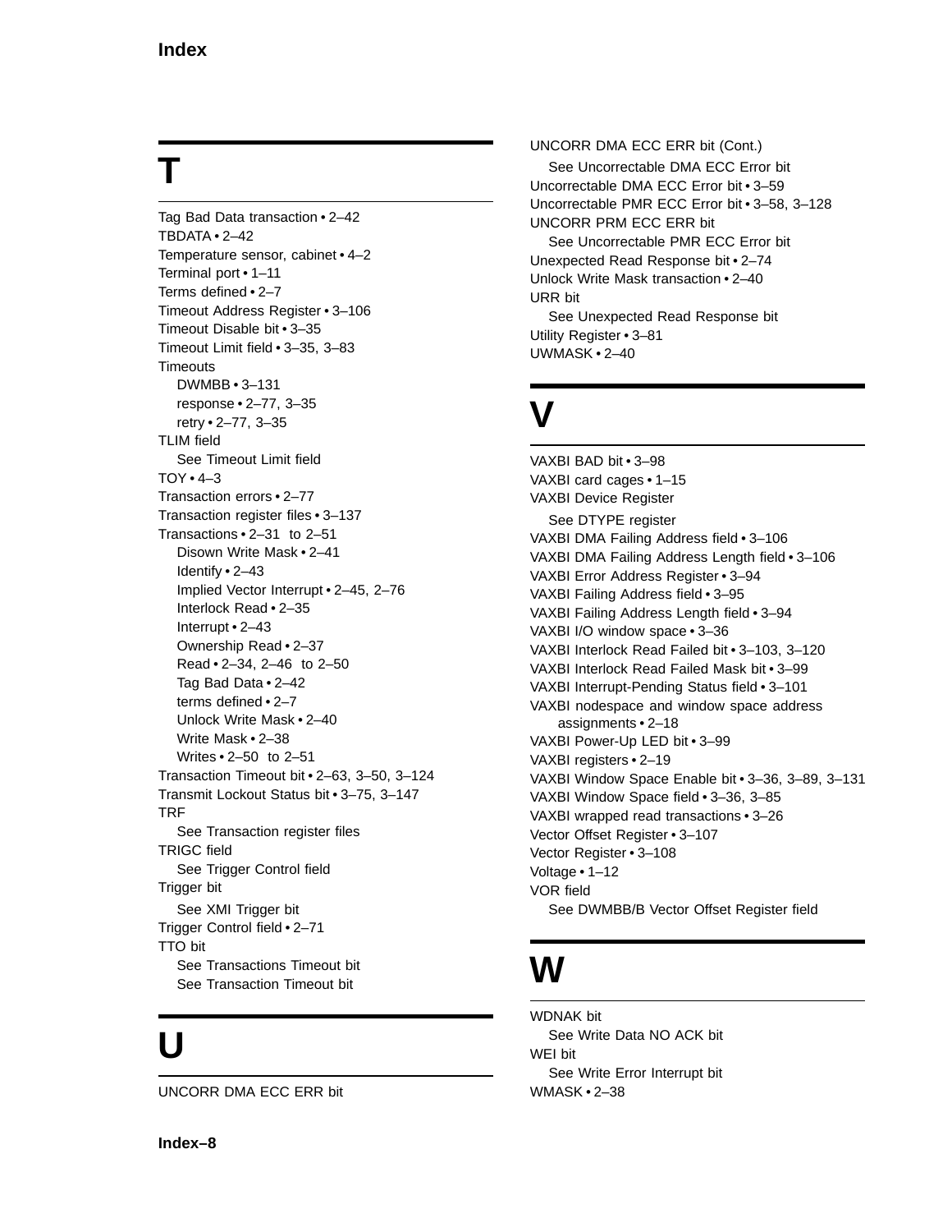# T

Tag Bad Data transaction • 2–42
TBDATA • 2–42
Temperature sensor, cabinet • 4–2
Terminal port • 1–11
Terms defined • 2–7
Timeout Address Register • 3–106
Timeout Disable bit • 3–35
Timeout Limit field • 3–35, 3–83
Timeouts
  DWMBB • 3–131
  response • 2–77, 3–35
  retry • 2–77, 3–35
TLIM field
  See Timeout Limit field
TOY • 4–3
Transaction errors • 2–77
Transaction register files • 3–137
Transactions • 2–31 to 2–51
  Disown Write Mask • 2–41
  Identify • 2–43
  Implied Vector Interrupt • 2–45, 2–76
  Interlock Read • 2–35
  Interrupt • 2–43
  Ownership Read • 2–37
  Read • 2–34, 2–46 to 2–50
  Tag Bad Data • 2–42
  terms defined • 2–7
  Unlock Write Mask • 2–40
  Write Mask • 2–38
  Writes • 2–50 to 2–51
Transaction Timeout bit • 2–63, 3–50, 3–124
Transmit Lockout Status bit • 3–75, 3–147
TRF
  See Transaction register files
TRIGC field
  See Trigger Control field
Trigger bit
  See XMI Trigger bit
Trigger Control field • 2–71
TTO bit
  See Transactions Timeout bit
  See Transaction Timeout bit

# U

UNCORR DMA ECC ERR bit
UNCORR DMA ECC ERR bit (Cont.)
  See Uncorrectable DMA ECC Error bit
Uncorrectable DMA ECC Error bit • 3–59
Uncorrectable PMR ECC Error bit • 3–58, 3–128
UNCORR PRM ECC ERR bit
  See Uncorrectable PMR ECC Error bit
Unexpected Read Response bit • 2–74
Unlock Write Mask transaction • 2–40
URR bit
  See Unexpected Read Response bit
Utility Register • 3–81
UWMASK • 2–40

# V

VAXBI BAD bit • 3–98
VAXBI card cages • 1–15
VAXBI Device Register
  See DTYPE register
VAXBI DMA Failing Address field • 3–106
VAXBI DMA Failing Address Length field • 3–106
VAXBI Error Address Register • 3–94
VAXBI Failing Address field • 3–95
VAXBI Failing Address Length field • 3–94
VAXBI I/O window space • 3–36
VAXBI Interlock Read Failed bit • 3–103, 3–120
VAXBI Interlock Read Failed Mask bit • 3–99
VAXBI Interrupt-Pending Status field • 3–101
VAXBI nodespace and window space address assignments • 2–18
VAXBI Power-Up LED bit • 3–99
VAXBI registers • 2–19
VAXBI Window Space Enable bit • 3–36, 3–89, 3–131
VAXBI Window Space field • 3–36, 3–85
VAXBI wrapped read transactions • 3–26
Vector Offset Register • 3–107
Vector Register • 3–108
Voltage • 1–12
VOR field
  See DWMBB/B Vector Offset Register field

# W

WDNAK bit
  See Write Data NO ACK bit
WEI bit
  See Write Error Interrupt bit
WMASK • 2–38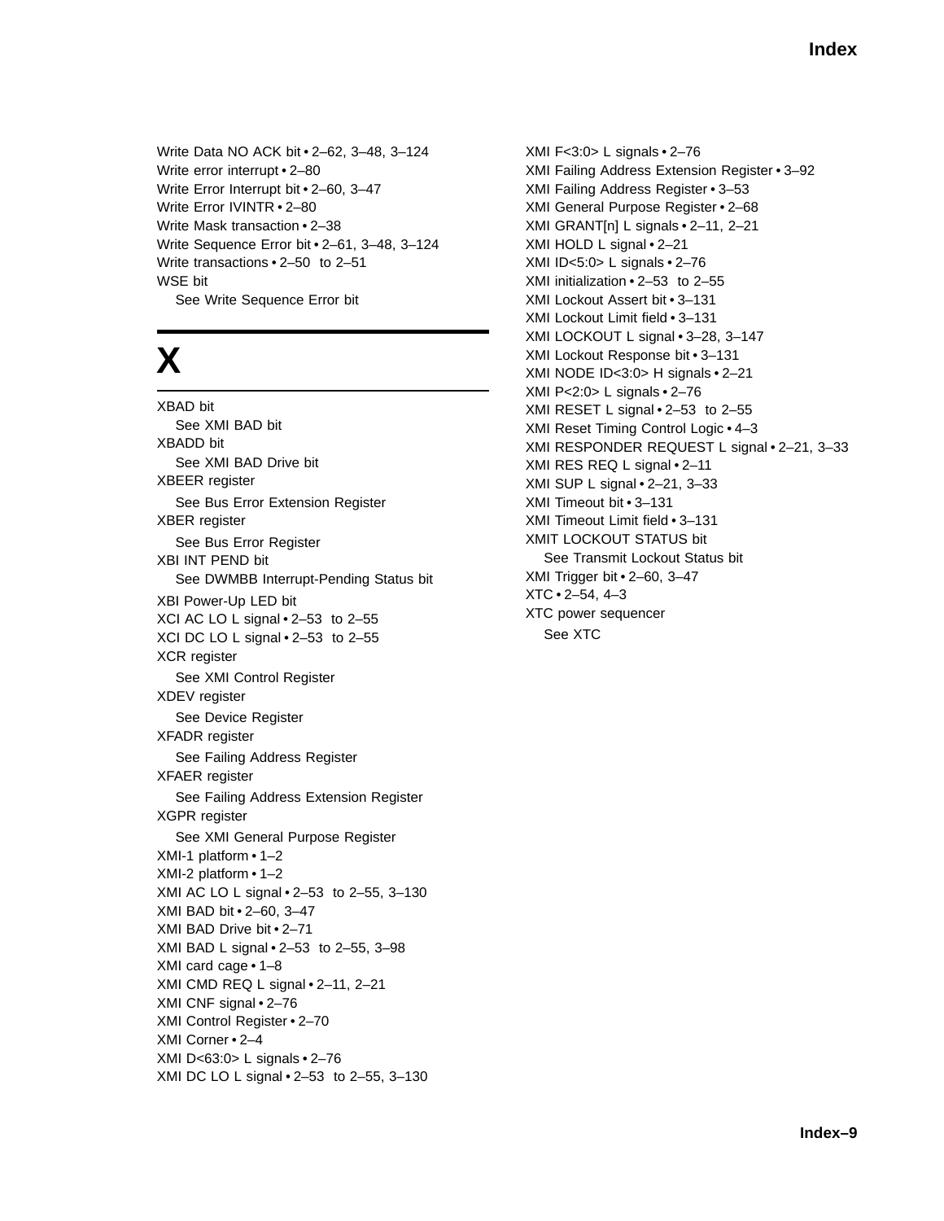Write Data NO ACK bit • 2–62, 3–48, 3–124
Write error interrupt • 2–80
Write Error Interrupt bit • 2–60, 3–47
Write Error IVINTR • 2–80
Write Mask transaction • 2–38
Write Sequence Error bit • 2–61, 3–48, 3–124
Write transactions • 2–50 to 2–51
WSE bit
  See Write Sequence Error bit

# X

XBAD bit
  See XMI BAD bit
XBADD bit
  See XMI BAD Drive bit
XBEER register
  See Bus Error Extension Register
XBER register
  See Bus Error Register
XBI INT PEND bit
  See DWMBB Interrupt-Pending Status bit
XBI Power-Up LED bit
XCI AC LO L signal • 2–53 to 2–55
XCI DC LO L signal • 2–53 to 2–55
XCR register
  See XMI Control Register
XDEV register
  See Device Register
XFADR register
  See Failing Address Register
XFAER register
  See Failing Address Extension Register
XGPR register
  See XMI General Purpose Register
XMI-1 platform • 1–2
XMI-2 platform • 1–2
XMI AC LO L signal • 2–53 to 2–55, 3–130
XMI BAD bit • 2–60, 3–47
XMI BAD Drive bit • 2–71
XMI BAD L signal • 2–53 to 2–55, 3–98
XMI card cage • 1–8
XMI CMD REQ L signal • 2–11, 2–21
XMI CNF signal • 2–76
XMI Control Register • 2–70
XMI Corner • 2–4
XMI D<63:0> L signals • 2–76
XMI DC LO L signal • 2–53 to 2–55, 3–130
XMI F<3:0> L signals • 2–76
XMI Failing Address Extension Register • 3–92
XMI Failing Address Register • 3–53
XMI General Purpose Register • 2–68
XMI GRANT[n] L signals • 2–11, 2–21
XMI HOLD L signal • 2–21
XMI ID<5:0> L signals • 2–76
XMI initialization • 2–53 to 2–55
XMI Lockout Assert bit • 3–131
XMI Lockout Limit field • 3–131
XMI LOCKOUT L signal • 3–28, 3–147
XMI Lockout Response bit • 3–131
XMI NODE ID<3:0> H signals • 2–21
XMI P<2:0> L signals • 2–76
XMI RESET L signal • 2–53 to 2–55
XMI Reset Timing Control Logic • 4–3
XMI RESPONDER REQUEST L signal • 2–21, 3–33
XMI RES REQ L signal • 2–11
XMI SUP L signal • 2–21, 3–33
XMI Timeout bit • 3–131
XMI Timeout Limit field • 3–131
XMIT LOCKOUT STATUS bit
  See Transmit Lockout Status bit
XMI Trigger bit • 2–60, 3–47
XTC • 2–54, 4–3
XTC power sequencer
  See XTC